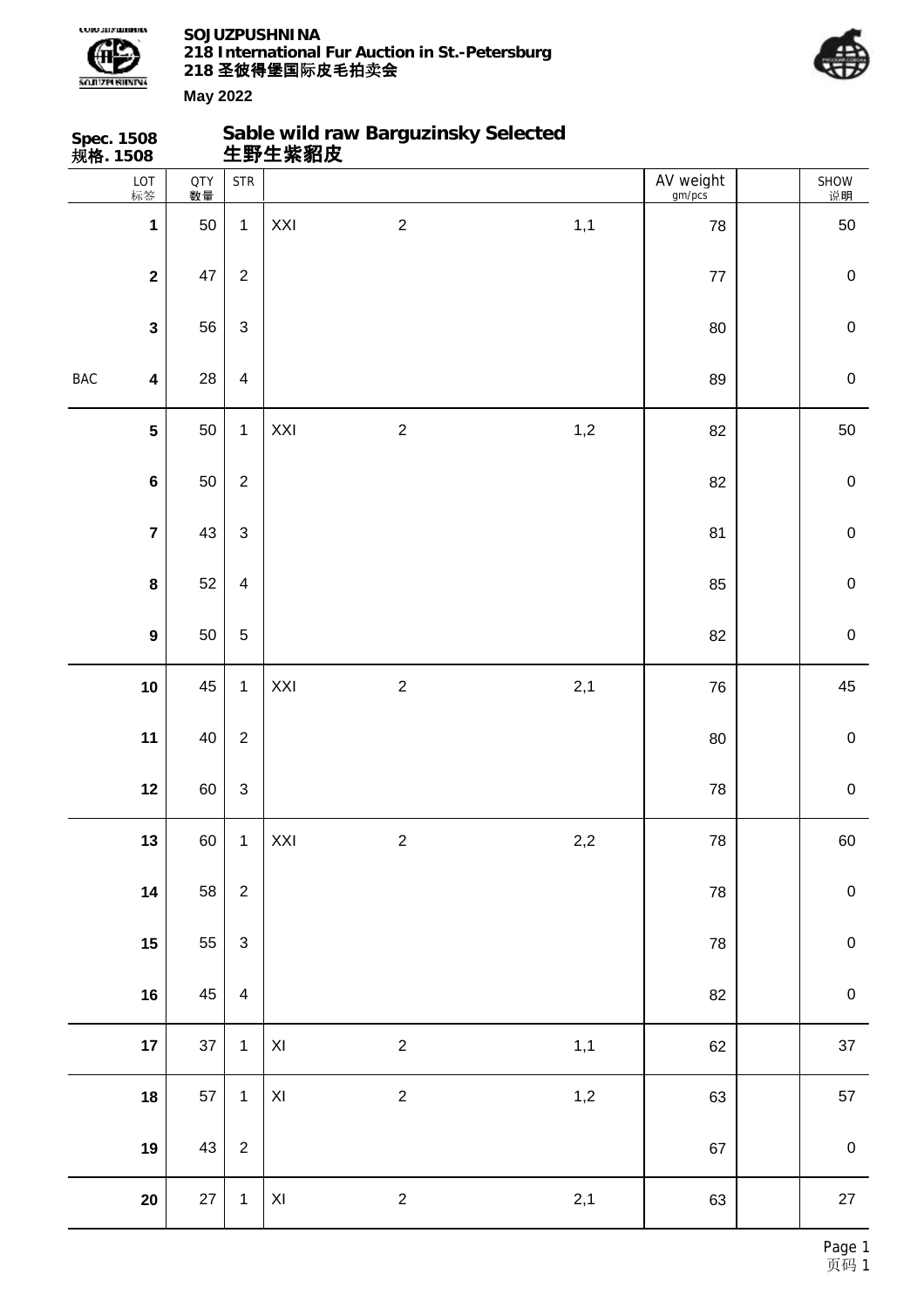**SOJUZPUSHNINA**
**218 International Fur Auction in St.-Petersburg**
**218 圣彼得堡国际皮毛拍卖会**
**May 2022**

**Spec. 1508**
**规格. 1508**

## Sable wild raw Barguzinsky Selected
## 生野生紫貂皮

| | LOT 标签 | QTY 数量 | STR | | | | AV weight gm/pcs | | SHOW 说明 |
|---|---|---|---|---|---|---|---|---|---|
| | **1** | 50 | 1 | XXI | 2 | 1,1 | 78 | | 50 |
| | **2** | 47 | 2 | | | | 77 | | 0 |
| | **3** | 56 | 3 | | | | 80 | | 0 |
| BAC | **4** | 28 | 4 | | | | 89 | | 0 |
| | **5** | 50 | 1 | XXI | 2 | 1,2 | 82 | | 50 |
| | **6** | 50 | 2 | | | | 82 | | 0 |
| | **7** | 43 | 3 | | | | 81 | | 0 |
| | **8** | 52 | 4 | | | | 85 | | 0 |
| | **9** | 50 | 5 | | | | 82 | | 0 |
| | **10** | 45 | 1 | XXI | 2 | 2,1 | 76 | | 45 |
| | **11** | 40 | 2 | | | | 80 | | 0 |
| | **12** | 60 | 3 | | | | 78 | | 0 |
| | **13** | 60 | 1 | XXI | 2 | 2,2 | 78 | | 60 |
| | **14** | 58 | 2 | | | | 78 | | 0 |
| | **15** | 55 | 3 | | | | 78 | | 0 |
| | **16** | 45 | 4 | | | | 82 | | 0 |
| | **17** | 37 | 1 | XI | 2 | 1,1 | 62 | | 37 |
| | **18** | 57 | 1 | XI | 2 | 1,2 | 63 | | 57 |
| | **19** | 43 | 2 | | | | 67 | | 0 |
| | **20** | 27 | 1 | XI | 2 | 2,1 | 63 | | 27 |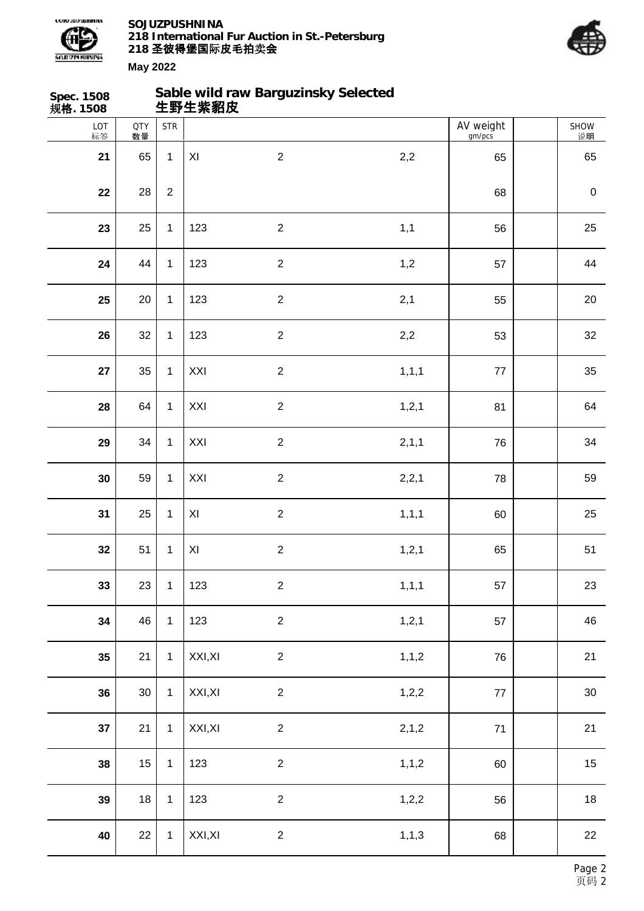**SOJUZPUSHNINA**
**218 International Fur Auction in St.-Petersburg**
**218 圣彼得堡国际皮毛拍卖会**

**May 2022**

**Spec. 1508**
**规格. 1508**

## Sable wild raw Barguzinsky Selected
## 生野生紫貂皮

| LOT 标签 | QTY 数量 | STR | | | | AV weight gm/pcs | | SHOW 说明 |
|---|---|---|---|---|---|---|---|---|
| 21 | 65 | 1 | XI | 2 | 2,2 | 65 | | 65 |
| 22 | 28 | 2 | | | | 68 | | 0 |
| 23 | 25 | 1 | 123 | 2 | 1,1 | 56 | | 25 |
| 24 | 44 | 1 | 123 | 2 | 1,2 | 57 | | 44 |
| 25 | 20 | 1 | 123 | 2 | 2,1 | 55 | | 20 |
| 26 | 32 | 1 | 123 | 2 | 2,2 | 53 | | 32 |
| 27 | 35 | 1 | XXI | 2 | 1,1,1 | 77 | | 35 |
| 28 | 64 | 1 | XXI | 2 | 1,2,1 | 81 | | 64 |
| 29 | 34 | 1 | XXI | 2 | 2,1,1 | 76 | | 34 |
| 30 | 59 | 1 | XXI | 2 | 2,2,1 | 78 | | 59 |
| 31 | 25 | 1 | XI | 2 | 1,1,1 | 60 | | 25 |
| 32 | 51 | 1 | XI | 2 | 1,2,1 | 65 | | 51 |
| 33 | 23 | 1 | 123 | 2 | 1,1,1 | 57 | | 23 |
| 34 | 46 | 1 | 123 | 2 | 1,2,1 | 57 | | 46 |
| 35 | 21 | 1 | XXI,XI | 2 | 1,1,2 | 76 | | 21 |
| 36 | 30 | 1 | XXI,XI | 2 | 1,2,2 | 77 | | 30 |
| 37 | 21 | 1 | XXI,XI | 2 | 2,1,2 | 71 | | 21 |
| 38 | 15 | 1 | 123 | 2 | 1,1,2 | 60 | | 15 |
| 39 | 18 | 1 | 123 | 2 | 1,2,2 | 56 | | 18 |
| 40 | 22 | 1 | XXI,XI | 2 | 1,1,3 | 68 | | 22 |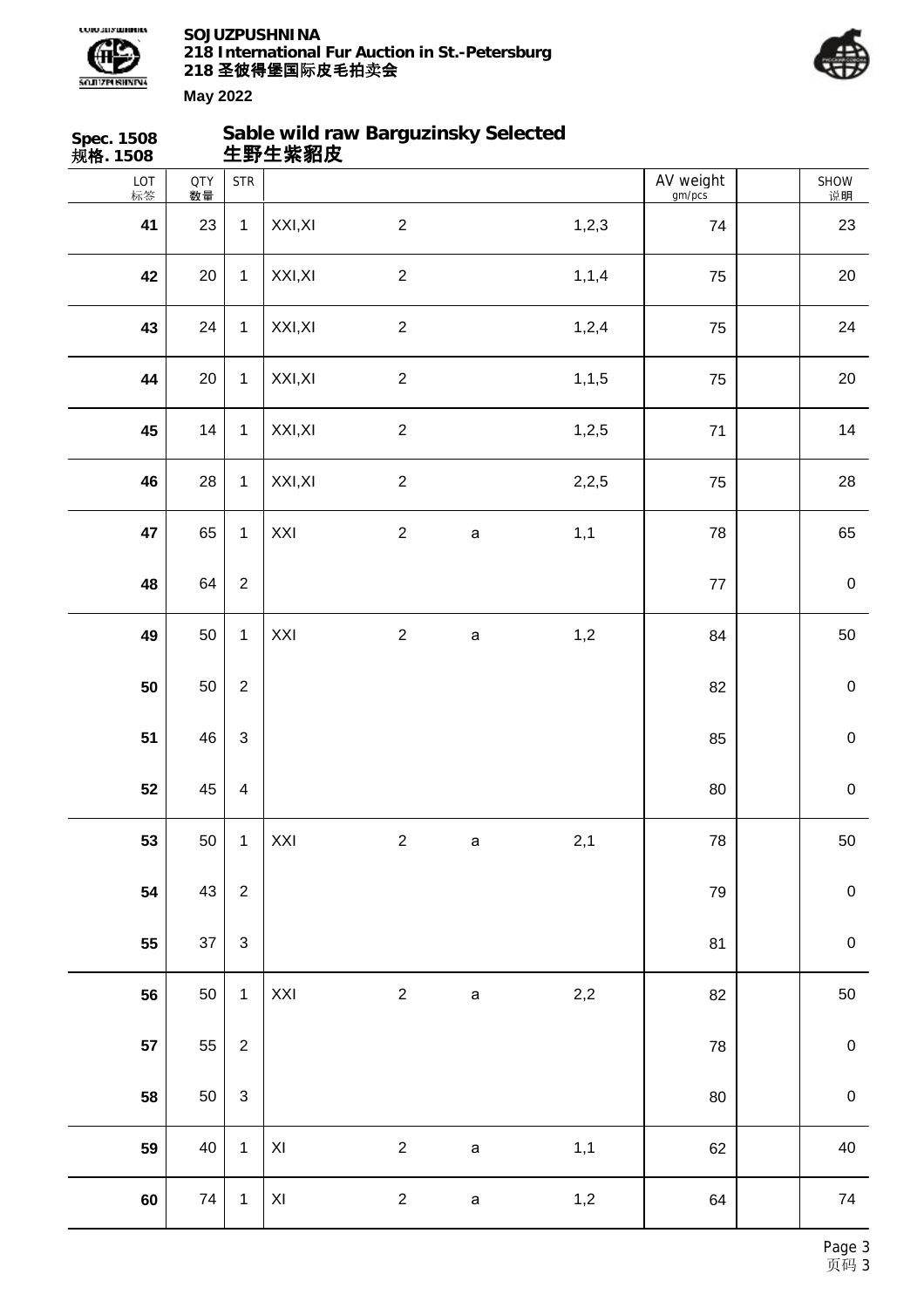**Spec. 1508**
**规格. 1508**

## Sable wild raw Barguzinsky Selected
## 生野生紫貂皮

| LOT 标签 | QTY 数量 | STR | | | | | AV weight gm/pcs | | SHOW 说明 |
|---|---|---|---|---|---|---|---|---|---|
| **41** | 23 | 1 | XXI,XI | 2 | | 1,2,3 | 74 | | 23 |
| **42** | 20 | 1 | XXI,XI | 2 | | 1,1,4 | 75 | | 20 |
| **43** | 24 | 1 | XXI,XI | 2 | | 1,2,4 | 75 | | 24 |
| **44** | 20 | 1 | XXI,XI | 2 | | 1,1,5 | 75 | | 20 |
| **45** | 14 | 1 | XXI,XI | 2 | | 1,2,5 | 71 | | 14 |
| **46** | 28 | 1 | XXI,XI | 2 | | 2,2,5 | 75 | | 28 |
| **47** | 65 | 1 | XXI | 2 | a | 1,1 | 78 | | 65 |
| **48** | 64 | 2 | | | | | 77 | | 0 |
| **49** | 50 | 1 | XXI | 2 | a | 1,2 | 84 | | 50 |
| **50** | 50 | 2 | | | | | 82 | | 0 |
| **51** | 46 | 3 | | | | | 85 | | 0 |
| **52** | 45 | 4 | | | | | 80 | | 0 |
| **53** | 50 | 1 | XXI | 2 | a | 2,1 | 78 | | 50 |
| **54** | 43 | 2 | | | | | 79 | | 0 |
| **55** | 37 | 3 | | | | | 81 | | 0 |
| **56** | 50 | 1 | XXI | 2 | a | 2,2 | 82 | | 50 |
| **57** | 55 | 2 | | | | | 78 | | 0 |
| **58** | 50 | 3 | | | | | 80 | | 0 |
| **59** | 40 | 1 | XI | 2 | a | 1,1 | 62 | | 40 |
| **60** | 74 | 1 | XI | 2 | a | 1,2 | 64 | | 74 |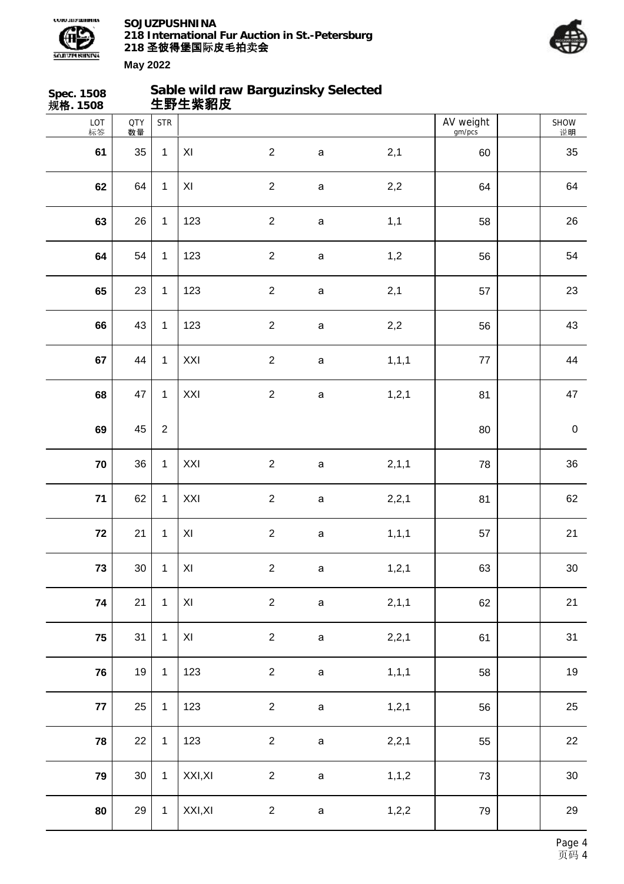**Spec. 1508**
**规格. 1508**

## Sable wild raw Barguzinsky Selected
## 生野生紫貂皮

| LOT 标签 | QTY 数量 | STR | | | | | AV weight gm/pcs | | SHOW 说明 |
|---|---|---|---|---|---|---|---|---|---|
| **61** | 35 | 1 | XI | 2 | a | 2,1 | 60 | | 35 |
| **62** | 64 | 1 | XI | 2 | a | 2,2 | 64 | | 64 |
| **63** | 26 | 1 | 123 | 2 | a | 1,1 | 58 | | 26 |
| **64** | 54 | 1 | 123 | 2 | a | 1,2 | 56 | | 54 |
| **65** | 23 | 1 | 123 | 2 | a | 2,1 | 57 | | 23 |
| **66** | 43 | 1 | 123 | 2 | a | 2,2 | 56 | | 43 |
| **67** | 44 | 1 | XXI | 2 | a | 1,1,1 | 77 | | 44 |
| **68** | 47 | 1 | XXI | 2 | a | 1,2,1 | 81 | | 47 |
| **69** | 45 | 2 | | | | | 80 | | 0 |
| **70** | 36 | 1 | XXI | 2 | a | 2,1,1 | 78 | | 36 |
| **71** | 62 | 1 | XXI | 2 | a | 2,2,1 | 81 | | 62 |
| **72** | 21 | 1 | XI | 2 | a | 1,1,1 | 57 | | 21 |
| **73** | 30 | 1 | XI | 2 | a | 1,2,1 | 63 | | 30 |
| **74** | 21 | 1 | XI | 2 | a | 2,1,1 | 62 | | 21 |
| **75** | 31 | 1 | XI | 2 | a | 2,2,1 | 61 | | 31 |
| **76** | 19 | 1 | 123 | 2 | a | 1,1,1 | 58 | | 19 |
| **77** | 25 | 1 | 123 | 2 | a | 1,2,1 | 56 | | 25 |
| **78** | 22 | 1 | 123 | 2 | a | 2,2,1 | 55 | | 22 |
| **79** | 30 | 1 | XXI,XI | 2 | a | 1,1,2 | 73 | | 30 |
| **80** | 29 | 1 | XXI,XI | 2 | a | 1,2,2 | 79 | | 29 |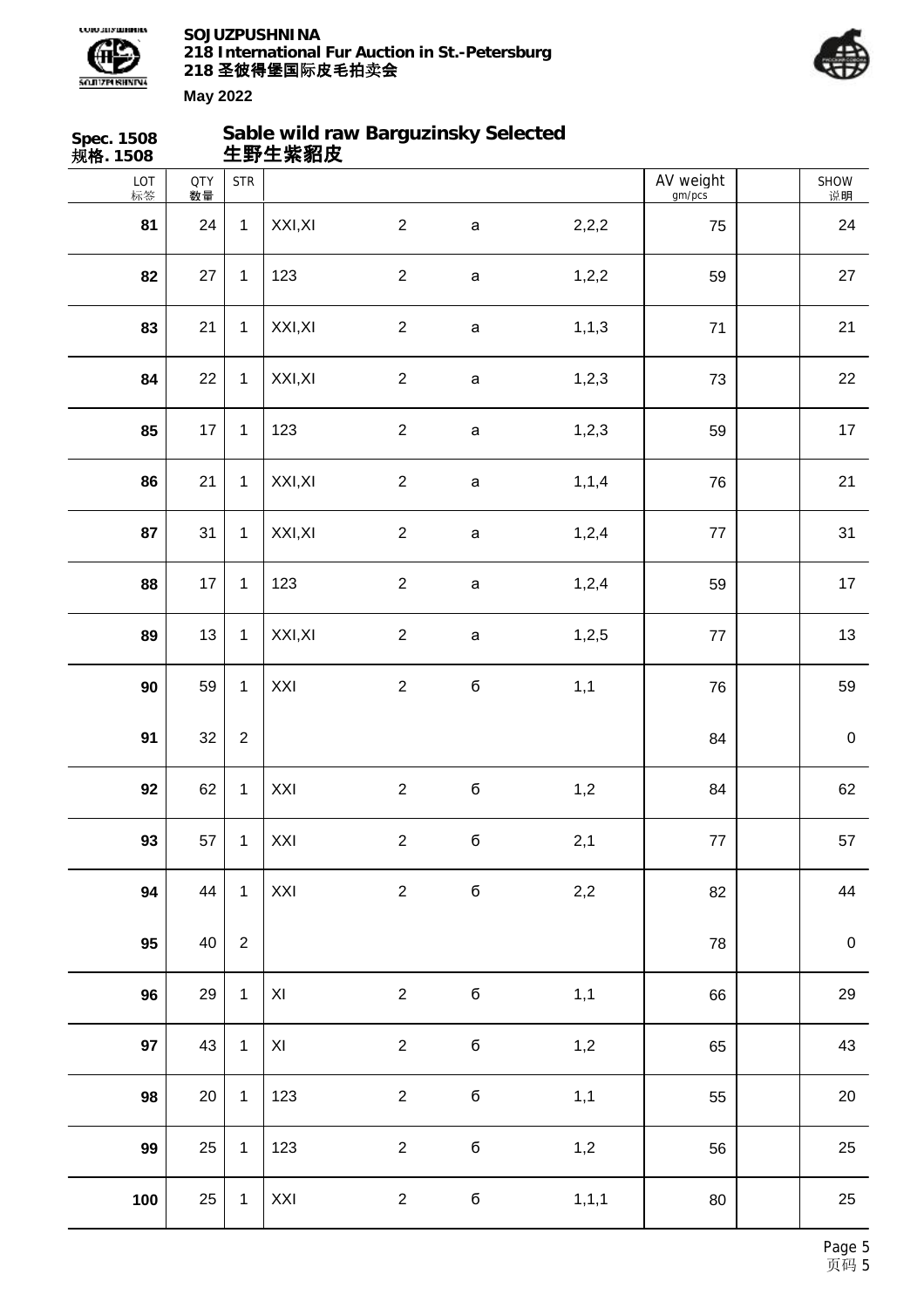**Spec. 1508**
**规格. 1508**

## Sable wild raw Barguzinsky Selected
## 生野生紫貂皮

| LOT 标签 | QTY 数量 | STR | | | | | AV weight gm/pcs | | SHOW 说明 |
|---|---|---|---|---|---|---|---|---|---|
| 81 | 24 | 1 | XXI,XI | 2 | a | 2,2,2 | 75 | | 24 |
| 82 | 27 | 1 | 123 | 2 | a | 1,2,2 | 59 | | 27 |
| 83 | 21 | 1 | XXI,XI | 2 | a | 1,1,3 | 71 | | 21 |
| 84 | 22 | 1 | XXI,XI | 2 | a | 1,2,3 | 73 | | 22 |
| 85 | 17 | 1 | 123 | 2 | a | 1,2,3 | 59 | | 17 |
| 86 | 21 | 1 | XXI,XI | 2 | a | 1,1,4 | 76 | | 21 |
| 87 | 31 | 1 | XXI,XI | 2 | a | 1,2,4 | 77 | | 31 |
| 88 | 17 | 1 | 123 | 2 | a | 1,2,4 | 59 | | 17 |
| 89 | 13 | 1 | XXI,XI | 2 | a | 1,2,5 | 77 | | 13 |
| 90 | 59 | 1 | XXI | 2 | б | 1,1 | 76 | | 59 |
| 91 | 32 | 2 | | | | | 84 | | 0 |
| 92 | 62 | 1 | XXI | 2 | б | 1,2 | 84 | | 62 |
| 93 | 57 | 1 | XXI | 2 | б | 2,1 | 77 | | 57 |
| 94 | 44 | 1 | XXI | 2 | б | 2,2 | 82 | | 44 |
| 95 | 40 | 2 | | | | | 78 | | 0 |
| 96 | 29 | 1 | XI | 2 | б | 1,1 | 66 | | 29 |
| 97 | 43 | 1 | XI | 2 | б | 1,2 | 65 | | 43 |
| 98 | 20 | 1 | 123 | 2 | б | 1,1 | 55 | | 20 |
| 99 | 25 | 1 | 123 | 2 | б | 1,2 | 56 | | 25 |
| 100 | 25 | 1 | XXI | 2 | б | 1,1,1 | 80 | | 25 |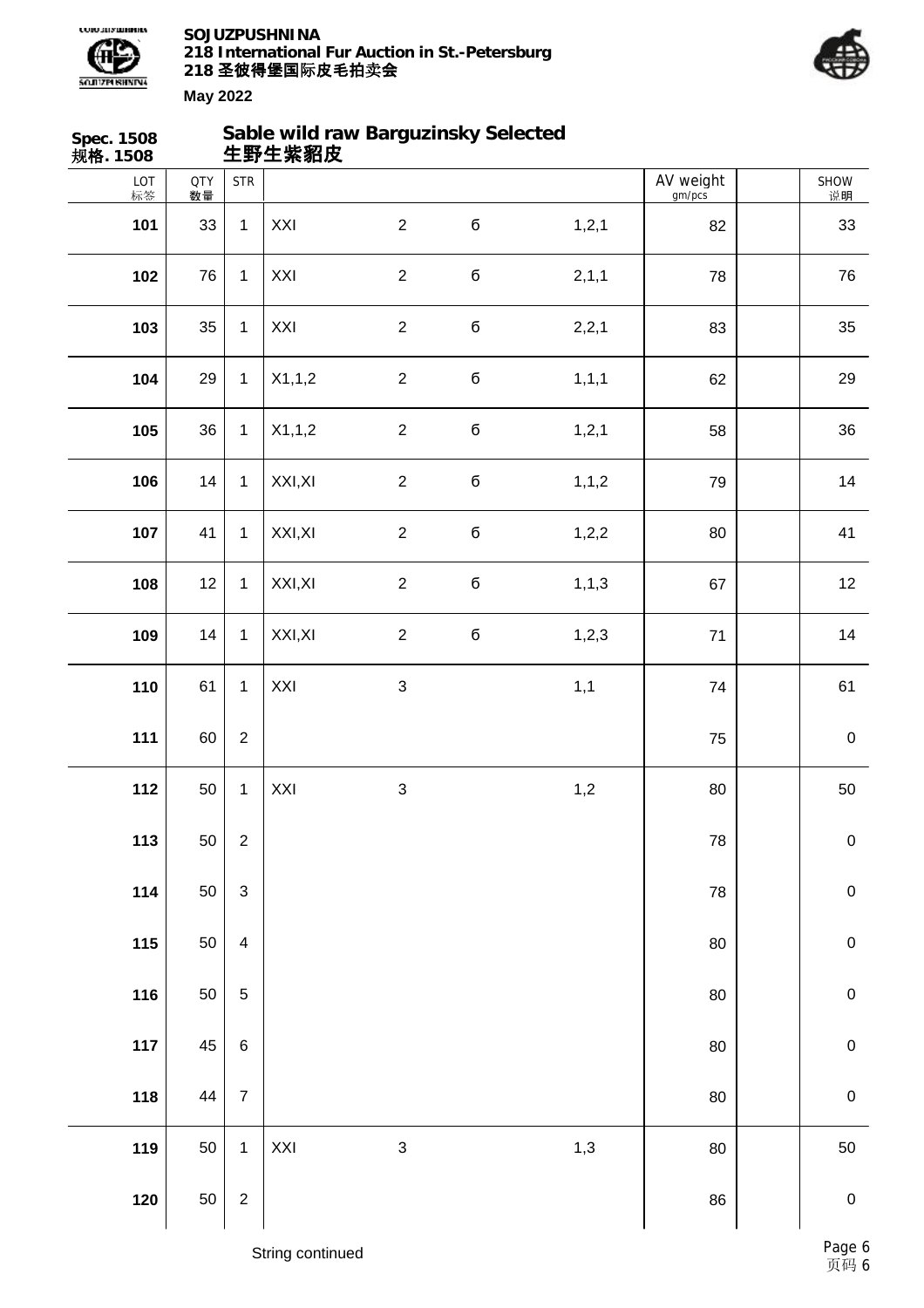SOJUZPUSHNINA
218 International Fur Auction in St.-Petersburg
218 圣彼得堡国际皮毛拍卖会
May 2022

**Spec. 1508**
**规格. 1508**

## Sable wild raw Barguzinsky Selected
## 生野生紫貂皮

| LOT 标签 | QTY 数量 | STR | | | | | AV weight gm/pcs | | SHOW 说明 |
|---|---|---|---|---|---|---|---|---|---|
| 101 | 33 | 1 | XXI | 2 | б | 1,2,1 | 82 | | 33 |
| 102 | 76 | 1 | XXI | 2 | б | 2,1,1 | 78 | | 76 |
| 103 | 35 | 1 | XXI | 2 | б | 2,2,1 | 83 | | 35 |
| 104 | 29 | 1 | X1,1,2 | 2 | б | 1,1,1 | 62 | | 29 |
| 105 | 36 | 1 | X1,1,2 | 2 | б | 1,2,1 | 58 | | 36 |
| 106 | 14 | 1 | XXI,XI | 2 | б | 1,1,2 | 79 | | 14 |
| 107 | 41 | 1 | XXI,XI | 2 | б | 1,2,2 | 80 | | 41 |
| 108 | 12 | 1 | XXI,XI | 2 | б | 1,1,3 | 67 | | 12 |
| 109 | 14 | 1 | XXI,XI | 2 | б | 1,2,3 | 71 | | 14 |
| 110 | 61 | 1 | XXI | 3 | | 1,1 | 74 | | 61 |
| 111 | 60 | 2 | | | | | 75 | | 0 |
| 112 | 50 | 1 | XXI | 3 | | 1,2 | 80 | | 50 |
| 113 | 50 | 2 | | | | | 78 | | 0 |
| 114 | 50 | 3 | | | | | 78 | | 0 |
| 115 | 50 | 4 | | | | | 80 | | 0 |
| 116 | 50 | 5 | | | | | 80 | | 0 |
| 117 | 45 | 6 | | | | | 80 | | 0 |
| 118 | 44 | 7 | | | | | 80 | | 0 |
| 119 | 50 | 1 | XXI | 3 | | 1,3 | 80 | | 50 |
| 120 | 50 | 2 | | | | | 86 | | 0 |

String continued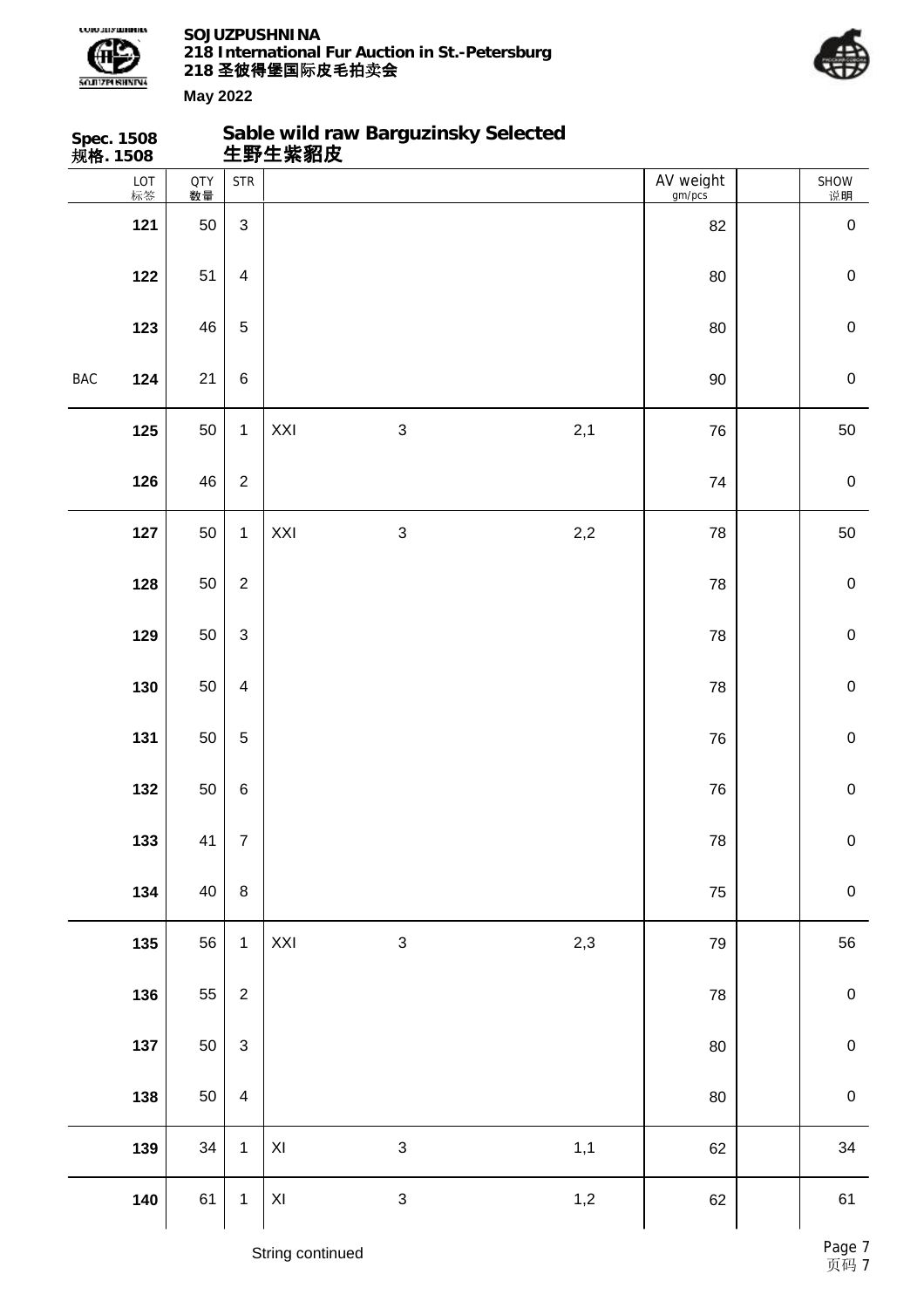**Spec. 1508**
**规格. 1508**

## Sable wild raw Barguzinsky Selected
## 生野生紫貂皮

| | LOT 标签 | QTY 数量 | STR | | | | AV weight gm/pcs | SHOW 说明 |
|---|---|---|---|---|---|---|---|---|
| | 121 | 50 | 3 | | | | 82 | 0 |
| | 122 | 51 | 4 | | | | 80 | 0 |
| | 123 | 46 | 5 | | | | 80 | 0 |
| BAC | 124 | 21 | 6 | | | | 90 | 0 |
| | 125 | 50 | 1 | XXI | 3 | 2,1 | 76 | 50 |
| | 126 | 46 | 2 | | | | 74 | 0 |
| | 127 | 50 | 1 | XXI | 3 | 2,2 | 78 | 50 |
| | 128 | 50 | 2 | | | | 78 | 0 |
| | 129 | 50 | 3 | | | | 78 | 0 |
| | 130 | 50 | 4 | | | | 78 | 0 |
| | 131 | 50 | 5 | | | | 76 | 0 |
| | 132 | 50 | 6 | | | | 76 | 0 |
| | 133 | 41 | 7 | | | | 78 | 0 |
| | 134 | 40 | 8 | | | | 75 | 0 |
| | 135 | 56 | 1 | XXI | 3 | 2,3 | 79 | 56 |
| | 136 | 55 | 2 | | | | 78 | 0 |
| | 137 | 50 | 3 | | | | 80 | 0 |
| | 138 | 50 | 4 | | | | 80 | 0 |
| | 139 | 34 | 1 | XI | 3 | 1,1 | 62 | 34 |
| | 140 | 61 | 1 | XI | 3 | 1,2 | 62 | 61 |

String continued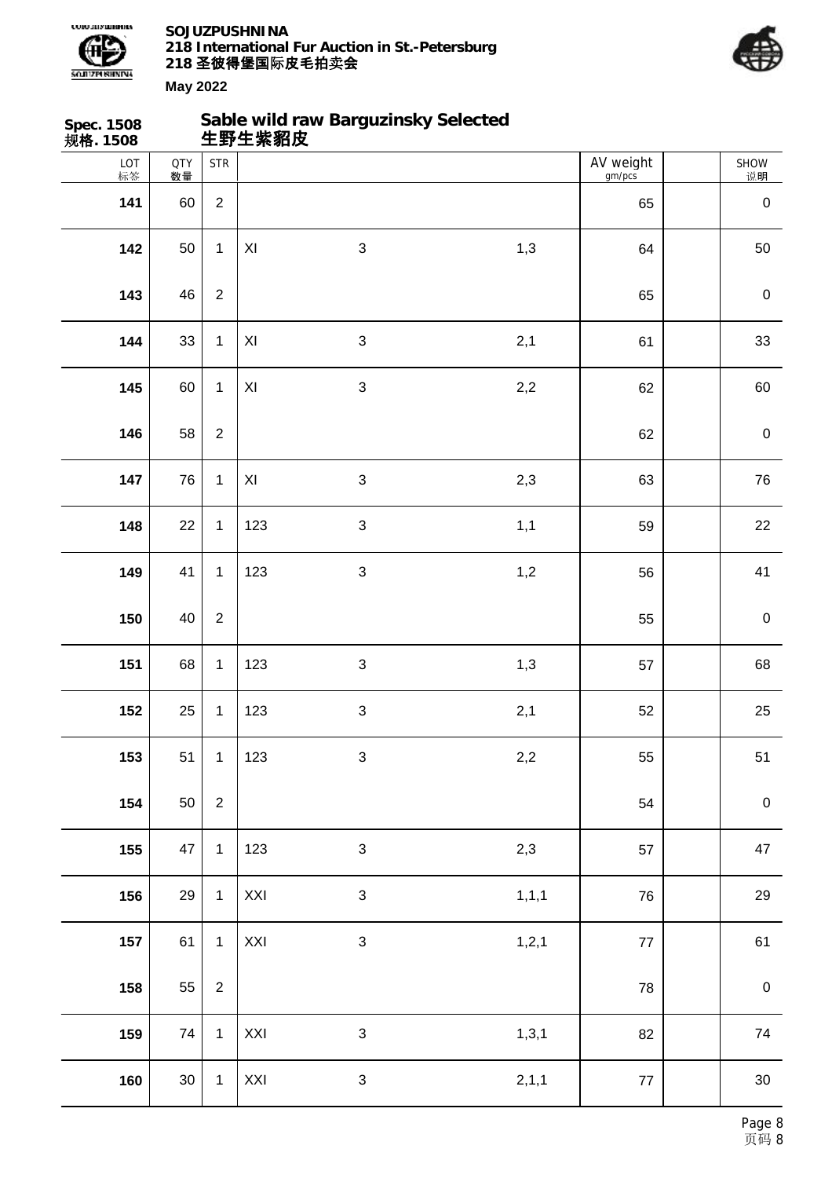**Spec. 1508**
**规格. 1508**

## Sable wild raw Barguzinsky Selected
## 生野生紫貂皮

| LOT 标签 | QTY 数量 | STR | | | | AV weight gm/pcs | | SHOW 说明 |
|---|---|---|---|---|---|---|---|---|
| **141** | 60 | 2 | | | | 65 | | 0 |
| **142** | 50 | 1 | XI | 3 | 1,3 | 64 | | 50 |
| **143** | 46 | 2 | | | | 65 | | 0 |
| **144** | 33 | 1 | XI | 3 | 2,1 | 61 | | 33 |
| **145** | 60 | 1 | XI | 3 | 2,2 | 62 | | 60 |
| **146** | 58 | 2 | | | | 62 | | 0 |
| **147** | 76 | 1 | XI | 3 | 2,3 | 63 | | 76 |
| **148** | 22 | 1 | 123 | 3 | 1,1 | 59 | | 22 |
| **149** | 41 | 1 | 123 | 3 | 1,2 | 56 | | 41 |
| **150** | 40 | 2 | | | | 55 | | 0 |
| **151** | 68 | 1 | 123 | 3 | 1,3 | 57 | | 68 |
| **152** | 25 | 1 | 123 | 3 | 2,1 | 52 | | 25 |
| **153** | 51 | 1 | 123 | 3 | 2,2 | 55 | | 51 |
| **154** | 50 | 2 | | | | 54 | | 0 |
| **155** | 47 | 1 | 123 | 3 | 2,3 | 57 | | 47 |
| **156** | 29 | 1 | XXI | 3 | 1,1,1 | 76 | | 29 |
| **157** | 61 | 1 | XXI | 3 | 1,2,1 | 77 | | 61 |
| **158** | 55 | 2 | | | | 78 | | 0 |
| **159** | 74 | 1 | XXI | 3 | 1,3,1 | 82 | | 74 |
| **160** | 30 | 1 | XXI | 3 | 2,1,1 | 77 | | 30 |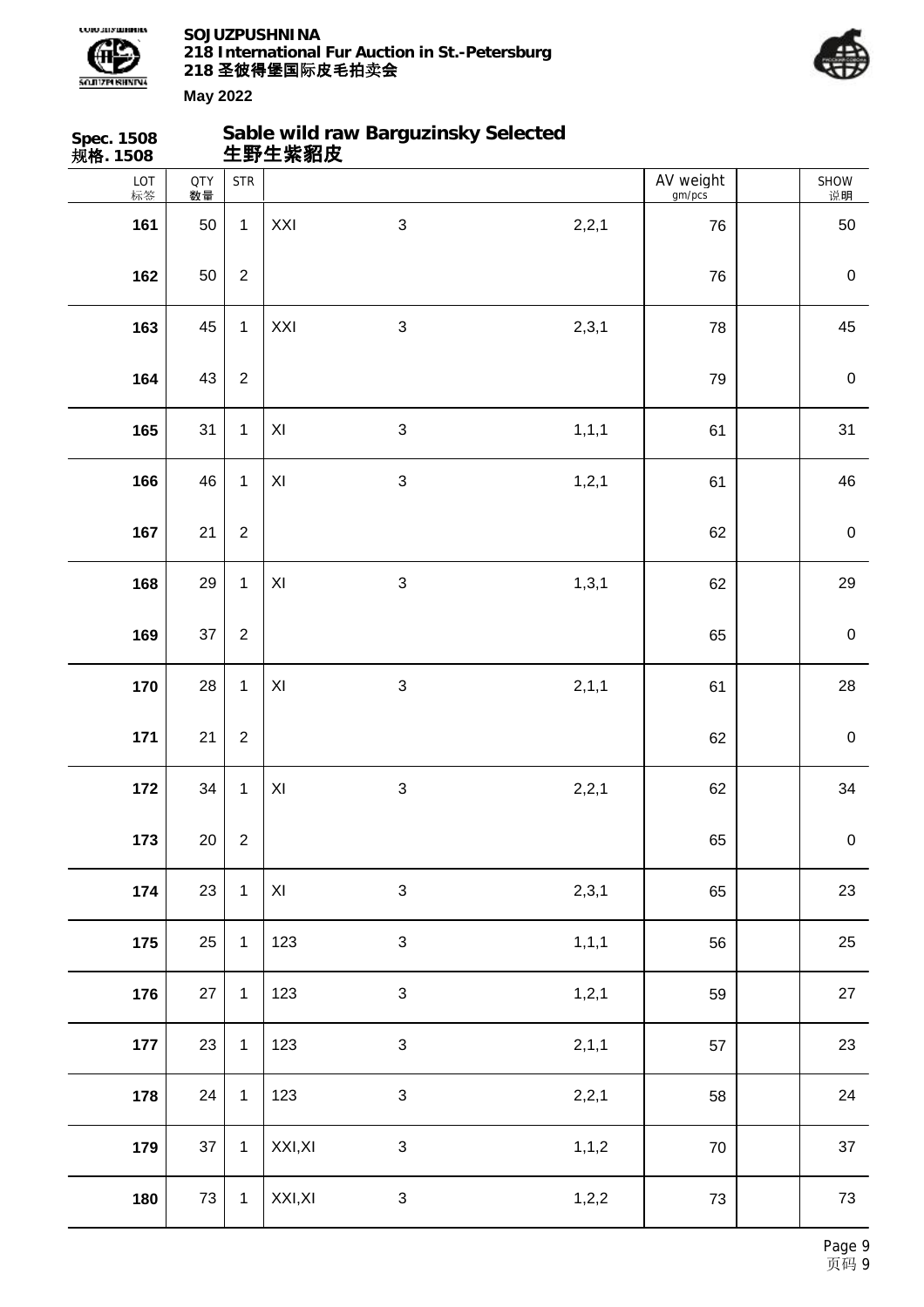**Spec. 1508**
**规格. 1508**

## Sable wild raw Barguzinsky Selected
## 生野生紫貂皮

| LOT 标签 | QTY 数量 | STR | | | | AV weight gm/pcs | | SHOW 说明 |
|---|---|---|---|---|---|---|---|---|
| **161** | 50 | 1 | XXI | 3 | 2,2,1 | 76 | | 50 |
| **162** | 50 | 2 | | | | 76 | | 0 |
| **163** | 45 | 1 | XXI | 3 | 2,3,1 | 78 | | 45 |
| **164** | 43 | 2 | | | | 79 | | 0 |
| **165** | 31 | 1 | XI | 3 | 1,1,1 | 61 | | 31 |
| **166** | 46 | 1 | XI | 3 | 1,2,1 | 61 | | 46 |
| **167** | 21 | 2 | | | | 62 | | 0 |
| **168** | 29 | 1 | XI | 3 | 1,3,1 | 62 | | 29 |
| **169** | 37 | 2 | | | | 65 | | 0 |
| **170** | 28 | 1 | XI | 3 | 2,1,1 | 61 | | 28 |
| **171** | 21 | 2 | | | | 62 | | 0 |
| **172** | 34 | 1 | XI | 3 | 2,2,1 | 62 | | 34 |
| **173** | 20 | 2 | | | | 65 | | 0 |
| **174** | 23 | 1 | XI | 3 | 2,3,1 | 65 | | 23 |
| **175** | 25 | 1 | 123 | 3 | 1,1,1 | 56 | | 25 |
| **176** | 27 | 1 | 123 | 3 | 1,2,1 | 59 | | 27 |
| **177** | 23 | 1 | 123 | 3 | 2,1,1 | 57 | | 23 |
| **178** | 24 | 1 | 123 | 3 | 2,2,1 | 58 | | 24 |
| **179** | 37 | 1 | XXI,XI | 3 | 1,1,2 | 70 | | 37 |
| **180** | 73 | 1 | XXI,XI | 3 | 1,2,2 | 73 | | 73 |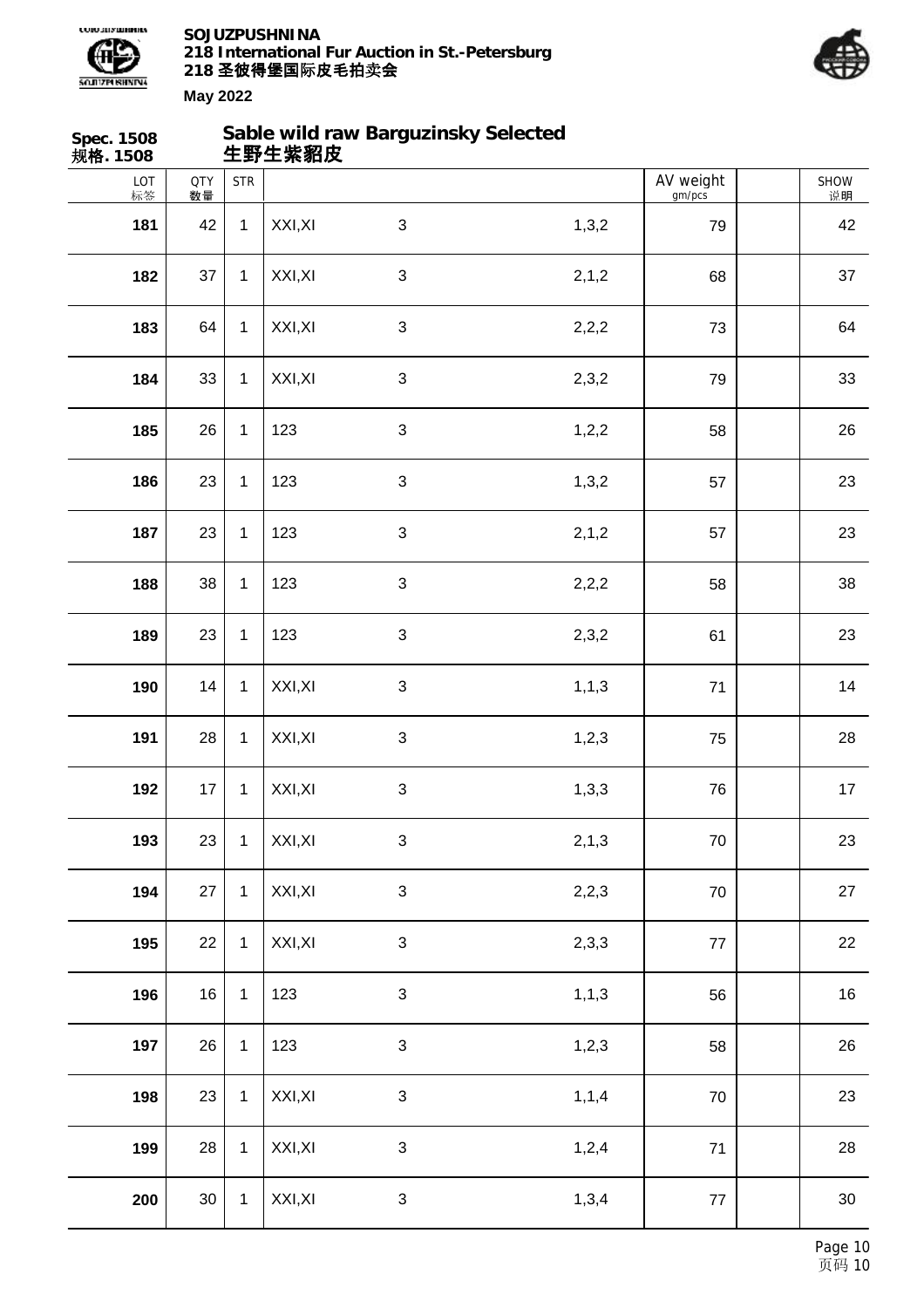Spec. 1508
规格. 1508

## Sable wild raw Barguzinsky Selected
## 生野生紫貂皮

| LOT 标签 | QTY 数量 | STR | | | | AV weight gm/pcs | | SHOW 说明 |
|---|---|---|---|---|---|---|---|---|
| 181 | 42 | 1 | XXI,XI | 3 | 1,3,2 | 79 | | 42 |
| 182 | 37 | 1 | XXI,XI | 3 | 2,1,2 | 68 | | 37 |
| 183 | 64 | 1 | XXI,XI | 3 | 2,2,2 | 73 | | 64 |
| 184 | 33 | 1 | XXI,XI | 3 | 2,3,2 | 79 | | 33 |
| 185 | 26 | 1 | 123 | 3 | 1,2,2 | 58 | | 26 |
| 186 | 23 | 1 | 123 | 3 | 1,3,2 | 57 | | 23 |
| 187 | 23 | 1 | 123 | 3 | 2,1,2 | 57 | | 23 |
| 188 | 38 | 1 | 123 | 3 | 2,2,2 | 58 | | 38 |
| 189 | 23 | 1 | 123 | 3 | 2,3,2 | 61 | | 23 |
| 190 | 14 | 1 | XXI,XI | 3 | 1,1,3 | 71 | | 14 |
| 191 | 28 | 1 | XXI,XI | 3 | 1,2,3 | 75 | | 28 |
| 192 | 17 | 1 | XXI,XI | 3 | 1,3,3 | 76 | | 17 |
| 193 | 23 | 1 | XXI,XI | 3 | 2,1,3 | 70 | | 23 |
| 194 | 27 | 1 | XXI,XI | 3 | 2,2,3 | 70 | | 27 |
| 195 | 22 | 1 | XXI,XI | 3 | 2,3,3 | 77 | | 22 |
| 196 | 16 | 1 | 123 | 3 | 1,1,3 | 56 | | 16 |
| 197 | 26 | 1 | 123 | 3 | 1,2,3 | 58 | | 26 |
| 198 | 23 | 1 | XXI,XI | 3 | 1,1,4 | 70 | | 23 |
| 199 | 28 | 1 | XXI,XI | 3 | 1,2,4 | 71 | | 28 |
| 200 | 30 | 1 | XXI,XI | 3 | 1,3,4 | 77 | | 30 |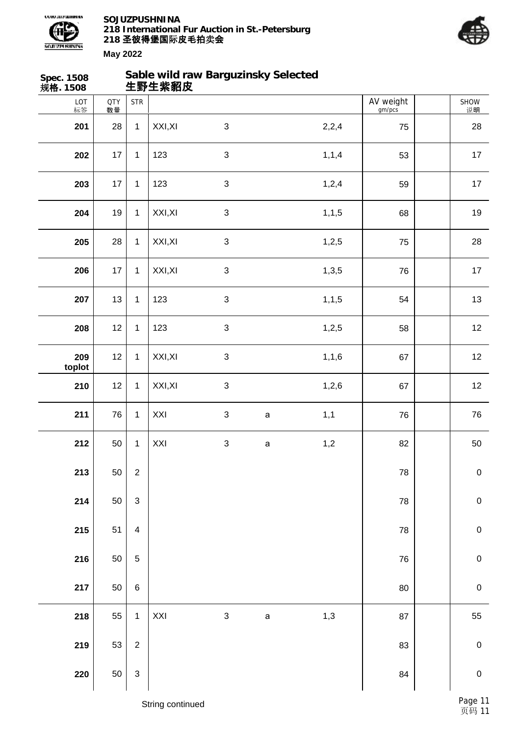Spec. 1508
规格. 1508

**Sable wild raw Barguzinsky Selected**
**生野生紫貂皮**

| LOT 标签 | QTY 数量 | STR | | | | | AV weight gm/pcs | | SHOW 说明 |
|---|---|---|---|---|---|---|---|---|---|
| **201** | 28 | 1 | XXI,XI | 3 | | 2,2,4 | 75 | | 28 |
| **202** | 17 | 1 | 123 | 3 | | 1,1,4 | 53 | | 17 |
| **203** | 17 | 1 | 123 | 3 | | 1,2,4 | 59 | | 17 |
| **204** | 19 | 1 | XXI,XI | 3 | | 1,1,5 | 68 | | 19 |
| **205** | 28 | 1 | XXI,XI | 3 | | 1,2,5 | 75 | | 28 |
| **206** | 17 | 1 | XXI,XI | 3 | | 1,3,5 | 76 | | 17 |
| **207** | 13 | 1 | 123 | 3 | | 1,1,5 | 54 | | 13 |
| **208** | 12 | 1 | 123 | 3 | | 1,2,5 | 58 | | 12 |
| **209 toplot** | 12 | 1 | XXI,XI | 3 | | 1,1,6 | 67 | | 12 |
| **210** | 12 | 1 | XXI,XI | 3 | | 1,2,6 | 67 | | 12 |
| **211** | 76 | 1 | XXI | 3 | a | 1,1 | 76 | | 76 |
| **212** | 50 | 1 | XXI | 3 | a | 1,2 | 82 | | 50 |
| **213** | 50 | 2 | | | | | 78 | | 0 |
| **214** | 50 | 3 | | | | | 78 | | 0 |
| **215** | 51 | 4 | | | | | 78 | | 0 |
| **216** | 50 | 5 | | | | | 76 | | 0 |
| **217** | 50 | 6 | | | | | 80 | | 0 |
| **218** | 55 | 1 | XXI | 3 | a | 1,3 | 87 | | 55 |
| **219** | 53 | 2 | | | | | 83 | | 0 |
| **220** | 50 | 3 | | | | | 84 | | 0 |

String continued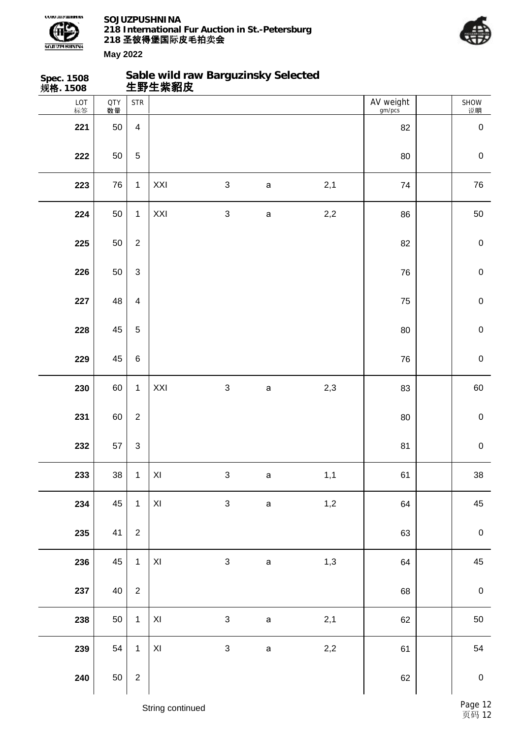**Spec. 1508**
**规格. 1508**

## Sable wild raw Barguzinsky Selected
## 生野生紫貂皮

| LOT 标签 | QTY 数量 | STR | | | | | AV weight gm/pcs | | SHOW 说明 |
|---|---|---|---|---|---|---|---|---|---|
| **221** | 50 | 4 | | | | | 82 | | 0 |
| **222** | 50 | 5 | | | | | 80 | | 0 |
| **223** | 76 | 1 | XXI | 3 | a | 2,1 | 74 | | 76 |
| **224** | 50 | 1 | XXI | 3 | a | 2,2 | 86 | | 50 |
| **225** | 50 | 2 | | | | | 82 | | 0 |
| **226** | 50 | 3 | | | | | 76 | | 0 |
| **227** | 48 | 4 | | | | | 75 | | 0 |
| **228** | 45 | 5 | | | | | 80 | | 0 |
| **229** | 45 | 6 | | | | | 76 | | 0 |
| **230** | 60 | 1 | XXI | 3 | a | 2,3 | 83 | | 60 |
| **231** | 60 | 2 | | | | | 80 | | 0 |
| **232** | 57 | 3 | | | | | 81 | | 0 |
| **233** | 38 | 1 | XI | 3 | a | 1,1 | 61 | | 38 |
| **234** | 45 | 1 | XI | 3 | a | 1,2 | 64 | | 45 |
| **235** | 41 | 2 | | | | | 63 | | 0 |
| **236** | 45 | 1 | XI | 3 | a | 1,3 | 64 | | 45 |
| **237** | 40 | 2 | | | | | 68 | | 0 |
| **238** | 50 | 1 | XI | 3 | a | 2,1 | 62 | | 50 |
| **239** | 54 | 1 | XI | 3 | a | 2,2 | 61 | | 54 |
| **240** | 50 | 2 | | | | | 62 | | 0 |

String continued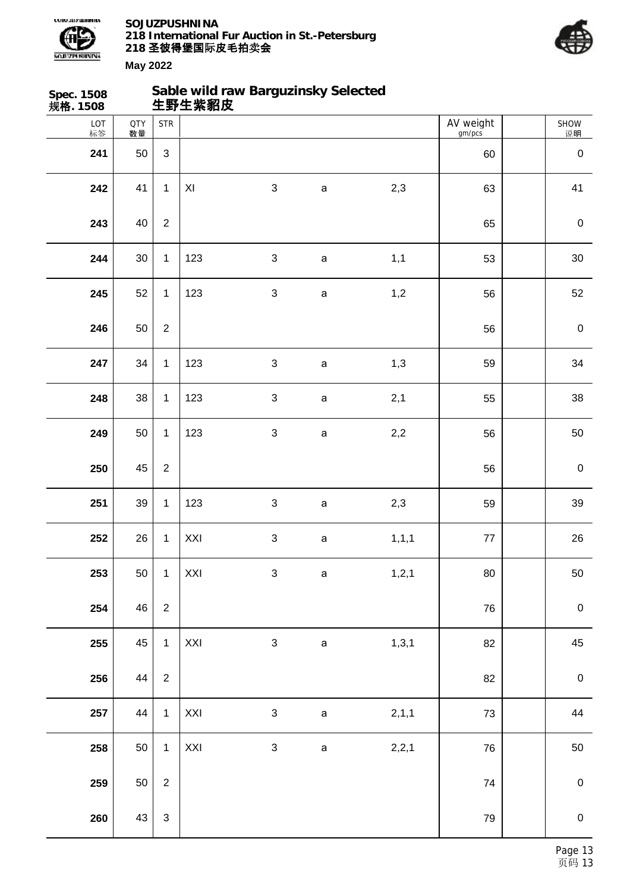**Spec. 1508**
**规格. 1508**

## Sable wild raw Barguzinsky Selected
## 生野生紫貂皮

| LOT 标签 | QTY 数量 | STR | | | | | AV weight gm/pcs | | SHOW 说明 |
|---|---|---|---|---|---|---|---|---|---|
| 241 | 50 | 3 | | | | | 60 | | 0 |
| 242 | 41 | 1 | XI | 3 | a | 2,3 | 63 | | 41 |
| 243 | 40 | 2 | | | | | 65 | | 0 |
| 244 | 30 | 1 | 123 | 3 | a | 1,1 | 53 | | 30 |
| 245 | 52 | 1 | 123 | 3 | a | 1,2 | 56 | | 52 |
| 246 | 50 | 2 | | | | | 56 | | 0 |
| 247 | 34 | 1 | 123 | 3 | a | 1,3 | 59 | | 34 |
| 248 | 38 | 1 | 123 | 3 | a | 2,1 | 55 | | 38 |
| 249 | 50 | 1 | 123 | 3 | a | 2,2 | 56 | | 50 |
| 250 | 45 | 2 | | | | | 56 | | 0 |
| 251 | 39 | 1 | 123 | 3 | a | 2,3 | 59 | | 39 |
| 252 | 26 | 1 | XXI | 3 | a | 1,1,1 | 77 | | 26 |
| 253 | 50 | 1 | XXI | 3 | a | 1,2,1 | 80 | | 50 |
| 254 | 46 | 2 | | | | | 76 | | 0 |
| 255 | 45 | 1 | XXI | 3 | a | 1,3,1 | 82 | | 45 |
| 256 | 44 | 2 | | | | | 82 | | 0 |
| 257 | 44 | 1 | XXI | 3 | a | 2,1,1 | 73 | | 44 |
| 258 | 50 | 1 | XXI | 3 | a | 2,2,1 | 76 | | 50 |
| 259 | 50 | 2 | | | | | 74 | | 0 |
| 260 | 43 | 3 | | | | | 79 | | 0 |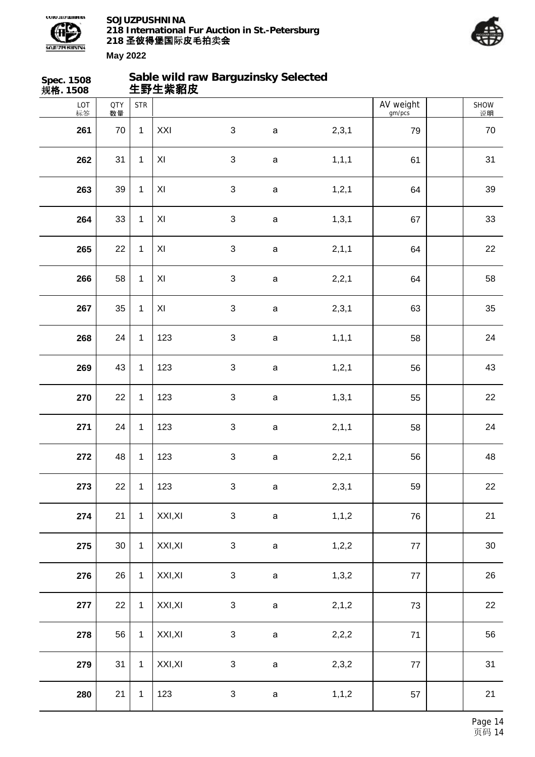**Spec. 1508**
**规格. 1508**

## Sable wild raw Barguzinsky Selected
## 生野生紫貂皮

| LOT 标签 | QTY 数量 | STR | | | | | AV weight gm/pcs | | SHOW 说明 |
|---|---|---|---|---|---|---|---|---|---|
| **261** | 70 | 1 | XXI | 3 | a | 2,3,1 | 79 | | 70 |
| **262** | 31 | 1 | XI | 3 | a | 1,1,1 | 61 | | 31 |
| **263** | 39 | 1 | XI | 3 | a | 1,2,1 | 64 | | 39 |
| **264** | 33 | 1 | XI | 3 | a | 1,3,1 | 67 | | 33 |
| **265** | 22 | 1 | XI | 3 | a | 2,1,1 | 64 | | 22 |
| **266** | 58 | 1 | XI | 3 | a | 2,2,1 | 64 | | 58 |
| **267** | 35 | 1 | XI | 3 | a | 2,3,1 | 63 | | 35 |
| **268** | 24 | 1 | 123 | 3 | a | 1,1,1 | 58 | | 24 |
| **269** | 43 | 1 | 123 | 3 | a | 1,2,1 | 56 | | 43 |
| **270** | 22 | 1 | 123 | 3 | a | 1,3,1 | 55 | | 22 |
| **271** | 24 | 1 | 123 | 3 | a | 2,1,1 | 58 | | 24 |
| **272** | 48 | 1 | 123 | 3 | a | 2,2,1 | 56 | | 48 |
| **273** | 22 | 1 | 123 | 3 | a | 2,3,1 | 59 | | 22 |
| **274** | 21 | 1 | XXI,XI | 3 | a | 1,1,2 | 76 | | 21 |
| **275** | 30 | 1 | XXI,XI | 3 | a | 1,2,2 | 77 | | 30 |
| **276** | 26 | 1 | XXI,XI | 3 | a | 1,3,2 | 77 | | 26 |
| **277** | 22 | 1 | XXI,XI | 3 | a | 2,1,2 | 73 | | 22 |
| **278** | 56 | 1 | XXI,XI | 3 | a | 2,2,2 | 71 | | 56 |
| **279** | 31 | 1 | XXI,XI | 3 | a | 2,3,2 | 77 | | 31 |
| **280** | 21 | 1 | 123 | 3 | a | 1,1,2 | 57 | | 21 |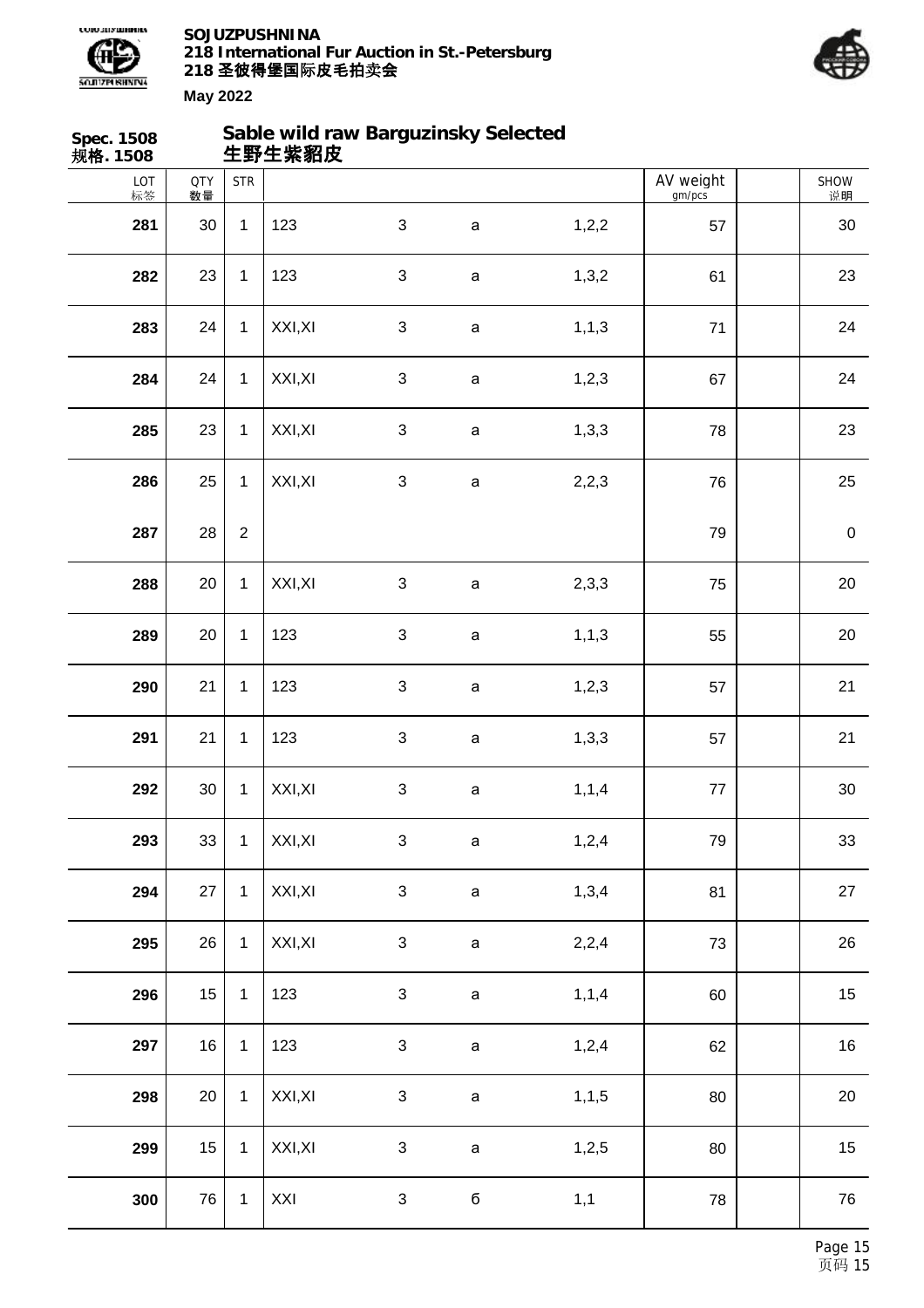**Spec. 1508**
**规格. 1508**

## Sable wild raw Barguzinsky Selected
## 生野生紫貂皮

| LOT 标签 | QTY 数量 | STR | | | | | AV weight gm/pcs | | SHOW 说明 |
|---|---|---|---|---|---|---|---|---|---|
| **281** | 30 | 1 | 123 | 3 | a | 1,2,2 | 57 | | 30 |
| **282** | 23 | 1 | 123 | 3 | a | 1,3,2 | 61 | | 23 |
| **283** | 24 | 1 | XXI,XI | 3 | a | 1,1,3 | 71 | | 24 |
| **284** | 24 | 1 | XXI,XI | 3 | a | 1,2,3 | 67 | | 24 |
| **285** | 23 | 1 | XXI,XI | 3 | a | 1,3,3 | 78 | | 23 |
| **286** | 25 | 1 | XXI,XI | 3 | a | 2,2,3 | 76 | | 25 |
| **287** | 28 | 2 | | | | | 79 | | 0 |
| **288** | 20 | 1 | XXI,XI | 3 | a | 2,3,3 | 75 | | 20 |
| **289** | 20 | 1 | 123 | 3 | a | 1,1,3 | 55 | | 20 |
| **290** | 21 | 1 | 123 | 3 | a | 1,2,3 | 57 | | 21 |
| **291** | 21 | 1 | 123 | 3 | a | 1,3,3 | 57 | | 21 |
| **292** | 30 | 1 | XXI,XI | 3 | a | 1,1,4 | 77 | | 30 |
| **293** | 33 | 1 | XXI,XI | 3 | a | 1,2,4 | 79 | | 33 |
| **294** | 27 | 1 | XXI,XI | 3 | a | 1,3,4 | 81 | | 27 |
| **295** | 26 | 1 | XXI,XI | 3 | a | 2,2,4 | 73 | | 26 |
| **296** | 15 | 1 | 123 | 3 | a | 1,1,4 | 60 | | 15 |
| **297** | 16 | 1 | 123 | 3 | a | 1,2,4 | 62 | | 16 |
| **298** | 20 | 1 | XXI,XI | 3 | a | 1,1,5 | 80 | | 20 |
| **299** | 15 | 1 | XXI,XI | 3 | a | 1,2,5 | 80 | | 15 |
| **300** | 76 | 1 | XXI | 3 | б | 1,1 | 78 | | 76 |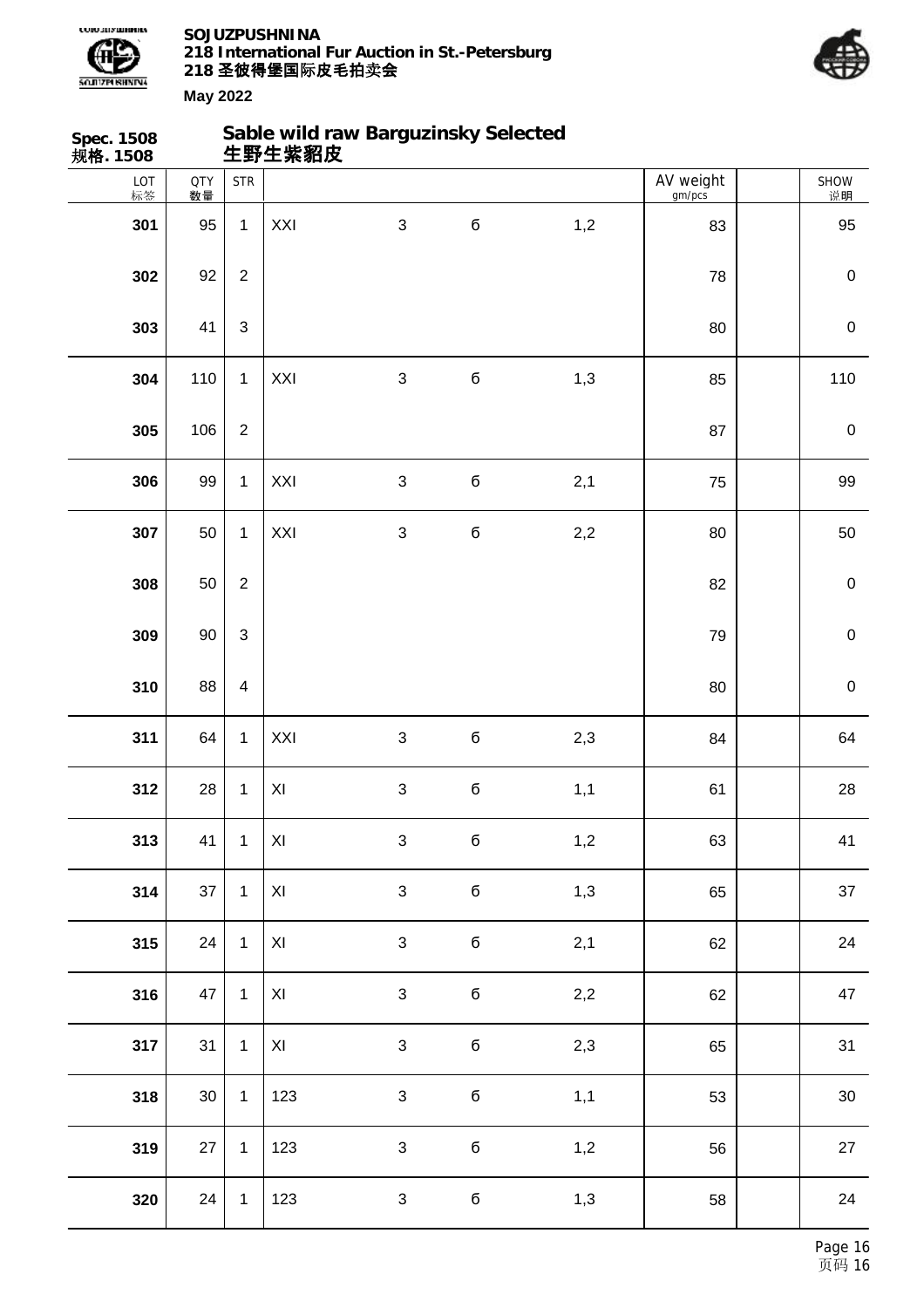**Spec. 1508**
**规格. 1508**

## Sable wild raw Barguzinsky Selected
## 生野生紫貂皮

| LOT 标签 | QTY 数量 | STR | | | | | AV weight gm/pcs | | SHOW 说明 |
|---|---|---|---|---|---|---|---|---|---|
| **301** | 95 | 1 | XXI | 3 | б | 1,2 | 83 | | 95 |
| **302** | 92 | 2 | | | | | 78 | | 0 |
| **303** | 41 | 3 | | | | | 80 | | 0 |
| **304** | 110 | 1 | XXI | 3 | б | 1,3 | 85 | | 110 |
| **305** | 106 | 2 | | | | | 87 | | 0 |
| **306** | 99 | 1 | XXI | 3 | б | 2,1 | 75 | | 99 |
| **307** | 50 | 1 | XXI | 3 | б | 2,2 | 80 | | 50 |
| **308** | 50 | 2 | | | | | 82 | | 0 |
| **309** | 90 | 3 | | | | | 79 | | 0 |
| **310** | 88 | 4 | | | | | 80 | | 0 |
| **311** | 64 | 1 | XXI | 3 | б | 2,3 | 84 | | 64 |
| **312** | 28 | 1 | XI | 3 | б | 1,1 | 61 | | 28 |
| **313** | 41 | 1 | XI | 3 | б | 1,2 | 63 | | 41 |
| **314** | 37 | 1 | XI | 3 | б | 1,3 | 65 | | 37 |
| **315** | 24 | 1 | XI | 3 | б | 2,1 | 62 | | 24 |
| **316** | 47 | 1 | XI | 3 | б | 2,2 | 62 | | 47 |
| **317** | 31 | 1 | XI | 3 | б | 2,3 | 65 | | 31 |
| **318** | 30 | 1 | 123 | 3 | б | 1,1 | 53 | | 30 |
| **319** | 27 | 1 | 123 | 3 | б | 1,2 | 56 | | 27 |
| **320** | 24 | 1 | 123 | 3 | б | 1,3 | 58 | | 24 |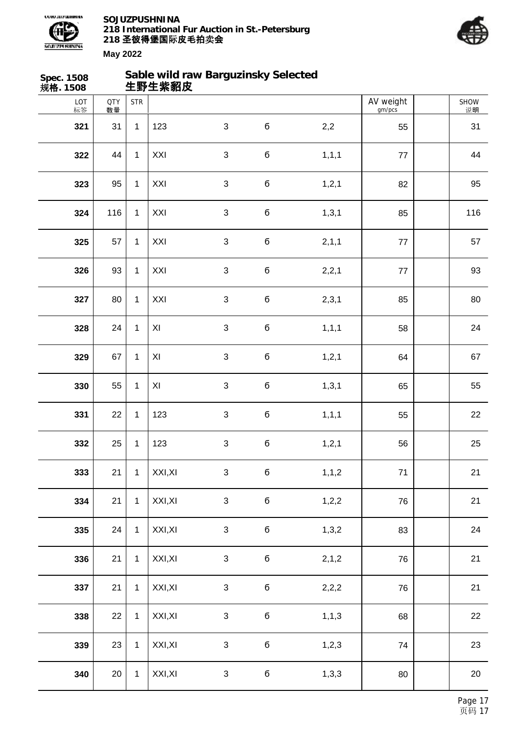**Spec. 1508**
**规格. 1508**

## Sable wild raw Barguzinsky Selected
## 生野生紫貂皮

| LOT 标签 | QTY 数量 | STR | | | | | AV weight gm/pcs | | SHOW 说明 |
|---|---|---|---|---|---|---|---|---|---|
| **321** | 31 | 1 | 123 | 3 | б | 2,2 | 55 | | 31 |
| **322** | 44 | 1 | XXI | 3 | б | 1,1,1 | 77 | | 44 |
| **323** | 95 | 1 | XXI | 3 | б | 1,2,1 | 82 | | 95 |
| **324** | 116 | 1 | XXI | 3 | б | 1,3,1 | 85 | | 116 |
| **325** | 57 | 1 | XXI | 3 | б | 2,1,1 | 77 | | 57 |
| **326** | 93 | 1 | XXI | 3 | б | 2,2,1 | 77 | | 93 |
| **327** | 80 | 1 | XXI | 3 | б | 2,3,1 | 85 | | 80 |
| **328** | 24 | 1 | XI | 3 | б | 1,1,1 | 58 | | 24 |
| **329** | 67 | 1 | XI | 3 | б | 1,2,1 | 64 | | 67 |
| **330** | 55 | 1 | XI | 3 | б | 1,3,1 | 65 | | 55 |
| **331** | 22 | 1 | 123 | 3 | б | 1,1,1 | 55 | | 22 |
| **332** | 25 | 1 | 123 | 3 | б | 1,2,1 | 56 | | 25 |
| **333** | 21 | 1 | XXI,XI | 3 | б | 1,1,2 | 71 | | 21 |
| **334** | 21 | 1 | XXI,XI | 3 | б | 1,2,2 | 76 | | 21 |
| **335** | 24 | 1 | XXI,XI | 3 | б | 1,3,2 | 83 | | 24 |
| **336** | 21 | 1 | XXI,XI | 3 | б | 2,1,2 | 76 | | 21 |
| **337** | 21 | 1 | XXI,XI | 3 | б | 2,2,2 | 76 | | 21 |
| **338** | 22 | 1 | XXI,XI | 3 | б | 1,1,3 | 68 | | 22 |
| **339** | 23 | 1 | XXI,XI | 3 | б | 1,2,3 | 74 | | 23 |
| **340** | 20 | 1 | XXI,XI | 3 | б | 1,3,3 | 80 | | 20 |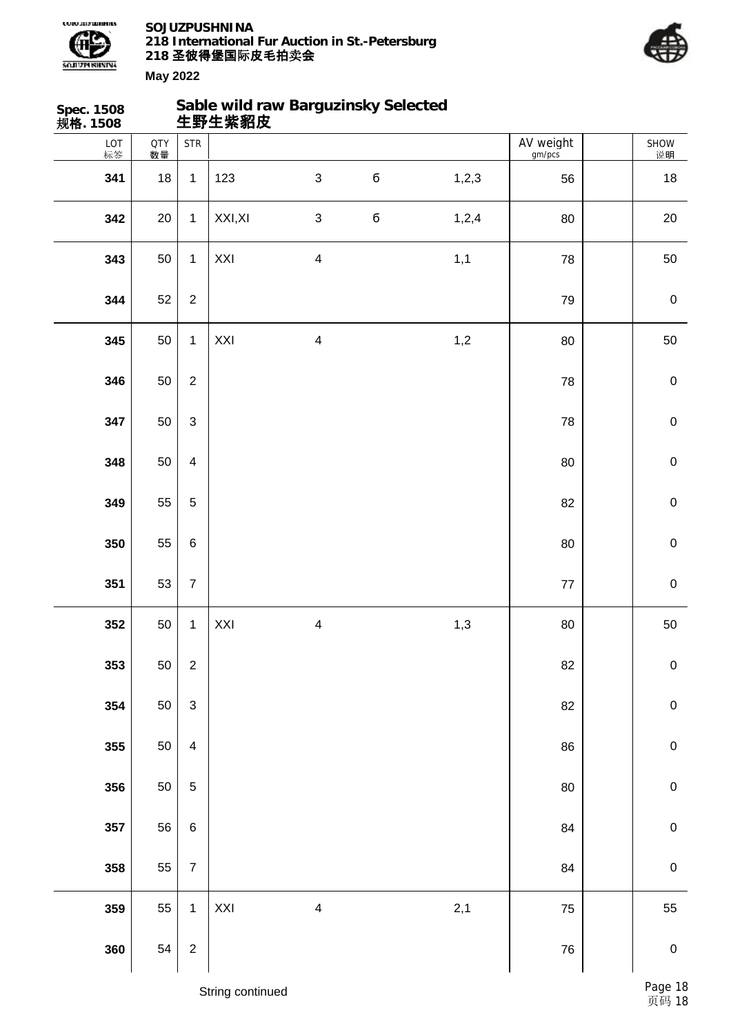**Spec. 1508**
**规格. 1508**

## Sable wild raw Barguzinsky Selected
## 生野生紫貂皮

| LOT 标签 | QTY 数量 | STR | | | | | AV weight gm/pcs | | SHOW 说明 |
|---|---|---|---|---|---|---|---|---|---|
| **341** | 18 | 1 | 123 | 3 | б | 1,2,3 | 56 | | 18 |
| **342** | 20 | 1 | XXI,XI | 3 | б | 1,2,4 | 80 | | 20 |
| **343** | 50 | 1 | XXI | 4 | | 1,1 | 78 | | 50 |
| **344** | 52 | 2 | | | | | 79 | | 0 |
| **345** | 50 | 1 | XXI | 4 | | 1,2 | 80 | | 50 |
| **346** | 50 | 2 | | | | | 78 | | 0 |
| **347** | 50 | 3 | | | | | 78 | | 0 |
| **348** | 50 | 4 | | | | | 80 | | 0 |
| **349** | 55 | 5 | | | | | 82 | | 0 |
| **350** | 55 | 6 | | | | | 80 | | 0 |
| **351** | 53 | 7 | | | | | 77 | | 0 |
| **352** | 50 | 1 | XXI | 4 | | 1,3 | 80 | | 50 |
| **353** | 50 | 2 | | | | | 82 | | 0 |
| **354** | 50 | 3 | | | | | 82 | | 0 |
| **355** | 50 | 4 | | | | | 86 | | 0 |
| **356** | 50 | 5 | | | | | 80 | | 0 |
| **357** | 56 | 6 | | | | | 84 | | 0 |
| **358** | 55 | 7 | | | | | 84 | | 0 |
| **359** | 55 | 1 | XXI | 4 | | 2,1 | 75 | | 55 |
| **360** | 54 | 2 | | | | | 76 | | 0 |

String continued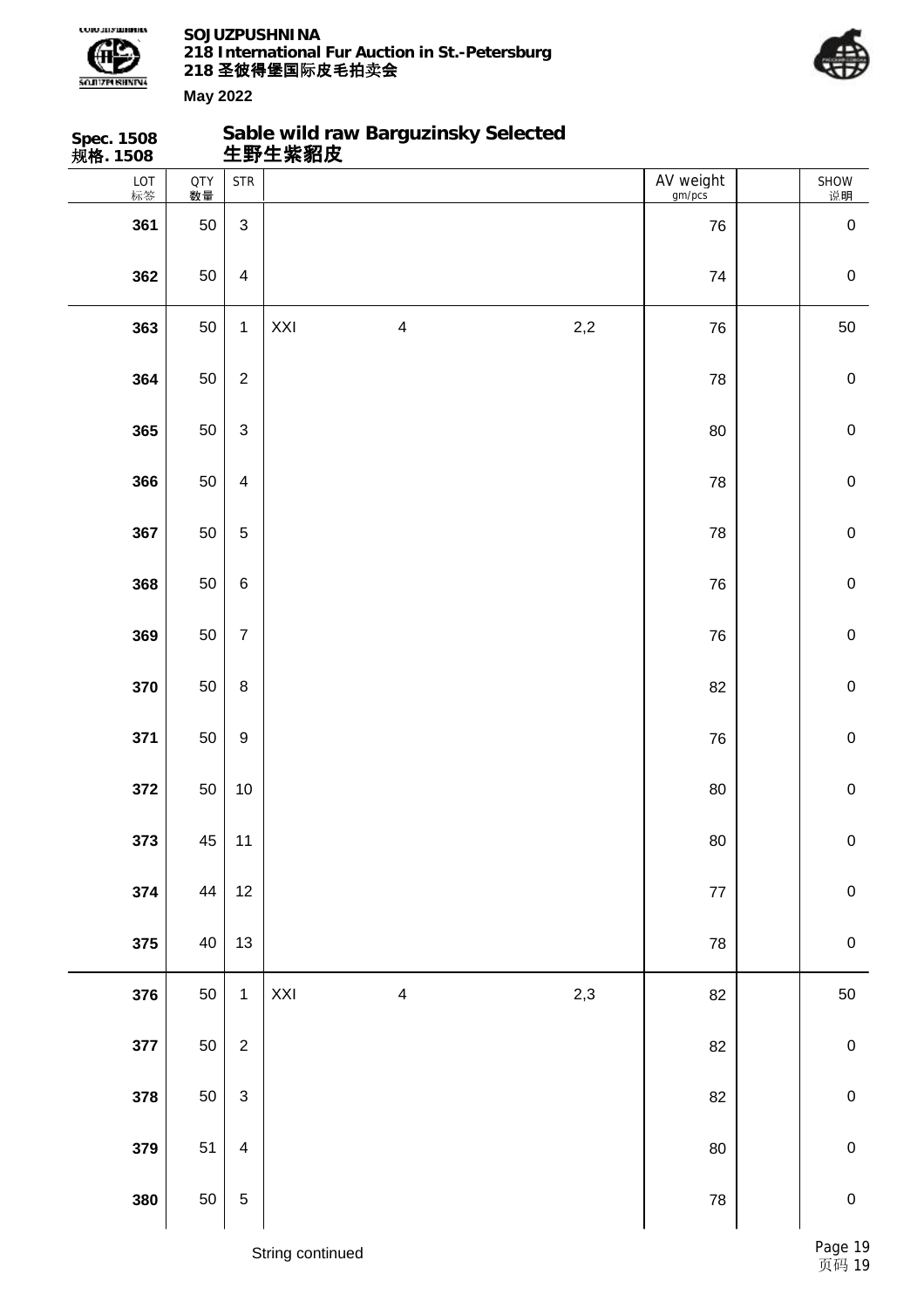## Spec. 1508 规格. 1508

## Sable wild raw Barguzinsky Selected 生野生紫貂皮

| LOT 标签 | QTY 数量 | STR | | | | AV weight gm/pcs | | SHOW 说明 |
|---|---|---|---|---|---|---|---|---|
| 361 | 50 | 3 | | | | 76 | | 0 |
| 362 | 50 | 4 | | | | 74 | | 0 |
| 363 | 50 | 1 | XXI | 4 | 2,2 | 76 | | 50 |
| 364 | 50 | 2 | | | | 78 | | 0 |
| 365 | 50 | 3 | | | | 80 | | 0 |
| 366 | 50 | 4 | | | | 78 | | 0 |
| 367 | 50 | 5 | | | | 78 | | 0 |
| 368 | 50 | 6 | | | | 76 | | 0 |
| 369 | 50 | 7 | | | | 76 | | 0 |
| 370 | 50 | 8 | | | | 82 | | 0 |
| 371 | 50 | 9 | | | | 76 | | 0 |
| 372 | 50 | 10 | | | | 80 | | 0 |
| 373 | 45 | 11 | | | | 80 | | 0 |
| 374 | 44 | 12 | | | | 77 | | 0 |
| 375 | 40 | 13 | | | | 78 | | 0 |
| 376 | 50 | 1 | XXI | 4 | 2,3 | 82 | | 50 |
| 377 | 50 | 2 | | | | 82 | | 0 |
| 378 | 50 | 3 | | | | 82 | | 0 |
| 379 | 51 | 4 | | | | 80 | | 0 |
| 380 | 50 | 5 | | | | 78 | | 0 |

String continued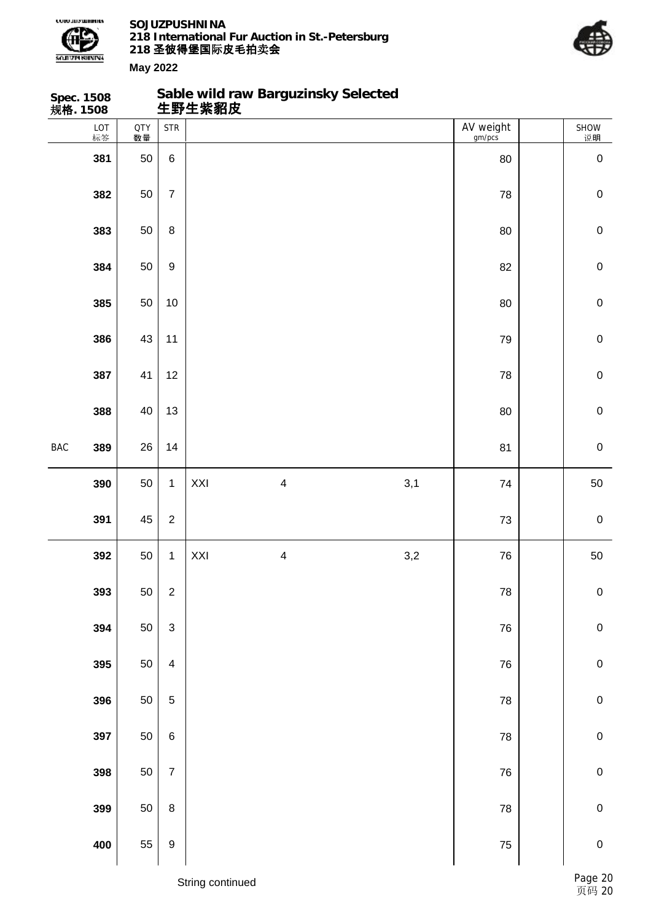**SOJUZPUSHNINA**
**218 International Fur Auction in St.-Petersburg**
**218 圣彼得堡国际皮毛拍卖会**

**May 2022**

## Spec. 1508 规格. 1508

## Sable wild raw Barguzinsky Selected 生野生紫貂皮

| | LOT 标签 | QTY 数量 | STR | | | | AV weight gm/pcs | | SHOW 说明 |
|---|---|---|---|---|---|---|---|---|---|
| | 381 | 50 | 6 | | | | 80 | | 0 |
| | 382 | 50 | 7 | | | | 78 | | 0 |
| | 383 | 50 | 8 | | | | 80 | | 0 |
| | 384 | 50 | 9 | | | | 82 | | 0 |
| | 385 | 50 | 10 | | | | 80 | | 0 |
| | 386 | 43 | 11 | | | | 79 | | 0 |
| | 387 | 41 | 12 | | | | 78 | | 0 |
| | 388 | 40 | 13 | | | | 80 | | 0 |
| BAC | 389 | 26 | 14 | | | | 81 | | 0 |
| | 390 | 50 | 1 | XXI | 4 | 3,1 | 74 | | 50 |
| | 391 | 45 | 2 | | | | 73 | | 0 |
| | 392 | 50 | 1 | XXI | 4 | 3,2 | 76 | | 50 |
| | 393 | 50 | 2 | | | | 78 | | 0 |
| | 394 | 50 | 3 | | | | 76 | | 0 |
| | 395 | 50 | 4 | | | | 76 | | 0 |
| | 396 | 50 | 5 | | | | 78 | | 0 |
| | 397 | 50 | 6 | | | | 78 | | 0 |
| | 398 | 50 | 7 | | | | 76 | | 0 |
| | 399 | 50 | 8 | | | | 78 | | 0 |
| | 400 | 55 | 9 | | | | 75 | | 0 |

String continued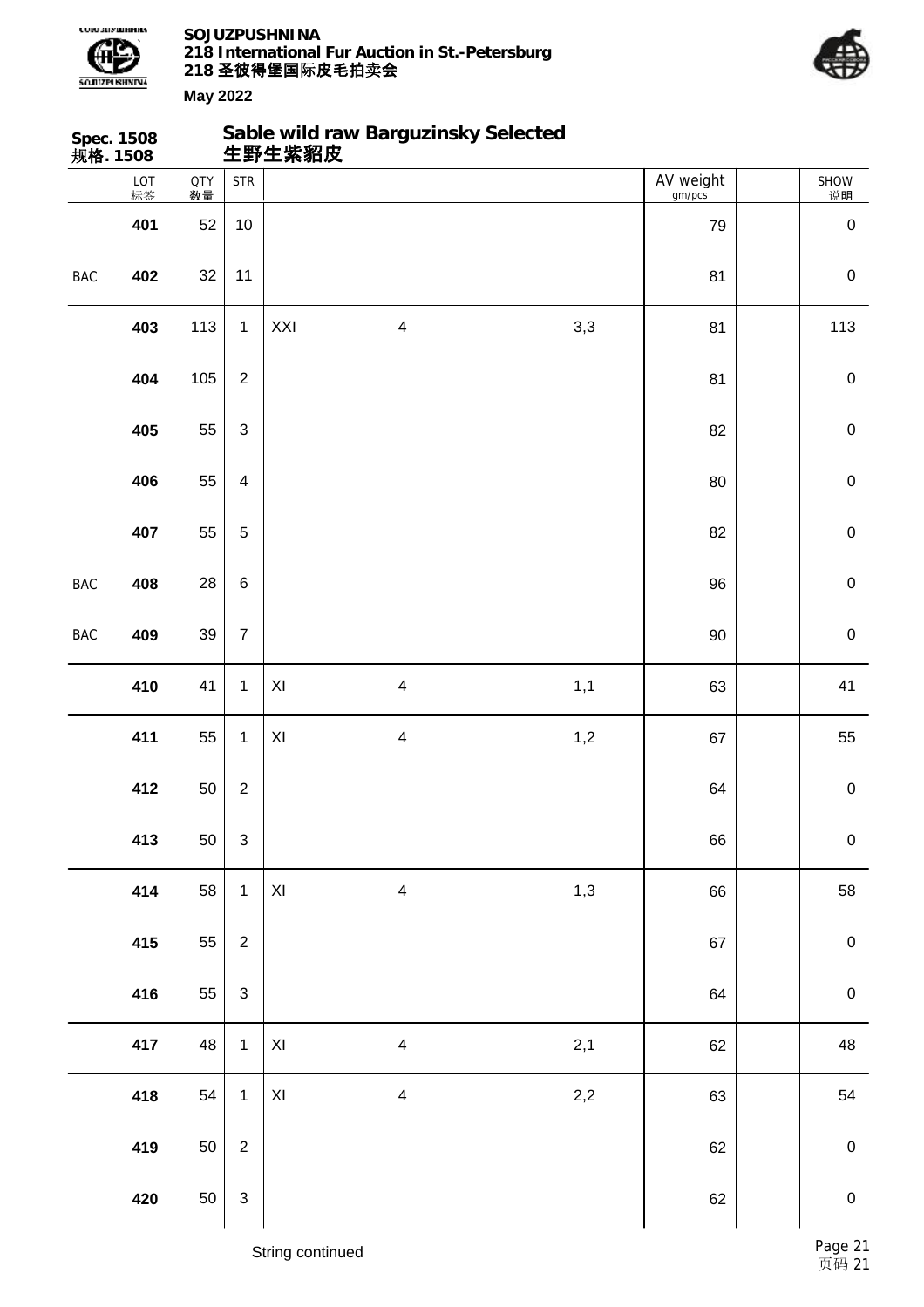**Spec. 1508**
**规格. 1508**

## Sable wild raw Barguzinsky Selected
## 生野生紫貂皮

| | LOT 标签 | QTY 数量 | STR | | | | AV weight gm/pcs | | SHOW 说明 |
|---|---|---|---|---|---|---|---|---|---|
| | 401 | 52 | 10 | | | | 79 | | 0 |
| BAC | 402 | 32 | 11 | | | | 81 | | 0 |
| | 403 | 113 | 1 | XXI | 4 | 3,3 | 81 | | 113 |
| | 404 | 105 | 2 | | | | 81 | | 0 |
| | 405 | 55 | 3 | | | | 82 | | 0 |
| | 406 | 55 | 4 | | | | 80 | | 0 |
| | 407 | 55 | 5 | | | | 82 | | 0 |
| BAC | 408 | 28 | 6 | | | | 96 | | 0 |
| BAC | 409 | 39 | 7 | | | | 90 | | 0 |
| | 410 | 41 | 1 | XI | 4 | 1,1 | 63 | | 41 |
| | 411 | 55 | 1 | XI | 4 | 1,2 | 67 | | 55 |
| | 412 | 50 | 2 | | | | 64 | | 0 |
| | 413 | 50 | 3 | | | | 66 | | 0 |
| | 414 | 58 | 1 | XI | 4 | 1,3 | 66 | | 58 |
| | 415 | 55 | 2 | | | | 67 | | 0 |
| | 416 | 55 | 3 | | | | 64 | | 0 |
| | 417 | 48 | 1 | XI | 4 | 2,1 | 62 | | 48 |
| | 418 | 54 | 1 | XI | 4 | 2,2 | 63 | | 54 |
| | 419 | 50 | 2 | | | | 62 | | 0 |
| | 420 | 50 | 3 | | | | 62 | | 0 |

String continued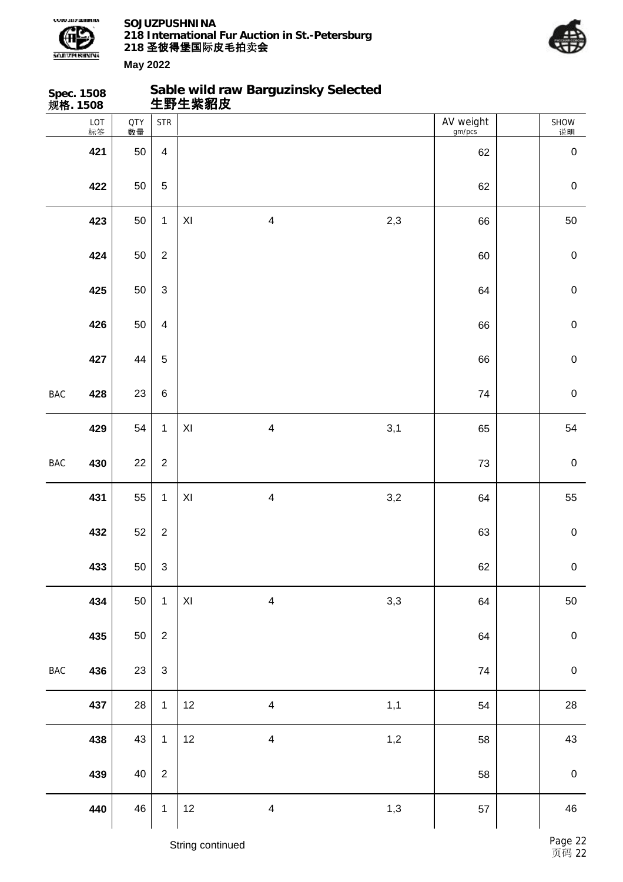**Spec. 1508**
**规格. 1508**

## Sable wild raw Barguzinsky Selected
## 生野生紫貂皮

| | LOT 标签 | QTY 数量 | STR | | | | AV weight gm/pcs | | SHOW 说明 |
|---|---|---|---|---|---|---|---|---|---|
| | **421** | 50 | 4 | | | | 62 | | 0 |
| | **422** | 50 | 5 | | | | 62 | | 0 |
| | **423** | 50 | 1 | XI | 4 | 2,3 | 66 | | 50 |
| | **424** | 50 | 2 | | | | 60 | | 0 |
| | **425** | 50 | 3 | | | | 64 | | 0 |
| | **426** | 50 | 4 | | | | 66 | | 0 |
| | **427** | 44 | 5 | | | | 66 | | 0 |
| BAC | **428** | 23 | 6 | | | | 74 | | 0 |
| | **429** | 54 | 1 | XI | 4 | 3,1 | 65 | | 54 |
| BAC | **430** | 22 | 2 | | | | 73 | | 0 |
| | **431** | 55 | 1 | XI | 4 | 3,2 | 64 | | 55 |
| | **432** | 52 | 2 | | | | 63 | | 0 |
| | **433** | 50 | 3 | | | | 62 | | 0 |
| | **434** | 50 | 1 | XI | 4 | 3,3 | 64 | | 50 |
| | **435** | 50 | 2 | | | | 64 | | 0 |
| BAC | **436** | 23 | 3 | | | | 74 | | 0 |
| | **437** | 28 | 1 | 12 | 4 | 1,1 | 54 | | 28 |
| | **438** | 43 | 1 | 12 | 4 | 1,2 | 58 | | 43 |
| | **439** | 40 | 2 | | | | 58 | | 0 |
| | **440** | 46 | 1 | 12 | 4 | 1,3 | 57 | | 46 |

String continued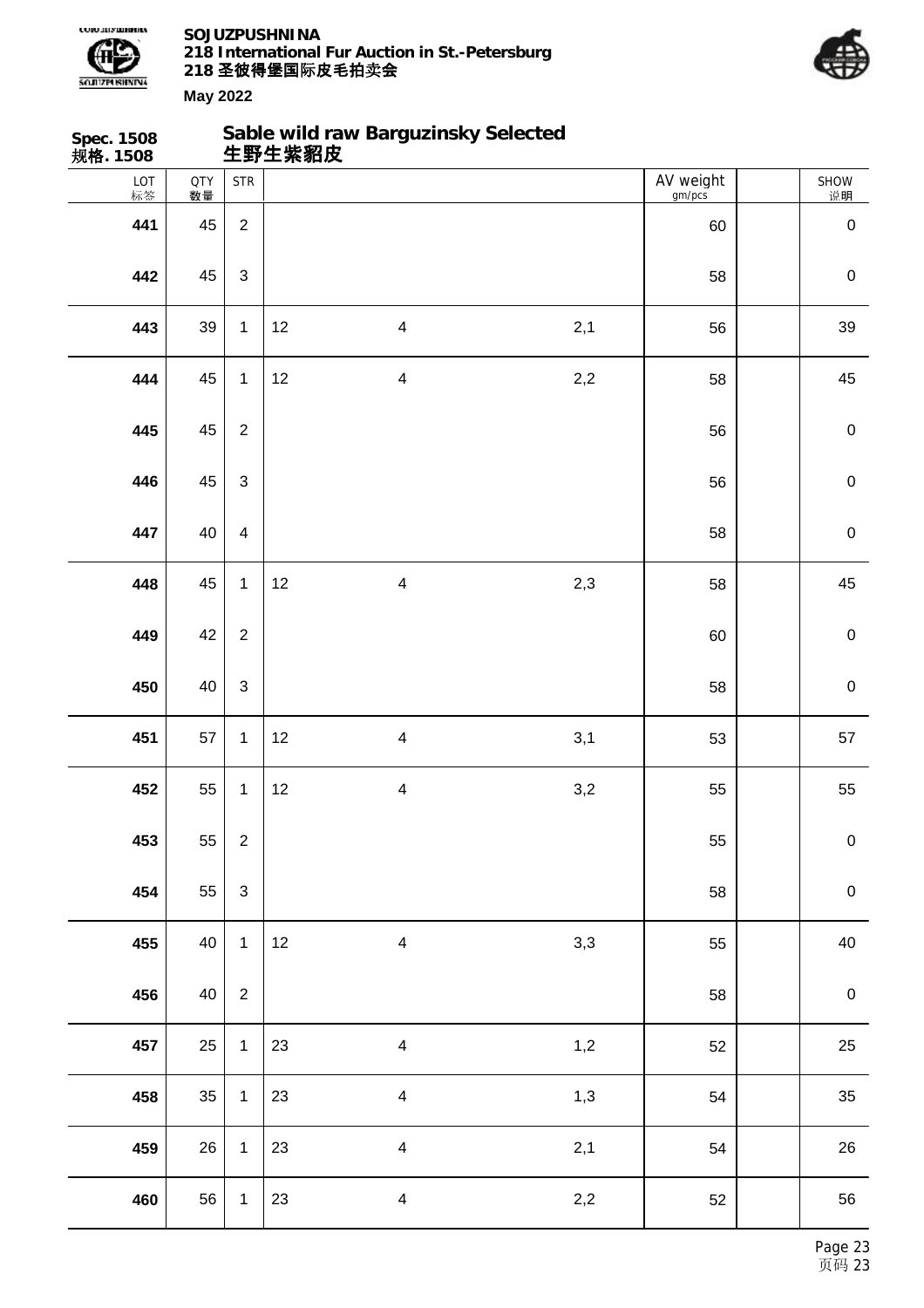**Spec. 1508**
**规格. 1508**

## Sable wild raw Barguzinsky Selected
## 生野生紫貂皮

| LOT 标签 | QTY 数量 | STR | | | | AV weight gm/pcs | | SHOW 说明 |
|---|---|---|---|---|---|---|---|---|
| **441** | 45 | 2 | | | | 60 | | 0 |
| **442** | 45 | 3 | | | | 58 | | 0 |
| **443** | 39 | 1 | 12 | 4 | 2,1 | 56 | | 39 |
| **444** | 45 | 1 | 12 | 4 | 2,2 | 58 | | 45 |
| **445** | 45 | 2 | | | | 56 | | 0 |
| **446** | 45 | 3 | | | | 56 | | 0 |
| **447** | 40 | 4 | | | | 58 | | 0 |
| **448** | 45 | 1 | 12 | 4 | 2,3 | 58 | | 45 |
| **449** | 42 | 2 | | | | 60 | | 0 |
| **450** | 40 | 3 | | | | 58 | | 0 |
| **451** | 57 | 1 | 12 | 4 | 3,1 | 53 | | 57 |
| **452** | 55 | 1 | 12 | 4 | 3,2 | 55 | | 55 |
| **453** | 55 | 2 | | | | 55 | | 0 |
| **454** | 55 | 3 | | | | 58 | | 0 |
| **455** | 40 | 1 | 12 | 4 | 3,3 | 55 | | 40 |
| **456** | 40 | 2 | | | | 58 | | 0 |
| **457** | 25 | 1 | 23 | 4 | 1,2 | 52 | | 25 |
| **458** | 35 | 1 | 23 | 4 | 1,3 | 54 | | 35 |
| **459** | 26 | 1 | 23 | 4 | 2,1 | 54 | | 26 |
| **460** | 56 | 1 | 23 | 4 | 2,2 | 52 | | 56 |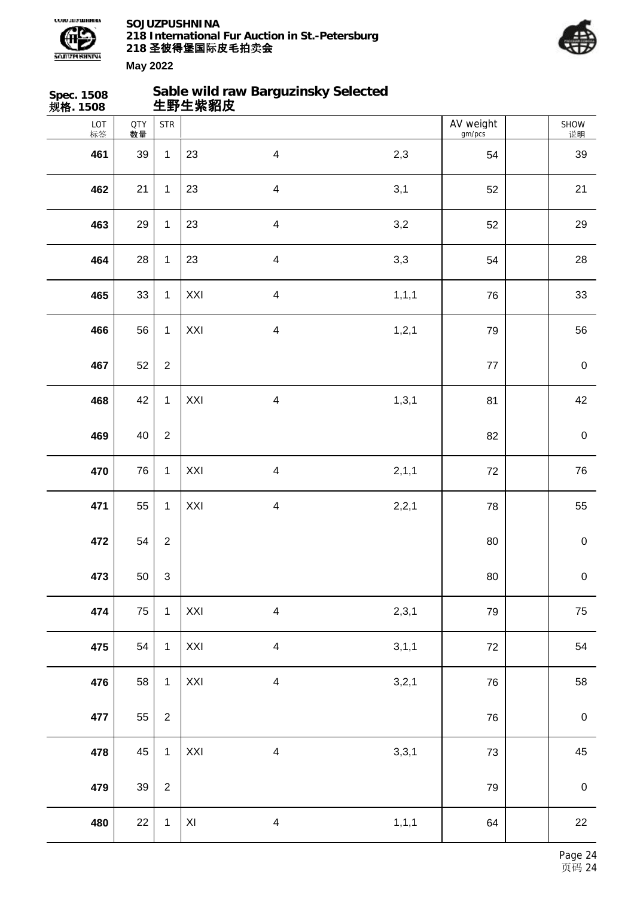**Spec. 1508**
**规格. 1508**

## Sable wild raw Barguzinsky Selected
## 生野生紫貂皮

| LOT 标签 | QTY 数量 | STR | | | | AV weight gm/pcs | | SHOW 说明 |
|---|---|---|---|---|---|---|---|---|
| **461** | 39 | 1 | 23 | 4 | 2,3 | 54 | | 39 |
| **462** | 21 | 1 | 23 | 4 | 3,1 | 52 | | 21 |
| **463** | 29 | 1 | 23 | 4 | 3,2 | 52 | | 29 |
| **464** | 28 | 1 | 23 | 4 | 3,3 | 54 | | 28 |
| **465** | 33 | 1 | XXI | 4 | 1,1,1 | 76 | | 33 |
| **466** | 56 | 1 | XXI | 4 | 1,2,1 | 79 | | 56 |
| **467** | 52 | 2 | | | | 77 | | 0 |
| **468** | 42 | 1 | XXI | 4 | 1,3,1 | 81 | | 42 |
| **469** | 40 | 2 | | | | 82 | | 0 |
| **470** | 76 | 1 | XXI | 4 | 2,1,1 | 72 | | 76 |
| **471** | 55 | 1 | XXI | 4 | 2,2,1 | 78 | | 55 |
| **472** | 54 | 2 | | | | 80 | | 0 |
| **473** | 50 | 3 | | | | 80 | | 0 |
| **474** | 75 | 1 | XXI | 4 | 2,3,1 | 79 | | 75 |
| **475** | 54 | 1 | XXI | 4 | 3,1,1 | 72 | | 54 |
| **476** | 58 | 1 | XXI | 4 | 3,2,1 | 76 | | 58 |
| **477** | 55 | 2 | | | | 76 | | 0 |
| **478** | 45 | 1 | XXI | 4 | 3,3,1 | 73 | | 45 |
| **479** | 39 | 2 | | | | 79 | | 0 |
| **480** | 22 | 1 | XI | 4 | 1,1,1 | 64 | | 22 |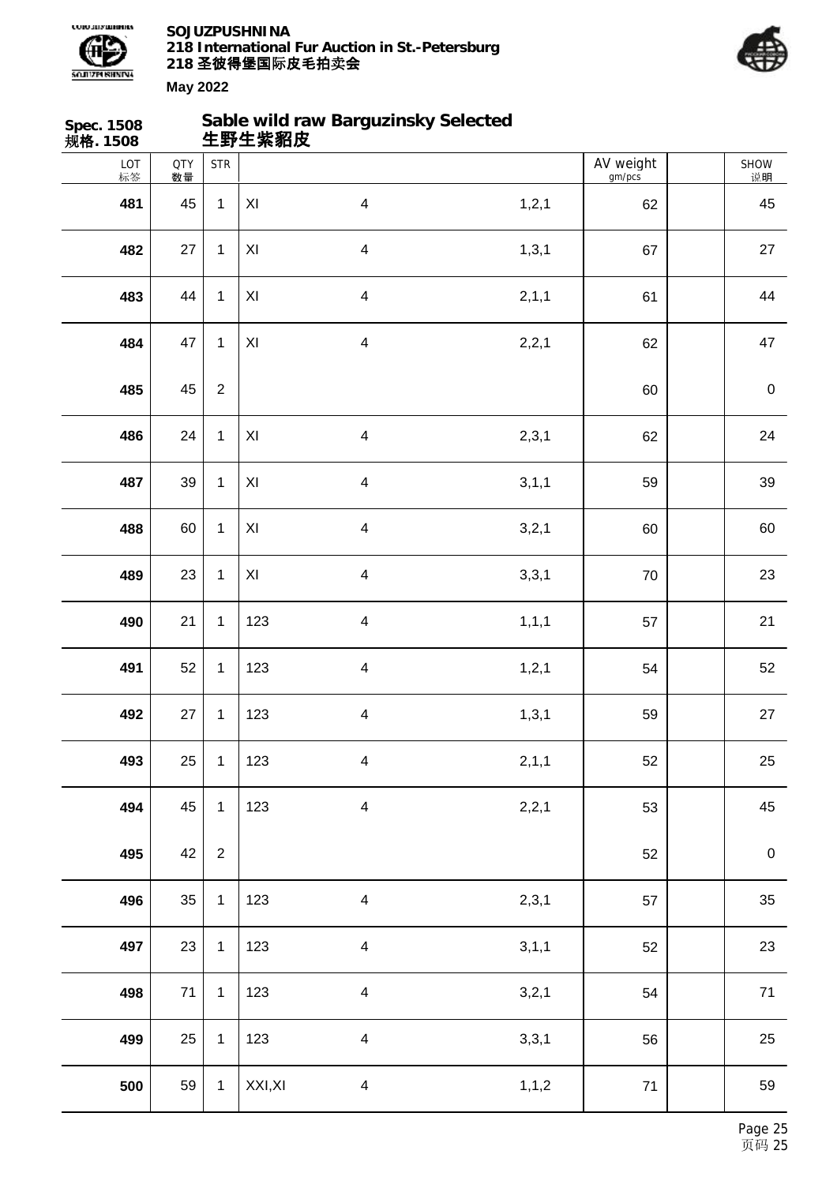**Spec. 1508**
**规格. 1508**

## Sable wild raw Barguzinsky Selected
## 生野生紫貂皮

| LOT 标签 | QTY 数量 | STR | | | | AV weight gm/pcs | | SHOW 说明 |
|---|---|---|---|---|---|---|---|---|
| **481** | 45 | 1 | XI | 4 | 1,2,1 | 62 | | 45 |
| **482** | 27 | 1 | XI | 4 | 1,3,1 | 67 | | 27 |
| **483** | 44 | 1 | XI | 4 | 2,1,1 | 61 | | 44 |
| **484** | 47 | 1 | XI | 4 | 2,2,1 | 62 | | 47 |
| **485** | 45 | 2 | | | | 60 | | 0 |
| **486** | 24 | 1 | XI | 4 | 2,3,1 | 62 | | 24 |
| **487** | 39 | 1 | XI | 4 | 3,1,1 | 59 | | 39 |
| **488** | 60 | 1 | XI | 4 | 3,2,1 | 60 | | 60 |
| **489** | 23 | 1 | XI | 4 | 3,3,1 | 70 | | 23 |
| **490** | 21 | 1 | 123 | 4 | 1,1,1 | 57 | | 21 |
| **491** | 52 | 1 | 123 | 4 | 1,2,1 | 54 | | 52 |
| **492** | 27 | 1 | 123 | 4 | 1,3,1 | 59 | | 27 |
| **493** | 25 | 1 | 123 | 4 | 2,1,1 | 52 | | 25 |
| **494** | 45 | 1 | 123 | 4 | 2,2,1 | 53 | | 45 |
| **495** | 42 | 2 | | | | 52 | | 0 |
| **496** | 35 | 1 | 123 | 4 | 2,3,1 | 57 | | 35 |
| **497** | 23 | 1 | 123 | 4 | 3,1,1 | 52 | | 23 |
| **498** | 71 | 1 | 123 | 4 | 3,2,1 | 54 | | 71 |
| **499** | 25 | 1 | 123 | 4 | 3,3,1 | 56 | | 25 |
| **500** | 59 | 1 | XXI,XI | 4 | 1,1,2 | 71 | | 59 |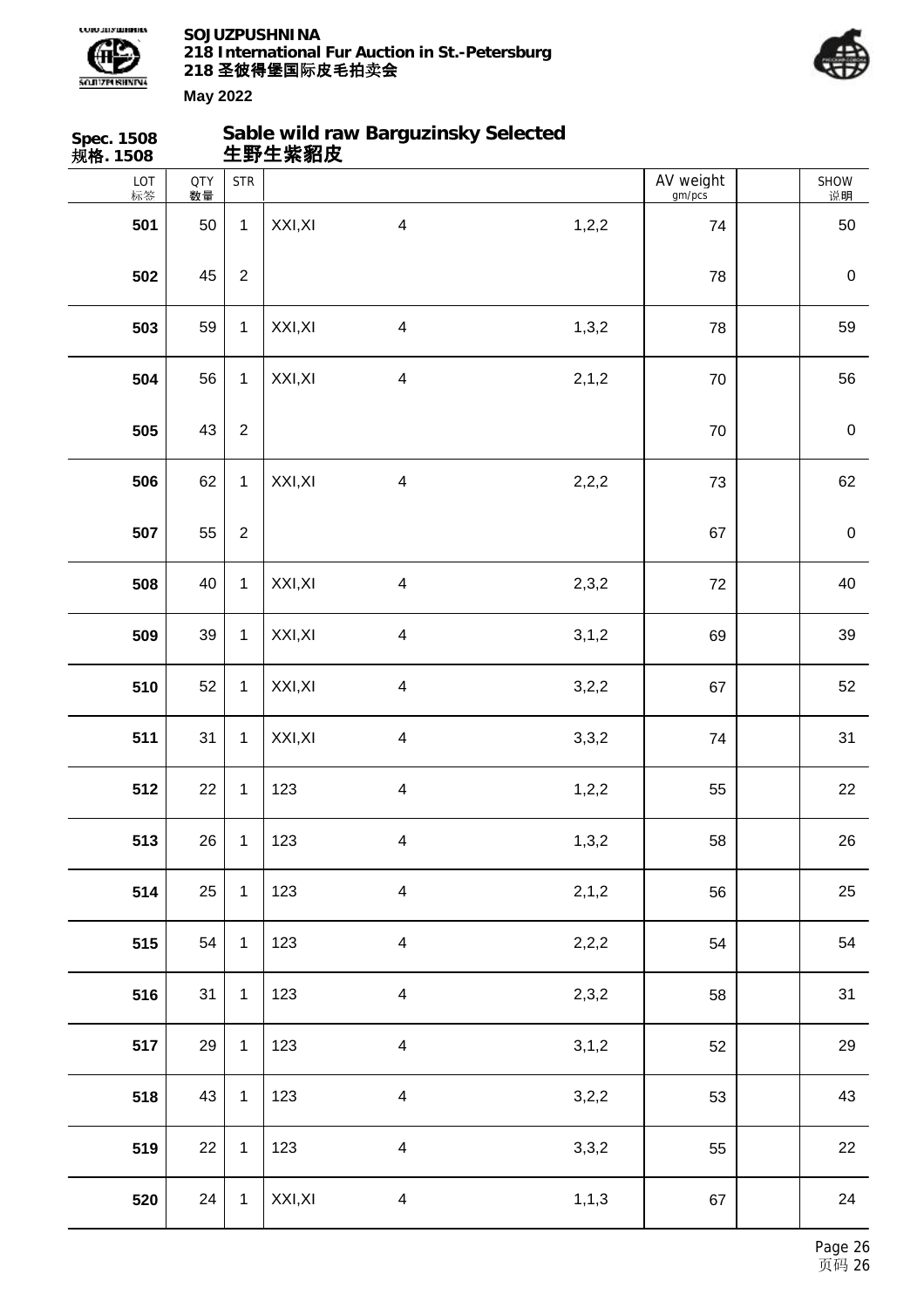**SOJUZPUSHNINA**
**218 International Fur Auction in St.-Petersburg**
**218 圣彼得堡国际皮毛拍卖会**

**May 2022**

**Spec. 1508**
**规格. 1508**

## Sable wild raw Barguzinsky Selected
## 生野生紫貂皮

| LOT 标签 | QTY 数量 | STR | | | | AV weight gm/pcs | | SHOW 说明 |
|---|---|---|---|---|---|---|---|---|
| **501** | 50 | 1 | XXI,XI | 4 | 1,2,2 | 74 | | 50 |
| **502** | 45 | 2 | | | | 78 | | 0 |
| **503** | 59 | 1 | XXI,XI | 4 | 1,3,2 | 78 | | 59 |
| **504** | 56 | 1 | XXI,XI | 4 | 2,1,2 | 70 | | 56 |
| **505** | 43 | 2 | | | | 70 | | 0 |
| **506** | 62 | 1 | XXI,XI | 4 | 2,2,2 | 73 | | 62 |
| **507** | 55 | 2 | | | | 67 | | 0 |
| **508** | 40 | 1 | XXI,XI | 4 | 2,3,2 | 72 | | 40 |
| **509** | 39 | 1 | XXI,XI | 4 | 3,1,2 | 69 | | 39 |
| **510** | 52 | 1 | XXI,XI | 4 | 3,2,2 | 67 | | 52 |
| **511** | 31 | 1 | XXI,XI | 4 | 3,3,2 | 74 | | 31 |
| **512** | 22 | 1 | 123 | 4 | 1,2,2 | 55 | | 22 |
| **513** | 26 | 1 | 123 | 4 | 1,3,2 | 58 | | 26 |
| **514** | 25 | 1 | 123 | 4 | 2,1,2 | 56 | | 25 |
| **515** | 54 | 1 | 123 | 4 | 2,2,2 | 54 | | 54 |
| **516** | 31 | 1 | 123 | 4 | 2,3,2 | 58 | | 31 |
| **517** | 29 | 1 | 123 | 4 | 3,1,2 | 52 | | 29 |
| **518** | 43 | 1 | 123 | 4 | 3,2,2 | 53 | | 43 |
| **519** | 22 | 1 | 123 | 4 | 3,3,2 | 55 | | 22 |
| **520** | 24 | 1 | XXI,XI | 4 | 1,1,3 | 67 | | 24 |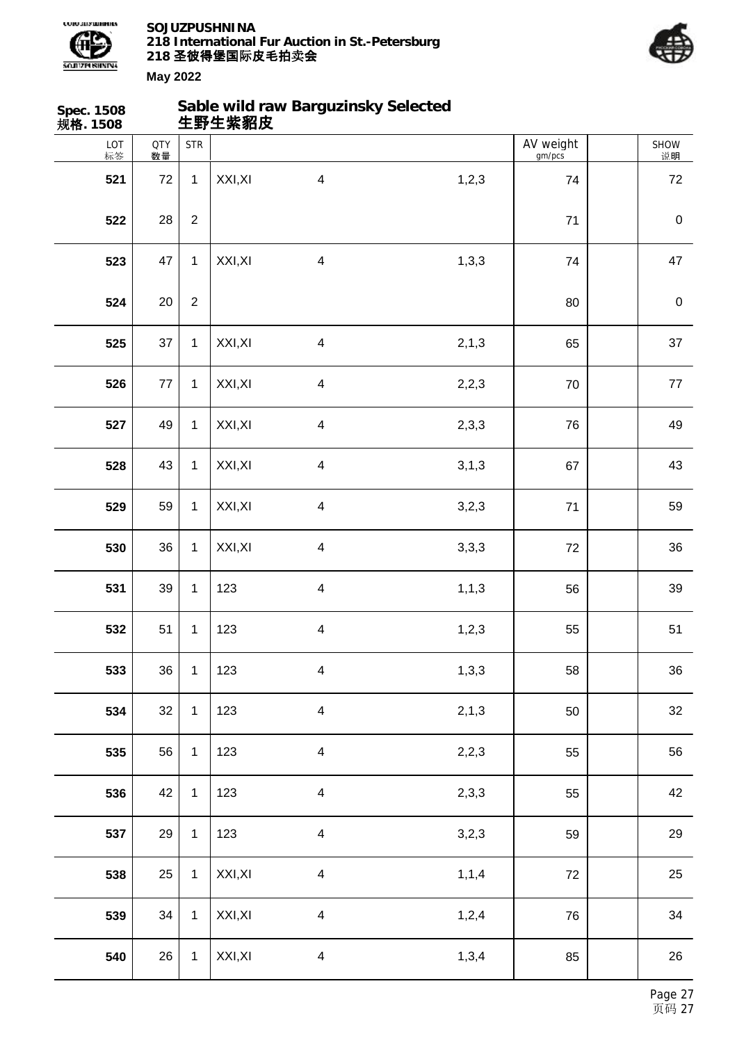**Spec. 1508**
**规格. 1508**

## Sable wild raw Barguzinsky Selected
## 生野生紫貂皮

| LOT 标签 | QTY 数量 | STR | | | | AV weight gm/pcs | | SHOW 说明 |
|---|---|---|---|---|---|---|---|---|
| 521 | 72 | 1 | XXI,XI | 4 | 1,2,3 | 74 | | 72 |
| 522 | 28 | 2 | | | | 71 | | 0 |
| 523 | 47 | 1 | XXI,XI | 4 | 1,3,3 | 74 | | 47 |
| 524 | 20 | 2 | | | | 80 | | 0 |
| 525 | 37 | 1 | XXI,XI | 4 | 2,1,3 | 65 | | 37 |
| 526 | 77 | 1 | XXI,XI | 4 | 2,2,3 | 70 | | 77 |
| 527 | 49 | 1 | XXI,XI | 4 | 2,3,3 | 76 | | 49 |
| 528 | 43 | 1 | XXI,XI | 4 | 3,1,3 | 67 | | 43 |
| 529 | 59 | 1 | XXI,XI | 4 | 3,2,3 | 71 | | 59 |
| 530 | 36 | 1 | XXI,XI | 4 | 3,3,3 | 72 | | 36 |
| 531 | 39 | 1 | 123 | 4 | 1,1,3 | 56 | | 39 |
| 532 | 51 | 1 | 123 | 4 | 1,2,3 | 55 | | 51 |
| 533 | 36 | 1 | 123 | 4 | 1,3,3 | 58 | | 36 |
| 534 | 32 | 1 | 123 | 4 | 2,1,3 | 50 | | 32 |
| 535 | 56 | 1 | 123 | 4 | 2,2,3 | 55 | | 56 |
| 536 | 42 | 1 | 123 | 4 | 2,3,3 | 55 | | 42 |
| 537 | 29 | 1 | 123 | 4 | 3,2,3 | 59 | | 29 |
| 538 | 25 | 1 | XXI,XI | 4 | 1,1,4 | 72 | | 25 |
| 539 | 34 | 1 | XXI,XI | 4 | 1,2,4 | 76 | | 34 |
| 540 | 26 | 1 | XXI,XI | 4 | 1,3,4 | 85 | | 26 |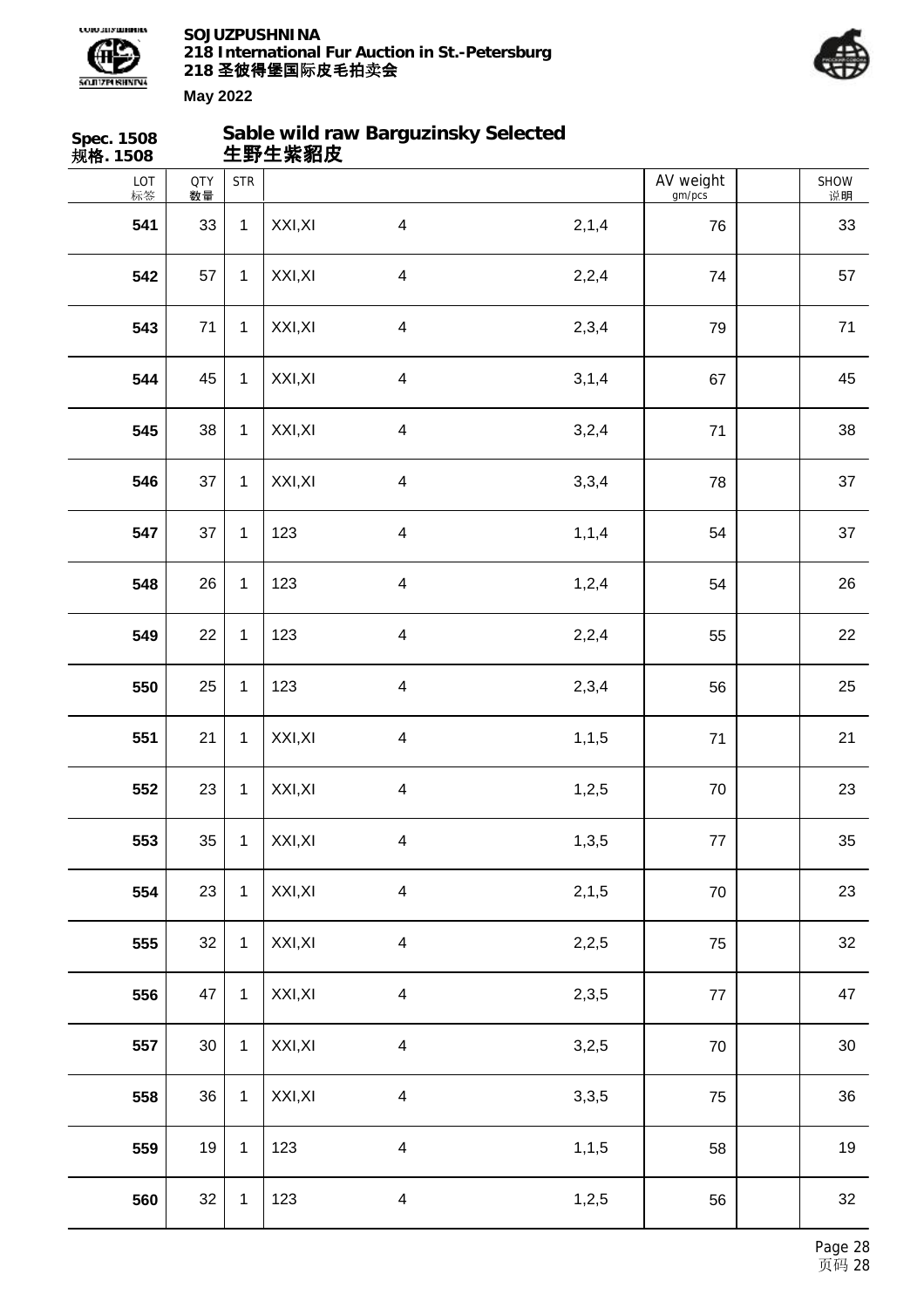**Spec. 1508**
**规格. 1508**

## Sable wild raw Barguzinsky Selected
## 生野生紫貂皮

| LOT 标签 | QTY 数量 | STR | | | | AV weight gm/pcs | | SHOW 说明 |
|---|---|---|---|---|---|---|---|---|
| **541** | 33 | 1 | XXI,XI | 4 | 2,1,4 | 76 | | 33 |
| **542** | 57 | 1 | XXI,XI | 4 | 2,2,4 | 74 | | 57 |
| **543** | 71 | 1 | XXI,XI | 4 | 2,3,4 | 79 | | 71 |
| **544** | 45 | 1 | XXI,XI | 4 | 3,1,4 | 67 | | 45 |
| **545** | 38 | 1 | XXI,XI | 4 | 3,2,4 | 71 | | 38 |
| **546** | 37 | 1 | XXI,XI | 4 | 3,3,4 | 78 | | 37 |
| **547** | 37 | 1 | 123 | 4 | 1,1,4 | 54 | | 37 |
| **548** | 26 | 1 | 123 | 4 | 1,2,4 | 54 | | 26 |
| **549** | 22 | 1 | 123 | 4 | 2,2,4 | 55 | | 22 |
| **550** | 25 | 1 | 123 | 4 | 2,3,4 | 56 | | 25 |
| **551** | 21 | 1 | XXI,XI | 4 | 1,1,5 | 71 | | 21 |
| **552** | 23 | 1 | XXI,XI | 4 | 1,2,5 | 70 | | 23 |
| **553** | 35 | 1 | XXI,XI | 4 | 1,3,5 | 77 | | 35 |
| **554** | 23 | 1 | XXI,XI | 4 | 2,1,5 | 70 | | 23 |
| **555** | 32 | 1 | XXI,XI | 4 | 2,2,5 | 75 | | 32 |
| **556** | 47 | 1 | XXI,XI | 4 | 2,3,5 | 77 | | 47 |
| **557** | 30 | 1 | XXI,XI | 4 | 3,2,5 | 70 | | 30 |
| **558** | 36 | 1 | XXI,XI | 4 | 3,3,5 | 75 | | 36 |
| **559** | 19 | 1 | 123 | 4 | 1,1,5 | 58 | | 19 |
| **560** | 32 | 1 | 123 | 4 | 1,2,5 | 56 | | 32 |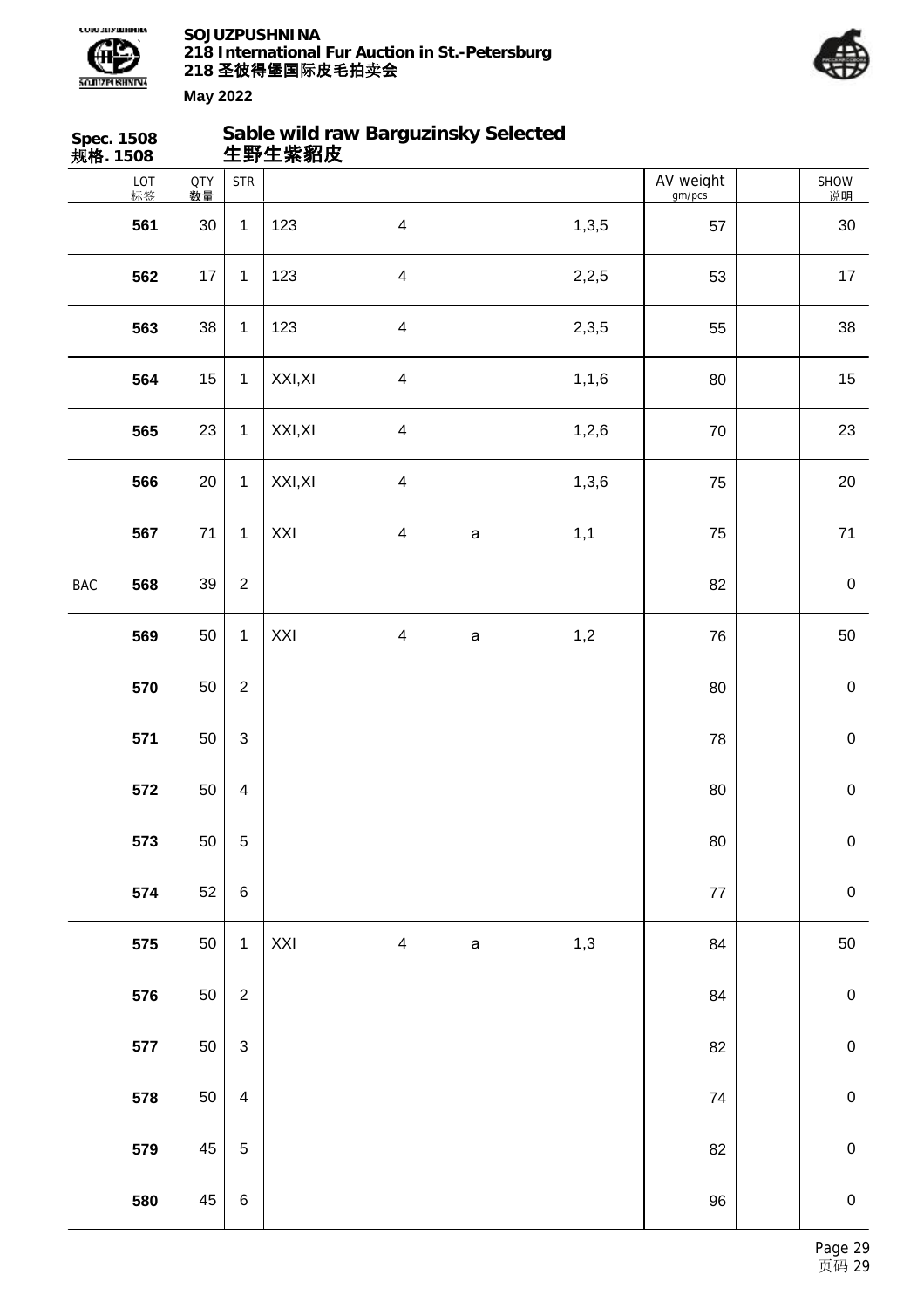**Spec. 1508**
**规格. 1508**

## Sable wild raw Barguzinsky Selected
## 生野生紫貂皮

| | LOT 标签 | QTY 数量 | STR | | | | | AV weight gm/pcs | | SHOW 说明 |
|---|---|---|---|---|---|---|---|---|---|---|
| | **561** | 30 | 1 | 123 | 4 | | 1,3,5 | 57 | | 30 |
| | **562** | 17 | 1 | 123 | 4 | | 2,2,5 | 53 | | 17 |
| | **563** | 38 | 1 | 123 | 4 | | 2,3,5 | 55 | | 38 |
| | **564** | 15 | 1 | XXI,XI | 4 | | 1,1,6 | 80 | | 15 |
| | **565** | 23 | 1 | XXI,XI | 4 | | 1,2,6 | 70 | | 23 |
| | **566** | 20 | 1 | XXI,XI | 4 | | 1,3,6 | 75 | | 20 |
| | **567** | 71 | 1 | XXI | 4 | a | 1,1 | 75 | | 71 |
| BAC | **568** | 39 | 2 | | | | | 82 | | 0 |
| | **569** | 50 | 1 | XXI | 4 | a | 1,2 | 76 | | 50 |
| | **570** | 50 | 2 | | | | | 80 | | 0 |
| | **571** | 50 | 3 | | | | | 78 | | 0 |
| | **572** | 50 | 4 | | | | | 80 | | 0 |
| | **573** | 50 | 5 | | | | | 80 | | 0 |
| | **574** | 52 | 6 | | | | | 77 | | 0 |
| | **575** | 50 | 1 | XXI | 4 | a | 1,3 | 84 | | 50 |
| | **576** | 50 | 2 | | | | | 84 | | 0 |
| | **577** | 50 | 3 | | | | | 82 | | 0 |
| | **578** | 50 | 4 | | | | | 74 | | 0 |
| | **579** | 45 | 5 | | | | | 82 | | 0 |
| | **580** | 45 | 6 | | | | | 96 | | 0 |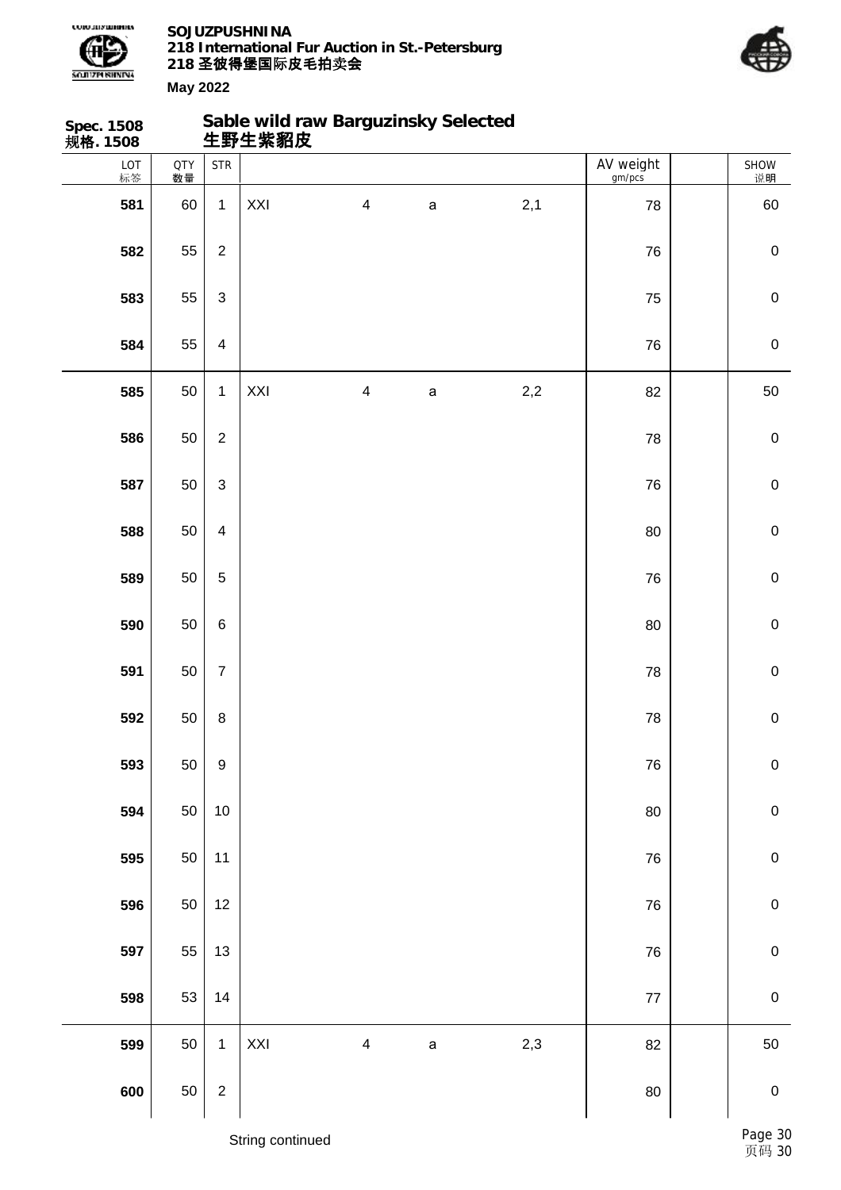**Spec. 1508**
**规格. 1508**

## Sable wild raw Barguzinsky Selected
## 生野生紫貂皮

| LOT 标签 | QTY 数量 | STR | | | | | AV weight gm/pcs | | SHOW 说明 |
|---|---|---|---|---|---|---|---|---|---|
| **581** | 60 | 1 | XXI | 4 | a | 2,1 | 78 | | 60 |
| **582** | 55 | 2 | | | | | 76 | | 0 |
| **583** | 55 | 3 | | | | | 75 | | 0 |
| **584** | 55 | 4 | | | | | 76 | | 0 |
| **585** | 50 | 1 | XXI | 4 | a | 2,2 | 82 | | 50 |
| **586** | 50 | 2 | | | | | 78 | | 0 |
| **587** | 50 | 3 | | | | | 76 | | 0 |
| **588** | 50 | 4 | | | | | 80 | | 0 |
| **589** | 50 | 5 | | | | | 76 | | 0 |
| **590** | 50 | 6 | | | | | 80 | | 0 |
| **591** | 50 | 7 | | | | | 78 | | 0 |
| **592** | 50 | 8 | | | | | 78 | | 0 |
| **593** | 50 | 9 | | | | | 76 | | 0 |
| **594** | 50 | 10 | | | | | 80 | | 0 |
| **595** | 50 | 11 | | | | | 76 | | 0 |
| **596** | 50 | 12 | | | | | 76 | | 0 |
| **597** | 55 | 13 | | | | | 76 | | 0 |
| **598** | 53 | 14 | | | | | 77 | | 0 |
| **599** | 50 | 1 | XXI | 4 | a | 2,3 | 82 | | 50 |
| **600** | 50 | 2 | | | | | 80 | | 0 |

String continued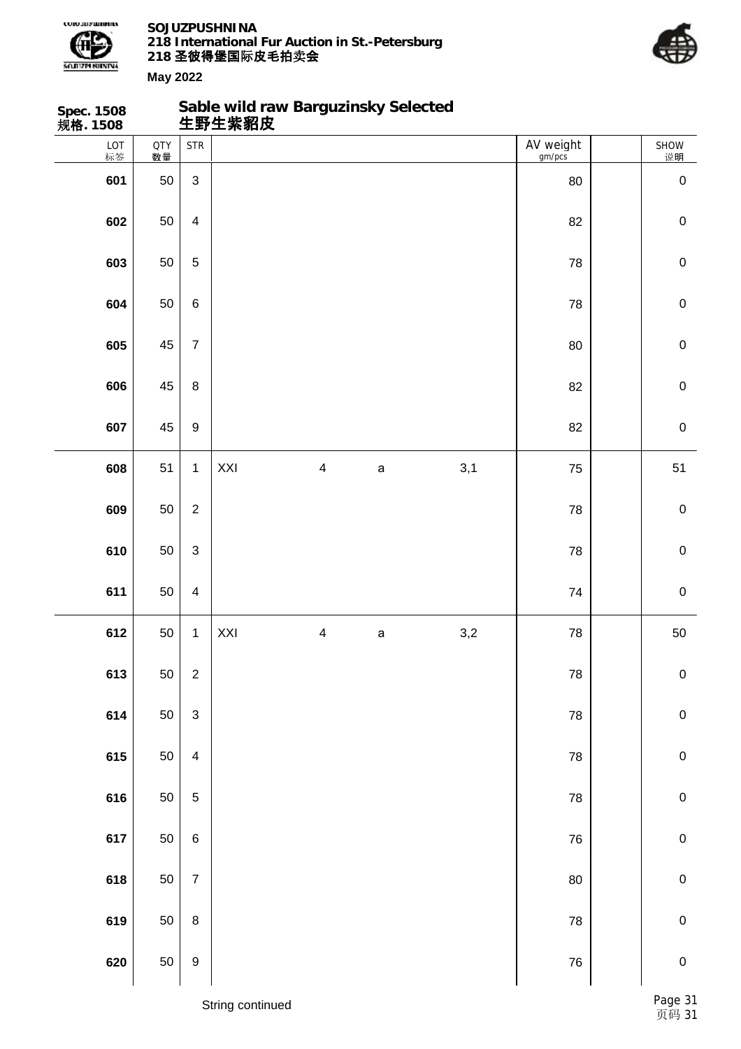**Spec. 1508**
**规格. 1508**

## Sable wild raw Barguzinsky Selected
## 生野生紫貂皮

| LOT 标签 | QTY 数量 | STR | | | | | AV weight gm/pcs | | SHOW 说明 |
|---|---|---|---|---|---|---|---|---|---|
| **601** | 50 | 3 | | | | | 80 | | 0 |
| **602** | 50 | 4 | | | | | 82 | | 0 |
| **603** | 50 | 5 | | | | | 78 | | 0 |
| **604** | 50 | 6 | | | | | 78 | | 0 |
| **605** | 45 | 7 | | | | | 80 | | 0 |
| **606** | 45 | 8 | | | | | 82 | | 0 |
| **607** | 45 | 9 | | | | | 82 | | 0 |
| **608** | 51 | 1 | XXI | 4 | a | 3,1 | 75 | | 51 |
| **609** | 50 | 2 | | | | | 78 | | 0 |
| **610** | 50 | 3 | | | | | 78 | | 0 |
| **611** | 50 | 4 | | | | | 74 | | 0 |
| **612** | 50 | 1 | XXI | 4 | a | 3,2 | 78 | | 50 |
| **613** | 50 | 2 | | | | | 78 | | 0 |
| **614** | 50 | 3 | | | | | 78 | | 0 |
| **615** | 50 | 4 | | | | | 78 | | 0 |
| **616** | 50 | 5 | | | | | 78 | | 0 |
| **617** | 50 | 6 | | | | | 76 | | 0 |
| **618** | 50 | 7 | | | | | 80 | | 0 |
| **619** | 50 | 8 | | | | | 78 | | 0 |
| **620** | 50 | 9 | | | | | 76 | | 0 |

String continued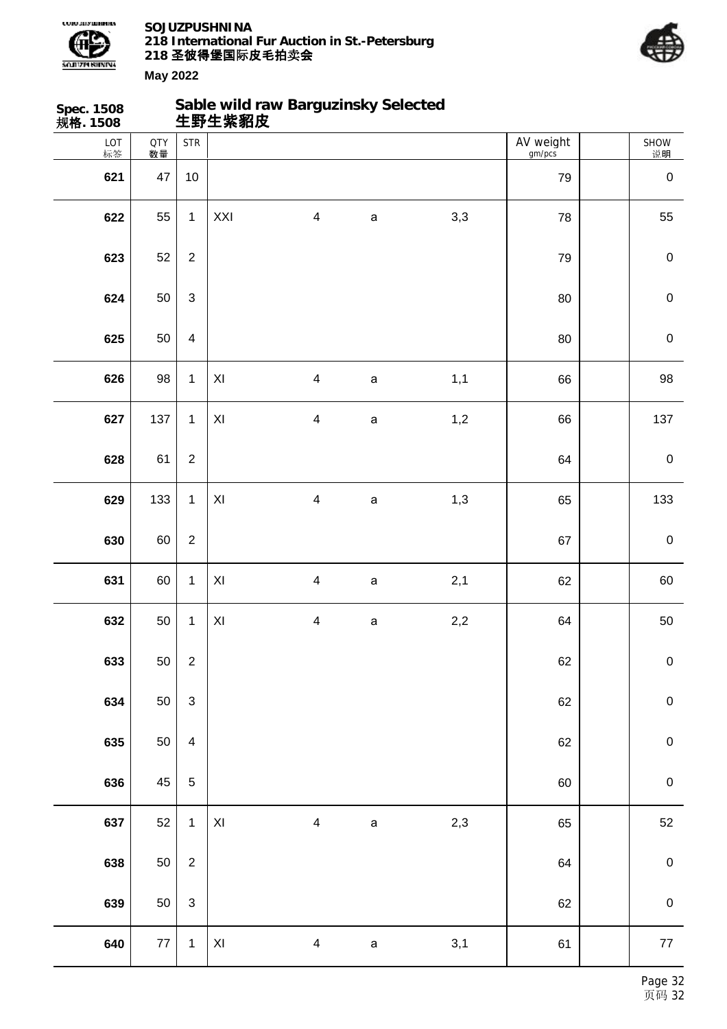# Spec. 1508 规格. 1508

## Sable wild raw Barguzinsky Selected 生野生紫貂皮

| LOT 标签 | QTY 数量 | STR | | | | | AV weight gm/pcs | | SHOW 说明 |
|---|---|---|---|---|---|---|---|---|---|
| 621 | 47 | 10 | | | | | 79 | | 0 |
| 622 | 55 | 1 | XXI | 4 | a | 3,3 | 78 | | 55 |
| 623 | 52 | 2 | | | | | 79 | | 0 |
| 624 | 50 | 3 | | | | | 80 | | 0 |
| 625 | 50 | 4 | | | | | 80 | | 0 |
| 626 | 98 | 1 | XI | 4 | a | 1,1 | 66 | | 98 |
| 627 | 137 | 1 | XI | 4 | a | 1,2 | 66 | | 137 |
| 628 | 61 | 2 | | | | | 64 | | 0 |
| 629 | 133 | 1 | XI | 4 | a | 1,3 | 65 | | 133 |
| 630 | 60 | 2 | | | | | 67 | | 0 |
| 631 | 60 | 1 | XI | 4 | a | 2,1 | 62 | | 60 |
| 632 | 50 | 1 | XI | 4 | a | 2,2 | 64 | | 50 |
| 633 | 50 | 2 | | | | | 62 | | 0 |
| 634 | 50 | 3 | | | | | 62 | | 0 |
| 635 | 50 | 4 | | | | | 62 | | 0 |
| 636 | 45 | 5 | | | | | 60 | | 0 |
| 637 | 52 | 1 | XI | 4 | a | 2,3 | 65 | | 52 |
| 638 | 50 | 2 | | | | | 64 | | 0 |
| 639 | 50 | 3 | | | | | 62 | | 0 |
| 640 | 77 | 1 | XI | 4 | a | 3,1 | 61 | | 77 |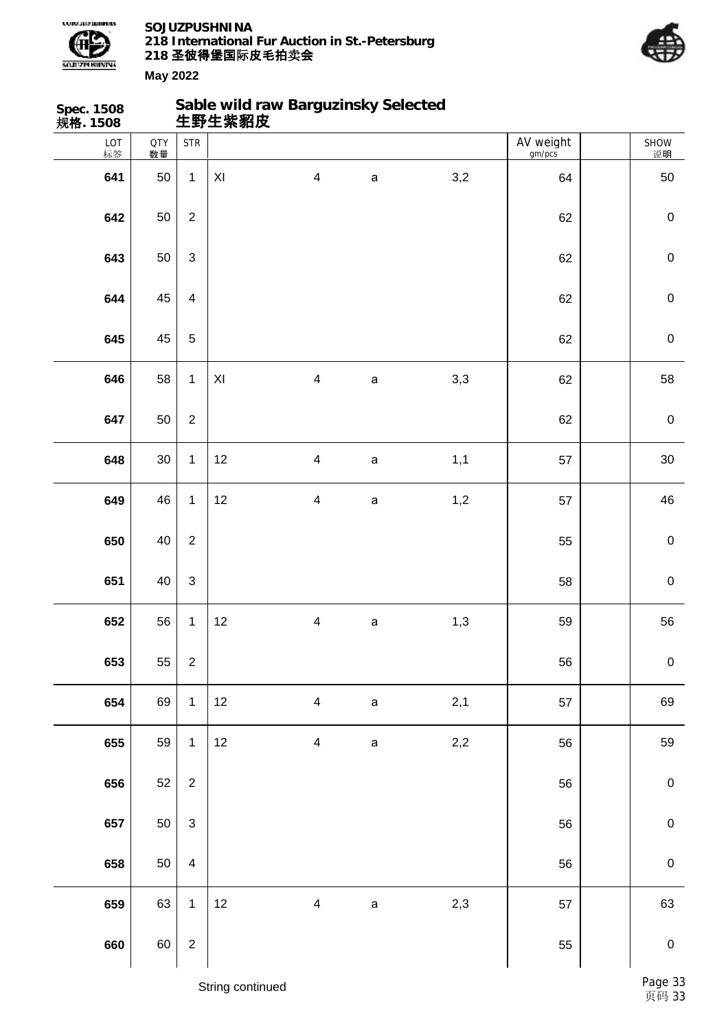**Spec. 1508**
**规格. 1508**

## Sable wild raw Barguzinsky Selected
## 生野生紫貂皮

| LOT 标签 | QTY 数量 | STR | | | | | AV weight gm/pcs | | SHOW 说明 |
|---|---|---|---|---|---|---|---|---|---|
| **641** | 50 | 1 | XI | 4 | a | 3,2 | 64 | | 50 |
| **642** | 50 | 2 | | | | | 62 | | 0 |
| **643** | 50 | 3 | | | | | 62 | | 0 |
| **644** | 45 | 4 | | | | | 62 | | 0 |
| **645** | 45 | 5 | | | | | 62 | | 0 |
| **646** | 58 | 1 | XI | 4 | a | 3,3 | 62 | | 58 |
| **647** | 50 | 2 | | | | | 62 | | 0 |
| **648** | 30 | 1 | 12 | 4 | a | 1,1 | 57 | | 30 |
| **649** | 46 | 1 | 12 | 4 | a | 1,2 | 57 | | 46 |
| **650** | 40 | 2 | | | | | 55 | | 0 |
| **651** | 40 | 3 | | | | | 58 | | 0 |
| **652** | 56 | 1 | 12 | 4 | a | 1,3 | 59 | | 56 |
| **653** | 55 | 2 | | | | | 56 | | 0 |
| **654** | 69 | 1 | 12 | 4 | a | 2,1 | 57 | | 69 |
| **655** | 59 | 1 | 12 | 4 | a | 2,2 | 56 | | 59 |
| **656** | 52 | 2 | | | | | 56 | | 0 |
| **657** | 50 | 3 | | | | | 56 | | 0 |
| **658** | 50 | 4 | | | | | 56 | | 0 |
| **659** | 63 | 1 | 12 | 4 | a | 2,3 | 57 | | 63 |
| **660** | 60 | 2 | | | | | 55 | | 0 |

String continued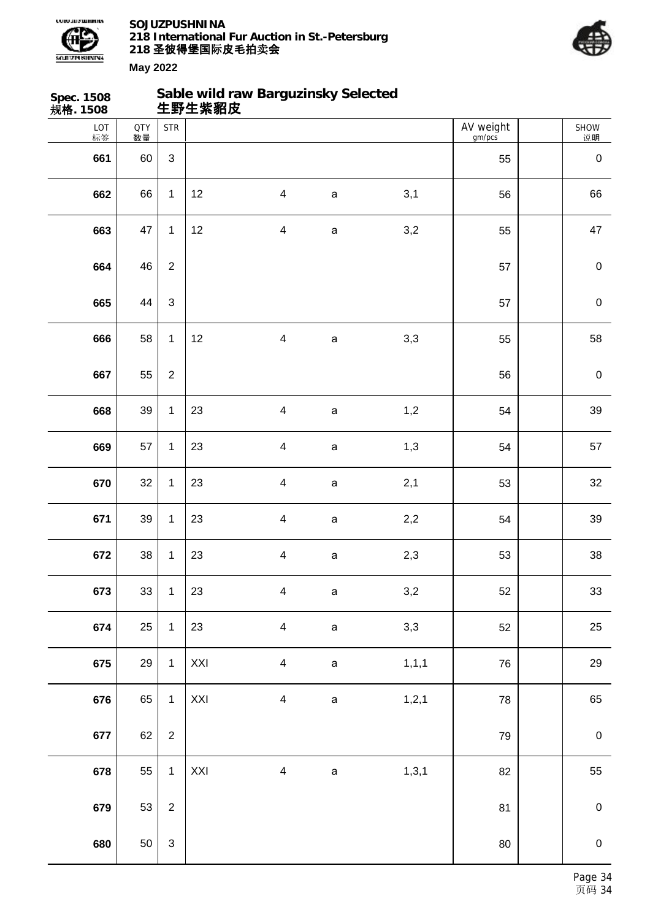**Spec. 1508**
**规格. 1508**

## Sable wild raw Barguzinsky Selected
## 生野生紫貂皮

| LOT 标签 | QTY 数量 | STR | | | | | AV weight gm/pcs | | SHOW 说明 |
|---|---|---|---|---|---|---|---|---|---|
| **661** | 60 | 3 | | | | | 55 | | 0 |
| **662** | 66 | 1 | 12 | 4 | a | 3,1 | 56 | | 66 |
| **663** | 47 | 1 | 12 | 4 | a | 3,2 | 55 | | 47 |
| **664** | 46 | 2 | | | | | 57 | | 0 |
| **665** | 44 | 3 | | | | | 57 | | 0 |
| **666** | 58 | 1 | 12 | 4 | a | 3,3 | 55 | | 58 |
| **667** | 55 | 2 | | | | | 56 | | 0 |
| **668** | 39 | 1 | 23 | 4 | a | 1,2 | 54 | | 39 |
| **669** | 57 | 1 | 23 | 4 | a | 1,3 | 54 | | 57 |
| **670** | 32 | 1 | 23 | 4 | a | 2,1 | 53 | | 32 |
| **671** | 39 | 1 | 23 | 4 | a | 2,2 | 54 | | 39 |
| **672** | 38 | 1 | 23 | 4 | a | 2,3 | 53 | | 38 |
| **673** | 33 | 1 | 23 | 4 | a | 3,2 | 52 | | 33 |
| **674** | 25 | 1 | 23 | 4 | a | 3,3 | 52 | | 25 |
| **675** | 29 | 1 | XXI | 4 | a | 1,1,1 | 76 | | 29 |
| **676** | 65 | 1 | XXI | 4 | a | 1,2,1 | 78 | | 65 |
| **677** | 62 | 2 | | | | | 79 | | 0 |
| **678** | 55 | 1 | XXI | 4 | a | 1,3,1 | 82 | | 55 |
| **679** | 53 | 2 | | | | | 81 | | 0 |
| **680** | 50 | 3 | | | | | 80 | | 0 |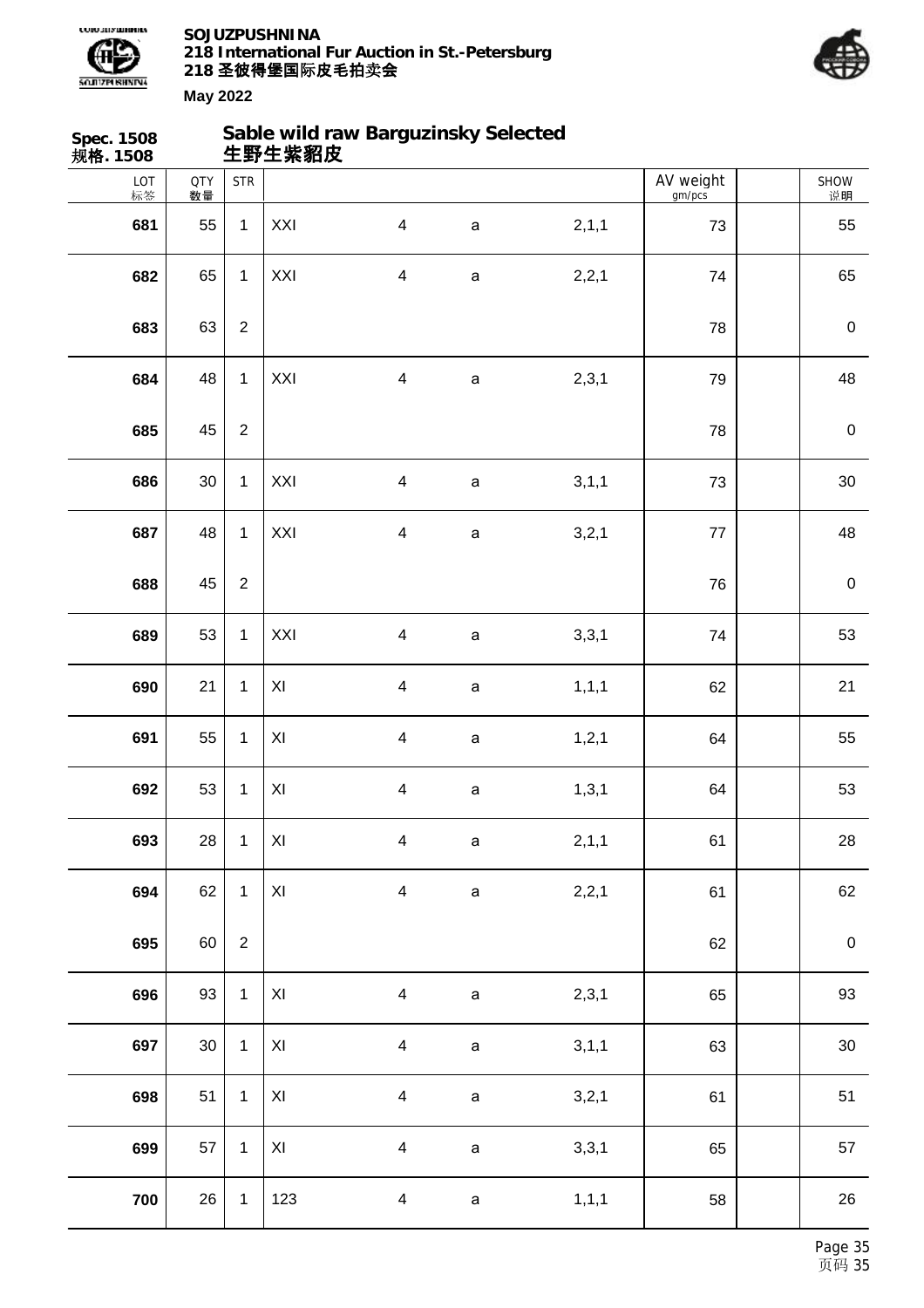Spec. 1508
规格. 1508

## Sable wild raw Barguzinsky Selected
## 生野生紫貂皮

| LOT 标签 | QTY 数量 | STR | | | | | AV weight gm/pcs | | SHOW 说明 |
|---|---|---|---|---|---|---|---|---|---|
| 681 | 55 | 1 | XXI | 4 | a | 2,1,1 | 73 | | 55 |
| 682 | 65 | 1 | XXI | 4 | a | 2,2,1 | 74 | | 65 |
| 683 | 63 | 2 | | | | | 78 | | 0 |
| 684 | 48 | 1 | XXI | 4 | a | 2,3,1 | 79 | | 48 |
| 685 | 45 | 2 | | | | | 78 | | 0 |
| 686 | 30 | 1 | XXI | 4 | a | 3,1,1 | 73 | | 30 |
| 687 | 48 | 1 | XXI | 4 | a | 3,2,1 | 77 | | 48 |
| 688 | 45 | 2 | | | | | 76 | | 0 |
| 689 | 53 | 1 | XXI | 4 | a | 3,3,1 | 74 | | 53 |
| 690 | 21 | 1 | XI | 4 | a | 1,1,1 | 62 | | 21 |
| 691 | 55 | 1 | XI | 4 | a | 1,2,1 | 64 | | 55 |
| 692 | 53 | 1 | XI | 4 | a | 1,3,1 | 64 | | 53 |
| 693 | 28 | 1 | XI | 4 | a | 2,1,1 | 61 | | 28 |
| 694 | 62 | 1 | XI | 4 | a | 2,2,1 | 61 | | 62 |
| 695 | 60 | 2 | | | | | 62 | | 0 |
| 696 | 93 | 1 | XI | 4 | a | 2,3,1 | 65 | | 93 |
| 697 | 30 | 1 | XI | 4 | a | 3,1,1 | 63 | | 30 |
| 698 | 51 | 1 | XI | 4 | a | 3,2,1 | 61 | | 51 |
| 699 | 57 | 1 | XI | 4 | a | 3,3,1 | 65 | | 57 |
| 700 | 26 | 1 | 123 | 4 | a | 1,1,1 | 58 | | 26 |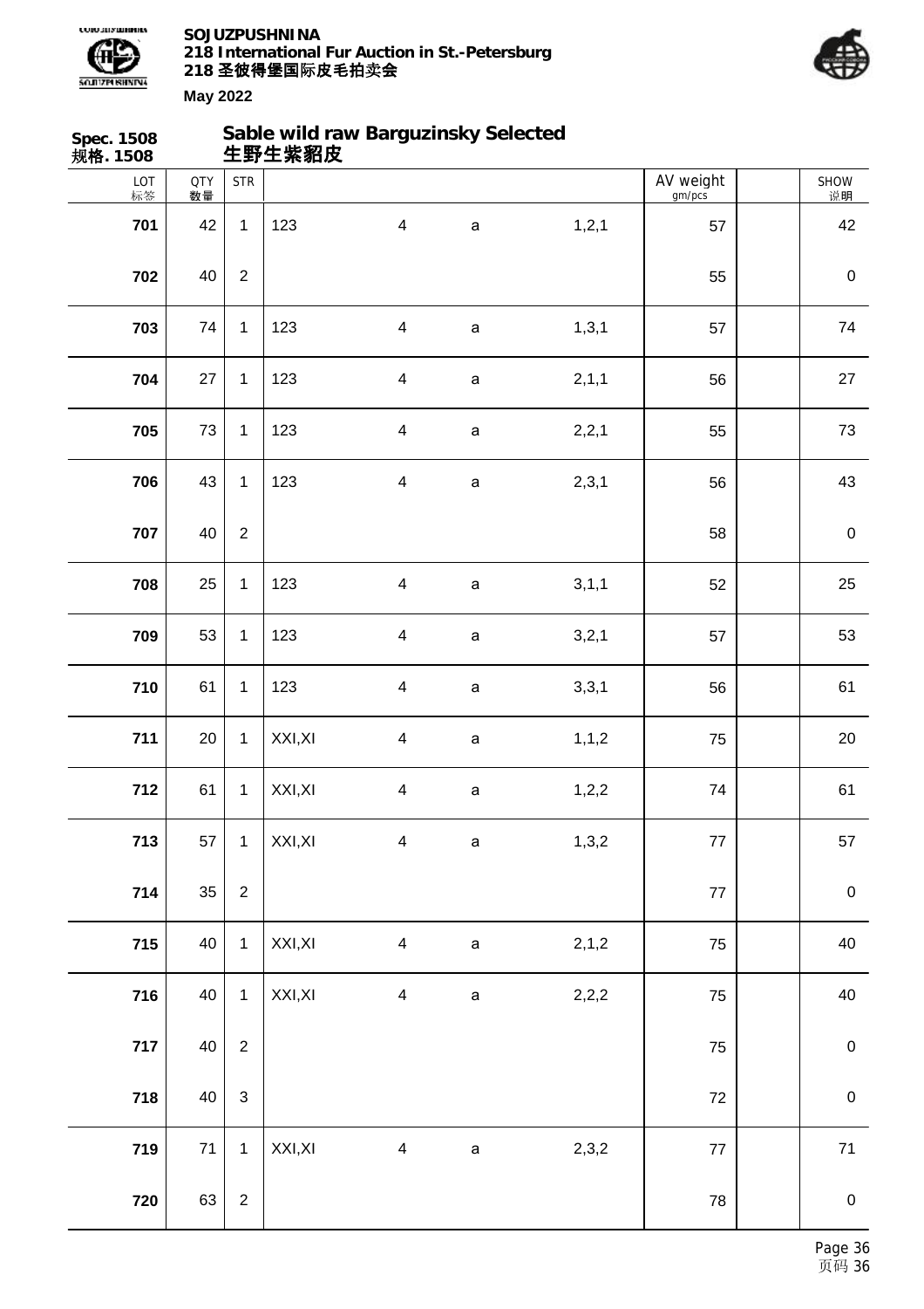Spec. 1508
规格. 1508

## Sable wild raw Barguzinsky Selected
## 生野生紫貂皮

| LOT 标签 | QTY 数量 | STR | | | | | AV weight gm/pcs | | SHOW 说明 |
|---|---|---|---|---|---|---|---|---|---|
| 701 | 42 | 1 | 123 | 4 | a | 1,2,1 | 57 | | 42 |
| 702 | 40 | 2 | | | | | 55 | | 0 |
| 703 | 74 | 1 | 123 | 4 | a | 1,3,1 | 57 | | 74 |
| 704 | 27 | 1 | 123 | 4 | a | 2,1,1 | 56 | | 27 |
| 705 | 73 | 1 | 123 | 4 | a | 2,2,1 | 55 | | 73 |
| 706 | 43 | 1 | 123 | 4 | a | 2,3,1 | 56 | | 43 |
| 707 | 40 | 2 | | | | | 58 | | 0 |
| 708 | 25 | 1 | 123 | 4 | a | 3,1,1 | 52 | | 25 |
| 709 | 53 | 1 | 123 | 4 | a | 3,2,1 | 57 | | 53 |
| 710 | 61 | 1 | 123 | 4 | a | 3,3,1 | 56 | | 61 |
| 711 | 20 | 1 | XXI,XI | 4 | a | 1,1,2 | 75 | | 20 |
| 712 | 61 | 1 | XXI,XI | 4 | a | 1,2,2 | 74 | | 61 |
| 713 | 57 | 1 | XXI,XI | 4 | a | 1,3,2 | 77 | | 57 |
| 714 | 35 | 2 | | | | | 77 | | 0 |
| 715 | 40 | 1 | XXI,XI | 4 | a | 2,1,2 | 75 | | 40 |
| 716 | 40 | 1 | XXI,XI | 4 | a | 2,2,2 | 75 | | 40 |
| 717 | 40 | 2 | | | | | 75 | | 0 |
| 718 | 40 | 3 | | | | | 72 | | 0 |
| 719 | 71 | 1 | XXI,XI | 4 | a | 2,3,2 | 77 | | 71 |
| 720 | 63 | 2 | | | | | 78 | | 0 |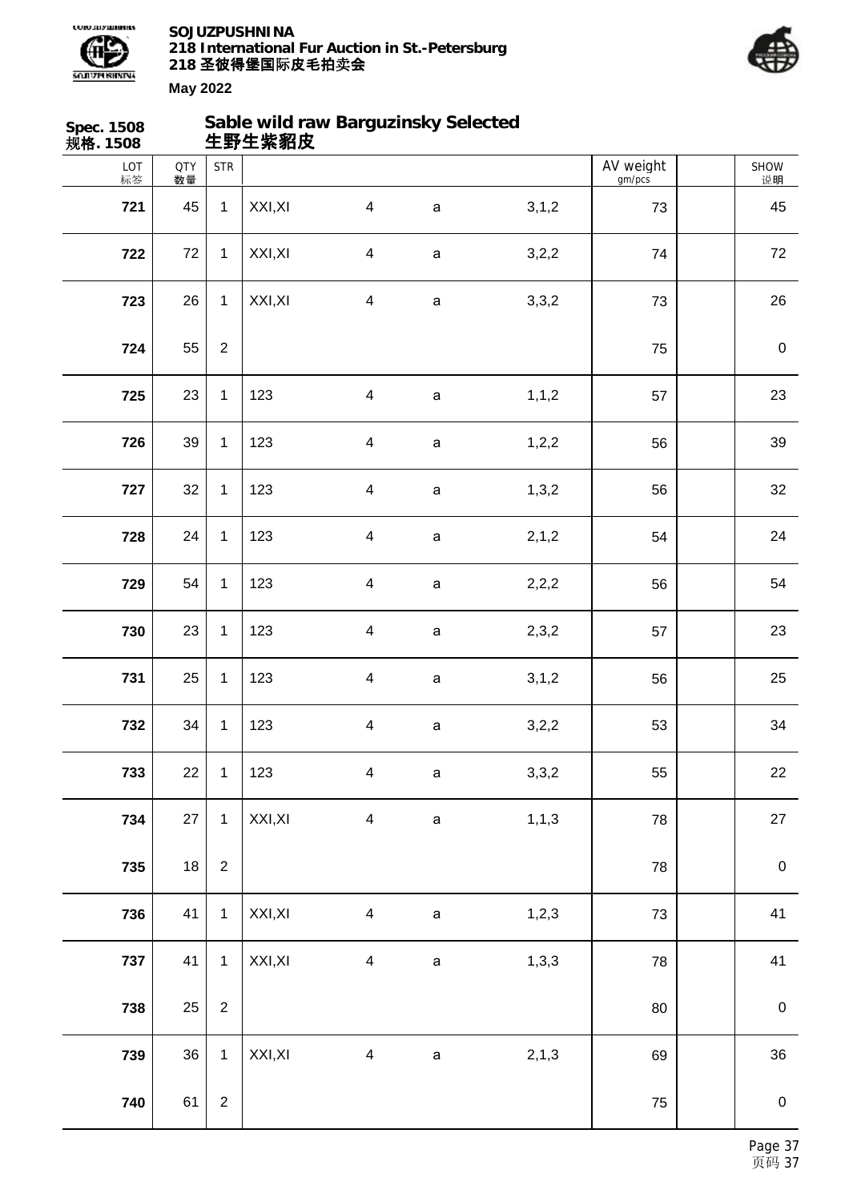Spec. 1508
规格. 1508

## Sable wild raw Barguzinsky Selected
## 生野生紫貂皮

| LOT 标签 | QTY 数量 | STR | | | | | AV weight gm/pcs | | SHOW 说明 |
|---|---|---|---|---|---|---|---|---|---|
| 721 | 45 | 1 | XXI,XI | 4 | a | 3,1,2 | 73 | | 45 |
| 722 | 72 | 1 | XXI,XI | 4 | a | 3,2,2 | 74 | | 72 |
| 723 | 26 | 1 | XXI,XI | 4 | a | 3,3,2 | 73 | | 26 |
| 724 | 55 | 2 | | | | | 75 | | 0 |
| 725 | 23 | 1 | 123 | 4 | a | 1,1,2 | 57 | | 23 |
| 726 | 39 | 1 | 123 | 4 | a | 1,2,2 | 56 | | 39 |
| 727 | 32 | 1 | 123 | 4 | a | 1,3,2 | 56 | | 32 |
| 728 | 24 | 1 | 123 | 4 | a | 2,1,2 | 54 | | 24 |
| 729 | 54 | 1 | 123 | 4 | a | 2,2,2 | 56 | | 54 |
| 730 | 23 | 1 | 123 | 4 | a | 2,3,2 | 57 | | 23 |
| 731 | 25 | 1 | 123 | 4 | a | 3,1,2 | 56 | | 25 |
| 732 | 34 | 1 | 123 | 4 | a | 3,2,2 | 53 | | 34 |
| 733 | 22 | 1 | 123 | 4 | a | 3,3,2 | 55 | | 22 |
| 734 | 27 | 1 | XXI,XI | 4 | a | 1,1,3 | 78 | | 27 |
| 735 | 18 | 2 | | | | | 78 | | 0 |
| 736 | 41 | 1 | XXI,XI | 4 | a | 1,2,3 | 73 | | 41 |
| 737 | 41 | 1 | XXI,XI | 4 | a | 1,3,3 | 78 | | 41 |
| 738 | 25 | 2 | | | | | 80 | | 0 |
| 739 | 36 | 1 | XXI,XI | 4 | a | 2,1,3 | 69 | | 36 |
| 740 | 61 | 2 | | | | | 75 | | 0 |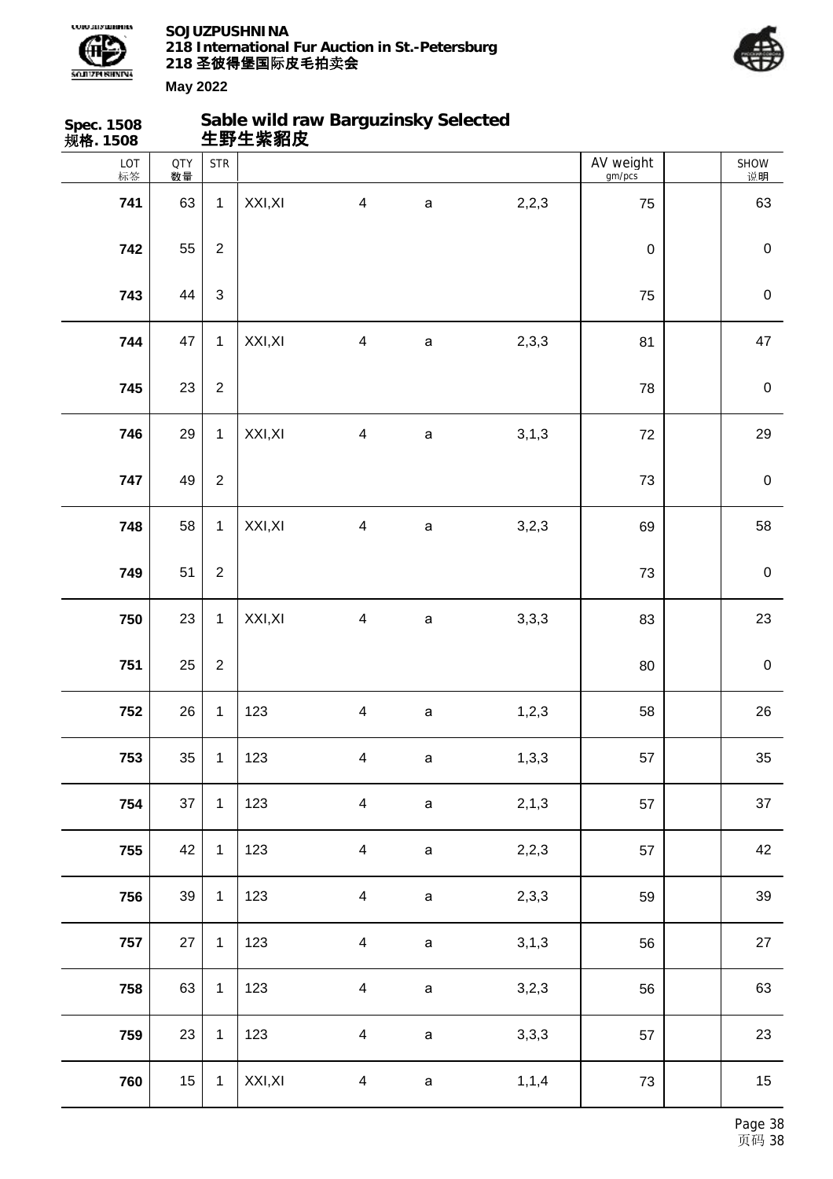**Spec. 1508**
**规格. 1508**

## Sable wild raw Barguzinsky Selected
## 生野生紫貂皮

| LOT 标签 | QTY 数量 | STR | | | | | AV weight gm/pcs | | SHOW 说明 |
|---|---|---|---|---|---|---|---|---|---|
| **741** | 63 | 1 | XXI,XI | 4 | a | 2,2,3 | 75 | | 63 |
| **742** | 55 | 2 | | | | | 0 | | 0 |
| **743** | 44 | 3 | | | | | 75 | | 0 |
| **744** | 47 | 1 | XXI,XI | 4 | a | 2,3,3 | 81 | | 47 |
| **745** | 23 | 2 | | | | | 78 | | 0 |
| **746** | 29 | 1 | XXI,XI | 4 | a | 3,1,3 | 72 | | 29 |
| **747** | 49 | 2 | | | | | 73 | | 0 |
| **748** | 58 | 1 | XXI,XI | 4 | a | 3,2,3 | 69 | | 58 |
| **749** | 51 | 2 | | | | | 73 | | 0 |
| **750** | 23 | 1 | XXI,XI | 4 | a | 3,3,3 | 83 | | 23 |
| **751** | 25 | 2 | | | | | 80 | | 0 |
| **752** | 26 | 1 | 123 | 4 | a | 1,2,3 | 58 | | 26 |
| **753** | 35 | 1 | 123 | 4 | a | 1,3,3 | 57 | | 35 |
| **754** | 37 | 1 | 123 | 4 | a | 2,1,3 | 57 | | 37 |
| **755** | 42 | 1 | 123 | 4 | a | 2,2,3 | 57 | | 42 |
| **756** | 39 | 1 | 123 | 4 | a | 2,3,3 | 59 | | 39 |
| **757** | 27 | 1 | 123 | 4 | a | 3,1,3 | 56 | | 27 |
| **758** | 63 | 1 | 123 | 4 | a | 3,2,3 | 56 | | 63 |
| **759** | 23 | 1 | 123 | 4 | a | 3,3,3 | 57 | | 23 |
| **760** | 15 | 1 | XXI,XI | 4 | a | 1,1,4 | 73 | | 15 |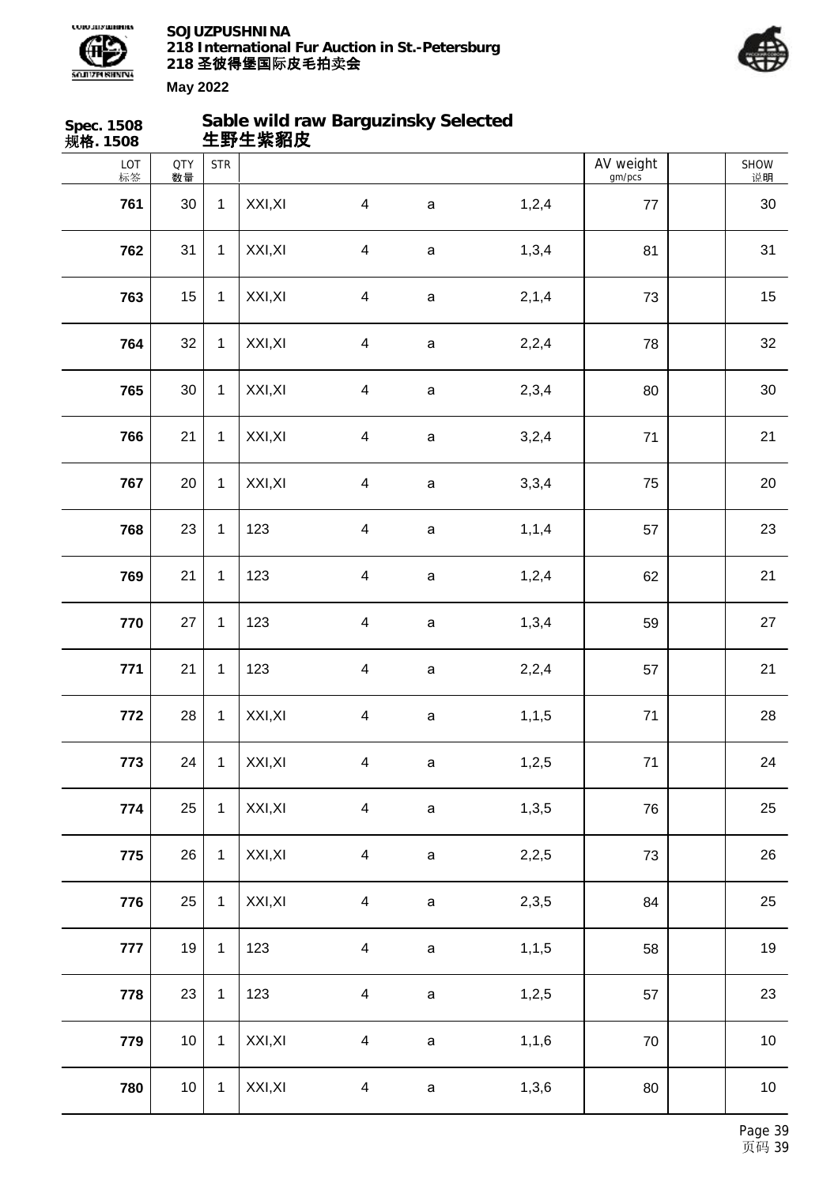**Spec. 1508**
**规格. 1508**

## Sable wild raw Barguzinsky Selected
## 生野生紫貂皮

| LOT 标签 | QTY 数量 | STR | | | | | AV weight gm/pcs | | SHOW 说明 |
|---|---|---|---|---|---|---|---|---|---|
| 761 | 30 | 1 | XXI,XI | 4 | a | 1,2,4 | 77 | | 30 |
| 762 | 31 | 1 | XXI,XI | 4 | a | 1,3,4 | 81 | | 31 |
| 763 | 15 | 1 | XXI,XI | 4 | a | 2,1,4 | 73 | | 15 |
| 764 | 32 | 1 | XXI,XI | 4 | a | 2,2,4 | 78 | | 32 |
| 765 | 30 | 1 | XXI,XI | 4 | a | 2,3,4 | 80 | | 30 |
| 766 | 21 | 1 | XXI,XI | 4 | a | 3,2,4 | 71 | | 21 |
| 767 | 20 | 1 | XXI,XI | 4 | a | 3,3,4 | 75 | | 20 |
| 768 | 23 | 1 | 123 | 4 | a | 1,1,4 | 57 | | 23 |
| 769 | 21 | 1 | 123 | 4 | a | 1,2,4 | 62 | | 21 |
| 770 | 27 | 1 | 123 | 4 | a | 1,3,4 | 59 | | 27 |
| 771 | 21 | 1 | 123 | 4 | a | 2,2,4 | 57 | | 21 |
| 772 | 28 | 1 | XXI,XI | 4 | a | 1,1,5 | 71 | | 28 |
| 773 | 24 | 1 | XXI,XI | 4 | a | 1,2,5 | 71 | | 24 |
| 774 | 25 | 1 | XXI,XI | 4 | a | 1,3,5 | 76 | | 25 |
| 775 | 26 | 1 | XXI,XI | 4 | a | 2,2,5 | 73 | | 26 |
| 776 | 25 | 1 | XXI,XI | 4 | a | 2,3,5 | 84 | | 25 |
| 777 | 19 | 1 | 123 | 4 | a | 1,1,5 | 58 | | 19 |
| 778 | 23 | 1 | 123 | 4 | a | 1,2,5 | 57 | | 23 |
| 779 | 10 | 1 | XXI,XI | 4 | a | 1,1,6 | 70 | | 10 |
| 780 | 10 | 1 | XXI,XI | 4 | a | 1,3,6 | 80 | | 10 |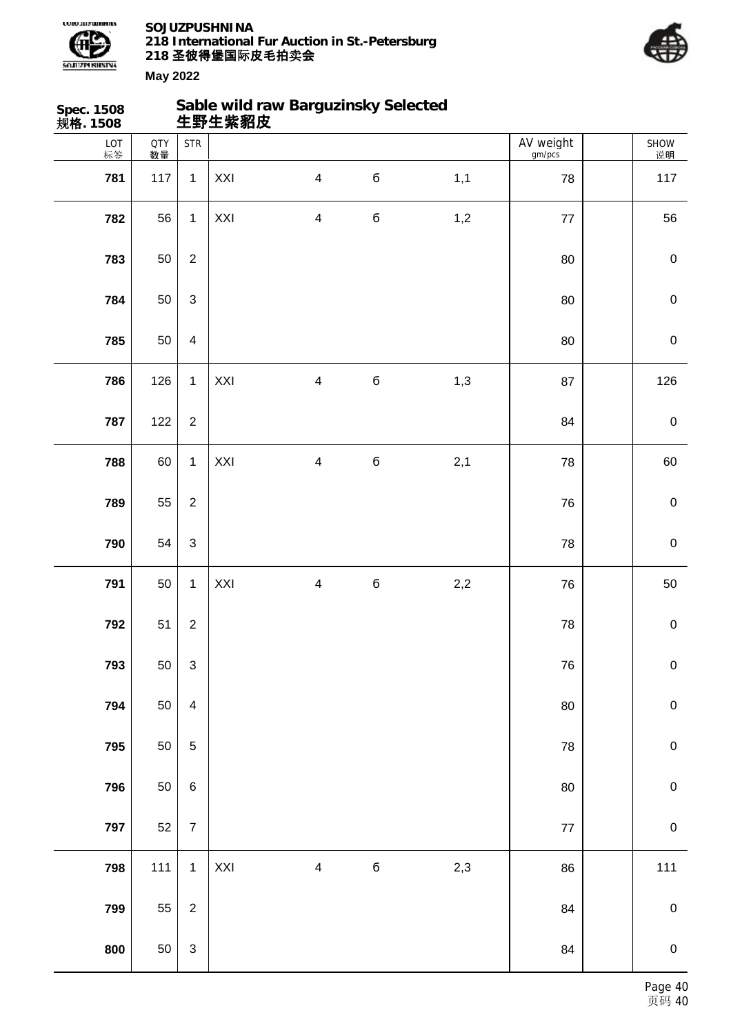**Spec. 1508**
**规格. 1508**

## Sable wild raw Barguzinsky Selected
## 生野生紫貂皮

| LOT 标签 | QTY 数量 | STR | | | | | AV weight gm/pcs | | SHOW 说明 |
|---|---|---|---|---|---|---|---|---|---|
| **781** | 117 | 1 | XXI | 4 | б | 1,1 | 78 | | 117 |
| **782** | 56 | 1 | XXI | 4 | б | 1,2 | 77 | | 56 |
| **783** | 50 | 2 | | | | | 80 | | 0 |
| **784** | 50 | 3 | | | | | 80 | | 0 |
| **785** | 50 | 4 | | | | | 80 | | 0 |
| **786** | 126 | 1 | XXI | 4 | б | 1,3 | 87 | | 126 |
| **787** | 122 | 2 | | | | | 84 | | 0 |
| **788** | 60 | 1 | XXI | 4 | б | 2,1 | 78 | | 60 |
| **789** | 55 | 2 | | | | | 76 | | 0 |
| **790** | 54 | 3 | | | | | 78 | | 0 |
| **791** | 50 | 1 | XXI | 4 | б | 2,2 | 76 | | 50 |
| **792** | 51 | 2 | | | | | 78 | | 0 |
| **793** | 50 | 3 | | | | | 76 | | 0 |
| **794** | 50 | 4 | | | | | 80 | | 0 |
| **795** | 50 | 5 | | | | | 78 | | 0 |
| **796** | 50 | 6 | | | | | 80 | | 0 |
| **797** | 52 | 7 | | | | | 77 | | 0 |
| **798** | 111 | 1 | XXI | 4 | б | 2,3 | 86 | | 111 |
| **799** | 55 | 2 | | | | | 84 | | 0 |
| **800** | 50 | 3 | | | | | 84 | | 0 |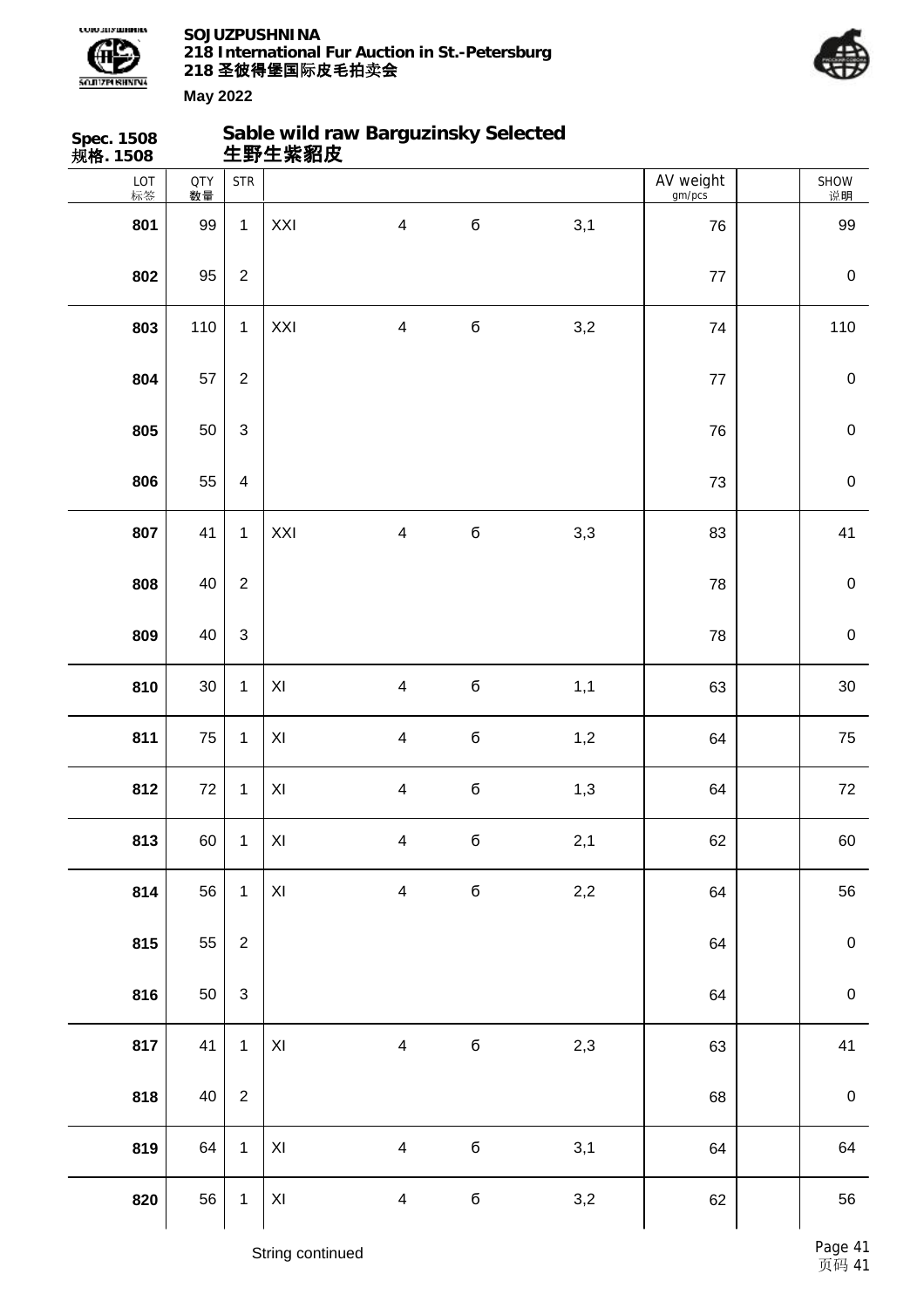**SOJUZPUSHNINA**
**218 International Fur Auction in St.-Petersburg**
**218 圣彼得堡国际皮毛拍卖会**
**May 2022**

## Spec. 1508 规格. 1508 — Sable wild raw Barguzinsky Selected 生野生紫貂皮

| LOT 标签 | QTY 数量 | STR | | | | | AV weight gm/pcs | | SHOW 说明 |
|---|---|---|---|---|---|---|---|---|---|
| **801** | 99 | 1 | XXI | 4 | б | 3,1 | 76 | | 99 |
| **802** | 95 | 2 | | | | | 77 | | 0 |
| **803** | 110 | 1 | XXI | 4 | б | 3,2 | 74 | | 110 |
| **804** | 57 | 2 | | | | | 77 | | 0 |
| **805** | 50 | 3 | | | | | 76 | | 0 |
| **806** | 55 | 4 | | | | | 73 | | 0 |
| **807** | 41 | 1 | XXI | 4 | б | 3,3 | 83 | | 41 |
| **808** | 40 | 2 | | | | | 78 | | 0 |
| **809** | 40 | 3 | | | | | 78 | | 0 |
| **810** | 30 | 1 | XI | 4 | б | 1,1 | 63 | | 30 |
| **811** | 75 | 1 | XI | 4 | б | 1,2 | 64 | | 75 |
| **812** | 72 | 1 | XI | 4 | б | 1,3 | 64 | | 72 |
| **813** | 60 | 1 | XI | 4 | б | 2,1 | 62 | | 60 |
| **814** | 56 | 1 | XI | 4 | б | 2,2 | 64 | | 56 |
| **815** | 55 | 2 | | | | | 64 | | 0 |
| **816** | 50 | 3 | | | | | 64 | | 0 |
| **817** | 41 | 1 | XI | 4 | б | 2,3 | 63 | | 41 |
| **818** | 40 | 2 | | | | | 68 | | 0 |
| **819** | 64 | 1 | XI | 4 | б | 3,1 | 64 | | 64 |
| **820** | 56 | 1 | XI | 4 | б | 3,2 | 62 | | 56 |

String continued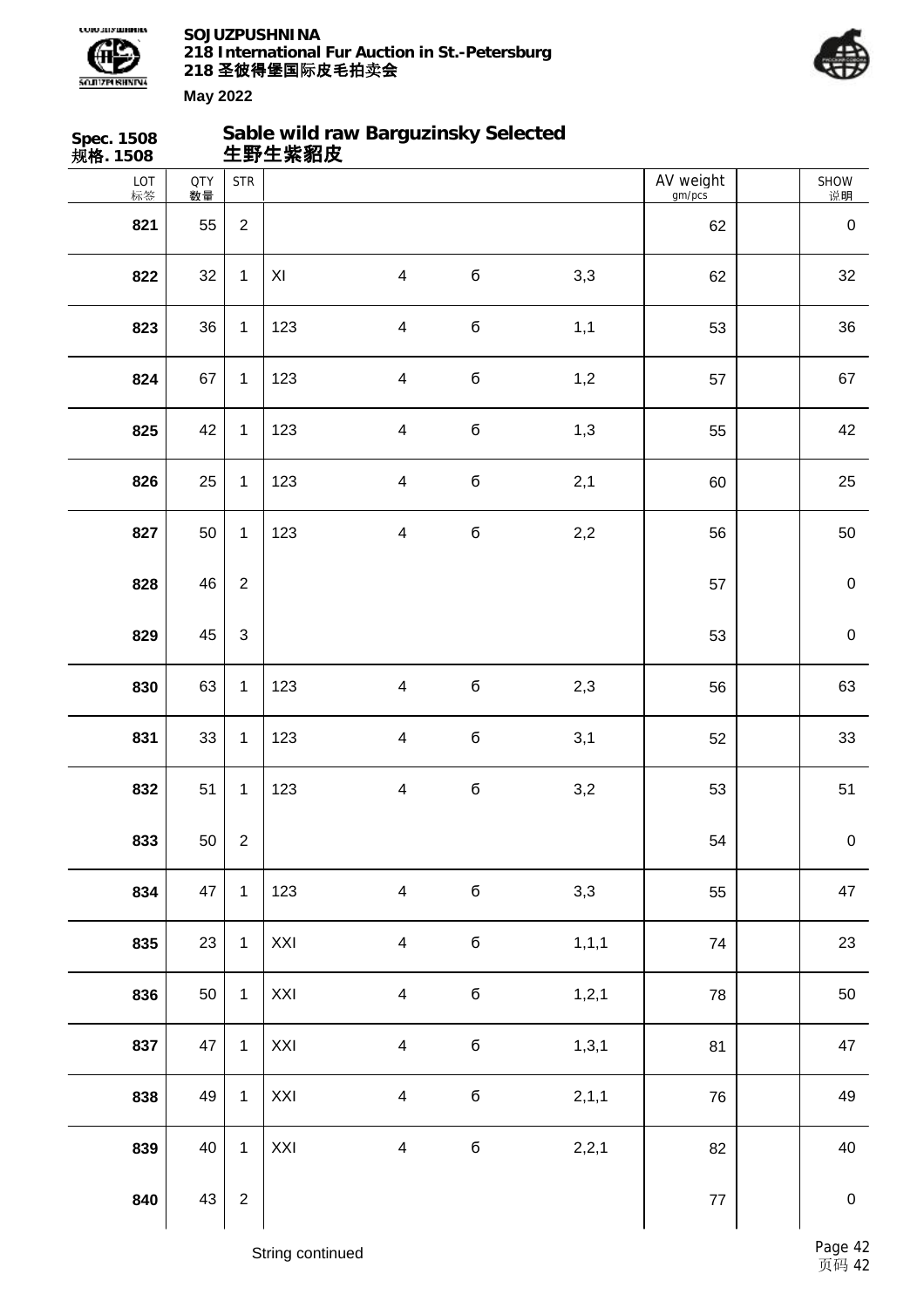**Spec. 1508**
**规格. 1508**

## Sable wild raw Barguzinsky Selected
## 生野生紫貂皮

| LOT 标签 | QTY 数量 | STR | | | | | AV weight gm/pcs | | SHOW 说明 |
|---|---|---|---|---|---|---|---|---|---|
| **821** | 55 | 2 | | | | | 62 | | 0 |
| **822** | 32 | 1 | XI | 4 | б | 3,3 | 62 | | 32 |
| **823** | 36 | 1 | 123 | 4 | б | 1,1 | 53 | | 36 |
| **824** | 67 | 1 | 123 | 4 | б | 1,2 | 57 | | 67 |
| **825** | 42 | 1 | 123 | 4 | б | 1,3 | 55 | | 42 |
| **826** | 25 | 1 | 123 | 4 | б | 2,1 | 60 | | 25 |
| **827** | 50 | 1 | 123 | 4 | б | 2,2 | 56 | | 50 |
| **828** | 46 | 2 | | | | | 57 | | 0 |
| **829** | 45 | 3 | | | | | 53 | | 0 |
| **830** | 63 | 1 | 123 | 4 | б | 2,3 | 56 | | 63 |
| **831** | 33 | 1 | 123 | 4 | б | 3,1 | 52 | | 33 |
| **832** | 51 | 1 | 123 | 4 | б | 3,2 | 53 | | 51 |
| **833** | 50 | 2 | | | | | 54 | | 0 |
| **834** | 47 | 1 | 123 | 4 | б | 3,3 | 55 | | 47 |
| **835** | 23 | 1 | XXI | 4 | б | 1,1,1 | 74 | | 23 |
| **836** | 50 | 1 | XXI | 4 | б | 1,2,1 | 78 | | 50 |
| **837** | 47 | 1 | XXI | 4 | б | 1,3,1 | 81 | | 47 |
| **838** | 49 | 1 | XXI | 4 | б | 2,1,1 | 76 | | 49 |
| **839** | 40 | 1 | XXI | 4 | б | 2,2,1 | 82 | | 40 |
| **840** | 43 | 2 | | | | | 77 | | 0 |

String continued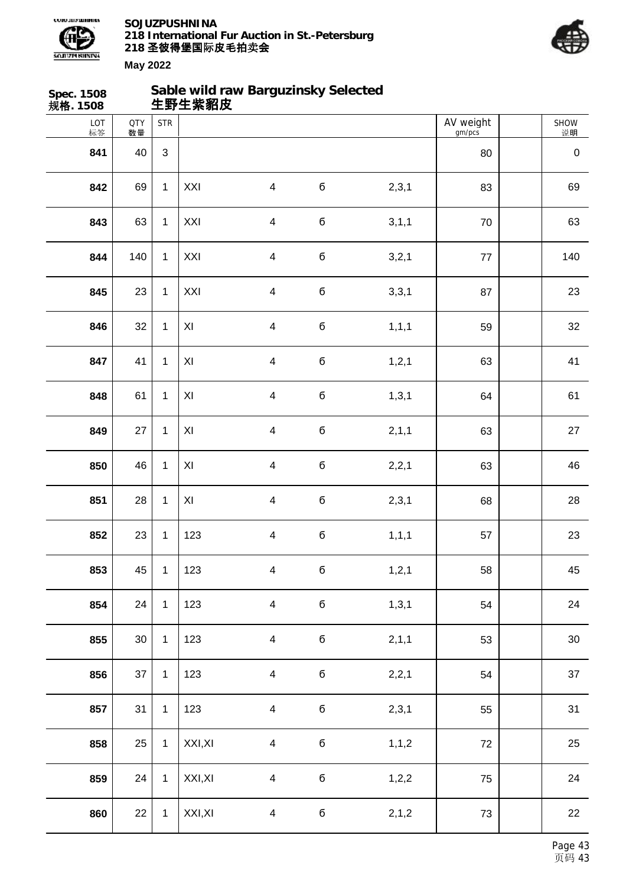**Spec. 1508**
**规格. 1508**

## Sable wild raw Barguzinsky Selected
## 生野生紫貂皮

| LOT 标签 | QTY 数量 | STR | | | | | AV weight gm/pcs | | SHOW 说明 |
|---|---|---|---|---|---|---|---|---|---|
| **841** | 40 | 3 | | | | | 80 | | 0 |
| **842** | 69 | 1 | XXI | 4 | б | 2,3,1 | 83 | | 69 |
| **843** | 63 | 1 | XXI | 4 | б | 3,1,1 | 70 | | 63 |
| **844** | 140 | 1 | XXI | 4 | б | 3,2,1 | 77 | | 140 |
| **845** | 23 | 1 | XXI | 4 | б | 3,3,1 | 87 | | 23 |
| **846** | 32 | 1 | XI | 4 | б | 1,1,1 | 59 | | 32 |
| **847** | 41 | 1 | XI | 4 | б | 1,2,1 | 63 | | 41 |
| **848** | 61 | 1 | XI | 4 | б | 1,3,1 | 64 | | 61 |
| **849** | 27 | 1 | XI | 4 | б | 2,1,1 | 63 | | 27 |
| **850** | 46 | 1 | XI | 4 | б | 2,2,1 | 63 | | 46 |
| **851** | 28 | 1 | XI | 4 | б | 2,3,1 | 68 | | 28 |
| **852** | 23 | 1 | 123 | 4 | б | 1,1,1 | 57 | | 23 |
| **853** | 45 | 1 | 123 | 4 | б | 1,2,1 | 58 | | 45 |
| **854** | 24 | 1 | 123 | 4 | б | 1,3,1 | 54 | | 24 |
| **855** | 30 | 1 | 123 | 4 | б | 2,1,1 | 53 | | 30 |
| **856** | 37 | 1 | 123 | 4 | б | 2,2,1 | 54 | | 37 |
| **857** | 31 | 1 | 123 | 4 | б | 2,3,1 | 55 | | 31 |
| **858** | 25 | 1 | XXI,XI | 4 | б | 1,1,2 | 72 | | 25 |
| **859** | 24 | 1 | XXI,XI | 4 | б | 1,2,2 | 75 | | 24 |
| **860** | 22 | 1 | XXI,XI | 4 | б | 2,1,2 | 73 | | 22 |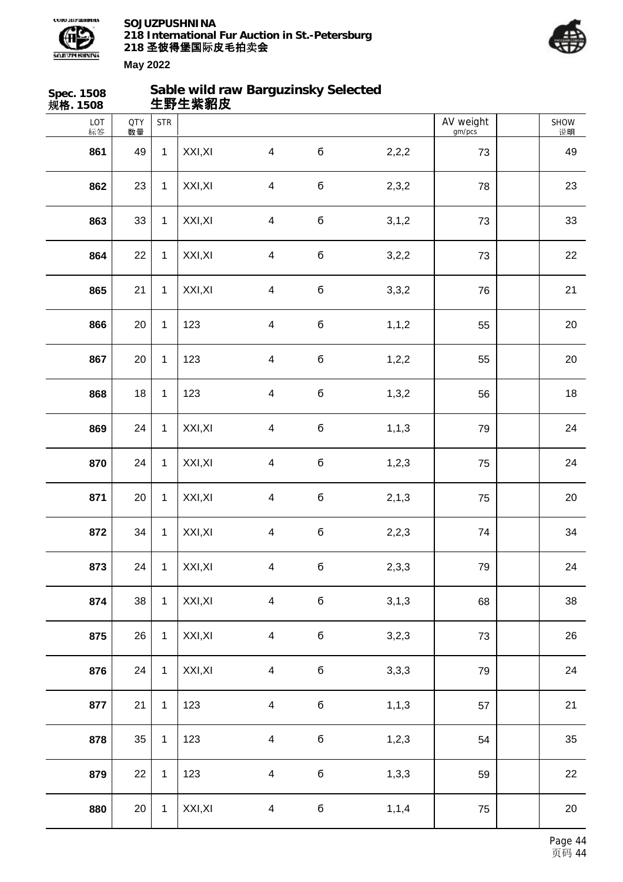**Spec. 1508**
**规格. 1508**

## Sable wild raw Barguzinsky Selected
## 生野生紫貂皮

| LOT 标签 | QTY 数量 | STR | | | | | AV weight gm/pcs | | SHOW 说明 |
|---|---|---|---|---|---|---|---|---|---|
| **861** | 49 | 1 | XXI,XI | 4 | б | 2,2,2 | 73 | | 49 |
| **862** | 23 | 1 | XXI,XI | 4 | б | 2,3,2 | 78 | | 23 |
| **863** | 33 | 1 | XXI,XI | 4 | б | 3,1,2 | 73 | | 33 |
| **864** | 22 | 1 | XXI,XI | 4 | б | 3,2,2 | 73 | | 22 |
| **865** | 21 | 1 | XXI,XI | 4 | б | 3,3,2 | 76 | | 21 |
| **866** | 20 | 1 | 123 | 4 | б | 1,1,2 | 55 | | 20 |
| **867** | 20 | 1 | 123 | 4 | б | 1,2,2 | 55 | | 20 |
| **868** | 18 | 1 | 123 | 4 | б | 1,3,2 | 56 | | 18 |
| **869** | 24 | 1 | XXI,XI | 4 | б | 1,1,3 | 79 | | 24 |
| **870** | 24 | 1 | XXI,XI | 4 | б | 1,2,3 | 75 | | 24 |
| **871** | 20 | 1 | XXI,XI | 4 | б | 2,1,3 | 75 | | 20 |
| **872** | 34 | 1 | XXI,XI | 4 | б | 2,2,3 | 74 | | 34 |
| **873** | 24 | 1 | XXI,XI | 4 | б | 2,3,3 | 79 | | 24 |
| **874** | 38 | 1 | XXI,XI | 4 | б | 3,1,3 | 68 | | 38 |
| **875** | 26 | 1 | XXI,XI | 4 | б | 3,2,3 | 73 | | 26 |
| **876** | 24 | 1 | XXI,XI | 4 | б | 3,3,3 | 79 | | 24 |
| **877** | 21 | 1 | 123 | 4 | б | 1,1,3 | 57 | | 21 |
| **878** | 35 | 1 | 123 | 4 | б | 1,2,3 | 54 | | 35 |
| **879** | 22 | 1 | 123 | 4 | б | 1,3,3 | 59 | | 22 |
| **880** | 20 | 1 | XXI,XI | 4 | б | 1,1,4 | 75 | | 20 |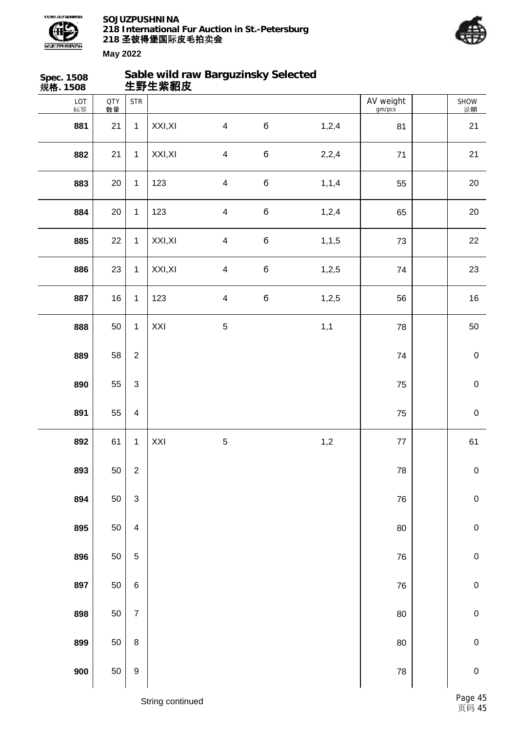**Spec. 1508**
**规格. 1508**

## Sable wild raw Barguzinsky Selected
## 生野生紫貂皮

| LOT 标签 | QTY 数量 | STR | | | | | AV weight gm/pcs | | SHOW 说明 |
|---|---|---|---|---|---|---|---|---|---|
| **881** | 21 | 1 | XXI,XI | 4 | б | 1,2,4 | 81 | | 21 |
| **882** | 21 | 1 | XXI,XI | 4 | б | 2,2,4 | 71 | | 21 |
| **883** | 20 | 1 | 123 | 4 | б | 1,1,4 | 55 | | 20 |
| **884** | 20 | 1 | 123 | 4 | б | 1,2,4 | 65 | | 20 |
| **885** | 22 | 1 | XXI,XI | 4 | б | 1,1,5 | 73 | | 22 |
| **886** | 23 | 1 | XXI,XI | 4 | б | 1,2,5 | 74 | | 23 |
| **887** | 16 | 1 | 123 | 4 | б | 1,2,5 | 56 | | 16 |
| **888** | 50 | 1 | XXI | 5 | | 1,1 | 78 | | 50 |
| **889** | 58 | 2 | | | | | 74 | | 0 |
| **890** | 55 | 3 | | | | | 75 | | 0 |
| **891** | 55 | 4 | | | | | 75 | | 0 |
| **892** | 61 | 1 | XXI | 5 | | 1,2 | 77 | | 61 |
| **893** | 50 | 2 | | | | | 78 | | 0 |
| **894** | 50 | 3 | | | | | 76 | | 0 |
| **895** | 50 | 4 | | | | | 80 | | 0 |
| **896** | 50 | 5 | | | | | 76 | | 0 |
| **897** | 50 | 6 | | | | | 76 | | 0 |
| **898** | 50 | 7 | | | | | 80 | | 0 |
| **899** | 50 | 8 | | | | | 80 | | 0 |
| **900** | 50 | 9 | | | | | 78 | | 0 |

String continued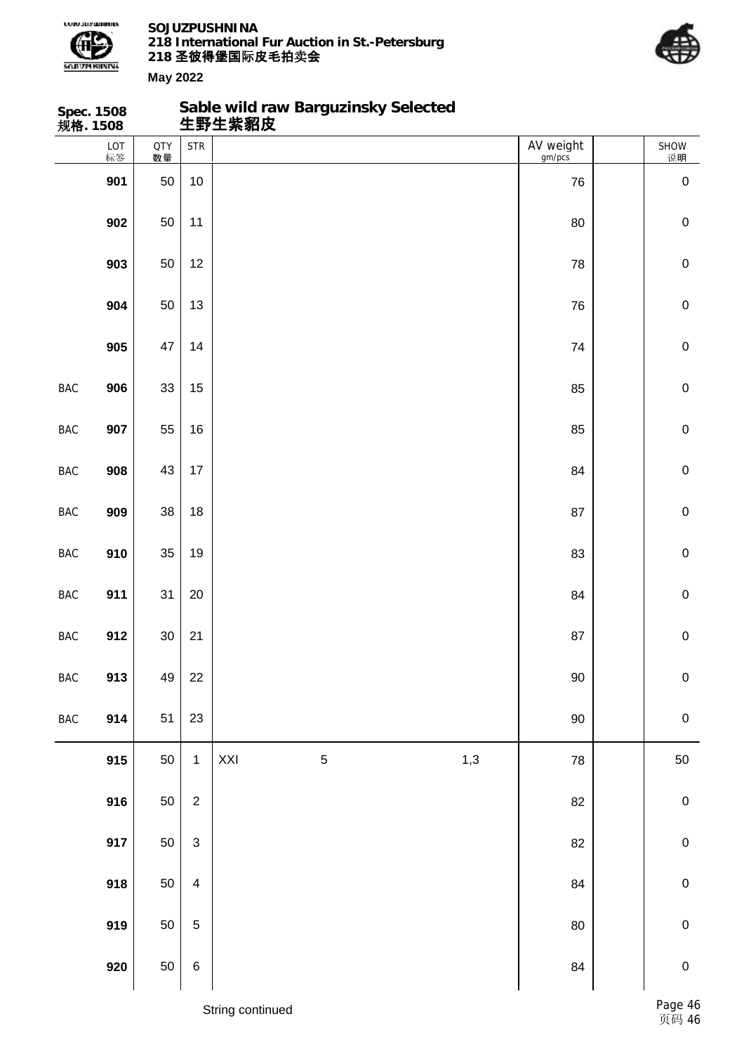**Spec. 1508**
**规格. 1508**

## Sable wild raw Barguzinsky Selected
## 生野生紫貂皮

| | LOT 标签 | QTY 数量 | STR | | | | AV weight gm/pcs | | SHOW 说明 |
|---|---|---|---|---|---|---|---|---|---|
| | 901 | 50 | 10 | | | | 76 | | 0 |
| | 902 | 50 | 11 | | | | 80 | | 0 |
| | 903 | 50 | 12 | | | | 78 | | 0 |
| | 904 | 50 | 13 | | | | 76 | | 0 |
| | 905 | 47 | 14 | | | | 74 | | 0 |
| BAC | 906 | 33 | 15 | | | | 85 | | 0 |
| BAC | 907 | 55 | 16 | | | | 85 | | 0 |
| BAC | 908 | 43 | 17 | | | | 84 | | 0 |
| BAC | 909 | 38 | 18 | | | | 87 | | 0 |
| BAC | 910 | 35 | 19 | | | | 83 | | 0 |
| BAC | 911 | 31 | 20 | | | | 84 | | 0 |
| BAC | 912 | 30 | 21 | | | | 87 | | 0 |
| BAC | 913 | 49 | 22 | | | | 90 | | 0 |
| BAC | 914 | 51 | 23 | | | | 90 | | 0 |
| | 915 | 50 | 1 | XXI | 5 | 1,3 | 78 | | 50 |
| | 916 | 50 | 2 | | | | 82 | | 0 |
| | 917 | 50 | 3 | | | | 82 | | 0 |
| | 918 | 50 | 4 | | | | 84 | | 0 |
| | 919 | 50 | 5 | | | | 80 | | 0 |
| | 920 | 50 | 6 | | | | 84 | | 0 |

String continued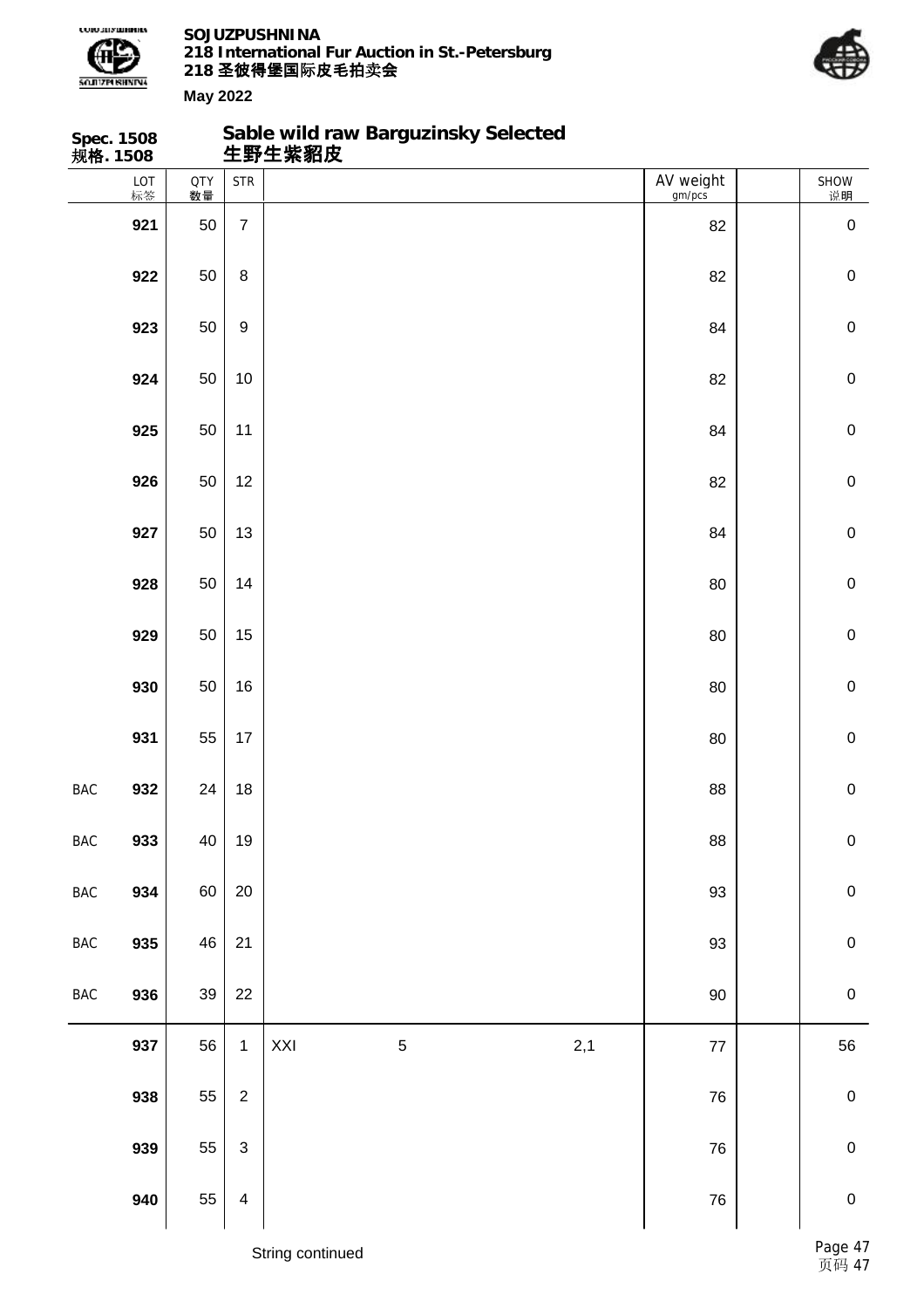**Spec. 1508**
**规格. 1508**

## Sable wild raw Barguzinsky Selected
## 生野生紫貂皮

| | LOT 标签 | QTY 数量 | STR | | | | AV weight gm/pcs | | SHOW 说明 |
|---|---|---|---|---|---|---|---|---|---|
| | 921 | 50 | 7 | | | | 82 | | 0 |
| | 922 | 50 | 8 | | | | 82 | | 0 |
| | 923 | 50 | 9 | | | | 84 | | 0 |
| | 924 | 50 | 10 | | | | 82 | | 0 |
| | 925 | 50 | 11 | | | | 84 | | 0 |
| | 926 | 50 | 12 | | | | 82 | | 0 |
| | 927 | 50 | 13 | | | | 84 | | 0 |
| | 928 | 50 | 14 | | | | 80 | | 0 |
| | 929 | 50 | 15 | | | | 80 | | 0 |
| | 930 | 50 | 16 | | | | 80 | | 0 |
| | 931 | 55 | 17 | | | | 80 | | 0 |
| BAC | 932 | 24 | 18 | | | | 88 | | 0 |
| BAC | 933 | 40 | 19 | | | | 88 | | 0 |
| BAC | 934 | 60 | 20 | | | | 93 | | 0 |
| BAC | 935 | 46 | 21 | | | | 93 | | 0 |
| BAC | 936 | 39 | 22 | | | | 90 | | 0 |
| | 937 | 56 | 1 | XXI | 5 | 2,1 | 77 | | 56 |
| | 938 | 55 | 2 | | | | 76 | | 0 |
| | 939 | 55 | 3 | | | | 76 | | 0 |
| | 940 | 55 | 4 | | | | 76 | | 0 |

String continued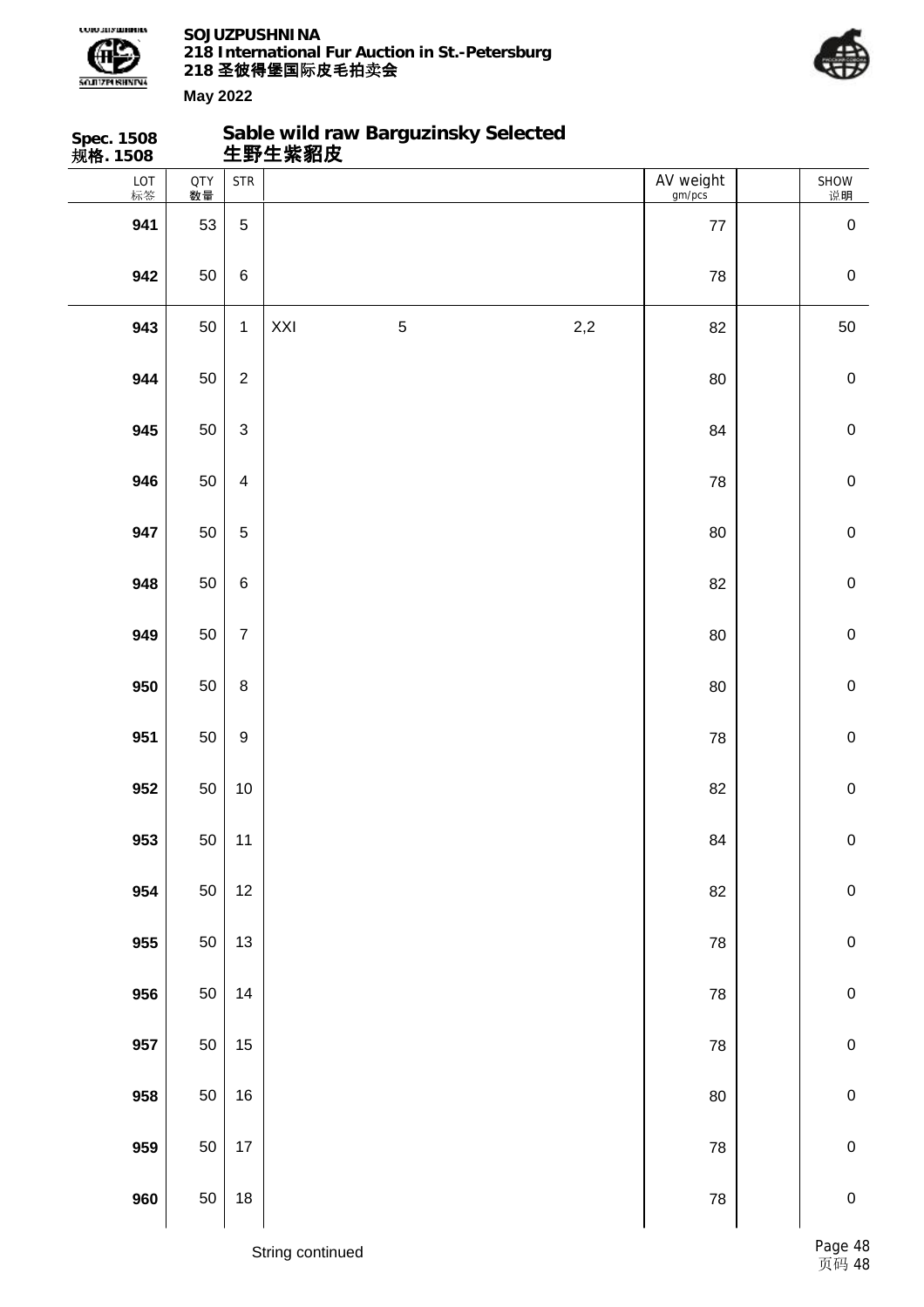**Spec. 1508**
**规格. 1508**

## Sable wild raw Barguzinsky Selected
## 生野生紫貂皮

| LOT 标签 | QTY 数量 | STR | | | | AV weight gm/pcs | | SHOW 说明 |
|---|---|---|---|---|---|---|---|---|
| **941** | 53 | 5 | | | | 77 | | 0 |
| **942** | 50 | 6 | | | | 78 | | 0 |
| **943** | 50 | 1 | XXI | 5 | 2,2 | 82 | | 50 |
| **944** | 50 | 2 | | | | 80 | | 0 |
| **945** | 50 | 3 | | | | 84 | | 0 |
| **946** | 50 | 4 | | | | 78 | | 0 |
| **947** | 50 | 5 | | | | 80 | | 0 |
| **948** | 50 | 6 | | | | 82 | | 0 |
| **949** | 50 | 7 | | | | 80 | | 0 |
| **950** | 50 | 8 | | | | 80 | | 0 |
| **951** | 50 | 9 | | | | 78 | | 0 |
| **952** | 50 | 10 | | | | 82 | | 0 |
| **953** | 50 | 11 | | | | 84 | | 0 |
| **954** | 50 | 12 | | | | 82 | | 0 |
| **955** | 50 | 13 | | | | 78 | | 0 |
| **956** | 50 | 14 | | | | 78 | | 0 |
| **957** | 50 | 15 | | | | 78 | | 0 |
| **958** | 50 | 16 | | | | 80 | | 0 |
| **959** | 50 | 17 | | | | 78 | | 0 |
| **960** | 50 | 18 | | | | 78 | | 0 |

String continued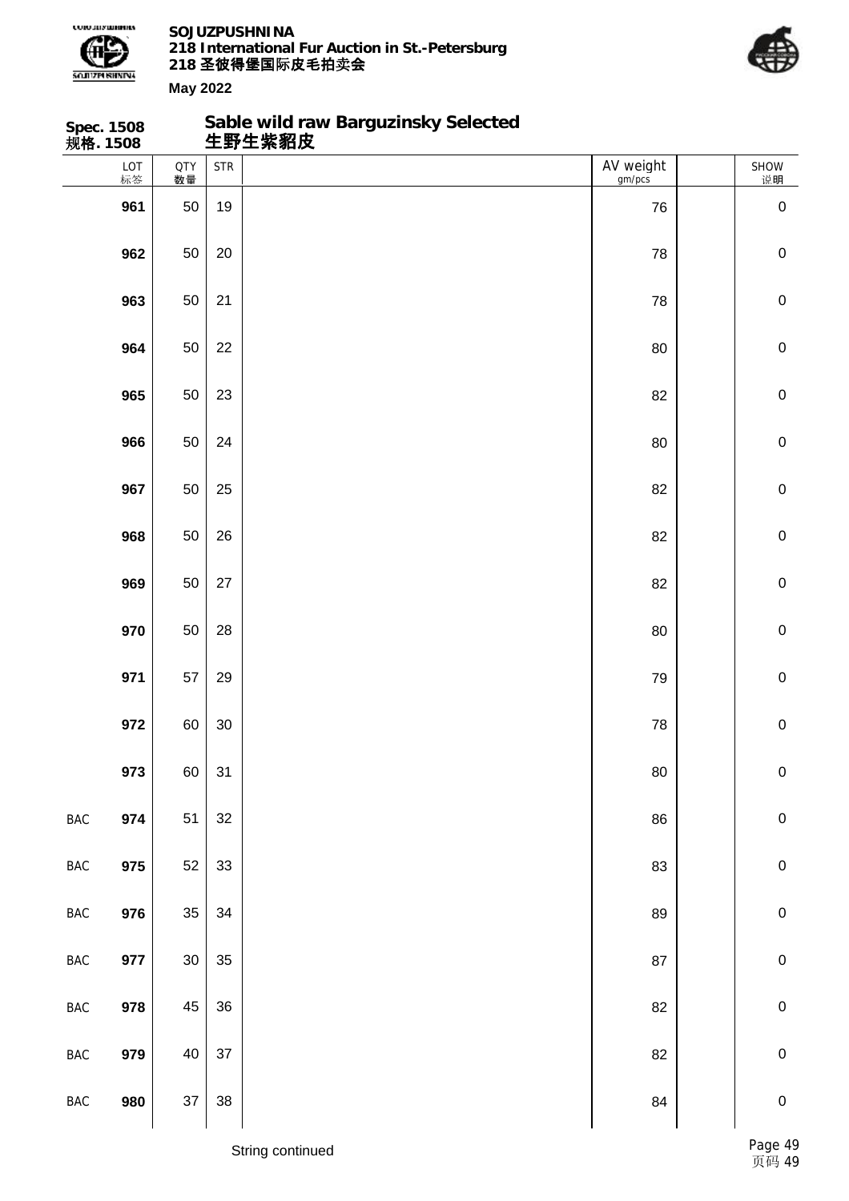**Spec. 1508**
**规格. 1508**

## Sable wild raw Barguzinsky Selected
## 生野生紫貂皮

| | LOT 标签 | QTY 数量 | STR | | AV weight gm/pcs | | SHOW 说明 |
|---|---|---|---|---|---|---|---|
| | **961** | 50 | 19 | | 76 | | 0 |
| | **962** | 50 | 20 | | 78 | | 0 |
| | **963** | 50 | 21 | | 78 | | 0 |
| | **964** | 50 | 22 | | 80 | | 0 |
| | **965** | 50 | 23 | | 82 | | 0 |
| | **966** | 50 | 24 | | 80 | | 0 |
| | **967** | 50 | 25 | | 82 | | 0 |
| | **968** | 50 | 26 | | 82 | | 0 |
| | **969** | 50 | 27 | | 82 | | 0 |
| | **970** | 50 | 28 | | 80 | | 0 |
| | **971** | 57 | 29 | | 79 | | 0 |
| | **972** | 60 | 30 | | 78 | | 0 |
| | **973** | 60 | 31 | | 80 | | 0 |
| BAC | **974** | 51 | 32 | | 86 | | 0 |
| BAC | **975** | 52 | 33 | | 83 | | 0 |
| BAC | **976** | 35 | 34 | | 89 | | 0 |
| BAC | **977** | 30 | 35 | | 87 | | 0 |
| BAC | **978** | 45 | 36 | | 82 | | 0 |
| BAC | **979** | 40 | 37 | | 82 | | 0 |
| BAC | **980** | 37 | 38 | | 84 | | 0 |

String continued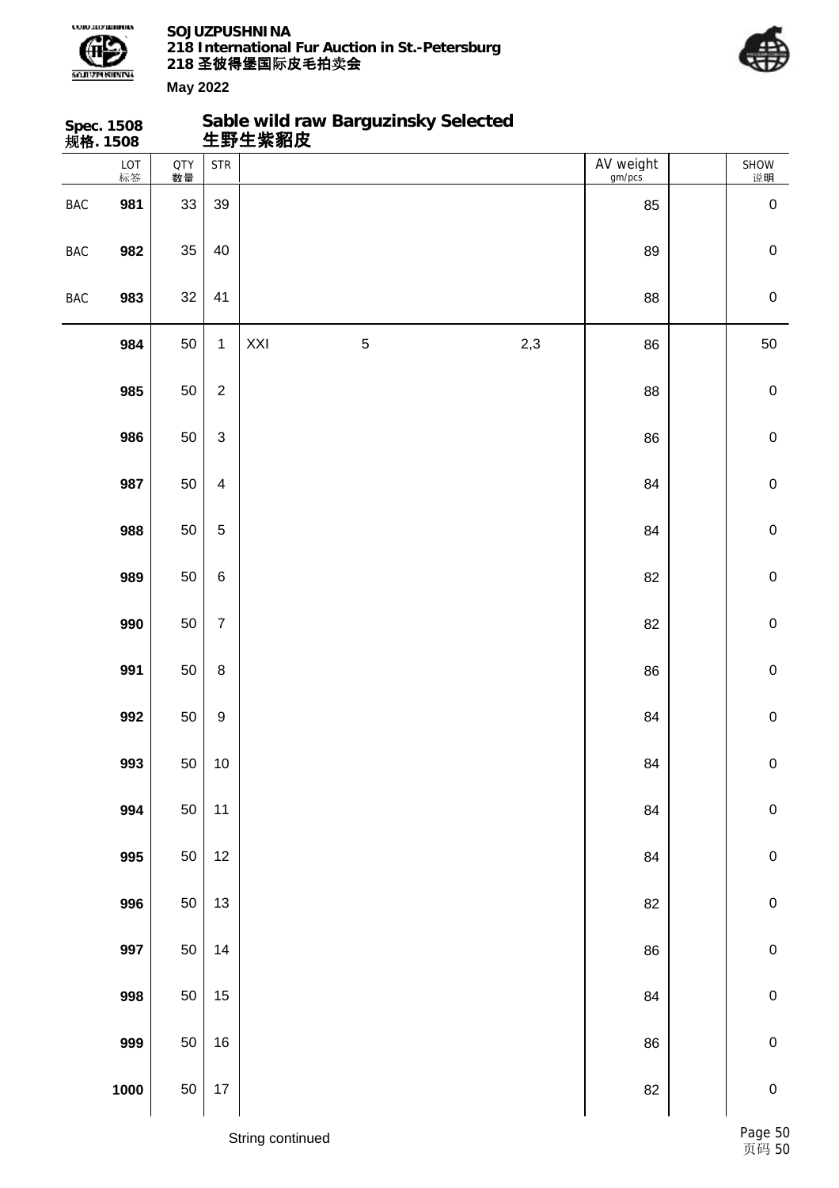**Spec. 1508**
**规格. 1508**

## Sable wild raw Barguzinsky Selected
## 生野生紫貂皮

| | LOT 标签 | QTY 数量 | STR | | | | AV weight gm/pcs | | SHOW 说明 |
|---|---|---|---|---|---|---|---|---|---|
| BAC | **981** | 33 | 39 | | | | 85 | | 0 |
| BAC | **982** | 35 | 40 | | | | 89 | | 0 |
| BAC | **983** | 32 | 41 | | | | 88 | | 0 |
| | **984** | 50 | 1 | XXI | 5 | 2,3 | 86 | | 50 |
| | **985** | 50 | 2 | | | | 88 | | 0 |
| | **986** | 50 | 3 | | | | 86 | | 0 |
| | **987** | 50 | 4 | | | | 84 | | 0 |
| | **988** | 50 | 5 | | | | 84 | | 0 |
| | **989** | 50 | 6 | | | | 82 | | 0 |
| | **990** | 50 | 7 | | | | 82 | | 0 |
| | **991** | 50 | 8 | | | | 86 | | 0 |
| | **992** | 50 | 9 | | | | 84 | | 0 |
| | **993** | 50 | 10 | | | | 84 | | 0 |
| | **994** | 50 | 11 | | | | 84 | | 0 |
| | **995** | 50 | 12 | | | | 84 | | 0 |
| | **996** | 50 | 13 | | | | 82 | | 0 |
| | **997** | 50 | 14 | | | | 86 | | 0 |
| | **998** | 50 | 15 | | | | 84 | | 0 |
| | **999** | 50 | 16 | | | | 86 | | 0 |
| | **1000** | 50 | 17 | | | | 82 | | 0 |

String continued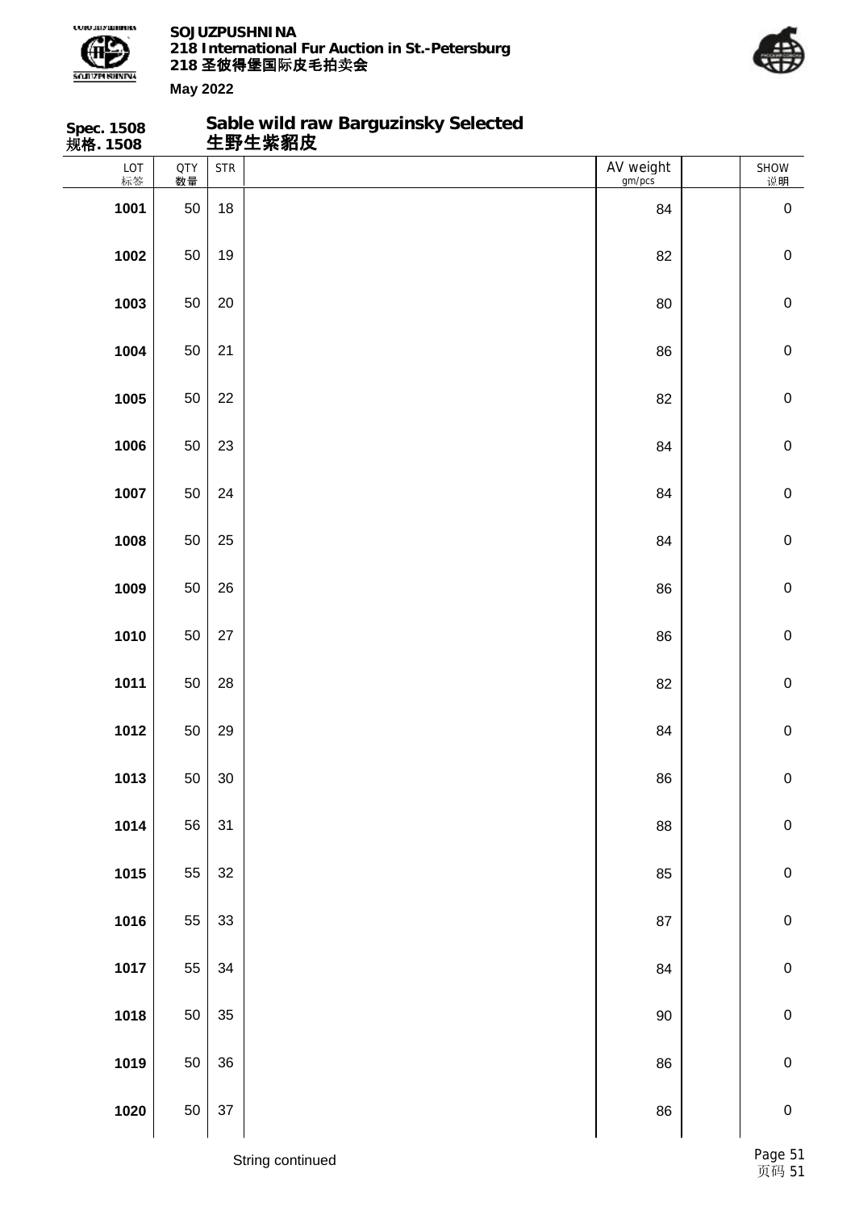**Spec. 1508**
**规格. 1508**

## Sable wild raw Barguzinsky Selected
## 生野生紫貂皮

| LOT 标签 | QTY 数量 | STR | | AV weight gm/pcs | | SHOW 说明 |
|---|---|---|---|---|---|---|
| **1001** | 50 | 18 | | 84 | | 0 |
| **1002** | 50 | 19 | | 82 | | 0 |
| **1003** | 50 | 20 | | 80 | | 0 |
| **1004** | 50 | 21 | | 86 | | 0 |
| **1005** | 50 | 22 | | 82 | | 0 |
| **1006** | 50 | 23 | | 84 | | 0 |
| **1007** | 50 | 24 | | 84 | | 0 |
| **1008** | 50 | 25 | | 84 | | 0 |
| **1009** | 50 | 26 | | 86 | | 0 |
| **1010** | 50 | 27 | | 86 | | 0 |
| **1011** | 50 | 28 | | 82 | | 0 |
| **1012** | 50 | 29 | | 84 | | 0 |
| **1013** | 50 | 30 | | 86 | | 0 |
| **1014** | 56 | 31 | | 88 | | 0 |
| **1015** | 55 | 32 | | 85 | | 0 |
| **1016** | 55 | 33 | | 87 | | 0 |
| **1017** | 55 | 34 | | 84 | | 0 |
| **1018** | 50 | 35 | | 90 | | 0 |
| **1019** | 50 | 36 | | 86 | | 0 |
| **1020** | 50 | 37 | | 86 | | 0 |

String continued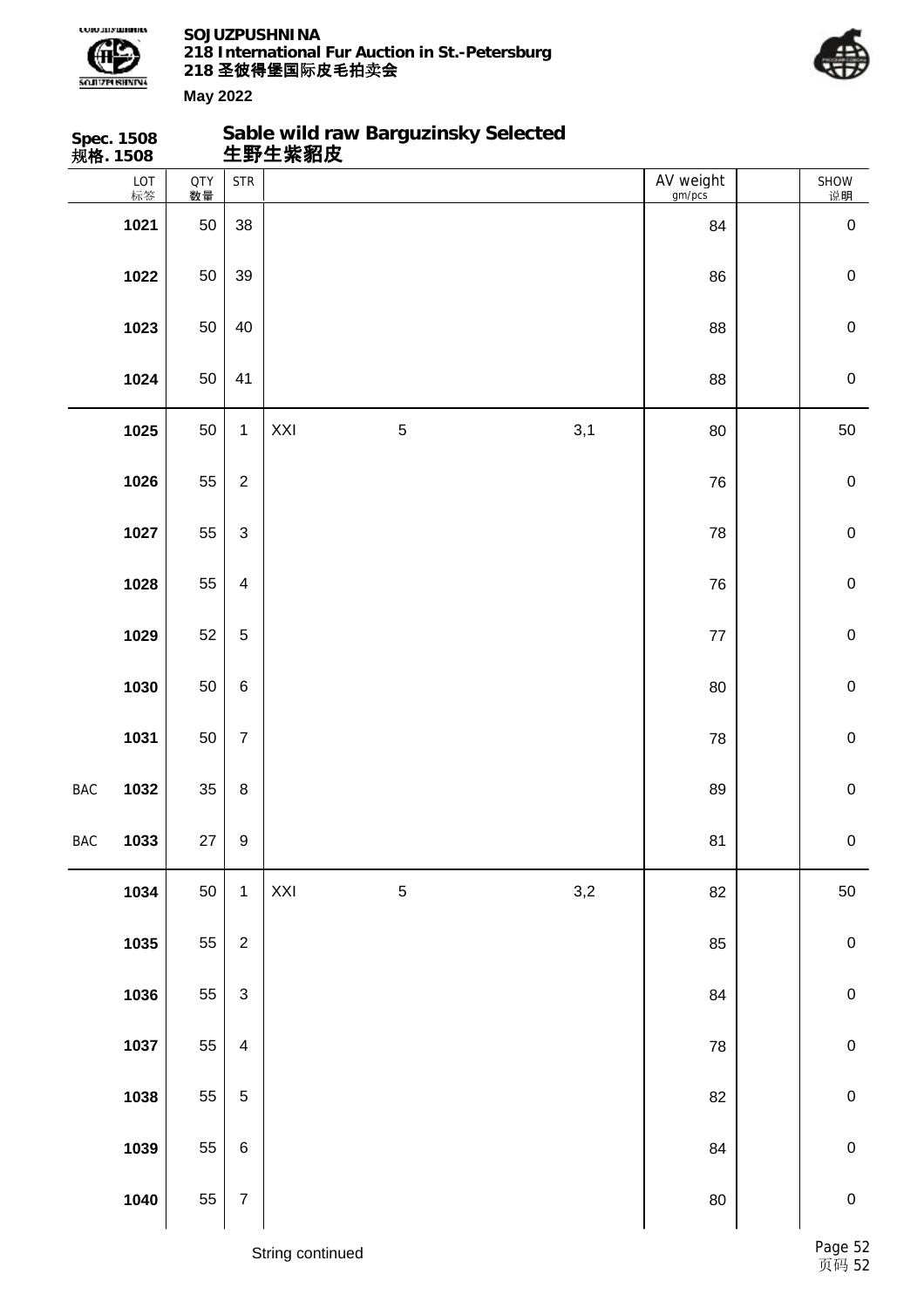**Spec. 1508**
**规格. 1508**

## Sable wild raw Barguzinsky Selected
## 生野生紫貂皮

| | LOT 标签 | QTY 数量 | STR | | | | AV weight gm/pcs | | SHOW 说明 |
|---|---|---|---|---|---|---|---|---|---|
| | 1021 | 50 | 38 | | | | 84 | | 0 |
| | 1022 | 50 | 39 | | | | 86 | | 0 |
| | 1023 | 50 | 40 | | | | 88 | | 0 |
| | 1024 | 50 | 41 | | | | 88 | | 0 |
| | 1025 | 50 | 1 | XXI | 5 | 3,1 | 80 | | 50 |
| | 1026 | 55 | 2 | | | | 76 | | 0 |
| | 1027 | 55 | 3 | | | | 78 | | 0 |
| | 1028 | 55 | 4 | | | | 76 | | 0 |
| | 1029 | 52 | 5 | | | | 77 | | 0 |
| | 1030 | 50 | 6 | | | | 80 | | 0 |
| | 1031 | 50 | 7 | | | | 78 | | 0 |
| BAC | 1032 | 35 | 8 | | | | 89 | | 0 |
| BAC | 1033 | 27 | 9 | | | | 81 | | 0 |
| | 1034 | 50 | 1 | XXI | 5 | 3,2 | 82 | | 50 |
| | 1035 | 55 | 2 | | | | 85 | | 0 |
| | 1036 | 55 | 3 | | | | 84 | | 0 |
| | 1037 | 55 | 4 | | | | 78 | | 0 |
| | 1038 | 55 | 5 | | | | 82 | | 0 |
| | 1039 | 55 | 6 | | | | 84 | | 0 |
| | 1040 | 55 | 7 | | | | 80 | | 0 |

String continued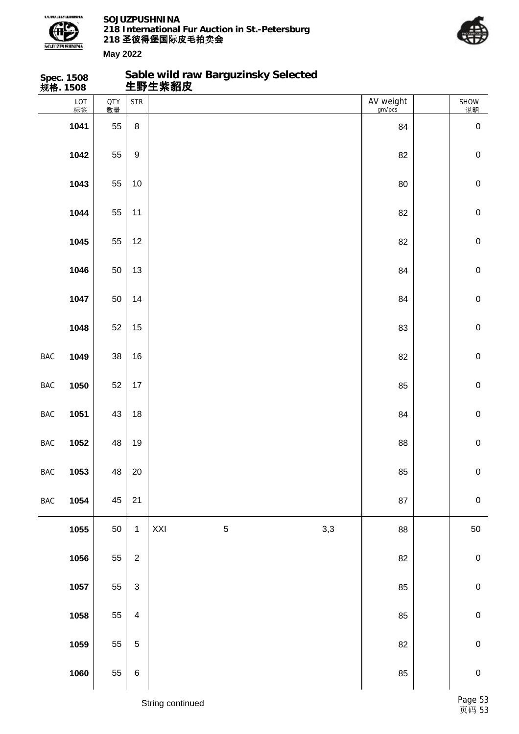**Spec. 1508**
**规格. 1508**

## Sable wild raw Barguzinsky Selected
## 生野生紫貂皮

| | LOT 标签 | QTY 数量 | STR | | | | AV weight gm/pcs | | SHOW 说明 |
|---|---|---|---|---|---|---|---|---|---|
| | 1041 | 55 | 8 | | | | 84 | | 0 |
| | 1042 | 55 | 9 | | | | 82 | | 0 |
| | 1043 | 55 | 10 | | | | 80 | | 0 |
| | 1044 | 55 | 11 | | | | 82 | | 0 |
| | 1045 | 55 | 12 | | | | 82 | | 0 |
| | 1046 | 50 | 13 | | | | 84 | | 0 |
| | 1047 | 50 | 14 | | | | 84 | | 0 |
| | 1048 | 52 | 15 | | | | 83 | | 0 |
| BAC | 1049 | 38 | 16 | | | | 82 | | 0 |
| BAC | 1050 | 52 | 17 | | | | 85 | | 0 |
| BAC | 1051 | 43 | 18 | | | | 84 | | 0 |
| BAC | 1052 | 48 | 19 | | | | 88 | | 0 |
| BAC | 1053 | 48 | 20 | | | | 85 | | 0 |
| BAC | 1054 | 45 | 21 | | | | 87 | | 0 |
| | 1055 | 50 | 1 | XXI | 5 | 3,3 | 88 | | 50 |
| | 1056 | 55 | 2 | | | | 82 | | 0 |
| | 1057 | 55 | 3 | | | | 85 | | 0 |
| | 1058 | 55 | 4 | | | | 85 | | 0 |
| | 1059 | 55 | 5 | | | | 82 | | 0 |
| | 1060 | 55 | 6 | | | | 85 | | 0 |

String continued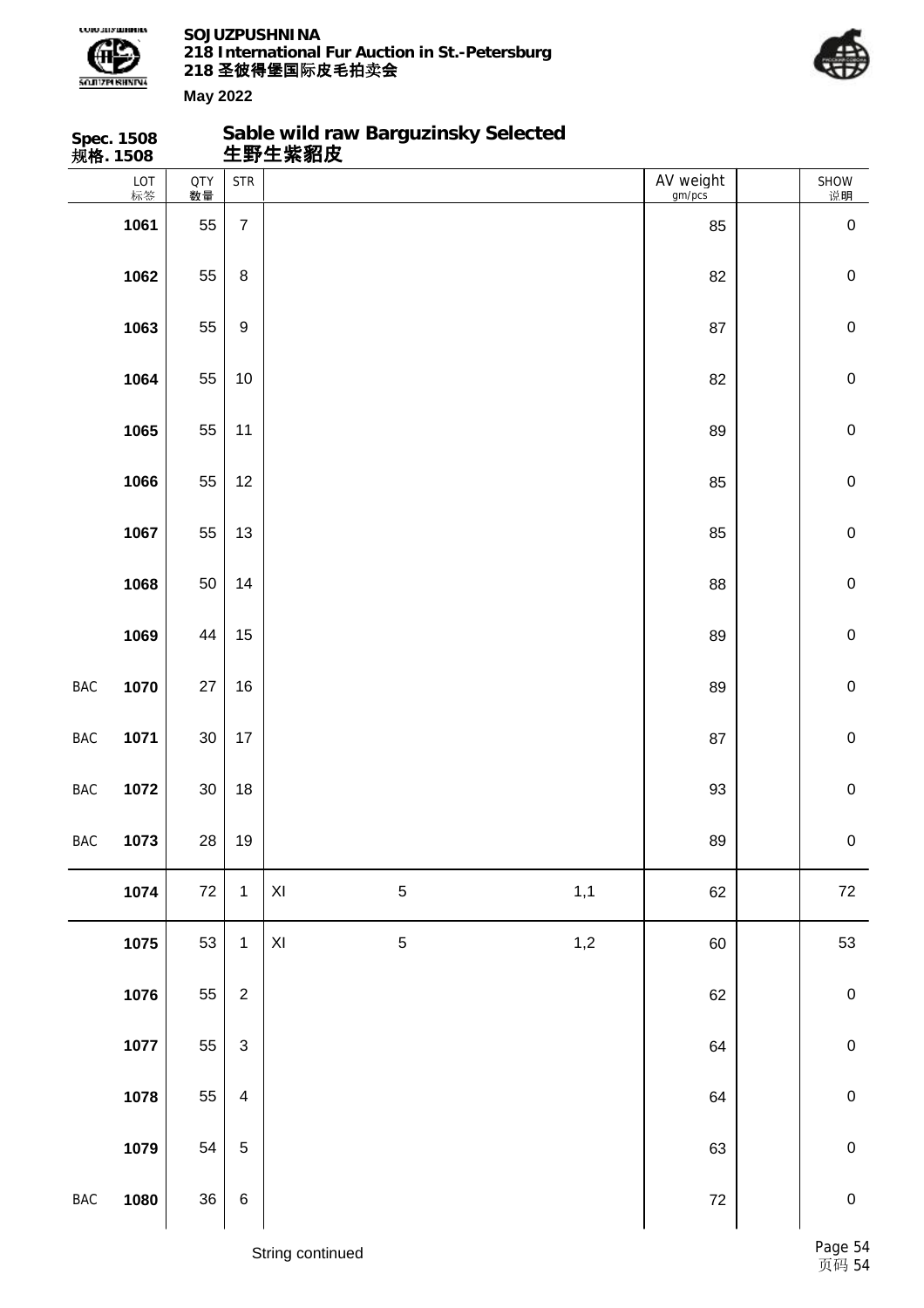**Spec. 1508**
**规格. 1508**

## Sable wild raw Barguzinsky Selected
## 生野生紫貂皮

| | LOT 标签 | QTY 数量 | STR | | | | AV weight gm/pcs | | SHOW 说明 |
|---|---|---|---|---|---|---|---|---|---|
| | 1061 | 55 | 7 | | | | 85 | | 0 |
| | 1062 | 55 | 8 | | | | 82 | | 0 |
| | 1063 | 55 | 9 | | | | 87 | | 0 |
| | 1064 | 55 | 10 | | | | 82 | | 0 |
| | 1065 | 55 | 11 | | | | 89 | | 0 |
| | 1066 | 55 | 12 | | | | 85 | | 0 |
| | 1067 | 55 | 13 | | | | 85 | | 0 |
| | 1068 | 50 | 14 | | | | 88 | | 0 |
| | 1069 | 44 | 15 | | | | 89 | | 0 |
| BAC | 1070 | 27 | 16 | | | | 89 | | 0 |
| BAC | 1071 | 30 | 17 | | | | 87 | | 0 |
| BAC | 1072 | 30 | 18 | | | | 93 | | 0 |
| BAC | 1073 | 28 | 19 | | | | 89 | | 0 |
| | 1074 | 72 | 1 | XI | 5 | 1,1 | 62 | | 72 |
| | 1075 | 53 | 1 | XI | 5 | 1,2 | 60 | | 53 |
| | 1076 | 55 | 2 | | | | 62 | | 0 |
| | 1077 | 55 | 3 | | | | 64 | | 0 |
| | 1078 | 55 | 4 | | | | 64 | | 0 |
| | 1079 | 54 | 5 | | | | 63 | | 0 |
| BAC | 1080 | 36 | 6 | | | | 72 | | 0 |

String continued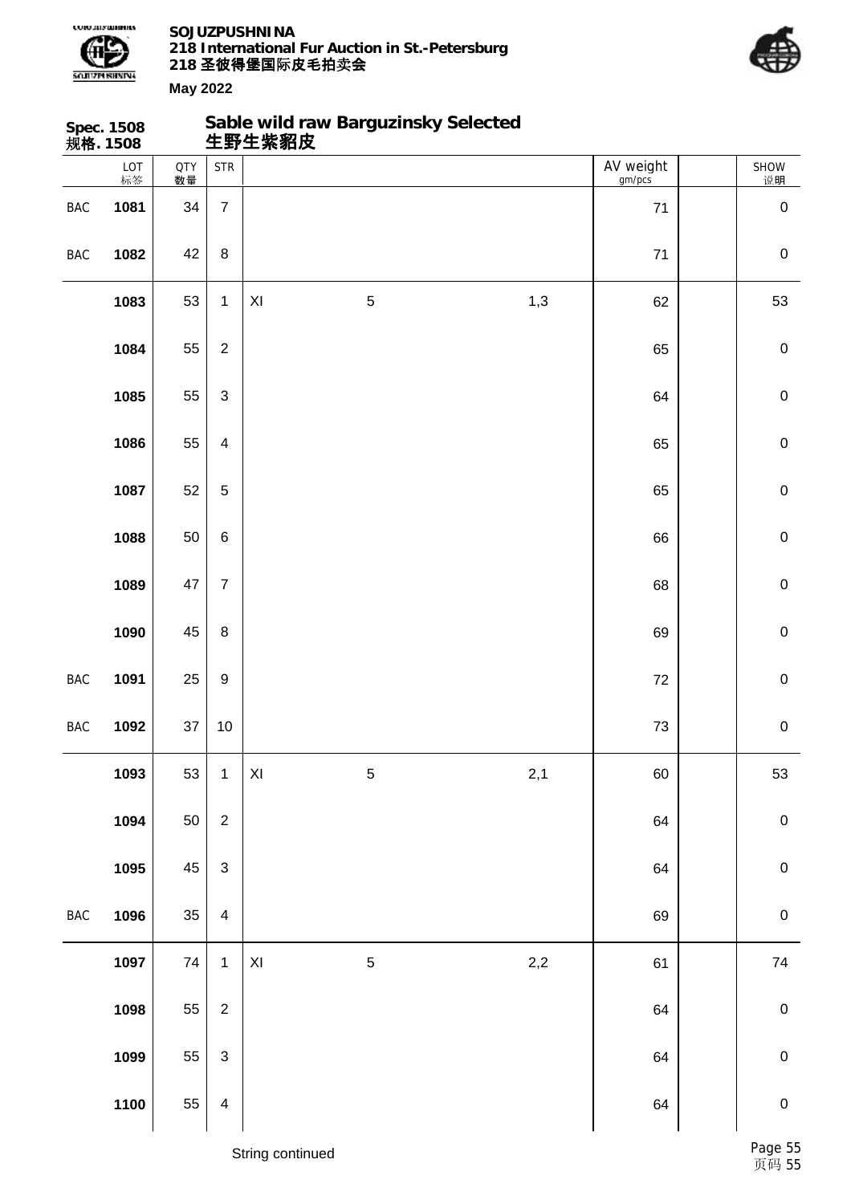**Spec. 1508**
**规格. 1508**

## Sable wild raw Barguzinsky Selected
## 生野生紫貂皮

| | LOT 标签 | QTY 数量 | STR | | | | AV weight gm/pcs | | SHOW 说明 |
|---|---|---|---|---|---|---|---|---|---|
| BAC | **1081** | 34 | 7 | | | | 71 | | 0 |
| BAC | **1082** | 42 | 8 | | | | 71 | | 0 |
| | **1083** | 53 | 1 | XI | 5 | 1,3 | 62 | | 53 |
| | **1084** | 55 | 2 | | | | 65 | | 0 |
| | **1085** | 55 | 3 | | | | 64 | | 0 |
| | **1086** | 55 | 4 | | | | 65 | | 0 |
| | **1087** | 52 | 5 | | | | 65 | | 0 |
| | **1088** | 50 | 6 | | | | 66 | | 0 |
| | **1089** | 47 | 7 | | | | 68 | | 0 |
| | **1090** | 45 | 8 | | | | 69 | | 0 |
| BAC | **1091** | 25 | 9 | | | | 72 | | 0 |
| BAC | **1092** | 37 | 10 | | | | 73 | | 0 |
| | **1093** | 53 | 1 | XI | 5 | 2,1 | 60 | | 53 |
| | **1094** | 50 | 2 | | | | 64 | | 0 |
| | **1095** | 45 | 3 | | | | 64 | | 0 |
| BAC | **1096** | 35 | 4 | | | | 69 | | 0 |
| | **1097** | 74 | 1 | XI | 5 | 2,2 | 61 | | 74 |
| | **1098** | 55 | 2 | | | | 64 | | 0 |
| | **1099** | 55 | 3 | | | | 64 | | 0 |
| | **1100** | 55 | 4 | | | | 64 | | 0 |

String continued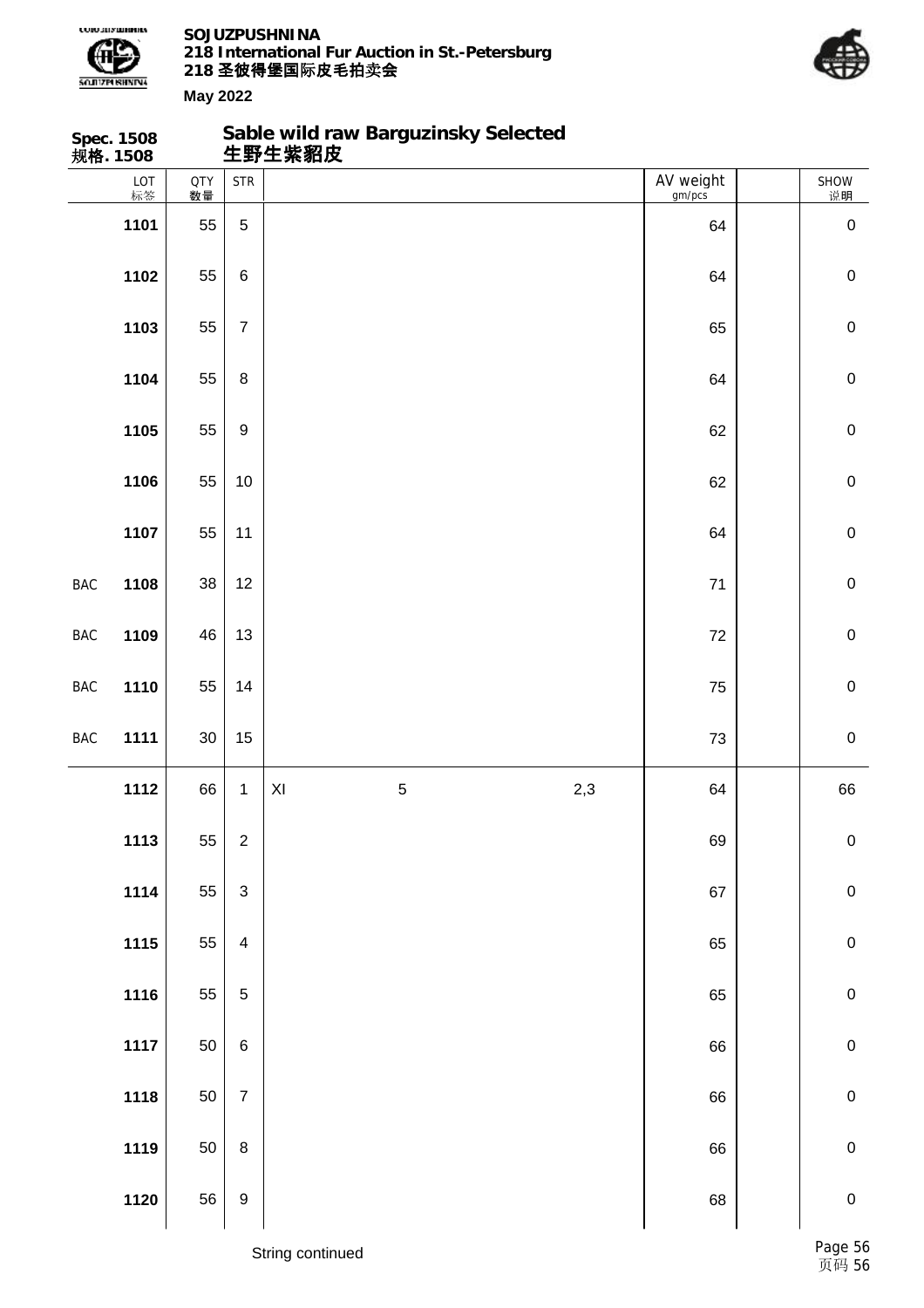**Spec. 1508**
**规格. 1508**

## Sable wild raw Barguzinsky Selected
## 生野生紫貂皮

| | LOT 标签 | QTY 数量 | STR | | | | AV weight gm/pcs | | SHOW 说明 |
|---|---|---|---|---|---|---|---|---|---|
| | 1101 | 55 | 5 | | | | 64 | | 0 |
| | 1102 | 55 | 6 | | | | 64 | | 0 |
| | 1103 | 55 | 7 | | | | 65 | | 0 |
| | 1104 | 55 | 8 | | | | 64 | | 0 |
| | 1105 | 55 | 9 | | | | 62 | | 0 |
| | 1106 | 55 | 10 | | | | 62 | | 0 |
| | 1107 | 55 | 11 | | | | 64 | | 0 |
| BAC | 1108 | 38 | 12 | | | | 71 | | 0 |
| BAC | 1109 | 46 | 13 | | | | 72 | | 0 |
| BAC | 1110 | 55 | 14 | | | | 75 | | 0 |
| BAC | 1111 | 30 | 15 | | | | 73 | | 0 |
| | 1112 | 66 | 1 | XI | 5 | 2,3 | 64 | | 66 |
| | 1113 | 55 | 2 | | | | 69 | | 0 |
| | 1114 | 55 | 3 | | | | 67 | | 0 |
| | 1115 | 55 | 4 | | | | 65 | | 0 |
| | 1116 | 55 | 5 | | | | 65 | | 0 |
| | 1117 | 50 | 6 | | | | 66 | | 0 |
| | 1118 | 50 | 7 | | | | 66 | | 0 |
| | 1119 | 50 | 8 | | | | 66 | | 0 |
| | 1120 | 56 | 9 | | | | 68 | | 0 |

String continued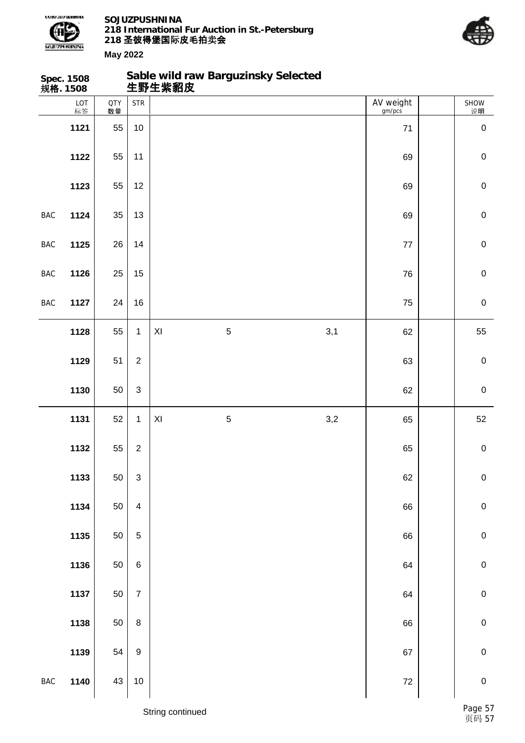**Spec. 1508**
**规格. 1508**

## Sable wild raw Barguzinsky Selected
## 生野生紫貂皮

| | LOT 标签 | QTY 数量 | STR | | | | AV weight gm/pcs | | SHOW 说明 |
|---|---|---|---|---|---|---|---|---|---|
| | 1121 | 55 | 10 | | | | 71 | | 0 |
| | 1122 | 55 | 11 | | | | 69 | | 0 |
| | 1123 | 55 | 12 | | | | 69 | | 0 |
| BAC | 1124 | 35 | 13 | | | | 69 | | 0 |
| BAC | 1125 | 26 | 14 | | | | 77 | | 0 |
| BAC | 1126 | 25 | 15 | | | | 76 | | 0 |
| BAC | 1127 | 24 | 16 | | | | 75 | | 0 |
| | 1128 | 55 | 1 | XI | 5 | 3,1 | 62 | | 55 |
| | 1129 | 51 | 2 | | | | 63 | | 0 |
| | 1130 | 50 | 3 | | | | 62 | | 0 |
| | 1131 | 52 | 1 | XI | 5 | 3,2 | 65 | | 52 |
| | 1132 | 55 | 2 | | | | 65 | | 0 |
| | 1133 | 50 | 3 | | | | 62 | | 0 |
| | 1134 | 50 | 4 | | | | 66 | | 0 |
| | 1135 | 50 | 5 | | | | 66 | | 0 |
| | 1136 | 50 | 6 | | | | 64 | | 0 |
| | 1137 | 50 | 7 | | | | 64 | | 0 |
| | 1138 | 50 | 8 | | | | 66 | | 0 |
| | 1139 | 54 | 9 | | | | 67 | | 0 |
| BAC | 1140 | 43 | 10 | | | | 72 | | 0 |

String continued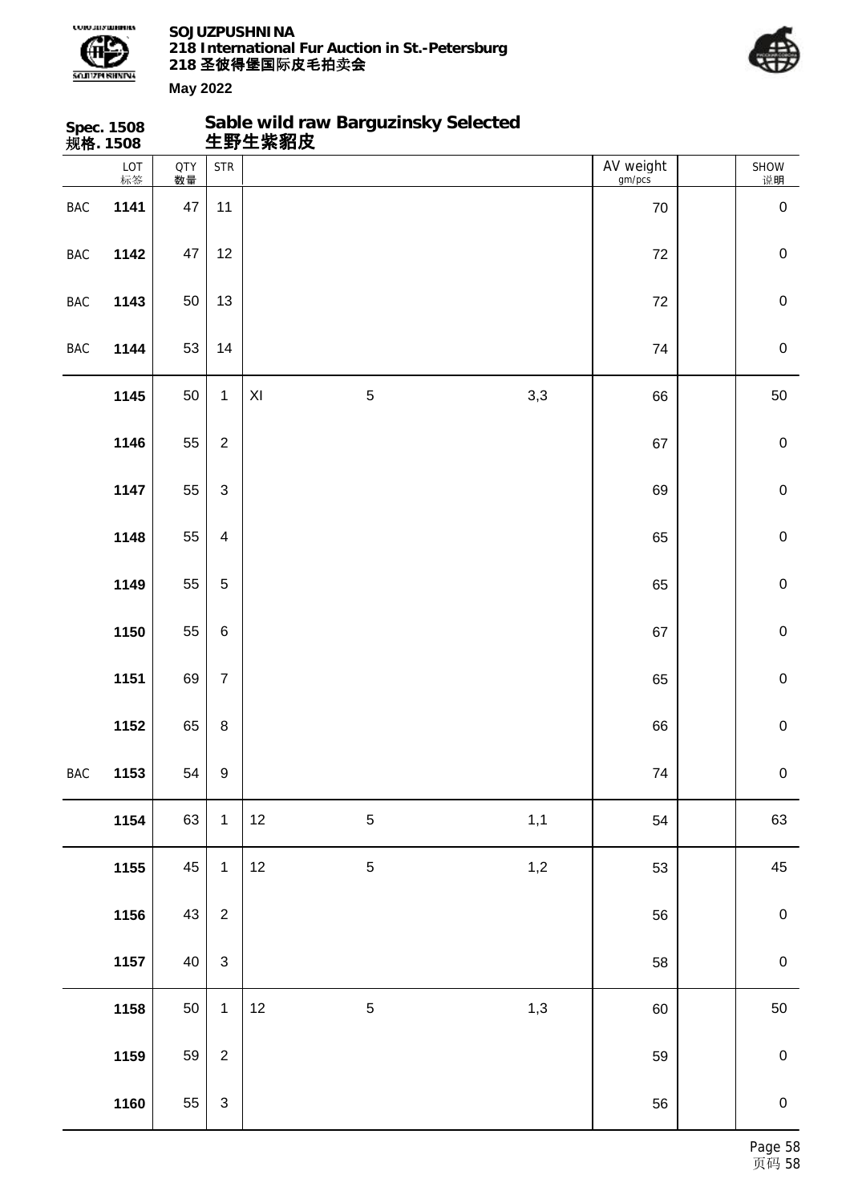**Spec. 1508**
**规格. 1508**

## Sable wild raw Barguzinsky Selected
## 生野生紫貂皮

| | LOT 标签 | QTY 数量 | STR | | | | AV weight gm/pcs | | SHOW 说明 |
|---|---|---|---|---|---|---|---|---|---|
| BAC | 1141 | 47 | 11 | | | | 70 | | 0 |
| BAC | 1142 | 47 | 12 | | | | 72 | | 0 |
| BAC | 1143 | 50 | 13 | | | | 72 | | 0 |
| BAC | 1144 | 53 | 14 | | | | 74 | | 0 |
| | 1145 | 50 | 1 | XI | 5 | 3,3 | 66 | | 50 |
| | 1146 | 55 | 2 | | | | 67 | | 0 |
| | 1147 | 55 | 3 | | | | 69 | | 0 |
| | 1148 | 55 | 4 | | | | 65 | | 0 |
| | 1149 | 55 | 5 | | | | 65 | | 0 |
| | 1150 | 55 | 6 | | | | 67 | | 0 |
| | 1151 | 69 | 7 | | | | 65 | | 0 |
| | 1152 | 65 | 8 | | | | 66 | | 0 |
| BAC | 1153 | 54 | 9 | | | | 74 | | 0 |
| | 1154 | 63 | 1 | 12 | 5 | 1,1 | 54 | | 63 |
| | 1155 | 45 | 1 | 12 | 5 | 1,2 | 53 | | 45 |
| | 1156 | 43 | 2 | | | | 56 | | 0 |
| | 1157 | 40 | 3 | | | | 58 | | 0 |
| | 1158 | 50 | 1 | 12 | 5 | 1,3 | 60 | | 50 |
| | 1159 | 59 | 2 | | | | 59 | | 0 |
| | 1160 | 55 | 3 | | | | 56 | | 0 |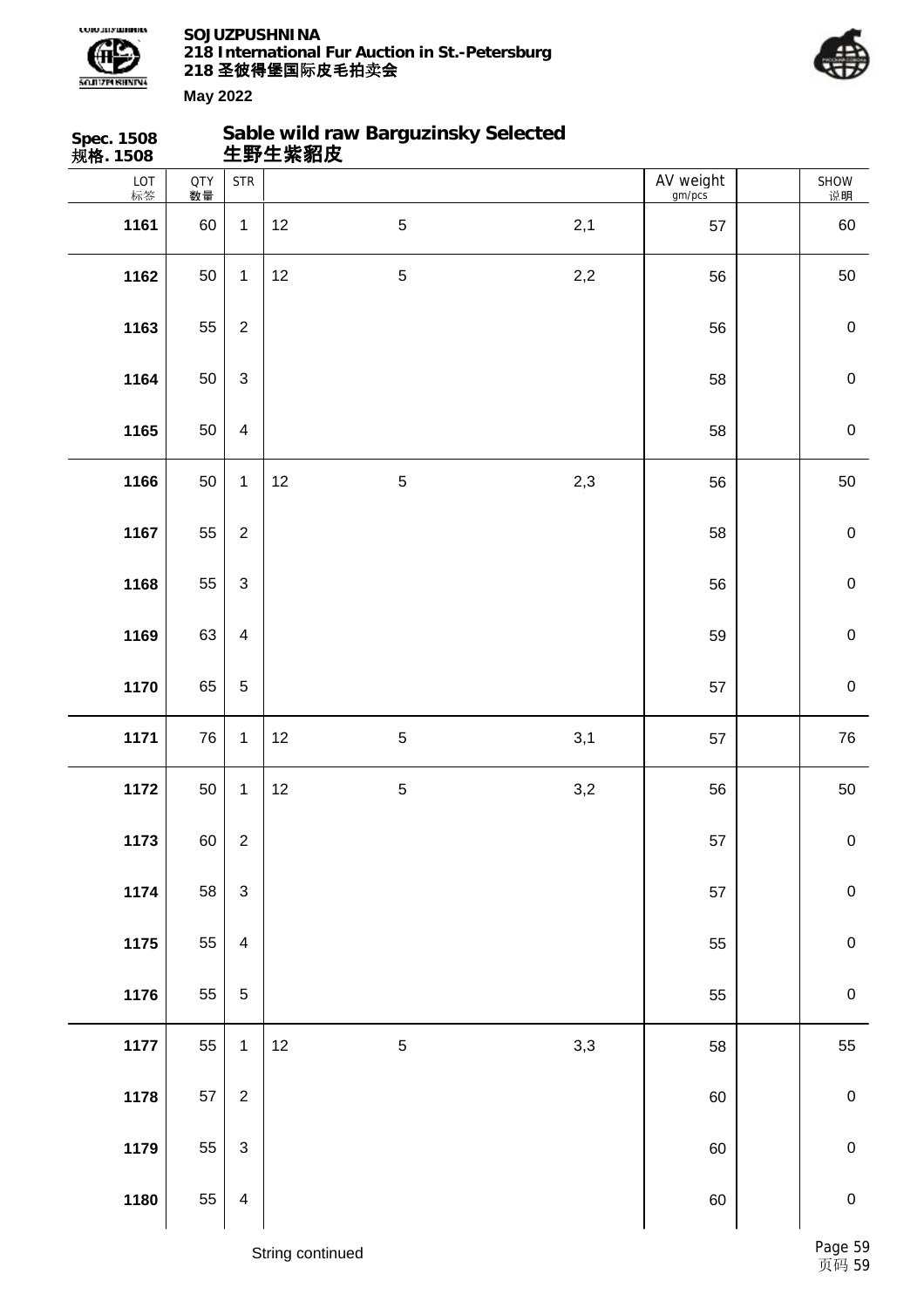Spec. 1508
规格. 1508

## Sable wild raw Barguzinsky Selected
## 生野生紫貂皮

| LOT 标签 | QTY 数量 | STR | | | | AV weight gm/pcs | | SHOW 说明 |
|---|---|---|---|---|---|---|---|---|
| **1161** | 60 | 1 | 12 | 5 | 2,1 | 57 | | 60 |
| **1162** | 50 | 1 | 12 | 5 | 2,2 | 56 | | 50 |
| **1163** | 55 | 2 | | | | 56 | | 0 |
| **1164** | 50 | 3 | | | | 58 | | 0 |
| **1165** | 50 | 4 | | | | 58 | | 0 |
| **1166** | 50 | 1 | 12 | 5 | 2,3 | 56 | | 50 |
| **1167** | 55 | 2 | | | | 58 | | 0 |
| **1168** | 55 | 3 | | | | 56 | | 0 |
| **1169** | 63 | 4 | | | | 59 | | 0 |
| **1170** | 65 | 5 | | | | 57 | | 0 |
| **1171** | 76 | 1 | 12 | 5 | 3,1 | 57 | | 76 |
| **1172** | 50 | 1 | 12 | 5 | 3,2 | 56 | | 50 |
| **1173** | 60 | 2 | | | | 57 | | 0 |
| **1174** | 58 | 3 | | | | 57 | | 0 |
| **1175** | 55 | 4 | | | | 55 | | 0 |
| **1176** | 55 | 5 | | | | 55 | | 0 |
| **1177** | 55 | 1 | 12 | 5 | 3,3 | 58 | | 55 |
| **1178** | 57 | 2 | | | | 60 | | 0 |
| **1179** | 55 | 3 | | | | 60 | | 0 |
| **1180** | 55 | 4 | | | | 60 | | 0 |

String continued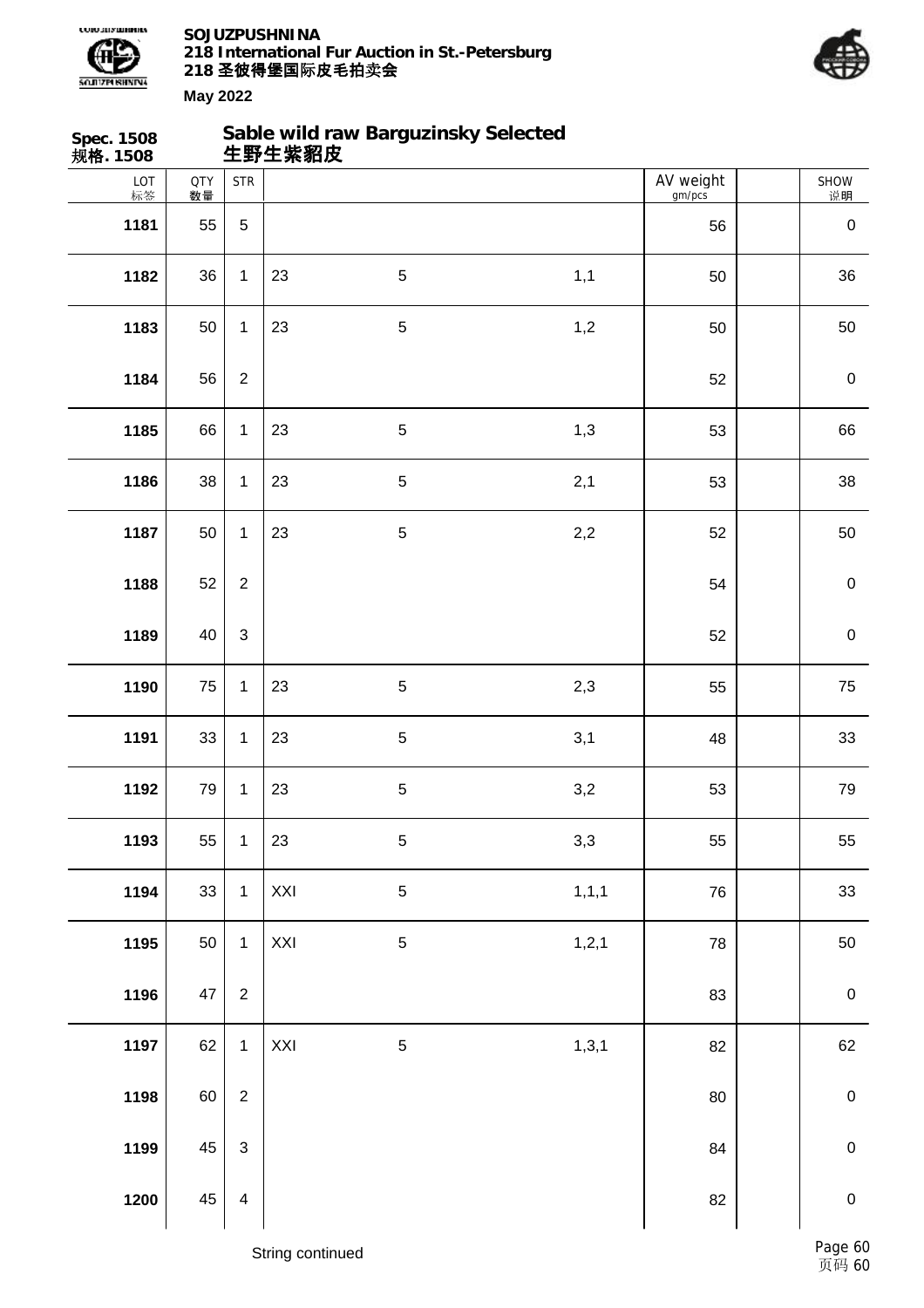**Spec. 1508**
**规格. 1508**

## Sable wild raw Barguzinsky Selected
## 生野生紫貂皮

| LOT 标签 | QTY 数量 | STR | | | | AV weight gm/pcs | | SHOW 说明 |
|---|---|---|---|---|---|---|---|---|
| **1181** | 55 | 5 | | | | 56 | | 0 |
| **1182** | 36 | 1 | 23 | 5 | 1,1 | 50 | | 36 |
| **1183** | 50 | 1 | 23 | 5 | 1,2 | 50 | | 50 |
| **1184** | 56 | 2 | | | | 52 | | 0 |
| **1185** | 66 | 1 | 23 | 5 | 1,3 | 53 | | 66 |
| **1186** | 38 | 1 | 23 | 5 | 2,1 | 53 | | 38 |
| **1187** | 50 | 1 | 23 | 5 | 2,2 | 52 | | 50 |
| **1188** | 52 | 2 | | | | 54 | | 0 |
| **1189** | 40 | 3 | | | | 52 | | 0 |
| **1190** | 75 | 1 | 23 | 5 | 2,3 | 55 | | 75 |
| **1191** | 33 | 1 | 23 | 5 | 3,1 | 48 | | 33 |
| **1192** | 79 | 1 | 23 | 5 | 3,2 | 53 | | 79 |
| **1193** | 55 | 1 | 23 | 5 | 3,3 | 55 | | 55 |
| **1194** | 33 | 1 | XXI | 5 | 1,1,1 | 76 | | 33 |
| **1195** | 50 | 1 | XXI | 5 | 1,2,1 | 78 | | 50 |
| **1196** | 47 | 2 | | | | 83 | | 0 |
| **1197** | 62 | 1 | XXI | 5 | 1,3,1 | 82 | | 62 |
| **1198** | 60 | 2 | | | | 80 | | 0 |
| **1199** | 45 | 3 | | | | 84 | | 0 |
| **1200** | 45 | 4 | | | | 82 | | 0 |

String continued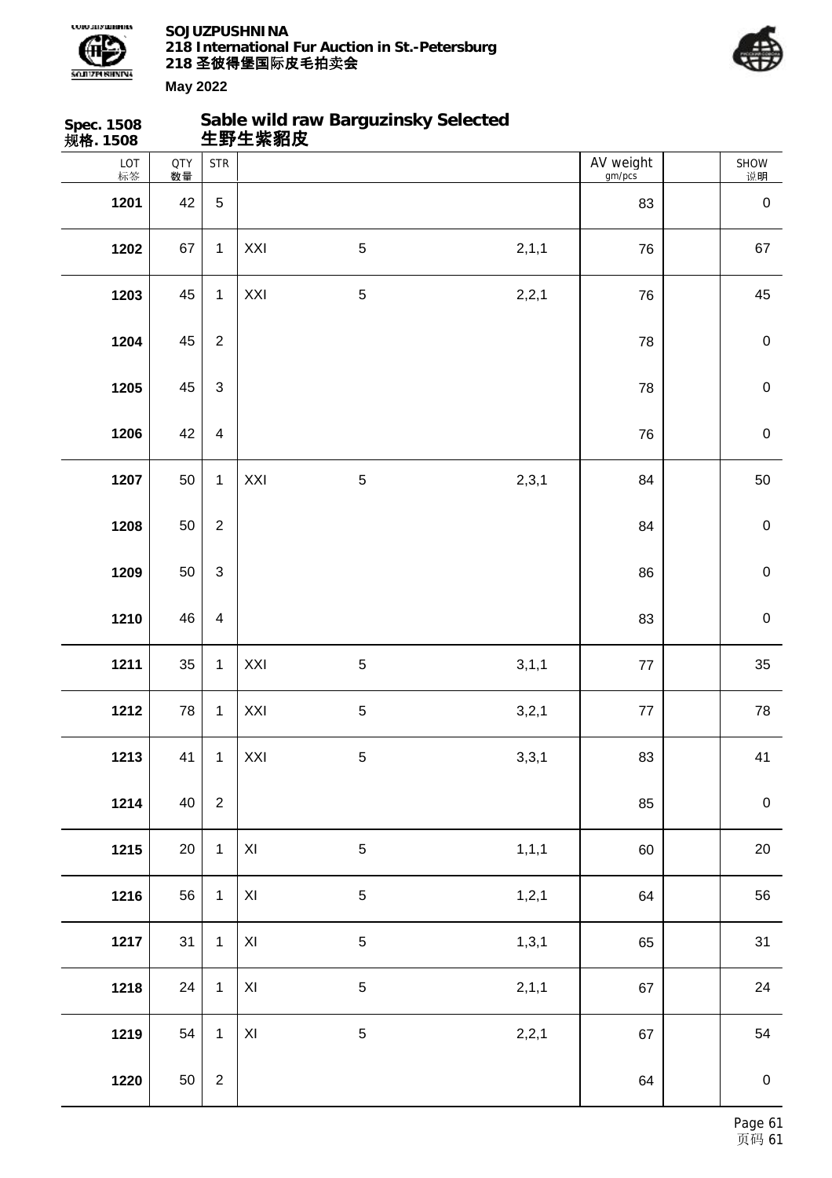**SOJUZPUSHNINA**
**218 International Fur Auction in St.-Petersburg**
**218 圣彼得堡国际皮毛拍卖会**

**May 2022**

**Spec. 1508**
**规格. 1508**

## Sable wild raw Barguzinsky Selected
## 生野生紫貂皮

| LOT 标签 | QTY 数量 | STR | | | | AV weight gm/pcs | | SHOW 说明 |
|---|---|---|---|---|---|---|---|---|
| **1201** | 42 | 5 | | | | 83 | | 0 |
| **1202** | 67 | 1 | XXI | 5 | 2,1,1 | 76 | | 67 |
| **1203** | 45 | 1 | XXI | 5 | 2,2,1 | 76 | | 45 |
| **1204** | 45 | 2 | | | | 78 | | 0 |
| **1205** | 45 | 3 | | | | 78 | | 0 |
| **1206** | 42 | 4 | | | | 76 | | 0 |
| **1207** | 50 | 1 | XXI | 5 | 2,3,1 | 84 | | 50 |
| **1208** | 50 | 2 | | | | 84 | | 0 |
| **1209** | 50 | 3 | | | | 86 | | 0 |
| **1210** | 46 | 4 | | | | 83 | | 0 |
| **1211** | 35 | 1 | XXI | 5 | 3,1,1 | 77 | | 35 |
| **1212** | 78 | 1 | XXI | 5 | 3,2,1 | 77 | | 78 |
| **1213** | 41 | 1 | XXI | 5 | 3,3,1 | 83 | | 41 |
| **1214** | 40 | 2 | | | | 85 | | 0 |
| **1215** | 20 | 1 | XI | 5 | 1,1,1 | 60 | | 20 |
| **1216** | 56 | 1 | XI | 5 | 1,2,1 | 64 | | 56 |
| **1217** | 31 | 1 | XI | 5 | 1,3,1 | 65 | | 31 |
| **1218** | 24 | 1 | XI | 5 | 2,1,1 | 67 | | 24 |
| **1219** | 54 | 1 | XI | 5 | 2,2,1 | 67 | | 54 |
| **1220** | 50 | 2 | | | | 64 | | 0 |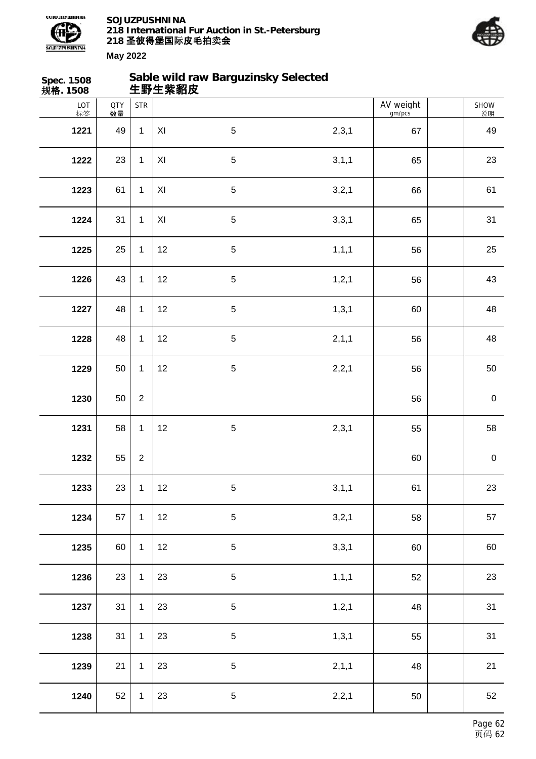**Spec. 1508**
**规格. 1508**

## Sable wild raw Barguzinsky Selected
## 生野生紫貂皮

| LOT 标签 | QTY 数量 | STR | | | | AV weight gm/pcs | | SHOW 说明 |
|---|---|---|---|---|---|---|---|---|
| **1221** | 49 | 1 | XI | 5 | 2,3,1 | 67 | | 49 |
| **1222** | 23 | 1 | XI | 5 | 3,1,1 | 65 | | 23 |
| **1223** | 61 | 1 | XI | 5 | 3,2,1 | 66 | | 61 |
| **1224** | 31 | 1 | XI | 5 | 3,3,1 | 65 | | 31 |
| **1225** | 25 | 1 | 12 | 5 | 1,1,1 | 56 | | 25 |
| **1226** | 43 | 1 | 12 | 5 | 1,2,1 | 56 | | 43 |
| **1227** | 48 | 1 | 12 | 5 | 1,3,1 | 60 | | 48 |
| **1228** | 48 | 1 | 12 | 5 | 2,1,1 | 56 | | 48 |
| **1229** | 50 | 1 | 12 | 5 | 2,2,1 | 56 | | 50 |
| **1230** | 50 | 2 | | | | 56 | | 0 |
| **1231** | 58 | 1 | 12 | 5 | 2,3,1 | 55 | | 58 |
| **1232** | 55 | 2 | | | | 60 | | 0 |
| **1233** | 23 | 1 | 12 | 5 | 3,1,1 | 61 | | 23 |
| **1234** | 57 | 1 | 12 | 5 | 3,2,1 | 58 | | 57 |
| **1235** | 60 | 1 | 12 | 5 | 3,3,1 | 60 | | 60 |
| **1236** | 23 | 1 | 23 | 5 | 1,1,1 | 52 | | 23 |
| **1237** | 31 | 1 | 23 | 5 | 1,2,1 | 48 | | 31 |
| **1238** | 31 | 1 | 23 | 5 | 1,3,1 | 55 | | 31 |
| **1239** | 21 | 1 | 23 | 5 | 2,1,1 | 48 | | 21 |
| **1240** | 52 | 1 | 23 | 5 | 2,2,1 | 50 | | 52 |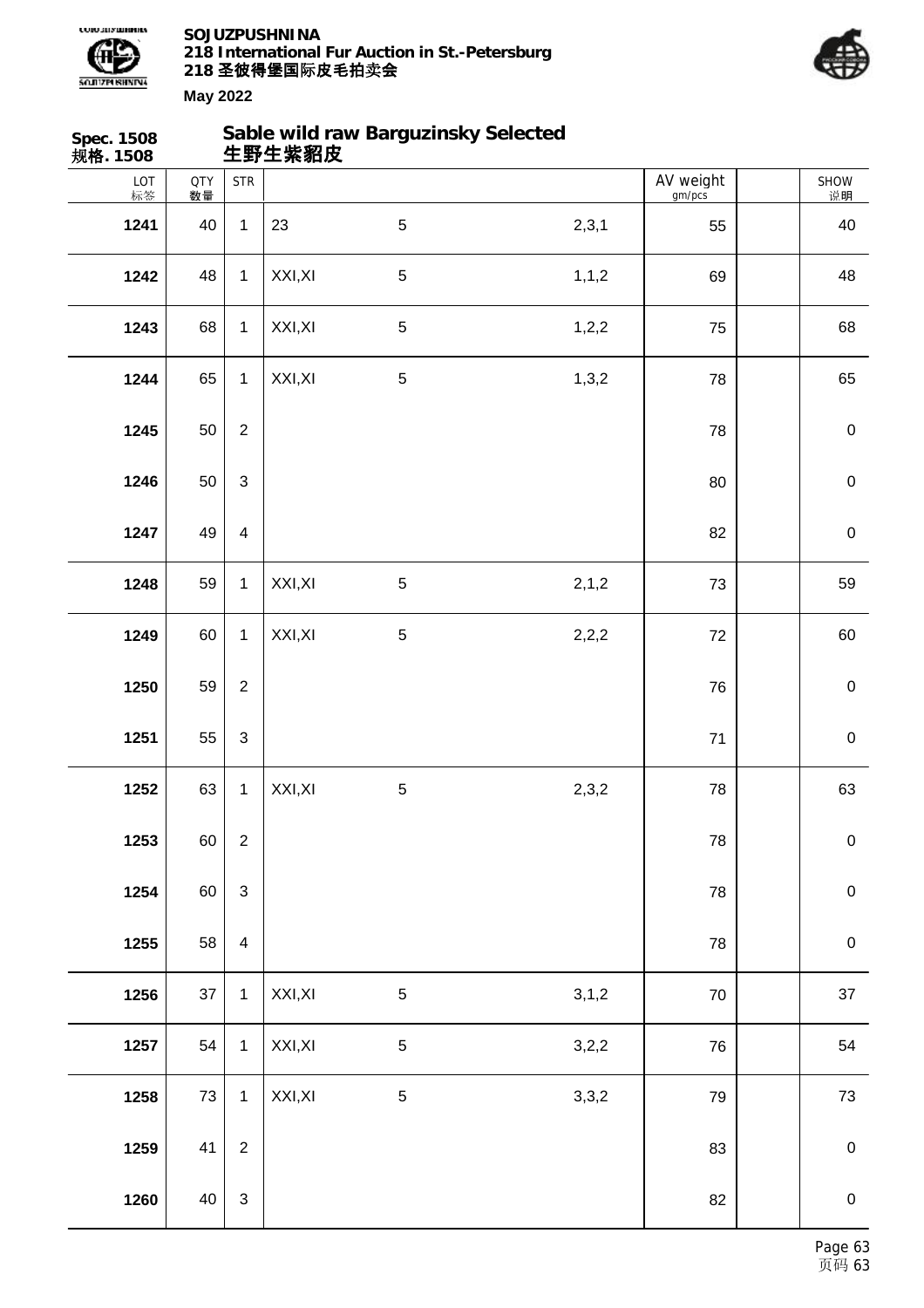**Spec. 1508**
**规格. 1508**

## Sable wild raw Barguzinsky Selected
## 生野生紫貂皮

| LOT 标签 | QTY 数量 | STR | | | | AV weight gm/pcs | | SHOW 说明 |
|---|---|---|---|---|---|---|---|---|
| **1241** | 40 | 1 | 23 | 5 | 2,3,1 | 55 | | 40 |
| **1242** | 48 | 1 | XXI,XI | 5 | 1,1,2 | 69 | | 48 |
| **1243** | 68 | 1 | XXI,XI | 5 | 1,2,2 | 75 | | 68 |
| **1244** | 65 | 1 | XXI,XI | 5 | 1,3,2 | 78 | | 65 |
| **1245** | 50 | 2 | | | | 78 | | 0 |
| **1246** | 50 | 3 | | | | 80 | | 0 |
| **1247** | 49 | 4 | | | | 82 | | 0 |
| **1248** | 59 | 1 | XXI,XI | 5 | 2,1,2 | 73 | | 59 |
| **1249** | 60 | 1 | XXI,XI | 5 | 2,2,2 | 72 | | 60 |
| **1250** | 59 | 2 | | | | 76 | | 0 |
| **1251** | 55 | 3 | | | | 71 | | 0 |
| **1252** | 63 | 1 | XXI,XI | 5 | 2,3,2 | 78 | | 63 |
| **1253** | 60 | 2 | | | | 78 | | 0 |
| **1254** | 60 | 3 | | | | 78 | | 0 |
| **1255** | 58 | 4 | | | | 78 | | 0 |
| **1256** | 37 | 1 | XXI,XI | 5 | 3,1,2 | 70 | | 37 |
| **1257** | 54 | 1 | XXI,XI | 5 | 3,2,2 | 76 | | 54 |
| **1258** | 73 | 1 | XXI,XI | 5 | 3,3,2 | 79 | | 73 |
| **1259** | 41 | 2 | | | | 83 | | 0 |
| **1260** | 40 | 3 | | | | 82 | | 0 |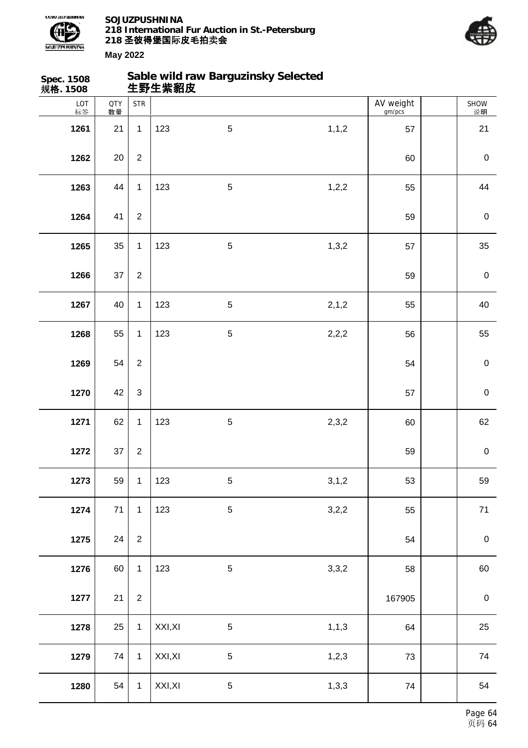**Spec. 1508**
**规格. 1508**

## Sable wild raw Barguzinsky Selected
## 生野生紫貂皮

| LOT 标签 | QTY 数量 | STR | | | | AV weight gm/pcs | | SHOW 说明 |
|---|---|---|---|---|---|---|---|---|
| **1261** | 21 | 1 | 123 | 5 | 1,1,2 | 57 | | 21 |
| **1262** | 20 | 2 | | | | 60 | | 0 |
| **1263** | 44 | 1 | 123 | 5 | 1,2,2 | 55 | | 44 |
| **1264** | 41 | 2 | | | | 59 | | 0 |
| **1265** | 35 | 1 | 123 | 5 | 1,3,2 | 57 | | 35 |
| **1266** | 37 | 2 | | | | 59 | | 0 |
| **1267** | 40 | 1 | 123 | 5 | 2,1,2 | 55 | | 40 |
| **1268** | 55 | 1 | 123 | 5 | 2,2,2 | 56 | | 55 |
| **1269** | 54 | 2 | | | | 54 | | 0 |
| **1270** | 42 | 3 | | | | 57 | | 0 |
| **1271** | 62 | 1 | 123 | 5 | 2,3,2 | 60 | | 62 |
| **1272** | 37 | 2 | | | | 59 | | 0 |
| **1273** | 59 | 1 | 123 | 5 | 3,1,2 | 53 | | 59 |
| **1274** | 71 | 1 | 123 | 5 | 3,2,2 | 55 | | 71 |
| **1275** | 24 | 2 | | | | 54 | | 0 |
| **1276** | 60 | 1 | 123 | 5 | 3,3,2 | 58 | | 60 |
| **1277** | 21 | 2 | | | | 167905 | | 0 |
| **1278** | 25 | 1 | XXI,XI | 5 | 1,1,3 | 64 | | 25 |
| **1279** | 74 | 1 | XXI,XI | 5 | 1,2,3 | 73 | | 74 |
| **1280** | 54 | 1 | XXI,XI | 5 | 1,3,3 | 74 | | 54 |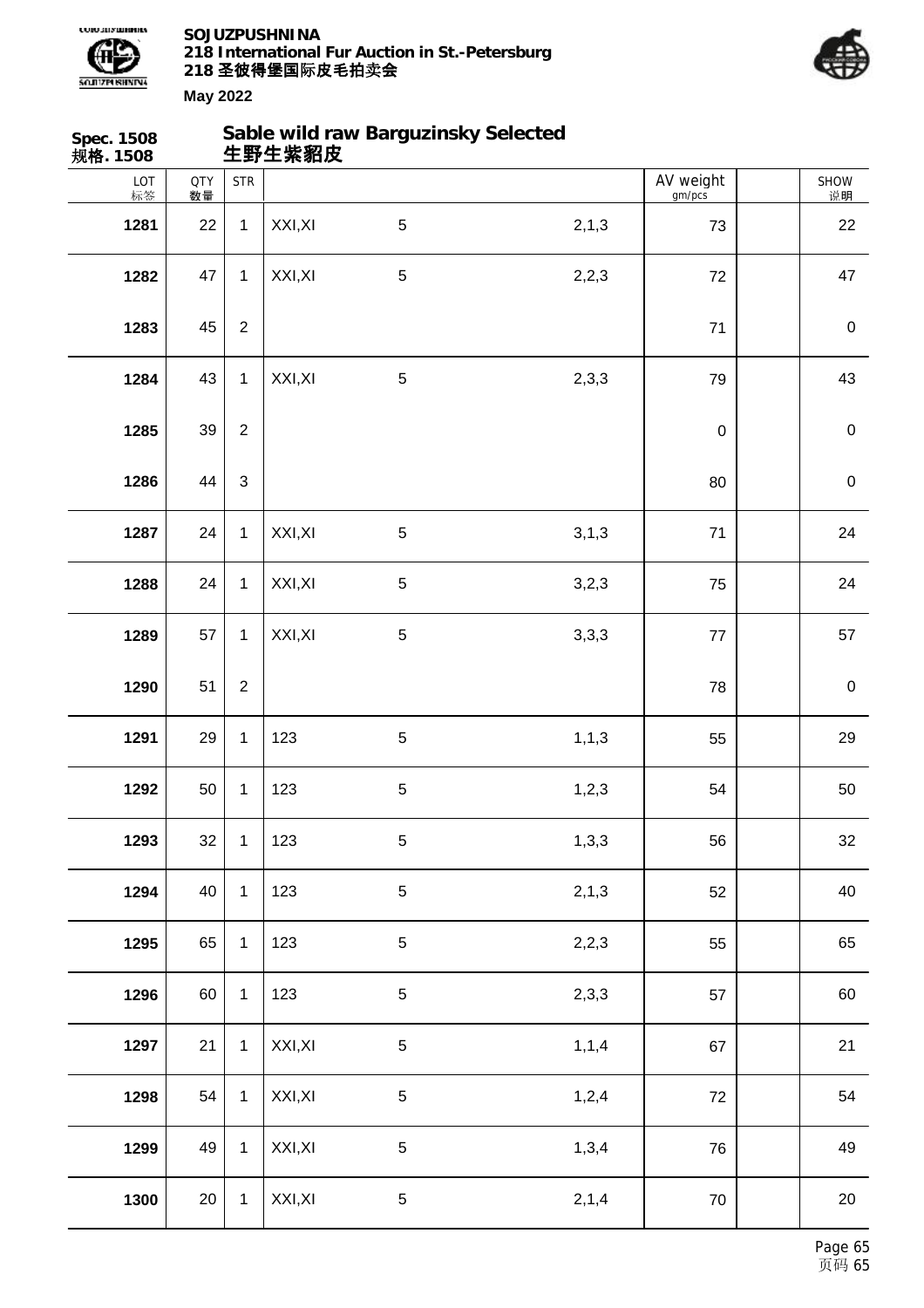**Spec. 1508**
**规格. 1508**

## Sable wild raw Barguzinsky Selected
## 生野生紫貂皮

| LOT 标签 | QTY 数量 | STR | | | | AV weight gm/pcs | | SHOW 说明 |
|---|---|---|---|---|---|---|---|---|
| **1281** | 22 | 1 | XXI,XI | 5 | 2,1,3 | 73 | | 22 |
| **1282** | 47 | 1 | XXI,XI | 5 | 2,2,3 | 72 | | 47 |
| **1283** | 45 | 2 | | | | 71 | | 0 |
| **1284** | 43 | 1 | XXI,XI | 5 | 2,3,3 | 79 | | 43 |
| **1285** | 39 | 2 | | | | 0 | | 0 |
| **1286** | 44 | 3 | | | | 80 | | 0 |
| **1287** | 24 | 1 | XXI,XI | 5 | 3,1,3 | 71 | | 24 |
| **1288** | 24 | 1 | XXI,XI | 5 | 3,2,3 | 75 | | 24 |
| **1289** | 57 | 1 | XXI,XI | 5 | 3,3,3 | 77 | | 57 |
| **1290** | 51 | 2 | | | | 78 | | 0 |
| **1291** | 29 | 1 | 123 | 5 | 1,1,3 | 55 | | 29 |
| **1292** | 50 | 1 | 123 | 5 | 1,2,3 | 54 | | 50 |
| **1293** | 32 | 1 | 123 | 5 | 1,3,3 | 56 | | 32 |
| **1294** | 40 | 1 | 123 | 5 | 2,1,3 | 52 | | 40 |
| **1295** | 65 | 1 | 123 | 5 | 2,2,3 | 55 | | 65 |
| **1296** | 60 | 1 | 123 | 5 | 2,3,3 | 57 | | 60 |
| **1297** | 21 | 1 | XXI,XI | 5 | 1,1,4 | 67 | | 21 |
| **1298** | 54 | 1 | XXI,XI | 5 | 1,2,4 | 72 | | 54 |
| **1299** | 49 | 1 | XXI,XI | 5 | 1,3,4 | 76 | | 49 |
| **1300** | 20 | 1 | XXI,XI | 5 | 2,1,4 | 70 | | 20 |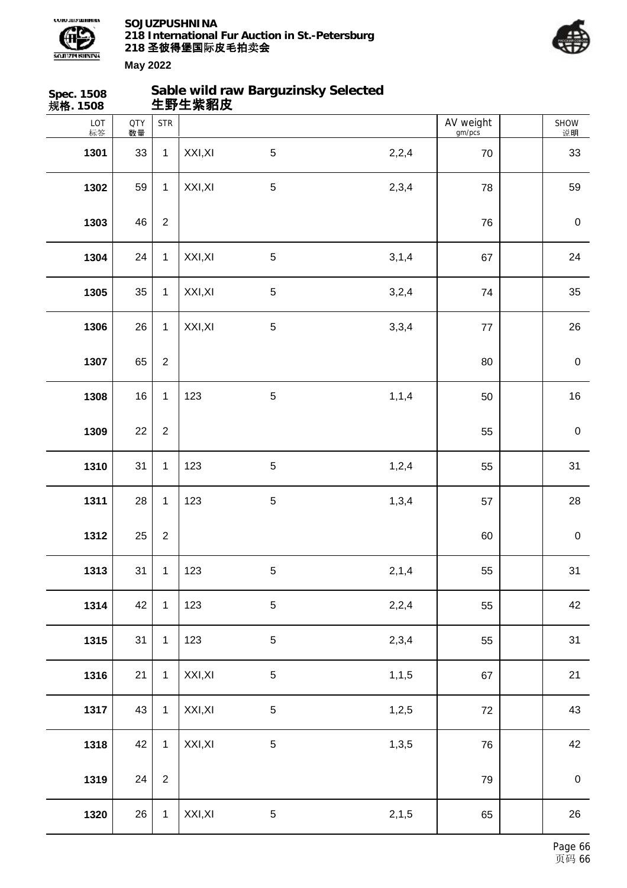**Spec. 1508**
**规格. 1508**

## Sable wild raw Barguzinsky Selected
## 生野生紫貂皮

| LOT 标签 | QTY 数量 | STR | | | | AV weight gm/pcs | | SHOW 说明 |
|---|---|---|---|---|---|---|---|---|
| **1301** | 33 | 1 | XXI,XI | 5 | 2,2,4 | 70 | | 33 |
| **1302** | 59 | 1 | XXI,XI | 5 | 2,3,4 | 78 | | 59 |
| **1303** | 46 | 2 | | | | 76 | | 0 |
| **1304** | 24 | 1 | XXI,XI | 5 | 3,1,4 | 67 | | 24 |
| **1305** | 35 | 1 | XXI,XI | 5 | 3,2,4 | 74 | | 35 |
| **1306** | 26 | 1 | XXI,XI | 5 | 3,3,4 | 77 | | 26 |
| **1307** | 65 | 2 | | | | 80 | | 0 |
| **1308** | 16 | 1 | 123 | 5 | 1,1,4 | 50 | | 16 |
| **1309** | 22 | 2 | | | | 55 | | 0 |
| **1310** | 31 | 1 | 123 | 5 | 1,2,4 | 55 | | 31 |
| **1311** | 28 | 1 | 123 | 5 | 1,3,4 | 57 | | 28 |
| **1312** | 25 | 2 | | | | 60 | | 0 |
| **1313** | 31 | 1 | 123 | 5 | 2,1,4 | 55 | | 31 |
| **1314** | 42 | 1 | 123 | 5 | 2,2,4 | 55 | | 42 |
| **1315** | 31 | 1 | 123 | 5 | 2,3,4 | 55 | | 31 |
| **1316** | 21 | 1 | XXI,XI | 5 | 1,1,5 | 67 | | 21 |
| **1317** | 43 | 1 | XXI,XI | 5 | 1,2,5 | 72 | | 43 |
| **1318** | 42 | 1 | XXI,XI | 5 | 1,3,5 | 76 | | 42 |
| **1319** | 24 | 2 | | | | 79 | | 0 |
| **1320** | 26 | 1 | XXI,XI | 5 | 2,1,5 | 65 | | 26 |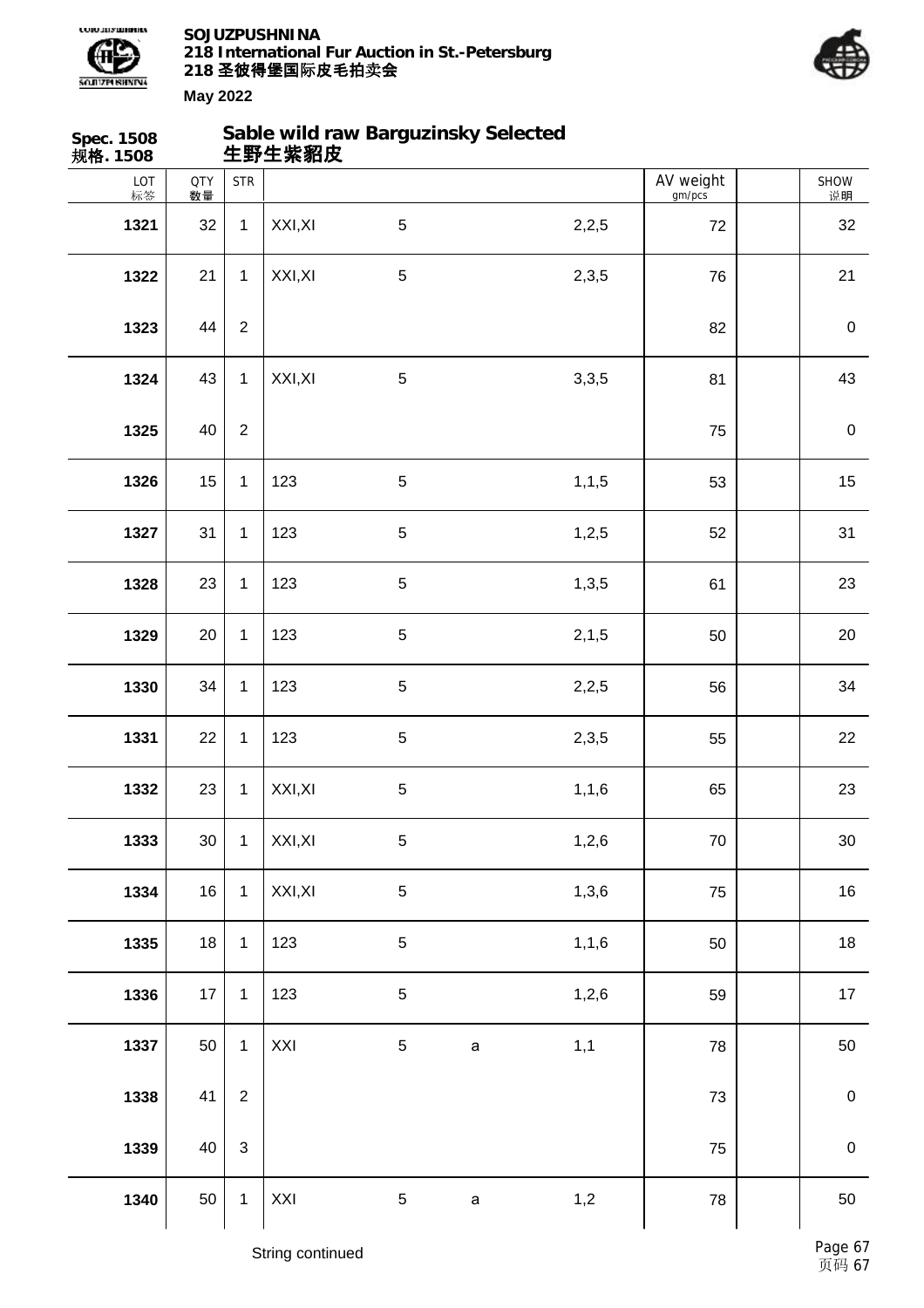**Spec. 1508**
**规格. 1508**

## Sable wild raw Barguzinsky Selected
## 生野生紫貂皮

| LOT 标签 | QTY 数量 | STR | | | | | AV weight gm/pcs | | SHOW 说明 |
|---|---|---|---|---|---|---|---|---|---|
| **1321** | 32 | 1 | XXI,XI | 5 | | 2,2,5 | 72 | | 32 |
| **1322** | 21 | 1 | XXI,XI | 5 | | 2,3,5 | 76 | | 21 |
| **1323** | 44 | 2 | | | | | 82 | | 0 |
| **1324** | 43 | 1 | XXI,XI | 5 | | 3,3,5 | 81 | | 43 |
| **1325** | 40 | 2 | | | | | 75 | | 0 |
| **1326** | 15 | 1 | 123 | 5 | | 1,1,5 | 53 | | 15 |
| **1327** | 31 | 1 | 123 | 5 | | 1,2,5 | 52 | | 31 |
| **1328** | 23 | 1 | 123 | 5 | | 1,3,5 | 61 | | 23 |
| **1329** | 20 | 1 | 123 | 5 | | 2,1,5 | 50 | | 20 |
| **1330** | 34 | 1 | 123 | 5 | | 2,2,5 | 56 | | 34 |
| **1331** | 22 | 1 | 123 | 5 | | 2,3,5 | 55 | | 22 |
| **1332** | 23 | 1 | XXI,XI | 5 | | 1,1,6 | 65 | | 23 |
| **1333** | 30 | 1 | XXI,XI | 5 | | 1,2,6 | 70 | | 30 |
| **1334** | 16 | 1 | XXI,XI | 5 | | 1,3,6 | 75 | | 16 |
| **1335** | 18 | 1 | 123 | 5 | | 1,1,6 | 50 | | 18 |
| **1336** | 17 | 1 | 123 | 5 | | 1,2,6 | 59 | | 17 |
| **1337** | 50 | 1 | XXI | 5 | a | 1,1 | 78 | | 50 |
| **1338** | 41 | 2 | | | | | 73 | | 0 |
| **1339** | 40 | 3 | | | | | 75 | | 0 |
| **1340** | 50 | 1 | XXI | 5 | a | 1,2 | 78 | | 50 |

String continued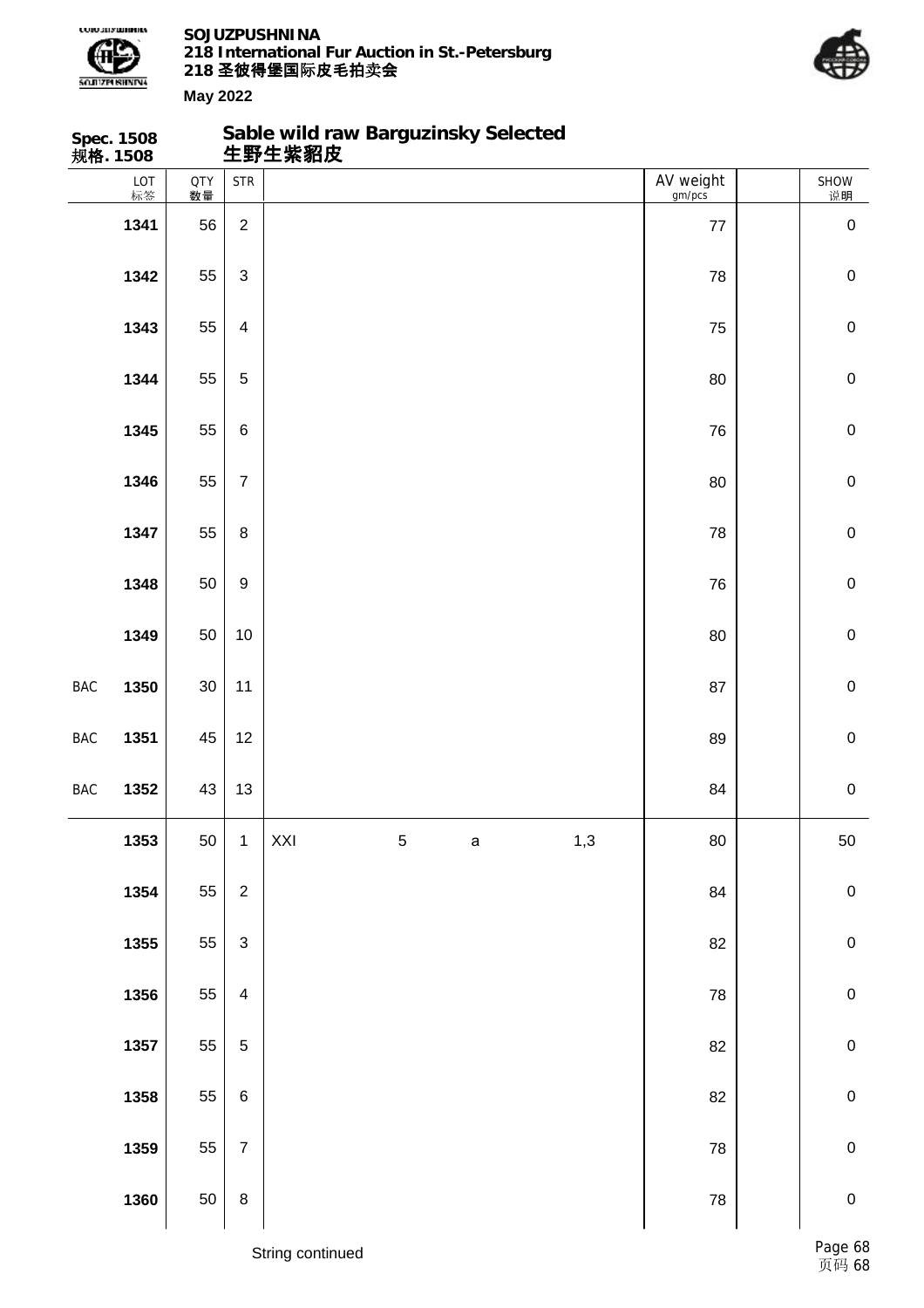**Spec. 1508**
**规格. 1508**

## Sable wild raw Barguzinsky Selected
## 生野生紫貂皮

| | LOT 标签 | QTY 数量 | STR | | | | | AV weight gm/pcs | | SHOW 说明 |
|---|---|---|---|---|---|---|---|---|---|---|
| | **1341** | 56 | 2 | | | | | 77 | | 0 |
| | **1342** | 55 | 3 | | | | | 78 | | 0 |
| | **1343** | 55 | 4 | | | | | 75 | | 0 |
| | **1344** | 55 | 5 | | | | | 80 | | 0 |
| | **1345** | 55 | 6 | | | | | 76 | | 0 |
| | **1346** | 55 | 7 | | | | | 80 | | 0 |
| | **1347** | 55 | 8 | | | | | 78 | | 0 |
| | **1348** | 50 | 9 | | | | | 76 | | 0 |
| | **1349** | 50 | 10 | | | | | 80 | | 0 |
| BAC | **1350** | 30 | 11 | | | | | 87 | | 0 |
| BAC | **1351** | 45 | 12 | | | | | 89 | | 0 |
| BAC | **1352** | 43 | 13 | | | | | 84 | | 0 |
| | **1353** | 50 | 1 | XXI | 5 | a | 1,3 | 80 | | 50 |
| | **1354** | 55 | 2 | | | | | 84 | | 0 |
| | **1355** | 55 | 3 | | | | | 82 | | 0 |
| | **1356** | 55 | 4 | | | | | 78 | | 0 |
| | **1357** | 55 | 5 | | | | | 82 | | 0 |
| | **1358** | 55 | 6 | | | | | 82 | | 0 |
| | **1359** | 55 | 7 | | | | | 78 | | 0 |
| | **1360** | 50 | 8 | | | | | 78 | | 0 |

String continued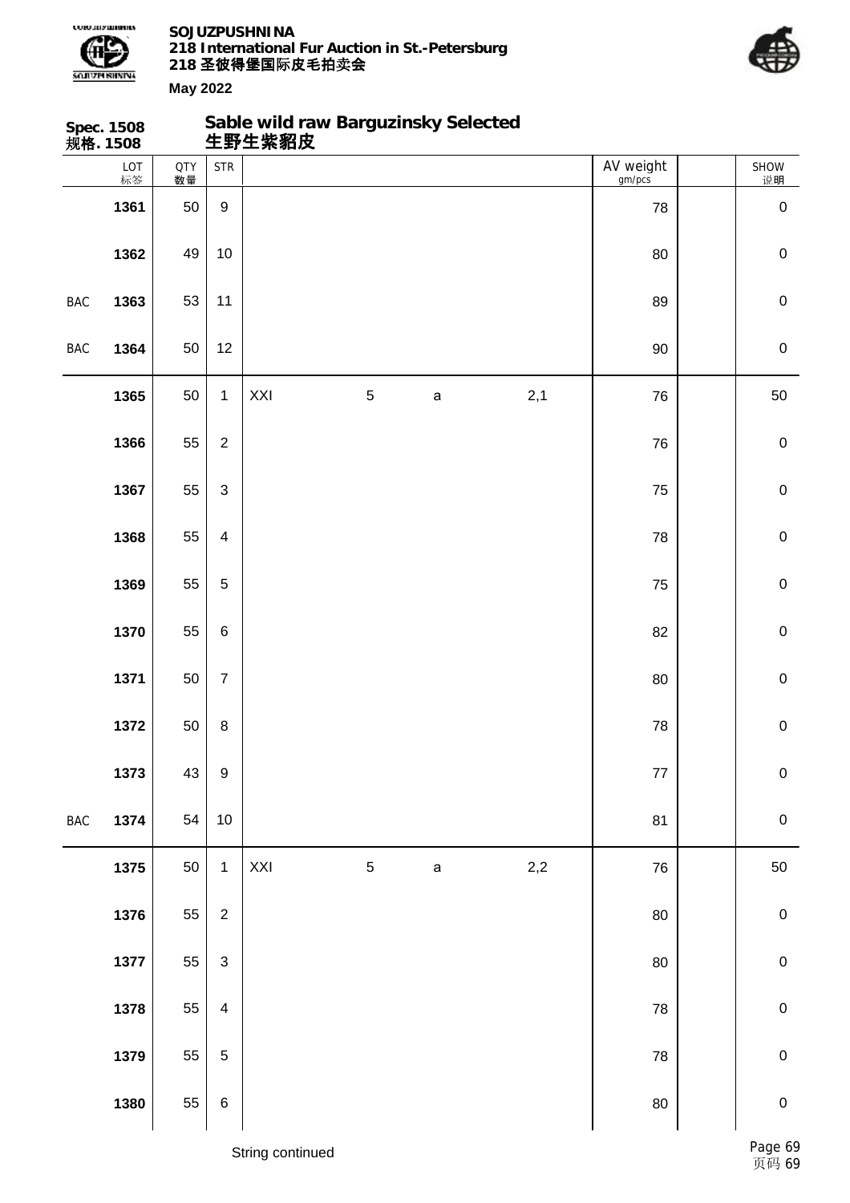## Spec. 1508 规格. 1508

### Sable wild raw Barguzinsky Selected 生野生紫貂皮

| | LOT 标签 | QTY 数量 | STR | | | | | AV weight gm/pcs | | SHOW 说明 |
|---|---|---|---|---|---|---|---|---|---|---|
| | 1361 | 50 | 9 | | | | | 78 | | 0 |
| | 1362 | 49 | 10 | | | | | 80 | | 0 |
| BAC | 1363 | 53 | 11 | | | | | 89 | | 0 |
| BAC | 1364 | 50 | 12 | | | | | 90 | | 0 |
| | 1365 | 50 | 1 | XXI | 5 | a | 2,1 | 76 | | 50 |
| | 1366 | 55 | 2 | | | | | 76 | | 0 |
| | 1367 | 55 | 3 | | | | | 75 | | 0 |
| | 1368 | 55 | 4 | | | | | 78 | | 0 |
| | 1369 | 55 | 5 | | | | | 75 | | 0 |
| | 1370 | 55 | 6 | | | | | 82 | | 0 |
| | 1371 | 50 | 7 | | | | | 80 | | 0 |
| | 1372 | 50 | 8 | | | | | 78 | | 0 |
| | 1373 | 43 | 9 | | | | | 77 | | 0 |
| BAC | 1374 | 54 | 10 | | | | | 81 | | 0 |
| | 1375 | 50 | 1 | XXI | 5 | a | 2,2 | 76 | | 50 |
| | 1376 | 55 | 2 | | | | | 80 | | 0 |
| | 1377 | 55 | 3 | | | | | 80 | | 0 |
| | 1378 | 55 | 4 | | | | | 78 | | 0 |
| | 1379 | 55 | 5 | | | | | 78 | | 0 |
| | 1380 | 55 | 6 | | | | | 80 | | 0 |

String continued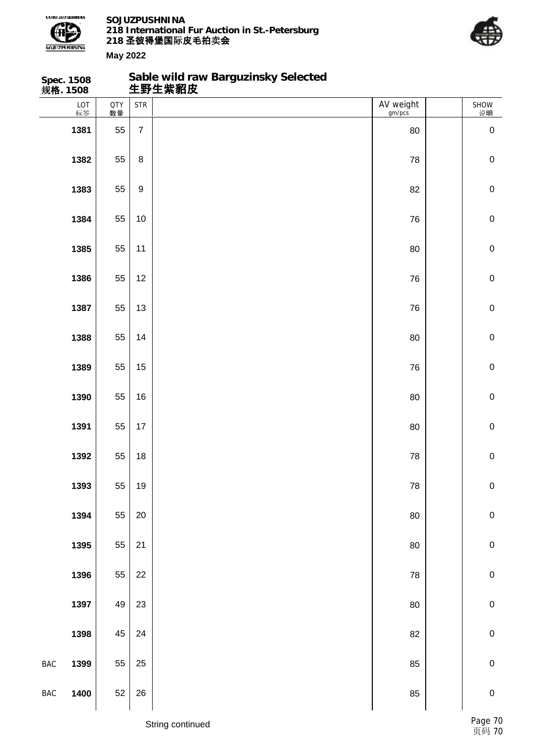**Spec. 1508**
**规格. 1508**

## Sable wild raw Barguzinsky Selected
## 生野生紫貂皮

| | LOT 标签 | QTY 数量 | STR | | AV weight gm/pcs | | SHOW 说明 |
|---|---|---|---|---|---|---|---|
| | **1381** | 55 | 7 | | 80 | | 0 |
| | **1382** | 55 | 8 | | 78 | | 0 |
| | **1383** | 55 | 9 | | 82 | | 0 |
| | **1384** | 55 | 10 | | 76 | | 0 |
| | **1385** | 55 | 11 | | 80 | | 0 |
| | **1386** | 55 | 12 | | 76 | | 0 |
| | **1387** | 55 | 13 | | 76 | | 0 |
| | **1388** | 55 | 14 | | 80 | | 0 |
| | **1389** | 55 | 15 | | 76 | | 0 |
| | **1390** | 55 | 16 | | 80 | | 0 |
| | **1391** | 55 | 17 | | 80 | | 0 |
| | **1392** | 55 | 18 | | 78 | | 0 |
| | **1393** | 55 | 19 | | 78 | | 0 |
| | **1394** | 55 | 20 | | 80 | | 0 |
| | **1395** | 55 | 21 | | 80 | | 0 |
| | **1396** | 55 | 22 | | 78 | | 0 |
| | **1397** | 49 | 23 | | 80 | | 0 |
| | **1398** | 45 | 24 | | 82 | | 0 |
| BAC | **1399** | 55 | 25 | | 85 | | 0 |
| BAC | **1400** | 52 | 26 | | 85 | | 0 |

String continued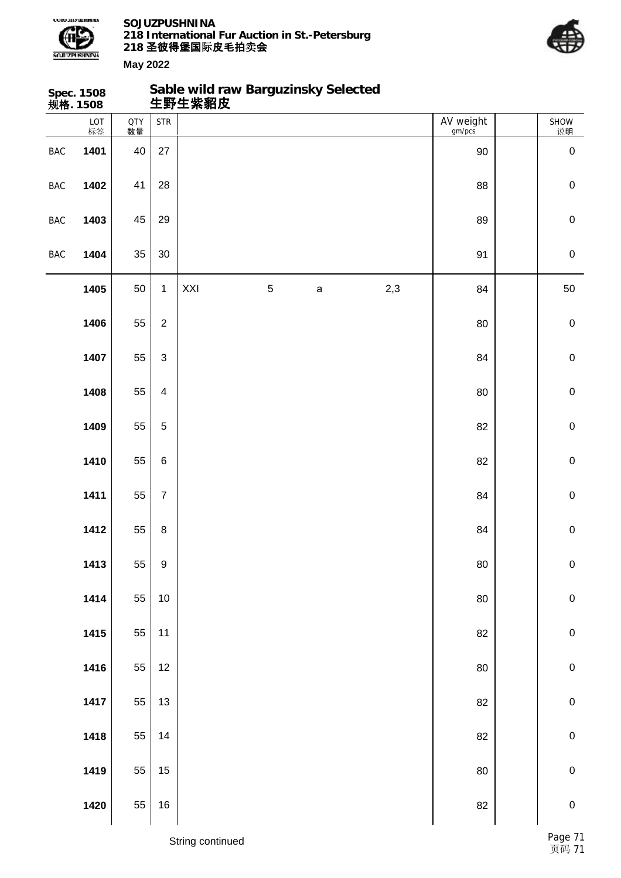**Spec. 1508**
**规格. 1508**

## Sable wild raw Barguzinsky Selected
## 生野生紫貂皮

| | LOT 标签 | QTY 数量 | STR | | | | | AV weight gm/pcs | | SHOW 说明 |
|---|---|---|---|---|---|---|---|---|---|---|
| BAC | **1401** | 40 | 27 | | | | | 90 | | 0 |
| BAC | **1402** | 41 | 28 | | | | | 88 | | 0 |
| BAC | **1403** | 45 | 29 | | | | | 89 | | 0 |
| BAC | **1404** | 35 | 30 | | | | | 91 | | 0 |
| | **1405** | 50 | 1 | XXI | 5 | a | 2,3 | 84 | | 50 |
| | **1406** | 55 | 2 | | | | | 80 | | 0 |
| | **1407** | 55 | 3 | | | | | 84 | | 0 |
| | **1408** | 55 | 4 | | | | | 80 | | 0 |
| | **1409** | 55 | 5 | | | | | 82 | | 0 |
| | **1410** | 55 | 6 | | | | | 82 | | 0 |
| | **1411** | 55 | 7 | | | | | 84 | | 0 |
| | **1412** | 55 | 8 | | | | | 84 | | 0 |
| | **1413** | 55 | 9 | | | | | 80 | | 0 |
| | **1414** | 55 | 10 | | | | | 80 | | 0 |
| | **1415** | 55 | 11 | | | | | 82 | | 0 |
| | **1416** | 55 | 12 | | | | | 80 | | 0 |
| | **1417** | 55 | 13 | | | | | 82 | | 0 |
| | **1418** | 55 | 14 | | | | | 82 | | 0 |
| | **1419** | 55 | 15 | | | | | 80 | | 0 |
| | **1420** | 55 | 16 | | | | | 82 | | 0 |

String continued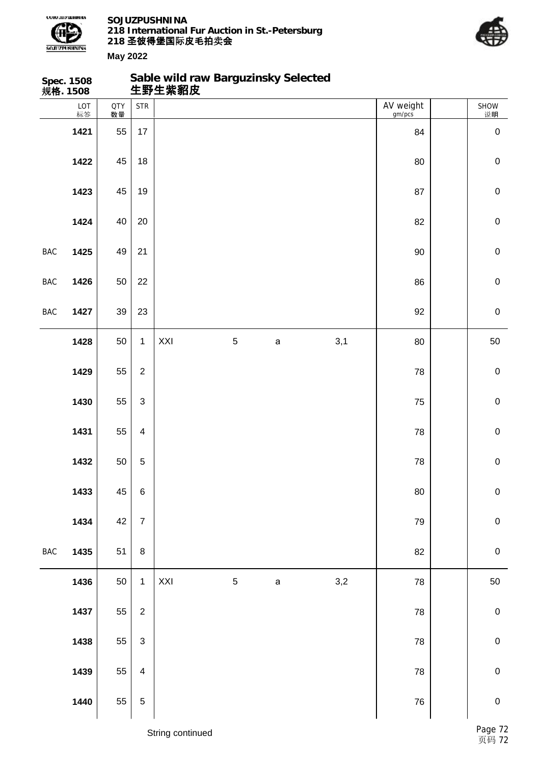**Spec. 1508**
**规格. 1508**

## Sable wild raw Barguzinsky Selected
## 生野生紫貂皮

| | LOT 标签 | QTY 数量 | STR | | | | | AV weight gm/pcs | | SHOW 说明 |
|---|---|---|---|---|---|---|---|---|---|---|
| | 1421 | 55 | 17 | | | | | 84 | | 0 |
| | 1422 | 45 | 18 | | | | | 80 | | 0 |
| | 1423 | 45 | 19 | | | | | 87 | | 0 |
| | 1424 | 40 | 20 | | | | | 82 | | 0 |
| BAC | 1425 | 49 | 21 | | | | | 90 | | 0 |
| BAC | 1426 | 50 | 22 | | | | | 86 | | 0 |
| BAC | 1427 | 39 | 23 | | | | | 92 | | 0 |
| | 1428 | 50 | 1 | XXI | 5 | a | 3,1 | 80 | | 50 |
| | 1429 | 55 | 2 | | | | | 78 | | 0 |
| | 1430 | 55 | 3 | | | | | 75 | | 0 |
| | 1431 | 55 | 4 | | | | | 78 | | 0 |
| | 1432 | 50 | 5 | | | | | 78 | | 0 |
| | 1433 | 45 | 6 | | | | | 80 | | 0 |
| | 1434 | 42 | 7 | | | | | 79 | | 0 |
| BAC | 1435 | 51 | 8 | | | | | 82 | | 0 |
| | 1436 | 50 | 1 | XXI | 5 | a | 3,2 | 78 | | 50 |
| | 1437 | 55 | 2 | | | | | 78 | | 0 |
| | 1438 | 55 | 3 | | | | | 78 | | 0 |
| | 1439 | 55 | 4 | | | | | 78 | | 0 |
| | 1440 | 55 | 5 | | | | | 76 | | 0 |

String continued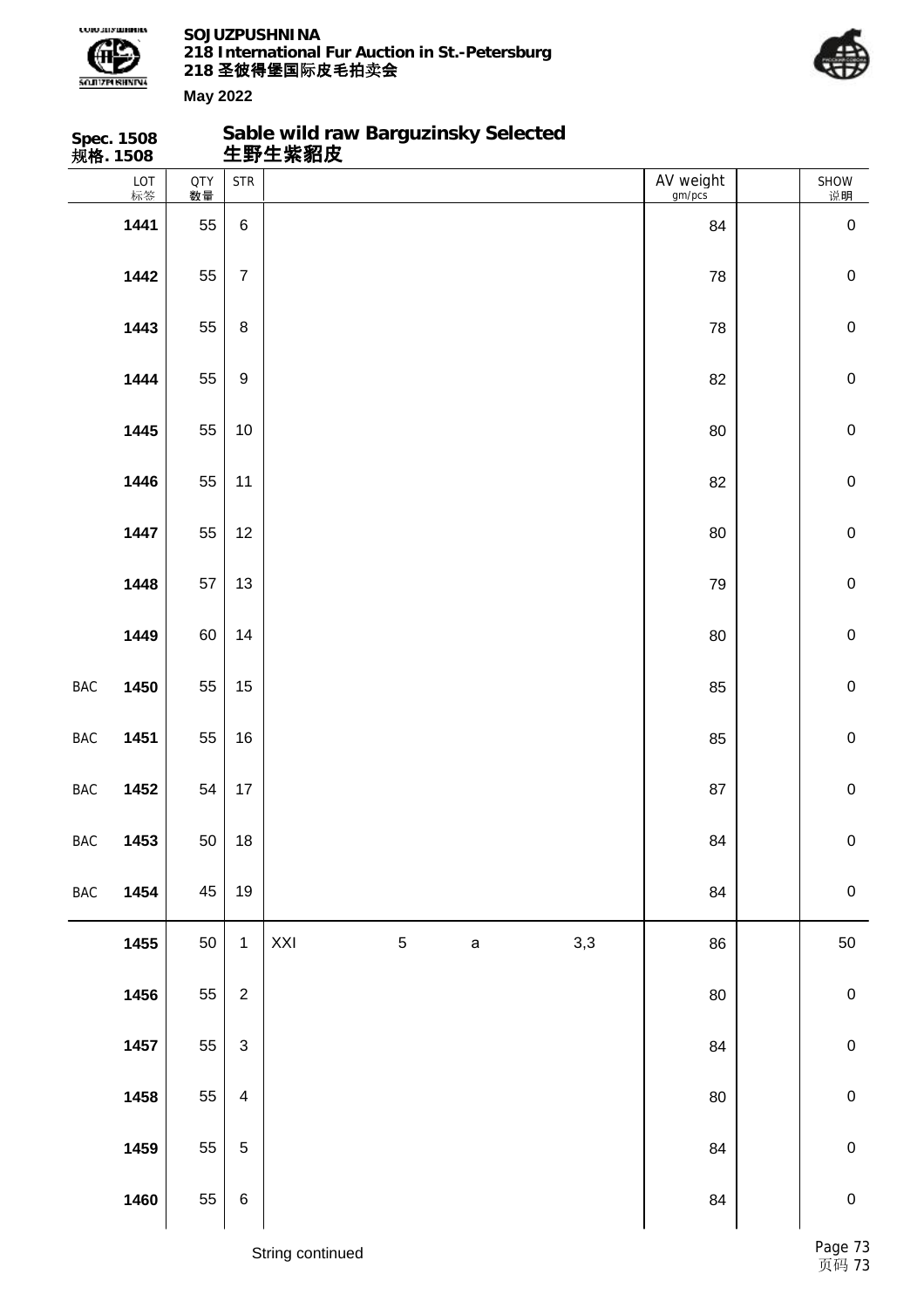**Spec. 1508**
**规格. 1508**

## Sable wild raw Barguzinsky Selected
## 生野生紫貂皮

| | LOT 标签 | QTY 数量 | STR | | | | | AV weight gm/pcs | | SHOW 说明 |
|---|---|---|---|---|---|---|---|---|---|---|
| | 1441 | 55 | 6 | | | | | 84 | | 0 |
| | 1442 | 55 | 7 | | | | | 78 | | 0 |
| | 1443 | 55 | 8 | | | | | 78 | | 0 |
| | 1444 | 55 | 9 | | | | | 82 | | 0 |
| | 1445 | 55 | 10 | | | | | 80 | | 0 |
| | 1446 | 55 | 11 | | | | | 82 | | 0 |
| | 1447 | 55 | 12 | | | | | 80 | | 0 |
| | 1448 | 57 | 13 | | | | | 79 | | 0 |
| | 1449 | 60 | 14 | | | | | 80 | | 0 |
| BAC | 1450 | 55 | 15 | | | | | 85 | | 0 |
| BAC | 1451 | 55 | 16 | | | | | 85 | | 0 |
| BAC | 1452 | 54 | 17 | | | | | 87 | | 0 |
| BAC | 1453 | 50 | 18 | | | | | 84 | | 0 |
| BAC | 1454 | 45 | 19 | | | | | 84 | | 0 |
| | 1455 | 50 | 1 | XXI | 5 | a | 3,3 | 86 | | 50 |
| | 1456 | 55 | 2 | | | | | 80 | | 0 |
| | 1457 | 55 | 3 | | | | | 84 | | 0 |
| | 1458 | 55 | 4 | | | | | 80 | | 0 |
| | 1459 | 55 | 5 | | | | | 84 | | 0 |
| | 1460 | 55 | 6 | | | | | 84 | | 0 |

String continued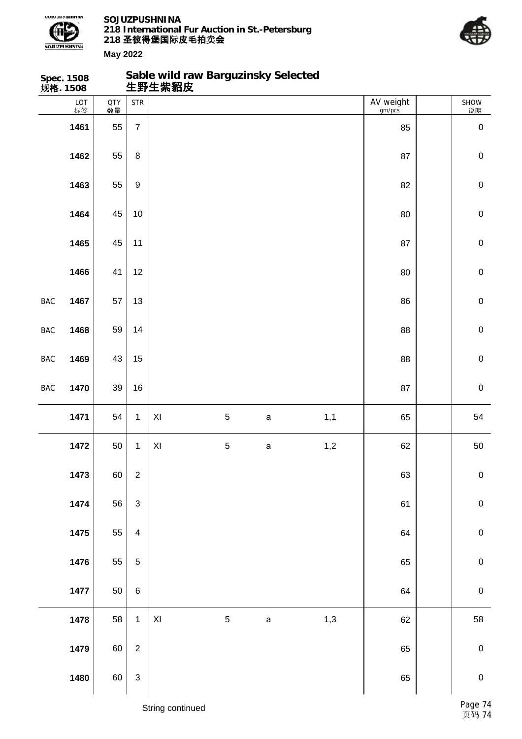**Spec. 1508**
**规格. 1508**

**Sable wild raw Barguzinsky Selected**
**生野生紫貂皮**

| | LOT 标签 | QTY 数量 | STR | | | | | AV weight gm/pcs | | SHOW 说明 |
|---|---|---|---|---|---|---|---|---|---|---|
| | 1461 | 55 | 7 | | | | | 85 | | 0 |
| | 1462 | 55 | 8 | | | | | 87 | | 0 |
| | 1463 | 55 | 9 | | | | | 82 | | 0 |
| | 1464 | 45 | 10 | | | | | 80 | | 0 |
| | 1465 | 45 | 11 | | | | | 87 | | 0 |
| | 1466 | 41 | 12 | | | | | 80 | | 0 |
| BAC | 1467 | 57 | 13 | | | | | 86 | | 0 |
| BAC | 1468 | 59 | 14 | | | | | 88 | | 0 |
| BAC | 1469 | 43 | 15 | | | | | 88 | | 0 |
| BAC | 1470 | 39 | 16 | | | | | 87 | | 0 |
| | 1471 | 54 | 1 | XI | 5 | a | 1,1 | 65 | | 54 |
| | 1472 | 50 | 1 | XI | 5 | a | 1,2 | 62 | | 50 |
| | 1473 | 60 | 2 | | | | | 63 | | 0 |
| | 1474 | 56 | 3 | | | | | 61 | | 0 |
| | 1475 | 55 | 4 | | | | | 64 | | 0 |
| | 1476 | 55 | 5 | | | | | 65 | | 0 |
| | 1477 | 50 | 6 | | | | | 64 | | 0 |
| | 1478 | 58 | 1 | XI | 5 | a | 1,3 | 62 | | 58 |
| | 1479 | 60 | 2 | | | | | 65 | | 0 |
| | 1480 | 60 | 3 | | | | | 65 | | 0 |

String continued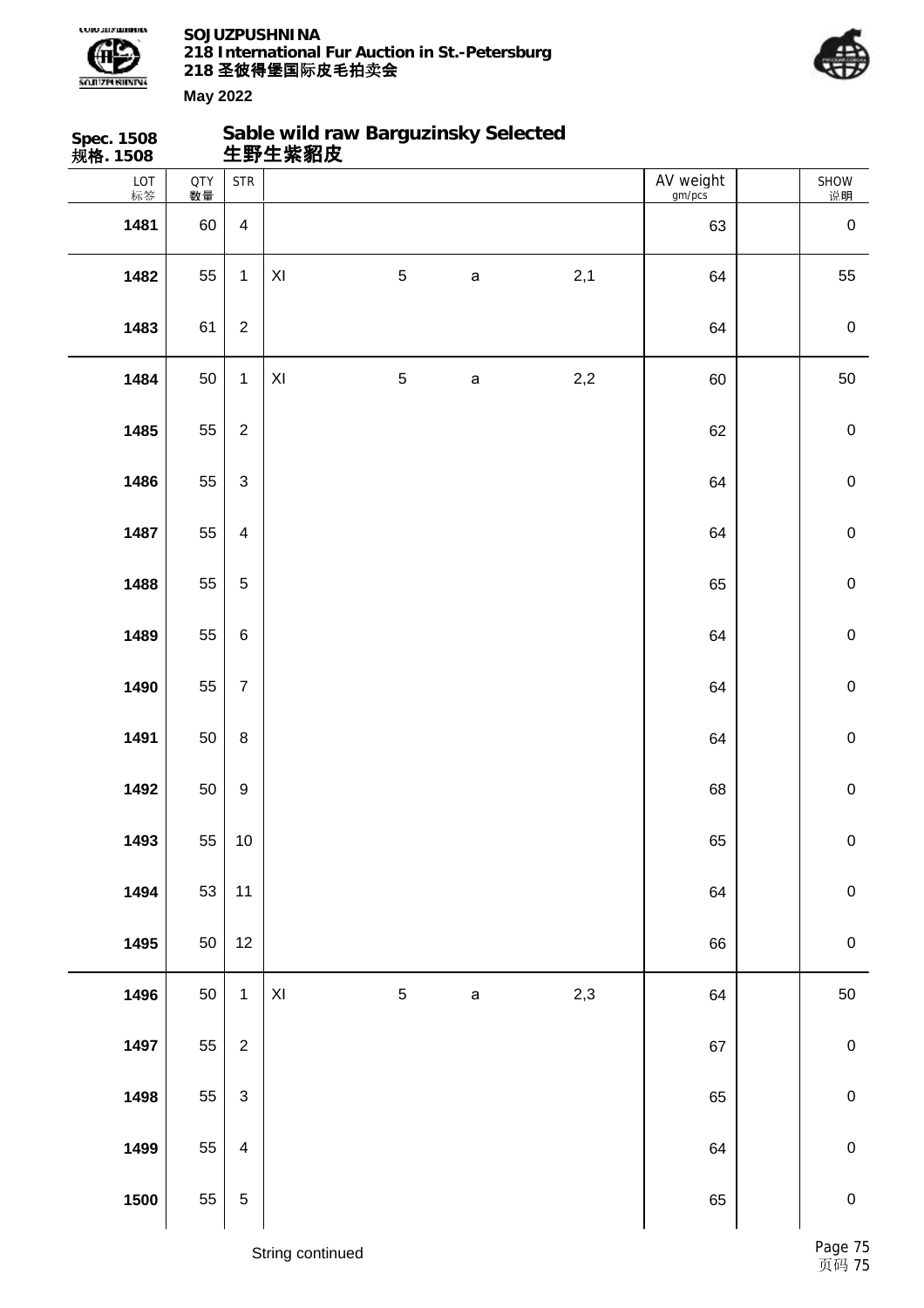Spec. 1508
规格. 1508

## Sable wild raw Barguzinsky Selected
## 生野生紫貂皮

| LOT 标签 | QTY 数量 | STR | | | | | AV weight gm/pcs | | SHOW 说明 |
|---|---|---|---|---|---|---|---|---|---|
| **1481** | 60 | 4 | | | | | 63 | | 0 |
| **1482** | 55 | 1 | XI | 5 | a | 2,1 | 64 | | 55 |
| **1483** | 61 | 2 | | | | | 64 | | 0 |
| **1484** | 50 | 1 | XI | 5 | a | 2,2 | 60 | | 50 |
| **1485** | 55 | 2 | | | | | 62 | | 0 |
| **1486** | 55 | 3 | | | | | 64 | | 0 |
| **1487** | 55 | 4 | | | | | 64 | | 0 |
| **1488** | 55 | 5 | | | | | 65 | | 0 |
| **1489** | 55 | 6 | | | | | 64 | | 0 |
| **1490** | 55 | 7 | | | | | 64 | | 0 |
| **1491** | 50 | 8 | | | | | 64 | | 0 |
| **1492** | 50 | 9 | | | | | 68 | | 0 |
| **1493** | 55 | 10 | | | | | 65 | | 0 |
| **1494** | 53 | 11 | | | | | 64 | | 0 |
| **1495** | 50 | 12 | | | | | 66 | | 0 |
| **1496** | 50 | 1 | XI | 5 | a | 2,3 | 64 | | 50 |
| **1497** | 55 | 2 | | | | | 67 | | 0 |
| **1498** | 55 | 3 | | | | | 65 | | 0 |
| **1499** | 55 | 4 | | | | | 64 | | 0 |
| **1500** | 55 | 5 | | | | | 65 | | 0 |

String continued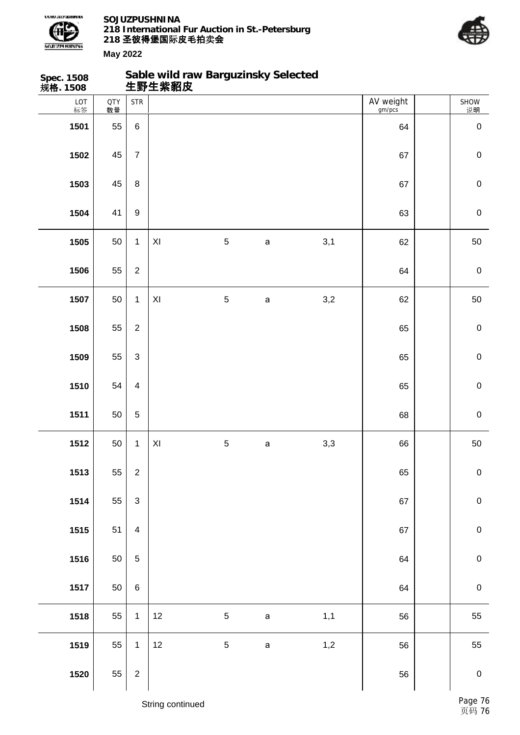**Spec. 1508**
**规格. 1508**

## Sable wild raw Barguzinsky Selected
## 生野生紫貂皮

| LOT 标签 | QTY 数量 | STR | | | | | AV weight gm/pcs | | SHOW 说明 |
|---|---|---|---|---|---|---|---|---|---|
| **1501** | 55 | 6 | | | | | 64 | | 0 |
| **1502** | 45 | 7 | | | | | 67 | | 0 |
| **1503** | 45 | 8 | | | | | 67 | | 0 |
| **1504** | 41 | 9 | | | | | 63 | | 0 |
| **1505** | 50 | 1 | XI | 5 | a | 3,1 | 62 | | 50 |
| **1506** | 55 | 2 | | | | | 64 | | 0 |
| **1507** | 50 | 1 | XI | 5 | a | 3,2 | 62 | | 50 |
| **1508** | 55 | 2 | | | | | 65 | | 0 |
| **1509** | 55 | 3 | | | | | 65 | | 0 |
| **1510** | 54 | 4 | | | | | 65 | | 0 |
| **1511** | 50 | 5 | | | | | 68 | | 0 |
| **1512** | 50 | 1 | XI | 5 | a | 3,3 | 66 | | 50 |
| **1513** | 55 | 2 | | | | | 65 | | 0 |
| **1514** | 55 | 3 | | | | | 67 | | 0 |
| **1515** | 51 | 4 | | | | | 67 | | 0 |
| **1516** | 50 | 5 | | | | | 64 | | 0 |
| **1517** | 50 | 6 | | | | | 64 | | 0 |
| **1518** | 55 | 1 | 12 | 5 | a | 1,1 | 56 | | 55 |
| **1519** | 55 | 1 | 12 | 5 | a | 1,2 | 56 | | 55 |
| **1520** | 55 | 2 | | | | | 56 | | 0 |

String continued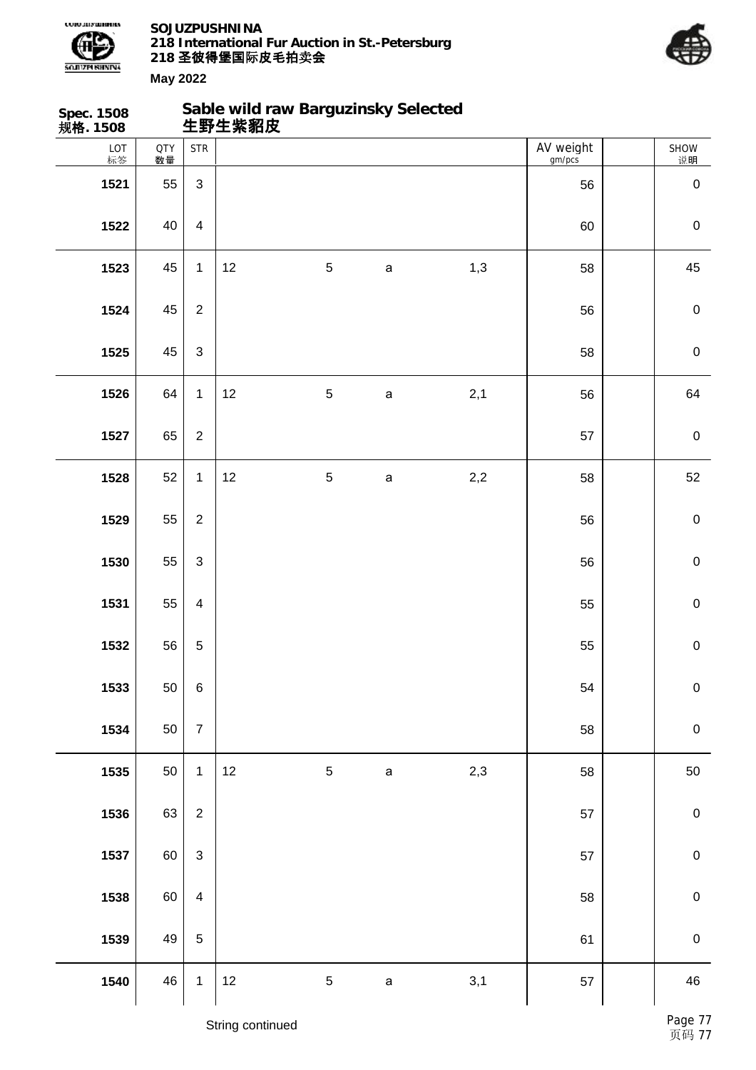**SOJUZPUSHNINA**
**218 International Fur Auction in St.-Petersburg**
**218 圣彼得堡国际皮毛拍卖会**

**May 2022**

**Spec. 1508**
**规格. 1508**

## Sable wild raw Barguzinsky Selected
## 生野生紫貂皮

| LOT 标签 | QTY 数量 | STR | | | | | AV weight gm/pcs | | SHOW 说明 |
|---|---|---|---|---|---|---|---|---|---|
| 1521 | 55 | 3 | | | | | 56 | | 0 |
| 1522 | 40 | 4 | | | | | 60 | | 0 |
| 1523 | 45 | 1 | 12 | 5 | a | 1,3 | 58 | | 45 |
| 1524 | 45 | 2 | | | | | 56 | | 0 |
| 1525 | 45 | 3 | | | | | 58 | | 0 |
| 1526 | 64 | 1 | 12 | 5 | a | 2,1 | 56 | | 64 |
| 1527 | 65 | 2 | | | | | 57 | | 0 |
| 1528 | 52 | 1 | 12 | 5 | a | 2,2 | 58 | | 52 |
| 1529 | 55 | 2 | | | | | 56 | | 0 |
| 1530 | 55 | 3 | | | | | 56 | | 0 |
| 1531 | 55 | 4 | | | | | 55 | | 0 |
| 1532 | 56 | 5 | | | | | 55 | | 0 |
| 1533 | 50 | 6 | | | | | 54 | | 0 |
| 1534 | 50 | 7 | | | | | 58 | | 0 |
| 1535 | 50 | 1 | 12 | 5 | a | 2,3 | 58 | | 50 |
| 1536 | 63 | 2 | | | | | 57 | | 0 |
| 1537 | 60 | 3 | | | | | 57 | | 0 |
| 1538 | 60 | 4 | | | | | 58 | | 0 |
| 1539 | 49 | 5 | | | | | 61 | | 0 |
| 1540 | 46 | 1 | 12 | 5 | a | 3,1 | 57 | | 46 |

String continued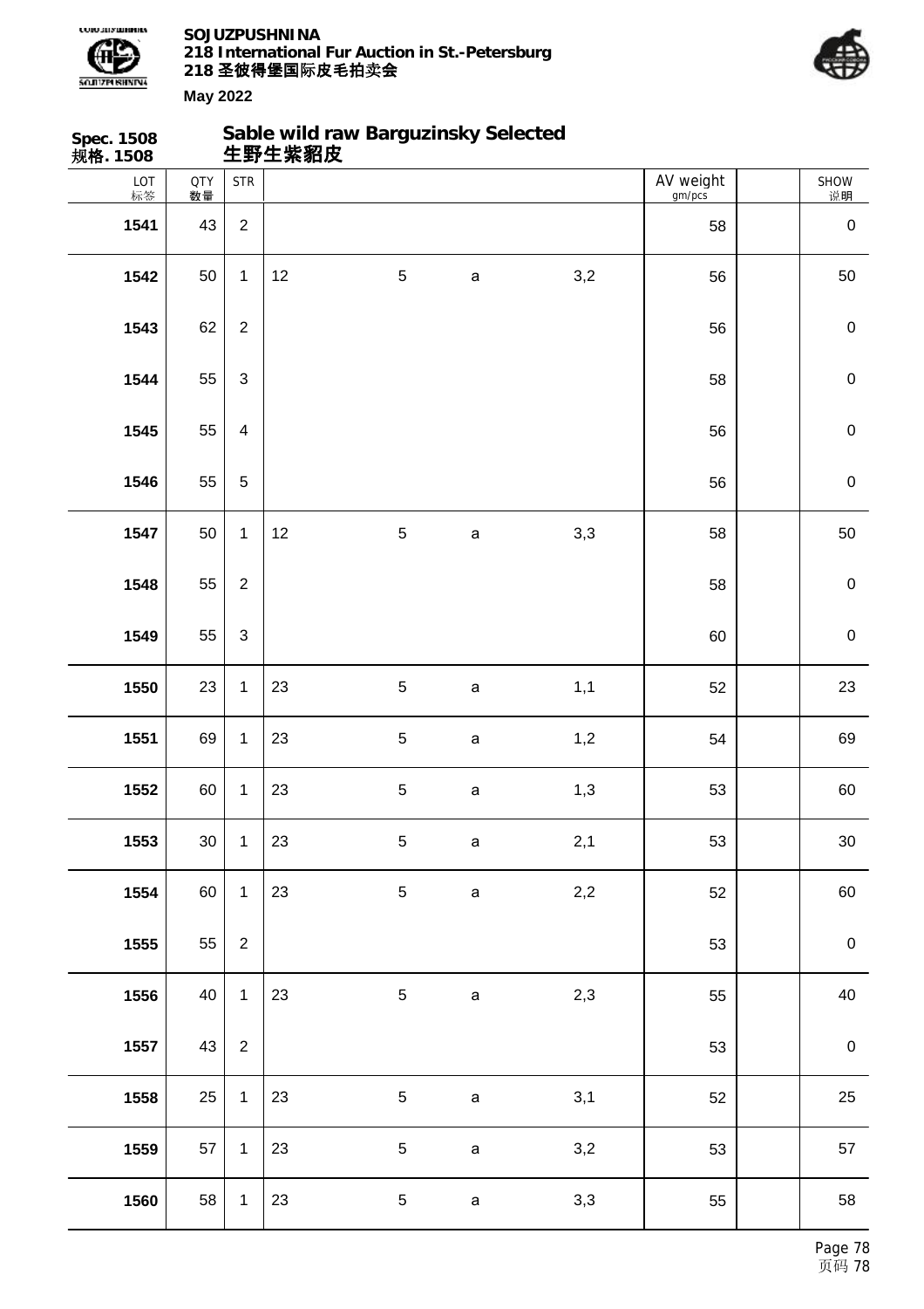**Spec. 1508**
**规格. 1508**

## Sable wild raw Barguzinsky Selected
## 生野生紫貂皮

| LOT 标签 | QTY 数量 | STR | | | | | AV weight gm/pcs | | SHOW 说明 |
|---|---|---|---|---|---|---|---|---|---|
| **1541** | 43 | 2 | | | | | 58 | | 0 |
| **1542** | 50 | 1 | 12 | 5 | a | 3,2 | 56 | | 50 |
| **1543** | 62 | 2 | | | | | 56 | | 0 |
| **1544** | 55 | 3 | | | | | 58 | | 0 |
| **1545** | 55 | 4 | | | | | 56 | | 0 |
| **1546** | 55 | 5 | | | | | 56 | | 0 |
| **1547** | 50 | 1 | 12 | 5 | a | 3,3 | 58 | | 50 |
| **1548** | 55 | 2 | | | | | 58 | | 0 |
| **1549** | 55 | 3 | | | | | 60 | | 0 |
| **1550** | 23 | 1 | 23 | 5 | a | 1,1 | 52 | | 23 |
| **1551** | 69 | 1 | 23 | 5 | a | 1,2 | 54 | | 69 |
| **1552** | 60 | 1 | 23 | 5 | a | 1,3 | 53 | | 60 |
| **1553** | 30 | 1 | 23 | 5 | a | 2,1 | 53 | | 30 |
| **1554** | 60 | 1 | 23 | 5 | a | 2,2 | 52 | | 60 |
| **1555** | 55 | 2 | | | | | 53 | | 0 |
| **1556** | 40 | 1 | 23 | 5 | a | 2,3 | 55 | | 40 |
| **1557** | 43 | 2 | | | | | 53 | | 0 |
| **1558** | 25 | 1 | 23 | 5 | a | 3,1 | 52 | | 25 |
| **1559** | 57 | 1 | 23 | 5 | a | 3,2 | 53 | | 57 |
| **1560** | 58 | 1 | 23 | 5 | a | 3,3 | 55 | | 58 |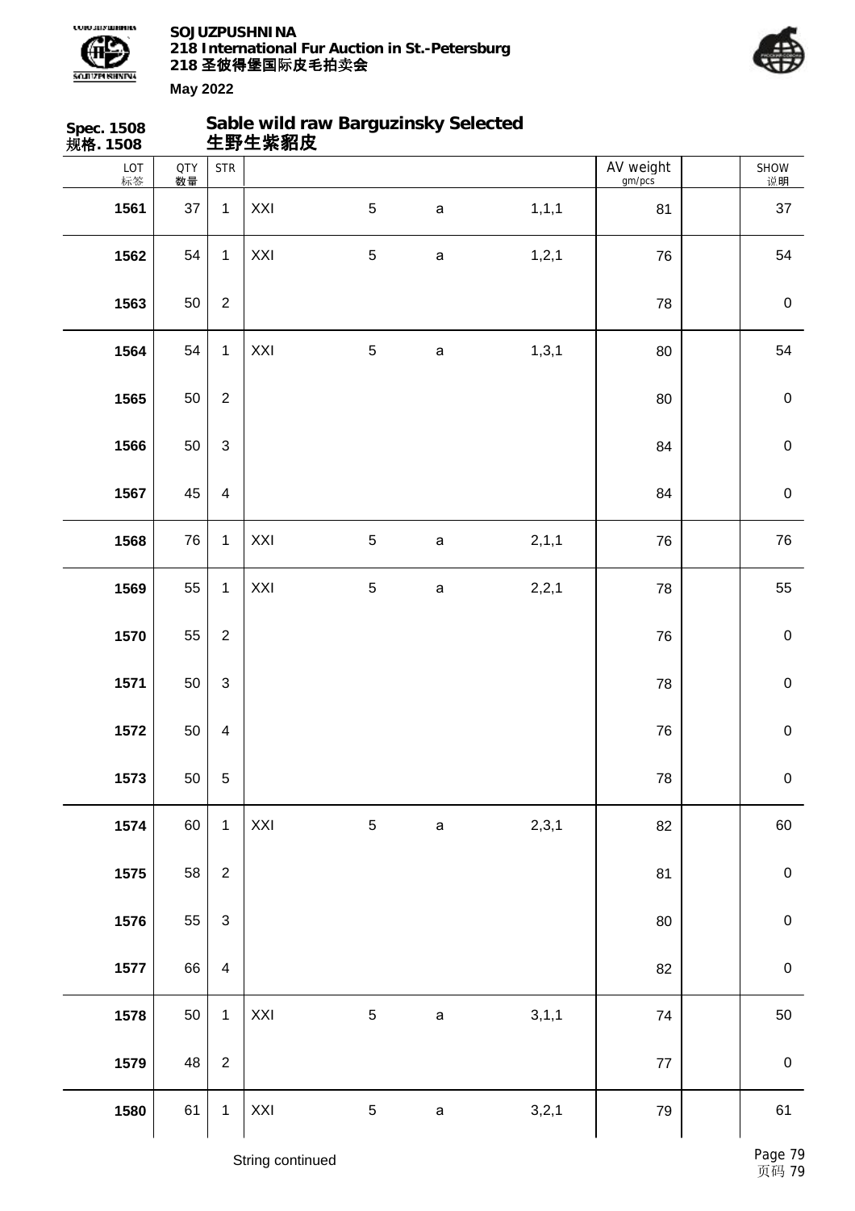**Spec. 1508**
**规格. 1508**

## Sable wild raw Barguzinsky Selected
## 生野生紫貂皮

| LOT 标签 | QTY 数量 | STR | | | | | AV weight gm/pcs | | SHOW 说明 |
|---|---|---|---|---|---|---|---|---|---|
| **1561** | 37 | 1 | XXI | 5 | a | 1,1,1 | 81 | | 37 |
| **1562** | 54 | 1 | XXI | 5 | a | 1,2,1 | 76 | | 54 |
| **1563** | 50 | 2 | | | | | 78 | | 0 |
| **1564** | 54 | 1 | XXI | 5 | a | 1,3,1 | 80 | | 54 |
| **1565** | 50 | 2 | | | | | 80 | | 0 |
| **1566** | 50 | 3 | | | | | 84 | | 0 |
| **1567** | 45 | 4 | | | | | 84 | | 0 |
| **1568** | 76 | 1 | XXI | 5 | a | 2,1,1 | 76 | | 76 |
| **1569** | 55 | 1 | XXI | 5 | a | 2,2,1 | 78 | | 55 |
| **1570** | 55 | 2 | | | | | 76 | | 0 |
| **1571** | 50 | 3 | | | | | 78 | | 0 |
| **1572** | 50 | 4 | | | | | 76 | | 0 |
| **1573** | 50 | 5 | | | | | 78 | | 0 |
| **1574** | 60 | 1 | XXI | 5 | a | 2,3,1 | 82 | | 60 |
| **1575** | 58 | 2 | | | | | 81 | | 0 |
| **1576** | 55 | 3 | | | | | 80 | | 0 |
| **1577** | 66 | 4 | | | | | 82 | | 0 |
| **1578** | 50 | 1 | XXI | 5 | a | 3,1,1 | 74 | | 50 |
| **1579** | 48 | 2 | | | | | 77 | | 0 |
| **1580** | 61 | 1 | XXI | 5 | a | 3,2,1 | 79 | | 61 |

String continued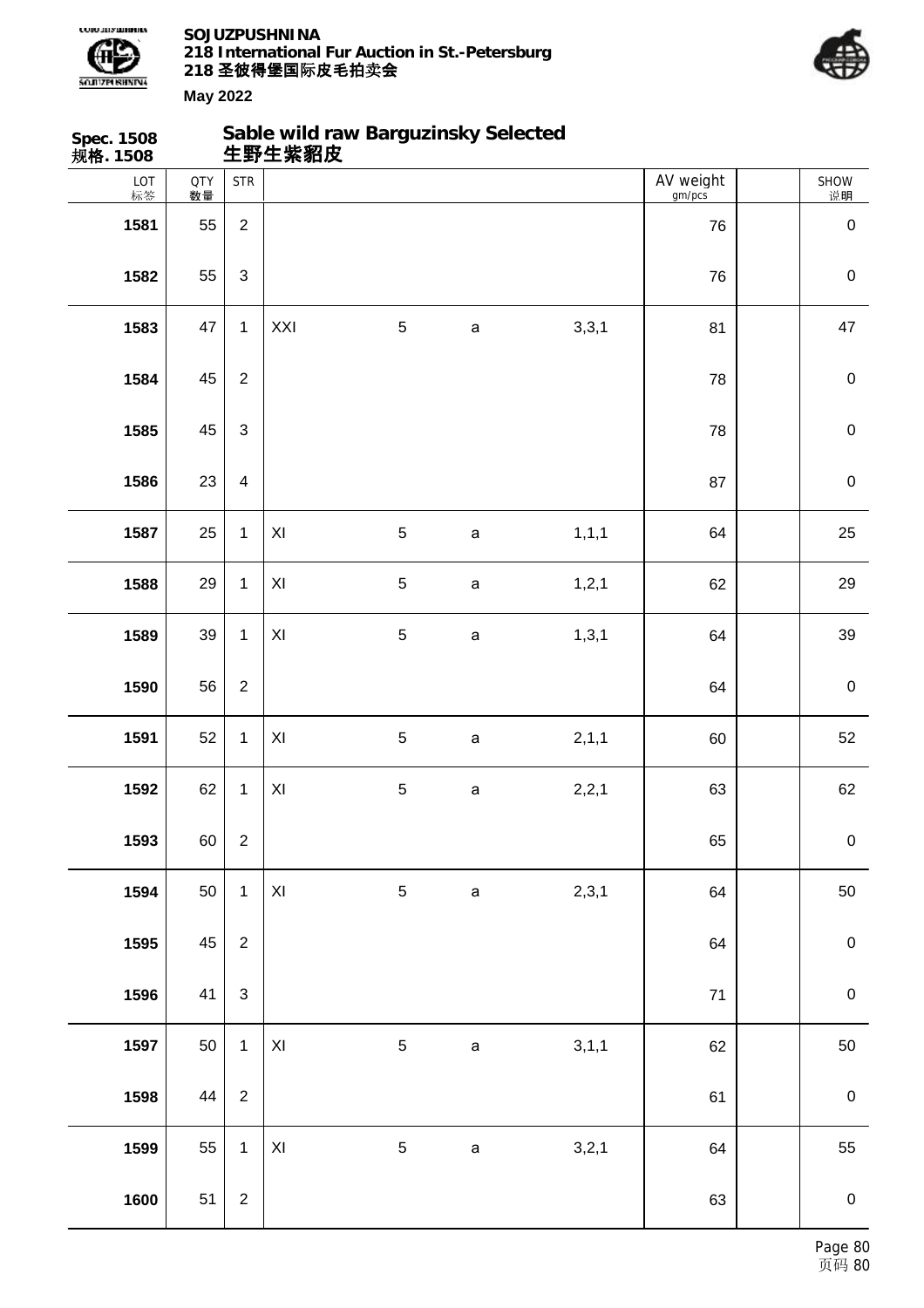**Spec. 1508**
**规格. 1508**

## Sable wild raw Barguzinsky Selected
## 生野生紫貂皮

| LOT 标签 | QTY 数量 | STR | | | | | AV weight gm/pcs | | SHOW 说明 |
|---|---|---|---|---|---|---|---|---|---|
| 1581 | 55 | 2 | | | | | 76 | | 0 |
| 1582 | 55 | 3 | | | | | 76 | | 0 |
| 1583 | 47 | 1 | XXI | 5 | a | 3,3,1 | 81 | | 47 |
| 1584 | 45 | 2 | | | | | 78 | | 0 |
| 1585 | 45 | 3 | | | | | 78 | | 0 |
| 1586 | 23 | 4 | | | | | 87 | | 0 |
| 1587 | 25 | 1 | XI | 5 | a | 1,1,1 | 64 | | 25 |
| 1588 | 29 | 1 | XI | 5 | a | 1,2,1 | 62 | | 29 |
| 1589 | 39 | 1 | XI | 5 | a | 1,3,1 | 64 | | 39 |
| 1590 | 56 | 2 | | | | | 64 | | 0 |
| 1591 | 52 | 1 | XI | 5 | a | 2,1,1 | 60 | | 52 |
| 1592 | 62 | 1 | XI | 5 | a | 2,2,1 | 63 | | 62 |
| 1593 | 60 | 2 | | | | | 65 | | 0 |
| 1594 | 50 | 1 | XI | 5 | a | 2,3,1 | 64 | | 50 |
| 1595 | 45 | 2 | | | | | 64 | | 0 |
| 1596 | 41 | 3 | | | | | 71 | | 0 |
| 1597 | 50 | 1 | XI | 5 | a | 3,1,1 | 62 | | 50 |
| 1598 | 44 | 2 | | | | | 61 | | 0 |
| 1599 | 55 | 1 | XI | 5 | a | 3,2,1 | 64 | | 55 |
| 1600 | 51 | 2 | | | | | 63 | | 0 |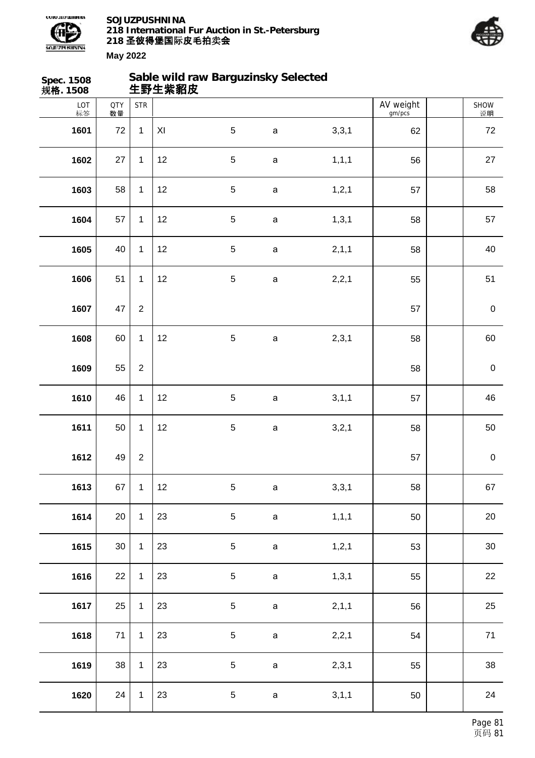**Spec. 1508**
**规格. 1508**

## Sable wild raw Barguzinsky Selected
## 生野生紫貂皮

| LOT 标签 | QTY 数量 | STR | | | | | AV weight gm/pcs | | SHOW 说明 |
|---|---|---|---|---|---|---|---|---|---|
| **1601** | 72 | 1 | XI | 5 | a | 3,3,1 | 62 | | 72 |
| **1602** | 27 | 1 | 12 | 5 | a | 1,1,1 | 56 | | 27 |
| **1603** | 58 | 1 | 12 | 5 | a | 1,2,1 | 57 | | 58 |
| **1604** | 57 | 1 | 12 | 5 | a | 1,3,1 | 58 | | 57 |
| **1605** | 40 | 1 | 12 | 5 | a | 2,1,1 | 58 | | 40 |
| **1606** | 51 | 1 | 12 | 5 | a | 2,2,1 | 55 | | 51 |
| **1607** | 47 | 2 | | | | | 57 | | 0 |
| **1608** | 60 | 1 | 12 | 5 | a | 2,3,1 | 58 | | 60 |
| **1609** | 55 | 2 | | | | | 58 | | 0 |
| **1610** | 46 | 1 | 12 | 5 | a | 3,1,1 | 57 | | 46 |
| **1611** | 50 | 1 | 12 | 5 | a | 3,2,1 | 58 | | 50 |
| **1612** | 49 | 2 | | | | | 57 | | 0 |
| **1613** | 67 | 1 | 12 | 5 | a | 3,3,1 | 58 | | 67 |
| **1614** | 20 | 1 | 23 | 5 | a | 1,1,1 | 50 | | 20 |
| **1615** | 30 | 1 | 23 | 5 | a | 1,2,1 | 53 | | 30 |
| **1616** | 22 | 1 | 23 | 5 | a | 1,3,1 | 55 | | 22 |
| **1617** | 25 | 1 | 23 | 5 | a | 2,1,1 | 56 | | 25 |
| **1618** | 71 | 1 | 23 | 5 | a | 2,2,1 | 54 | | 71 |
| **1619** | 38 | 1 | 23 | 5 | a | 2,3,1 | 55 | | 38 |
| **1620** | 24 | 1 | 23 | 5 | a | 3,1,1 | 50 | | 24 |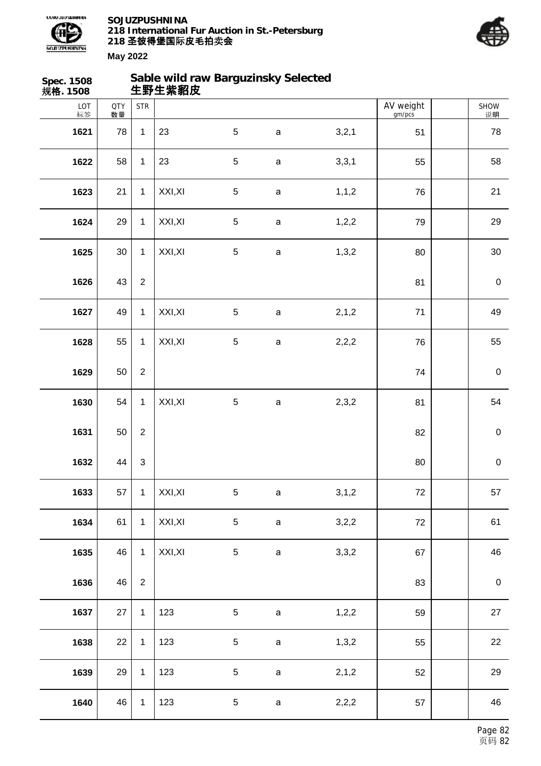**Spec. 1508**
**规格. 1508**

## Sable wild raw Barguzinsky Selected
## 生野生紫貂皮

| LOT 标签 | QTY 数量 | STR | | | | | AV weight gm/pcs | | SHOW 说明 |
|---|---|---|---|---|---|---|---|---|---|
| **1621** | 78 | 1 | 23 | 5 | a | 3,2,1 | 51 | | 78 |
| **1622** | 58 | 1 | 23 | 5 | a | 3,3,1 | 55 | | 58 |
| **1623** | 21 | 1 | XXI,XI | 5 | a | 1,1,2 | 76 | | 21 |
| **1624** | 29 | 1 | XXI,XI | 5 | a | 1,2,2 | 79 | | 29 |
| **1625** | 30 | 1 | XXI,XI | 5 | a | 1,3,2 | 80 | | 30 |
| **1626** | 43 | 2 | | | | | 81 | | 0 |
| **1627** | 49 | 1 | XXI,XI | 5 | a | 2,1,2 | 71 | | 49 |
| **1628** | 55 | 1 | XXI,XI | 5 | a | 2,2,2 | 76 | | 55 |
| **1629** | 50 | 2 | | | | | 74 | | 0 |
| **1630** | 54 | 1 | XXI,XI | 5 | a | 2,3,2 | 81 | | 54 |
| **1631** | 50 | 2 | | | | | 82 | | 0 |
| **1632** | 44 | 3 | | | | | 80 | | 0 |
| **1633** | 57 | 1 | XXI,XI | 5 | a | 3,1,2 | 72 | | 57 |
| **1634** | 61 | 1 | XXI,XI | 5 | a | 3,2,2 | 72 | | 61 |
| **1635** | 46 | 1 | XXI,XI | 5 | a | 3,3,2 | 67 | | 46 |
| **1636** | 46 | 2 | | | | | 83 | | 0 |
| **1637** | 27 | 1 | 123 | 5 | a | 1,2,2 | 59 | | 27 |
| **1638** | 22 | 1 | 123 | 5 | a | 1,3,2 | 55 | | 22 |
| **1639** | 29 | 1 | 123 | 5 | a | 2,1,2 | 52 | | 29 |
| **1640** | 46 | 1 | 123 | 5 | a | 2,2,2 | 57 | | 46 |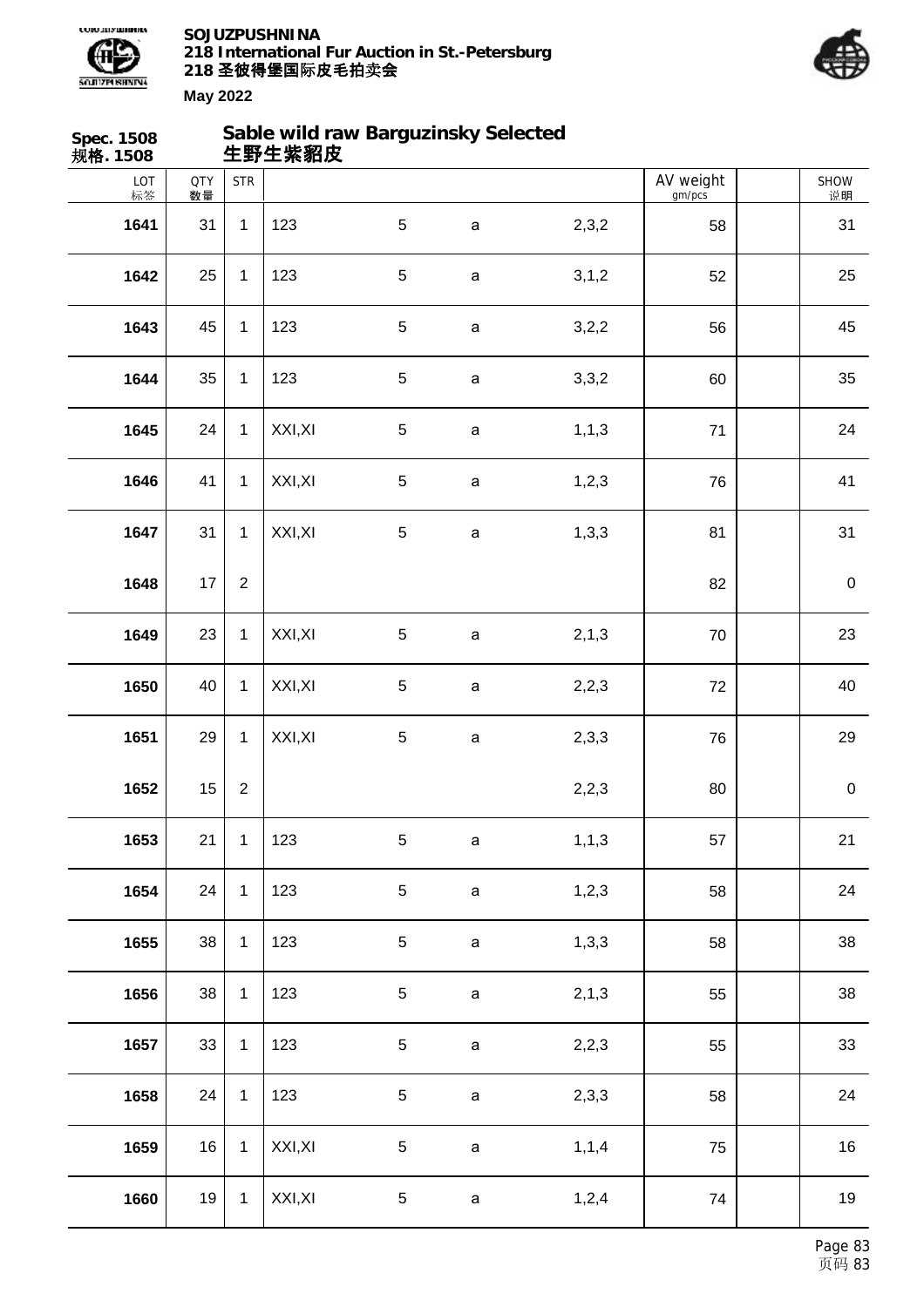**Spec. 1508**
**规格. 1508**

## Sable wild raw Barguzinsky Selected
## 生野生紫貂皮

| LOT 标签 | QTY 数量 | STR | | | | | AV weight gm/pcs | | SHOW 说明 |
|---|---|---|---|---|---|---|---|---|---|
| **1641** | 31 | 1 | 123 | 5 | a | 2,3,2 | 58 | | 31 |
| **1642** | 25 | 1 | 123 | 5 | a | 3,1,2 | 52 | | 25 |
| **1643** | 45 | 1 | 123 | 5 | a | 3,2,2 | 56 | | 45 |
| **1644** | 35 | 1 | 123 | 5 | a | 3,3,2 | 60 | | 35 |
| **1645** | 24 | 1 | XXI,XI | 5 | a | 1,1,3 | 71 | | 24 |
| **1646** | 41 | 1 | XXI,XI | 5 | a | 1,2,3 | 76 | | 41 |
| **1647** | 31 | 1 | XXI,XI | 5 | a | 1,3,3 | 81 | | 31 |
| **1648** | 17 | 2 | | | | | 82 | | 0 |
| **1649** | 23 | 1 | XXI,XI | 5 | a | 2,1,3 | 70 | | 23 |
| **1650** | 40 | 1 | XXI,XI | 5 | a | 2,2,3 | 72 | | 40 |
| **1651** | 29 | 1 | XXI,XI | 5 | a | 2,3,3 | 76 | | 29 |
| **1652** | 15 | 2 | | | | 2,2,3 | 80 | | 0 |
| **1653** | 21 | 1 | 123 | 5 | a | 1,1,3 | 57 | | 21 |
| **1654** | 24 | 1 | 123 | 5 | a | 1,2,3 | 58 | | 24 |
| **1655** | 38 | 1 | 123 | 5 | a | 1,3,3 | 58 | | 38 |
| **1656** | 38 | 1 | 123 | 5 | a | 2,1,3 | 55 | | 38 |
| **1657** | 33 | 1 | 123 | 5 | a | 2,2,3 | 55 | | 33 |
| **1658** | 24 | 1 | 123 | 5 | a | 2,3,3 | 58 | | 24 |
| **1659** | 16 | 1 | XXI,XI | 5 | a | 1,1,4 | 75 | | 16 |
| **1660** | 19 | 1 | XXI,XI | 5 | a | 1,2,4 | 74 | | 19 |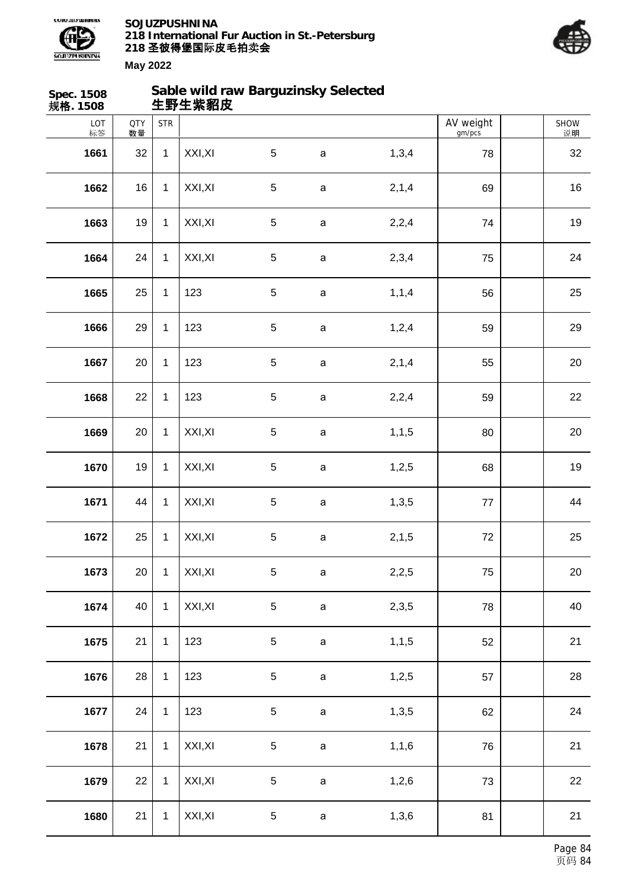**Spec. 1508**
**规格. 1508**

## Sable wild raw Barguzinsky Selected
## 生野生紫貂皮

| LOT 标签 | QTY 数量 | STR | | | | | AV weight gm/pcs | | SHOW 说明 |
|---|---|---|---|---|---|---|---|---|---|
| **1661** | 32 | 1 | XXI,XI | 5 | a | 1,3,4 | 78 | | 32 |
| **1662** | 16 | 1 | XXI,XI | 5 | a | 2,1,4 | 69 | | 16 |
| **1663** | 19 | 1 | XXI,XI | 5 | a | 2,2,4 | 74 | | 19 |
| **1664** | 24 | 1 | XXI,XI | 5 | a | 2,3,4 | 75 | | 24 |
| **1665** | 25 | 1 | 123 | 5 | a | 1,1,4 | 56 | | 25 |
| **1666** | 29 | 1 | 123 | 5 | a | 1,2,4 | 59 | | 29 |
| **1667** | 20 | 1 | 123 | 5 | a | 2,1,4 | 55 | | 20 |
| **1668** | 22 | 1 | 123 | 5 | a | 2,2,4 | 59 | | 22 |
| **1669** | 20 | 1 | XXI,XI | 5 | a | 1,1,5 | 80 | | 20 |
| **1670** | 19 | 1 | XXI,XI | 5 | a | 1,2,5 | 68 | | 19 |
| **1671** | 44 | 1 | XXI,XI | 5 | a | 1,3,5 | 77 | | 44 |
| **1672** | 25 | 1 | XXI,XI | 5 | a | 2,1,5 | 72 | | 25 |
| **1673** | 20 | 1 | XXI,XI | 5 | a | 2,2,5 | 75 | | 20 |
| **1674** | 40 | 1 | XXI,XI | 5 | a | 2,3,5 | 78 | | 40 |
| **1675** | 21 | 1 | 123 | 5 | a | 1,1,5 | 52 | | 21 |
| **1676** | 28 | 1 | 123 | 5 | a | 1,2,5 | 57 | | 28 |
| **1677** | 24 | 1 | 123 | 5 | a | 1,3,5 | 62 | | 24 |
| **1678** | 21 | 1 | XXI,XI | 5 | a | 1,1,6 | 76 | | 21 |
| **1679** | 22 | 1 | XXI,XI | 5 | a | 1,2,6 | 73 | | 22 |
| **1680** | 21 | 1 | XXI,XI | 5 | a | 1,3,6 | 81 | | 21 |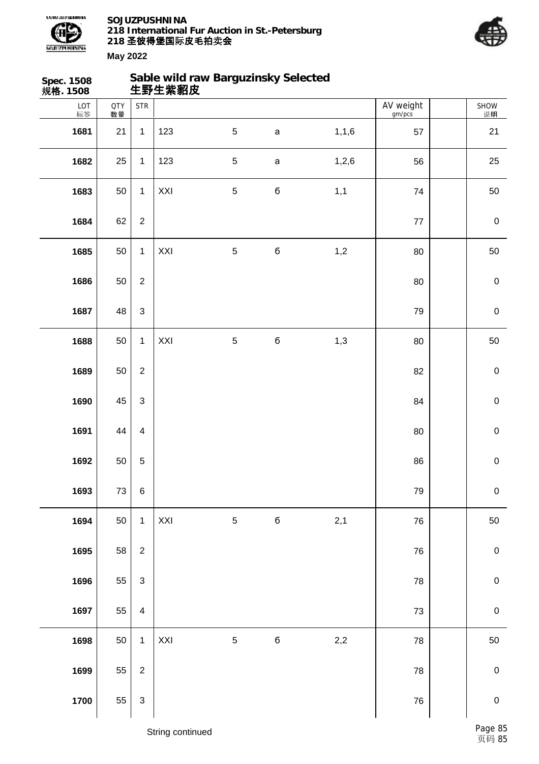**Spec. 1508**
**规格. 1508**

## Sable wild raw Barguzinsky Selected
## 生野生紫貂皮

| LOT 标签 | QTY 数量 | STR | | | | | AV weight gm/pcs | | SHOW 说明 |
|---|---|---|---|---|---|---|---|---|---|
| **1681** | 21 | 1 | 123 | 5 | a | 1,1,6 | 57 | | 21 |
| **1682** | 25 | 1 | 123 | 5 | a | 1,2,6 | 56 | | 25 |
| **1683** | 50 | 1 | XXI | 5 | б | 1,1 | 74 | | 50 |
| **1684** | 62 | 2 | | | | | 77 | | 0 |
| **1685** | 50 | 1 | XXI | 5 | б | 1,2 | 80 | | 50 |
| **1686** | 50 | 2 | | | | | 80 | | 0 |
| **1687** | 48 | 3 | | | | | 79 | | 0 |
| **1688** | 50 | 1 | XXI | 5 | б | 1,3 | 80 | | 50 |
| **1689** | 50 | 2 | | | | | 82 | | 0 |
| **1690** | 45 | 3 | | | | | 84 | | 0 |
| **1691** | 44 | 4 | | | | | 80 | | 0 |
| **1692** | 50 | 5 | | | | | 86 | | 0 |
| **1693** | 73 | 6 | | | | | 79 | | 0 |
| **1694** | 50 | 1 | XXI | 5 | б | 2,1 | 76 | | 50 |
| **1695** | 58 | 2 | | | | | 76 | | 0 |
| **1696** | 55 | 3 | | | | | 78 | | 0 |
| **1697** | 55 | 4 | | | | | 73 | | 0 |
| **1698** | 50 | 1 | XXI | 5 | б | 2,2 | 78 | | 50 |
| **1699** | 55 | 2 | | | | | 78 | | 0 |
| **1700** | 55 | 3 | | | | | 76 | | 0 |

String continued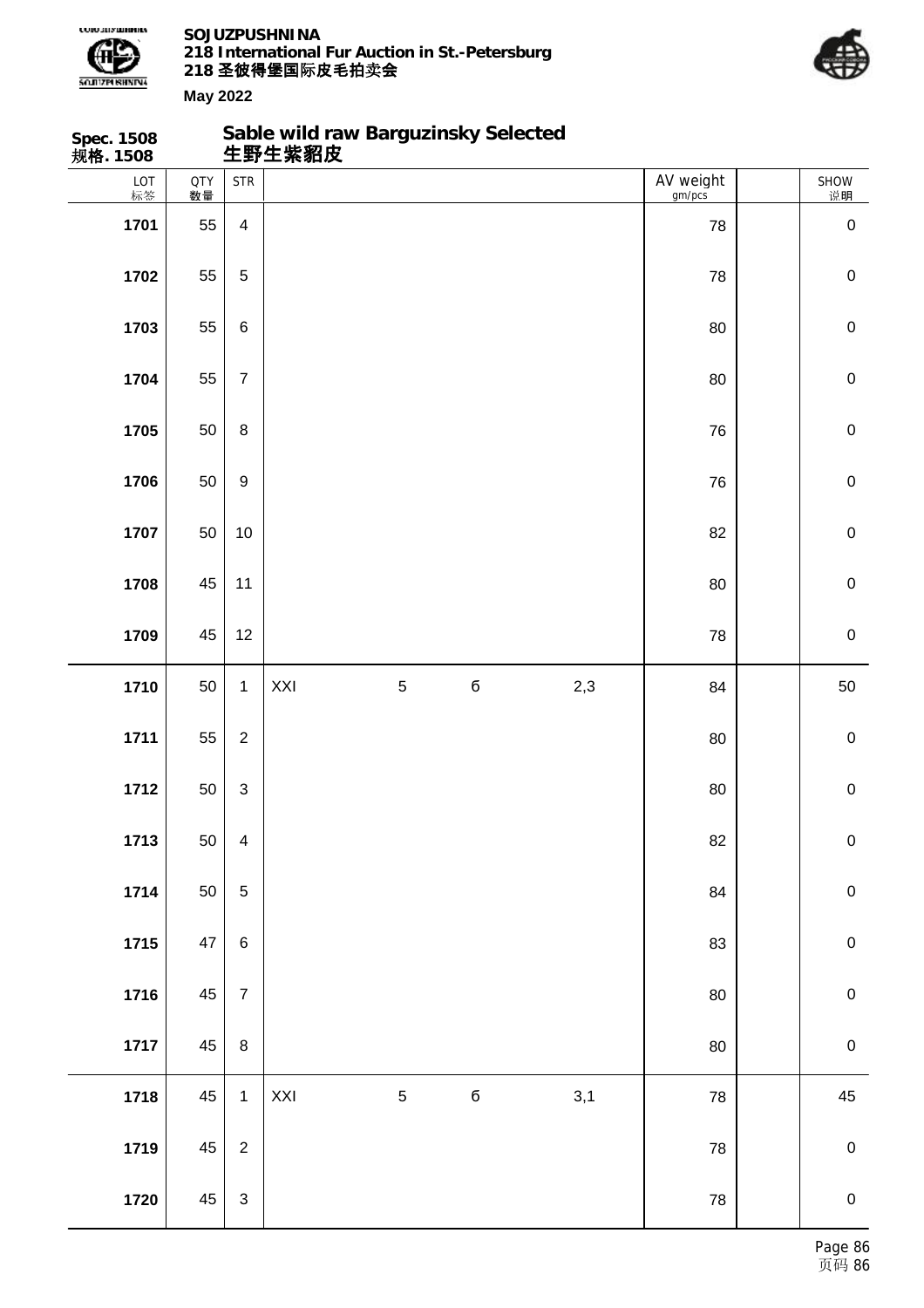**Spec. 1508**
**规格. 1508**

## Sable wild raw Barguzinsky Selected
## 生野生紫貂皮

| LOT 标签 | QTY 数量 | STR | | | | | AV weight gm/pcs | | SHOW 说明 |
|---|---|---|---|---|---|---|---|---|---|
| **1701** | 55 | 4 | | | | | 78 | | 0 |
| **1702** | 55 | 5 | | | | | 78 | | 0 |
| **1703** | 55 | 6 | | | | | 80 | | 0 |
| **1704** | 55 | 7 | | | | | 80 | | 0 |
| **1705** | 50 | 8 | | | | | 76 | | 0 |
| **1706** | 50 | 9 | | | | | 76 | | 0 |
| **1707** | 50 | 10 | | | | | 82 | | 0 |
| **1708** | 45 | 11 | | | | | 80 | | 0 |
| **1709** | 45 | 12 | | | | | 78 | | 0 |
| **1710** | 50 | 1 | XXI | 5 | б | 2,3 | 84 | | 50 |
| **1711** | 55 | 2 | | | | | 80 | | 0 |
| **1712** | 50 | 3 | | | | | 80 | | 0 |
| **1713** | 50 | 4 | | | | | 82 | | 0 |
| **1714** | 50 | 5 | | | | | 84 | | 0 |
| **1715** | 47 | 6 | | | | | 83 | | 0 |
| **1716** | 45 | 7 | | | | | 80 | | 0 |
| **1717** | 45 | 8 | | | | | 80 | | 0 |
| **1718** | 45 | 1 | XXI | 5 | б | 3,1 | 78 | | 45 |
| **1719** | 45 | 2 | | | | | 78 | | 0 |
| **1720** | 45 | 3 | | | | | 78 | | 0 |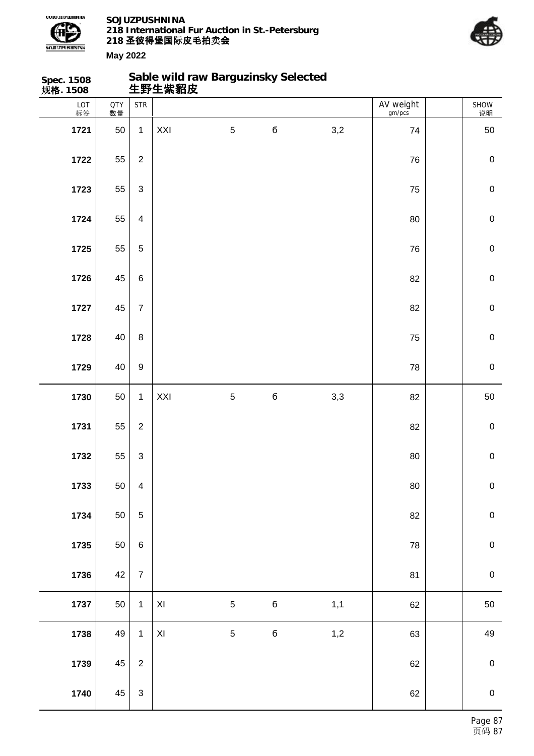**Spec. 1508**
**规格. 1508**

## Sable wild raw Barguzinsky Selected
## 生野生紫貂皮

| LOT 标签 | QTY 数量 | STR | | | | | AV weight gm/pcs | | SHOW 说明 |
|---|---|---|---|---|---|---|---|---|---|
| **1721** | 50 | 1 | XXI | 5 | б | 3,2 | 74 | | 50 |
| **1722** | 55 | 2 | | | | | 76 | | 0 |
| **1723** | 55 | 3 | | | | | 75 | | 0 |
| **1724** | 55 | 4 | | | | | 80 | | 0 |
| **1725** | 55 | 5 | | | | | 76 | | 0 |
| **1726** | 45 | 6 | | | | | 82 | | 0 |
| **1727** | 45 | 7 | | | | | 82 | | 0 |
| **1728** | 40 | 8 | | | | | 75 | | 0 |
| **1729** | 40 | 9 | | | | | 78 | | 0 |
| **1730** | 50 | 1 | XXI | 5 | б | 3,3 | 82 | | 50 |
| **1731** | 55 | 2 | | | | | 82 | | 0 |
| **1732** | 55 | 3 | | | | | 80 | | 0 |
| **1733** | 50 | 4 | | | | | 80 | | 0 |
| **1734** | 50 | 5 | | | | | 82 | | 0 |
| **1735** | 50 | 6 | | | | | 78 | | 0 |
| **1736** | 42 | 7 | | | | | 81 | | 0 |
| **1737** | 50 | 1 | XI | 5 | б | 1,1 | 62 | | 50 |
| **1738** | 49 | 1 | XI | 5 | б | 1,2 | 63 | | 49 |
| **1739** | 45 | 2 | | | | | 62 | | 0 |
| **1740** | 45 | 3 | | | | | 62 | | 0 |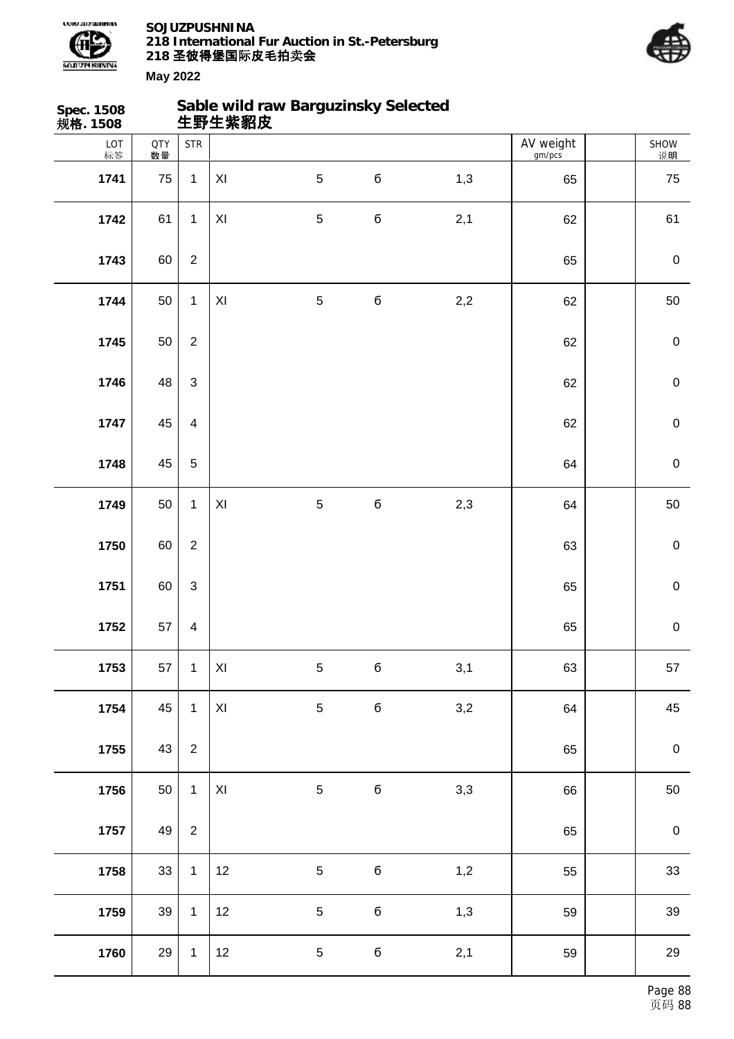**Spec. 1508**
**规格. 1508**

## Sable wild raw Barguzinsky Selected
## 生野生紫貂皮

| LOT 标签 | QTY 数量 | STR | | | | | AV weight gm/pcs | | SHOW 说明 |
|---|---|---|---|---|---|---|---|---|---|
| **1741** | 75 | 1 | XI | 5 | б | 1,3 | 65 | | 75 |
| **1742** | 61 | 1 | XI | 5 | б | 2,1 | 62 | | 61 |
| **1743** | 60 | 2 | | | | | 65 | | 0 |
| **1744** | 50 | 1 | XI | 5 | б | 2,2 | 62 | | 50 |
| **1745** | 50 | 2 | | | | | 62 | | 0 |
| **1746** | 48 | 3 | | | | | 62 | | 0 |
| **1747** | 45 | 4 | | | | | 62 | | 0 |
| **1748** | 45 | 5 | | | | | 64 | | 0 |
| **1749** | 50 | 1 | XI | 5 | б | 2,3 | 64 | | 50 |
| **1750** | 60 | 2 | | | | | 63 | | 0 |
| **1751** | 60 | 3 | | | | | 65 | | 0 |
| **1752** | 57 | 4 | | | | | 65 | | 0 |
| **1753** | 57 | 1 | XI | 5 | б | 3,1 | 63 | | 57 |
| **1754** | 45 | 1 | XI | 5 | б | 3,2 | 64 | | 45 |
| **1755** | 43 | 2 | | | | | 65 | | 0 |
| **1756** | 50 | 1 | XI | 5 | б | 3,3 | 66 | | 50 |
| **1757** | 49 | 2 | | | | | 65 | | 0 |
| **1758** | 33 | 1 | 12 | 5 | б | 1,2 | 55 | | 33 |
| **1759** | 39 | 1 | 12 | 5 | б | 1,3 | 59 | | 39 |
| **1760** | 29 | 1 | 12 | 5 | б | 2,1 | 59 | | 29 |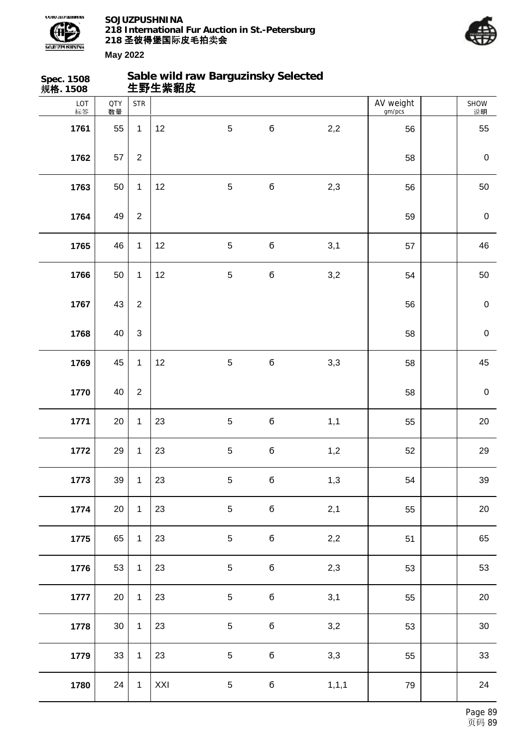**SOJUZPUSHNINA**
**218 International Fur Auction in St.-Petersburg**
**218 圣彼得堡国际皮毛拍卖会**
**May 2022**

**Spec. 1508**
**规格. 1508**

## Sable wild raw Barguzinsky Selected
## 生野生紫貂皮

| LOT 标签 | QTY 数量 | STR | | | | | AV weight gm/pcs | | SHOW 说明 |
|---|---|---|---|---|---|---|---|---|---|
| **1761** | 55 | 1 | 12 | 5 | б | 2,2 | 56 | | 55 |
| **1762** | 57 | 2 | | | | | 58 | | 0 |
| **1763** | 50 | 1 | 12 | 5 | б | 2,3 | 56 | | 50 |
| **1764** | 49 | 2 | | | | | 59 | | 0 |
| **1765** | 46 | 1 | 12 | 5 | б | 3,1 | 57 | | 46 |
| **1766** | 50 | 1 | 12 | 5 | б | 3,2 | 54 | | 50 |
| **1767** | 43 | 2 | | | | | 56 | | 0 |
| **1768** | 40 | 3 | | | | | 58 | | 0 |
| **1769** | 45 | 1 | 12 | 5 | б | 3,3 | 58 | | 45 |
| **1770** | 40 | 2 | | | | | 58 | | 0 |
| **1771** | 20 | 1 | 23 | 5 | б | 1,1 | 55 | | 20 |
| **1772** | 29 | 1 | 23 | 5 | б | 1,2 | 52 | | 29 |
| **1773** | 39 | 1 | 23 | 5 | б | 1,3 | 54 | | 39 |
| **1774** | 20 | 1 | 23 | 5 | б | 2,1 | 55 | | 20 |
| **1775** | 65 | 1 | 23 | 5 | б | 2,2 | 51 | | 65 |
| **1776** | 53 | 1 | 23 | 5 | б | 2,3 | 53 | | 53 |
| **1777** | 20 | 1 | 23 | 5 | б | 3,1 | 55 | | 20 |
| **1778** | 30 | 1 | 23 | 5 | б | 3,2 | 53 | | 30 |
| **1779** | 33 | 1 | 23 | 5 | б | 3,3 | 55 | | 33 |
| **1780** | 24 | 1 | XXI | 5 | б | 1,1,1 | 79 | | 24 |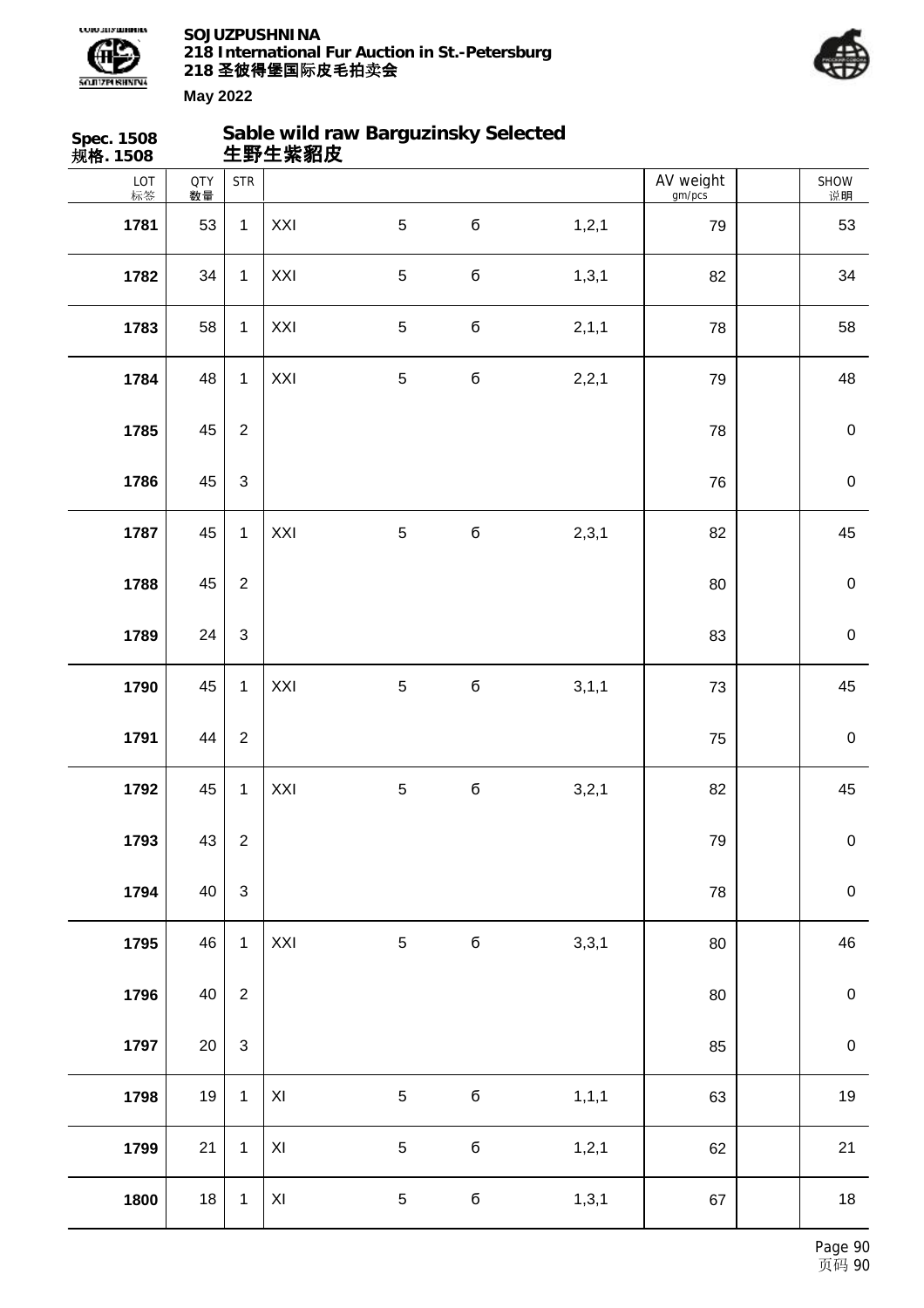**Spec. 1508**
**规格. 1508**

## Sable wild raw Barguzinsky Selected
## 生野生紫貂皮

| LOT 标签 | QTY 数量 | STR | | | | | AV weight gm/pcs | | SHOW 说明 |
|---|---|---|---|---|---|---|---|---|---|
| 1781 | 53 | 1 | XXI | 5 | б | 1,2,1 | 79 | | 53 |
| 1782 | 34 | 1 | XXI | 5 | б | 1,3,1 | 82 | | 34 |
| 1783 | 58 | 1 | XXI | 5 | б | 2,1,1 | 78 | | 58 |
| 1784 | 48 | 1 | XXI | 5 | б | 2,2,1 | 79 | | 48 |
| 1785 | 45 | 2 | | | | | 78 | | 0 |
| 1786 | 45 | 3 | | | | | 76 | | 0 |
| 1787 | 45 | 1 | XXI | 5 | б | 2,3,1 | 82 | | 45 |
| 1788 | 45 | 2 | | | | | 80 | | 0 |
| 1789 | 24 | 3 | | | | | 83 | | 0 |
| 1790 | 45 | 1 | XXI | 5 | б | 3,1,1 | 73 | | 45 |
| 1791 | 44 | 2 | | | | | 75 | | 0 |
| 1792 | 45 | 1 | XXI | 5 | б | 3,2,1 | 82 | | 45 |
| 1793 | 43 | 2 | | | | | 79 | | 0 |
| 1794 | 40 | 3 | | | | | 78 | | 0 |
| 1795 | 46 | 1 | XXI | 5 | б | 3,3,1 | 80 | | 46 |
| 1796 | 40 | 2 | | | | | 80 | | 0 |
| 1797 | 20 | 3 | | | | | 85 | | 0 |
| 1798 | 19 | 1 | XI | 5 | б | 1,1,1 | 63 | | 19 |
| 1799 | 21 | 1 | XI | 5 | б | 1,2,1 | 62 | | 21 |
| 1800 | 18 | 1 | XI | 5 | б | 1,3,1 | 67 | | 18 |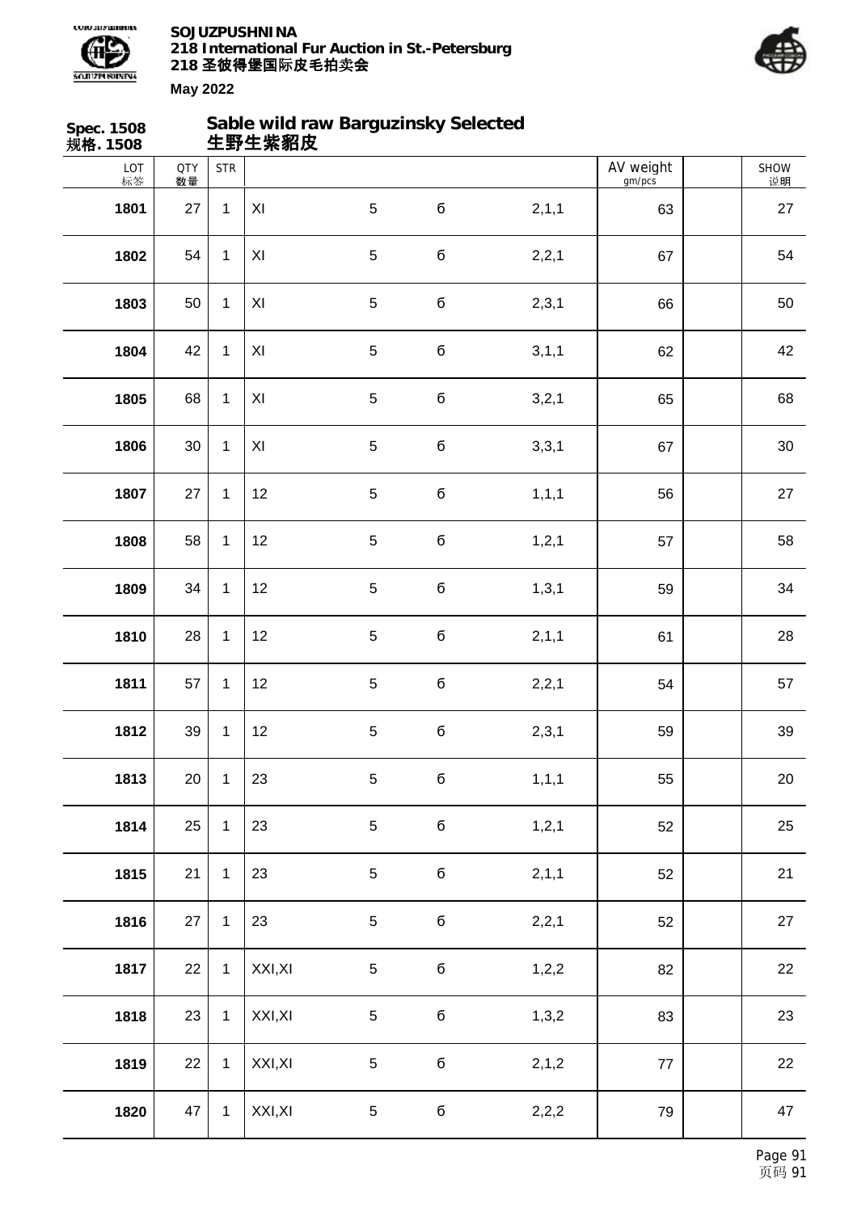Spec. 1508
规格. 1508

## Sable wild raw Barguzinsky Selected
## 生野生紫貂皮

| LOT 标签 | QTY 数量 | STR | | | | | AV weight gm/pcs | | SHOW 说明 |
|---|---|---|---|---|---|---|---|---|---|
| **1801** | 27 | 1 | XI | 5 | б | 2,1,1 | 63 | | 27 |
| **1802** | 54 | 1 | XI | 5 | б | 2,2,1 | 67 | | 54 |
| **1803** | 50 | 1 | XI | 5 | б | 2,3,1 | 66 | | 50 |
| **1804** | 42 | 1 | XI | 5 | б | 3,1,1 | 62 | | 42 |
| **1805** | 68 | 1 | XI | 5 | б | 3,2,1 | 65 | | 68 |
| **1806** | 30 | 1 | XI | 5 | б | 3,3,1 | 67 | | 30 |
| **1807** | 27 | 1 | 12 | 5 | б | 1,1,1 | 56 | | 27 |
| **1808** | 58 | 1 | 12 | 5 | б | 1,2,1 | 57 | | 58 |
| **1809** | 34 | 1 | 12 | 5 | б | 1,3,1 | 59 | | 34 |
| **1810** | 28 | 1 | 12 | 5 | б | 2,1,1 | 61 | | 28 |
| **1811** | 57 | 1 | 12 | 5 | б | 2,2,1 | 54 | | 57 |
| **1812** | 39 | 1 | 12 | 5 | б | 2,3,1 | 59 | | 39 |
| **1813** | 20 | 1 | 23 | 5 | б | 1,1,1 | 55 | | 20 |
| **1814** | 25 | 1 | 23 | 5 | б | 1,2,1 | 52 | | 25 |
| **1815** | 21 | 1 | 23 | 5 | б | 2,1,1 | 52 | | 21 |
| **1816** | 27 | 1 | 23 | 5 | б | 2,2,1 | 52 | | 27 |
| **1817** | 22 | 1 | XXI,XI | 5 | б | 1,2,2 | 82 | | 22 |
| **1818** | 23 | 1 | XXI,XI | 5 | б | 1,3,2 | 83 | | 23 |
| **1819** | 22 | 1 | XXI,XI | 5 | б | 2,1,2 | 77 | | 22 |
| **1820** | 47 | 1 | XXI,XI | 5 | б | 2,2,2 | 79 | | 47 |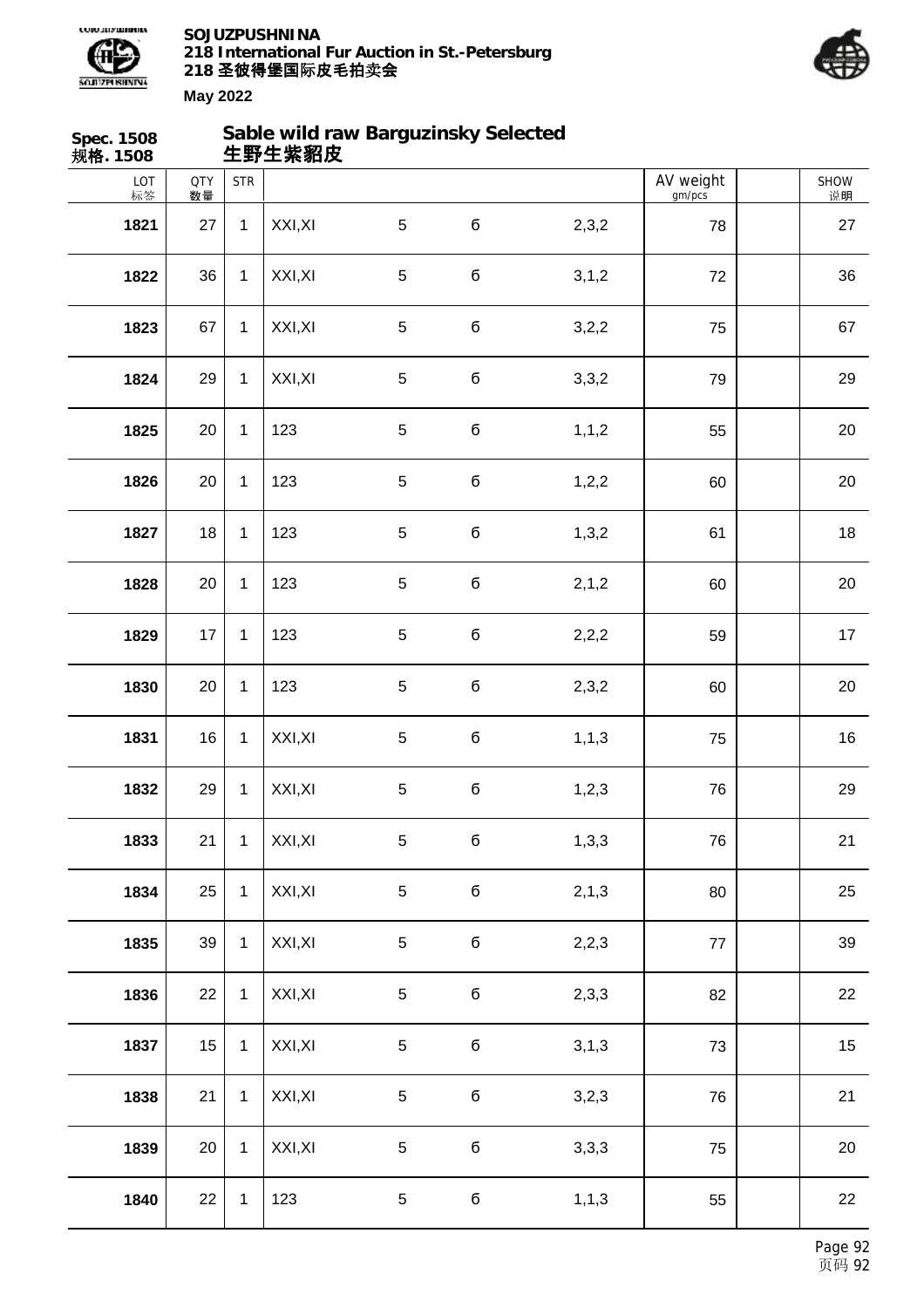**Spec. 1508**
**规格. 1508**

## Sable wild raw Barguzinsky Selected
## 生野生紫貂皮

| LOT 标签 | QTY 数量 | STR | | | | | AV weight gm/pcs | | SHOW 说明 |
|---|---|---|---|---|---|---|---|---|---|
| 1821 | 27 | 1 | XXI,XI | 5 | б | 2,3,2 | 78 | | 27 |
| 1822 | 36 | 1 | XXI,XI | 5 | б | 3,1,2 | 72 | | 36 |
| 1823 | 67 | 1 | XXI,XI | 5 | б | 3,2,2 | 75 | | 67 |
| 1824 | 29 | 1 | XXI,XI | 5 | б | 3,3,2 | 79 | | 29 |
| 1825 | 20 | 1 | 123 | 5 | б | 1,1,2 | 55 | | 20 |
| 1826 | 20 | 1 | 123 | 5 | б | 1,2,2 | 60 | | 20 |
| 1827 | 18 | 1 | 123 | 5 | б | 1,3,2 | 61 | | 18 |
| 1828 | 20 | 1 | 123 | 5 | б | 2,1,2 | 60 | | 20 |
| 1829 | 17 | 1 | 123 | 5 | б | 2,2,2 | 59 | | 17 |
| 1830 | 20 | 1 | 123 | 5 | б | 2,3,2 | 60 | | 20 |
| 1831 | 16 | 1 | XXI,XI | 5 | б | 1,1,3 | 75 | | 16 |
| 1832 | 29 | 1 | XXI,XI | 5 | б | 1,2,3 | 76 | | 29 |
| 1833 | 21 | 1 | XXI,XI | 5 | б | 1,3,3 | 76 | | 21 |
| 1834 | 25 | 1 | XXI,XI | 5 | б | 2,1,3 | 80 | | 25 |
| 1835 | 39 | 1 | XXI,XI | 5 | б | 2,2,3 | 77 | | 39 |
| 1836 | 22 | 1 | XXI,XI | 5 | б | 2,3,3 | 82 | | 22 |
| 1837 | 15 | 1 | XXI,XI | 5 | б | 3,1,3 | 73 | | 15 |
| 1838 | 21 | 1 | XXI,XI | 5 | б | 3,2,3 | 76 | | 21 |
| 1839 | 20 | 1 | XXI,XI | 5 | б | 3,3,3 | 75 | | 20 |
| 1840 | 22 | 1 | 123 | 5 | б | 1,1,3 | 55 | | 22 |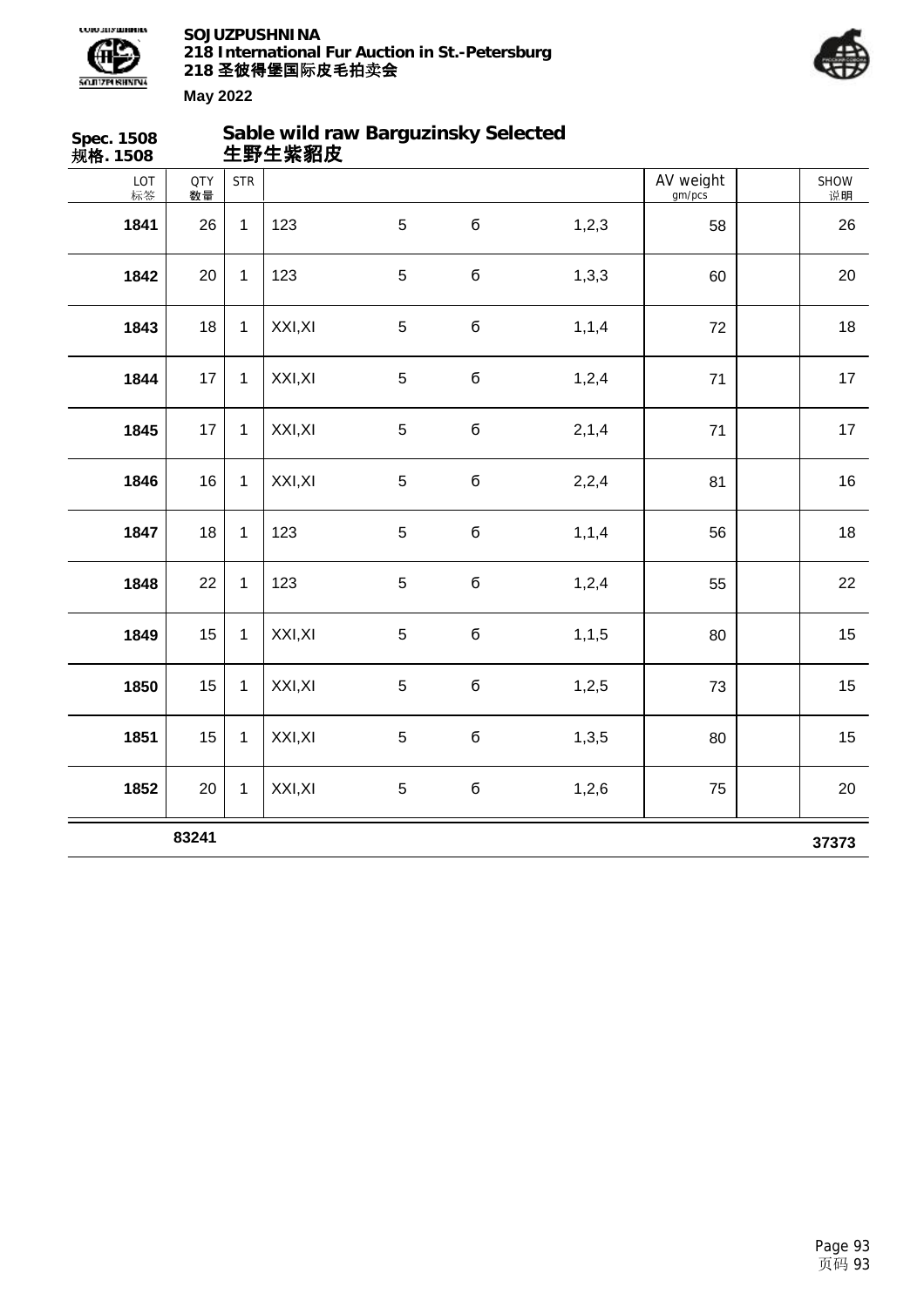**Spec. 1508**
**规格. 1508**

## Sable wild raw Barguzinsky Selected
## 生野生紫貂皮

| LOT 标签 | QTY 数量 | STR | | | | | AV weight gm/pcs | | SHOW 说明 |
|---|---|---|---|---|---|---|---|---|---|
| **1841** | 26 | 1 | 123 | 5 | б | 1,2,3 | 58 | | 26 |
| **1842** | 20 | 1 | 123 | 5 | б | 1,3,3 | 60 | | 20 |
| **1843** | 18 | 1 | XXI,XI | 5 | б | 1,1,4 | 72 | | 18 |
| **1844** | 17 | 1 | XXI,XI | 5 | б | 1,2,4 | 71 | | 17 |
| **1845** | 17 | 1 | XXI,XI | 5 | б | 2,1,4 | 71 | | 17 |
| **1846** | 16 | 1 | XXI,XI | 5 | б | 2,2,4 | 81 | | 16 |
| **1847** | 18 | 1 | 123 | 5 | б | 1,1,4 | 56 | | 18 |
| **1848** | 22 | 1 | 123 | 5 | б | 1,2,4 | 55 | | 22 |
| **1849** | 15 | 1 | XXI,XI | 5 | б | 1,1,5 | 80 | | 15 |
| **1850** | 15 | 1 | XXI,XI | 5 | б | 1,2,5 | 73 | | 15 |
| **1851** | 15 | 1 | XXI,XI | 5 | б | 1,3,5 | 80 | | 15 |
| **1852** | 20 | 1 | XXI,XI | 5 | б | 1,2,6 | 75 | | 20 |
| | **83241** | | | | | | | | **37373** |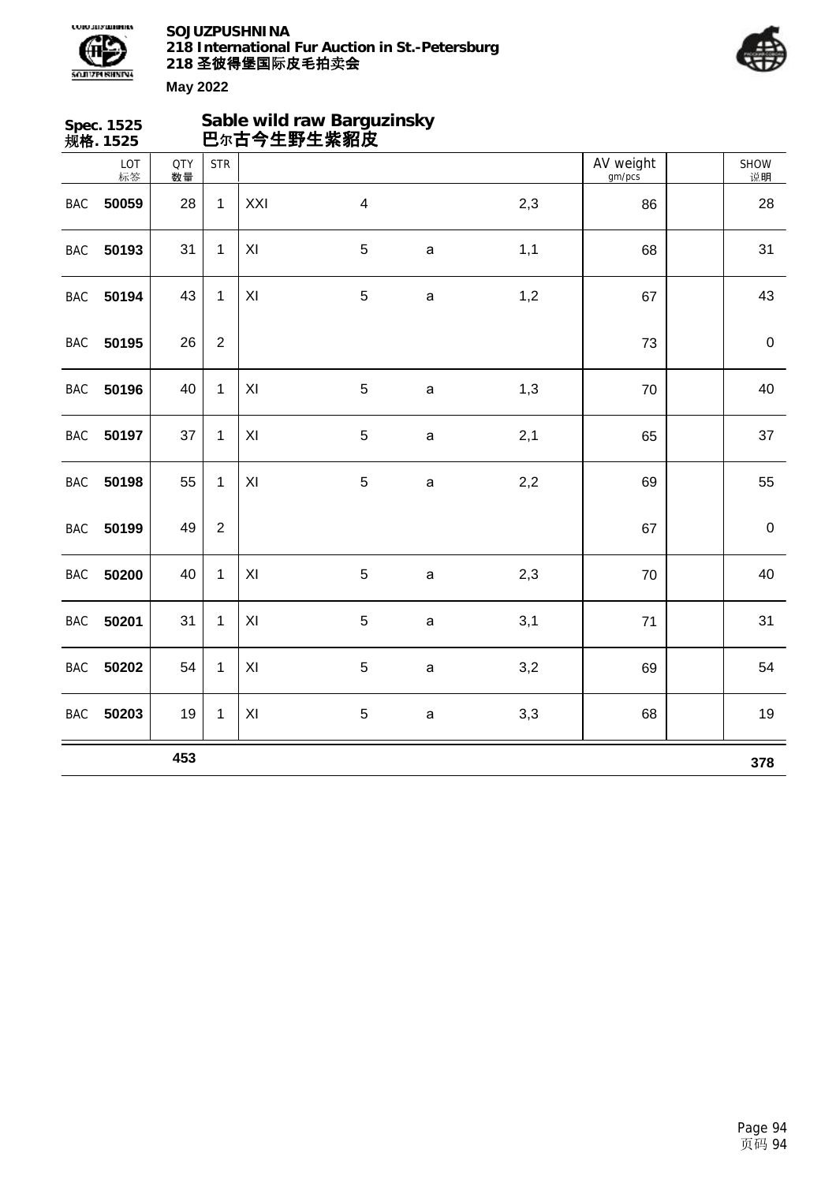**Spec. 1525**
**规格. 1525**

## Sable wild raw Barguzinsky
## 巴尔古今生野生紫貂皮

| | LOT 标签 | QTY 数量 | STR | | | | | AV weight gm/pcs | | SHOW 说明 |
|---|---|---|---|---|---|---|---|---|---|---|
| BAC | **50059** | 28 | 1 | XXI | 4 | | 2,3 | 86 | | 28 |
| BAC | **50193** | 31 | 1 | XI | 5 | a | 1,1 | 68 | | 31 |
| BAC | **50194** | 43 | 1 | XI | 5 | a | 1,2 | 67 | | 43 |
| BAC | **50195** | 26 | 2 | | | | | 73 | | 0 |
| BAC | **50196** | 40 | 1 | XI | 5 | a | 1,3 | 70 | | 40 |
| BAC | **50197** | 37 | 1 | XI | 5 | a | 2,1 | 65 | | 37 |
| BAC | **50198** | 55 | 1 | XI | 5 | a | 2,2 | 69 | | 55 |
| BAC | **50199** | 49 | 2 | | | | | 67 | | 0 |
| BAC | **50200** | 40 | 1 | XI | 5 | a | 2,3 | 70 | | 40 |
| BAC | **50201** | 31 | 1 | XI | 5 | a | 3,1 | 71 | | 31 |
| BAC | **50202** | 54 | 1 | XI | 5 | a | 3,2 | 69 | | 54 |
| BAC | **50203** | 19 | 1 | XI | 5 | a | 3,3 | 68 | | 19 |
| | | **453** | | | | | | | | **378** |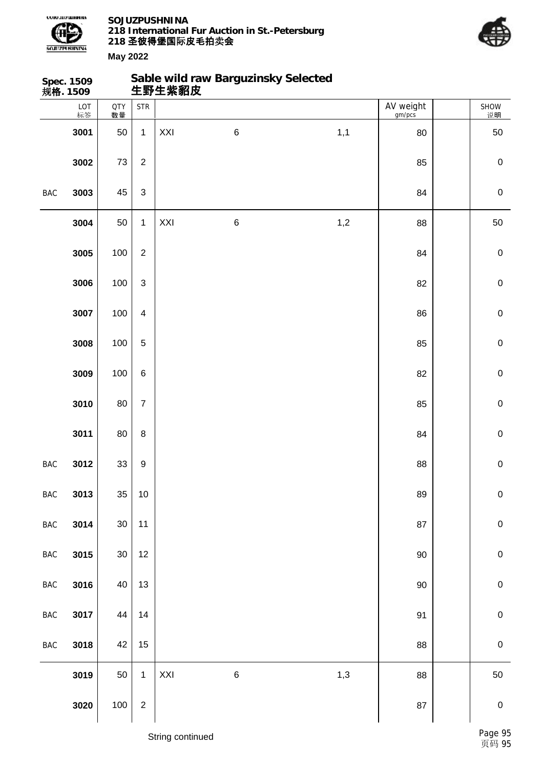**Spec. 1509**
**规格. 1509**

## Sable wild raw Barguzinsky Selected
## 生野生紫貂皮

| | LOT 标签 | QTY 数量 | STR | | | | AV weight gm/pcs | | SHOW 说明 |
|---|---|---|---|---|---|---|---|---|---|
| | 3001 | 50 | 1 | XXI | 6 | 1,1 | 80 | | 50 |
| | 3002 | 73 | 2 | | | | 85 | | 0 |
| BAC | 3003 | 45 | 3 | | | | 84 | | 0 |
| | 3004 | 50 | 1 | XXI | 6 | 1,2 | 88 | | 50 |
| | 3005 | 100 | 2 | | | | 84 | | 0 |
| | 3006 | 100 | 3 | | | | 82 | | 0 |
| | 3007 | 100 | 4 | | | | 86 | | 0 |
| | 3008 | 100 | 5 | | | | 85 | | 0 |
| | 3009 | 100 | 6 | | | | 82 | | 0 |
| | 3010 | 80 | 7 | | | | 85 | | 0 |
| | 3011 | 80 | 8 | | | | 84 | | 0 |
| BAC | 3012 | 33 | 9 | | | | 88 | | 0 |
| BAC | 3013 | 35 | 10 | | | | 89 | | 0 |
| BAC | 3014 | 30 | 11 | | | | 87 | | 0 |
| BAC | 3015 | 30 | 12 | | | | 90 | | 0 |
| BAC | 3016 | 40 | 13 | | | | 90 | | 0 |
| BAC | 3017 | 44 | 14 | | | | 91 | | 0 |
| BAC | 3018 | 42 | 15 | | | | 88 | | 0 |
| | 3019 | 50 | 1 | XXI | 6 | 1,3 | 88 | | 50 |
| | 3020 | 100 | 2 | | | | 87 | | 0 |

String continued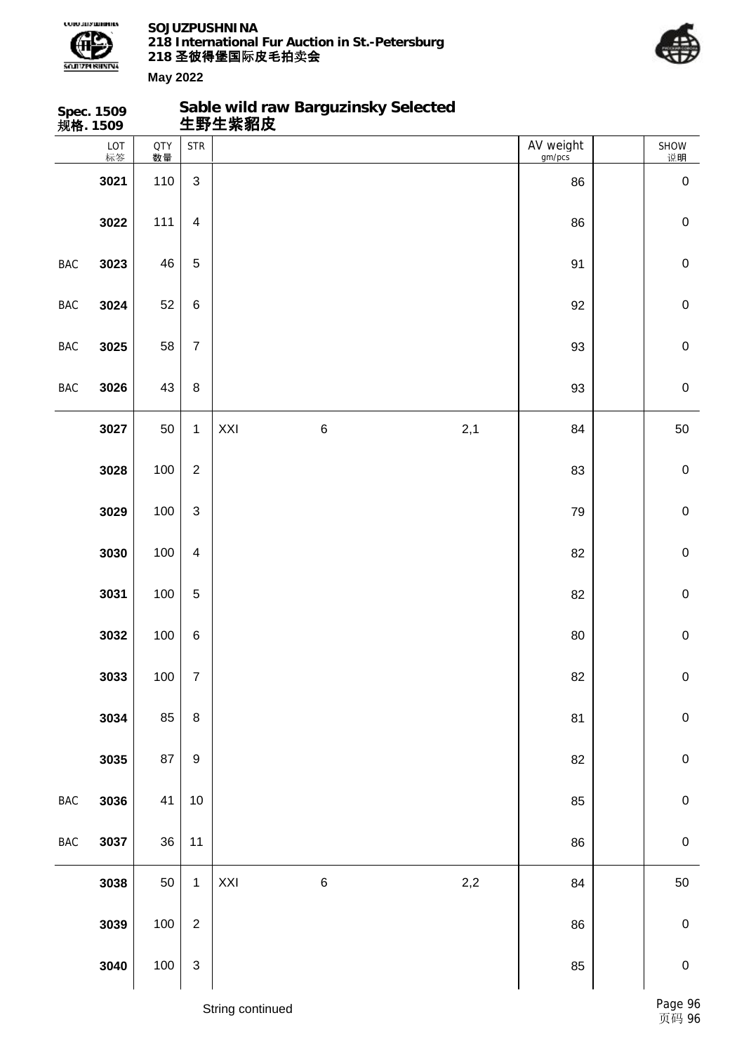**Spec. 1509**
**规格. 1509**

## Sable wild raw Barguzinsky Selected
## 生野生紫貂皮

| | LOT 标签 | QTY 数量 | STR | | | | AV weight gm/pcs | | SHOW 说明 |
|---|---|---|---|---|---|---|---|---|---|
| | 3021 | 110 | 3 | | | | 86 | | 0 |
| | 3022 | 111 | 4 | | | | 86 | | 0 |
| BAC | 3023 | 46 | 5 | | | | 91 | | 0 |
| BAC | 3024 | 52 | 6 | | | | 92 | | 0 |
| BAC | 3025 | 58 | 7 | | | | 93 | | 0 |
| BAC | 3026 | 43 | 8 | | | | 93 | | 0 |
| | 3027 | 50 | 1 | XXI | 6 | 2,1 | 84 | | 50 |
| | 3028 | 100 | 2 | | | | 83 | | 0 |
| | 3029 | 100 | 3 | | | | 79 | | 0 |
| | 3030 | 100 | 4 | | | | 82 | | 0 |
| | 3031 | 100 | 5 | | | | 82 | | 0 |
| | 3032 | 100 | 6 | | | | 80 | | 0 |
| | 3033 | 100 | 7 | | | | 82 | | 0 |
| | 3034 | 85 | 8 | | | | 81 | | 0 |
| | 3035 | 87 | 9 | | | | 82 | | 0 |
| BAC | 3036 | 41 | 10 | | | | 85 | | 0 |
| BAC | 3037 | 36 | 11 | | | | 86 | | 0 |
| | 3038 | 50 | 1 | XXI | 6 | 2,2 | 84 | | 50 |
| | 3039 | 100 | 2 | | | | 86 | | 0 |
| | 3040 | 100 | 3 | | | | 85 | | 0 |

String continued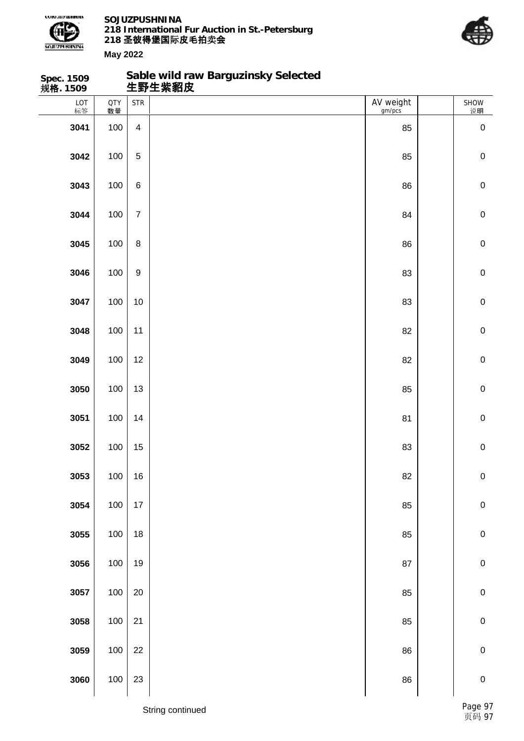**Spec. 1509**
**规格. 1509**

## Sable wild raw Barguzinsky Selected
## 生野生紫貂皮

| LOT 标签 | QTY 数量 | STR | | AV weight gm/pcs | | SHOW 说明 |
|---|---|---|---|---|---|---|
| **3041** | 100 | 4 | | 85 | | 0 |
| **3042** | 100 | 5 | | 85 | | 0 |
| **3043** | 100 | 6 | | 86 | | 0 |
| **3044** | 100 | 7 | | 84 | | 0 |
| **3045** | 100 | 8 | | 86 | | 0 |
| **3046** | 100 | 9 | | 83 | | 0 |
| **3047** | 100 | 10 | | 83 | | 0 |
| **3048** | 100 | 11 | | 82 | | 0 |
| **3049** | 100 | 12 | | 82 | | 0 |
| **3050** | 100 | 13 | | 85 | | 0 |
| **3051** | 100 | 14 | | 81 | | 0 |
| **3052** | 100 | 15 | | 83 | | 0 |
| **3053** | 100 | 16 | | 82 | | 0 |
| **3054** | 100 | 17 | | 85 | | 0 |
| **3055** | 100 | 18 | | 85 | | 0 |
| **3056** | 100 | 19 | | 87 | | 0 |
| **3057** | 100 | 20 | | 85 | | 0 |
| **3058** | 100 | 21 | | 85 | | 0 |
| **3059** | 100 | 22 | | 86 | | 0 |
| **3060** | 100 | 23 | | 86 | | 0 |

String continued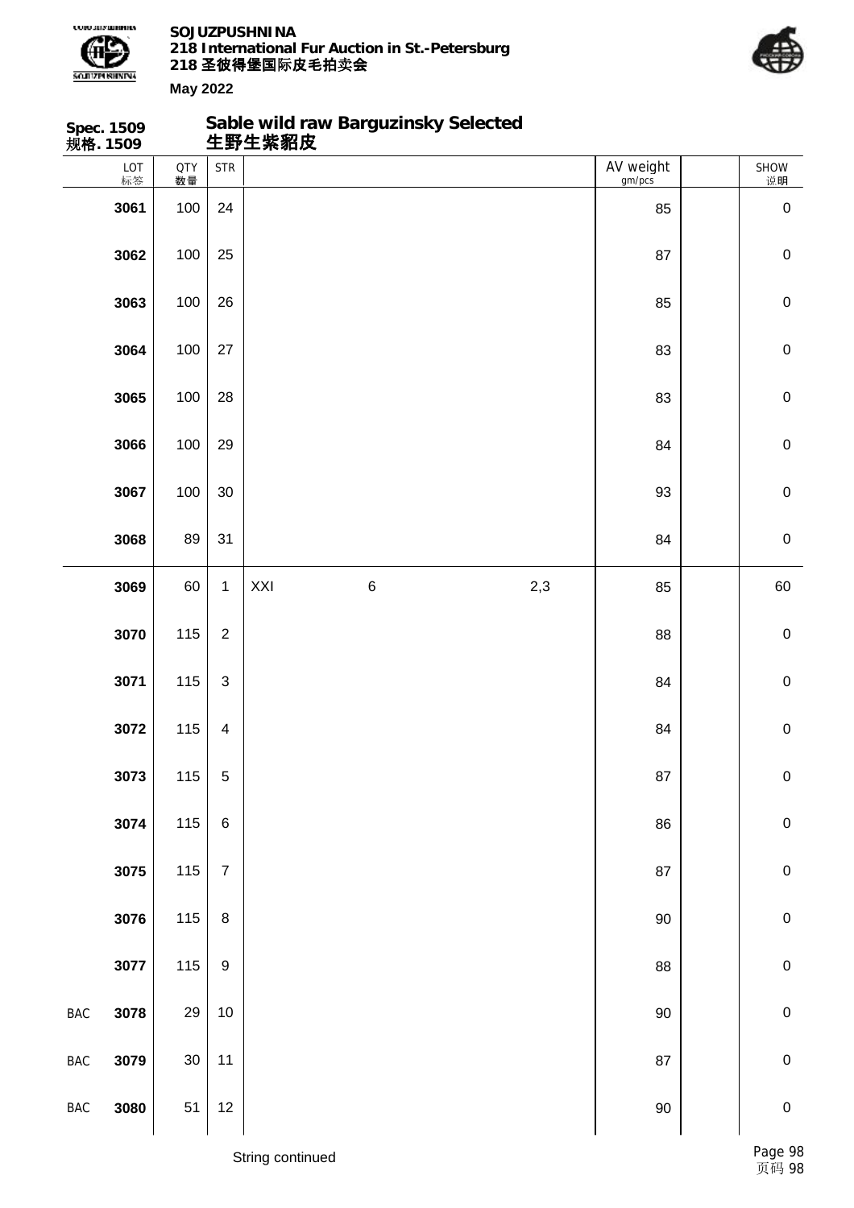**Spec. 1509**
**规格. 1509**

## Sable wild raw Barguzinsky Selected
## 生野生紫貂皮

| | LOT 标签 | QTY 数量 | STR | | | | AV weight gm/pcs | | SHOW 说明 |
|---|---|---|---|---|---|---|---|---|---|
| | 3061 | 100 | 24 | | | | 85 | | 0 |
| | 3062 | 100 | 25 | | | | 87 | | 0 |
| | 3063 | 100 | 26 | | | | 85 | | 0 |
| | 3064 | 100 | 27 | | | | 83 | | 0 |
| | 3065 | 100 | 28 | | | | 83 | | 0 |
| | 3066 | 100 | 29 | | | | 84 | | 0 |
| | 3067 | 100 | 30 | | | | 93 | | 0 |
| | 3068 | 89 | 31 | | | | 84 | | 0 |
| | 3069 | 60 | 1 | XXI | 6 | 2,3 | 85 | | 60 |
| | 3070 | 115 | 2 | | | | 88 | | 0 |
| | 3071 | 115 | 3 | | | | 84 | | 0 |
| | 3072 | 115 | 4 | | | | 84 | | 0 |
| | 3073 | 115 | 5 | | | | 87 | | 0 |
| | 3074 | 115 | 6 | | | | 86 | | 0 |
| | 3075 | 115 | 7 | | | | 87 | | 0 |
| | 3076 | 115 | 8 | | | | 90 | | 0 |
| | 3077 | 115 | 9 | | | | 88 | | 0 |
| BAC | 3078 | 29 | 10 | | | | 90 | | 0 |
| BAC | 3079 | 30 | 11 | | | | 87 | | 0 |
| BAC | 3080 | 51 | 12 | | | | 90 | | 0 |

String continued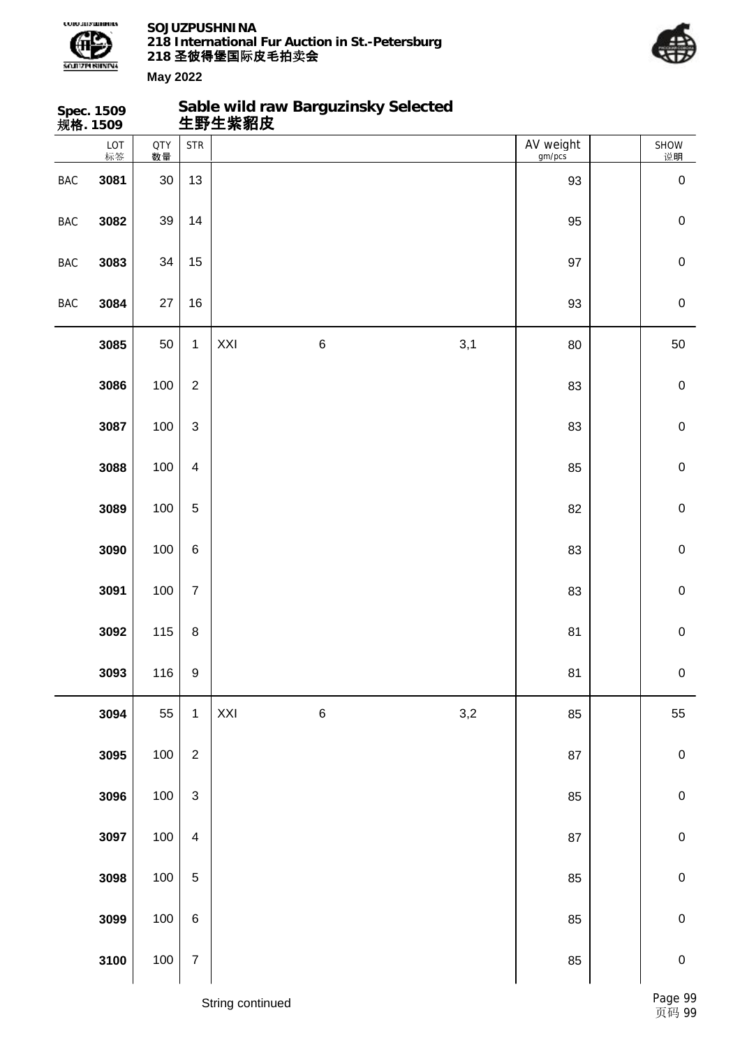## Spec. 1509 规格. 1509

## Sable wild raw Barguzinsky Selected 生野生紫貂皮

| | LOT 标签 | QTY 数量 | STR | | | | AV weight gm/pcs | | SHOW 说明 |
|---|---|---|---|---|---|---|---|---|---|
| BAC | 3081 | 30 | 13 | | | | 93 | | 0 |
| BAC | 3082 | 39 | 14 | | | | 95 | | 0 |
| BAC | 3083 | 34 | 15 | | | | 97 | | 0 |
| BAC | 3084 | 27 | 16 | | | | 93 | | 0 |
| | 3085 | 50 | 1 | XXI | 6 | 3,1 | 80 | | 50 |
| | 3086 | 100 | 2 | | | | 83 | | 0 |
| | 3087 | 100 | 3 | | | | 83 | | 0 |
| | 3088 | 100 | 4 | | | | 85 | | 0 |
| | 3089 | 100 | 5 | | | | 82 | | 0 |
| | 3090 | 100 | 6 | | | | 83 | | 0 |
| | 3091 | 100 | 7 | | | | 83 | | 0 |
| | 3092 | 115 | 8 | | | | 81 | | 0 |
| | 3093 | 116 | 9 | | | | 81 | | 0 |
| | 3094 | 55 | 1 | XXI | 6 | 3,2 | 85 | | 55 |
| | 3095 | 100 | 2 | | | | 87 | | 0 |
| | 3096 | 100 | 3 | | | | 85 | | 0 |
| | 3097 | 100 | 4 | | | | 87 | | 0 |
| | 3098 | 100 | 5 | | | | 85 | | 0 |
| | 3099 | 100 | 6 | | | | 85 | | 0 |
| | 3100 | 100 | 7 | | | | 85 | | 0 |

String continued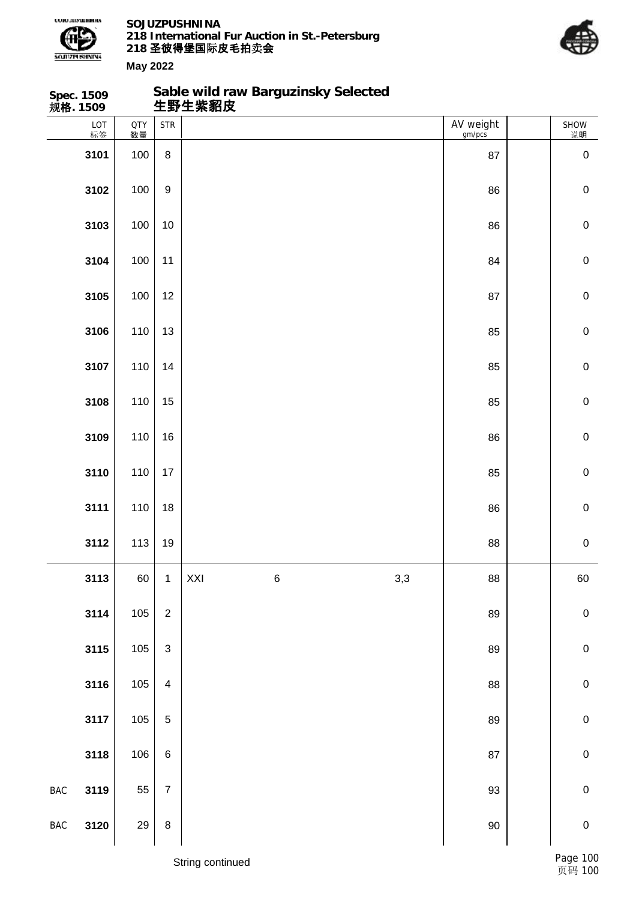**Spec. 1509**
**规格. 1509**

## Sable wild raw Barguzinsky Selected
## 生野生紫貂皮

| | LOT 标签 | QTY 数量 | STR | | | | AV weight gm/pcs | | SHOW 说明 |
|---|---|---|---|---|---|---|---|---|---|
| | **3101** | 100 | 8 | | | | 87 | | 0 |
| | **3102** | 100 | 9 | | | | 86 | | 0 |
| | **3103** | 100 | 10 | | | | 86 | | 0 |
| | **3104** | 100 | 11 | | | | 84 | | 0 |
| | **3105** | 100 | 12 | | | | 87 | | 0 |
| | **3106** | 110 | 13 | | | | 85 | | 0 |
| | **3107** | 110 | 14 | | | | 85 | | 0 |
| | **3108** | 110 | 15 | | | | 85 | | 0 |
| | **3109** | 110 | 16 | | | | 86 | | 0 |
| | **3110** | 110 | 17 | | | | 85 | | 0 |
| | **3111** | 110 | 18 | | | | 86 | | 0 |
| | **3112** | 113 | 19 | | | | 88 | | 0 |
| | **3113** | 60 | 1 | XXI | 6 | 3,3 | 88 | | 60 |
| | **3114** | 105 | 2 | | | | 89 | | 0 |
| | **3115** | 105 | 3 | | | | 89 | | 0 |
| | **3116** | 105 | 4 | | | | 88 | | 0 |
| | **3117** | 105 | 5 | | | | 89 | | 0 |
| | **3118** | 106 | 6 | | | | 87 | | 0 |
| BAC | **3119** | 55 | 7 | | | | 93 | | 0 |
| BAC | **3120** | 29 | 8 | | | | 90 | | 0 |

String continued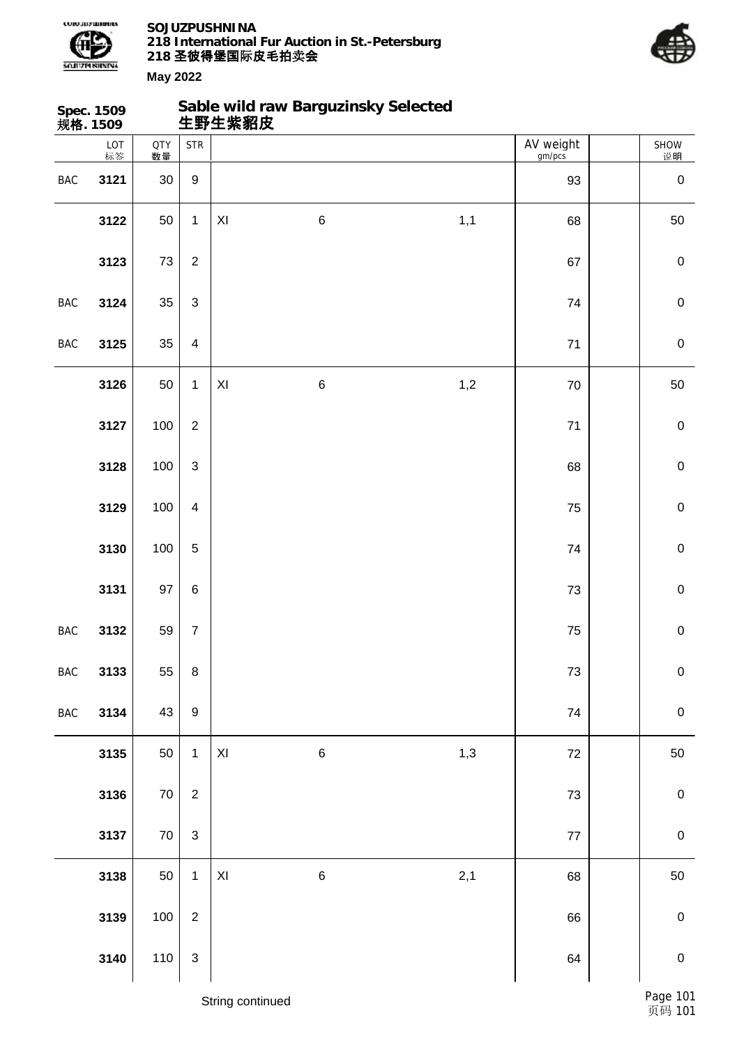**Spec. 1509**
**规格. 1509**

## Sable wild raw Barguzinsky Selected
## 生野生紫貂皮

| | LOT 标签 | QTY 数量 | STR | | | | AV weight gm/pcs | | SHOW 说明 |
|---|---|---|---|---|---|---|---|---|---|
| BAC | 3121 | 30 | 9 | | | | 93 | | 0 |
| | 3122 | 50 | 1 | XI | 6 | 1,1 | 68 | | 50 |
| | 3123 | 73 | 2 | | | | 67 | | 0 |
| BAC | 3124 | 35 | 3 | | | | 74 | | 0 |
| BAC | 3125 | 35 | 4 | | | | 71 | | 0 |
| | 3126 | 50 | 1 | XI | 6 | 1,2 | 70 | | 50 |
| | 3127 | 100 | 2 | | | | 71 | | 0 |
| | 3128 | 100 | 3 | | | | 68 | | 0 |
| | 3129 | 100 | 4 | | | | 75 | | 0 |
| | 3130 | 100 | 5 | | | | 74 | | 0 |
| | 3131 | 97 | 6 | | | | 73 | | 0 |
| BAC | 3132 | 59 | 7 | | | | 75 | | 0 |
| BAC | 3133 | 55 | 8 | | | | 73 | | 0 |
| BAC | 3134 | 43 | 9 | | | | 74 | | 0 |
| | 3135 | 50 | 1 | XI | 6 | 1,3 | 72 | | 50 |
| | 3136 | 70 | 2 | | | | 73 | | 0 |
| | 3137 | 70 | 3 | | | | 77 | | 0 |
| | 3138 | 50 | 1 | XI | 6 | 2,1 | 68 | | 50 |
| | 3139 | 100 | 2 | | | | 66 | | 0 |
| | 3140 | 110 | 3 | | | | 64 | | 0 |

String continued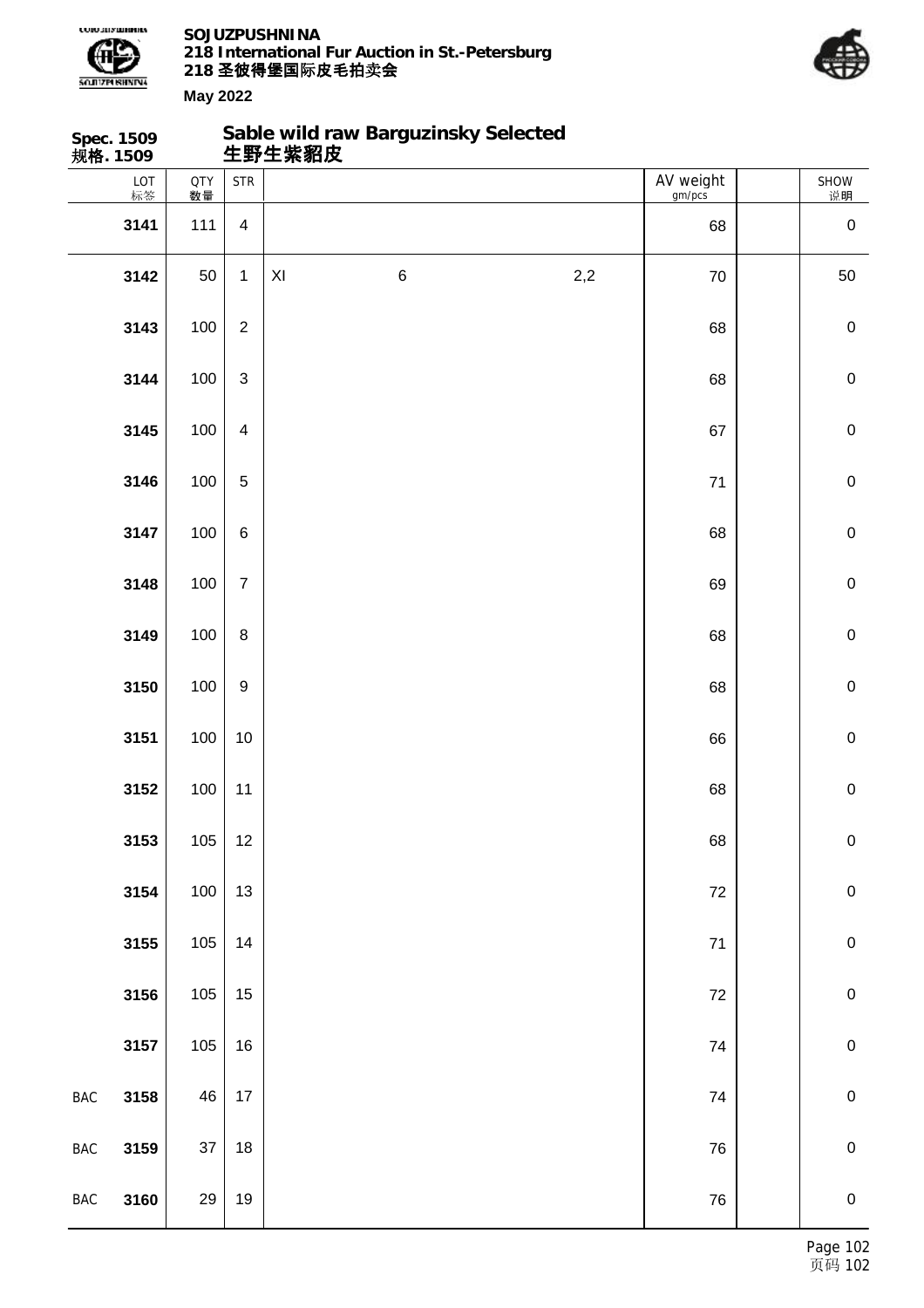**Spec. 1509**
**规格. 1509**

## Sable wild raw Barguzinsky Selected
## 生野生紫貂皮

| | LOT 标签 | QTY 数量 | STR | | | | AV weight gm/pcs | | SHOW 说明 |
|---|---|---|---|---|---|---|---|---|---|
| | 3141 | 111 | 4 | | | | 68 | | 0 |
| | 3142 | 50 | 1 | XI | 6 | 2,2 | 70 | | 50 |
| | 3143 | 100 | 2 | | | | 68 | | 0 |
| | 3144 | 100 | 3 | | | | 68 | | 0 |
| | 3145 | 100 | 4 | | | | 67 | | 0 |
| | 3146 | 100 | 5 | | | | 71 | | 0 |
| | 3147 | 100 | 6 | | | | 68 | | 0 |
| | 3148 | 100 | 7 | | | | 69 | | 0 |
| | 3149 | 100 | 8 | | | | 68 | | 0 |
| | 3150 | 100 | 9 | | | | 68 | | 0 |
| | 3151 | 100 | 10 | | | | 66 | | 0 |
| | 3152 | 100 | 11 | | | | 68 | | 0 |
| | 3153 | 105 | 12 | | | | 68 | | 0 |
| | 3154 | 100 | 13 | | | | 72 | | 0 |
| | 3155 | 105 | 14 | | | | 71 | | 0 |
| | 3156 | 105 | 15 | | | | 72 | | 0 |
| | 3157 | 105 | 16 | | | | 74 | | 0 |
| BAC | 3158 | 46 | 17 | | | | 74 | | 0 |
| BAC | 3159 | 37 | 18 | | | | 76 | | 0 |
| BAC | 3160 | 29 | 19 | | | | 76 | | 0 |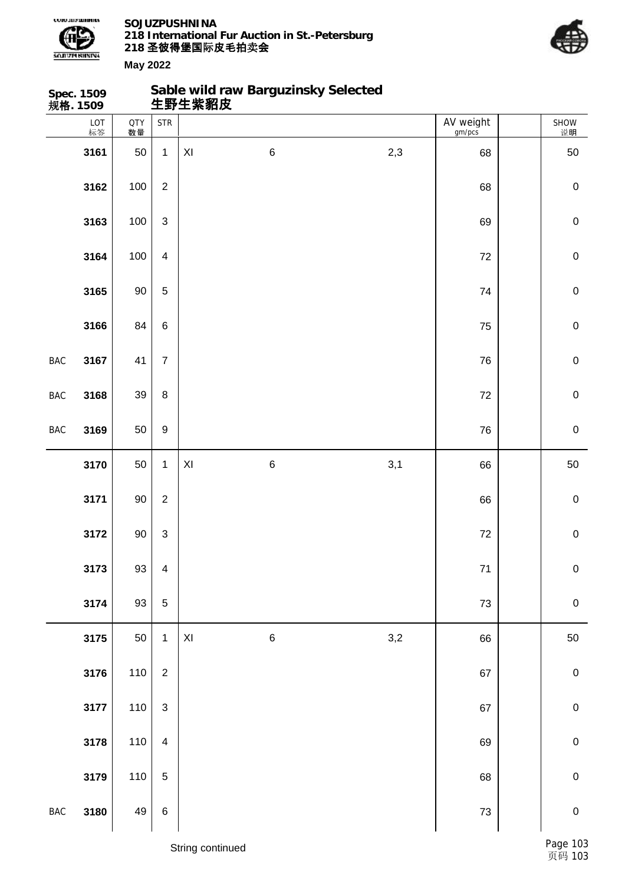## Spec. 1509 规格. 1509

## Sable wild raw Barguzinsky Selected 生野生紫貂皮

| | LOT 标签 | QTY 数量 | STR | | | | AV weight gm/pcs | | SHOW 说明 |
|---|---|---|---|---|---|---|---|---|---|
| | 3161 | 50 | 1 | XI | 6 | 2,3 | 68 | | 50 |
| | 3162 | 100 | 2 | | | | 68 | | 0 |
| | 3163 | 100 | 3 | | | | 69 | | 0 |
| | 3164 | 100 | 4 | | | | 72 | | 0 |
| | 3165 | 90 | 5 | | | | 74 | | 0 |
| | 3166 | 84 | 6 | | | | 75 | | 0 |
| BAC | 3167 | 41 | 7 | | | | 76 | | 0 |
| BAC | 3168 | 39 | 8 | | | | 72 | | 0 |
| BAC | 3169 | 50 | 9 | | | | 76 | | 0 |
| | 3170 | 50 | 1 | XI | 6 | 3,1 | 66 | | 50 |
| | 3171 | 90 | 2 | | | | 66 | | 0 |
| | 3172 | 90 | 3 | | | | 72 | | 0 |
| | 3173 | 93 | 4 | | | | 71 | | 0 |
| | 3174 | 93 | 5 | | | | 73 | | 0 |
| | 3175 | 50 | 1 | XI | 6 | 3,2 | 66 | | 50 |
| | 3176 | 110 | 2 | | | | 67 | | 0 |
| | 3177 | 110 | 3 | | | | 67 | | 0 |
| | 3178 | 110 | 4 | | | | 69 | | 0 |
| | 3179 | 110 | 5 | | | | 68 | | 0 |
| BAC | 3180 | 49 | 6 | | | | 73 | | 0 |

String continued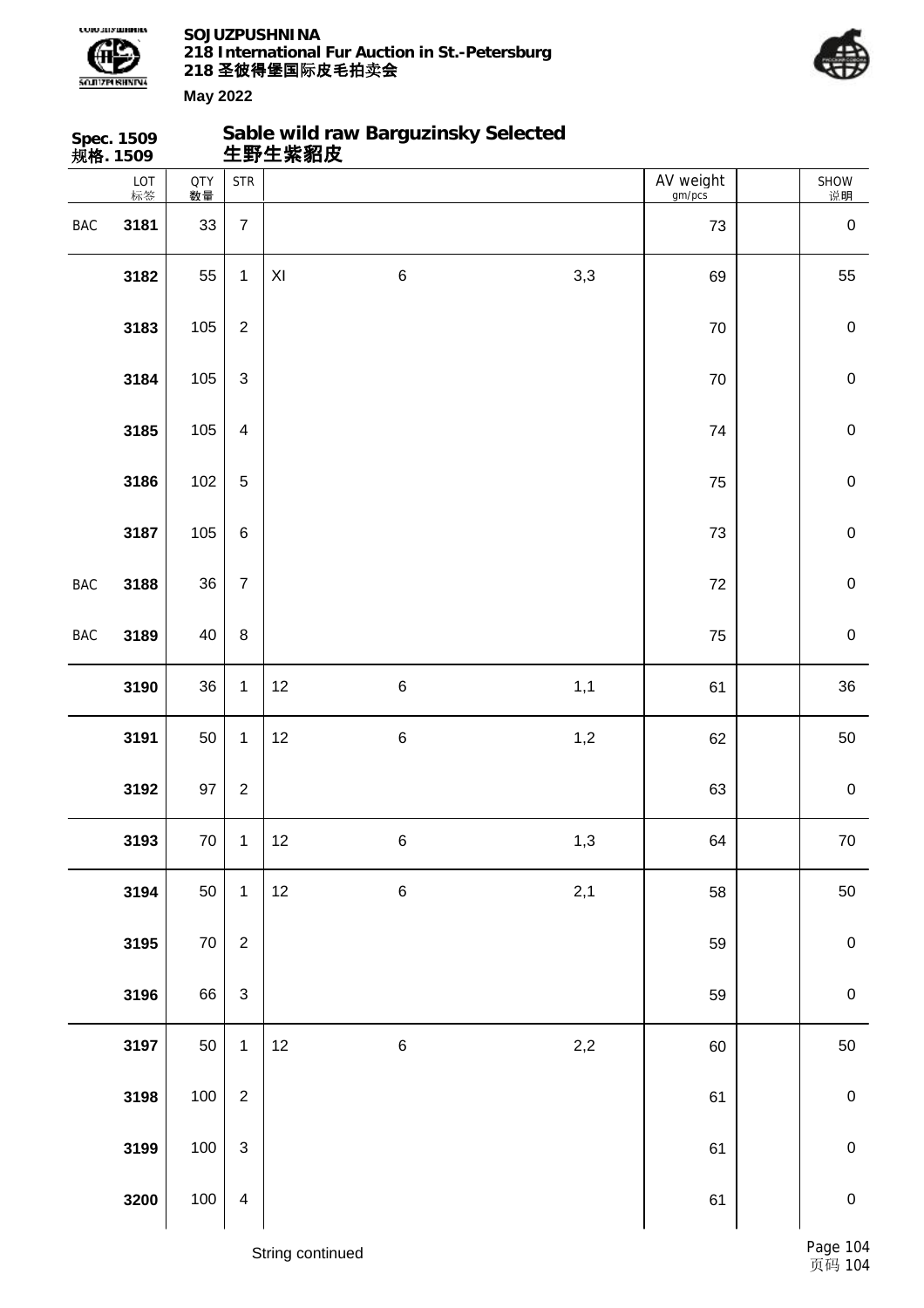**Spec. 1509**
**规格. 1509**

## Sable wild raw Barguzinsky Selected
## 生野生紫貂皮

| | LOT 标签 | QTY 数量 | STR | | | | AV weight gm/pcs | | SHOW 说明 |
|---|---|---|---|---|---|---|---|---|---|
| BAC | **3181** | 33 | 7 | | | | 73 | | 0 |
| | **3182** | 55 | 1 | XI | 6 | 3,3 | 69 | | 55 |
| | **3183** | 105 | 2 | | | | 70 | | 0 |
| | **3184** | 105 | 3 | | | | 70 | | 0 |
| | **3185** | 105 | 4 | | | | 74 | | 0 |
| | **3186** | 102 | 5 | | | | 75 | | 0 |
| | **3187** | 105 | 6 | | | | 73 | | 0 |
| BAC | **3188** | 36 | 7 | | | | 72 | | 0 |
| BAC | **3189** | 40 | 8 | | | | 75 | | 0 |
| | **3190** | 36 | 1 | 12 | 6 | 1,1 | 61 | | 36 |
| | **3191** | 50 | 1 | 12 | 6 | 1,2 | 62 | | 50 |
| | **3192** | 97 | 2 | | | | 63 | | 0 |
| | **3193** | 70 | 1 | 12 | 6 | 1,3 | 64 | | 70 |
| | **3194** | 50 | 1 | 12 | 6 | 2,1 | 58 | | 50 |
| | **3195** | 70 | 2 | | | | 59 | | 0 |
| | **3196** | 66 | 3 | | | | 59 | | 0 |
| | **3197** | 50 | 1 | 12 | 6 | 2,2 | 60 | | 50 |
| | **3198** | 100 | 2 | | | | 61 | | 0 |
| | **3199** | 100 | 3 | | | | 61 | | 0 |
| | **3200** | 100 | 4 | | | | 61 | | 0 |

String continued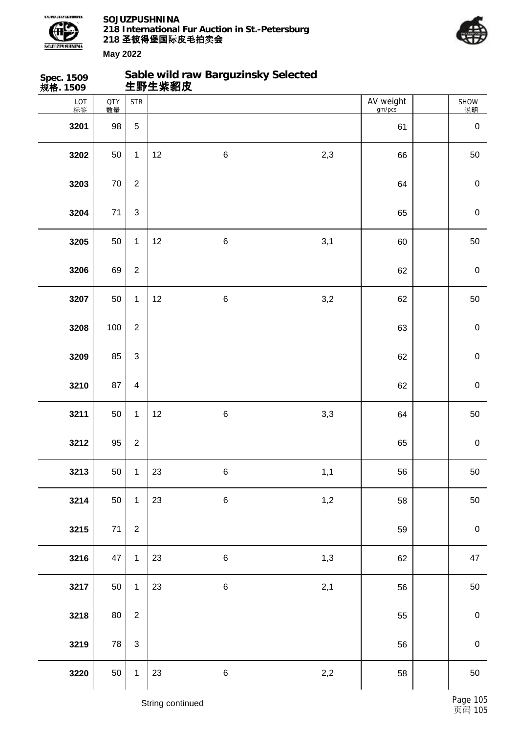**Spec. 1509**
**规格. 1509**

## Sable wild raw Barguzinsky Selected
## 生野生紫貂皮

| LOT 标签 | QTY 数量 | STR | | | | AV weight gm/pcs | | SHOW 说明 |
|---|---|---|---|---|---|---|---|---|
| 3201 | 98 | 5 | | | | 61 | | 0 |
| 3202 | 50 | 1 | 12 | 6 | 2,3 | 66 | | 50 |
| 3203 | 70 | 2 | | | | 64 | | 0 |
| 3204 | 71 | 3 | | | | 65 | | 0 |
| 3205 | 50 | 1 | 12 | 6 | 3,1 | 60 | | 50 |
| 3206 | 69 | 2 | | | | 62 | | 0 |
| 3207 | 50 | 1 | 12 | 6 | 3,2 | 62 | | 50 |
| 3208 | 100 | 2 | | | | 63 | | 0 |
| 3209 | 85 | 3 | | | | 62 | | 0 |
| 3210 | 87 | 4 | | | | 62 | | 0 |
| 3211 | 50 | 1 | 12 | 6 | 3,3 | 64 | | 50 |
| 3212 | 95 | 2 | | | | 65 | | 0 |
| 3213 | 50 | 1 | 23 | 6 | 1,1 | 56 | | 50 |
| 3214 | 50 | 1 | 23 | 6 | 1,2 | 58 | | 50 |
| 3215 | 71 | 2 | | | | 59 | | 0 |
| 3216 | 47 | 1 | 23 | 6 | 1,3 | 62 | | 47 |
| 3217 | 50 | 1 | 23 | 6 | 2,1 | 56 | | 50 |
| 3218 | 80 | 2 | | | | 55 | | 0 |
| 3219 | 78 | 3 | | | | 56 | | 0 |
| 3220 | 50 | 1 | 23 | 6 | 2,2 | 58 | | 50 |

String continued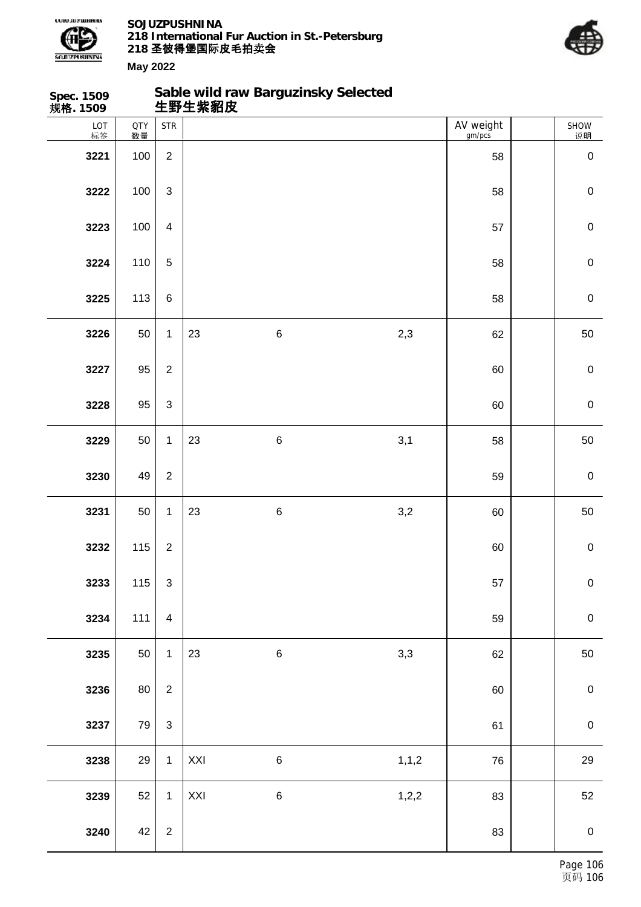**Spec. 1509**
**规格. 1509**

## Sable wild raw Barguzinsky Selected
## 生野生紫貂皮

| LOT 标签 | QTY 数量 | STR | | | | AV weight gm/pcs | | SHOW 说明 |
|---|---|---|---|---|---|---|---|---|
| 3221 | 100 | 2 | | | | 58 | | 0 |
| 3222 | 100 | 3 | | | | 58 | | 0 |
| 3223 | 100 | 4 | | | | 57 | | 0 |
| 3224 | 110 | 5 | | | | 58 | | 0 |
| 3225 | 113 | 6 | | | | 58 | | 0 |
| 3226 | 50 | 1 | 23 | 6 | 2,3 | 62 | | 50 |
| 3227 | 95 | 2 | | | | 60 | | 0 |
| 3228 | 95 | 3 | | | | 60 | | 0 |
| 3229 | 50 | 1 | 23 | 6 | 3,1 | 58 | | 50 |
| 3230 | 49 | 2 | | | | 59 | | 0 |
| 3231 | 50 | 1 | 23 | 6 | 3,2 | 60 | | 50 |
| 3232 | 115 | 2 | | | | 60 | | 0 |
| 3233 | 115 | 3 | | | | 57 | | 0 |
| 3234 | 111 | 4 | | | | 59 | | 0 |
| 3235 | 50 | 1 | 23 | 6 | 3,3 | 62 | | 50 |
| 3236 | 80 | 2 | | | | 60 | | 0 |
| 3237 | 79 | 3 | | | | 61 | | 0 |
| 3238 | 29 | 1 | XXI | 6 | 1,1,2 | 76 | | 29 |
| 3239 | 52 | 1 | XXI | 6 | 1,2,2 | 83 | | 52 |
| 3240 | 42 | 2 | | | | 83 | | 0 |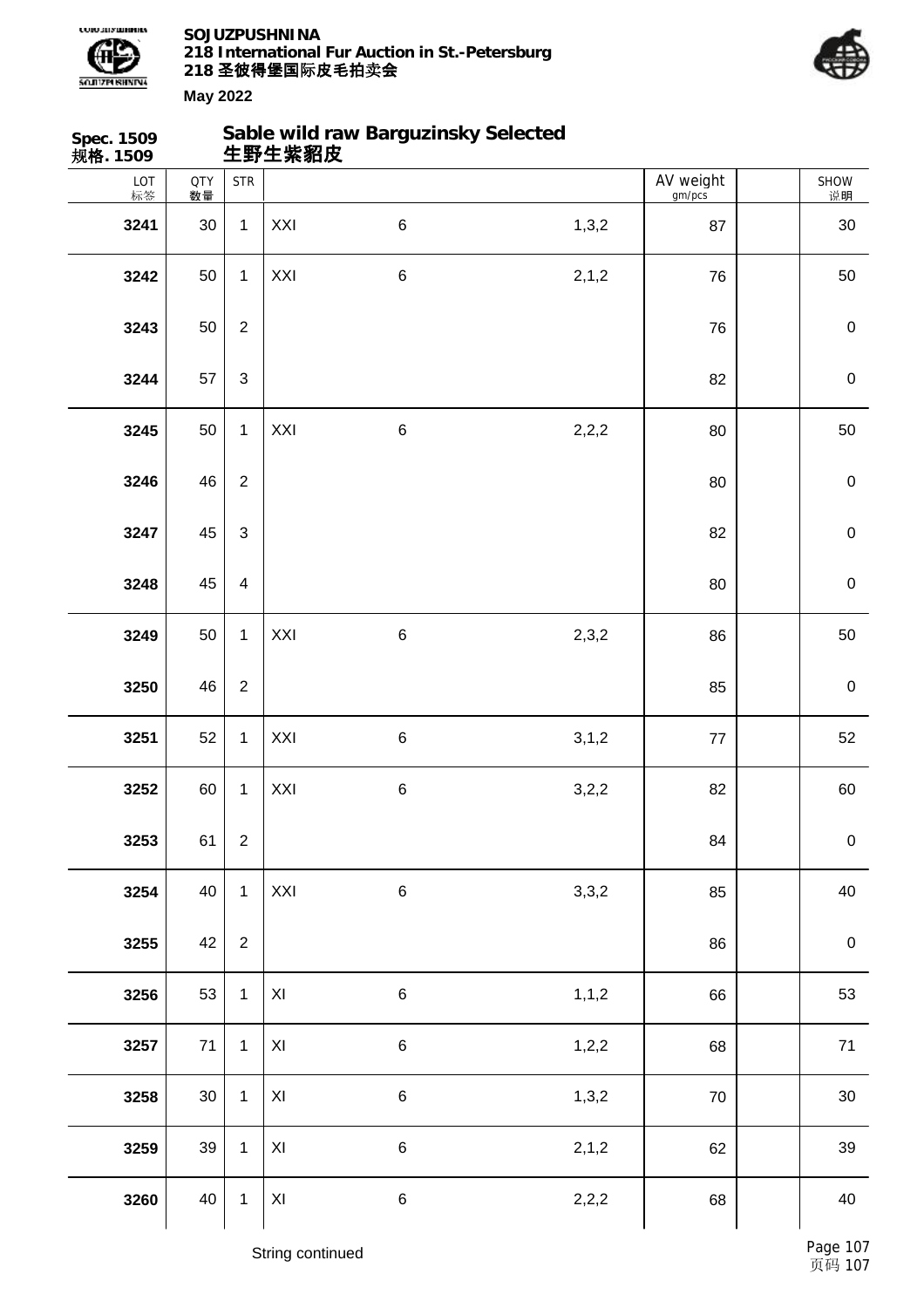**Spec. 1509**
**规格. 1509**

## Sable wild raw Barguzinsky Selected
## 生野生紫貂皮

| LOT 标签 | QTY 数量 | STR | | | | AV weight gm/pcs | | SHOW 说明 |
|---|---|---|---|---|---|---|---|---|
| **3241** | 30 | 1 | XXI | 6 | 1,3,2 | 87 | | 30 |
| **3242** | 50 | 1 | XXI | 6 | 2,1,2 | 76 | | 50 |
| **3243** | 50 | 2 | | | | 76 | | 0 |
| **3244** | 57 | 3 | | | | 82 | | 0 |
| **3245** | 50 | 1 | XXI | 6 | 2,2,2 | 80 | | 50 |
| **3246** | 46 | 2 | | | | 80 | | 0 |
| **3247** | 45 | 3 | | | | 82 | | 0 |
| **3248** | 45 | 4 | | | | 80 | | 0 |
| **3249** | 50 | 1 | XXI | 6 | 2,3,2 | 86 | | 50 |
| **3250** | 46 | 2 | | | | 85 | | 0 |
| **3251** | 52 | 1 | XXI | 6 | 3,1,2 | 77 | | 52 |
| **3252** | 60 | 1 | XXI | 6 | 3,2,2 | 82 | | 60 |
| **3253** | 61 | 2 | | | | 84 | | 0 |
| **3254** | 40 | 1 | XXI | 6 | 3,3,2 | 85 | | 40 |
| **3255** | 42 | 2 | | | | 86 | | 0 |
| **3256** | 53 | 1 | XI | 6 | 1,1,2 | 66 | | 53 |
| **3257** | 71 | 1 | XI | 6 | 1,2,2 | 68 | | 71 |
| **3258** | 30 | 1 | XI | 6 | 1,3,2 | 70 | | 30 |
| **3259** | 39 | 1 | XI | 6 | 2,1,2 | 62 | | 39 |
| **3260** | 40 | 1 | XI | 6 | 2,2,2 | 68 | | 40 |

String continued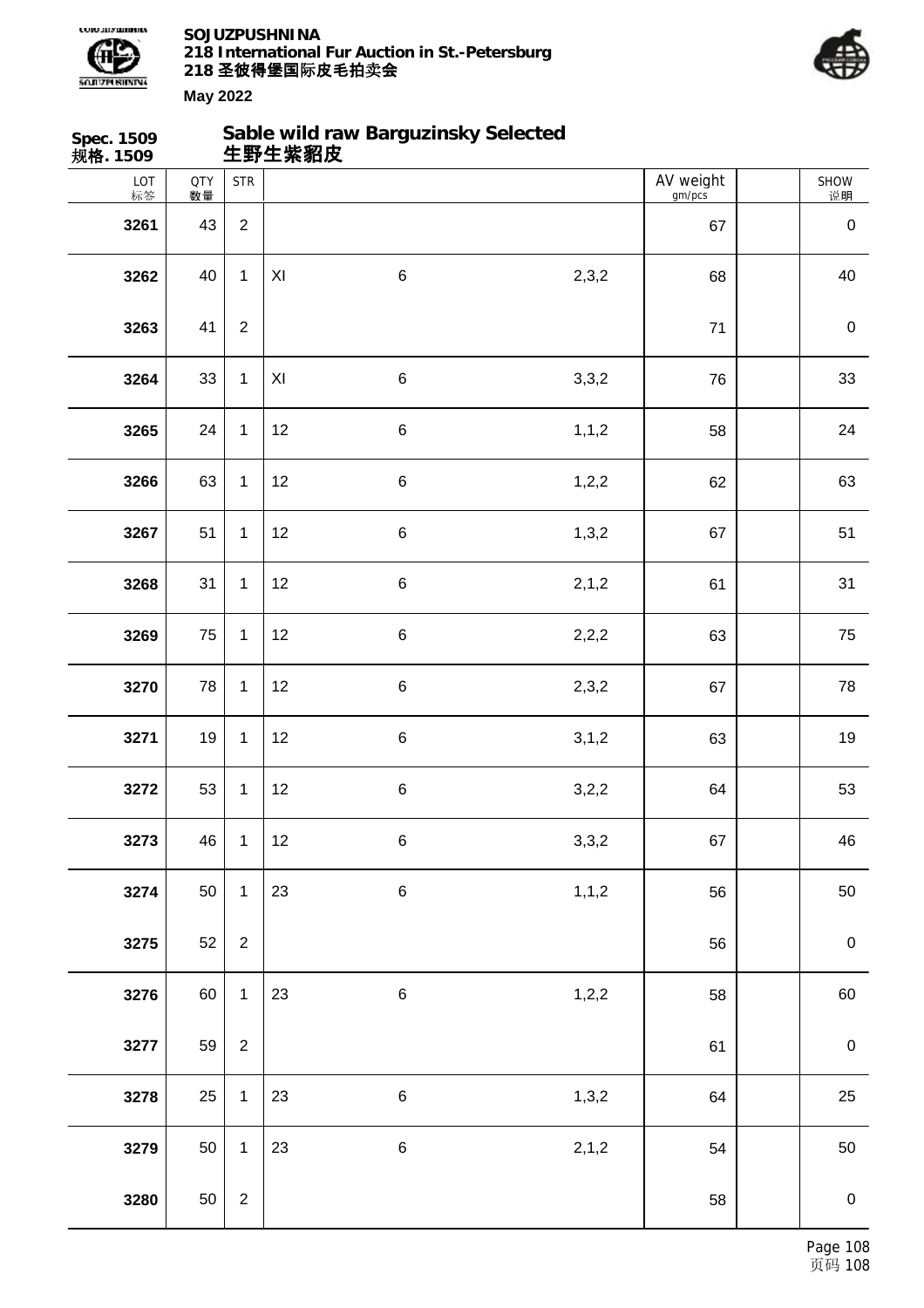**Spec. 1509**
**规格. 1509**

## Sable wild raw Barguzinsky Selected
## 生野生紫貂皮

| LOT 标签 | QTY 数量 | STR | | | | AV weight gm/pcs | | SHOW 说明 |
|---|---|---|---|---|---|---|---|---|
| 3261 | 43 | 2 | | | | 67 | | 0 |
| 3262 | 40 | 1 | XI | 6 | 2,3,2 | 68 | | 40 |
| 3263 | 41 | 2 | | | | 71 | | 0 |
| 3264 | 33 | 1 | XI | 6 | 3,3,2 | 76 | | 33 |
| 3265 | 24 | 1 | 12 | 6 | 1,1,2 | 58 | | 24 |
| 3266 | 63 | 1 | 12 | 6 | 1,2,2 | 62 | | 63 |
| 3267 | 51 | 1 | 12 | 6 | 1,3,2 | 67 | | 51 |
| 3268 | 31 | 1 | 12 | 6 | 2,1,2 | 61 | | 31 |
| 3269 | 75 | 1 | 12 | 6 | 2,2,2 | 63 | | 75 |
| 3270 | 78 | 1 | 12 | 6 | 2,3,2 | 67 | | 78 |
| 3271 | 19 | 1 | 12 | 6 | 3,1,2 | 63 | | 19 |
| 3272 | 53 | 1 | 12 | 6 | 3,2,2 | 64 | | 53 |
| 3273 | 46 | 1 | 12 | 6 | 3,3,2 | 67 | | 46 |
| 3274 | 50 | 1 | 23 | 6 | 1,1,2 | 56 | | 50 |
| 3275 | 52 | 2 | | | | 56 | | 0 |
| 3276 | 60 | 1 | 23 | 6 | 1,2,2 | 58 | | 60 |
| 3277 | 59 | 2 | | | | 61 | | 0 |
| 3278 | 25 | 1 | 23 | 6 | 1,3,2 | 64 | | 25 |
| 3279 | 50 | 1 | 23 | 6 | 2,1,2 | 54 | | 50 |
| 3280 | 50 | 2 | | | | 58 | | 0 |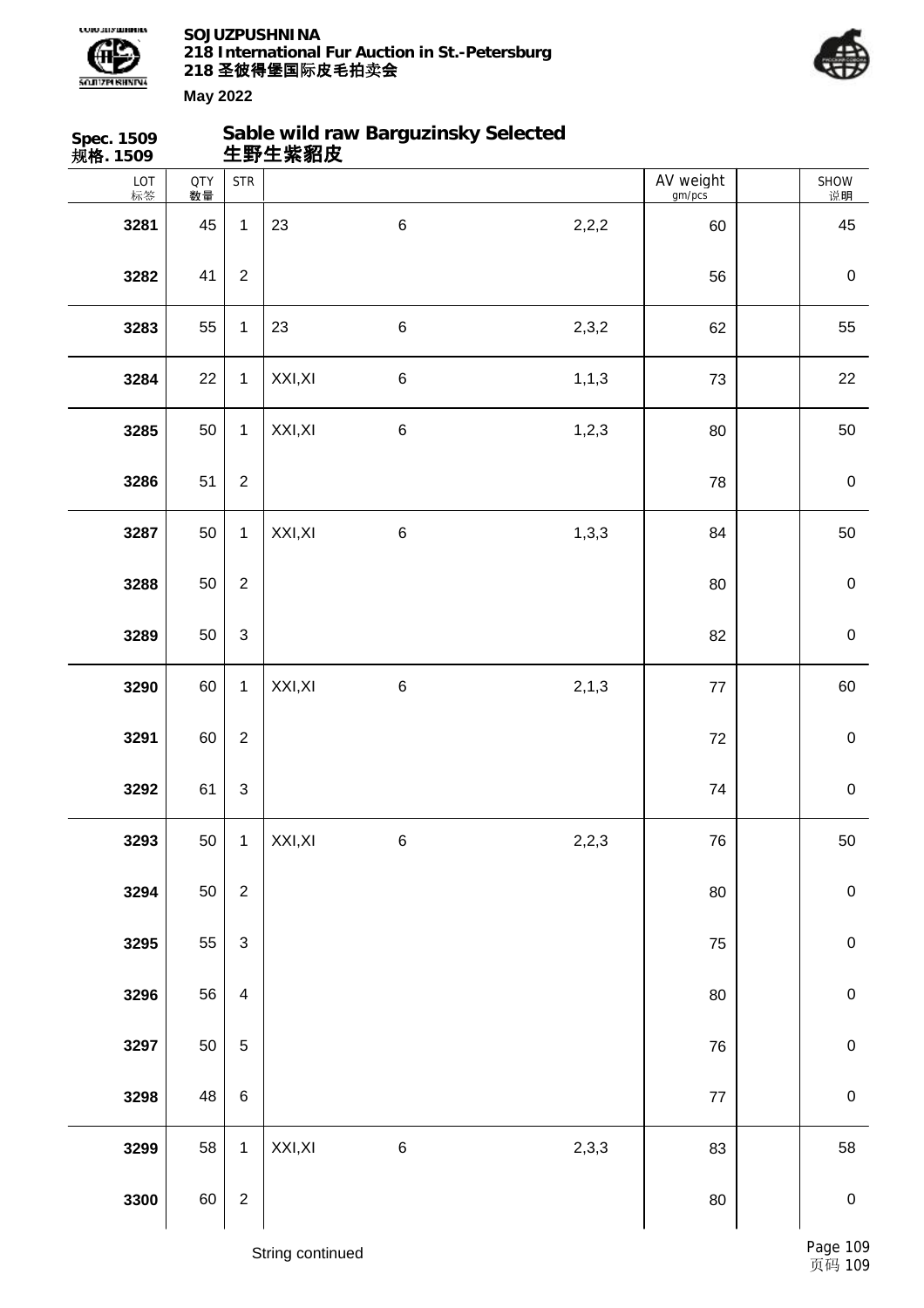**Spec. 1509**
**规格. 1509**

## Sable wild raw Barguzinsky Selected
## 生野生紫貂皮

| LOT 标签 | QTY 数量 | STR | | | | AV weight gm/pcs | | SHOW 说明 |
|---|---|---|---|---|---|---|---|---|
| **3281** | 45 | 1 | 23 | 6 | 2,2,2 | 60 | | 45 |
| **3282** | 41 | 2 | | | | 56 | | 0 |
| **3283** | 55 | 1 | 23 | 6 | 2,3,2 | 62 | | 55 |
| **3284** | 22 | 1 | XXI,XI | 6 | 1,1,3 | 73 | | 22 |
| **3285** | 50 | 1 | XXI,XI | 6 | 1,2,3 | 80 | | 50 |
| **3286** | 51 | 2 | | | | 78 | | 0 |
| **3287** | 50 | 1 | XXI,XI | 6 | 1,3,3 | 84 | | 50 |
| **3288** | 50 | 2 | | | | 80 | | 0 |
| **3289** | 50 | 3 | | | | 82 | | 0 |
| **3290** | 60 | 1 | XXI,XI | 6 | 2,1,3 | 77 | | 60 |
| **3291** | 60 | 2 | | | | 72 | | 0 |
| **3292** | 61 | 3 | | | | 74 | | 0 |
| **3293** | 50 | 1 | XXI,XI | 6 | 2,2,3 | 76 | | 50 |
| **3294** | 50 | 2 | | | | 80 | | 0 |
| **3295** | 55 | 3 | | | | 75 | | 0 |
| **3296** | 56 | 4 | | | | 80 | | 0 |
| **3297** | 50 | 5 | | | | 76 | | 0 |
| **3298** | 48 | 6 | | | | 77 | | 0 |
| **3299** | 58 | 1 | XXI,XI | 6 | 2,3,3 | 83 | | 58 |
| **3300** | 60 | 2 | | | | 80 | | 0 |

String continued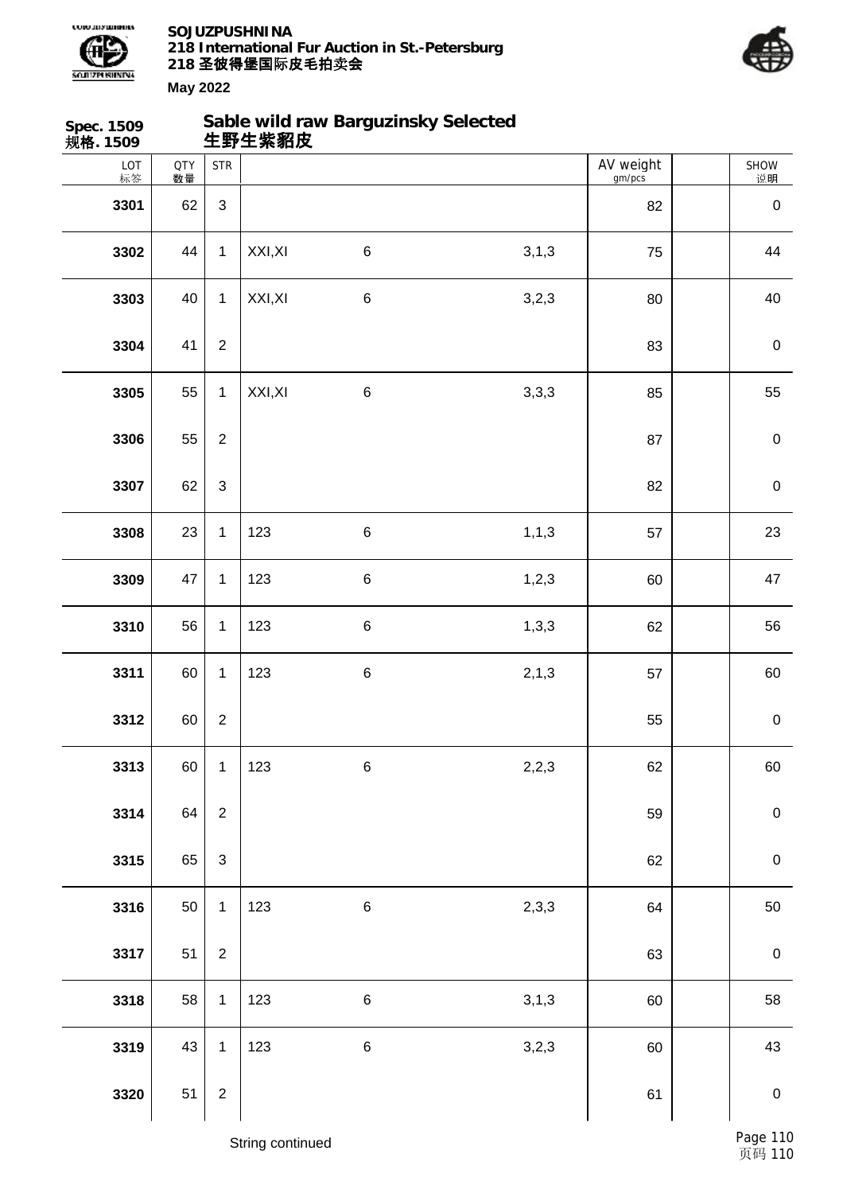**Spec. 1509**
**规格. 1509**

## Sable wild raw Barguzinsky Selected
## 生野生紫貂皮

| LOT 标签 | QTY 数量 | STR | | | | AV weight gm/pcs | | SHOW 说明 |
|---|---|---|---|---|---|---|---|---|
| **3301** | 62 | 3 | | | | 82 | | 0 |
| **3302** | 44 | 1 | XXI,XI | 6 | 3,1,3 | 75 | | 44 |
| **3303** | 40 | 1 | XXI,XI | 6 | 3,2,3 | 80 | | 40 |
| **3304** | 41 | 2 | | | | 83 | | 0 |
| **3305** | 55 | 1 | XXI,XI | 6 | 3,3,3 | 85 | | 55 |
| **3306** | 55 | 2 | | | | 87 | | 0 |
| **3307** | 62 | 3 | | | | 82 | | 0 |
| **3308** | 23 | 1 | 123 | 6 | 1,1,3 | 57 | | 23 |
| **3309** | 47 | 1 | 123 | 6 | 1,2,3 | 60 | | 47 |
| **3310** | 56 | 1 | 123 | 6 | 1,3,3 | 62 | | 56 |
| **3311** | 60 | 1 | 123 | 6 | 2,1,3 | 57 | | 60 |
| **3312** | 60 | 2 | | | | 55 | | 0 |
| **3313** | 60 | 1 | 123 | 6 | 2,2,3 | 62 | | 60 |
| **3314** | 64 | 2 | | | | 59 | | 0 |
| **3315** | 65 | 3 | | | | 62 | | 0 |
| **3316** | 50 | 1 | 123 | 6 | 2,3,3 | 64 | | 50 |
| **3317** | 51 | 2 | | | | 63 | | 0 |
| **3318** | 58 | 1 | 123 | 6 | 3,1,3 | 60 | | 58 |
| **3319** | 43 | 1 | 123 | 6 | 3,2,3 | 60 | | 43 |
| **3320** | 51 | 2 | | | | 61 | | 0 |

String continued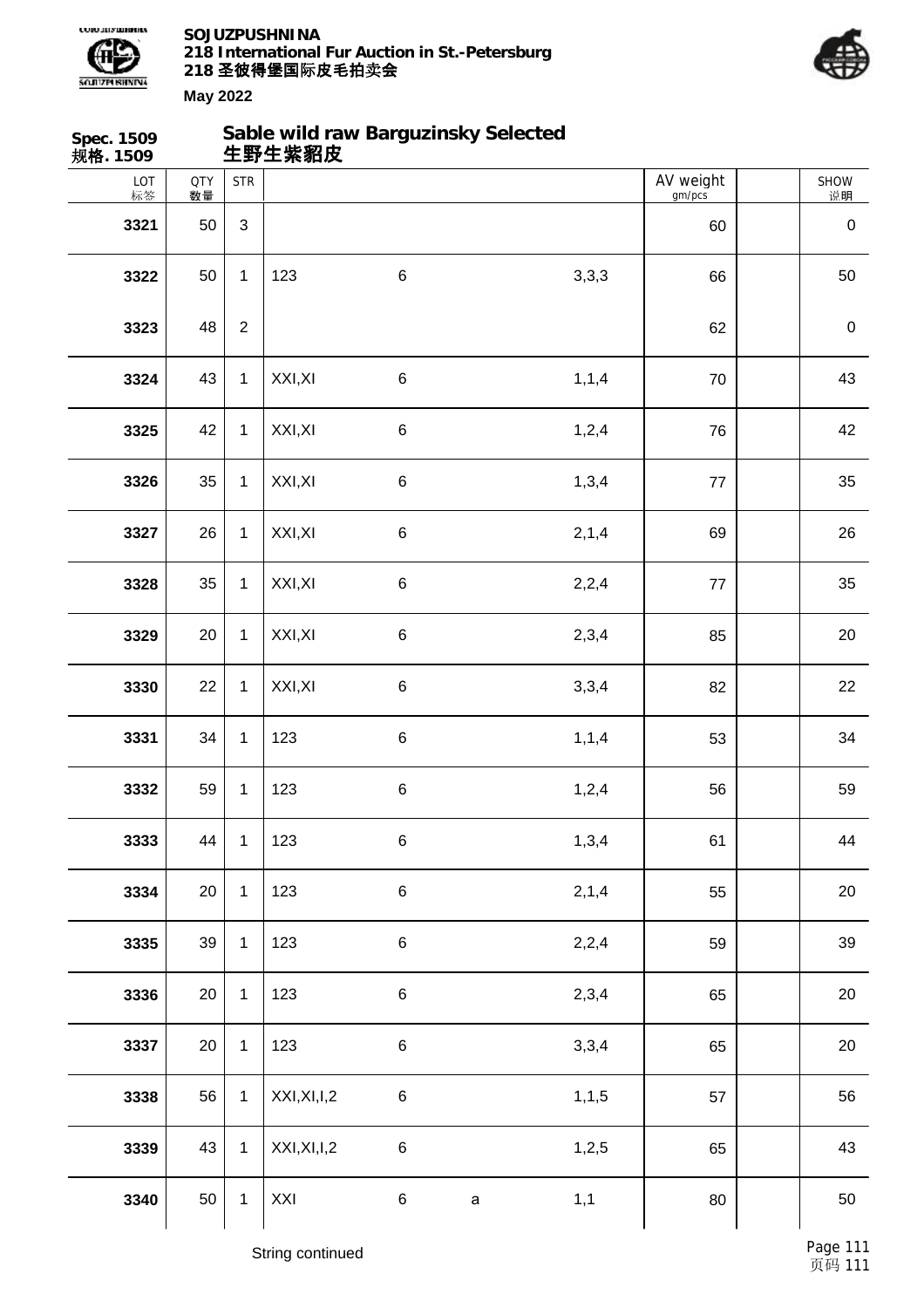**Spec. 1509**
**规格. 1509**

## Sable wild raw Barguzinsky Selected
## 生野生紫貂皮

| LOT 标签 | QTY 数量 | STR | | | | | AV weight gm/pcs | | SHOW 说明 |
|---|---|---|---|---|---|---|---|---|---|
| **3321** | 50 | 3 | | | | | 60 | | 0 |
| **3322** | 50 | 1 | 123 | 6 | | 3,3,3 | 66 | | 50 |
| **3323** | 48 | 2 | | | | | 62 | | 0 |
| **3324** | 43 | 1 | XXI,XI | 6 | | 1,1,4 | 70 | | 43 |
| **3325** | 42 | 1 | XXI,XI | 6 | | 1,2,4 | 76 | | 42 |
| **3326** | 35 | 1 | XXI,XI | 6 | | 1,3,4 | 77 | | 35 |
| **3327** | 26 | 1 | XXI,XI | 6 | | 2,1,4 | 69 | | 26 |
| **3328** | 35 | 1 | XXI,XI | 6 | | 2,2,4 | 77 | | 35 |
| **3329** | 20 | 1 | XXI,XI | 6 | | 2,3,4 | 85 | | 20 |
| **3330** | 22 | 1 | XXI,XI | 6 | | 3,3,4 | 82 | | 22 |
| **3331** | 34 | 1 | 123 | 6 | | 1,1,4 | 53 | | 34 |
| **3332** | 59 | 1 | 123 | 6 | | 1,2,4 | 56 | | 59 |
| **3333** | 44 | 1 | 123 | 6 | | 1,3,4 | 61 | | 44 |
| **3334** | 20 | 1 | 123 | 6 | | 2,1,4 | 55 | | 20 |
| **3335** | 39 | 1 | 123 | 6 | | 2,2,4 | 59 | | 39 |
| **3336** | 20 | 1 | 123 | 6 | | 2,3,4 | 65 | | 20 |
| **3337** | 20 | 1 | 123 | 6 | | 3,3,4 | 65 | | 20 |
| **3338** | 56 | 1 | XXI,XI,I,2 | 6 | | 1,1,5 | 57 | | 56 |
| **3339** | 43 | 1 | XXI,XI,I,2 | 6 | | 1,2,5 | 65 | | 43 |
| **3340** | 50 | 1 | XXI | 6 | a | 1,1 | 80 | | 50 |

String continued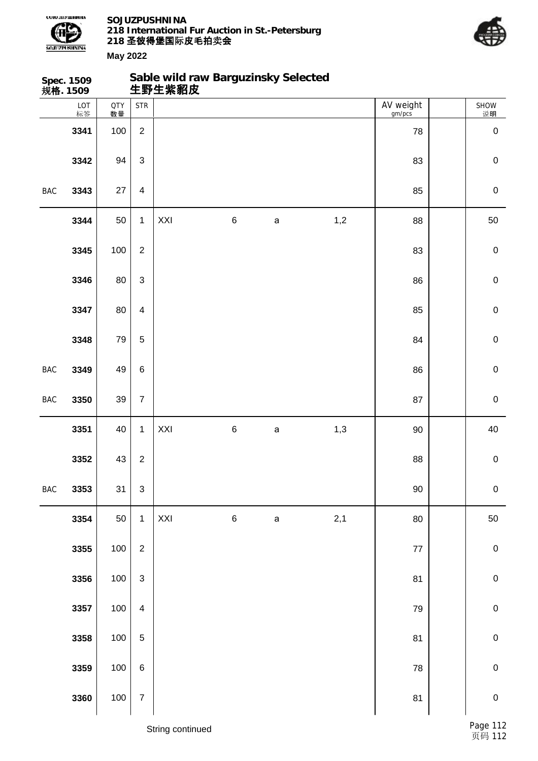**Spec. 1509**
**规格. 1509**

## Sable wild raw Barguzinsky Selected
## 生野生紫貂皮

| | LOT 标签 | QTY 数量 | STR | | | | | AV weight gm/pcs | | SHOW 说明 |
|---|---|---|---|---|---|---|---|---|---|---|
| | 3341 | 100 | 2 | | | | | 78 | | 0 |
| | 3342 | 94 | 3 | | | | | 83 | | 0 |
| BAC | 3343 | 27 | 4 | | | | | 85 | | 0 |
| | 3344 | 50 | 1 | XXI | 6 | a | 1,2 | 88 | | 50 |
| | 3345 | 100 | 2 | | | | | 83 | | 0 |
| | 3346 | 80 | 3 | | | | | 86 | | 0 |
| | 3347 | 80 | 4 | | | | | 85 | | 0 |
| | 3348 | 79 | 5 | | | | | 84 | | 0 |
| BAC | 3349 | 49 | 6 | | | | | 86 | | 0 |
| BAC | 3350 | 39 | 7 | | | | | 87 | | 0 |
| | 3351 | 40 | 1 | XXI | 6 | a | 1,3 | 90 | | 40 |
| | 3352 | 43 | 2 | | | | | 88 | | 0 |
| BAC | 3353 | 31 | 3 | | | | | 90 | | 0 |
| | 3354 | 50 | 1 | XXI | 6 | a | 2,1 | 80 | | 50 |
| | 3355 | 100 | 2 | | | | | 77 | | 0 |
| | 3356 | 100 | 3 | | | | | 81 | | 0 |
| | 3357 | 100 | 4 | | | | | 79 | | 0 |
| | 3358 | 100 | 5 | | | | | 81 | | 0 |
| | 3359 | 100 | 6 | | | | | 78 | | 0 |
| | 3360 | 100 | 7 | | | | | 81 | | 0 |

String continued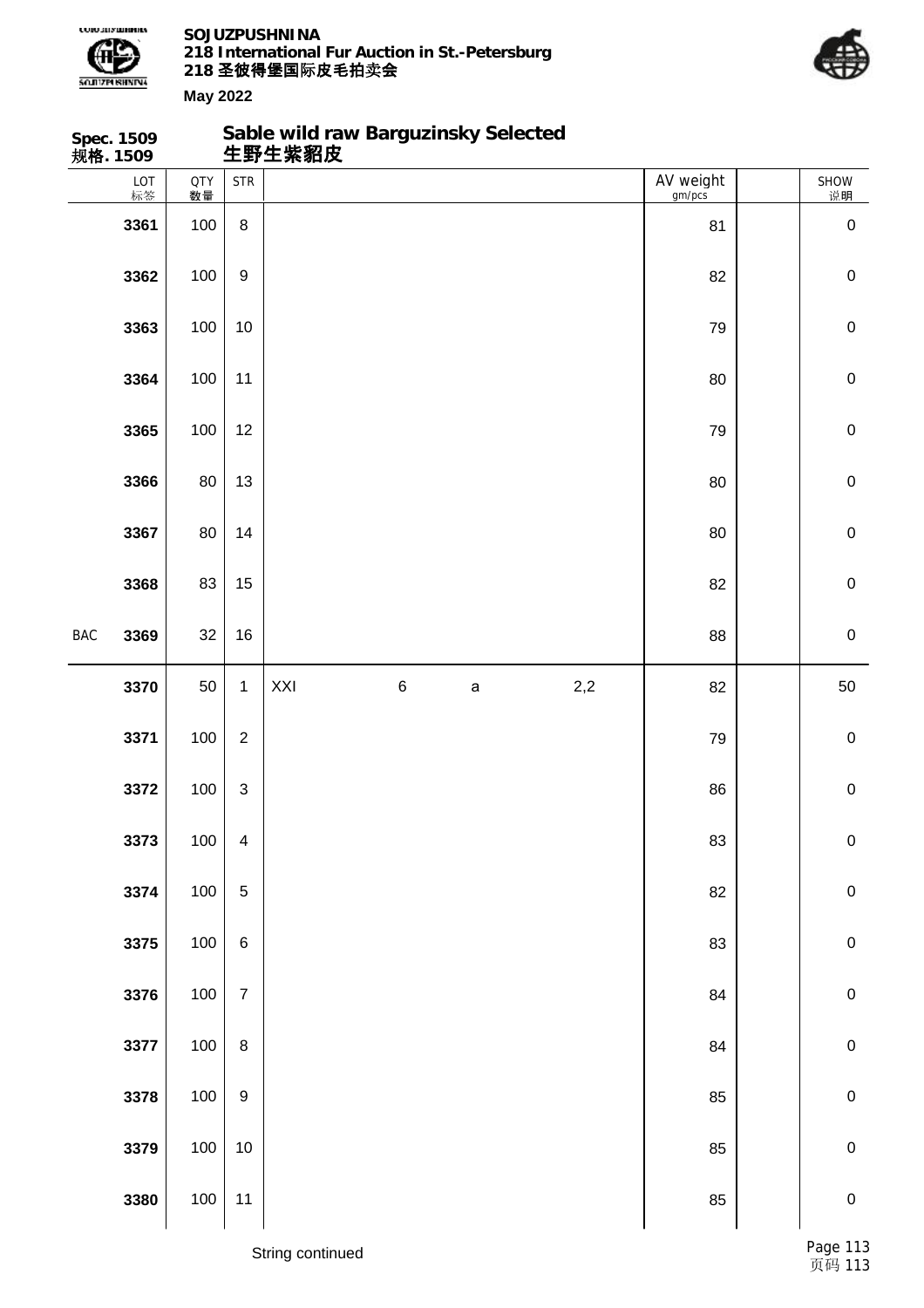## Spec. 1509 规格. 1509

## Sable wild raw Barguzinsky Selected 生野生紫貂皮

| | LOT 标签 | QTY 数量 | STR | | | | | AV weight gm/pcs | | SHOW 说明 |
|---|---|---|---|---|---|---|---|---|---|---|
| | 3361 | 100 | 8 | | | | | 81 | | 0 |
| | 3362 | 100 | 9 | | | | | 82 | | 0 |
| | 3363 | 100 | 10 | | | | | 79 | | 0 |
| | 3364 | 100 | 11 | | | | | 80 | | 0 |
| | 3365 | 100 | 12 | | | | | 79 | | 0 |
| | 3366 | 80 | 13 | | | | | 80 | | 0 |
| | 3367 | 80 | 14 | | | | | 80 | | 0 |
| | 3368 | 83 | 15 | | | | | 82 | | 0 |
| BAC | 3369 | 32 | 16 | | | | | 88 | | 0 |
| | 3370 | 50 | 1 | XXI | 6 | a | 2,2 | 82 | | 50 |
| | 3371 | 100 | 2 | | | | | 79 | | 0 |
| | 3372 | 100 | 3 | | | | | 86 | | 0 |
| | 3373 | 100 | 4 | | | | | 83 | | 0 |
| | 3374 | 100 | 5 | | | | | 82 | | 0 |
| | 3375 | 100 | 6 | | | | | 83 | | 0 |
| | 3376 | 100 | 7 | | | | | 84 | | 0 |
| | 3377 | 100 | 8 | | | | | 84 | | 0 |
| | 3378 | 100 | 9 | | | | | 85 | | 0 |
| | 3379 | 100 | 10 | | | | | 85 | | 0 |
| | 3380 | 100 | 11 | | | | | 85 | | 0 |

String continued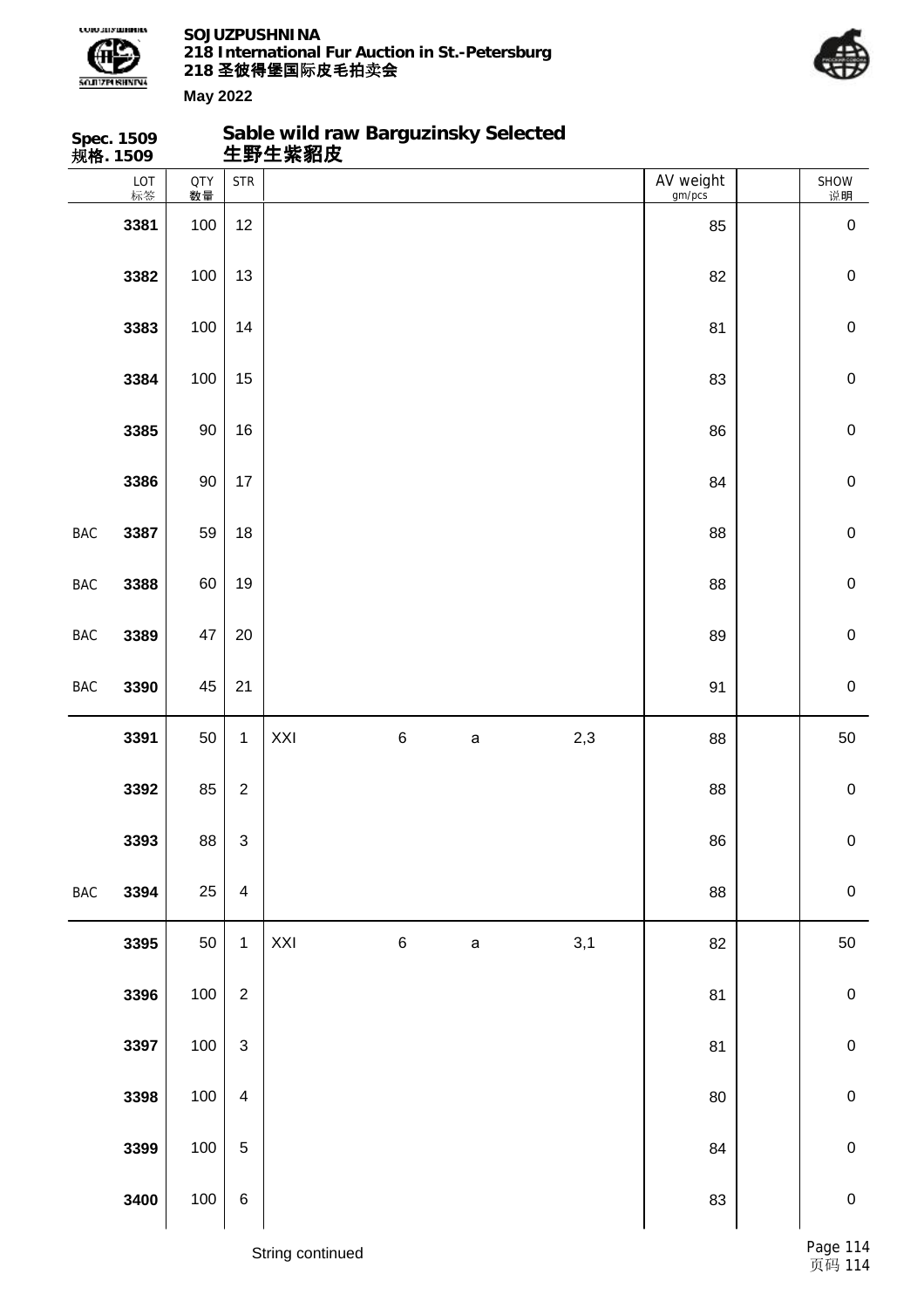**Spec. 1509**
**规格. 1509**

## Sable wild raw Barguzinsky Selected
## 生野生紫貂皮

| | LOT 标签 | QTY 数量 | STR | | | | | AV weight gm/pcs | | SHOW 说明 |
|---|---|---|---|---|---|---|---|---|---|---|
| | 3381 | 100 | 12 | | | | | 85 | | 0 |
| | 3382 | 100 | 13 | | | | | 82 | | 0 |
| | 3383 | 100 | 14 | | | | | 81 | | 0 |
| | 3384 | 100 | 15 | | | | | 83 | | 0 |
| | 3385 | 90 | 16 | | | | | 86 | | 0 |
| | 3386 | 90 | 17 | | | | | 84 | | 0 |
| BAC | 3387 | 59 | 18 | | | | | 88 | | 0 |
| BAC | 3388 | 60 | 19 | | | | | 88 | | 0 |
| BAC | 3389 | 47 | 20 | | | | | 89 | | 0 |
| BAC | 3390 | 45 | 21 | | | | | 91 | | 0 |
| | 3391 | 50 | 1 | XXI | 6 | a | 2,3 | 88 | | 50 |
| | 3392 | 85 | 2 | | | | | 88 | | 0 |
| | 3393 | 88 | 3 | | | | | 86 | | 0 |
| BAC | 3394 | 25 | 4 | | | | | 88 | | 0 |
| | 3395 | 50 | 1 | XXI | 6 | a | 3,1 | 82 | | 50 |
| | 3396 | 100 | 2 | | | | | 81 | | 0 |
| | 3397 | 100 | 3 | | | | | 81 | | 0 |
| | 3398 | 100 | 4 | | | | | 80 | | 0 |
| | 3399 | 100 | 5 | | | | | 84 | | 0 |
| | 3400 | 100 | 6 | | | | | 83 | | 0 |

String continued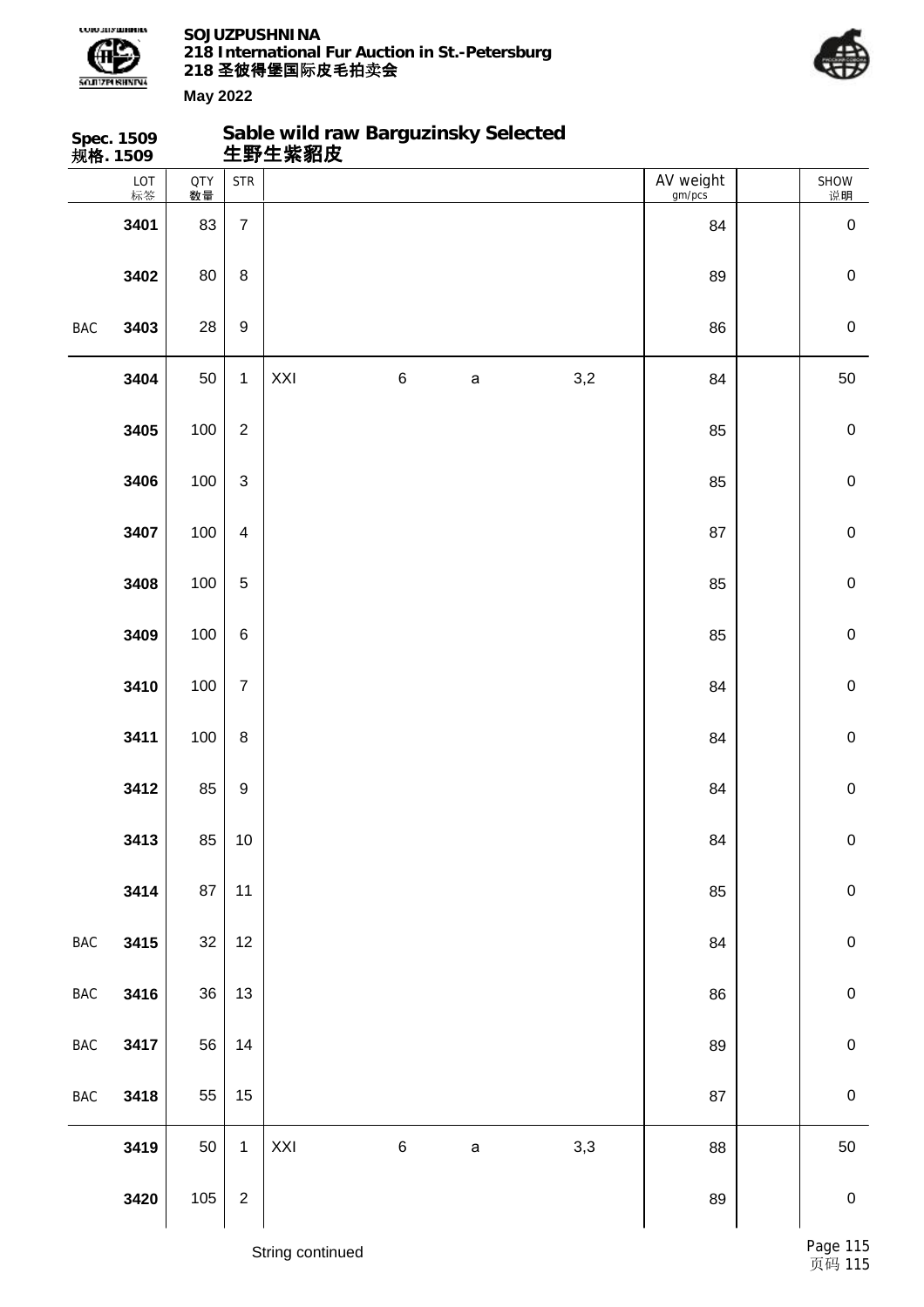## Spec. 1509 规格. 1509

## Sable wild raw Barguzinsky Selected 生野生紫貂皮

| | LOT 标签 | QTY 数量 | STR | | | | | AV weight gm/pcs | | SHOW 说明 |
|---|---|---|---|---|---|---|---|---|---|---|
| | 3401 | 83 | 7 | | | | | 84 | | 0 |
| | 3402 | 80 | 8 | | | | | 89 | | 0 |
| BAC | 3403 | 28 | 9 | | | | | 86 | | 0 |
| | 3404 | 50 | 1 | XXI | 6 | a | 3,2 | 84 | | 50 |
| | 3405 | 100 | 2 | | | | | 85 | | 0 |
| | 3406 | 100 | 3 | | | | | 85 | | 0 |
| | 3407 | 100 | 4 | | | | | 87 | | 0 |
| | 3408 | 100 | 5 | | | | | 85 | | 0 |
| | 3409 | 100 | 6 | | | | | 85 | | 0 |
| | 3410 | 100 | 7 | | | | | 84 | | 0 |
| | 3411 | 100 | 8 | | | | | 84 | | 0 |
| | 3412 | 85 | 9 | | | | | 84 | | 0 |
| | 3413 | 85 | 10 | | | | | 84 | | 0 |
| | 3414 | 87 | 11 | | | | | 85 | | 0 |
| BAC | 3415 | 32 | 12 | | | | | 84 | | 0 |
| BAC | 3416 | 36 | 13 | | | | | 86 | | 0 |
| BAC | 3417 | 56 | 14 | | | | | 89 | | 0 |
| BAC | 3418 | 55 | 15 | | | | | 87 | | 0 |
| | 3419 | 50 | 1 | XXI | 6 | a | 3,3 | 88 | | 50 |
| | 3420 | 105 | 2 | | | | | 89 | | 0 |

String continued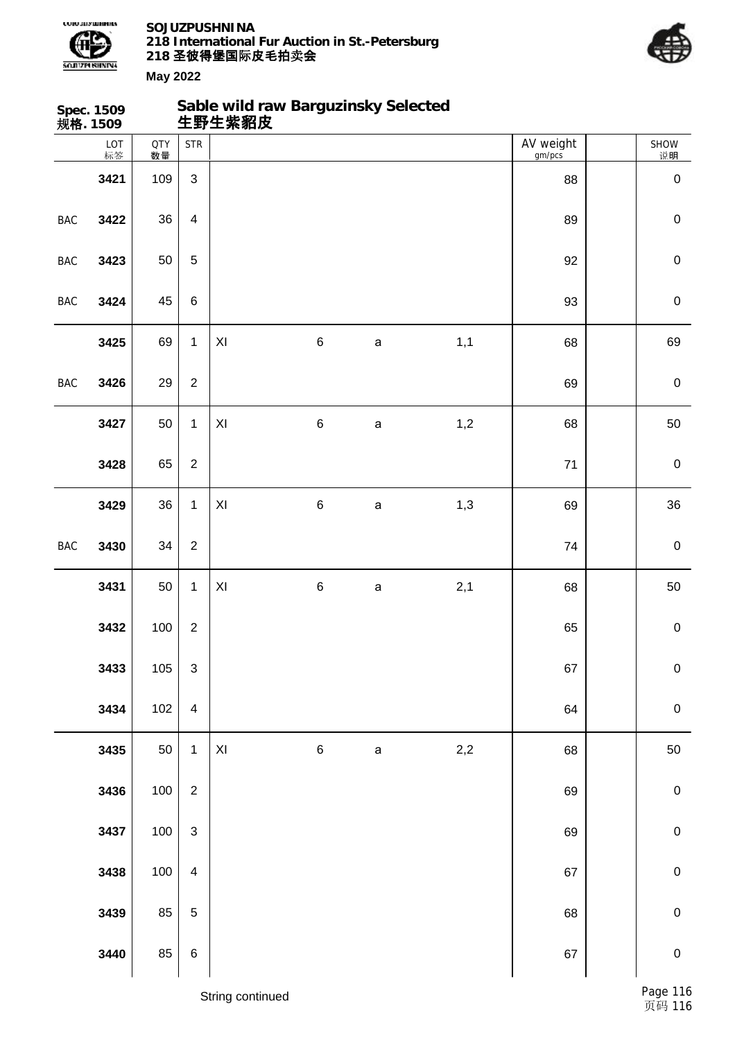**Spec. 1509**
**规格. 1509**

## Sable wild raw Barguzinsky Selected
## 生野生紫貂皮

| | LOT 标签 | QTY 数量 | STR | | | | | AV weight gm/pcs | SHOW 说明 |
|---|---|---|---|---|---|---|---|---|---|
| | 3421 | 109 | 3 | | | | | 88 | 0 |
| BAC | 3422 | 36 | 4 | | | | | 89 | 0 |
| BAC | 3423 | 50 | 5 | | | | | 92 | 0 |
| BAC | 3424 | 45 | 6 | | | | | 93 | 0 |
| | 3425 | 69 | 1 | XI | 6 | a | 1,1 | 68 | 69 |
| BAC | 3426 | 29 | 2 | | | | | 69 | 0 |
| | 3427 | 50 | 1 | XI | 6 | a | 1,2 | 68 | 50 |
| | 3428 | 65 | 2 | | | | | 71 | 0 |
| | 3429 | 36 | 1 | XI | 6 | a | 1,3 | 69 | 36 |
| BAC | 3430 | 34 | 2 | | | | | 74 | 0 |
| | 3431 | 50 | 1 | XI | 6 | a | 2,1 | 68 | 50 |
| | 3432 | 100 | 2 | | | | | 65 | 0 |
| | 3433 | 105 | 3 | | | | | 67 | 0 |
| | 3434 | 102 | 4 | | | | | 64 | 0 |
| | 3435 | 50 | 1 | XI | 6 | a | 2,2 | 68 | 50 |
| | 3436 | 100 | 2 | | | | | 69 | 0 |
| | 3437 | 100 | 3 | | | | | 69 | 0 |
| | 3438 | 100 | 4 | | | | | 67 | 0 |
| | 3439 | 85 | 5 | | | | | 68 | 0 |
| | 3440 | 85 | 6 | | | | | 67 | 0 |

String continued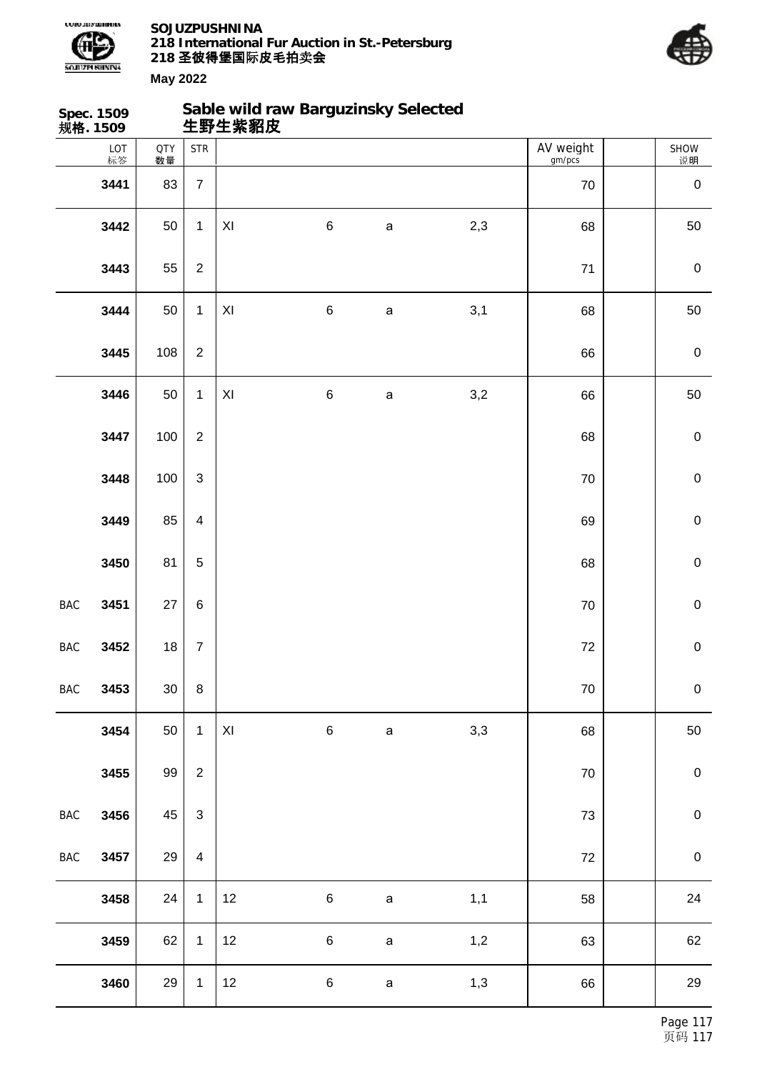## Spec. 1509 规格. 1509

## Sable wild raw Barguzinsky Selected 生野生紫貂皮

| | LOT 标签 | QTY 数量 | STR | | | | | AV weight gm/pcs | | SHOW 说明 |
|---|---|---|---|---|---|---|---|---|---|---|
| | 3441 | 83 | 7 | | | | | 70 | | 0 |
| | 3442 | 50 | 1 | XI | 6 | a | 2,3 | 68 | | 50 |
| | 3443 | 55 | 2 | | | | | 71 | | 0 |
| | 3444 | 50 | 1 | XI | 6 | a | 3,1 | 68 | | 50 |
| | 3445 | 108 | 2 | | | | | 66 | | 0 |
| | 3446 | 50 | 1 | XI | 6 | a | 3,2 | 66 | | 50 |
| | 3447 | 100 | 2 | | | | | 68 | | 0 |
| | 3448 | 100 | 3 | | | | | 70 | | 0 |
| | 3449 | 85 | 4 | | | | | 69 | | 0 |
| | 3450 | 81 | 5 | | | | | 68 | | 0 |
| BAC | 3451 | 27 | 6 | | | | | 70 | | 0 |
| BAC | 3452 | 18 | 7 | | | | | 72 | | 0 |
| BAC | 3453 | 30 | 8 | | | | | 70 | | 0 |
| | 3454 | 50 | 1 | XI | 6 | a | 3,3 | 68 | | 50 |
| | 3455 | 99 | 2 | | | | | 70 | | 0 |
| BAC | 3456 | 45 | 3 | | | | | 73 | | 0 |
| BAC | 3457 | 29 | 4 | | | | | 72 | | 0 |
| | 3458 | 24 | 1 | 12 | 6 | a | 1,1 | 58 | | 24 |
| | 3459 | 62 | 1 | 12 | 6 | a | 1,2 | 63 | | 62 |
| | 3460 | 29 | 1 | 12 | 6 | a | 1,3 | 66 | | 29 |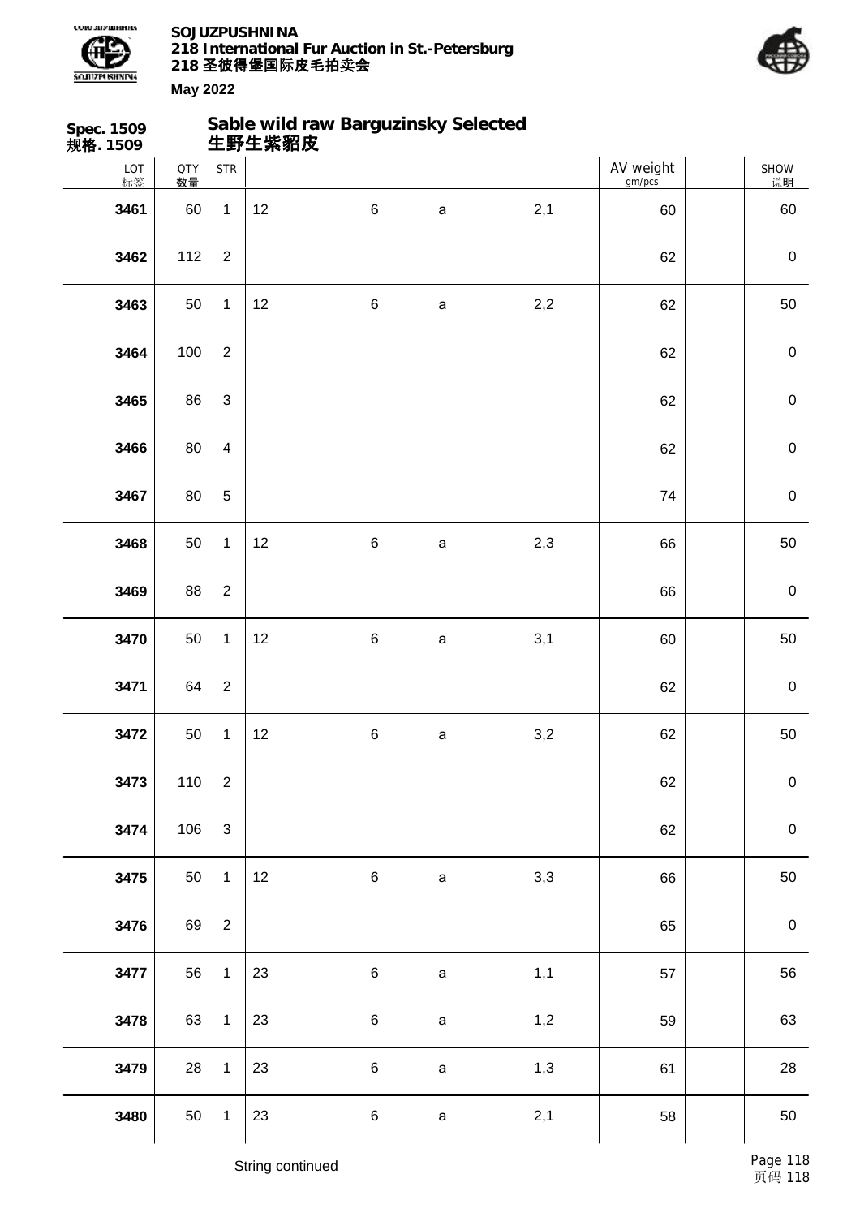**Spec. 1509**
**规格. 1509**

## Sable wild raw Barguzinsky Selected
## 生野生紫貂皮

| LOT 标签 | QTY 数量 | STR | | | | | AV weight gm/pcs | | SHOW 说明 |
|---|---|---|---|---|---|---|---|---|---|
| **3461** | 60 | 1 | 12 | 6 | a | 2,1 | 60 | | 60 |
| **3462** | 112 | 2 | | | | | 62 | | 0 |
| **3463** | 50 | 1 | 12 | 6 | a | 2,2 | 62 | | 50 |
| **3464** | 100 | 2 | | | | | 62 | | 0 |
| **3465** | 86 | 3 | | | | | 62 | | 0 |
| **3466** | 80 | 4 | | | | | 62 | | 0 |
| **3467** | 80 | 5 | | | | | 74 | | 0 |
| **3468** | 50 | 1 | 12 | 6 | a | 2,3 | 66 | | 50 |
| **3469** | 88 | 2 | | | | | 66 | | 0 |
| **3470** | 50 | 1 | 12 | 6 | a | 3,1 | 60 | | 50 |
| **3471** | 64 | 2 | | | | | 62 | | 0 |
| **3472** | 50 | 1 | 12 | 6 | a | 3,2 | 62 | | 50 |
| **3473** | 110 | 2 | | | | | 62 | | 0 |
| **3474** | 106 | 3 | | | | | 62 | | 0 |
| **3475** | 50 | 1 | 12 | 6 | a | 3,3 | 66 | | 50 |
| **3476** | 69 | 2 | | | | | 65 | | 0 |
| **3477** | 56 | 1 | 23 | 6 | a | 1,1 | 57 | | 56 |
| **3478** | 63 | 1 | 23 | 6 | a | 1,2 | 59 | | 63 |
| **3479** | 28 | 1 | 23 | 6 | a | 1,3 | 61 | | 28 |
| **3480** | 50 | 1 | 23 | 6 | a | 2,1 | 58 | | 50 |

String continued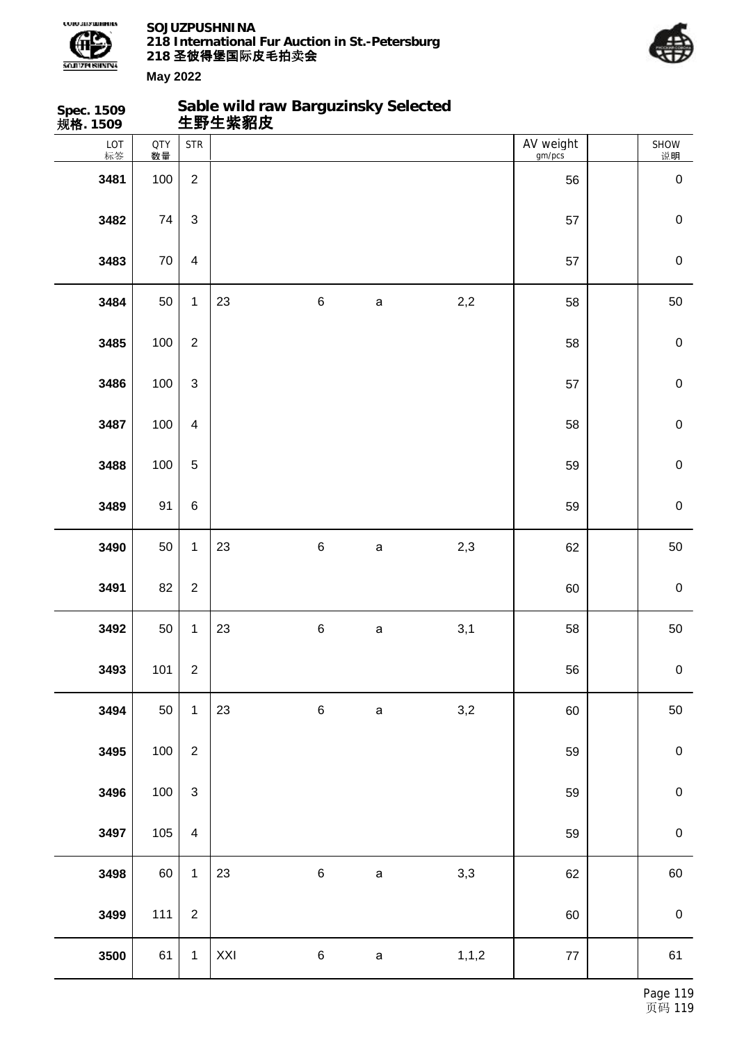**Spec. 1509**
**规格. 1509**

## Sable wild raw Barguzinsky Selected
## 生野生紫貂皮

| LOT 标签 | QTY 数量 | STR | | | | | AV weight gm/pcs | | SHOW 说明 |
|---|---|---|---|---|---|---|---|---|---|
| **3481** | 100 | 2 | | | | | 56 | | 0 |
| **3482** | 74 | 3 | | | | | 57 | | 0 |
| **3483** | 70 | 4 | | | | | 57 | | 0 |
| **3484** | 50 | 1 | 23 | 6 | a | 2,2 | 58 | | 50 |
| **3485** | 100 | 2 | | | | | 58 | | 0 |
| **3486** | 100 | 3 | | | | | 57 | | 0 |
| **3487** | 100 | 4 | | | | | 58 | | 0 |
| **3488** | 100 | 5 | | | | | 59 | | 0 |
| **3489** | 91 | 6 | | | | | 59 | | 0 |
| **3490** | 50 | 1 | 23 | 6 | a | 2,3 | 62 | | 50 |
| **3491** | 82 | 2 | | | | | 60 | | 0 |
| **3492** | 50 | 1 | 23 | 6 | a | 3,1 | 58 | | 50 |
| **3493** | 101 | 2 | | | | | 56 | | 0 |
| **3494** | 50 | 1 | 23 | 6 | a | 3,2 | 60 | | 50 |
| **3495** | 100 | 2 | | | | | 59 | | 0 |
| **3496** | 100 | 3 | | | | | 59 | | 0 |
| **3497** | 105 | 4 | | | | | 59 | | 0 |
| **3498** | 60 | 1 | 23 | 6 | a | 3,3 | 62 | | 60 |
| **3499** | 111 | 2 | | | | | 60 | | 0 |
| **3500** | 61 | 1 | XXI | 6 | a | 1,1,2 | 77 | | 61 |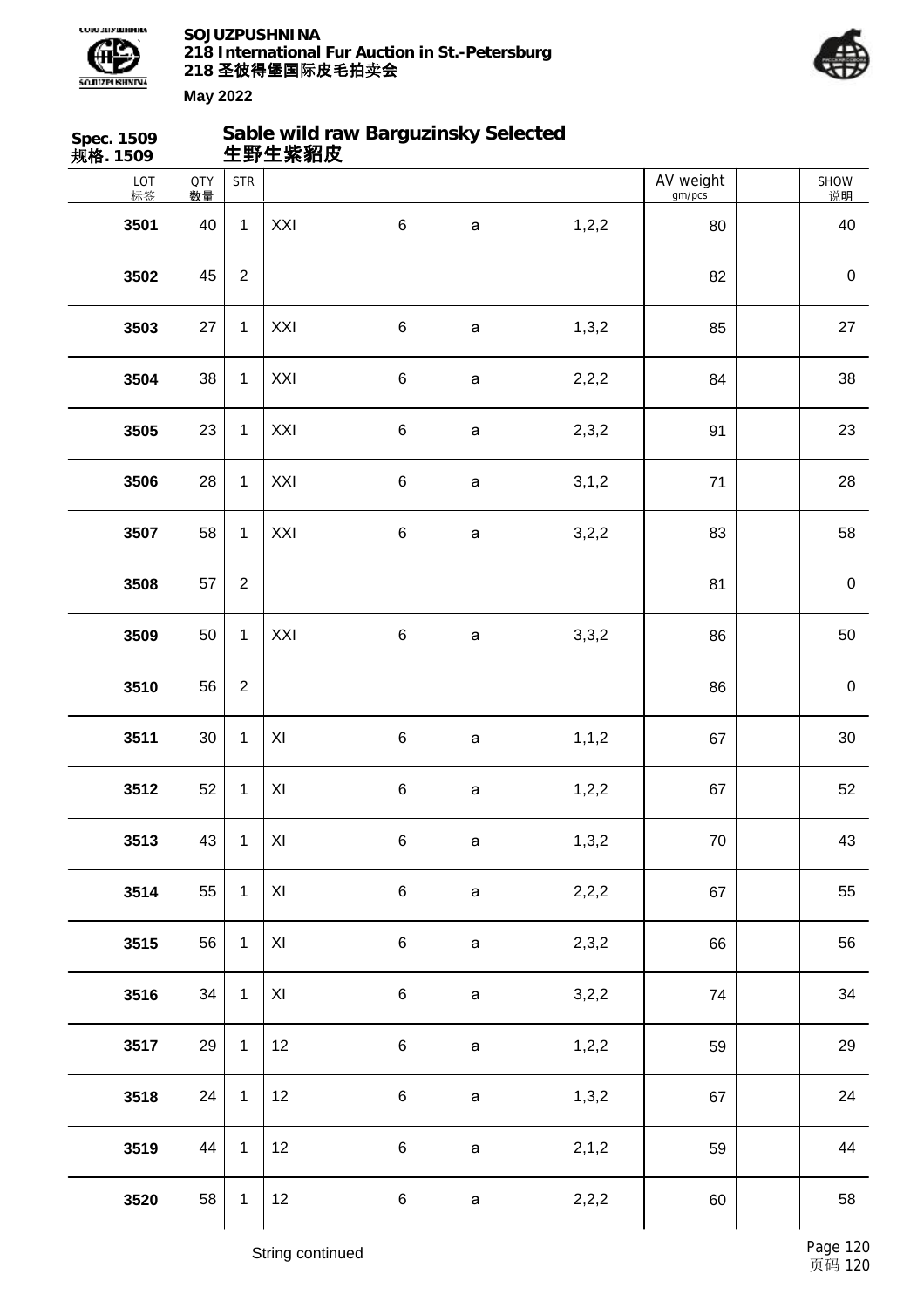**Spec. 1509**
**规格. 1509**

## Sable wild raw Barguzinsky Selected
## 生野生紫貂皮

| LOT 标签 | QTY 数量 | STR | | | | | AV weight gm/pcs | | SHOW 说明 |
|---|---|---|---|---|---|---|---|---|---|
| 3501 | 40 | 1 | XXI | 6 | a | 1,2,2 | 80 | | 40 |
| 3502 | 45 | 2 | | | | | 82 | | 0 |
| 3503 | 27 | 1 | XXI | 6 | a | 1,3,2 | 85 | | 27 |
| 3504 | 38 | 1 | XXI | 6 | a | 2,2,2 | 84 | | 38 |
| 3505 | 23 | 1 | XXI | 6 | a | 2,3,2 | 91 | | 23 |
| 3506 | 28 | 1 | XXI | 6 | a | 3,1,2 | 71 | | 28 |
| 3507 | 58 | 1 | XXI | 6 | a | 3,2,2 | 83 | | 58 |
| 3508 | 57 | 2 | | | | | 81 | | 0 |
| 3509 | 50 | 1 | XXI | 6 | a | 3,3,2 | 86 | | 50 |
| 3510 | 56 | 2 | | | | | 86 | | 0 |
| 3511 | 30 | 1 | XI | 6 | a | 1,1,2 | 67 | | 30 |
| 3512 | 52 | 1 | XI | 6 | a | 1,2,2 | 67 | | 52 |
| 3513 | 43 | 1 | XI | 6 | a | 1,3,2 | 70 | | 43 |
| 3514 | 55 | 1 | XI | 6 | a | 2,2,2 | 67 | | 55 |
| 3515 | 56 | 1 | XI | 6 | a | 2,3,2 | 66 | | 56 |
| 3516 | 34 | 1 | XI | 6 | a | 3,2,2 | 74 | | 34 |
| 3517 | 29 | 1 | 12 | 6 | a | 1,2,2 | 59 | | 29 |
| 3518 | 24 | 1 | 12 | 6 | a | 1,3,2 | 67 | | 24 |
| 3519 | 44 | 1 | 12 | 6 | a | 2,1,2 | 59 | | 44 |
| 3520 | 58 | 1 | 12 | 6 | a | 2,2,2 | 60 | | 58 |

String continued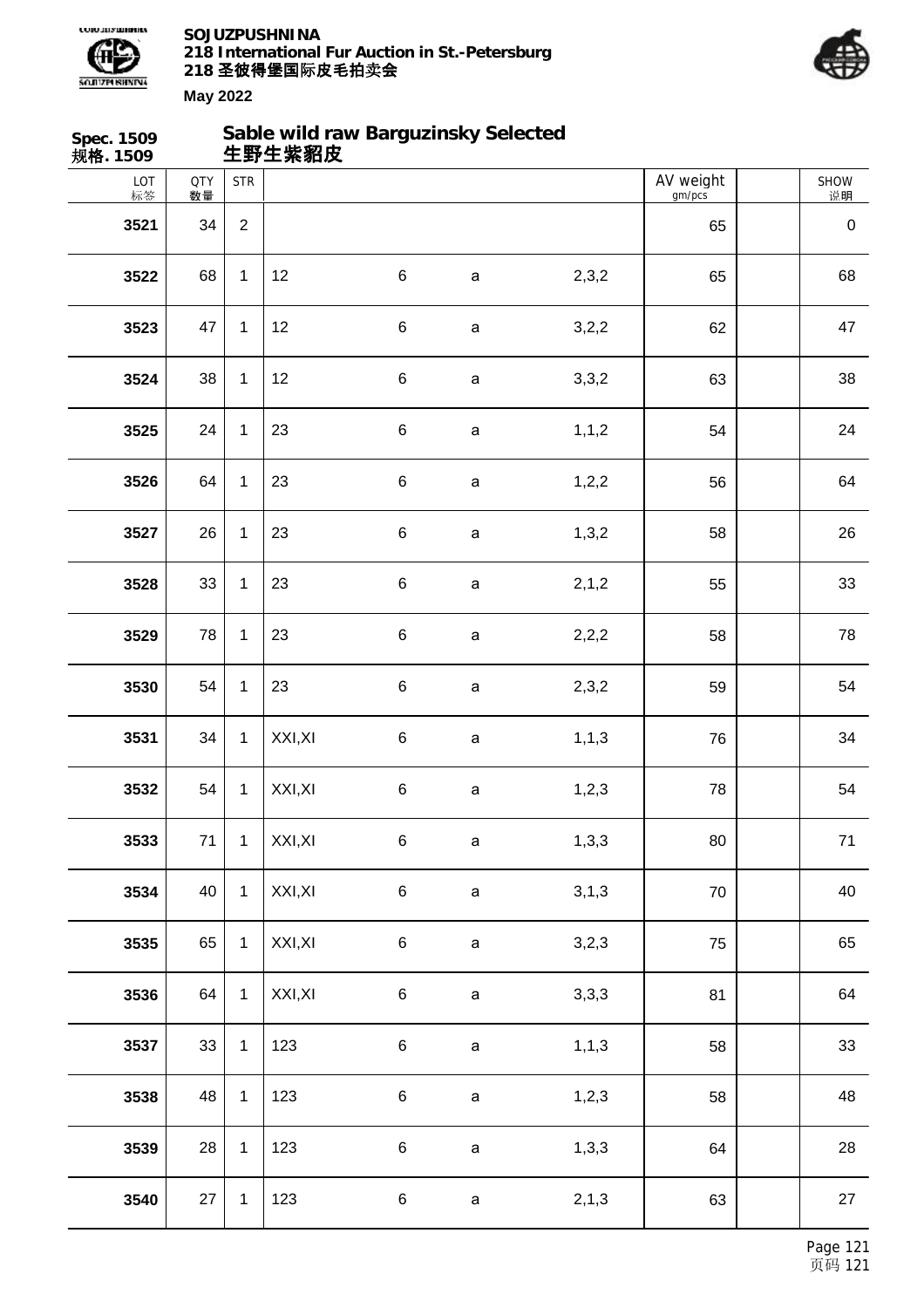**Spec. 1509**
**规格. 1509**

## Sable wild raw Barguzinsky Selected
## 生野生紫貂皮

| LOT 标签 | QTY 数量 | STR | | | | | AV weight gm/pcs | | SHOW 说明 |
|---|---|---|---|---|---|---|---|---|---|
| **3521** | 34 | 2 | | | | | 65 | | 0 |
| **3522** | 68 | 1 | 12 | 6 | a | 2,3,2 | 65 | | 68 |
| **3523** | 47 | 1 | 12 | 6 | a | 3,2,2 | 62 | | 47 |
| **3524** | 38 | 1 | 12 | 6 | a | 3,3,2 | 63 | | 38 |
| **3525** | 24 | 1 | 23 | 6 | a | 1,1,2 | 54 | | 24 |
| **3526** | 64 | 1 | 23 | 6 | a | 1,2,2 | 56 | | 64 |
| **3527** | 26 | 1 | 23 | 6 | a | 1,3,2 | 58 | | 26 |
| **3528** | 33 | 1 | 23 | 6 | a | 2,1,2 | 55 | | 33 |
| **3529** | 78 | 1 | 23 | 6 | a | 2,2,2 | 58 | | 78 |
| **3530** | 54 | 1 | 23 | 6 | a | 2,3,2 | 59 | | 54 |
| **3531** | 34 | 1 | XXI,XI | 6 | a | 1,1,3 | 76 | | 34 |
| **3532** | 54 | 1 | XXI,XI | 6 | a | 1,2,3 | 78 | | 54 |
| **3533** | 71 | 1 | XXI,XI | 6 | a | 1,3,3 | 80 | | 71 |
| **3534** | 40 | 1 | XXI,XI | 6 | a | 3,1,3 | 70 | | 40 |
| **3535** | 65 | 1 | XXI,XI | 6 | a | 3,2,3 | 75 | | 65 |
| **3536** | 64 | 1 | XXI,XI | 6 | a | 3,3,3 | 81 | | 64 |
| **3537** | 33 | 1 | 123 | 6 | a | 1,1,3 | 58 | | 33 |
| **3538** | 48 | 1 | 123 | 6 | a | 1,2,3 | 58 | | 48 |
| **3539** | 28 | 1 | 123 | 6 | a | 1,3,3 | 64 | | 28 |
| **3540** | 27 | 1 | 123 | 6 | a | 2,1,3 | 63 | | 27 |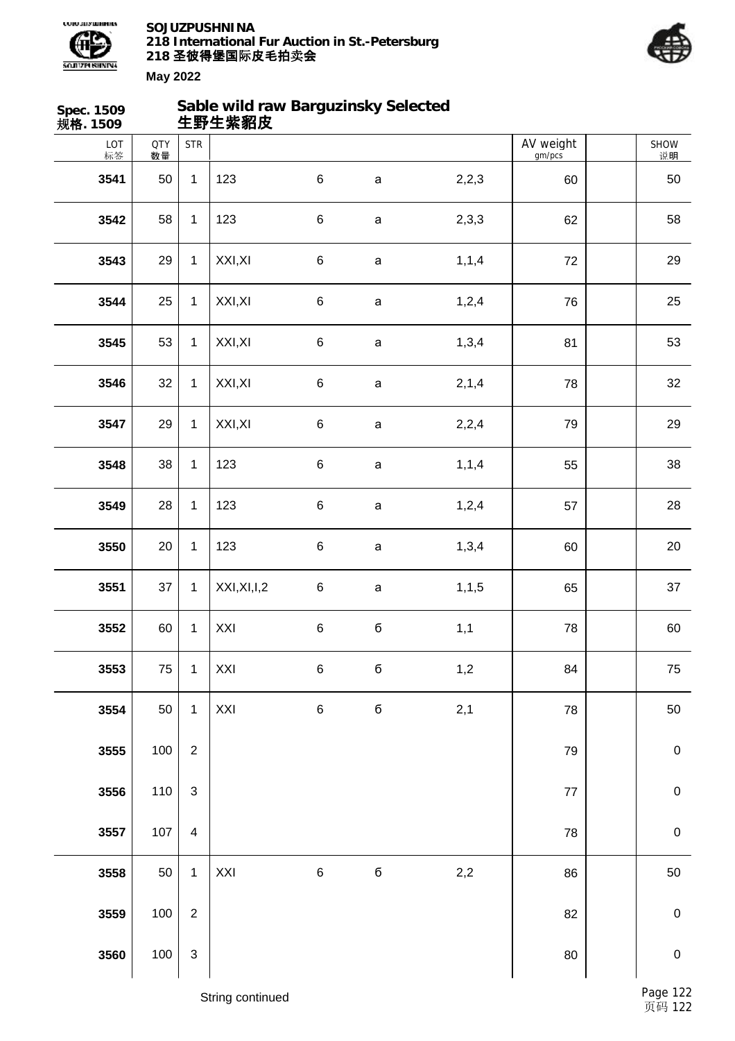**Spec. 1509**
**规格. 1509**

## Sable wild raw Barguzinsky Selected
## 生野生紫貂皮

| LOT 标签 | QTY 数量 | STR | | | | | AV weight gm/pcs | | SHOW 说明 |
|---|---|---|---|---|---|---|---|---|---|
| 3541 | 50 | 1 | 123 | 6 | a | 2,2,3 | 60 | | 50 |
| 3542 | 58 | 1 | 123 | 6 | a | 2,3,3 | 62 | | 58 |
| 3543 | 29 | 1 | XXI,XI | 6 | a | 1,1,4 | 72 | | 29 |
| 3544 | 25 | 1 | XXI,XI | 6 | a | 1,2,4 | 76 | | 25 |
| 3545 | 53 | 1 | XXI,XI | 6 | a | 1,3,4 | 81 | | 53 |
| 3546 | 32 | 1 | XXI,XI | 6 | a | 2,1,4 | 78 | | 32 |
| 3547 | 29 | 1 | XXI,XI | 6 | a | 2,2,4 | 79 | | 29 |
| 3548 | 38 | 1 | 123 | 6 | a | 1,1,4 | 55 | | 38 |
| 3549 | 28 | 1 | 123 | 6 | a | 1,2,4 | 57 | | 28 |
| 3550 | 20 | 1 | 123 | 6 | a | 1,3,4 | 60 | | 20 |
| 3551 | 37 | 1 | XXI,XI,I,2 | 6 | a | 1,1,5 | 65 | | 37 |
| 3552 | 60 | 1 | XXI | 6 | б | 1,1 | 78 | | 60 |
| 3553 | 75 | 1 | XXI | 6 | б | 1,2 | 84 | | 75 |
| 3554 | 50 | 1 | XXI | 6 | б | 2,1 | 78 | | 50 |
| 3555 | 100 | 2 | | | | | 79 | | 0 |
| 3556 | 110 | 3 | | | | | 77 | | 0 |
| 3557 | 107 | 4 | | | | | 78 | | 0 |
| 3558 | 50 | 1 | XXI | 6 | б | 2,2 | 86 | | 50 |
| 3559 | 100 | 2 | | | | | 82 | | 0 |
| 3560 | 100 | 3 | | | | | 80 | | 0 |

String continued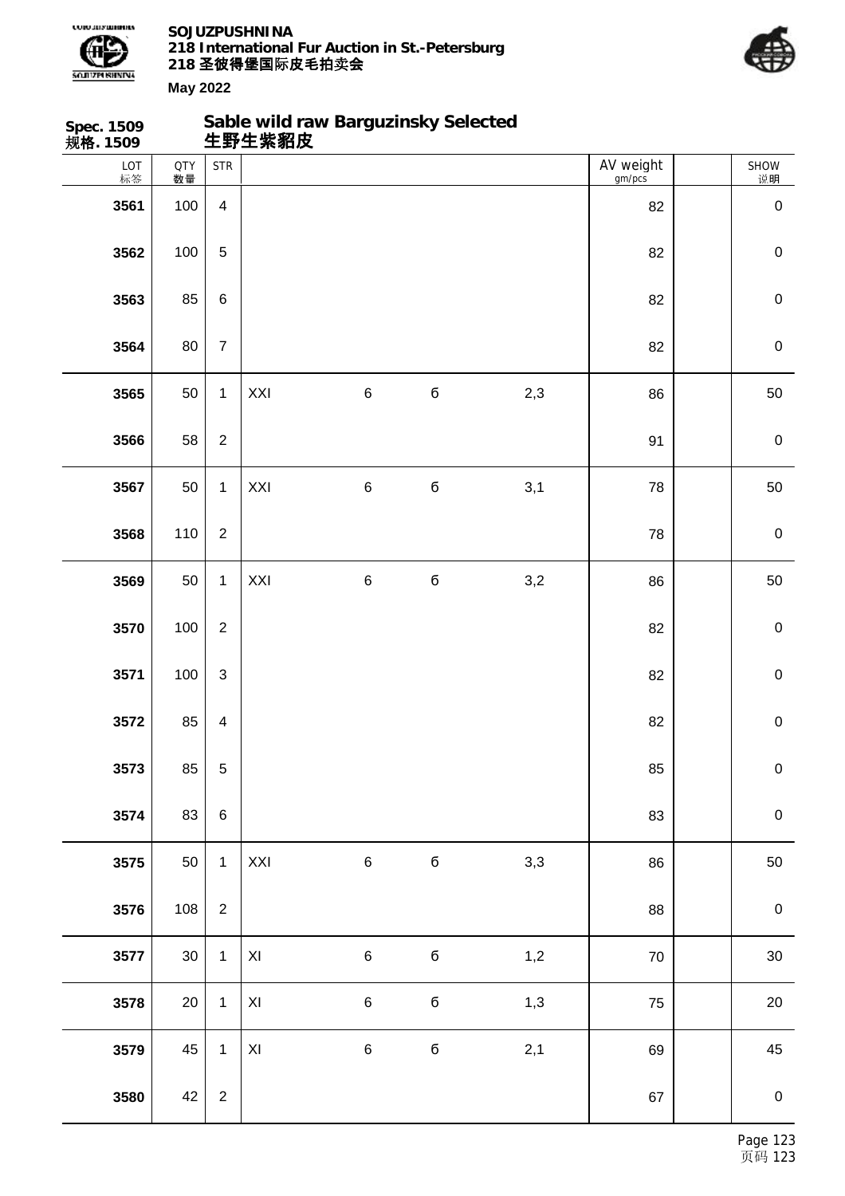**SOJUZPUSHNINA**
**218 International Fur Auction in St.-Petersburg**
**218 圣彼得堡国际皮毛拍卖会**

**May 2022**

**Spec. 1509**
**规格. 1509**

## Sable wild raw Barguzinsky Selected
## 生野生紫貂皮

| LOT 标签 | QTY 数量 | STR | | | | | AV weight gm/pcs | | SHOW 说明 |
|---|---|---|---|---|---|---|---|---|---|
| 3561 | 100 | 4 | | | | | 82 | | 0 |
| 3562 | 100 | 5 | | | | | 82 | | 0 |
| 3563 | 85 | 6 | | | | | 82 | | 0 |
| 3564 | 80 | 7 | | | | | 82 | | 0 |
| 3565 | 50 | 1 | XXI | 6 | б | 2,3 | 86 | | 50 |
| 3566 | 58 | 2 | | | | | 91 | | 0 |
| 3567 | 50 | 1 | XXI | 6 | б | 3,1 | 78 | | 50 |
| 3568 | 110 | 2 | | | | | 78 | | 0 |
| 3569 | 50 | 1 | XXI | 6 | б | 3,2 | 86 | | 50 |
| 3570 | 100 | 2 | | | | | 82 | | 0 |
| 3571 | 100 | 3 | | | | | 82 | | 0 |
| 3572 | 85 | 4 | | | | | 82 | | 0 |
| 3573 | 85 | 5 | | | | | 85 | | 0 |
| 3574 | 83 | 6 | | | | | 83 | | 0 |
| 3575 | 50 | 1 | XXI | 6 | б | 3,3 | 86 | | 50 |
| 3576 | 108 | 2 | | | | | 88 | | 0 |
| 3577 | 30 | 1 | XI | 6 | б | 1,2 | 70 | | 30 |
| 3578 | 20 | 1 | XI | 6 | б | 1,3 | 75 | | 20 |
| 3579 | 45 | 1 | XI | 6 | б | 2,1 | 69 | | 45 |
| 3580 | 42 | 2 | | | | | 67 | | 0 |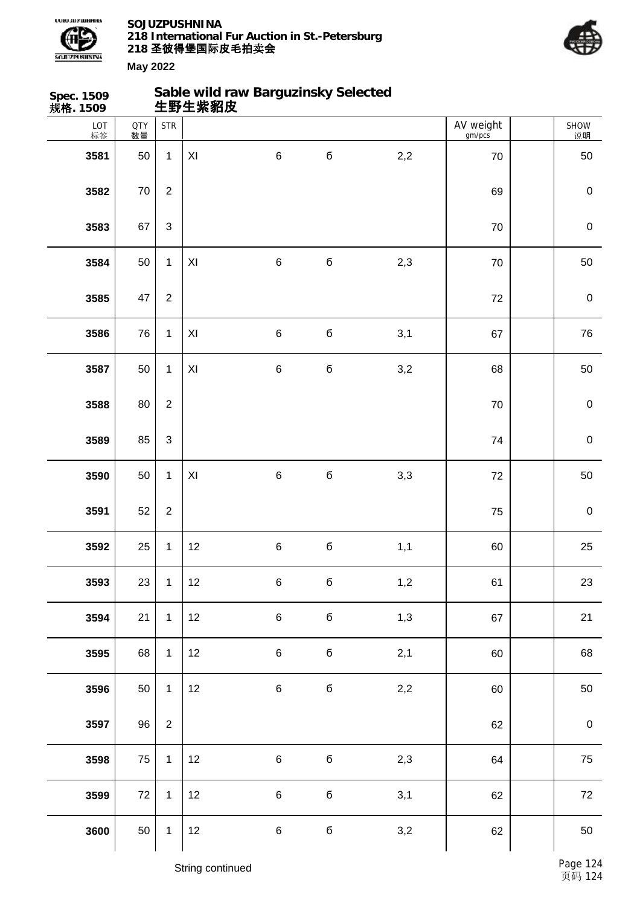**Spec. 1509**
**规格. 1509**

## Sable wild raw Barguzinsky Selected
## 生野生紫貂皮

| LOT 标签 | QTY 数量 | STR | | | | | AV weight gm/pcs | | SHOW 说明 |
|---|---|---|---|---|---|---|---|---|---|
| **3581** | 50 | 1 | XI | 6 | б | 2,2 | 70 | | 50 |
| **3582** | 70 | 2 | | | | | 69 | | 0 |
| **3583** | 67 | 3 | | | | | 70 | | 0 |
| **3584** | 50 | 1 | XI | 6 | б | 2,3 | 70 | | 50 |
| **3585** | 47 | 2 | | | | | 72 | | 0 |
| **3586** | 76 | 1 | XI | 6 | б | 3,1 | 67 | | 76 |
| **3587** | 50 | 1 | XI | 6 | б | 3,2 | 68 | | 50 |
| **3588** | 80 | 2 | | | | | 70 | | 0 |
| **3589** | 85 | 3 | | | | | 74 | | 0 |
| **3590** | 50 | 1 | XI | 6 | б | 3,3 | 72 | | 50 |
| **3591** | 52 | 2 | | | | | 75 | | 0 |
| **3592** | 25 | 1 | 12 | 6 | б | 1,1 | 60 | | 25 |
| **3593** | 23 | 1 | 12 | 6 | б | 1,2 | 61 | | 23 |
| **3594** | 21 | 1 | 12 | 6 | б | 1,3 | 67 | | 21 |
| **3595** | 68 | 1 | 12 | 6 | б | 2,1 | 60 | | 68 |
| **3596** | 50 | 1 | 12 | 6 | б | 2,2 | 60 | | 50 |
| **3597** | 96 | 2 | | | | | 62 | | 0 |
| **3598** | 75 | 1 | 12 | 6 | б | 2,3 | 64 | | 75 |
| **3599** | 72 | 1 | 12 | 6 | б | 3,1 | 62 | | 72 |
| **3600** | 50 | 1 | 12 | 6 | б | 3,2 | 62 | | 50 |

String continued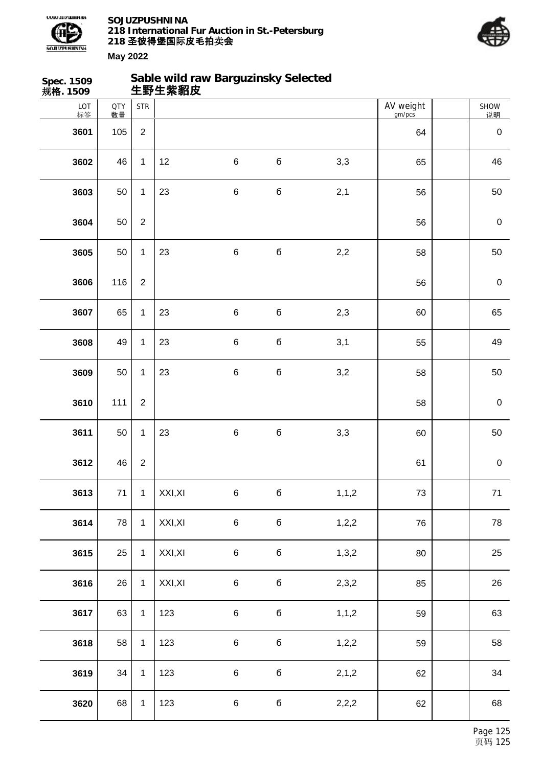**Spec. 1509**
**规格. 1509**

## Sable wild raw Barguzinsky Selected
## 生野生紫貂皮

| LOT 标签 | QTY 数量 | STR | | | | | AV weight gm/pcs | | SHOW 说明 |
|---|---|---|---|---|---|---|---|---|---|
| **3601** | 105 | 2 | | | | | 64 | | 0 |
| **3602** | 46 | 1 | 12 | 6 | б | 3,3 | 65 | | 46 |
| **3603** | 50 | 1 | 23 | 6 | б | 2,1 | 56 | | 50 |
| **3604** | 50 | 2 | | | | | 56 | | 0 |
| **3605** | 50 | 1 | 23 | 6 | б | 2,2 | 58 | | 50 |
| **3606** | 116 | 2 | | | | | 56 | | 0 |
| **3607** | 65 | 1 | 23 | 6 | б | 2,3 | 60 | | 65 |
| **3608** | 49 | 1 | 23 | 6 | б | 3,1 | 55 | | 49 |
| **3609** | 50 | 1 | 23 | 6 | б | 3,2 | 58 | | 50 |
| **3610** | 111 | 2 | | | | | 58 | | 0 |
| **3611** | 50 | 1 | 23 | 6 | б | 3,3 | 60 | | 50 |
| **3612** | 46 | 2 | | | | | 61 | | 0 |
| **3613** | 71 | 1 | XXI,XI | 6 | б | 1,1,2 | 73 | | 71 |
| **3614** | 78 | 1 | XXI,XI | 6 | б | 1,2,2 | 76 | | 78 |
| **3615** | 25 | 1 | XXI,XI | 6 | б | 1,3,2 | 80 | | 25 |
| **3616** | 26 | 1 | XXI,XI | 6 | б | 2,3,2 | 85 | | 26 |
| **3617** | 63 | 1 | 123 | 6 | б | 1,1,2 | 59 | | 63 |
| **3618** | 58 | 1 | 123 | 6 | б | 1,2,2 | 59 | | 58 |
| **3619** | 34 | 1 | 123 | 6 | б | 2,1,2 | 62 | | 34 |
| **3620** | 68 | 1 | 123 | 6 | б | 2,2,2 | 62 | | 68 |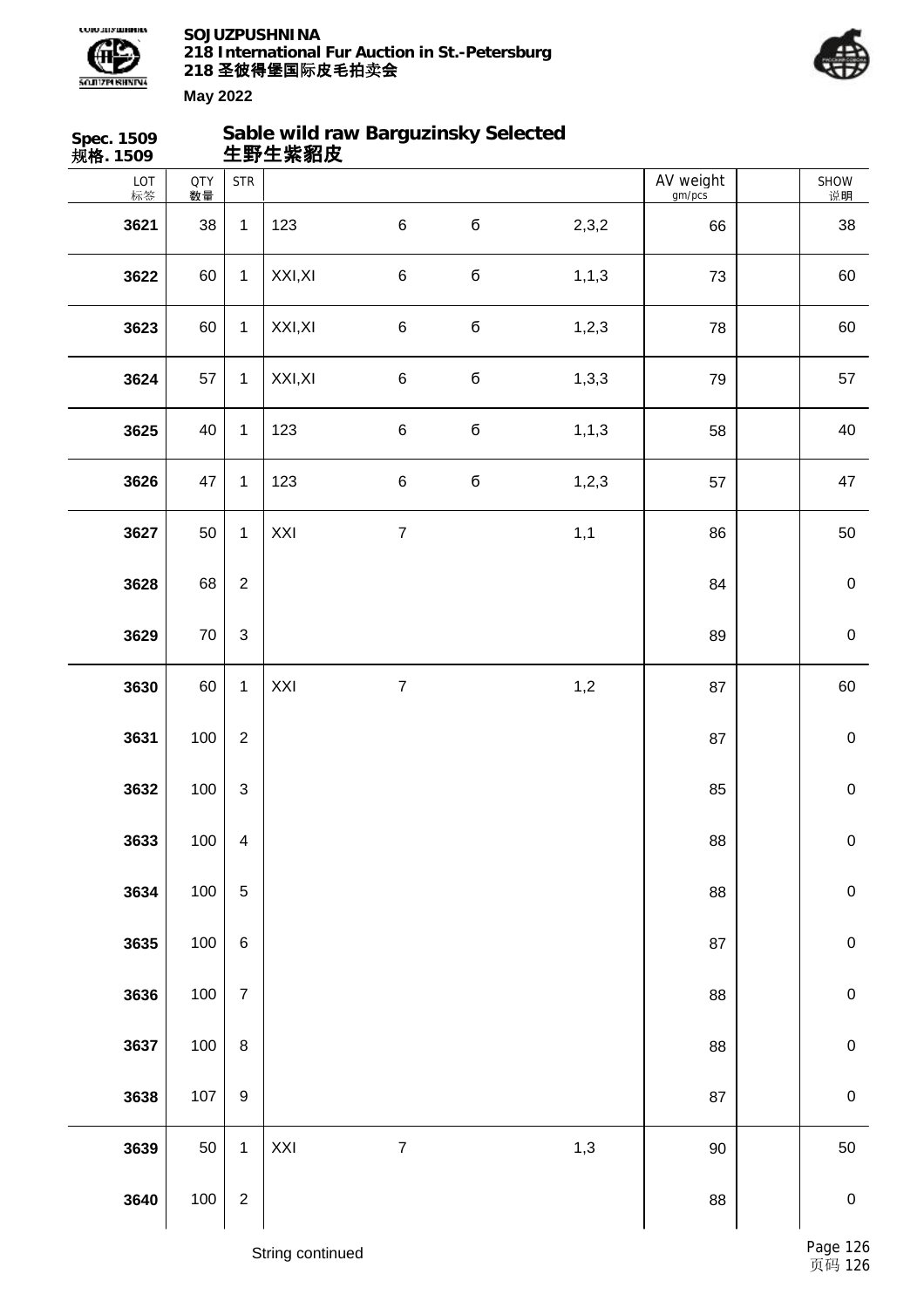**SOJUZPUSHNINA**
**218 International Fur Auction in St.-Petersburg**
**218 圣彼得堡国际皮毛拍卖会**

**May 2022**

**Spec. 1509**
**规格. 1509**

## Sable wild raw Barguzinsky Selected
## 生野生紫貂皮

| LOT 标签 | QTY 数量 | STR | | | | | AV weight gm/pcs | | SHOW 说明 |
|---|---|---|---|---|---|---|---|---|---|
| **3621** | 38 | 1 | 123 | 6 | б | 2,3,2 | 66 | | 38 |
| **3622** | 60 | 1 | XXI,XI | 6 | б | 1,1,3 | 73 | | 60 |
| **3623** | 60 | 1 | XXI,XI | 6 | б | 1,2,3 | 78 | | 60 |
| **3624** | 57 | 1 | XXI,XI | 6 | б | 1,3,3 | 79 | | 57 |
| **3625** | 40 | 1 | 123 | 6 | б | 1,1,3 | 58 | | 40 |
| **3626** | 47 | 1 | 123 | 6 | б | 1,2,3 | 57 | | 47 |
| **3627** | 50 | 1 | XXI | 7 | | 1,1 | 86 | | 50 |
| **3628** | 68 | 2 | | | | | 84 | | 0 |
| **3629** | 70 | 3 | | | | | 89 | | 0 |
| **3630** | 60 | 1 | XXI | 7 | | 1,2 | 87 | | 60 |
| **3631** | 100 | 2 | | | | | 87 | | 0 |
| **3632** | 100 | 3 | | | | | 85 | | 0 |
| **3633** | 100 | 4 | | | | | 88 | | 0 |
| **3634** | 100 | 5 | | | | | 88 | | 0 |
| **3635** | 100 | 6 | | | | | 87 | | 0 |
| **3636** | 100 | 7 | | | | | 88 | | 0 |
| **3637** | 100 | 8 | | | | | 88 | | 0 |
| **3638** | 107 | 9 | | | | | 87 | | 0 |
| **3639** | 50 | 1 | XXI | 7 | | 1,3 | 90 | | 50 |
| **3640** | 100 | 2 | | | | | 88 | | 0 |

String continued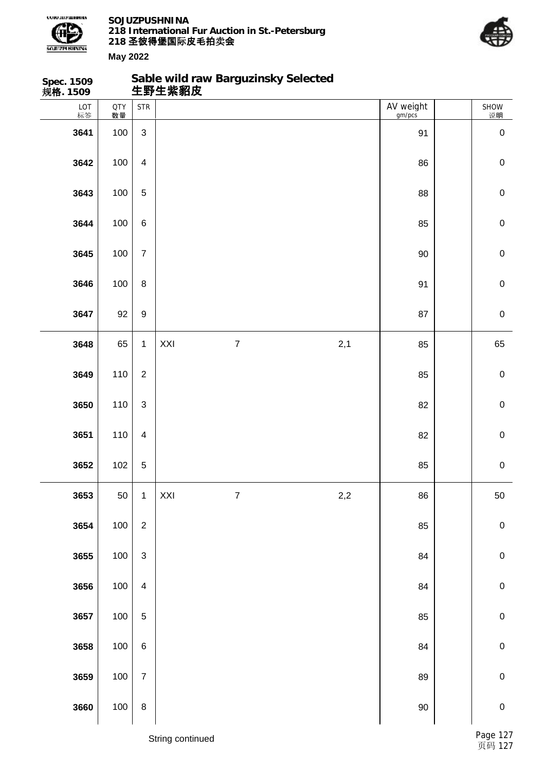**Spec. 1509**
**规格. 1509**

## Sable wild raw Barguzinsky Selected
## 生野生紫貂皮

| LOT 标签 | QTY 数量 | STR | | | | AV weight gm/pcs | | SHOW 说明 |
|---|---|---|---|---|---|---|---|---|
| **3641** | 100 | 3 | | | | 91 | | 0 |
| **3642** | 100 | 4 | | | | 86 | | 0 |
| **3643** | 100 | 5 | | | | 88 | | 0 |
| **3644** | 100 | 6 | | | | 85 | | 0 |
| **3645** | 100 | 7 | | | | 90 | | 0 |
| **3646** | 100 | 8 | | | | 91 | | 0 |
| **3647** | 92 | 9 | | | | 87 | | 0 |
| **3648** | 65 | 1 | XXI | 7 | 2,1 | 85 | | 65 |
| **3649** | 110 | 2 | | | | 85 | | 0 |
| **3650** | 110 | 3 | | | | 82 | | 0 |
| **3651** | 110 | 4 | | | | 82 | | 0 |
| **3652** | 102 | 5 | | | | 85 | | 0 |
| **3653** | 50 | 1 | XXI | 7 | 2,2 | 86 | | 50 |
| **3654** | 100 | 2 | | | | 85 | | 0 |
| **3655** | 100 | 3 | | | | 84 | | 0 |
| **3656** | 100 | 4 | | | | 84 | | 0 |
| **3657** | 100 | 5 | | | | 85 | | 0 |
| **3658** | 100 | 6 | | | | 84 | | 0 |
| **3659** | 100 | 7 | | | | 89 | | 0 |
| **3660** | 100 | 8 | | | | 90 | | 0 |

String continued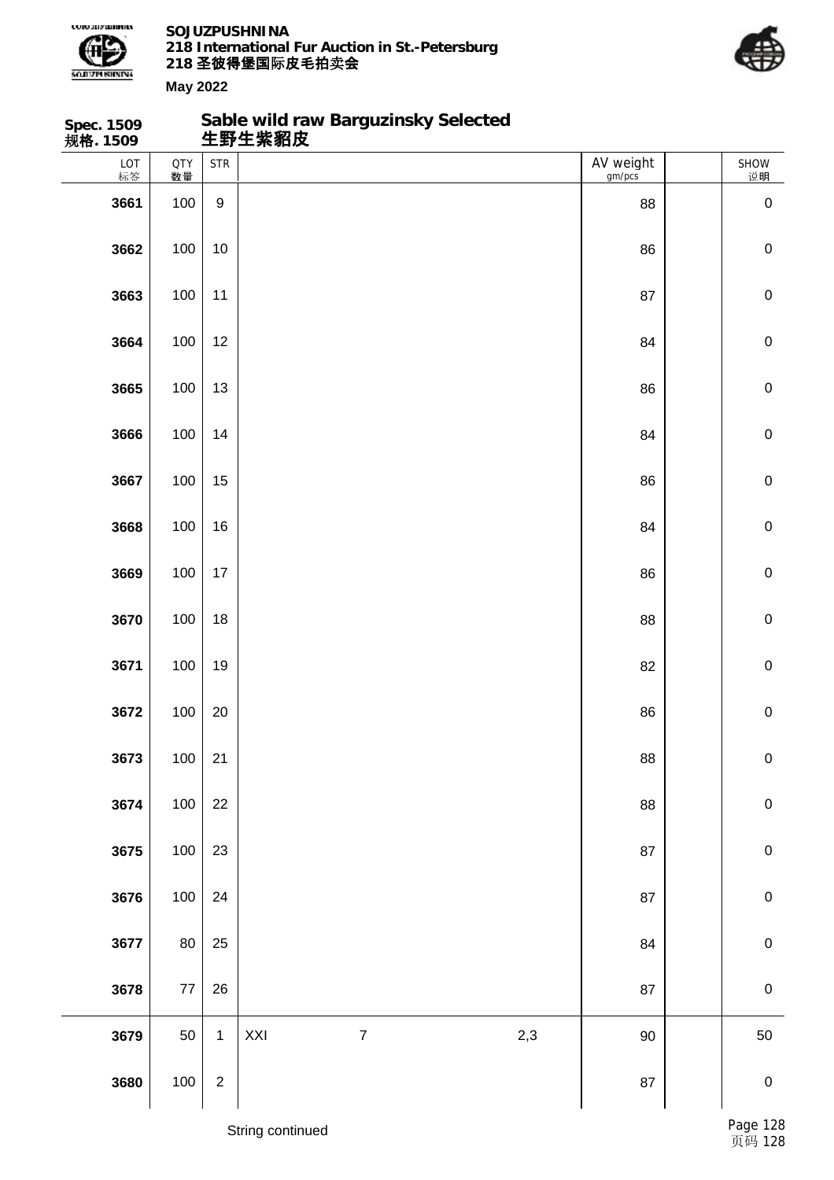**Spec. 1509**
**规格. 1509**

## Sable wild raw Barguzinsky Selected
## 生野生紫貂皮

| LOT 标签 | QTY 数量 | STR | | | | AV weight gm/pcs | | SHOW 说明 |
|---|---|---|---|---|---|---|---|---|
| **3661** | 100 | 9 | | | | 88 | | 0 |
| **3662** | 100 | 10 | | | | 86 | | 0 |
| **3663** | 100 | 11 | | | | 87 | | 0 |
| **3664** | 100 | 12 | | | | 84 | | 0 |
| **3665** | 100 | 13 | | | | 86 | | 0 |
| **3666** | 100 | 14 | | | | 84 | | 0 |
| **3667** | 100 | 15 | | | | 86 | | 0 |
| **3668** | 100 | 16 | | | | 84 | | 0 |
| **3669** | 100 | 17 | | | | 86 | | 0 |
| **3670** | 100 | 18 | | | | 88 | | 0 |
| **3671** | 100 | 19 | | | | 82 | | 0 |
| **3672** | 100 | 20 | | | | 86 | | 0 |
| **3673** | 100 | 21 | | | | 88 | | 0 |
| **3674** | 100 | 22 | | | | 88 | | 0 |
| **3675** | 100 | 23 | | | | 87 | | 0 |
| **3676** | 100 | 24 | | | | 87 | | 0 |
| **3677** | 80 | 25 | | | | 84 | | 0 |
| **3678** | 77 | 26 | | | | 87 | | 0 |
| **3679** | 50 | 1 | XXI | 7 | 2,3 | 90 | | 50 |
| **3680** | 100 | 2 | | | | 87 | | 0 |

String continued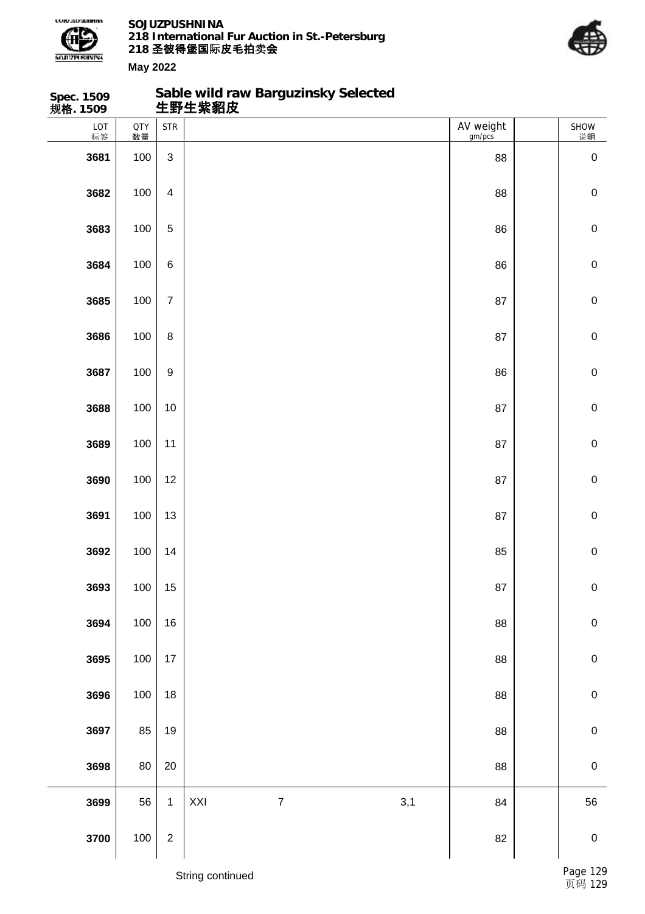**Spec. 1509**
**规格. 1509**

## Sable wild raw Barguzinsky Selected
## 生野生紫貂皮

| LOT 标签 | QTY 数量 | STR | | | | AV weight gm/pcs | | SHOW 说明 |
|---|---|---|---|---|---|---|---|---|
| **3681** | 100 | 3 | | | | 88 | | 0 |
| **3682** | 100 | 4 | | | | 88 | | 0 |
| **3683** | 100 | 5 | | | | 86 | | 0 |
| **3684** | 100 | 6 | | | | 86 | | 0 |
| **3685** | 100 | 7 | | | | 87 | | 0 |
| **3686** | 100 | 8 | | | | 87 | | 0 |
| **3687** | 100 | 9 | | | | 86 | | 0 |
| **3688** | 100 | 10 | | | | 87 | | 0 |
| **3689** | 100 | 11 | | | | 87 | | 0 |
| **3690** | 100 | 12 | | | | 87 | | 0 |
| **3691** | 100 | 13 | | | | 87 | | 0 |
| **3692** | 100 | 14 | | | | 85 | | 0 |
| **3693** | 100 | 15 | | | | 87 | | 0 |
| **3694** | 100 | 16 | | | | 88 | | 0 |
| **3695** | 100 | 17 | | | | 88 | | 0 |
| **3696** | 100 | 18 | | | | 88 | | 0 |
| **3697** | 85 | 19 | | | | 88 | | 0 |
| **3698** | 80 | 20 | | | | 88 | | 0 |
| **3699** | 56 | 1 | XXI | 7 | 3,1 | 84 | | 56 |
| **3700** | 100 | 2 | | | | 82 | | 0 |

String continued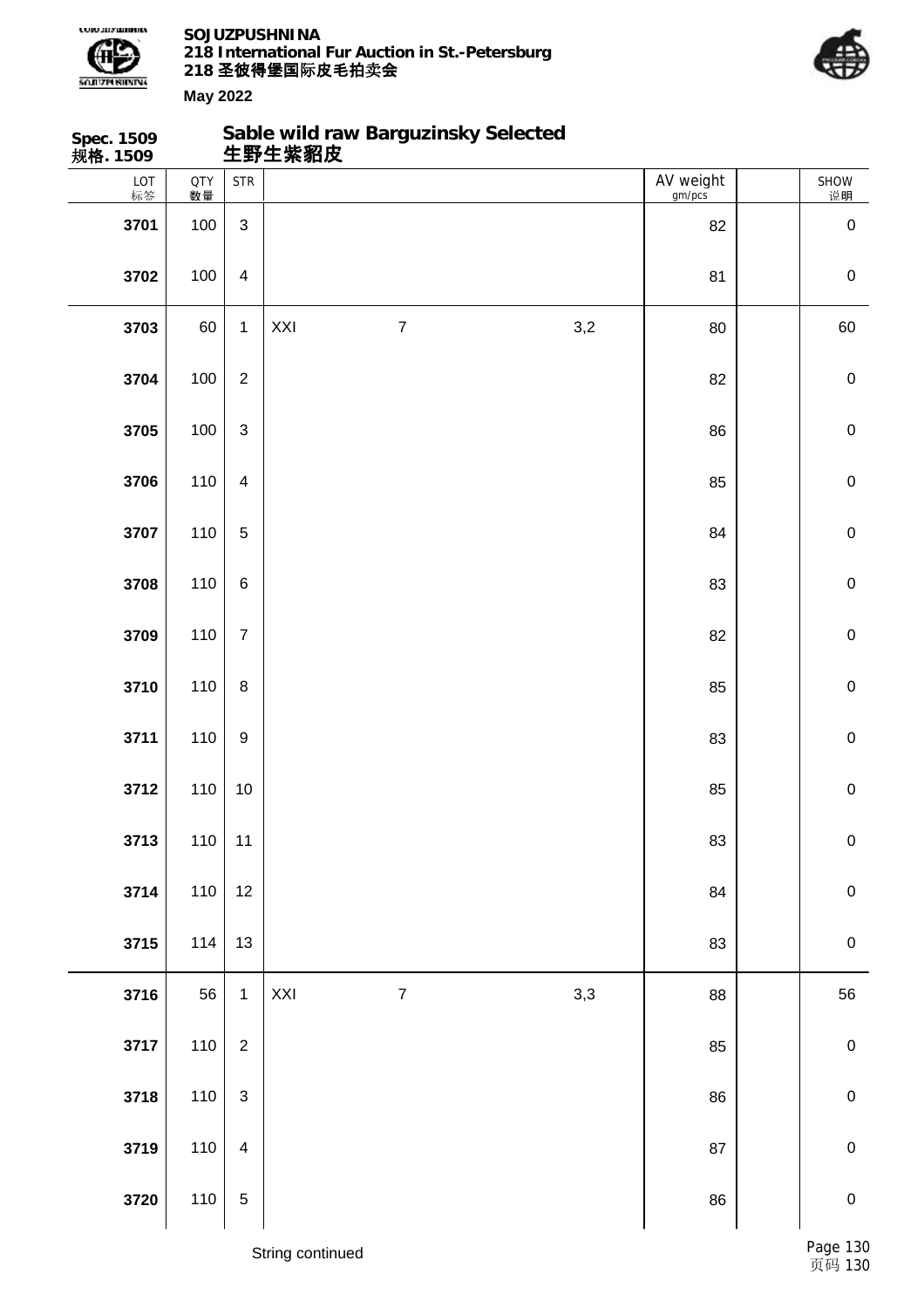**Spec. 1509**
**规格. 1509**

## Sable wild raw Barguzinsky Selected
## 生野生紫貂皮

| LOT 标签 | QTY 数量 | STR | | | | AV weight gm/pcs | | SHOW 说明 |
|---|---|---|---|---|---|---|---|---|
| **3701** | 100 | 3 | | | | 82 | | 0 |
| **3702** | 100 | 4 | | | | 81 | | 0 |
| **3703** | 60 | 1 | XXI | 7 | 3,2 | 80 | | 60 |
| **3704** | 100 | 2 | | | | 82 | | 0 |
| **3705** | 100 | 3 | | | | 86 | | 0 |
| **3706** | 110 | 4 | | | | 85 | | 0 |
| **3707** | 110 | 5 | | | | 84 | | 0 |
| **3708** | 110 | 6 | | | | 83 | | 0 |
| **3709** | 110 | 7 | | | | 82 | | 0 |
| **3710** | 110 | 8 | | | | 85 | | 0 |
| **3711** | 110 | 9 | | | | 83 | | 0 |
| **3712** | 110 | 10 | | | | 85 | | 0 |
| **3713** | 110 | 11 | | | | 83 | | 0 |
| **3714** | 110 | 12 | | | | 84 | | 0 |
| **3715** | 114 | 13 | | | | 83 | | 0 |
| **3716** | 56 | 1 | XXI | 7 | 3,3 | 88 | | 56 |
| **3717** | 110 | 2 | | | | 85 | | 0 |
| **3718** | 110 | 3 | | | | 86 | | 0 |
| **3719** | 110 | 4 | | | | 87 | | 0 |
| **3720** | 110 | 5 | | | | 86 | | 0 |

String continued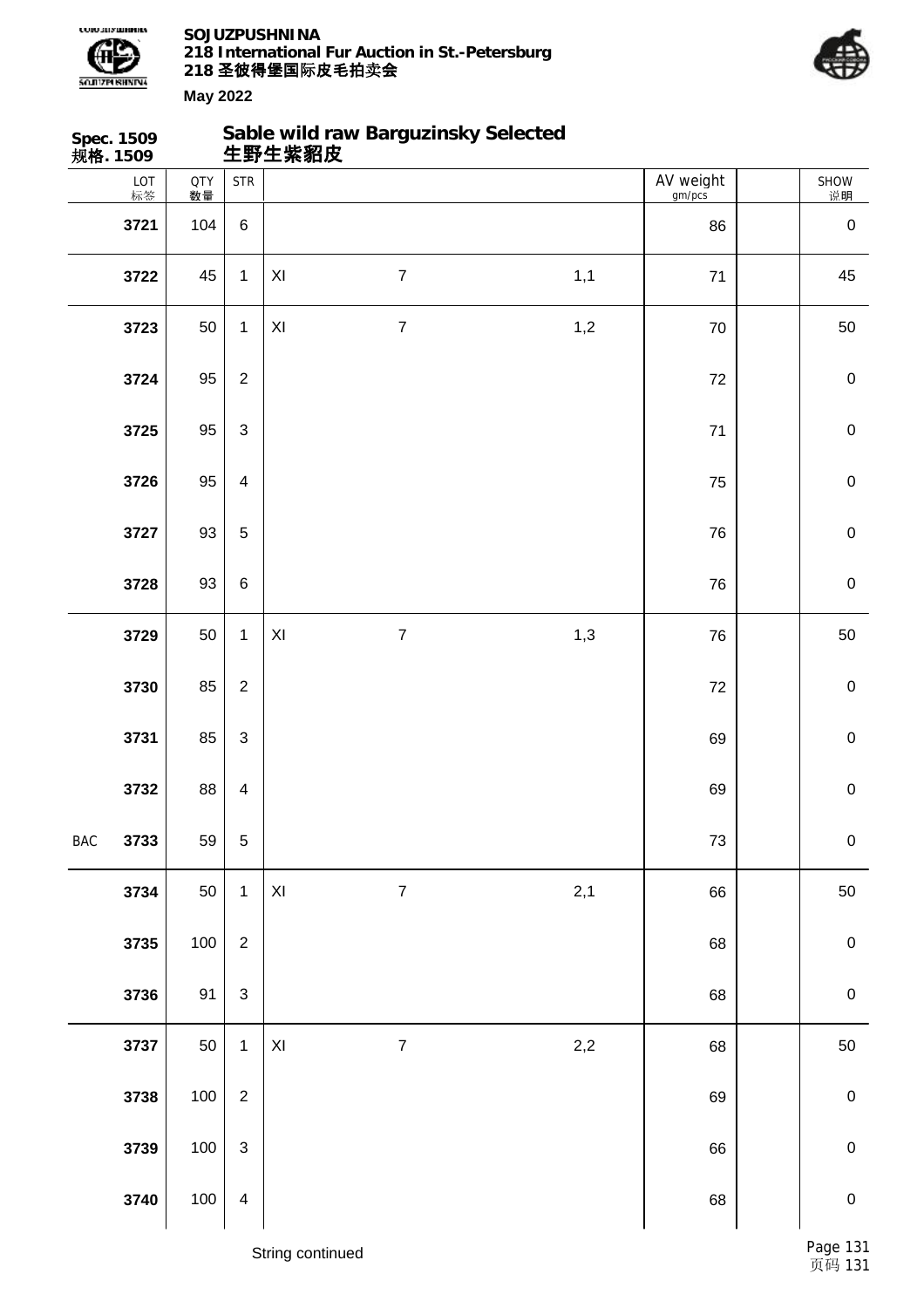**SOJUZPUSHNINA**
**218 International Fur Auction in St.-Petersburg**
**218 圣彼得堡国际皮毛拍卖会**
**May 2022**

## Spec. 1509 规格. 1509 — Sable wild raw Barguzinsky Selected 生野生紫貂皮

| | LOT 标签 | QTY 数量 | STR | | | | AV weight gm/pcs | | SHOW 说明 |
|---|---|---|---|---|---|---|---|---|---|
| | 3721 | 104 | 6 | | | | 86 | | 0 |
| | 3722 | 45 | 1 | XI | 7 | 1,1 | 71 | | 45 |
| | 3723 | 50 | 1 | XI | 7 | 1,2 | 70 | | 50 |
| | 3724 | 95 | 2 | | | | 72 | | 0 |
| | 3725 | 95 | 3 | | | | 71 | | 0 |
| | 3726 | 95 | 4 | | | | 75 | | 0 |
| | 3727 | 93 | 5 | | | | 76 | | 0 |
| | 3728 | 93 | 6 | | | | 76 | | 0 |
| | 3729 | 50 | 1 | XI | 7 | 1,3 | 76 | | 50 |
| | 3730 | 85 | 2 | | | | 72 | | 0 |
| | 3731 | 85 | 3 | | | | 69 | | 0 |
| | 3732 | 88 | 4 | | | | 69 | | 0 |
| BAC | 3733 | 59 | 5 | | | | 73 | | 0 |
| | 3734 | 50 | 1 | XI | 7 | 2,1 | 66 | | 50 |
| | 3735 | 100 | 2 | | | | 68 | | 0 |
| | 3736 | 91 | 3 | | | | 68 | | 0 |
| | 3737 | 50 | 1 | XI | 7 | 2,2 | 68 | | 50 |
| | 3738 | 100 | 2 | | | | 69 | | 0 |
| | 3739 | 100 | 3 | | | | 66 | | 0 |
| | 3740 | 100 | 4 | | | | 68 | | 0 |

String continued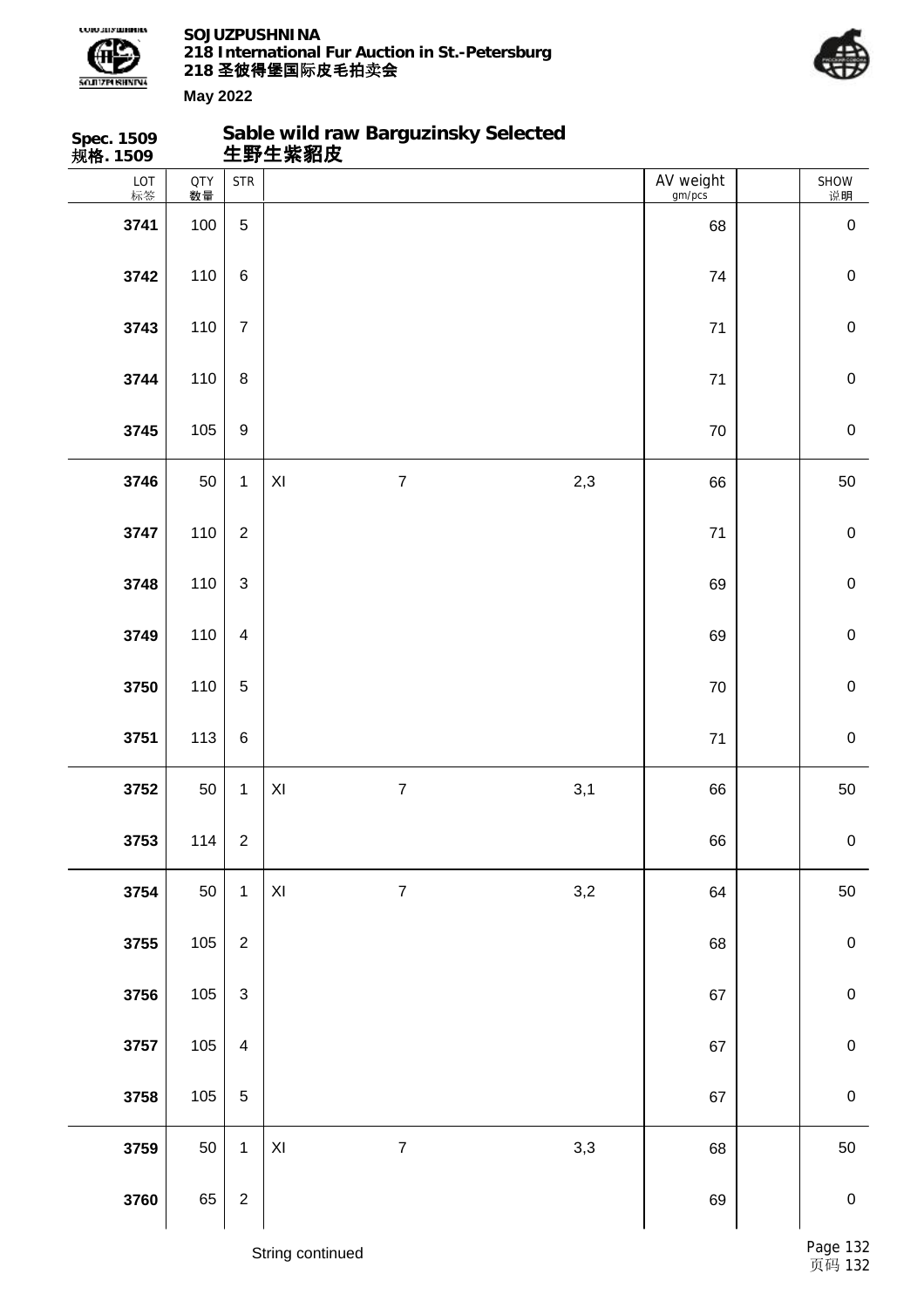**Spec. 1509**
**规格. 1509**

## Sable wild raw Barguzinsky Selected
## 生野生紫貂皮

| LOT 标签 | QTY 数量 | STR | | | | AV weight gm/pcs | | SHOW 说明 |
|---|---|---|---|---|---|---|---|---|
| **3741** | 100 | 5 | | | | 68 | | 0 |
| **3742** | 110 | 6 | | | | 74 | | 0 |
| **3743** | 110 | 7 | | | | 71 | | 0 |
| **3744** | 110 | 8 | | | | 71 | | 0 |
| **3745** | 105 | 9 | | | | 70 | | 0 |
| **3746** | 50 | 1 | XI | 7 | 2,3 | 66 | | 50 |
| **3747** | 110 | 2 | | | | 71 | | 0 |
| **3748** | 110 | 3 | | | | 69 | | 0 |
| **3749** | 110 | 4 | | | | 69 | | 0 |
| **3750** | 110 | 5 | | | | 70 | | 0 |
| **3751** | 113 | 6 | | | | 71 | | 0 |
| **3752** | 50 | 1 | XI | 7 | 3,1 | 66 | | 50 |
| **3753** | 114 | 2 | | | | 66 | | 0 |
| **3754** | 50 | 1 | XI | 7 | 3,2 | 64 | | 50 |
| **3755** | 105 | 2 | | | | 68 | | 0 |
| **3756** | 105 | 3 | | | | 67 | | 0 |
| **3757** | 105 | 4 | | | | 67 | | 0 |
| **3758** | 105 | 5 | | | | 67 | | 0 |
| **3759** | 50 | 1 | XI | 7 | 3,3 | 68 | | 50 |
| **3760** | 65 | 2 | | | | 69 | | 0 |

String continued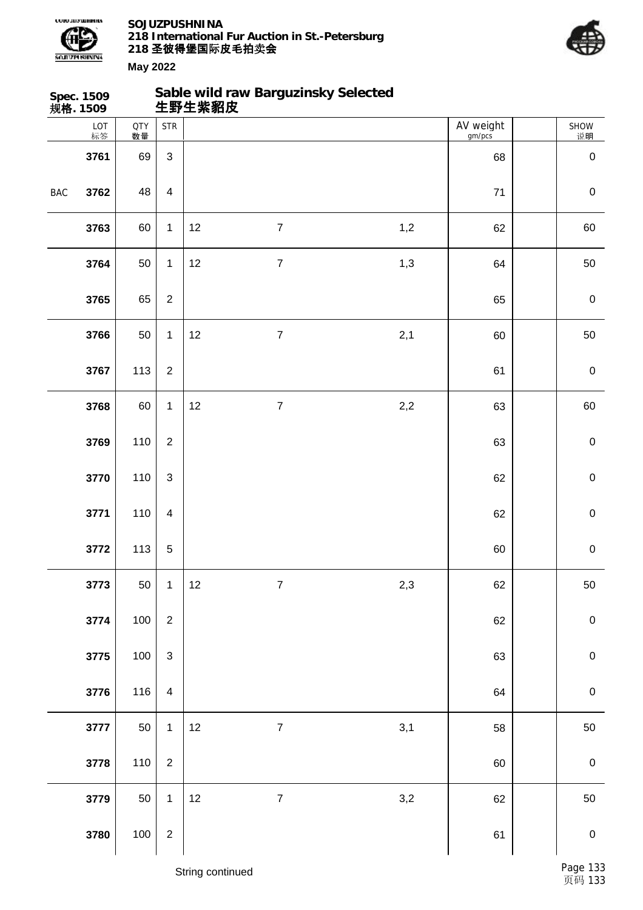**Spec. 1509**
**规格. 1509**

## Sable wild raw Barguzinsky Selected
## 生野生紫貂皮

| | LOT 标签 | QTY 数量 | STR | | | | AV weight gm/pcs | SHOW 说明 |
|---|---|---|---|---|---|---|---|---|
| | **3761** | 69 | 3 | | | | 68 | 0 |
| BAC | **3762** | 48 | 4 | | | | 71 | 0 |
| | **3763** | 60 | 1 | 12 | 7 | 1,2 | 62 | 60 |
| | **3764** | 50 | 1 | 12 | 7 | 1,3 | 64 | 50 |
| | **3765** | 65 | 2 | | | | 65 | 0 |
| | **3766** | 50 | 1 | 12 | 7 | 2,1 | 60 | 50 |
| | **3767** | 113 | 2 | | | | 61 | 0 |
| | **3768** | 60 | 1 | 12 | 7 | 2,2 | 63 | 60 |
| | **3769** | 110 | 2 | | | | 63 | 0 |
| | **3770** | 110 | 3 | | | | 62 | 0 |
| | **3771** | 110 | 4 | | | | 62 | 0 |
| | **3772** | 113 | 5 | | | | 60 | 0 |
| | **3773** | 50 | 1 | 12 | 7 | 2,3 | 62 | 50 |
| | **3774** | 100 | 2 | | | | 62 | 0 |
| | **3775** | 100 | 3 | | | | 63 | 0 |
| | **3776** | 116 | 4 | | | | 64 | 0 |
| | **3777** | 50 | 1 | 12 | 7 | 3,1 | 58 | 50 |
| | **3778** | 110 | 2 | | | | 60 | 0 |
| | **3779** | 50 | 1 | 12 | 7 | 3,2 | 62 | 50 |
| | **3780** | 100 | 2 | | | | 61 | 0 |

String continued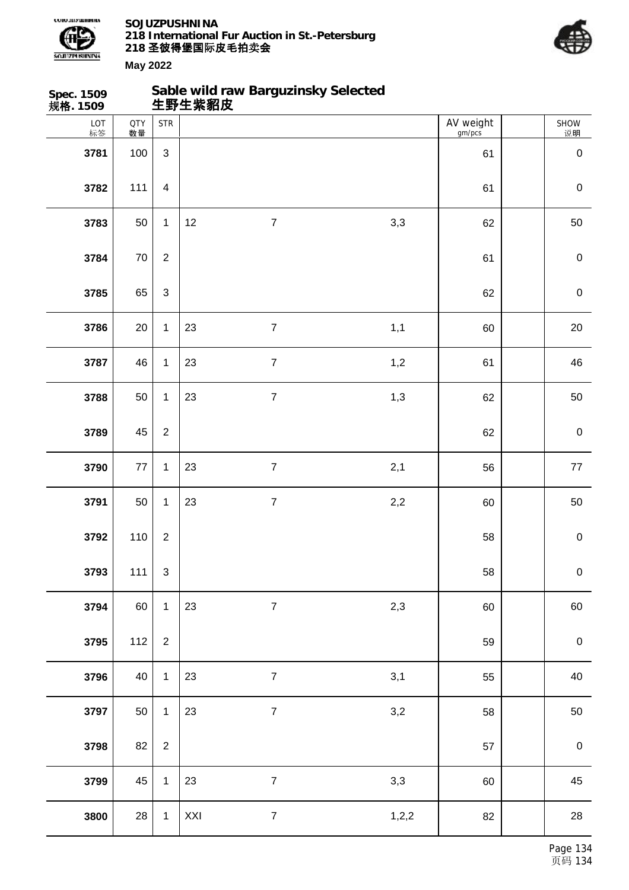Spec. 1509
规格. 1509

## Sable wild raw Barguzinsky Selected
## 生野生紫貂皮

| LOT 标签 | QTY 数量 | STR | | | | AV weight gm/pcs | | SHOW 说明 |
|---|---|---|---|---|---|---|---|---|
| **3781** | 100 | 3 | | | | 61 | | 0 |
| **3782** | 111 | 4 | | | | 61 | | 0 |
| **3783** | 50 | 1 | 12 | 7 | 3,3 | 62 | | 50 |
| **3784** | 70 | 2 | | | | 61 | | 0 |
| **3785** | 65 | 3 | | | | 62 | | 0 |
| **3786** | 20 | 1 | 23 | 7 | 1,1 | 60 | | 20 |
| **3787** | 46 | 1 | 23 | 7 | 1,2 | 61 | | 46 |
| **3788** | 50 | 1 | 23 | 7 | 1,3 | 62 | | 50 |
| **3789** | 45 | 2 | | | | 62 | | 0 |
| **3790** | 77 | 1 | 23 | 7 | 2,1 | 56 | | 77 |
| **3791** | 50 | 1 | 23 | 7 | 2,2 | 60 | | 50 |
| **3792** | 110 | 2 | | | | 58 | | 0 |
| **3793** | 111 | 3 | | | | 58 | | 0 |
| **3794** | 60 | 1 | 23 | 7 | 2,3 | 60 | | 60 |
| **3795** | 112 | 2 | | | | 59 | | 0 |
| **3796** | 40 | 1 | 23 | 7 | 3,1 | 55 | | 40 |
| **3797** | 50 | 1 | 23 | 7 | 3,2 | 58 | | 50 |
| **3798** | 82 | 2 | | | | 57 | | 0 |
| **3799** | 45 | 1 | 23 | 7 | 3,3 | 60 | | 45 |
| **3800** | 28 | 1 | XXI | 7 | 1,2,2 | 82 | | 28 |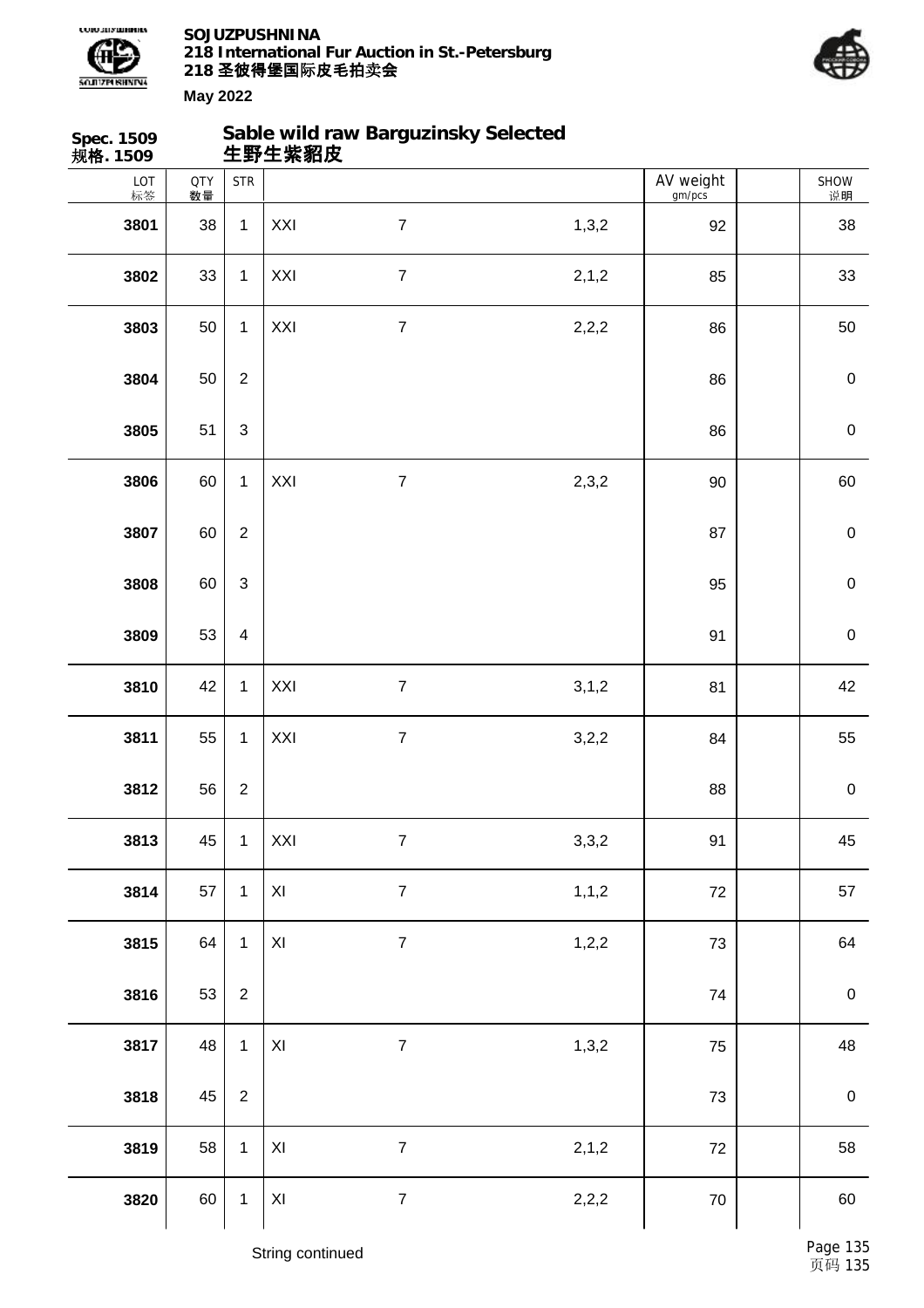**SOJUZPUSHNINA**
**218 International Fur Auction in St.-Petersburg**
**218 圣彼得堡国际皮毛拍卖会**

**May 2022**

## Spec. 1509 规格. 1509 — Sable wild raw Barguzinsky Selected 生野生紫貂皮

| LOT 标签 | QTY 数量 | STR | | | | AV weight gm/pcs | SHOW 说明 |
|---|---|---|---|---|---|---|---|
| 3801 | 38 | 1 | XXI | 7 | 1,3,2 | 92 | 38 |
| 3802 | 33 | 1 | XXI | 7 | 2,1,2 | 85 | 33 |
| 3803 | 50 | 1 | XXI | 7 | 2,2,2 | 86 | 50 |
| 3804 | 50 | 2 | | | | 86 | 0 |
| 3805 | 51 | 3 | | | | 86 | 0 |
| 3806 | 60 | 1 | XXI | 7 | 2,3,2 | 90 | 60 |
| 3807 | 60 | 2 | | | | 87 | 0 |
| 3808 | 60 | 3 | | | | 95 | 0 |
| 3809 | 53 | 4 | | | | 91 | 0 |
| 3810 | 42 | 1 | XXI | 7 | 3,1,2 | 81 | 42 |
| 3811 | 55 | 1 | XXI | 7 | 3,2,2 | 84 | 55 |
| 3812 | 56 | 2 | | | | 88 | 0 |
| 3813 | 45 | 1 | XXI | 7 | 3,3,2 | 91 | 45 |
| 3814 | 57 | 1 | XI | 7 | 1,1,2 | 72 | 57 |
| 3815 | 64 | 1 | XI | 7 | 1,2,2 | 73 | 64 |
| 3816 | 53 | 2 | | | | 74 | 0 |
| 3817 | 48 | 1 | XI | 7 | 1,3,2 | 75 | 48 |
| 3818 | 45 | 2 | | | | 73 | 0 |
| 3819 | 58 | 1 | XI | 7 | 2,1,2 | 72 | 58 |
| 3820 | 60 | 1 | XI | 7 | 2,2,2 | 70 | 60 |

String continued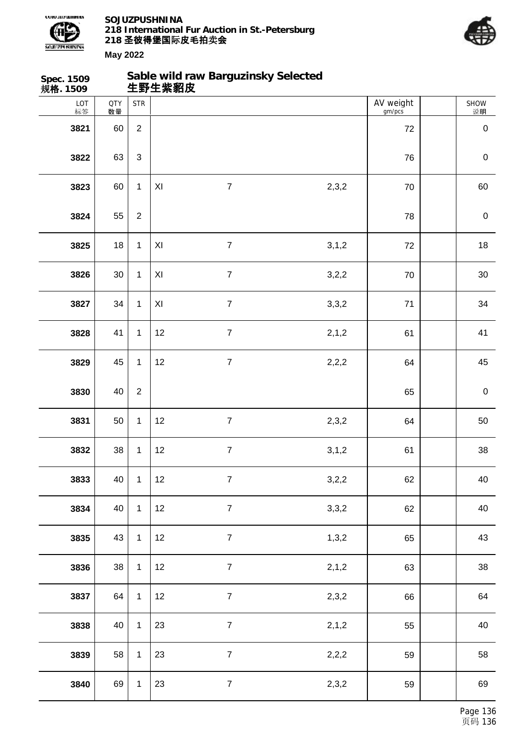**Spec. 1509**
**规格. 1509**

## Sable wild raw Barguzinsky Selected
## 生野生紫貂皮

| LOT 标签 | QTY 数量 | STR | | | | AV weight gm/pcs | | SHOW 说明 |
|---|---|---|---|---|---|---|---|---|
| 3821 | 60 | 2 | | | | 72 | | 0 |
| 3822 | 63 | 3 | | | | 76 | | 0 |
| 3823 | 60 | 1 | XI | 7 | 2,3,2 | 70 | | 60 |
| 3824 | 55 | 2 | | | | 78 | | 0 |
| 3825 | 18 | 1 | XI | 7 | 3,1,2 | 72 | | 18 |
| 3826 | 30 | 1 | XI | 7 | 3,2,2 | 70 | | 30 |
| 3827 | 34 | 1 | XI | 7 | 3,3,2 | 71 | | 34 |
| 3828 | 41 | 1 | 12 | 7 | 2,1,2 | 61 | | 41 |
| 3829 | 45 | 1 | 12 | 7 | 2,2,2 | 64 | | 45 |
| 3830 | 40 | 2 | | | | 65 | | 0 |
| 3831 | 50 | 1 | 12 | 7 | 2,3,2 | 64 | | 50 |
| 3832 | 38 | 1 | 12 | 7 | 3,1,2 | 61 | | 38 |
| 3833 | 40 | 1 | 12 | 7 | 3,2,2 | 62 | | 40 |
| 3834 | 40 | 1 | 12 | 7 | 3,3,2 | 62 | | 40 |
| 3835 | 43 | 1 | 12 | 7 | 1,3,2 | 65 | | 43 |
| 3836 | 38 | 1 | 12 | 7 | 2,1,2 | 63 | | 38 |
| 3837 | 64 | 1 | 12 | 7 | 2,3,2 | 66 | | 64 |
| 3838 | 40 | 1 | 23 | 7 | 2,1,2 | 55 | | 40 |
| 3839 | 58 | 1 | 23 | 7 | 2,2,2 | 59 | | 58 |
| 3840 | 69 | 1 | 23 | 7 | 2,3,2 | 59 | | 69 |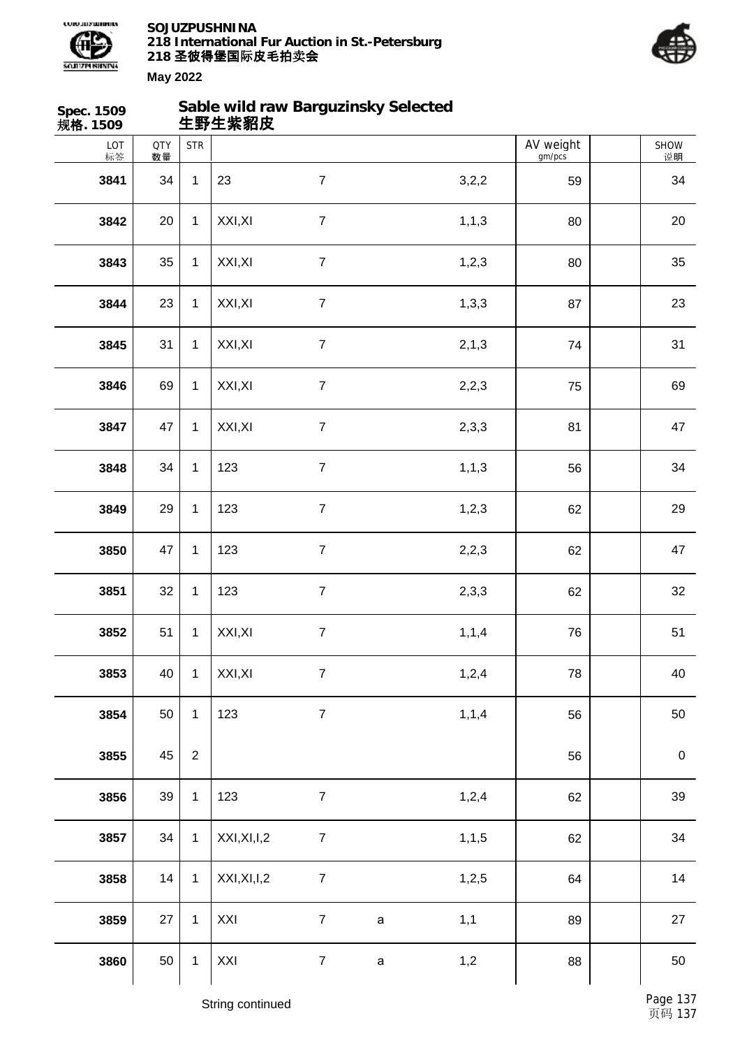**Spec. 1509**
**规格. 1509**

## Sable wild raw Barguzinsky Selected
## 生野生紫貂皮

| LOT 标签 | QTY 数量 | STR | | | | | AV weight gm/pcs | | SHOW 说明 |
|---|---|---|---|---|---|---|---|---|---|
| **3841** | 34 | 1 | 23 | 7 | | 3,2,2 | 59 | | 34 |
| **3842** | 20 | 1 | XXI,XI | 7 | | 1,1,3 | 80 | | 20 |
| **3843** | 35 | 1 | XXI,XI | 7 | | 1,2,3 | 80 | | 35 |
| **3844** | 23 | 1 | XXI,XI | 7 | | 1,3,3 | 87 | | 23 |
| **3845** | 31 | 1 | XXI,XI | 7 | | 2,1,3 | 74 | | 31 |
| **3846** | 69 | 1 | XXI,XI | 7 | | 2,2,3 | 75 | | 69 |
| **3847** | 47 | 1 | XXI,XI | 7 | | 2,3,3 | 81 | | 47 |
| **3848** | 34 | 1 | 123 | 7 | | 1,1,3 | 56 | | 34 |
| **3849** | 29 | 1 | 123 | 7 | | 1,2,3 | 62 | | 29 |
| **3850** | 47 | 1 | 123 | 7 | | 2,2,3 | 62 | | 47 |
| **3851** | 32 | 1 | 123 | 7 | | 2,3,3 | 62 | | 32 |
| **3852** | 51 | 1 | XXI,XI | 7 | | 1,1,4 | 76 | | 51 |
| **3853** | 40 | 1 | XXI,XI | 7 | | 1,2,4 | 78 | | 40 |
| **3854** | 50 | 1 | 123 | 7 | | 1,1,4 | 56 | | 50 |
| **3855** | 45 | 2 | | | | | 56 | | 0 |
| **3856** | 39 | 1 | 123 | 7 | | 1,2,4 | 62 | | 39 |
| **3857** | 34 | 1 | XXI,XI,I,2 | 7 | | 1,1,5 | 62 | | 34 |
| **3858** | 14 | 1 | XXI,XI,I,2 | 7 | | 1,2,5 | 64 | | 14 |
| **3859** | 27 | 1 | XXI | 7 | a | 1,1 | 89 | | 27 |
| **3860** | 50 | 1 | XXI | 7 | a | 1,2 | 88 | | 50 |

String continued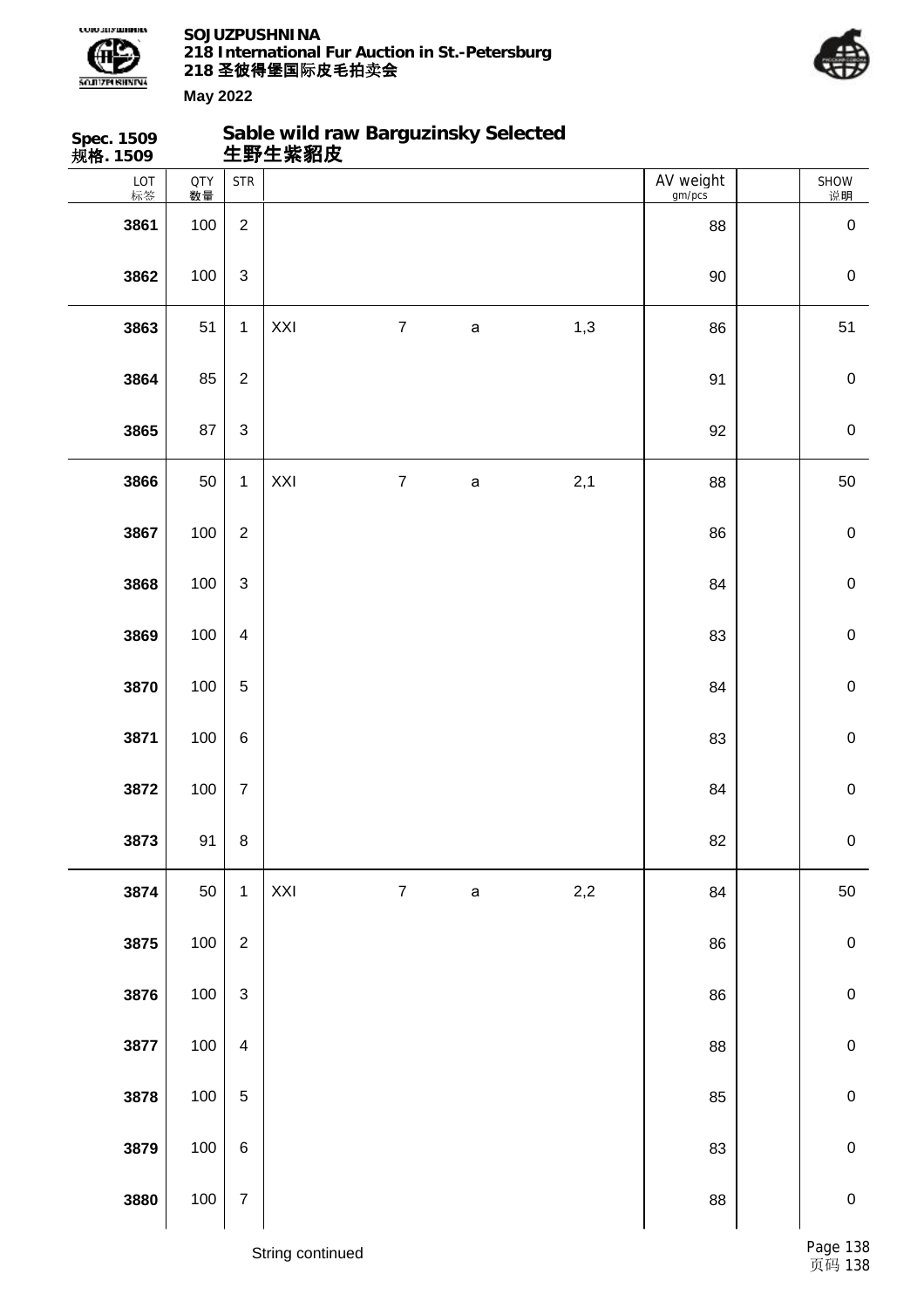**Spec. 1509**
**规格. 1509**

## Sable wild raw Barguzinsky Selected
## 生野生紫貂皮

| LOT 标签 | QTY 数量 | STR | | | | | AV weight gm/pcs | | SHOW 说明 |
|---|---|---|---|---|---|---|---|---|---|
| **3861** | 100 | 2 | | | | | 88 | | 0 |
| **3862** | 100 | 3 | | | | | 90 | | 0 |
| **3863** | 51 | 1 | XXI | 7 | a | 1,3 | 86 | | 51 |
| **3864** | 85 | 2 | | | | | 91 | | 0 |
| **3865** | 87 | 3 | | | | | 92 | | 0 |
| **3866** | 50 | 1 | XXI | 7 | a | 2,1 | 88 | | 50 |
| **3867** | 100 | 2 | | | | | 86 | | 0 |
| **3868** | 100 | 3 | | | | | 84 | | 0 |
| **3869** | 100 | 4 | | | | | 83 | | 0 |
| **3870** | 100 | 5 | | | | | 84 | | 0 |
| **3871** | 100 | 6 | | | | | 83 | | 0 |
| **3872** | 100 | 7 | | | | | 84 | | 0 |
| **3873** | 91 | 8 | | | | | 82 | | 0 |
| **3874** | 50 | 1 | XXI | 7 | a | 2,2 | 84 | | 50 |
| **3875** | 100 | 2 | | | | | 86 | | 0 |
| **3876** | 100 | 3 | | | | | 86 | | 0 |
| **3877** | 100 | 4 | | | | | 88 | | 0 |
| **3878** | 100 | 5 | | | | | 85 | | 0 |
| **3879** | 100 | 6 | | | | | 83 | | 0 |
| **3880** | 100 | 7 | | | | | 88 | | 0 |

String continued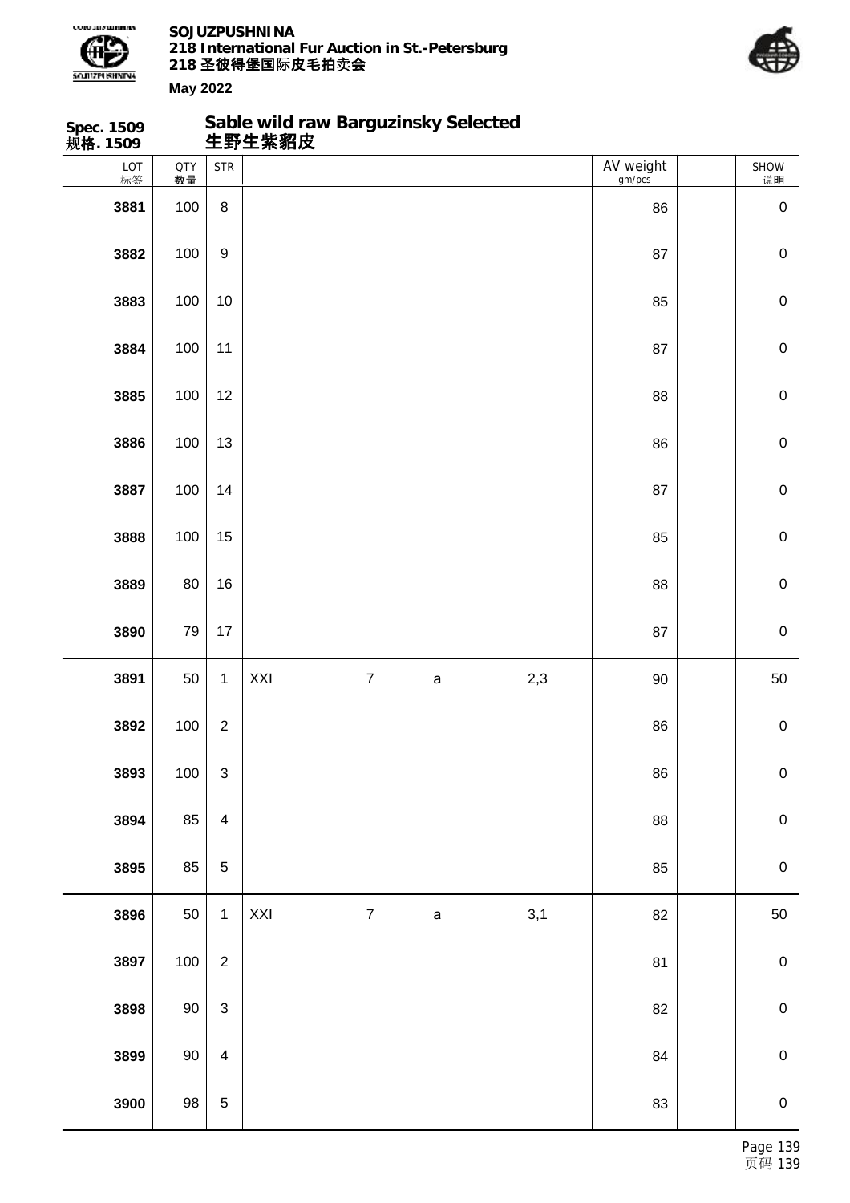**Spec. 1509**
**规格. 1509**

## Sable wild raw Barguzinsky Selected
## 生野生紫貂皮

| LOT 标签 | QTY 数量 | STR | | | | | AV weight gm/pcs | | SHOW 说明 |
|---|---|---|---|---|---|---|---|---|---|
| 3881 | 100 | 8 | | | | | 86 | | 0 |
| 3882 | 100 | 9 | | | | | 87 | | 0 |
| 3883 | 100 | 10 | | | | | 85 | | 0 |
| 3884 | 100 | 11 | | | | | 87 | | 0 |
| 3885 | 100 | 12 | | | | | 88 | | 0 |
| 3886 | 100 | 13 | | | | | 86 | | 0 |
| 3887 | 100 | 14 | | | | | 87 | | 0 |
| 3888 | 100 | 15 | | | | | 85 | | 0 |
| 3889 | 80 | 16 | | | | | 88 | | 0 |
| 3890 | 79 | 17 | | | | | 87 | | 0 |
| 3891 | 50 | 1 | XXI | 7 | a | 2,3 | 90 | | 50 |
| 3892 | 100 | 2 | | | | | 86 | | 0 |
| 3893 | 100 | 3 | | | | | 86 | | 0 |
| 3894 | 85 | 4 | | | | | 88 | | 0 |
| 3895 | 85 | 5 | | | | | 85 | | 0 |
| 3896 | 50 | 1 | XXI | 7 | a | 3,1 | 82 | | 50 |
| 3897 | 100 | 2 | | | | | 81 | | 0 |
| 3898 | 90 | 3 | | | | | 82 | | 0 |
| 3899 | 90 | 4 | | | | | 84 | | 0 |
| 3900 | 98 | 5 | | | | | 83 | | 0 |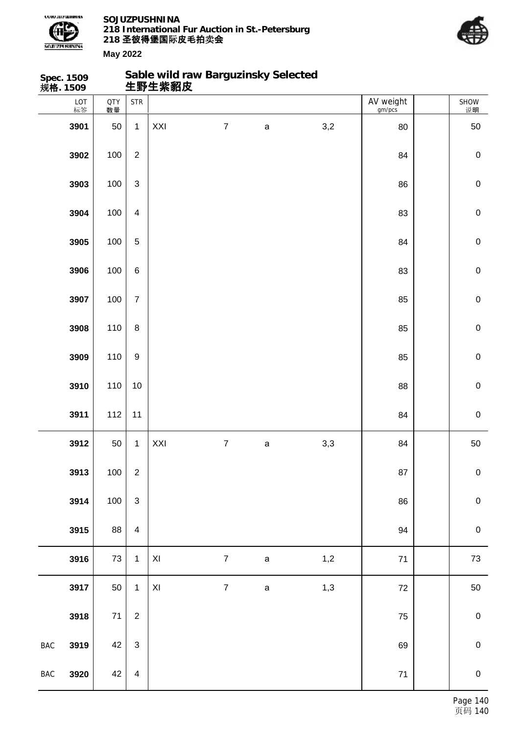**Spec. 1509**
**规格. 1509**

## Sable wild raw Barguzinsky Selected
## 生野生紫貂皮

| | LOT 标签 | QTY 数量 | STR | | | | | AV weight gm/pcs | | SHOW 说明 |
|---|---|---|---|---|---|---|---|---|---|---|
| | 3901 | 50 | 1 | XXI | 7 | a | 3,2 | 80 | | 50 |
| | 3902 | 100 | 2 | | | | | 84 | | 0 |
| | 3903 | 100 | 3 | | | | | 86 | | 0 |
| | 3904 | 100 | 4 | | | | | 83 | | 0 |
| | 3905 | 100 | 5 | | | | | 84 | | 0 |
| | 3906 | 100 | 6 | | | | | 83 | | 0 |
| | 3907 | 100 | 7 | | | | | 85 | | 0 |
| | 3908 | 110 | 8 | | | | | 85 | | 0 |
| | 3909 | 110 | 9 | | | | | 85 | | 0 |
| | 3910 | 110 | 10 | | | | | 88 | | 0 |
| | 3911 | 112 | 11 | | | | | 84 | | 0 |
| | 3912 | 50 | 1 | XXI | 7 | a | 3,3 | 84 | | 50 |
| | 3913 | 100 | 2 | | | | | 87 | | 0 |
| | 3914 | 100 | 3 | | | | | 86 | | 0 |
| | 3915 | 88 | 4 | | | | | 94 | | 0 |
| | 3916 | 73 | 1 | XI | 7 | a | 1,2 | 71 | | 73 |
| | 3917 | 50 | 1 | XI | 7 | a | 1,3 | 72 | | 50 |
| | 3918 | 71 | 2 | | | | | 75 | | 0 |
| BAC | 3919 | 42 | 3 | | | | | 69 | | 0 |
| BAC | 3920 | 42 | 4 | | | | | 71 | | 0 |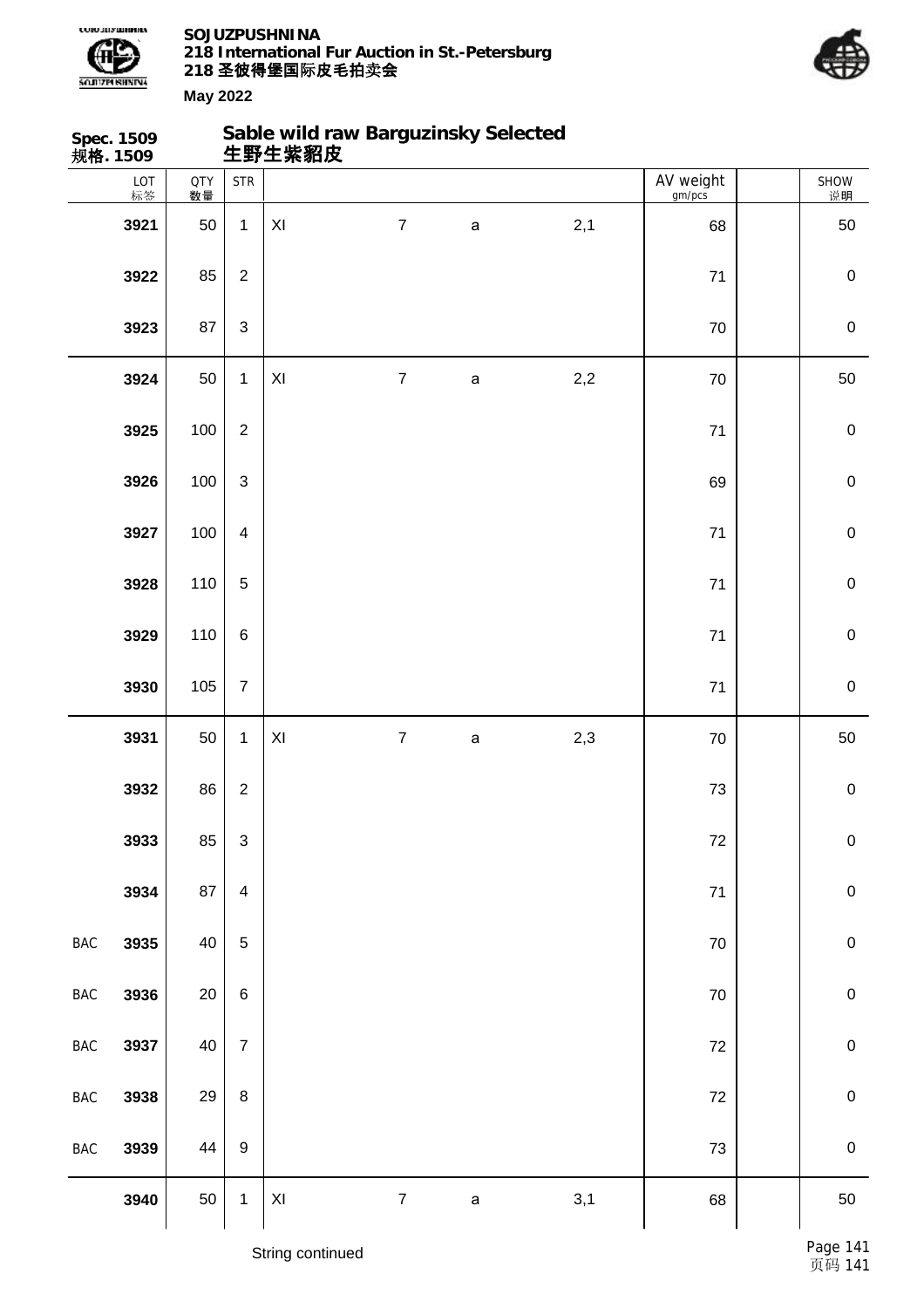**Spec. 1509**
**规格. 1509**

## Sable wild raw Barguzinsky Selected
## 生野生紫貂皮

| | LOT 标签 | QTY 数量 | STR | | | | | AV weight gm/pcs | | SHOW 说明 |
|---|---|---|---|---|---|---|---|---|---|---|
| | 3921 | 50 | 1 | XI | 7 | a | 2,1 | 68 | | 50 |
| | 3922 | 85 | 2 | | | | | 71 | | 0 |
| | 3923 | 87 | 3 | | | | | 70 | | 0 |
| | 3924 | 50 | 1 | XI | 7 | a | 2,2 | 70 | | 50 |
| | 3925 | 100 | 2 | | | | | 71 | | 0 |
| | 3926 | 100 | 3 | | | | | 69 | | 0 |
| | 3927 | 100 | 4 | | | | | 71 | | 0 |
| | 3928 | 110 | 5 | | | | | 71 | | 0 |
| | 3929 | 110 | 6 | | | | | 71 | | 0 |
| | 3930 | 105 | 7 | | | | | 71 | | 0 |
| | 3931 | 50 | 1 | XI | 7 | a | 2,3 | 70 | | 50 |
| | 3932 | 86 | 2 | | | | | 73 | | 0 |
| | 3933 | 85 | 3 | | | | | 72 | | 0 |
| | 3934 | 87 | 4 | | | | | 71 | | 0 |
| BAC | 3935 | 40 | 5 | | | | | 70 | | 0 |
| BAC | 3936 | 20 | 6 | | | | | 70 | | 0 |
| BAC | 3937 | 40 | 7 | | | | | 72 | | 0 |
| BAC | 3938 | 29 | 8 | | | | | 72 | | 0 |
| BAC | 3939 | 44 | 9 | | | | | 73 | | 0 |
| | 3940 | 50 | 1 | XI | 7 | a | 3,1 | 68 | | 50 |

String continued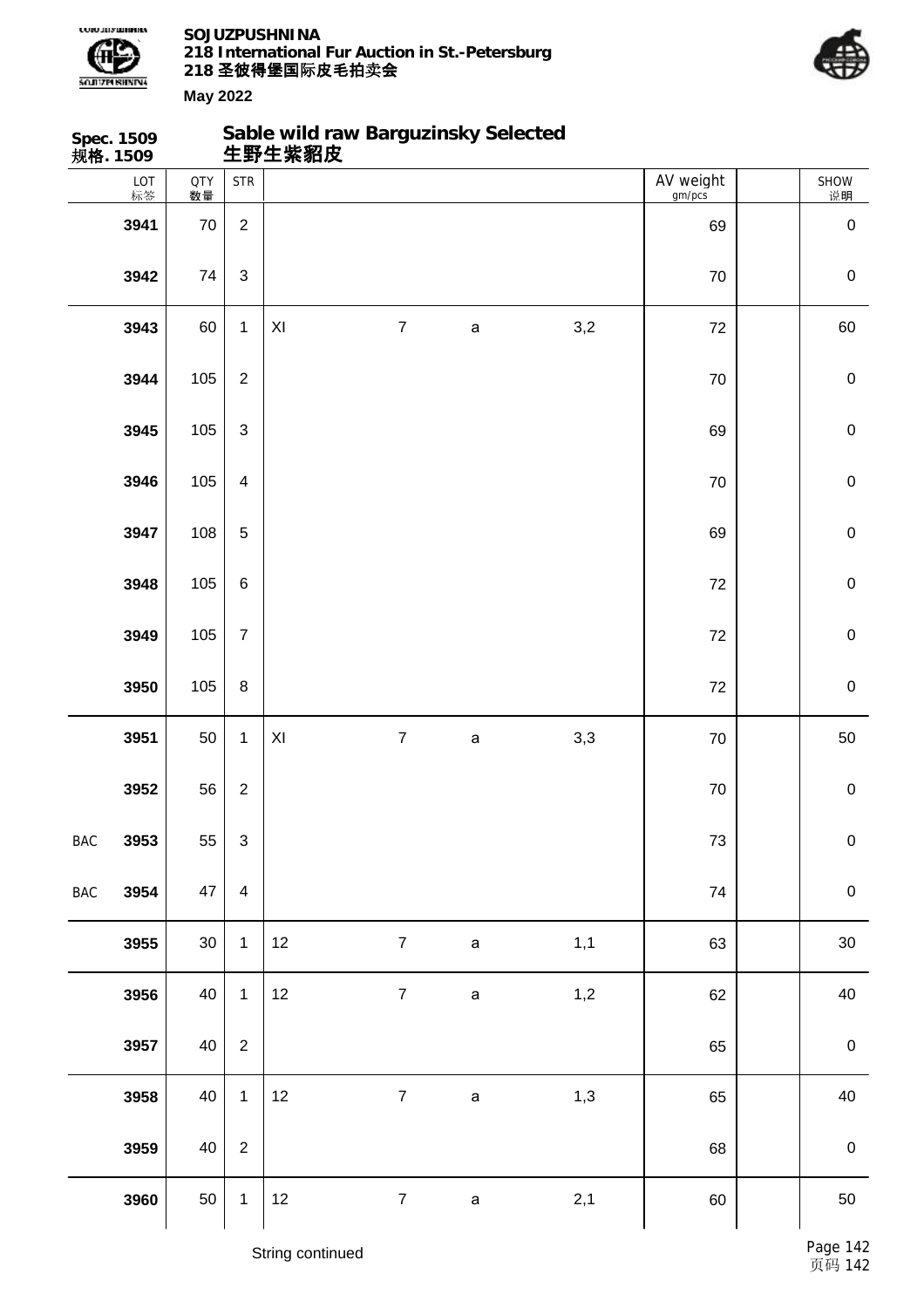**Spec. 1509**
**规格. 1509**

## Sable wild raw Barguzinsky Selected
## 生野生紫貂皮

| | LOT 标签 | QTY 数量 | STR | | | | | AV weight gm/pcs | | SHOW 说明 |
|---|---|---|---|---|---|---|---|---|---|---|
| | 3941 | 70 | 2 | | | | | 69 | | 0 |
| | 3942 | 74 | 3 | | | | | 70 | | 0 |
| | 3943 | 60 | 1 | XI | 7 | a | 3,2 | 72 | | 60 |
| | 3944 | 105 | 2 | | | | | 70 | | 0 |
| | 3945 | 105 | 3 | | | | | 69 | | 0 |
| | 3946 | 105 | 4 | | | | | 70 | | 0 |
| | 3947 | 108 | 5 | | | | | 69 | | 0 |
| | 3948 | 105 | 6 | | | | | 72 | | 0 |
| | 3949 | 105 | 7 | | | | | 72 | | 0 |
| | 3950 | 105 | 8 | | | | | 72 | | 0 |
| | 3951 | 50 | 1 | XI | 7 | a | 3,3 | 70 | | 50 |
| | 3952 | 56 | 2 | | | | | 70 | | 0 |
| BAC | 3953 | 55 | 3 | | | | | 73 | | 0 |
| BAC | 3954 | 47 | 4 | | | | | 74 | | 0 |
| | 3955 | 30 | 1 | 12 | 7 | a | 1,1 | 63 | | 30 |
| | 3956 | 40 | 1 | 12 | 7 | a | 1,2 | 62 | | 40 |
| | 3957 | 40 | 2 | | | | | 65 | | 0 |
| | 3958 | 40 | 1 | 12 | 7 | a | 1,3 | 65 | | 40 |
| | 3959 | 40 | 2 | | | | | 68 | | 0 |
| | 3960 | 50 | 1 | 12 | 7 | a | 2,1 | 60 | | 50 |

String continued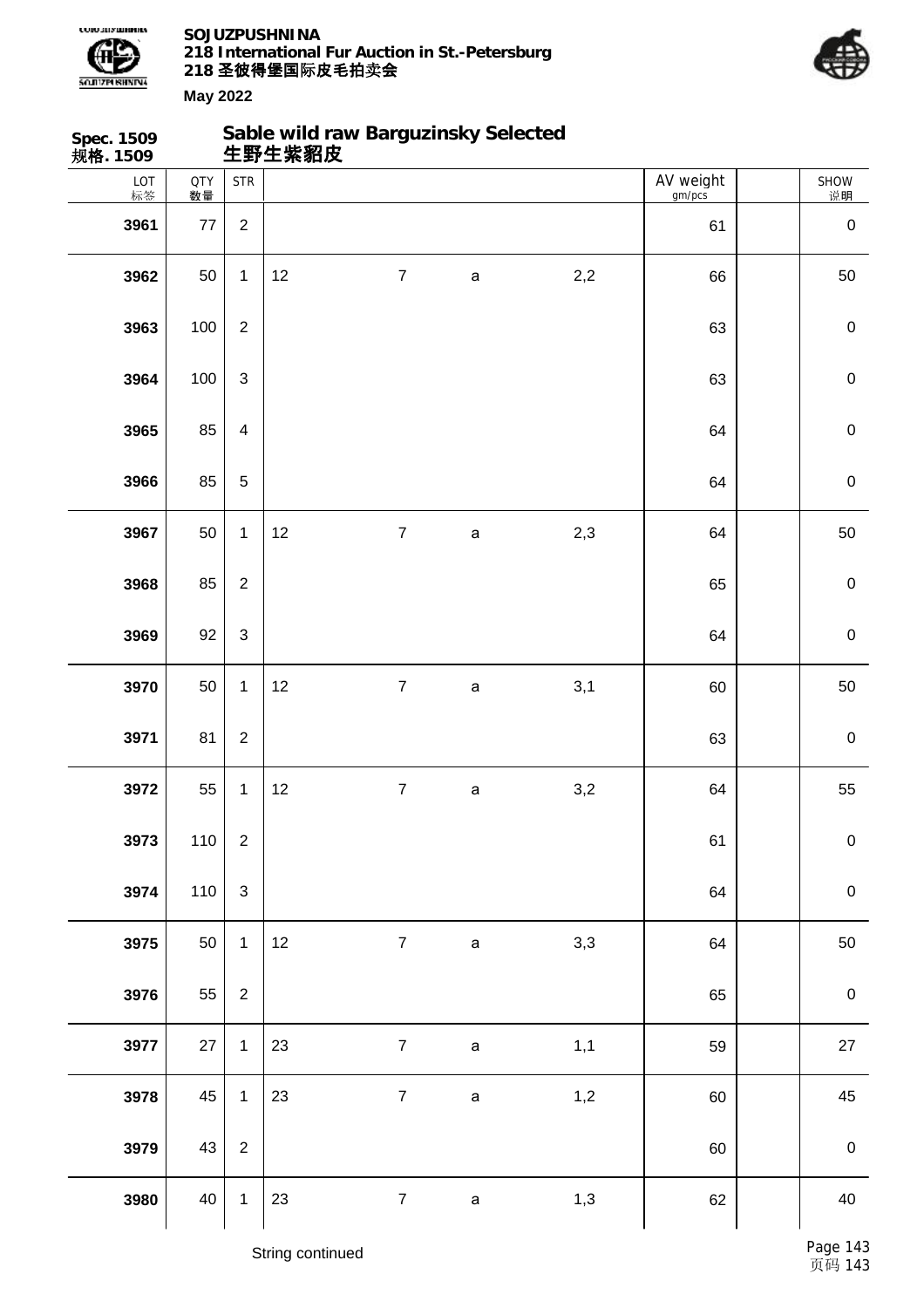**Spec. 1509**
**规格. 1509**

## Sable wild raw Barguzinsky Selected
## 生野生紫貂皮

| LOT 标签 | QTY 数量 | STR | | | | | AV weight gm/pcs | | SHOW 说明 |
|---|---|---|---|---|---|---|---|---|---|
| **3961** | 77 | 2 | | | | | 61 | | 0 |
| **3962** | 50 | 1 | 12 | 7 | a | 2,2 | 66 | | 50 |
| **3963** | 100 | 2 | | | | | 63 | | 0 |
| **3964** | 100 | 3 | | | | | 63 | | 0 |
| **3965** | 85 | 4 | | | | | 64 | | 0 |
| **3966** | 85 | 5 | | | | | 64 | | 0 |
| **3967** | 50 | 1 | 12 | 7 | a | 2,3 | 64 | | 50 |
| **3968** | 85 | 2 | | | | | 65 | | 0 |
| **3969** | 92 | 3 | | | | | 64 | | 0 |
| **3970** | 50 | 1 | 12 | 7 | a | 3,1 | 60 | | 50 |
| **3971** | 81 | 2 | | | | | 63 | | 0 |
| **3972** | 55 | 1 | 12 | 7 | a | 3,2 | 64 | | 55 |
| **3973** | 110 | 2 | | | | | 61 | | 0 |
| **3974** | 110 | 3 | | | | | 64 | | 0 |
| **3975** | 50 | 1 | 12 | 7 | a | 3,3 | 64 | | 50 |
| **3976** | 55 | 2 | | | | | 65 | | 0 |
| **3977** | 27 | 1 | 23 | 7 | a | 1,1 | 59 | | 27 |
| **3978** | 45 | 1 | 23 | 7 | a | 1,2 | 60 | | 45 |
| **3979** | 43 | 2 | | | | | 60 | | 0 |
| **3980** | 40 | 1 | 23 | 7 | a | 1,3 | 62 | | 40 |

String continued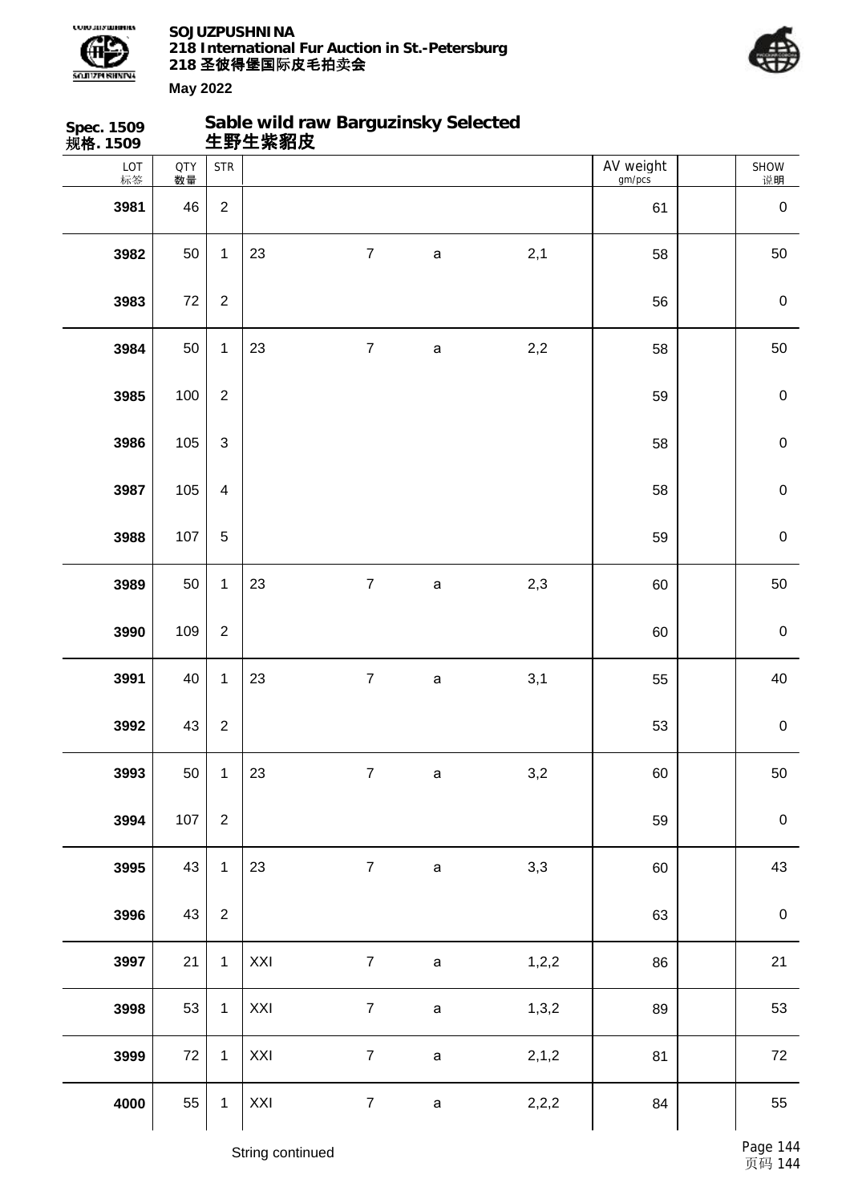**Spec. 1509**
**规格. 1509**

## Sable wild raw Barguzinsky Selected
## 生野生紫貂皮

| LOT 标签 | QTY 数量 | STR | | | | | AV weight gm/pcs | | SHOW 说明 |
|---|---|---|---|---|---|---|---|---|---|
| 3981 | 46 | 2 | | | | | 61 | | 0 |
| 3982 | 50 | 1 | 23 | 7 | a | 2,1 | 58 | | 50 |
| 3983 | 72 | 2 | | | | | 56 | | 0 |
| 3984 | 50 | 1 | 23 | 7 | a | 2,2 | 58 | | 50 |
| 3985 | 100 | 2 | | | | | 59 | | 0 |
| 3986 | 105 | 3 | | | | | 58 | | 0 |
| 3987 | 105 | 4 | | | | | 58 | | 0 |
| 3988 | 107 | 5 | | | | | 59 | | 0 |
| 3989 | 50 | 1 | 23 | 7 | a | 2,3 | 60 | | 50 |
| 3990 | 109 | 2 | | | | | 60 | | 0 |
| 3991 | 40 | 1 | 23 | 7 | a | 3,1 | 55 | | 40 |
| 3992 | 43 | 2 | | | | | 53 | | 0 |
| 3993 | 50 | 1 | 23 | 7 | a | 3,2 | 60 | | 50 |
| 3994 | 107 | 2 | | | | | 59 | | 0 |
| 3995 | 43 | 1 | 23 | 7 | a | 3,3 | 60 | | 43 |
| 3996 | 43 | 2 | | | | | 63 | | 0 |
| 3997 | 21 | 1 | XXI | 7 | a | 1,2,2 | 86 | | 21 |
| 3998 | 53 | 1 | XXI | 7 | a | 1,3,2 | 89 | | 53 |
| 3999 | 72 | 1 | XXI | 7 | a | 2,1,2 | 81 | | 72 |
| 4000 | 55 | 1 | XXI | 7 | a | 2,2,2 | 84 | | 55 |

String continued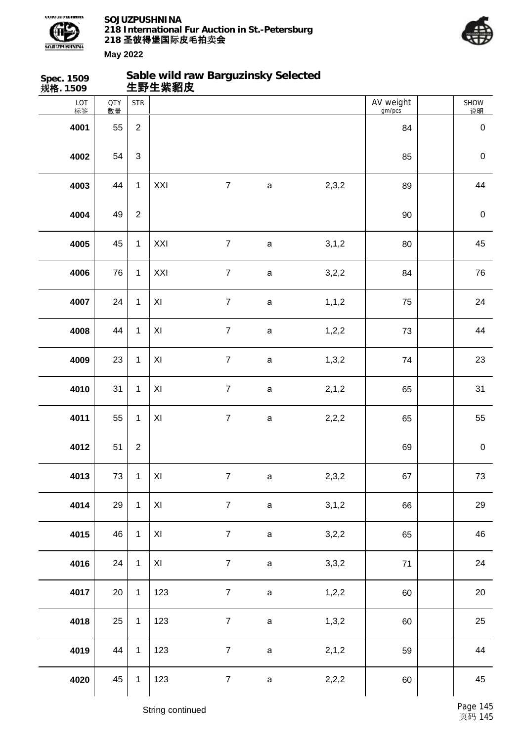## Spec. 1509 规格. 1509

## Sable wild raw Barguzinsky Selected 生野生紫貂皮

| LOT 标签 | QTY 数量 | STR | | | | | AV weight gm/pcs | | SHOW 说明 |
|---|---|---|---|---|---|---|---|---|---|
| 4001 | 55 | 2 | | | | | 84 | | 0 |
| 4002 | 54 | 3 | | | | | 85 | | 0 |
| 4003 | 44 | 1 | XXI | 7 | a | 2,3,2 | 89 | | 44 |
| 4004 | 49 | 2 | | | | | 90 | | 0 |
| 4005 | 45 | 1 | XXI | 7 | a | 3,1,2 | 80 | | 45 |
| 4006 | 76 | 1 | XXI | 7 | a | 3,2,2 | 84 | | 76 |
| 4007 | 24 | 1 | XI | 7 | a | 1,1,2 | 75 | | 24 |
| 4008 | 44 | 1 | XI | 7 | a | 1,2,2 | 73 | | 44 |
| 4009 | 23 | 1 | XI | 7 | a | 1,3,2 | 74 | | 23 |
| 4010 | 31 | 1 | XI | 7 | a | 2,1,2 | 65 | | 31 |
| 4011 | 55 | 1 | XI | 7 | a | 2,2,2 | 65 | | 55 |
| 4012 | 51 | 2 | | | | | 69 | | 0 |
| 4013 | 73 | 1 | XI | 7 | a | 2,3,2 | 67 | | 73 |
| 4014 | 29 | 1 | XI | 7 | a | 3,1,2 | 66 | | 29 |
| 4015 | 46 | 1 | XI | 7 | a | 3,2,2 | 65 | | 46 |
| 4016 | 24 | 1 | XI | 7 | a | 3,3,2 | 71 | | 24 |
| 4017 | 20 | 1 | 123 | 7 | a | 1,2,2 | 60 | | 20 |
| 4018 | 25 | 1 | 123 | 7 | a | 1,3,2 | 60 | | 25 |
| 4019 | 44 | 1 | 123 | 7 | a | 2,1,2 | 59 | | 44 |
| 4020 | 45 | 1 | 123 | 7 | a | 2,2,2 | 60 | | 45 |

String continued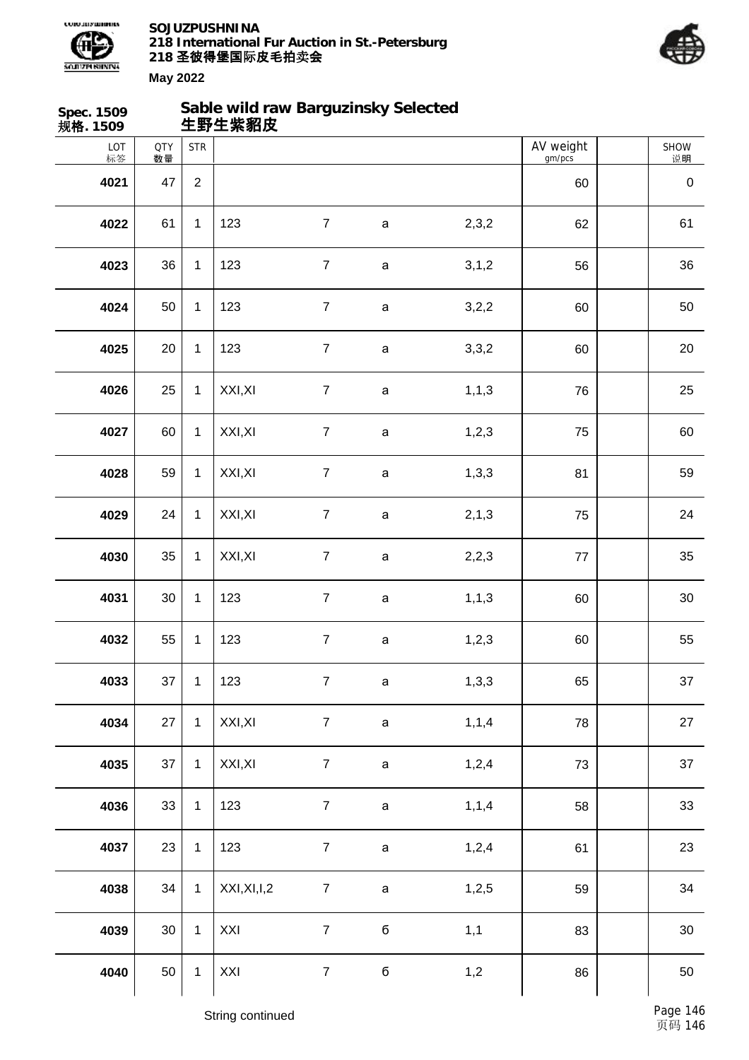**Spec. 1509**
**规格. 1509**

## Sable wild raw Barguzinsky Selected
## 生野生紫貂皮

| LOT 标签 | QTY 数量 | STR | | | | | AV weight gm/pcs | | SHOW 说明 |
|---|---|---|---|---|---|---|---|---|---|
| **4021** | 47 | 2 | | | | | 60 | | 0 |
| **4022** | 61 | 1 | 123 | 7 | a | 2,3,2 | 62 | | 61 |
| **4023** | 36 | 1 | 123 | 7 | a | 3,1,2 | 56 | | 36 |
| **4024** | 50 | 1 | 123 | 7 | a | 3,2,2 | 60 | | 50 |
| **4025** | 20 | 1 | 123 | 7 | a | 3,3,2 | 60 | | 20 |
| **4026** | 25 | 1 | XXI,XI | 7 | a | 1,1,3 | 76 | | 25 |
| **4027** | 60 | 1 | XXI,XI | 7 | a | 1,2,3 | 75 | | 60 |
| **4028** | 59 | 1 | XXI,XI | 7 | a | 1,3,3 | 81 | | 59 |
| **4029** | 24 | 1 | XXI,XI | 7 | a | 2,1,3 | 75 | | 24 |
| **4030** | 35 | 1 | XXI,XI | 7 | a | 2,2,3 | 77 | | 35 |
| **4031** | 30 | 1 | 123 | 7 | a | 1,1,3 | 60 | | 30 |
| **4032** | 55 | 1 | 123 | 7 | a | 1,2,3 | 60 | | 55 |
| **4033** | 37 | 1 | 123 | 7 | a | 1,3,3 | 65 | | 37 |
| **4034** | 27 | 1 | XXI,XI | 7 | a | 1,1,4 | 78 | | 27 |
| **4035** | 37 | 1 | XXI,XI | 7 | a | 1,2,4 | 73 | | 37 |
| **4036** | 33 | 1 | 123 | 7 | a | 1,1,4 | 58 | | 33 |
| **4037** | 23 | 1 | 123 | 7 | a | 1,2,4 | 61 | | 23 |
| **4038** | 34 | 1 | XXI,XI,I,2 | 7 | a | 1,2,5 | 59 | | 34 |
| **4039** | 30 | 1 | XXI | 7 | б | 1,1 | 83 | | 30 |
| **4040** | 50 | 1 | XXI | 7 | б | 1,2 | 86 | | 50 |

String continued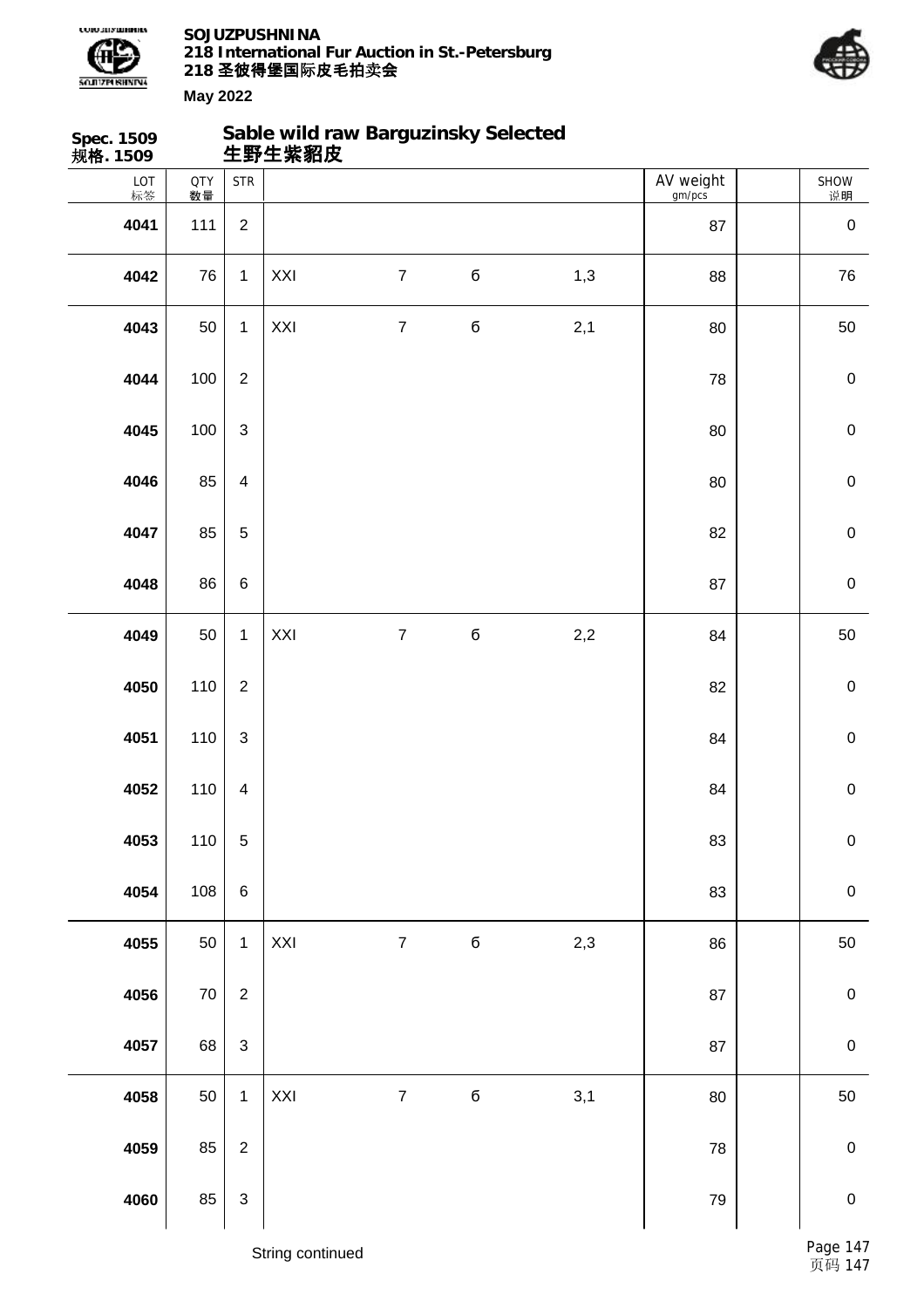**Spec. 1509**
**规格. 1509**

## Sable wild raw Barguzinsky Selected
## 生野生紫貂皮

| LOT 标签 | QTY 数量 | STR | | | | | AV weight gm/pcs | | SHOW 说明 |
|---|---|---|---|---|---|---|---|---|---|
| **4041** | 111 | 2 | | | | | 87 | | 0 |
| **4042** | 76 | 1 | XXI | 7 | б | 1,3 | 88 | | 76 |
| **4043** | 50 | 1 | XXI | 7 | б | 2,1 | 80 | | 50 |
| **4044** | 100 | 2 | | | | | 78 | | 0 |
| **4045** | 100 | 3 | | | | | 80 | | 0 |
| **4046** | 85 | 4 | | | | | 80 | | 0 |
| **4047** | 85 | 5 | | | | | 82 | | 0 |
| **4048** | 86 | 6 | | | | | 87 | | 0 |
| **4049** | 50 | 1 | XXI | 7 | б | 2,2 | 84 | | 50 |
| **4050** | 110 | 2 | | | | | 82 | | 0 |
| **4051** | 110 | 3 | | | | | 84 | | 0 |
| **4052** | 110 | 4 | | | | | 84 | | 0 |
| **4053** | 110 | 5 | | | | | 83 | | 0 |
| **4054** | 108 | 6 | | | | | 83 | | 0 |
| **4055** | 50 | 1 | XXI | 7 | б | 2,3 | 86 | | 50 |
| **4056** | 70 | 2 | | | | | 87 | | 0 |
| **4057** | 68 | 3 | | | | | 87 | | 0 |
| **4058** | 50 | 1 | XXI | 7 | б | 3,1 | 80 | | 50 |
| **4059** | 85 | 2 | | | | | 78 | | 0 |
| **4060** | 85 | 3 | | | | | 79 | | 0 |

String continued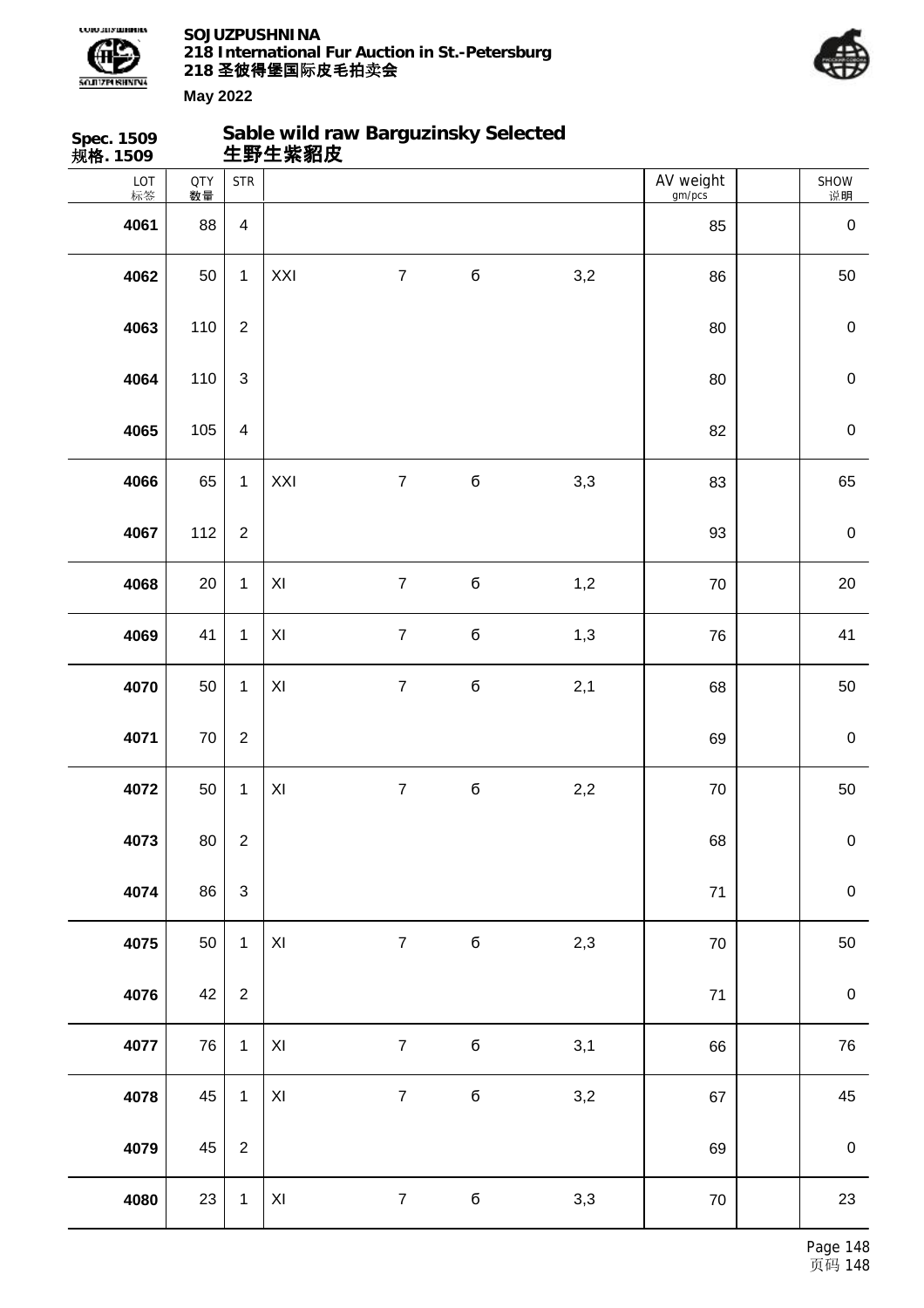**SOJUZPUSHNINA**
**218 International Fur Auction in St.-Petersburg**
**218 圣彼得堡国际皮毛拍卖会**

**May 2022**

## Spec. 1509 规格. 1509 — Sable wild raw Barguzinsky Selected 生野生紫貂皮

| LOT 标签 | QTY 数量 | STR | | | | | AV weight gm/pcs | | SHOW 说明 |
|---|---|---|---|---|---|---|---|---|---|
| 4061 | 88 | 4 | | | | | 85 | | 0 |
| 4062 | 50 | 1 | XXI | 7 | б | 3,2 | 86 | | 50 |
| 4063 | 110 | 2 | | | | | 80 | | 0 |
| 4064 | 110 | 3 | | | | | 80 | | 0 |
| 4065 | 105 | 4 | | | | | 82 | | 0 |
| 4066 | 65 | 1 | XXI | 7 | б | 3,3 | 83 | | 65 |
| 4067 | 112 | 2 | | | | | 93 | | 0 |
| 4068 | 20 | 1 | XI | 7 | б | 1,2 | 70 | | 20 |
| 4069 | 41 | 1 | XI | 7 | б | 1,3 | 76 | | 41 |
| 4070 | 50 | 1 | XI | 7 | б | 2,1 | 68 | | 50 |
| 4071 | 70 | 2 | | | | | 69 | | 0 |
| 4072 | 50 | 1 | XI | 7 | б | 2,2 | 70 | | 50 |
| 4073 | 80 | 2 | | | | | 68 | | 0 |
| 4074 | 86 | 3 | | | | | 71 | | 0 |
| 4075 | 50 | 1 | XI | 7 | б | 2,3 | 70 | | 50 |
| 4076 | 42 | 2 | | | | | 71 | | 0 |
| 4077 | 76 | 1 | XI | 7 | б | 3,1 | 66 | | 76 |
| 4078 | 45 | 1 | XI | 7 | б | 3,2 | 67 | | 45 |
| 4079 | 45 | 2 | | | | | 69 | | 0 |
| 4080 | 23 | 1 | XI | 7 | б | 3,3 | 70 | | 23 |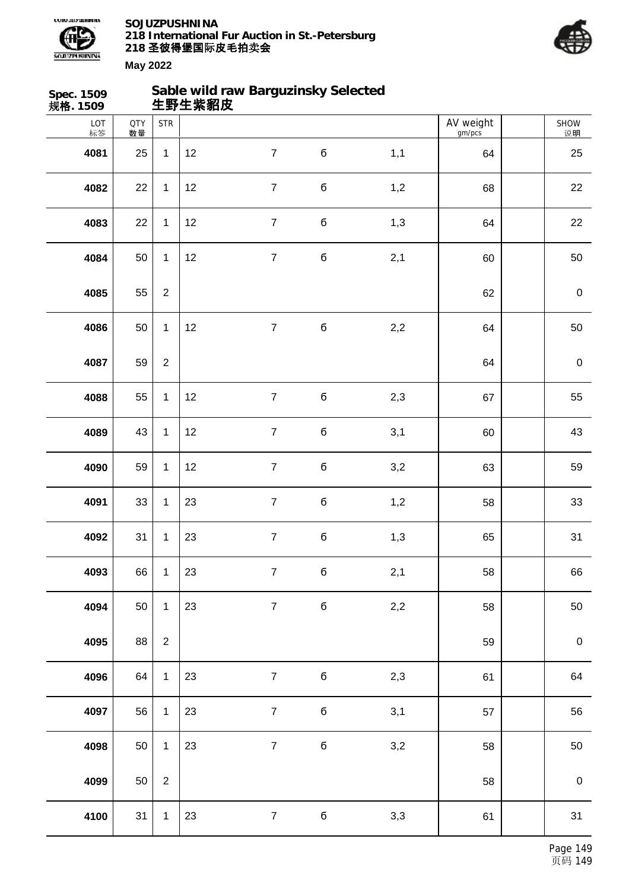**Spec. 1509**
**规格. 1509**

## Sable wild raw Barguzinsky Selected
## 生野生紫貂皮

| LOT 标签 | QTY 数量 | STR | | | | | AV weight gm/pcs | | SHOW 说明 |
|---|---|---|---|---|---|---|---|---|---|
| 4081 | 25 | 1 | 12 | 7 | б | 1,1 | 64 | | 25 |
| 4082 | 22 | 1 | 12 | 7 | б | 1,2 | 68 | | 22 |
| 4083 | 22 | 1 | 12 | 7 | б | 1,3 | 64 | | 22 |
| 4084 | 50 | 1 | 12 | 7 | б | 2,1 | 60 | | 50 |
| 4085 | 55 | 2 | | | | | 62 | | 0 |
| 4086 | 50 | 1 | 12 | 7 | б | 2,2 | 64 | | 50 |
| 4087 | 59 | 2 | | | | | 64 | | 0 |
| 4088 | 55 | 1 | 12 | 7 | б | 2,3 | 67 | | 55 |
| 4089 | 43 | 1 | 12 | 7 | б | 3,1 | 60 | | 43 |
| 4090 | 59 | 1 | 12 | 7 | б | 3,2 | 63 | | 59 |
| 4091 | 33 | 1 | 23 | 7 | б | 1,2 | 58 | | 33 |
| 4092 | 31 | 1 | 23 | 7 | б | 1,3 | 65 | | 31 |
| 4093 | 66 | 1 | 23 | 7 | б | 2,1 | 58 | | 66 |
| 4094 | 50 | 1 | 23 | 7 | б | 2,2 | 58 | | 50 |
| 4095 | 88 | 2 | | | | | 59 | | 0 |
| 4096 | 64 | 1 | 23 | 7 | б | 2,3 | 61 | | 64 |
| 4097 | 56 | 1 | 23 | 7 | б | 3,1 | 57 | | 56 |
| 4098 | 50 | 1 | 23 | 7 | б | 3,2 | 58 | | 50 |
| 4099 | 50 | 2 | | | | | 58 | | 0 |
| 4100 | 31 | 1 | 23 | 7 | б | 3,3 | 61 | | 31 |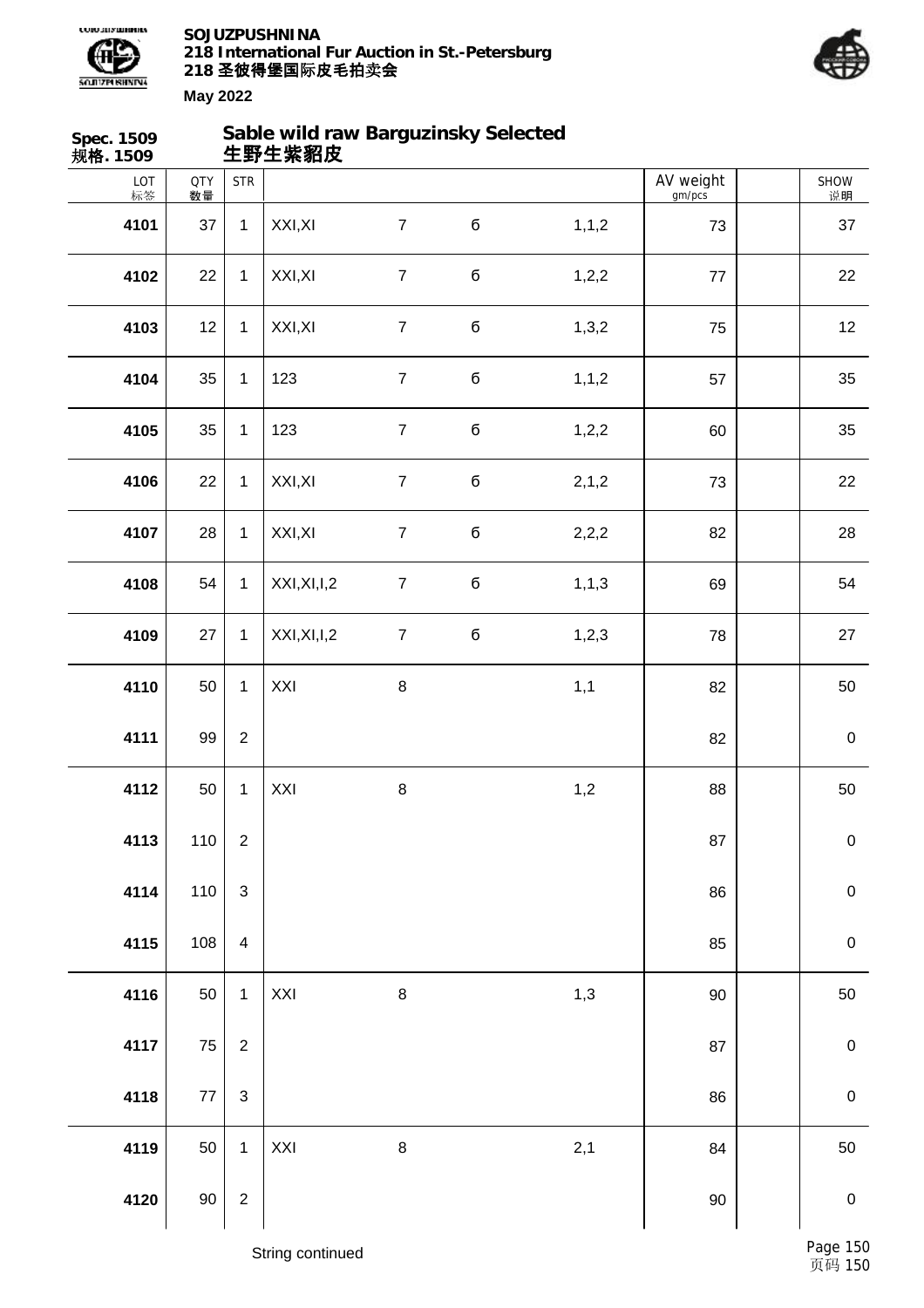## Spec. 1509 规格. 1509

## Sable wild raw Barguzinsky Selected 生野生紫貂皮

| LOT 标签 | QTY 数量 | STR | | | | | AV weight gm/pcs | | SHOW 说明 |
|---|---|---|---|---|---|---|---|---|---|
| 4101 | 37 | 1 | XXI,XI | 7 | б | 1,1,2 | 73 | | 37 |
| 4102 | 22 | 1 | XXI,XI | 7 | б | 1,2,2 | 77 | | 22 |
| 4103 | 12 | 1 | XXI,XI | 7 | б | 1,3,2 | 75 | | 12 |
| 4104 | 35 | 1 | 123 | 7 | б | 1,1,2 | 57 | | 35 |
| 4105 | 35 | 1 | 123 | 7 | б | 1,2,2 | 60 | | 35 |
| 4106 | 22 | 1 | XXI,XI | 7 | б | 2,1,2 | 73 | | 22 |
| 4107 | 28 | 1 | XXI,XI | 7 | б | 2,2,2 | 82 | | 28 |
| 4108 | 54 | 1 | XXI,XI,I,2 | 7 | б | 1,1,3 | 69 | | 54 |
| 4109 | 27 | 1 | XXI,XI,I,2 | 7 | б | 1,2,3 | 78 | | 27 |
| 4110 | 50 | 1 | XXI | 8 | | 1,1 | 82 | | 50 |
| 4111 | 99 | 2 | | | | | 82 | | 0 |
| 4112 | 50 | 1 | XXI | 8 | | 1,2 | 88 | | 50 |
| 4113 | 110 | 2 | | | | | 87 | | 0 |
| 4114 | 110 | 3 | | | | | 86 | | 0 |
| 4115 | 108 | 4 | | | | | 85 | | 0 |
| 4116 | 50 | 1 | XXI | 8 | | 1,3 | 90 | | 50 |
| 4117 | 75 | 2 | | | | | 87 | | 0 |
| 4118 | 77 | 3 | | | | | 86 | | 0 |
| 4119 | 50 | 1 | XXI | 8 | | 2,1 | 84 | | 50 |
| 4120 | 90 | 2 | | | | | 90 | | 0 |

String continued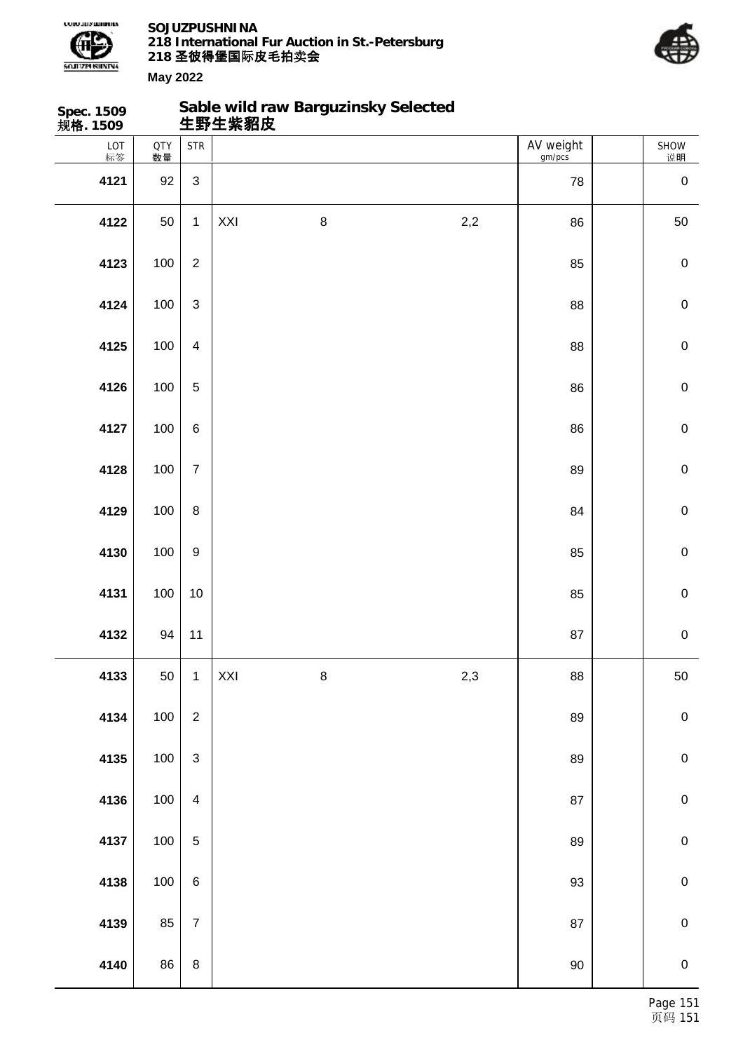**Spec. 1509**
**规格. 1509**

## Sable wild raw Barguzinsky Selected
## 生野生紫貂皮

| LOT 标签 | QTY 数量 | STR | | | | AV weight gm/pcs | | SHOW 说明 |
|---|---|---|---|---|---|---|---|---|
| **4121** | 92 | 3 | | | | 78 | | 0 |
| **4122** | 50 | 1 | XXI | 8 | 2,2 | 86 | | 50 |
| **4123** | 100 | 2 | | | | 85 | | 0 |
| **4124** | 100 | 3 | | | | 88 | | 0 |
| **4125** | 100 | 4 | | | | 88 | | 0 |
| **4126** | 100 | 5 | | | | 86 | | 0 |
| **4127** | 100 | 6 | | | | 86 | | 0 |
| **4128** | 100 | 7 | | | | 89 | | 0 |
| **4129** | 100 | 8 | | | | 84 | | 0 |
| **4130** | 100 | 9 | | | | 85 | | 0 |
| **4131** | 100 | 10 | | | | 85 | | 0 |
| **4132** | 94 | 11 | | | | 87 | | 0 |
| **4133** | 50 | 1 | XXI | 8 | 2,3 | 88 | | 50 |
| **4134** | 100 | 2 | | | | 89 | | 0 |
| **4135** | 100 | 3 | | | | 89 | | 0 |
| **4136** | 100 | 4 | | | | 87 | | 0 |
| **4137** | 100 | 5 | | | | 89 | | 0 |
| **4138** | 100 | 6 | | | | 93 | | 0 |
| **4139** | 85 | 7 | | | | 87 | | 0 |
| **4140** | 86 | 8 | | | | 90 | | 0 |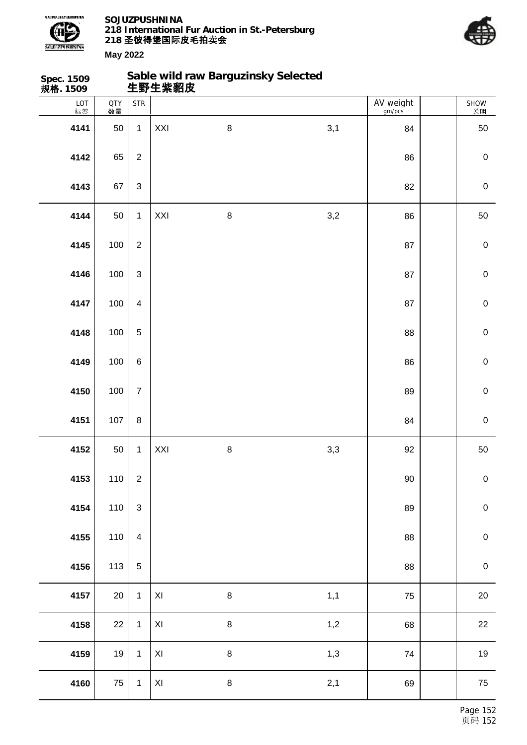**Spec. 1509**
**规格. 1509**

## Sable wild raw Barguzinsky Selected
## 生野生紫貂皮

| LOT 标签 | QTY 数量 | STR | | | | AV weight gm/pcs | | SHOW 说明 |
|---|---|---|---|---|---|---|---|---|
| **4141** | 50 | 1 | XXI | 8 | 3,1 | 84 | | 50 |
| **4142** | 65 | 2 | | | | 86 | | 0 |
| **4143** | 67 | 3 | | | | 82 | | 0 |
| **4144** | 50 | 1 | XXI | 8 | 3,2 | 86 | | 50 |
| **4145** | 100 | 2 | | | | 87 | | 0 |
| **4146** | 100 | 3 | | | | 87 | | 0 |
| **4147** | 100 | 4 | | | | 87 | | 0 |
| **4148** | 100 | 5 | | | | 88 | | 0 |
| **4149** | 100 | 6 | | | | 86 | | 0 |
| **4150** | 100 | 7 | | | | 89 | | 0 |
| **4151** | 107 | 8 | | | | 84 | | 0 |
| **4152** | 50 | 1 | XXI | 8 | 3,3 | 92 | | 50 |
| **4153** | 110 | 2 | | | | 90 | | 0 |
| **4154** | 110 | 3 | | | | 89 | | 0 |
| **4155** | 110 | 4 | | | | 88 | | 0 |
| **4156** | 113 | 5 | | | | 88 | | 0 |
| **4157** | 20 | 1 | XI | 8 | 1,1 | 75 | | 20 |
| **4158** | 22 | 1 | XI | 8 | 1,2 | 68 | | 22 |
| **4159** | 19 | 1 | XI | 8 | 1,3 | 74 | | 19 |
| **4160** | 75 | 1 | XI | 8 | 2,1 | 69 | | 75 |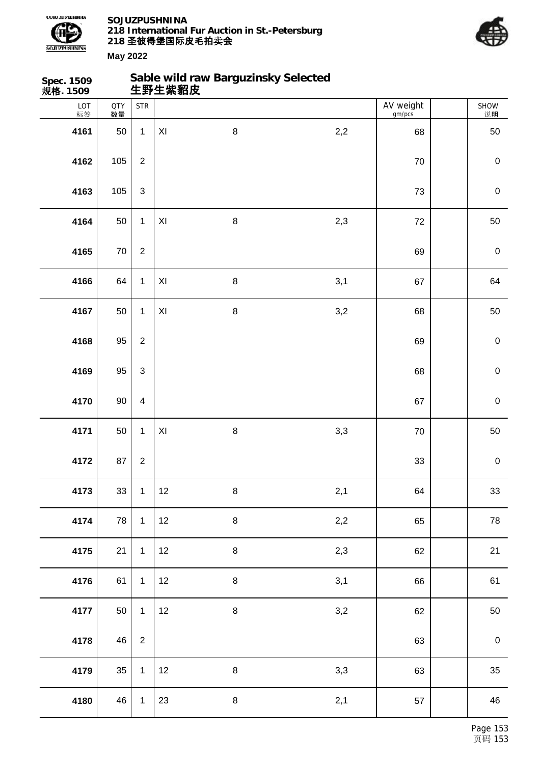**Spec. 1509**
**规格. 1509**

## Sable wild raw Barguzinsky Selected
## 生野生紫貂皮

| LOT 标签 | QTY 数量 | STR | | | | AV weight gm/pcs | | SHOW 说明 |
|---|---|---|---|---|---|---|---|---|
| 4161 | 50 | 1 | XI | 8 | 2,2 | 68 | | 50 |
| 4162 | 105 | 2 | | | | 70 | | 0 |
| 4163 | 105 | 3 | | | | 73 | | 0 |
| 4164 | 50 | 1 | XI | 8 | 2,3 | 72 | | 50 |
| 4165 | 70 | 2 | | | | 69 | | 0 |
| 4166 | 64 | 1 | XI | 8 | 3,1 | 67 | | 64 |
| 4167 | 50 | 1 | XI | 8 | 3,2 | 68 | | 50 |
| 4168 | 95 | 2 | | | | 69 | | 0 |
| 4169 | 95 | 3 | | | | 68 | | 0 |
| 4170 | 90 | 4 | | | | 67 | | 0 |
| 4171 | 50 | 1 | XI | 8 | 3,3 | 70 | | 50 |
| 4172 | 87 | 2 | | | | 33 | | 0 |
| 4173 | 33 | 1 | 12 | 8 | 2,1 | 64 | | 33 |
| 4174 | 78 | 1 | 12 | 8 | 2,2 | 65 | | 78 |
| 4175 | 21 | 1 | 12 | 8 | 2,3 | 62 | | 21 |
| 4176 | 61 | 1 | 12 | 8 | 3,1 | 66 | | 61 |
| 4177 | 50 | 1 | 12 | 8 | 3,2 | 62 | | 50 |
| 4178 | 46 | 2 | | | | 63 | | 0 |
| 4179 | 35 | 1 | 12 | 8 | 3,3 | 63 | | 35 |
| 4180 | 46 | 1 | 23 | 8 | 2,1 | 57 | | 46 |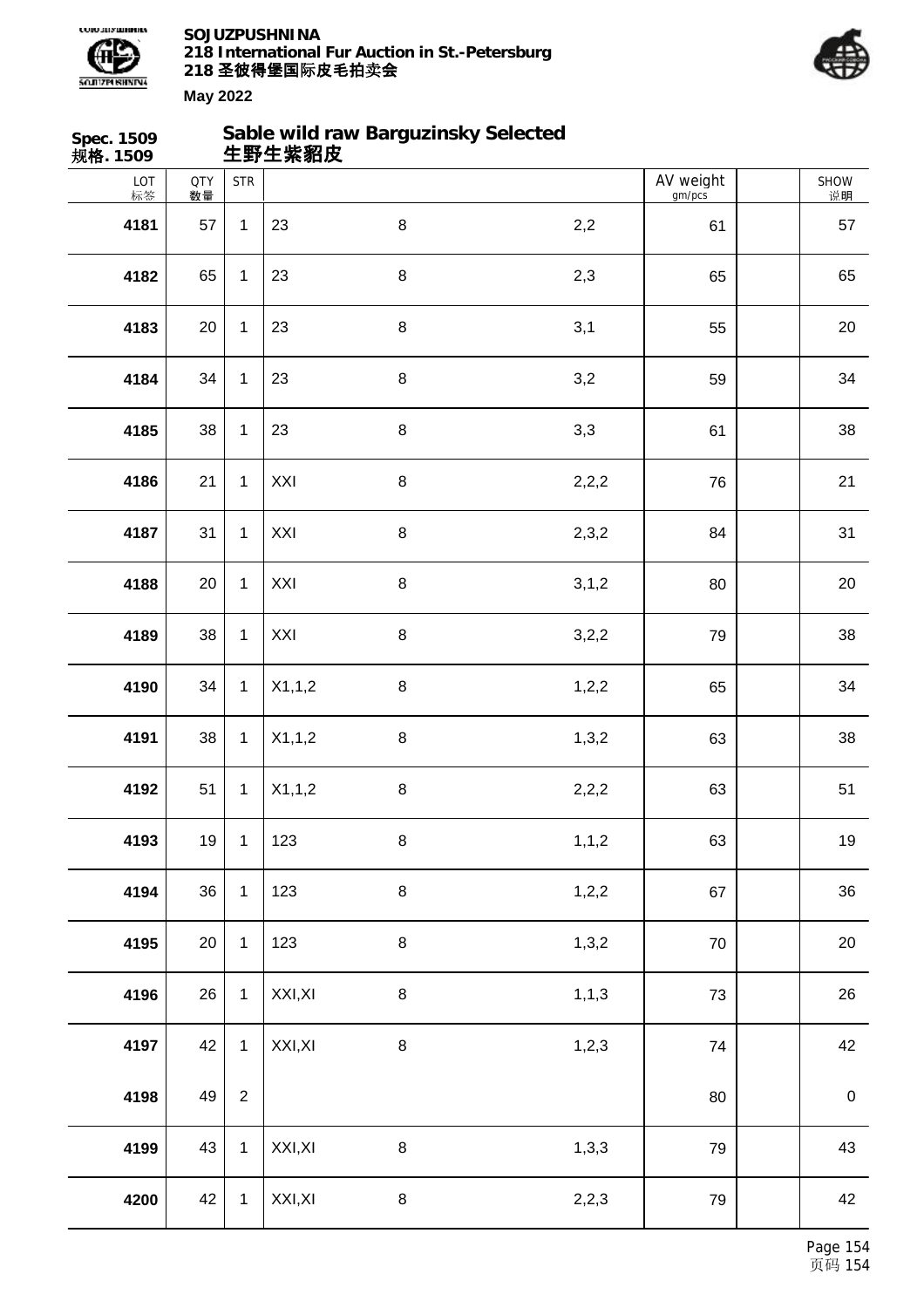**Spec. 1509**
**规格. 1509**

## Sable wild raw Barguzinsky Selected
## 生野生紫貂皮

| LOT 标签 | QTY 数量 | STR | | | | AV weight gm/pcs | | SHOW 说明 |
|---|---|---|---|---|---|---|---|---|
| **4181** | 57 | 1 | 23 | 8 | 2,2 | 61 | | 57 |
| **4182** | 65 | 1 | 23 | 8 | 2,3 | 65 | | 65 |
| **4183** | 20 | 1 | 23 | 8 | 3,1 | 55 | | 20 |
| **4184** | 34 | 1 | 23 | 8 | 3,2 | 59 | | 34 |
| **4185** | 38 | 1 | 23 | 8 | 3,3 | 61 | | 38 |
| **4186** | 21 | 1 | XXI | 8 | 2,2,2 | 76 | | 21 |
| **4187** | 31 | 1 | XXI | 8 | 2,3,2 | 84 | | 31 |
| **4188** | 20 | 1 | XXI | 8 | 3,1,2 | 80 | | 20 |
| **4189** | 38 | 1 | XXI | 8 | 3,2,2 | 79 | | 38 |
| **4190** | 34 | 1 | X1,1,2 | 8 | 1,2,2 | 65 | | 34 |
| **4191** | 38 | 1 | X1,1,2 | 8 | 1,3,2 | 63 | | 38 |
| **4192** | 51 | 1 | X1,1,2 | 8 | 2,2,2 | 63 | | 51 |
| **4193** | 19 | 1 | 123 | 8 | 1,1,2 | 63 | | 19 |
| **4194** | 36 | 1 | 123 | 8 | 1,2,2 | 67 | | 36 |
| **4195** | 20 | 1 | 123 | 8 | 1,3,2 | 70 | | 20 |
| **4196** | 26 | 1 | XXI,XI | 8 | 1,1,3 | 73 | | 26 |
| **4197** | 42 | 1 | XXI,XI | 8 | 1,2,3 | 74 | | 42 |
| **4198** | 49 | 2 | | | | 80 | | 0 |
| **4199** | 43 | 1 | XXI,XI | 8 | 1,3,3 | 79 | | 43 |
| **4200** | 42 | 1 | XXI,XI | 8 | 2,2,3 | 79 | | 42 |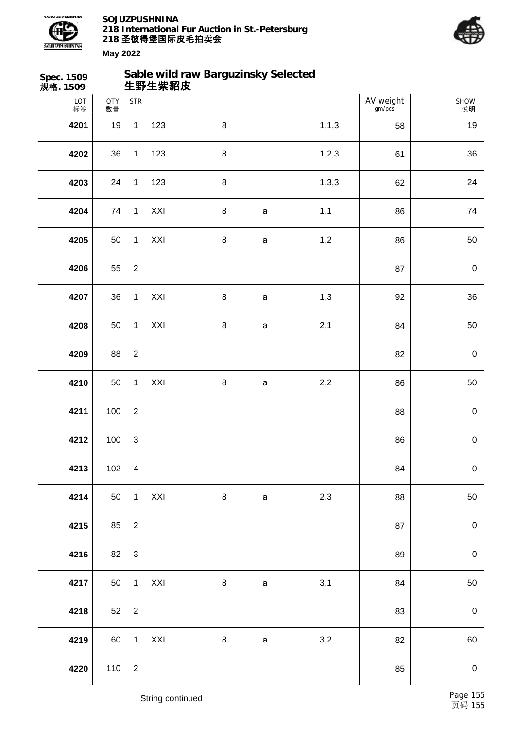**Spec. 1509**
**规格. 1509**

## Sable wild raw Barguzinsky Selected
## 生野生紫貂皮

| LOT 标签 | QTY 数量 | STR | | | | | AV weight gm/pcs | | SHOW 说明 |
|---|---|---|---|---|---|---|---|---|---|
| 4201 | 19 | 1 | 123 | 8 | | 1,1,3 | 58 | | 19 |
| 4202 | 36 | 1 | 123 | 8 | | 1,2,3 | 61 | | 36 |
| 4203 | 24 | 1 | 123 | 8 | | 1,3,3 | 62 | | 24 |
| 4204 | 74 | 1 | XXI | 8 | a | 1,1 | 86 | | 74 |
| 4205 | 50 | 1 | XXI | 8 | a | 1,2 | 86 | | 50 |
| 4206 | 55 | 2 | | | | | 87 | | 0 |
| 4207 | 36 | 1 | XXI | 8 | a | 1,3 | 92 | | 36 |
| 4208 | 50 | 1 | XXI | 8 | a | 2,1 | 84 | | 50 |
| 4209 | 88 | 2 | | | | | 82 | | 0 |
| 4210 | 50 | 1 | XXI | 8 | a | 2,2 | 86 | | 50 |
| 4211 | 100 | 2 | | | | | 88 | | 0 |
| 4212 | 100 | 3 | | | | | 86 | | 0 |
| 4213 | 102 | 4 | | | | | 84 | | 0 |
| 4214 | 50 | 1 | XXI | 8 | a | 2,3 | 88 | | 50 |
| 4215 | 85 | 2 | | | | | 87 | | 0 |
| 4216 | 82 | 3 | | | | | 89 | | 0 |
| 4217 | 50 | 1 | XXI | 8 | a | 3,1 | 84 | | 50 |
| 4218 | 52 | 2 | | | | | 83 | | 0 |
| 4219 | 60 | 1 | XXI | 8 | a | 3,2 | 82 | | 60 |
| 4220 | 110 | 2 | | | | | 85 | | 0 |

String continued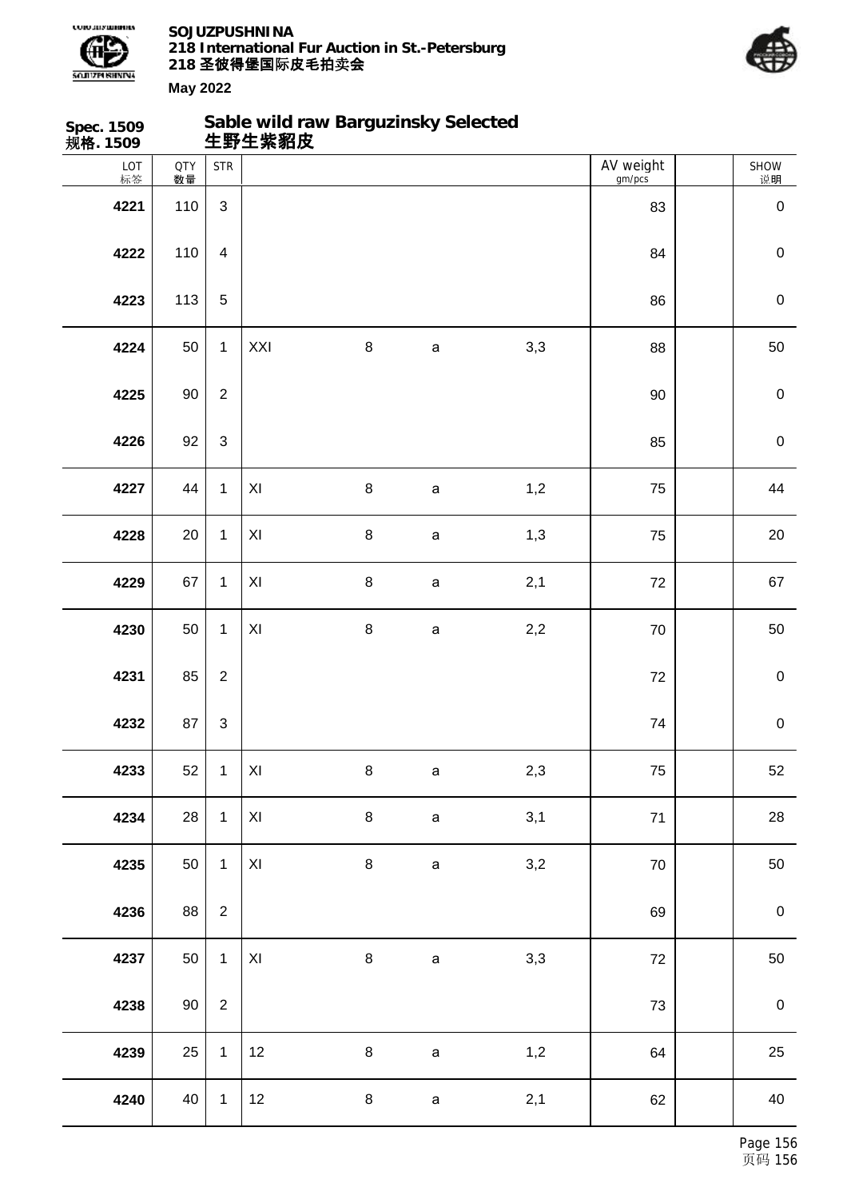**Spec. 1509**
**规格. 1509**

## Sable wild raw Barguzinsky Selected
## 生野生紫貂皮

| LOT 标签 | QTY 数量 | STR | | | | | AV weight gm/pcs | | SHOW 说明 |
|---|---|---|---|---|---|---|---|---|---|
| **4221** | 110 | 3 | | | | | 83 | | 0 |
| **4222** | 110 | 4 | | | | | 84 | | 0 |
| **4223** | 113 | 5 | | | | | 86 | | 0 |
| **4224** | 50 | 1 | XXI | 8 | a | 3,3 | 88 | | 50 |
| **4225** | 90 | 2 | | | | | 90 | | 0 |
| **4226** | 92 | 3 | | | | | 85 | | 0 |
| **4227** | 44 | 1 | XI | 8 | a | 1,2 | 75 | | 44 |
| **4228** | 20 | 1 | XI | 8 | a | 1,3 | 75 | | 20 |
| **4229** | 67 | 1 | XI | 8 | a | 2,1 | 72 | | 67 |
| **4230** | 50 | 1 | XI | 8 | a | 2,2 | 70 | | 50 |
| **4231** | 85 | 2 | | | | | 72 | | 0 |
| **4232** | 87 | 3 | | | | | 74 | | 0 |
| **4233** | 52 | 1 | XI | 8 | a | 2,3 | 75 | | 52 |
| **4234** | 28 | 1 | XI | 8 | a | 3,1 | 71 | | 28 |
| **4235** | 50 | 1 | XI | 8 | a | 3,2 | 70 | | 50 |
| **4236** | 88 | 2 | | | | | 69 | | 0 |
| **4237** | 50 | 1 | XI | 8 | a | 3,3 | 72 | | 50 |
| **4238** | 90 | 2 | | | | | 73 | | 0 |
| **4239** | 25 | 1 | 12 | 8 | a | 1,2 | 64 | | 25 |
| **4240** | 40 | 1 | 12 | 8 | a | 2,1 | 62 | | 40 |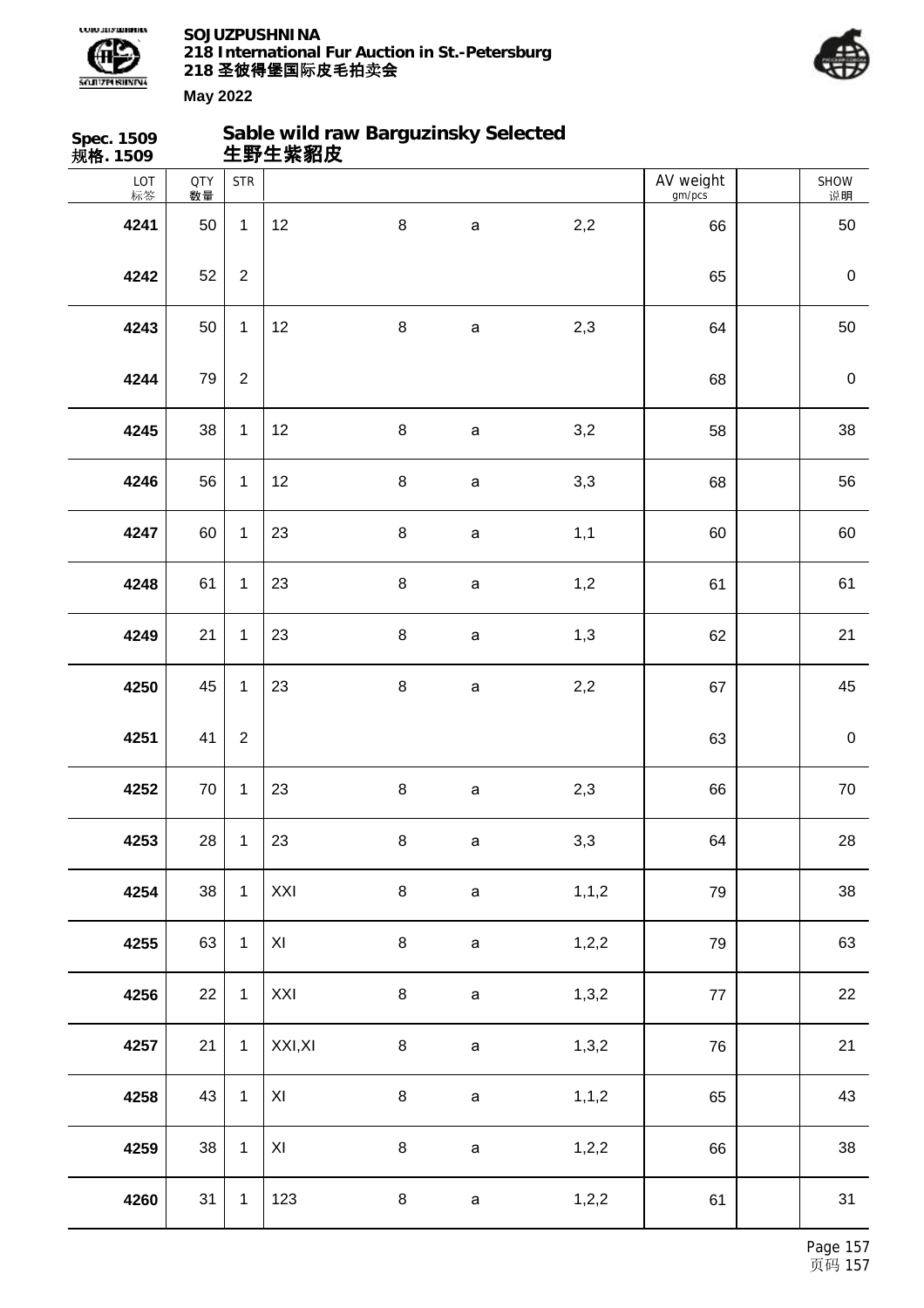**SOJUZPUSHNINA**
**218 International Fur Auction in St.-Petersburg**
**218 圣彼得堡国际皮毛拍卖会**
**May 2022**

**Spec. 1509**
**规格. 1509**

## Sable wild raw Barguzinsky Selected
## 生野生紫貂皮

| LOT 标签 | QTY 数量 | STR | | | | | AV weight gm/pcs | | SHOW 说明 |
|---|---|---|---|---|---|---|---|---|---|
| 4241 | 50 | 1 | 12 | 8 | a | 2,2 | 66 | | 50 |
| 4242 | 52 | 2 | | | | | 65 | | 0 |
| 4243 | 50 | 1 | 12 | 8 | a | 2,3 | 64 | | 50 |
| 4244 | 79 | 2 | | | | | 68 | | 0 |
| 4245 | 38 | 1 | 12 | 8 | a | 3,2 | 58 | | 38 |
| 4246 | 56 | 1 | 12 | 8 | a | 3,3 | 68 | | 56 |
| 4247 | 60 | 1 | 23 | 8 | a | 1,1 | 60 | | 60 |
| 4248 | 61 | 1 | 23 | 8 | a | 1,2 | 61 | | 61 |
| 4249 | 21 | 1 | 23 | 8 | a | 1,3 | 62 | | 21 |
| 4250 | 45 | 1 | 23 | 8 | a | 2,2 | 67 | | 45 |
| 4251 | 41 | 2 | | | | | 63 | | 0 |
| 4252 | 70 | 1 | 23 | 8 | a | 2,3 | 66 | | 70 |
| 4253 | 28 | 1 | 23 | 8 | a | 3,3 | 64 | | 28 |
| 4254 | 38 | 1 | XXI | 8 | a | 1,1,2 | 79 | | 38 |
| 4255 | 63 | 1 | XI | 8 | a | 1,2,2 | 79 | | 63 |
| 4256 | 22 | 1 | XXI | 8 | a | 1,3,2 | 77 | | 22 |
| 4257 | 21 | 1 | XXI,XI | 8 | a | 1,3,2 | 76 | | 21 |
| 4258 | 43 | 1 | XI | 8 | a | 1,1,2 | 65 | | 43 |
| 4259 | 38 | 1 | XI | 8 | a | 1,2,2 | 66 | | 38 |
| 4260 | 31 | 1 | 123 | 8 | a | 1,2,2 | 61 | | 31 |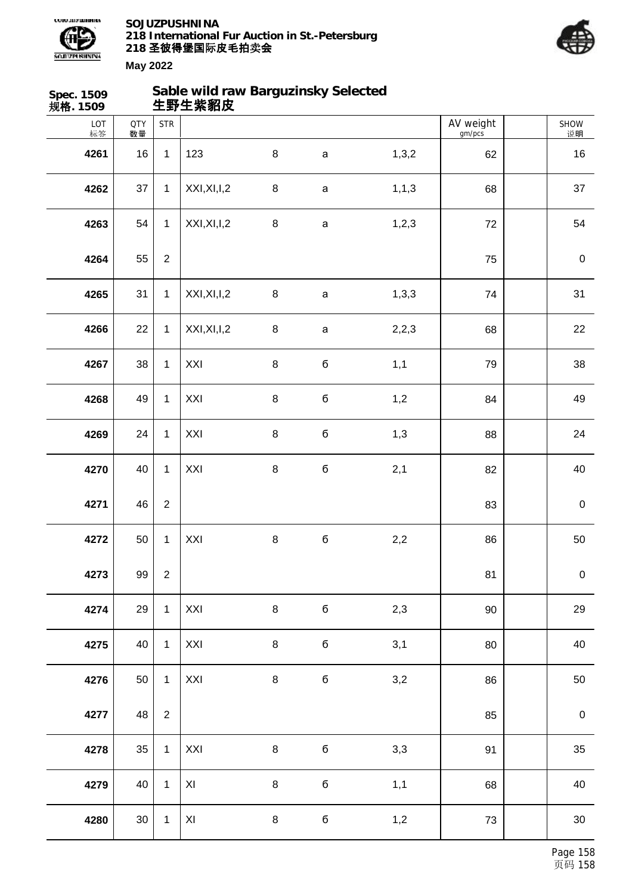**Spec. 1509**
**规格. 1509**

## Sable wild raw Barguzinsky Selected
## 生野生紫貂皮

| LOT 标签 | QTY 数量 | STR | | | | | AV weight gm/pcs | | SHOW 说明 |
|---|---|---|---|---|---|---|---|---|---|
| 4261 | 16 | 1 | 123 | 8 | a | 1,3,2 | 62 | | 16 |
| 4262 | 37 | 1 | XXI,XI,I,2 | 8 | a | 1,1,3 | 68 | | 37 |
| 4263 | 54 | 1 | XXI,XI,I,2 | 8 | a | 1,2,3 | 72 | | 54 |
| 4264 | 55 | 2 | | | | | 75 | | 0 |
| 4265 | 31 | 1 | XXI,XI,I,2 | 8 | a | 1,3,3 | 74 | | 31 |
| 4266 | 22 | 1 | XXI,XI,I,2 | 8 | a | 2,2,3 | 68 | | 22 |
| 4267 | 38 | 1 | XXI | 8 | б | 1,1 | 79 | | 38 |
| 4268 | 49 | 1 | XXI | 8 | б | 1,2 | 84 | | 49 |
| 4269 | 24 | 1 | XXI | 8 | б | 1,3 | 88 | | 24 |
| 4270 | 40 | 1 | XXI | 8 | б | 2,1 | 82 | | 40 |
| 4271 | 46 | 2 | | | | | 83 | | 0 |
| 4272 | 50 | 1 | XXI | 8 | б | 2,2 | 86 | | 50 |
| 4273 | 99 | 2 | | | | | 81 | | 0 |
| 4274 | 29 | 1 | XXI | 8 | б | 2,3 | 90 | | 29 |
| 4275 | 40 | 1 | XXI | 8 | б | 3,1 | 80 | | 40 |
| 4276 | 50 | 1 | XXI | 8 | б | 3,2 | 86 | | 50 |
| 4277 | 48 | 2 | | | | | 85 | | 0 |
| 4278 | 35 | 1 | XXI | 8 | б | 3,3 | 91 | | 35 |
| 4279 | 40 | 1 | XI | 8 | б | 1,1 | 68 | | 40 |
| 4280 | 30 | 1 | XI | 8 | б | 1,2 | 73 | | 30 |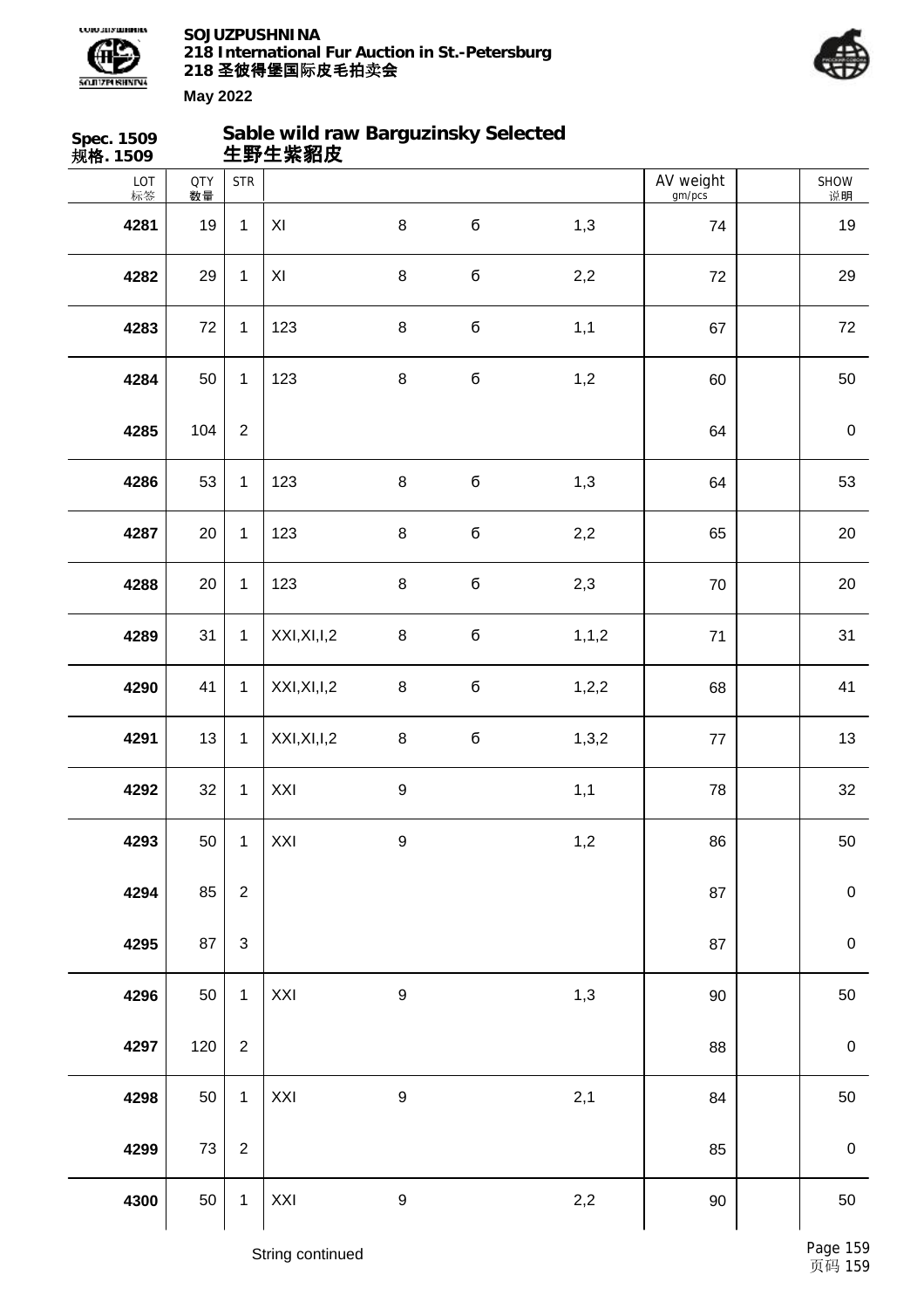**Spec. 1509**
**规格. 1509**

## Sable wild raw Barguzinsky Selected
## 生野生紫貂皮

| LOT 标签 | QTY 数量 | STR | | | | | AV weight gm/pcs | | SHOW 说明 |
|---|---|---|---|---|---|---|---|---|---|
| **4281** | 19 | 1 | XI | 8 | б | 1,3 | 74 | | 19 |
| **4282** | 29 | 1 | XI | 8 | б | 2,2 | 72 | | 29 |
| **4283** | 72 | 1 | 123 | 8 | б | 1,1 | 67 | | 72 |
| **4284** | 50 | 1 | 123 | 8 | б | 1,2 | 60 | | 50 |
| **4285** | 104 | 2 | | | | | 64 | | 0 |
| **4286** | 53 | 1 | 123 | 8 | б | 1,3 | 64 | | 53 |
| **4287** | 20 | 1 | 123 | 8 | б | 2,2 | 65 | | 20 |
| **4288** | 20 | 1 | 123 | 8 | б | 2,3 | 70 | | 20 |
| **4289** | 31 | 1 | XXI,XI,I,2 | 8 | б | 1,1,2 | 71 | | 31 |
| **4290** | 41 | 1 | XXI,XI,I,2 | 8 | б | 1,2,2 | 68 | | 41 |
| **4291** | 13 | 1 | XXI,XI,I,2 | 8 | б | 1,3,2 | 77 | | 13 |
| **4292** | 32 | 1 | XXI | 9 | | 1,1 | 78 | | 32 |
| **4293** | 50 | 1 | XXI | 9 | | 1,2 | 86 | | 50 |
| **4294** | 85 | 2 | | | | | 87 | | 0 |
| **4295** | 87 | 3 | | | | | 87 | | 0 |
| **4296** | 50 | 1 | XXI | 9 | | 1,3 | 90 | | 50 |
| **4297** | 120 | 2 | | | | | 88 | | 0 |
| **4298** | 50 | 1 | XXI | 9 | | 2,1 | 84 | | 50 |
| **4299** | 73 | 2 | | | | | 85 | | 0 |
| **4300** | 50 | 1 | XXI | 9 | | 2,2 | 90 | | 50 |

String continued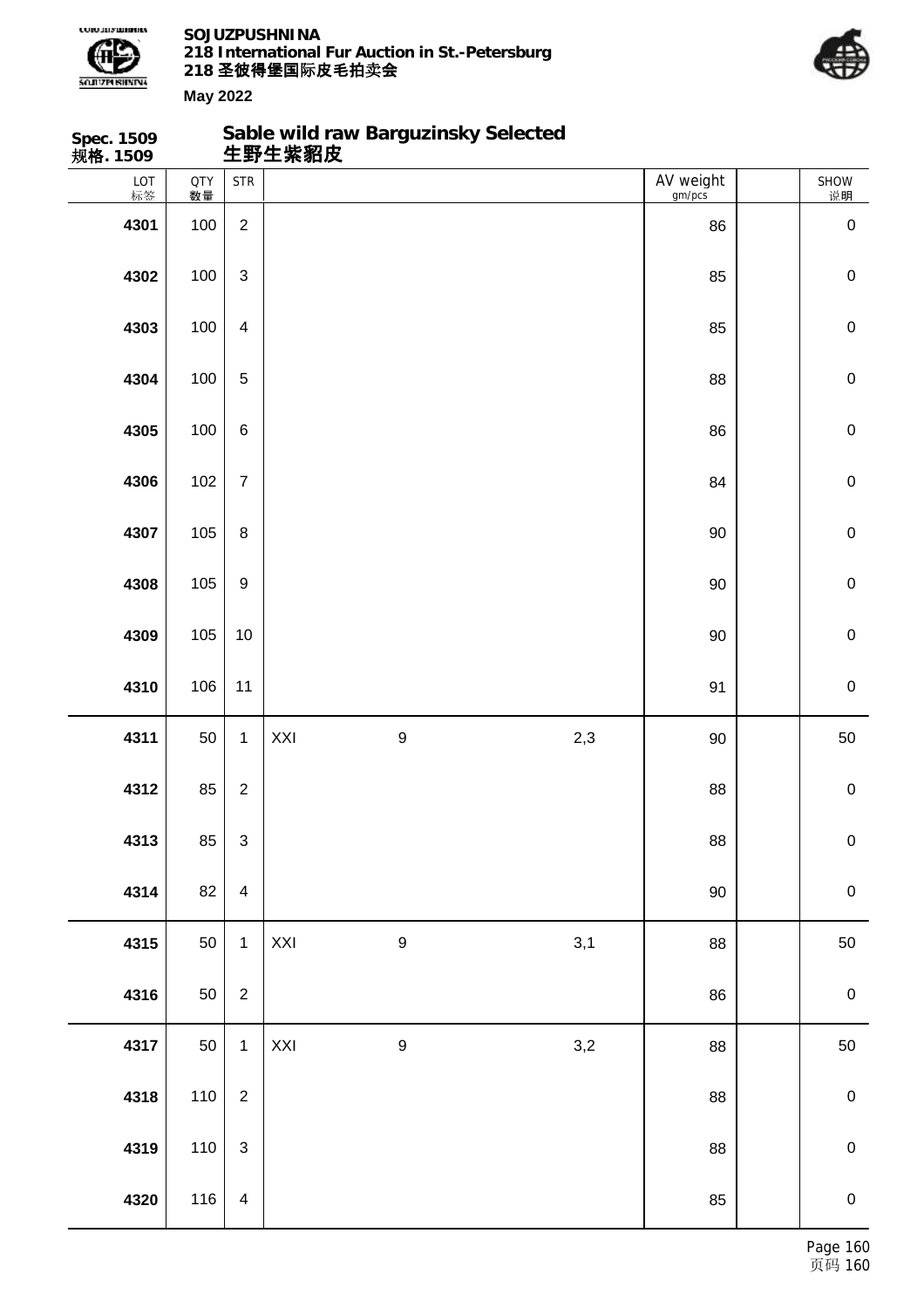**SOJUZPUSHNINA**
**218 International Fur Auction in St.-Petersburg**
**218 圣彼得堡国际皮毛拍卖会**
**May 2022**

## Spec. 1509 规格. 1509 — Sable wild raw Barguzinsky Selected 生野生紫貂皮

| LOT 标签 | QTY 数量 | STR | | | | AV weight gm/pcs | | SHOW 说明 |
|---|---|---|---|---|---|---|---|---|
| 4301 | 100 | 2 | | | | 86 | | 0 |
| 4302 | 100 | 3 | | | | 85 | | 0 |
| 4303 | 100 | 4 | | | | 85 | | 0 |
| 4304 | 100 | 5 | | | | 88 | | 0 |
| 4305 | 100 | 6 | | | | 86 | | 0 |
| 4306 | 102 | 7 | | | | 84 | | 0 |
| 4307 | 105 | 8 | | | | 90 | | 0 |
| 4308 | 105 | 9 | | | | 90 | | 0 |
| 4309 | 105 | 10 | | | | 90 | | 0 |
| 4310 | 106 | 11 | | | | 91 | | 0 |
| 4311 | 50 | 1 | XXI | 9 | 2,3 | 90 | | 50 |
| 4312 | 85 | 2 | | | | 88 | | 0 |
| 4313 | 85 | 3 | | | | 88 | | 0 |
| 4314 | 82 | 4 | | | | 90 | | 0 |
| 4315 | 50 | 1 | XXI | 9 | 3,1 | 88 | | 50 |
| 4316 | 50 | 2 | | | | 86 | | 0 |
| 4317 | 50 | 1 | XXI | 9 | 3,2 | 88 | | 50 |
| 4318 | 110 | 2 | | | | 88 | | 0 |
| 4319 | 110 | 3 | | | | 88 | | 0 |
| 4320 | 116 | 4 | | | | 85 | | 0 |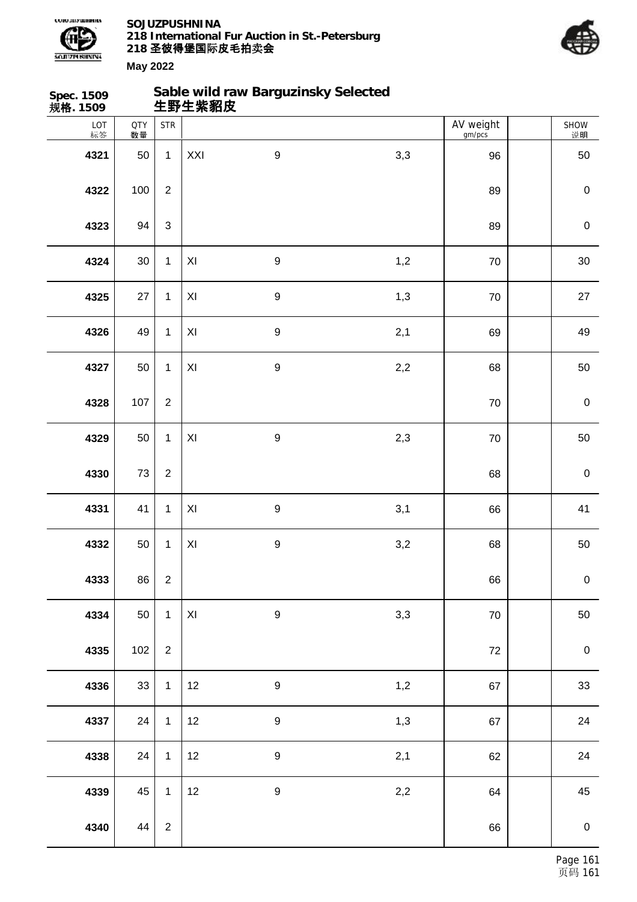**Spec. 1509**
**规格. 1509**

## Sable wild raw Barguzinsky Selected
## 生野生紫貂皮

| LOT 标签 | QTY 数量 | STR | | | | AV weight gm/pcs | | SHOW 说明 |
|---|---|---|---|---|---|---|---|---|
| 4321 | 50 | 1 | XXI | 9 | 3,3 | 96 | | 50 |
| 4322 | 100 | 2 | | | | 89 | | 0 |
| 4323 | 94 | 3 | | | | 89 | | 0 |
| 4324 | 30 | 1 | XI | 9 | 1,2 | 70 | | 30 |
| 4325 | 27 | 1 | XI | 9 | 1,3 | 70 | | 27 |
| 4326 | 49 | 1 | XI | 9 | 2,1 | 69 | | 49 |
| 4327 | 50 | 1 | XI | 9 | 2,2 | 68 | | 50 |
| 4328 | 107 | 2 | | | | 70 | | 0 |
| 4329 | 50 | 1 | XI | 9 | 2,3 | 70 | | 50 |
| 4330 | 73 | 2 | | | | 68 | | 0 |
| 4331 | 41 | 1 | XI | 9 | 3,1 | 66 | | 41 |
| 4332 | 50 | 1 | XI | 9 | 3,2 | 68 | | 50 |
| 4333 | 86 | 2 | | | | 66 | | 0 |
| 4334 | 50 | 1 | XI | 9 | 3,3 | 70 | | 50 |
| 4335 | 102 | 2 | | | | 72 | | 0 |
| 4336 | 33 | 1 | 12 | 9 | 1,2 | 67 | | 33 |
| 4337 | 24 | 1 | 12 | 9 | 1,3 | 67 | | 24 |
| 4338 | 24 | 1 | 12 | 9 | 2,1 | 62 | | 24 |
| 4339 | 45 | 1 | 12 | 9 | 2,2 | 64 | | 45 |
| 4340 | 44 | 2 | | | | 66 | | 0 |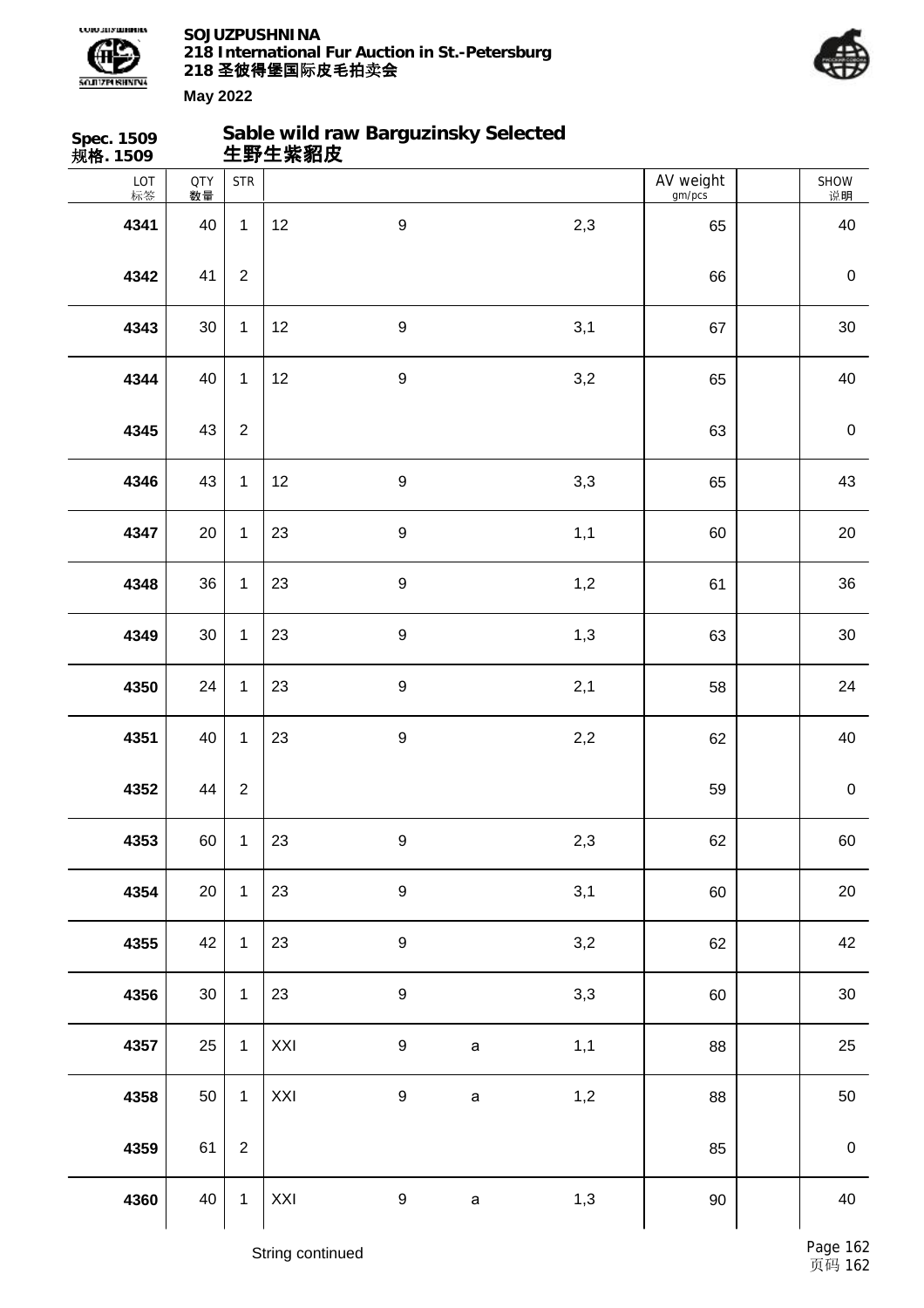**SOJUZPUSHNINA**
**218 International Fur Auction in St.-Petersburg**
**218 圣彼得堡国际皮毛拍卖会**
**May 2022**

**Spec. 1509**
**规格. 1509**

## Sable wild raw Barguzinsky Selected
## 生野生紫貂皮

| LOT 标签 | QTY 数量 | STR | | | | | AV weight gm/pcs | | SHOW 说明 |
|---|---|---|---|---|---|---|---|---|---|
| 4341 | 40 | 1 | 12 | 9 | | 2,3 | 65 | | 40 |
| 4342 | 41 | 2 | | | | | 66 | | 0 |
| 4343 | 30 | 1 | 12 | 9 | | 3,1 | 67 | | 30 |
| 4344 | 40 | 1 | 12 | 9 | | 3,2 | 65 | | 40 |
| 4345 | 43 | 2 | | | | | 63 | | 0 |
| 4346 | 43 | 1 | 12 | 9 | | 3,3 | 65 | | 43 |
| 4347 | 20 | 1 | 23 | 9 | | 1,1 | 60 | | 20 |
| 4348 | 36 | 1 | 23 | 9 | | 1,2 | 61 | | 36 |
| 4349 | 30 | 1 | 23 | 9 | | 1,3 | 63 | | 30 |
| 4350 | 24 | 1 | 23 | 9 | | 2,1 | 58 | | 24 |
| 4351 | 40 | 1 | 23 | 9 | | 2,2 | 62 | | 40 |
| 4352 | 44 | 2 | | | | | 59 | | 0 |
| 4353 | 60 | 1 | 23 | 9 | | 2,3 | 62 | | 60 |
| 4354 | 20 | 1 | 23 | 9 | | 3,1 | 60 | | 20 |
| 4355 | 42 | 1 | 23 | 9 | | 3,2 | 62 | | 42 |
| 4356 | 30 | 1 | 23 | 9 | | 3,3 | 60 | | 30 |
| 4357 | 25 | 1 | XXI | 9 | a | 1,1 | 88 | | 25 |
| 4358 | 50 | 1 | XXI | 9 | a | 1,2 | 88 | | 50 |
| 4359 | 61 | 2 | | | | | 85 | | 0 |
| 4360 | 40 | 1 | XXI | 9 | a | 1,3 | 90 | | 40 |

String continued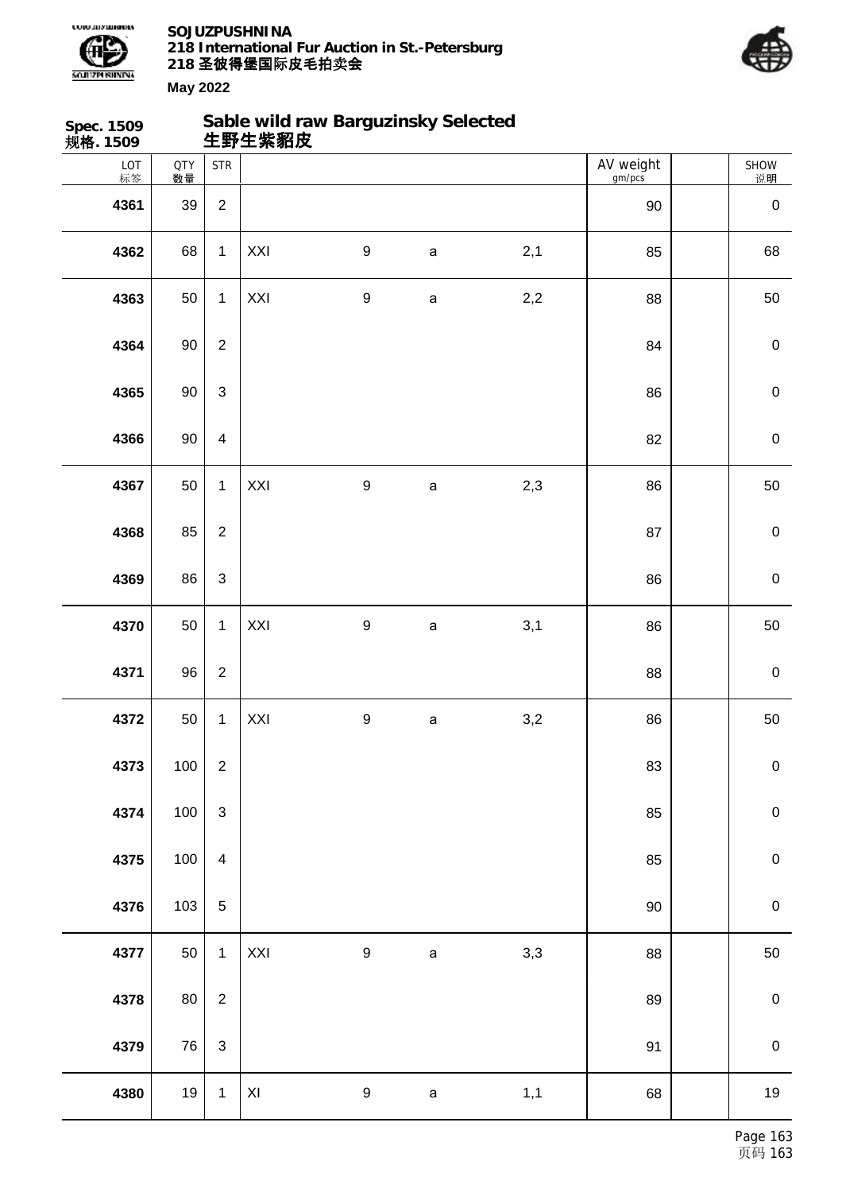**Spec. 1509**
**规格. 1509**

## Sable wild raw Barguzinsky Selected
## 生野生紫貂皮

| LOT 标签 | QTY 数量 | STR | | | | | AV weight gm/pcs | | SHOW 说明 |
|---|---|---|---|---|---|---|---|---|---|
| **4361** | 39 | 2 | | | | | 90 | | 0 |
| **4362** | 68 | 1 | XXI | 9 | a | 2,1 | 85 | | 68 |
| **4363** | 50 | 1 | XXI | 9 | a | 2,2 | 88 | | 50 |
| **4364** | 90 | 2 | | | | | 84 | | 0 |
| **4365** | 90 | 3 | | | | | 86 | | 0 |
| **4366** | 90 | 4 | | | | | 82 | | 0 |
| **4367** | 50 | 1 | XXI | 9 | a | 2,3 | 86 | | 50 |
| **4368** | 85 | 2 | | | | | 87 | | 0 |
| **4369** | 86 | 3 | | | | | 86 | | 0 |
| **4370** | 50 | 1 | XXI | 9 | a | 3,1 | 86 | | 50 |
| **4371** | 96 | 2 | | | | | 88 | | 0 |
| **4372** | 50 | 1 | XXI | 9 | a | 3,2 | 86 | | 50 |
| **4373** | 100 | 2 | | | | | 83 | | 0 |
| **4374** | 100 | 3 | | | | | 85 | | 0 |
| **4375** | 100 | 4 | | | | | 85 | | 0 |
| **4376** | 103 | 5 | | | | | 90 | | 0 |
| **4377** | 50 | 1 | XXI | 9 | a | 3,3 | 88 | | 50 |
| **4378** | 80 | 2 | | | | | 89 | | 0 |
| **4379** | 76 | 3 | | | | | 91 | | 0 |
| **4380** | 19 | 1 | XI | 9 | a | 1,1 | 68 | | 19 |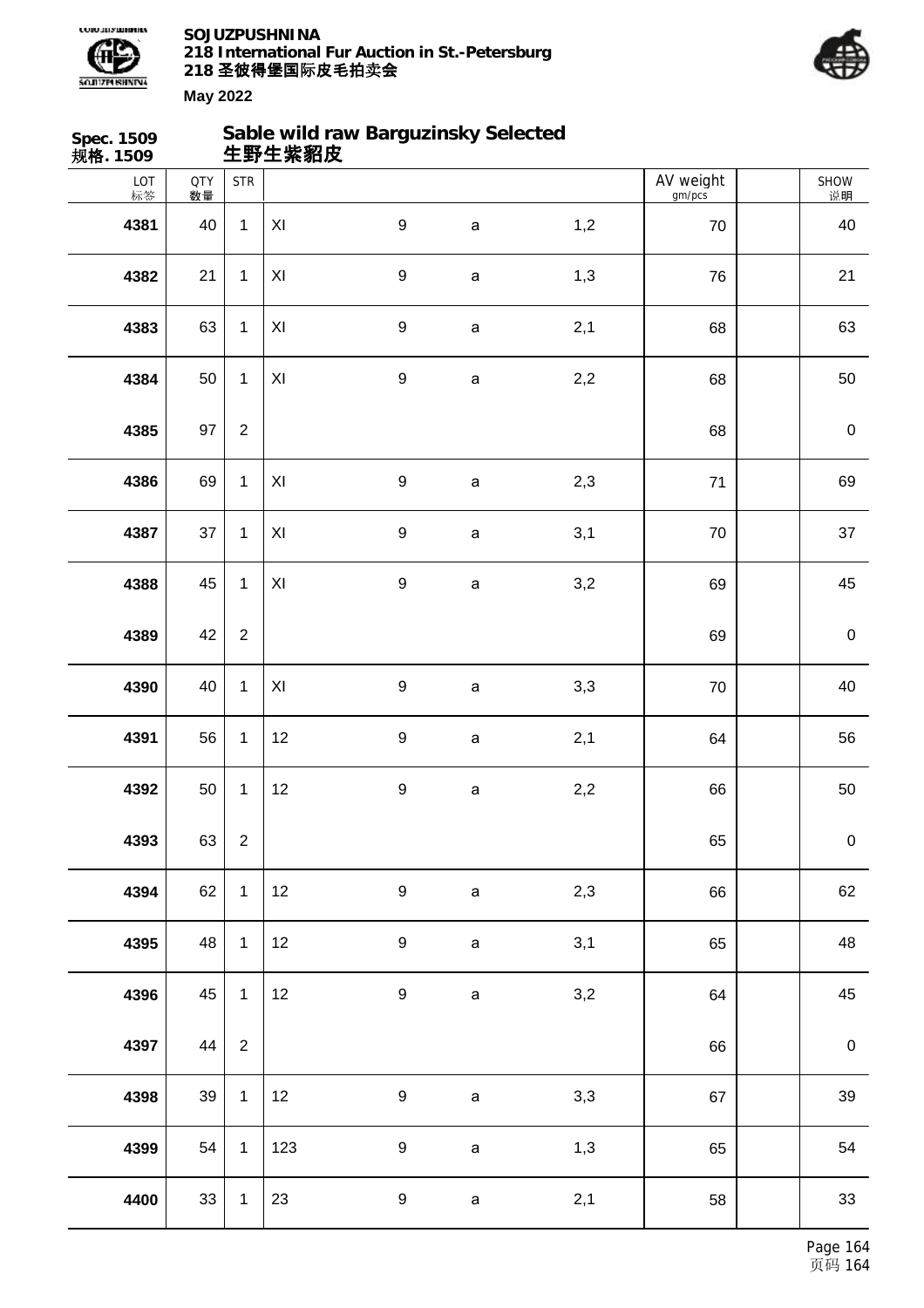**Spec. 1509**
**规格. 1509**

## Sable wild raw Barguzinsky Selected
## 生野生紫貂皮

| LOT 标签 | QTY 数量 | STR | | | | | AV weight gm/pcs | | SHOW 说明 |
|---|---|---|---|---|---|---|---|---|---|
| **4381** | 40 | 1 | XI | 9 | a | 1,2 | 70 | | 40 |
| **4382** | 21 | 1 | XI | 9 | a | 1,3 | 76 | | 21 |
| **4383** | 63 | 1 | XI | 9 | a | 2,1 | 68 | | 63 |
| **4384** | 50 | 1 | XI | 9 | a | 2,2 | 68 | | 50 |
| **4385** | 97 | 2 | | | | | 68 | | 0 |
| **4386** | 69 | 1 | XI | 9 | a | 2,3 | 71 | | 69 |
| **4387** | 37 | 1 | XI | 9 | a | 3,1 | 70 | | 37 |
| **4388** | 45 | 1 | XI | 9 | a | 3,2 | 69 | | 45 |
| **4389** | 42 | 2 | | | | | 69 | | 0 |
| **4390** | 40 | 1 | XI | 9 | a | 3,3 | 70 | | 40 |
| **4391** | 56 | 1 | 12 | 9 | a | 2,1 | 64 | | 56 |
| **4392** | 50 | 1 | 12 | 9 | a | 2,2 | 66 | | 50 |
| **4393** | 63 | 2 | | | | | 65 | | 0 |
| **4394** | 62 | 1 | 12 | 9 | a | 2,3 | 66 | | 62 |
| **4395** | 48 | 1 | 12 | 9 | a | 3,1 | 65 | | 48 |
| **4396** | 45 | 1 | 12 | 9 | a | 3,2 | 64 | | 45 |
| **4397** | 44 | 2 | | | | | 66 | | 0 |
| **4398** | 39 | 1 | 12 | 9 | a | 3,3 | 67 | | 39 |
| **4399** | 54 | 1 | 123 | 9 | a | 1,3 | 65 | | 54 |
| **4400** | 33 | 1 | 23 | 9 | a | 2,1 | 58 | | 33 |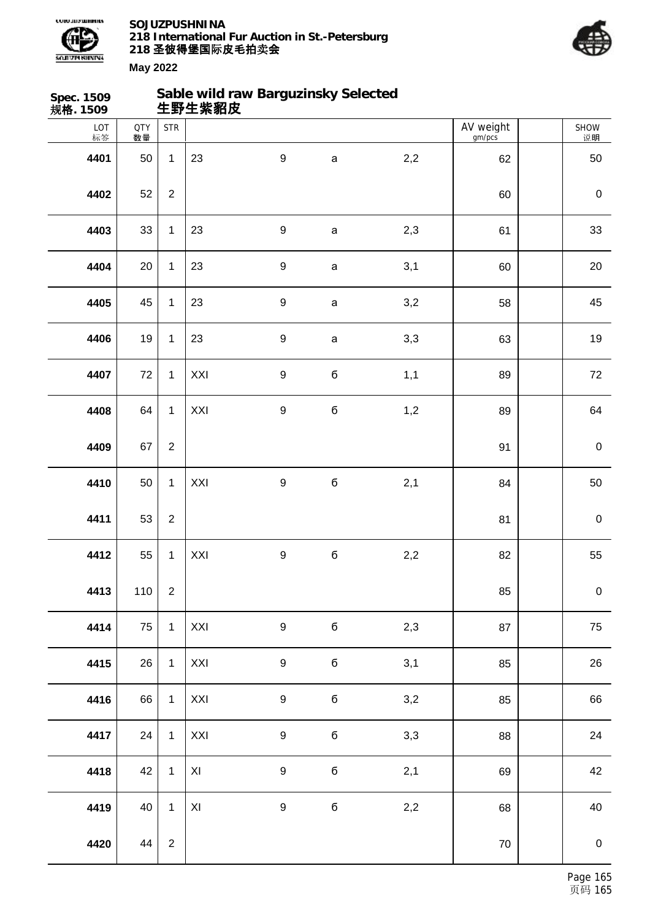**Spec. 1509**
**规格. 1509**

## Sable wild raw Barguzinsky Selected
## 生野生紫貂皮

| LOT 标签 | QTY 数量 | STR | | | | | AV weight gm/pcs | | SHOW 说明 |
|---|---|---|---|---|---|---|---|---|---|
| 4401 | 50 | 1 | 23 | 9 | a | 2,2 | 62 | | 50 |
| 4402 | 52 | 2 | | | | | 60 | | 0 |
| 4403 | 33 | 1 | 23 | 9 | a | 2,3 | 61 | | 33 |
| 4404 | 20 | 1 | 23 | 9 | a | 3,1 | 60 | | 20 |
| 4405 | 45 | 1 | 23 | 9 | a | 3,2 | 58 | | 45 |
| 4406 | 19 | 1 | 23 | 9 | a | 3,3 | 63 | | 19 |
| 4407 | 72 | 1 | XXI | 9 | б | 1,1 | 89 | | 72 |
| 4408 | 64 | 1 | XXI | 9 | б | 1,2 | 89 | | 64 |
| 4409 | 67 | 2 | | | | | 91 | | 0 |
| 4410 | 50 | 1 | XXI | 9 | б | 2,1 | 84 | | 50 |
| 4411 | 53 | 2 | | | | | 81 | | 0 |
| 4412 | 55 | 1 | XXI | 9 | б | 2,2 | 82 | | 55 |
| 4413 | 110 | 2 | | | | | 85 | | 0 |
| 4414 | 75 | 1 | XXI | 9 | б | 2,3 | 87 | | 75 |
| 4415 | 26 | 1 | XXI | 9 | б | 3,1 | 85 | | 26 |
| 4416 | 66 | 1 | XXI | 9 | б | 3,2 | 85 | | 66 |
| 4417 | 24 | 1 | XXI | 9 | б | 3,3 | 88 | | 24 |
| 4418 | 42 | 1 | XI | 9 | б | 2,1 | 69 | | 42 |
| 4419 | 40 | 1 | XI | 9 | б | 2,2 | 68 | | 40 |
| 4420 | 44 | 2 | | | | | 70 | | 0 |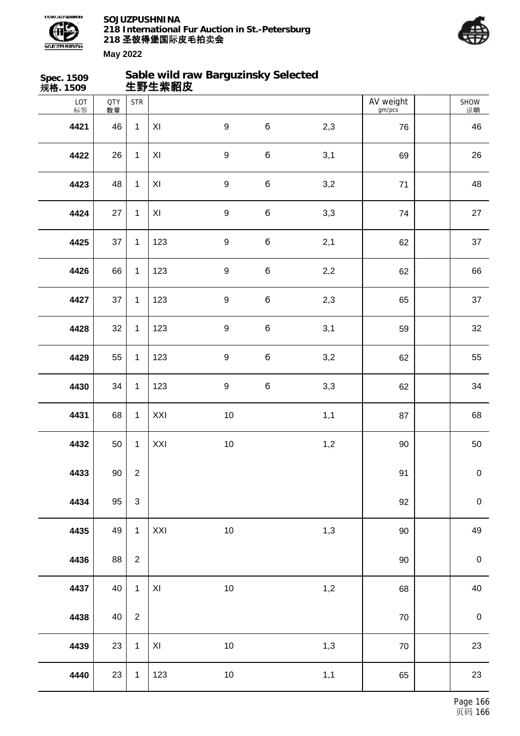**Spec. 1509**
**规格. 1509**

## Sable wild raw Barguzinsky Selected
## 生野生紫貂皮

| LOT 标签 | QTY 数量 | STR | | | | | AV weight gm/pcs | | SHOW 说明 |
|---|---|---|---|---|---|---|---|---|---|
| **4421** | 46 | 1 | XI | 9 | б | 2,3 | 76 | | 46 |
| **4422** | 26 | 1 | XI | 9 | б | 3,1 | 69 | | 26 |
| **4423** | 48 | 1 | XI | 9 | б | 3,2 | 71 | | 48 |
| **4424** | 27 | 1 | XI | 9 | б | 3,3 | 74 | | 27 |
| **4425** | 37 | 1 | 123 | 9 | б | 2,1 | 62 | | 37 |
| **4426** | 66 | 1 | 123 | 9 | б | 2,2 | 62 | | 66 |
| **4427** | 37 | 1 | 123 | 9 | б | 2,3 | 65 | | 37 |
| **4428** | 32 | 1 | 123 | 9 | б | 3,1 | 59 | | 32 |
| **4429** | 55 | 1 | 123 | 9 | б | 3,2 | 62 | | 55 |
| **4430** | 34 | 1 | 123 | 9 | б | 3,3 | 62 | | 34 |
| **4431** | 68 | 1 | XXI | 10 | | 1,1 | 87 | | 68 |
| **4432** | 50 | 1 | XXI | 10 | | 1,2 | 90 | | 50 |
| **4433** | 90 | 2 | | | | | 91 | | 0 |
| **4434** | 95 | 3 | | | | | 92 | | 0 |
| **4435** | 49 | 1 | XXI | 10 | | 1,3 | 90 | | 49 |
| **4436** | 88 | 2 | | | | | 90 | | 0 |
| **4437** | 40 | 1 | XI | 10 | | 1,2 | 68 | | 40 |
| **4438** | 40 | 2 | | | | | 70 | | 0 |
| **4439** | 23 | 1 | XI | 10 | | 1,3 | 70 | | 23 |
| **4440** | 23 | 1 | 123 | 10 | | 1,1 | 65 | | 23 |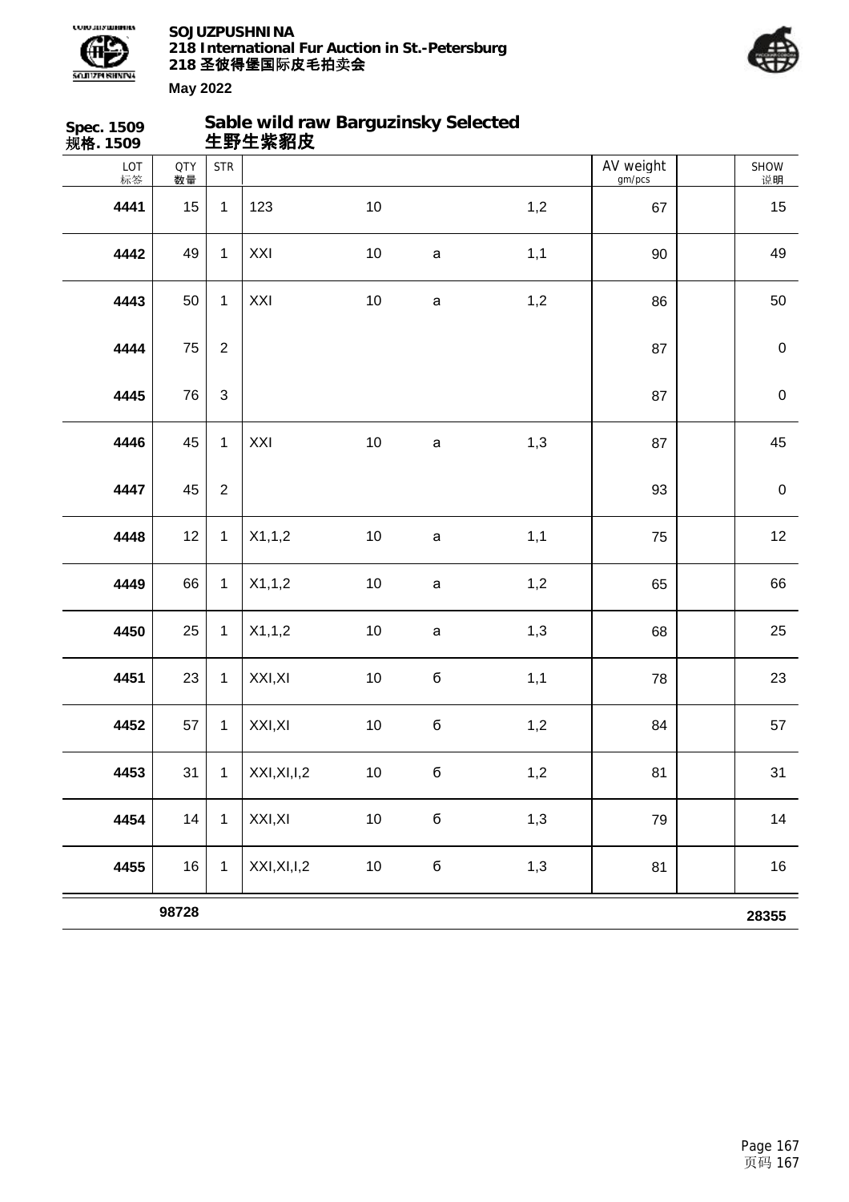**SOJUZPUSHNINA**
**218 International Fur Auction in St.-Petersburg**
**218 圣彼得堡国际皮毛拍卖会**

**May 2022**

**Spec. 1509**
**规格. 1509**

## Sable wild raw Barguzinsky Selected
## 生野生紫貂皮

| LOT 标签 | QTY 数量 | STR | | | | | AV weight gm/pcs | | SHOW 说明 |
|---|---|---|---|---|---|---|---|---|---|
| **4441** | 15 | 1 | 123 | 10 | | 1,2 | 67 | | 15 |
| **4442** | 49 | 1 | XXI | 10 | a | 1,1 | 90 | | 49 |
| **4443** | 50 | 1 | XXI | 10 | a | 1,2 | 86 | | 50 |
| **4444** | 75 | 2 | | | | | 87 | | 0 |
| **4445** | 76 | 3 | | | | | 87 | | 0 |
| **4446** | 45 | 1 | XXI | 10 | a | 1,3 | 87 | | 45 |
| **4447** | 45 | 2 | | | | | 93 | | 0 |
| **4448** | 12 | 1 | X1,1,2 | 10 | a | 1,1 | 75 | | 12 |
| **4449** | 66 | 1 | X1,1,2 | 10 | a | 1,2 | 65 | | 66 |
| **4450** | 25 | 1 | X1,1,2 | 10 | a | 1,3 | 68 | | 25 |
| **4451** | 23 | 1 | XXI,XI | 10 | б | 1,1 | 78 | | 23 |
| **4452** | 57 | 1 | XXI,XI | 10 | б | 1,2 | 84 | | 57 |
| **4453** | 31 | 1 | XXI,XI,I,2 | 10 | б | 1,2 | 81 | | 31 |
| **4454** | 14 | 1 | XXI,XI | 10 | б | 1,3 | 79 | | 14 |
| **4455** | 16 | 1 | XXI,XI,I,2 | 10 | б | 1,3 | 81 | | 16 |
| | **98728** | | | | | | | | **28355** |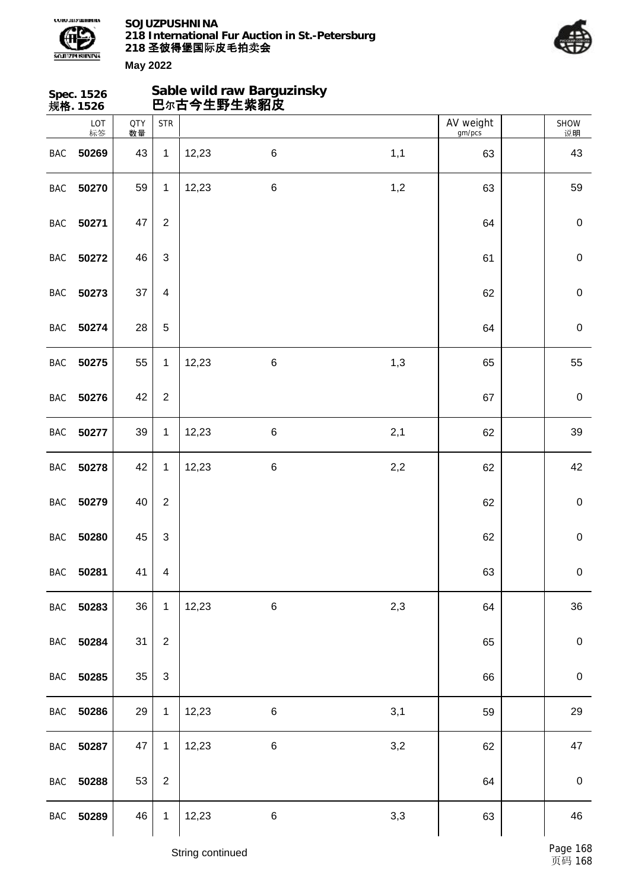**Spec. 1526**
**规格. 1526**

## Sable wild raw Barguzinsky
## 巴尔古今生野生紫貂皮

| | LOT 标签 | QTY 数量 | STR | | | | AV weight gm/pcs | | SHOW 说明 |
|---|---|---|---|---|---|---|---|---|---|
| BAC | **50269** | 43 | 1 | 12,23 | 6 | 1,1 | 63 | | 43 |
| BAC | **50270** | 59 | 1 | 12,23 | 6 | 1,2 | 63 | | 59 |
| BAC | **50271** | 47 | 2 | | | | 64 | | 0 |
| BAC | **50272** | 46 | 3 | | | | 61 | | 0 |
| BAC | **50273** | 37 | 4 | | | | 62 | | 0 |
| BAC | **50274** | 28 | 5 | | | | 64 | | 0 |
| BAC | **50275** | 55 | 1 | 12,23 | 6 | 1,3 | 65 | | 55 |
| BAC | **50276** | 42 | 2 | | | | 67 | | 0 |
| BAC | **50277** | 39 | 1 | 12,23 | 6 | 2,1 | 62 | | 39 |
| BAC | **50278** | 42 | 1 | 12,23 | 6 | 2,2 | 62 | | 42 |
| BAC | **50279** | 40 | 2 | | | | 62 | | 0 |
| BAC | **50280** | 45 | 3 | | | | 62 | | 0 |
| BAC | **50281** | 41 | 4 | | | | 63 | | 0 |
| BAC | **50283** | 36 | 1 | 12,23 | 6 | 2,3 | 64 | | 36 |
| BAC | **50284** | 31 | 2 | | | | 65 | | 0 |
| BAC | **50285** | 35 | 3 | | | | 66 | | 0 |
| BAC | **50286** | 29 | 1 | 12,23 | 6 | 3,1 | 59 | | 29 |
| BAC | **50287** | 47 | 1 | 12,23 | 6 | 3,2 | 62 | | 47 |
| BAC | **50288** | 53 | 2 | | | | 64 | | 0 |
| BAC | **50289** | 46 | 1 | 12,23 | 6 | 3,3 | 63 | | 46 |

String continued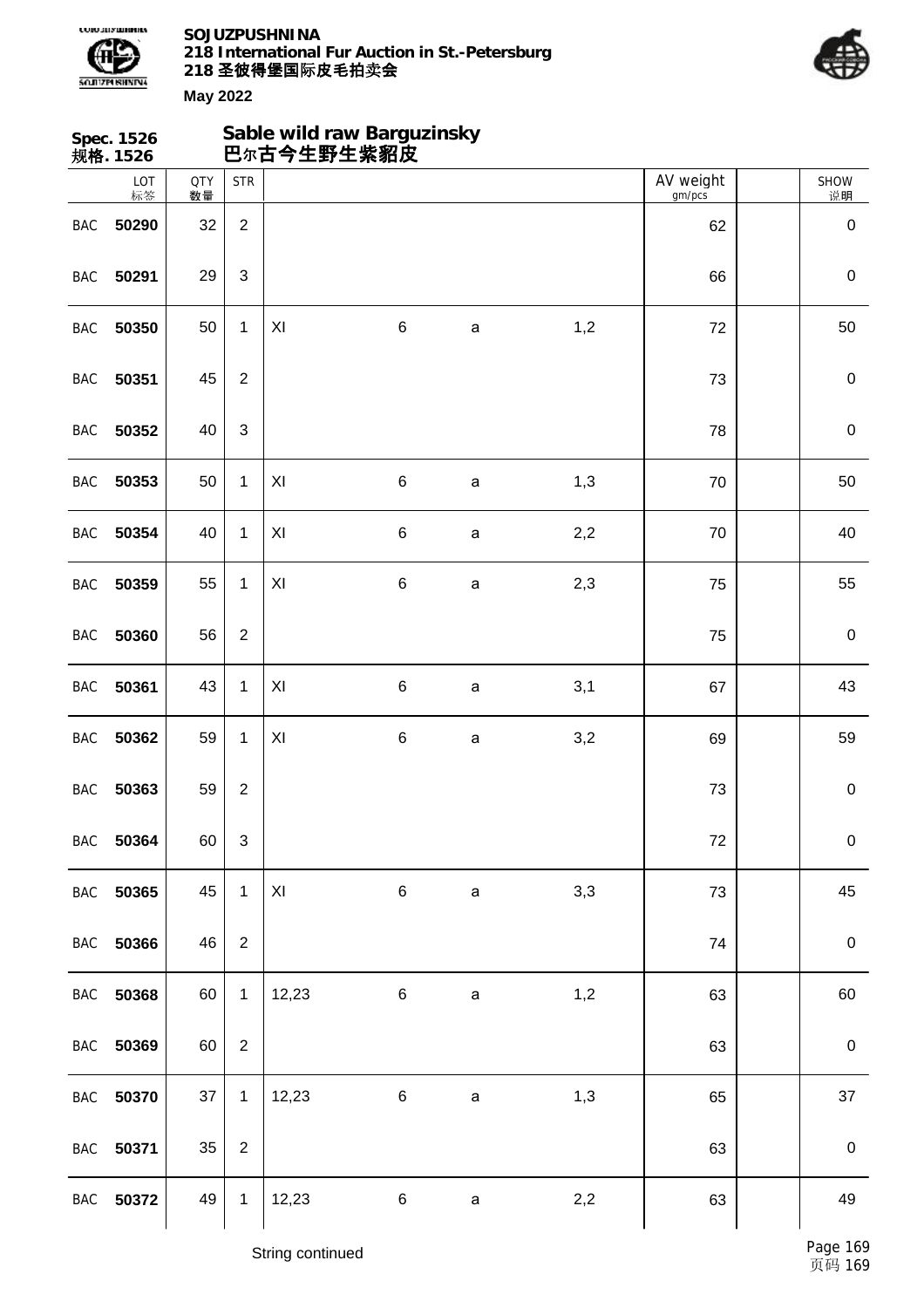**Spec. 1526**
**规格. 1526**

## Sable wild raw Barguzinsky
## 巴尔古今生野生紫貂皮

| | LOT 标签 | QTY 数量 | STR | | | | | AV weight gm/pcs | | SHOW 说明 |
|---|---|---|---|---|---|---|---|---|---|---|
| BAC | **50290** | 32 | 2 | | | | | 62 | | 0 |
| BAC | **50291** | 29 | 3 | | | | | 66 | | 0 |
| BAC | **50350** | 50 | 1 | XI | 6 | a | 1,2 | 72 | | 50 |
| BAC | **50351** | 45 | 2 | | | | | 73 | | 0 |
| BAC | **50352** | 40 | 3 | | | | | 78 | | 0 |
| BAC | **50353** | 50 | 1 | XI | 6 | a | 1,3 | 70 | | 50 |
| BAC | **50354** | 40 | 1 | XI | 6 | a | 2,2 | 70 | | 40 |
| BAC | **50359** | 55 | 1 | XI | 6 | a | 2,3 | 75 | | 55 |
| BAC | **50360** | 56 | 2 | | | | | 75 | | 0 |
| BAC | **50361** | 43 | 1 | XI | 6 | a | 3,1 | 67 | | 43 |
| BAC | **50362** | 59 | 1 | XI | 6 | a | 3,2 | 69 | | 59 |
| BAC | **50363** | 59 | 2 | | | | | 73 | | 0 |
| BAC | **50364** | 60 | 3 | | | | | 72 | | 0 |
| BAC | **50365** | 45 | 1 | XI | 6 | a | 3,3 | 73 | | 45 |
| BAC | **50366** | 46 | 2 | | | | | 74 | | 0 |
| BAC | **50368** | 60 | 1 | 12,23 | 6 | a | 1,2 | 63 | | 60 |
| BAC | **50369** | 60 | 2 | | | | | 63 | | 0 |
| BAC | **50370** | 37 | 1 | 12,23 | 6 | a | 1,3 | 65 | | 37 |
| BAC | **50371** | 35 | 2 | | | | | 63 | | 0 |
| BAC | **50372** | 49 | 1 | 12,23 | 6 | a | 2,2 | 63 | | 49 |

String continued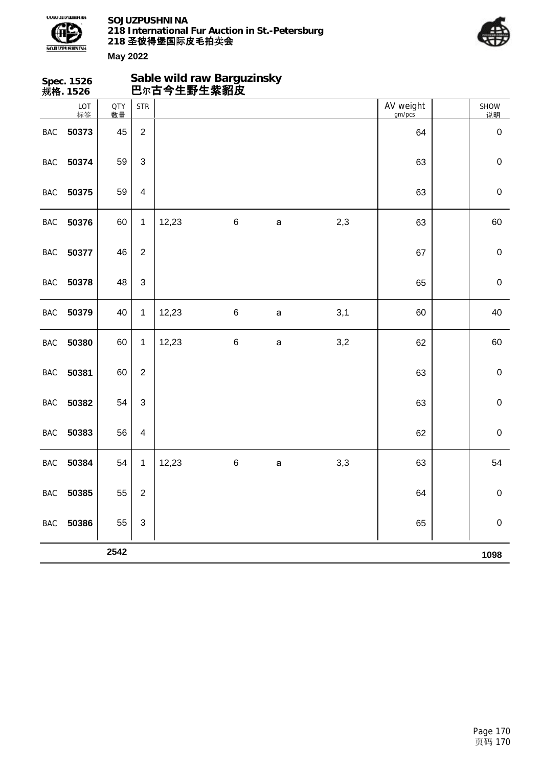**SOJUZPUSHNINA**
**218 International Fur Auction in St.-Petersburg**
**218 圣彼得堡国际皮毛拍卖会**

**May 2022**

## Spec. 1526 规格. 1526 — Sable wild raw Barguzinsky 巴尔古今生野生紫貂皮

| | LOT 标签 | QTY 数量 | STR | | | | | AV weight gm/pcs | | SHOW 说明 |
|---|---|---|---|---|---|---|---|---|---|---|
| BAC | **50373** | 45 | 2 | | | | | 64 | | 0 |
| BAC | **50374** | 59 | 3 | | | | | 63 | | 0 |
| BAC | **50375** | 59 | 4 | | | | | 63 | | 0 |
| BAC | **50376** | 60 | 1 | 12,23 | 6 | a | 2,3 | 63 | | 60 |
| BAC | **50377** | 46 | 2 | | | | | 67 | | 0 |
| BAC | **50378** | 48 | 3 | | | | | 65 | | 0 |
| BAC | **50379** | 40 | 1 | 12,23 | 6 | a | 3,1 | 60 | | 40 |
| BAC | **50380** | 60 | 1 | 12,23 | 6 | a | 3,2 | 62 | | 60 |
| BAC | **50381** | 60 | 2 | | | | | 63 | | 0 |
| BAC | **50382** | 54 | 3 | | | | | 63 | | 0 |
| BAC | **50383** | 56 | 4 | | | | | 62 | | 0 |
| BAC | **50384** | 54 | 1 | 12,23 | 6 | a | 3,3 | 63 | | 54 |
| BAC | **50385** | 55 | 2 | | | | | 64 | | 0 |
| BAC | **50386** | 55 | 3 | | | | | 65 | | 0 |
| | | **2542** | | | | | | | | **1098** |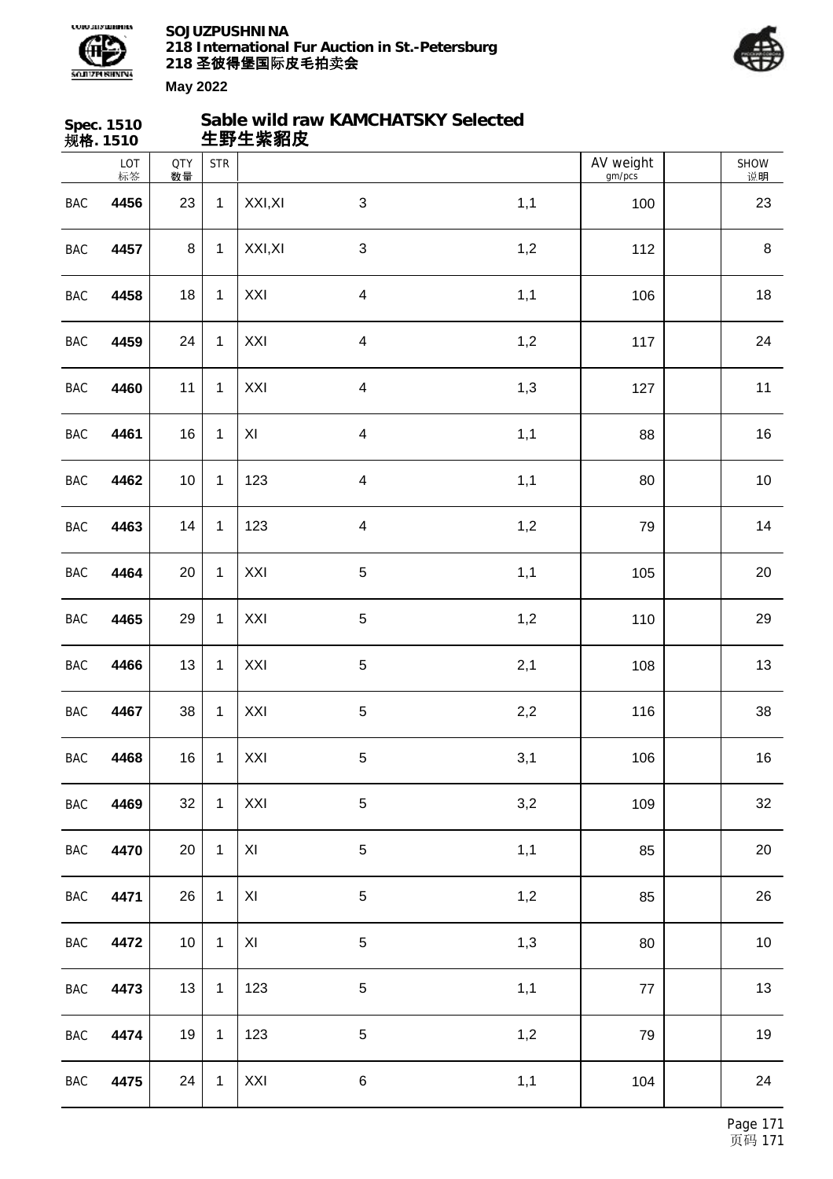**Spec. 1510**
**规格. 1510**

## Sable wild raw KAMCHATSKY Selected
## 生野生紫貂皮

| | LOT 标签 | QTY 数量 | STR | | | | AV weight gm/pcs | | SHOW 说明 |
|---|---|---|---|---|---|---|---|---|---|
| BAC | **4456** | 23 | 1 | XXI,XI | 3 | 1,1 | 100 | | 23 |
| BAC | **4457** | 8 | 1 | XXI,XI | 3 | 1,2 | 112 | | 8 |
| BAC | **4458** | 18 | 1 | XXI | 4 | 1,1 | 106 | | 18 |
| BAC | **4459** | 24 | 1 | XXI | 4 | 1,2 | 117 | | 24 |
| BAC | **4460** | 11 | 1 | XXI | 4 | 1,3 | 127 | | 11 |
| BAC | **4461** | 16 | 1 | XI | 4 | 1,1 | 88 | | 16 |
| BAC | **4462** | 10 | 1 | 123 | 4 | 1,1 | 80 | | 10 |
| BAC | **4463** | 14 | 1 | 123 | 4 | 1,2 | 79 | | 14 |
| BAC | **4464** | 20 | 1 | XXI | 5 | 1,1 | 105 | | 20 |
| BAC | **4465** | 29 | 1 | XXI | 5 | 1,2 | 110 | | 29 |
| BAC | **4466** | 13 | 1 | XXI | 5 | 2,1 | 108 | | 13 |
| BAC | **4467** | 38 | 1 | XXI | 5 | 2,2 | 116 | | 38 |
| BAC | **4468** | 16 | 1 | XXI | 5 | 3,1 | 106 | | 16 |
| BAC | **4469** | 32 | 1 | XXI | 5 | 3,2 | 109 | | 32 |
| BAC | **4470** | 20 | 1 | XI | 5 | 1,1 | 85 | | 20 |
| BAC | **4471** | 26 | 1 | XI | 5 | 1,2 | 85 | | 26 |
| BAC | **4472** | 10 | 1 | XI | 5 | 1,3 | 80 | | 10 |
| BAC | **4473** | 13 | 1 | 123 | 5 | 1,1 | 77 | | 13 |
| BAC | **4474** | 19 | 1 | 123 | 5 | 1,2 | 79 | | 19 |
| BAC | **4475** | 24 | 1 | XXI | 6 | 1,1 | 104 | | 24 |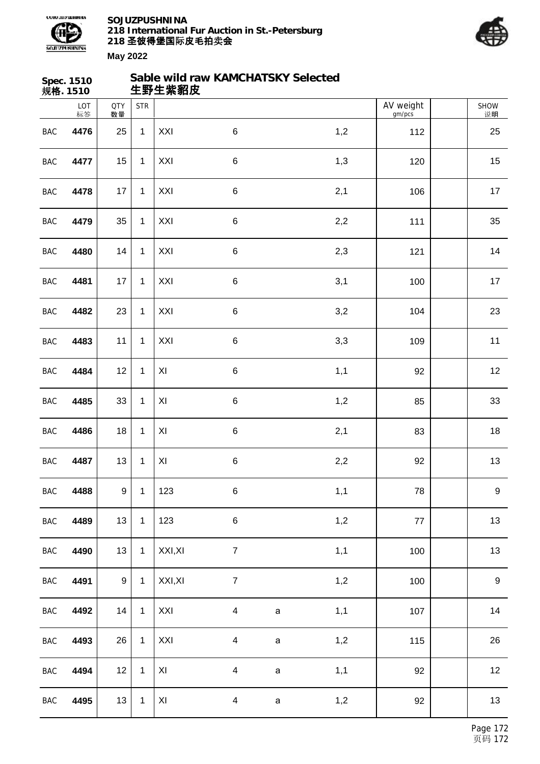**Spec. 1510**
**规格. 1510**

## Sable wild raw KAMCHATSKY Selected
## 生野生紫貂皮

| | LOT 标签 | QTY 数量 | STR | | | | | AV weight gm/pcs | | SHOW 说明 |
|---|---|---|---|---|---|---|---|---|---|---|
| BAC | **4476** | 25 | 1 | XXI | 6 | | 1,2 | 112 | | 25 |
| BAC | **4477** | 15 | 1 | XXI | 6 | | 1,3 | 120 | | 15 |
| BAC | **4478** | 17 | 1 | XXI | 6 | | 2,1 | 106 | | 17 |
| BAC | **4479** | 35 | 1 | XXI | 6 | | 2,2 | 111 | | 35 |
| BAC | **4480** | 14 | 1 | XXI | 6 | | 2,3 | 121 | | 14 |
| BAC | **4481** | 17 | 1 | XXI | 6 | | 3,1 | 100 | | 17 |
| BAC | **4482** | 23 | 1 | XXI | 6 | | 3,2 | 104 | | 23 |
| BAC | **4483** | 11 | 1 | XXI | 6 | | 3,3 | 109 | | 11 |
| BAC | **4484** | 12 | 1 | XI | 6 | | 1,1 | 92 | | 12 |
| BAC | **4485** | 33 | 1 | XI | 6 | | 1,2 | 85 | | 33 |
| BAC | **4486** | 18 | 1 | XI | 6 | | 2,1 | 83 | | 18 |
| BAC | **4487** | 13 | 1 | XI | 6 | | 2,2 | 92 | | 13 |
| BAC | **4488** | 9 | 1 | 123 | 6 | | 1,1 | 78 | | 9 |
| BAC | **4489** | 13 | 1 | 123 | 6 | | 1,2 | 77 | | 13 |
| BAC | **4490** | 13 | 1 | XXI,XI | 7 | | 1,1 | 100 | | 13 |
| BAC | **4491** | 9 | 1 | XXI,XI | 7 | | 1,2 | 100 | | 9 |
| BAC | **4492** | 14 | 1 | XXI | 4 | a | 1,1 | 107 | | 14 |
| BAC | **4493** | 26 | 1 | XXI | 4 | a | 1,2 | 115 | | 26 |
| BAC | **4494** | 12 | 1 | XI | 4 | a | 1,1 | 92 | | 12 |
| BAC | **4495** | 13 | 1 | XI | 4 | a | 1,2 | 92 | | 13 |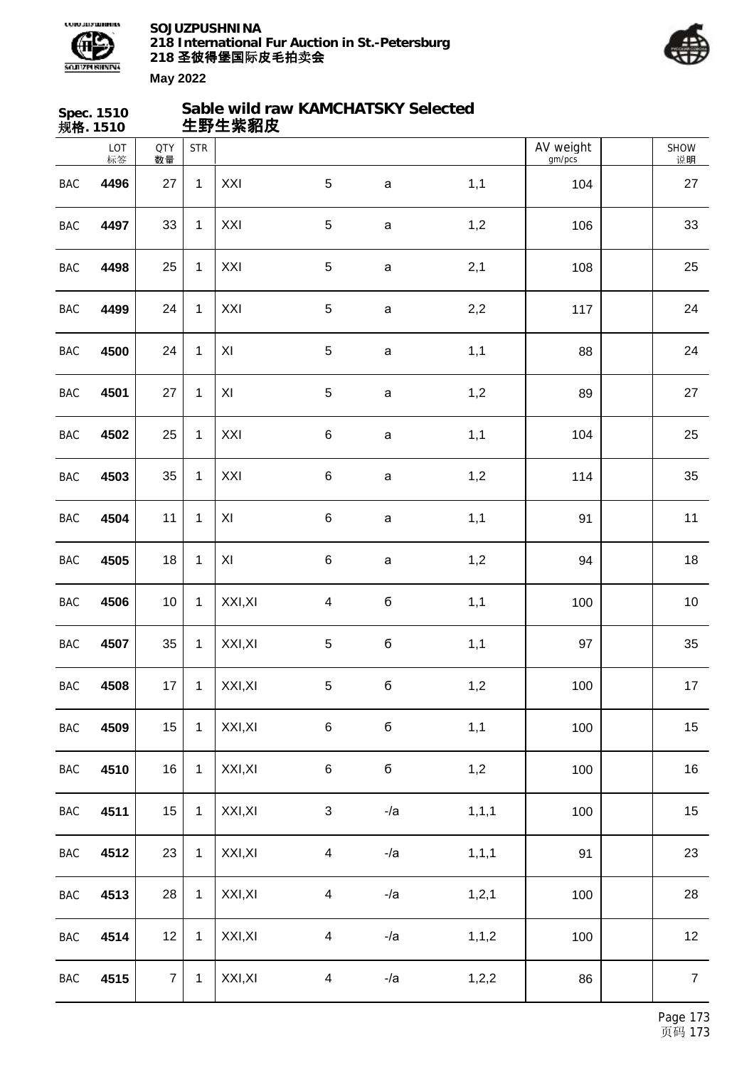**Spec. 1510**
**规格. 1510**

## Sable wild raw KAMCHATSKY Selected
## 生野生紫貂皮

| | LOT 标签 | QTY 数量 | STR | | | | | AV weight gm/pcs | | SHOW 说明 |
|---|---|---|---|---|---|---|---|---|---|---|
| BAC | **4496** | 27 | 1 | XXI | 5 | a | 1,1 | 104 | | 27 |
| BAC | **4497** | 33 | 1 | XXI | 5 | a | 1,2 | 106 | | 33 |
| BAC | **4498** | 25 | 1 | XXI | 5 | a | 2,1 | 108 | | 25 |
| BAC | **4499** | 24 | 1 | XXI | 5 | a | 2,2 | 117 | | 24 |
| BAC | **4500** | 24 | 1 | XI | 5 | a | 1,1 | 88 | | 24 |
| BAC | **4501** | 27 | 1 | XI | 5 | a | 1,2 | 89 | | 27 |
| BAC | **4502** | 25 | 1 | XXI | 6 | a | 1,1 | 104 | | 25 |
| BAC | **4503** | 35 | 1 | XXI | 6 | a | 1,2 | 114 | | 35 |
| BAC | **4504** | 11 | 1 | XI | 6 | a | 1,1 | 91 | | 11 |
| BAC | **4505** | 18 | 1 | XI | 6 | a | 1,2 | 94 | | 18 |
| BAC | **4506** | 10 | 1 | XXI,XI | 4 | б | 1,1 | 100 | | 10 |
| BAC | **4507** | 35 | 1 | XXI,XI | 5 | б | 1,1 | 97 | | 35 |
| BAC | **4508** | 17 | 1 | XXI,XI | 5 | б | 1,2 | 100 | | 17 |
| BAC | **4509** | 15 | 1 | XXI,XI | 6 | б | 1,1 | 100 | | 15 |
| BAC | **4510** | 16 | 1 | XXI,XI | 6 | б | 1,2 | 100 | | 16 |
| BAC | **4511** | 15 | 1 | XXI,XI | 3 | -/a | 1,1,1 | 100 | | 15 |
| BAC | **4512** | 23 | 1 | XXI,XI | 4 | -/a | 1,1,1 | 91 | | 23 |
| BAC | **4513** | 28 | 1 | XXI,XI | 4 | -/a | 1,2,1 | 100 | | 28 |
| BAC | **4514** | 12 | 1 | XXI,XI | 4 | -/a | 1,1,2 | 100 | | 12 |
| BAC | **4515** | 7 | 1 | XXI,XI | 4 | -/a | 1,2,2 | 86 | | 7 |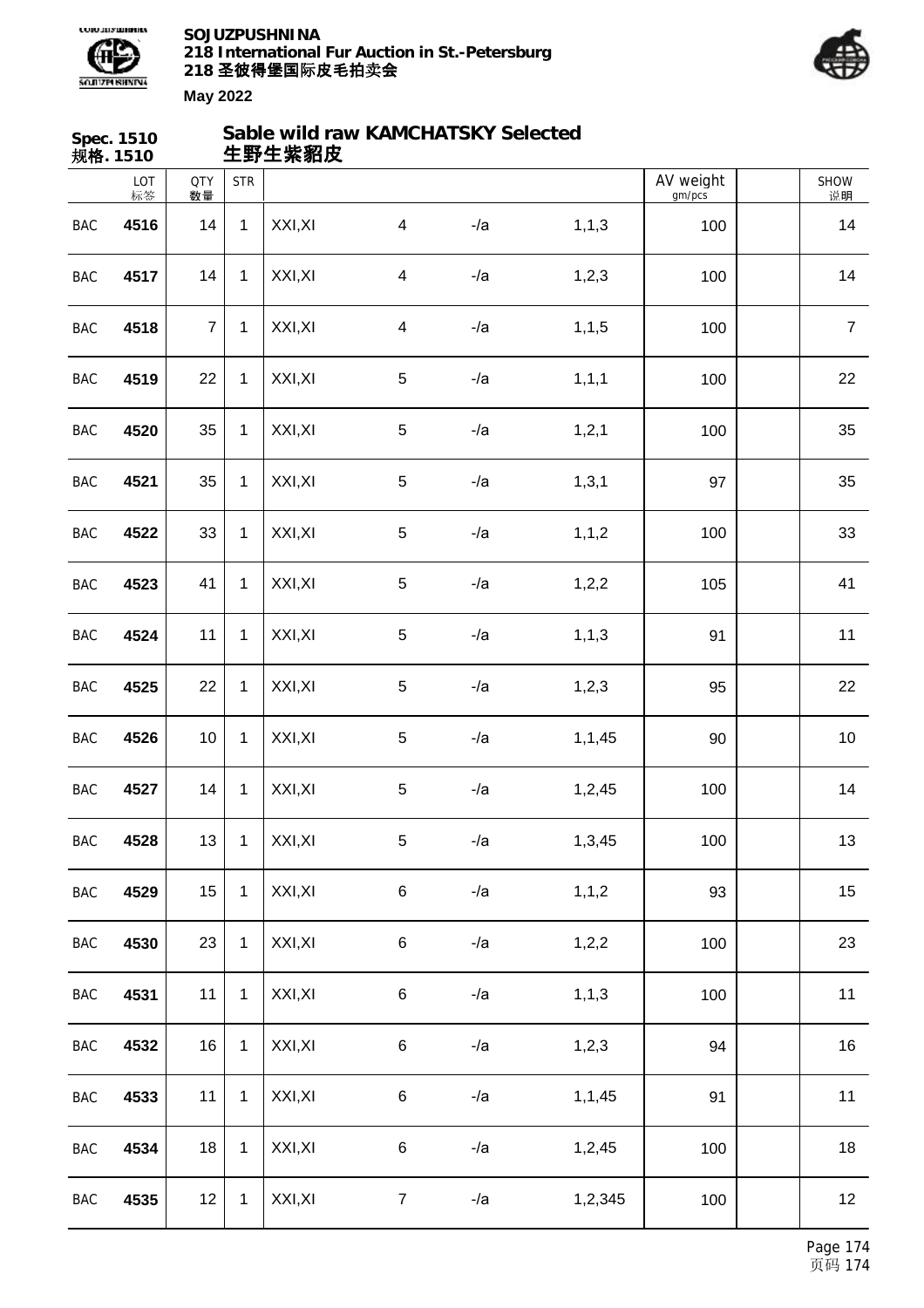**Spec. 1510**
**规格. 1510**

## Sable wild raw KAMCHATSKY Selected
## 生野生紫貂皮

| | LOT 标签 | QTY 数量 | STR | | | | | AV weight gm/pcs | | SHOW 说明 |
|---|---|---|---|---|---|---|---|---|---|---|
| BAC | 4516 | 14 | 1 | XXI,XI | 4 | -/a | 1,1,3 | 100 | | 14 |
| BAC | 4517 | 14 | 1 | XXI,XI | 4 | -/a | 1,2,3 | 100 | | 14 |
| BAC | 4518 | 7 | 1 | XXI,XI | 4 | -/a | 1,1,5 | 100 | | 7 |
| BAC | 4519 | 22 | 1 | XXI,XI | 5 | -/a | 1,1,1 | 100 | | 22 |
| BAC | 4520 | 35 | 1 | XXI,XI | 5 | -/a | 1,2,1 | 100 | | 35 |
| BAC | 4521 | 35 | 1 | XXI,XI | 5 | -/a | 1,3,1 | 97 | | 35 |
| BAC | 4522 | 33 | 1 | XXI,XI | 5 | -/a | 1,1,2 | 100 | | 33 |
| BAC | 4523 | 41 | 1 | XXI,XI | 5 | -/a | 1,2,2 | 105 | | 41 |
| BAC | 4524 | 11 | 1 | XXI,XI | 5 | -/a | 1,1,3 | 91 | | 11 |
| BAC | 4525 | 22 | 1 | XXI,XI | 5 | -/a | 1,2,3 | 95 | | 22 |
| BAC | 4526 | 10 | 1 | XXI,XI | 5 | -/a | 1,1,45 | 90 | | 10 |
| BAC | 4527 | 14 | 1 | XXI,XI | 5 | -/a | 1,2,45 | 100 | | 14 |
| BAC | 4528 | 13 | 1 | XXI,XI | 5 | -/a | 1,3,45 | 100 | | 13 |
| BAC | 4529 | 15 | 1 | XXI,XI | 6 | -/a | 1,1,2 | 93 | | 15 |
| BAC | 4530 | 23 | 1 | XXI,XI | 6 | -/a | 1,2,2 | 100 | | 23 |
| BAC | 4531 | 11 | 1 | XXI,XI | 6 | -/a | 1,1,3 | 100 | | 11 |
| BAC | 4532 | 16 | 1 | XXI,XI | 6 | -/a | 1,2,3 | 94 | | 16 |
| BAC | 4533 | 11 | 1 | XXI,XI | 6 | -/a | 1,1,45 | 91 | | 11 |
| BAC | 4534 | 18 | 1 | XXI,XI | 6 | -/a | 1,2,45 | 100 | | 18 |
| BAC | 4535 | 12 | 1 | XXI,XI | 7 | -/a | 1,2,345 | 100 | | 12 |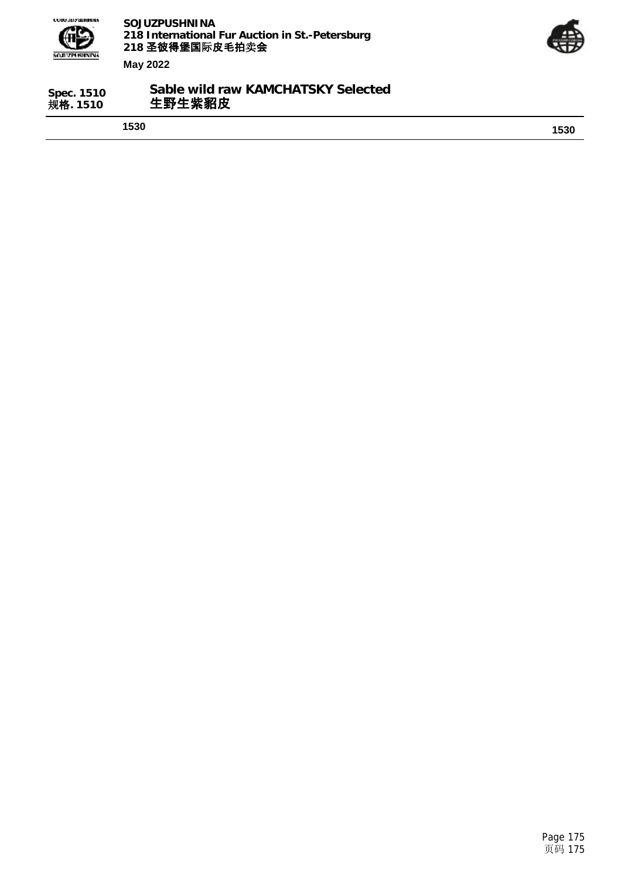**Spec. 1510**
**规格. 1510**

## Sable wild raw KAMCHATSKY Selected
## 生野生紫貂皮

| 1530 | 1530 |
|---|---|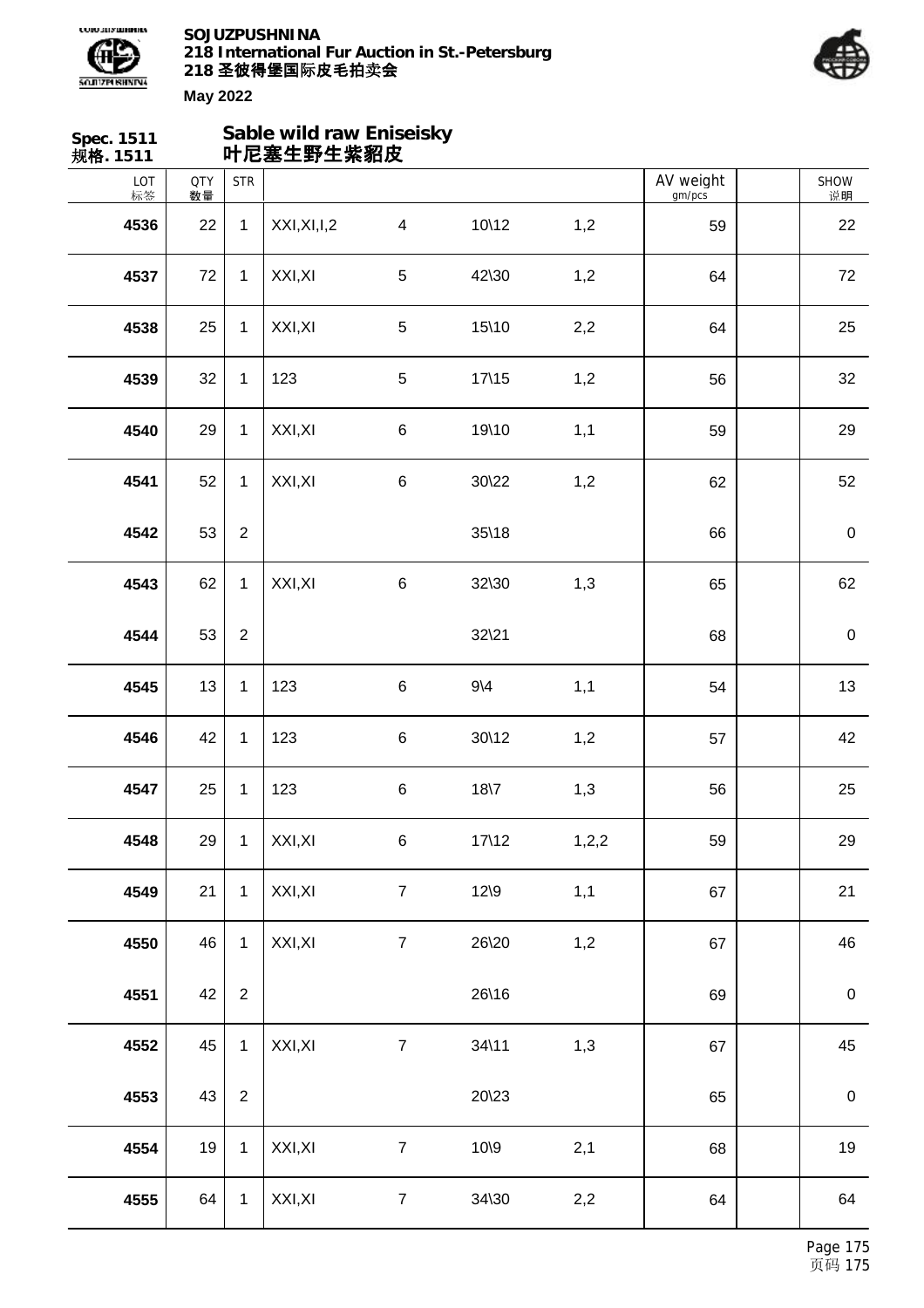**Spec. 1511**
**规格. 1511**

## Sable wild raw Eniseisky
## 叶尼塞生野生紫貂皮

| LOT 标签 | QTY 数量 | STR | | | | | AV weight gm/pcs | | SHOW 说明 |
|---|---|---|---|---|---|---|---|---|---|
| 4536 | 22 | 1 | XXI,XI,I,2 | 4 | 10\12 | 1,2 | 59 | | 22 |
| 4537 | 72 | 1 | XXI,XI | 5 | 42\30 | 1,2 | 64 | | 72 |
| 4538 | 25 | 1 | XXI,XI | 5 | 15\10 | 2,2 | 64 | | 25 |
| 4539 | 32 | 1 | 123 | 5 | 17\15 | 1,2 | 56 | | 32 |
| 4540 | 29 | 1 | XXI,XI | 6 | 19\10 | 1,1 | 59 | | 29 |
| 4541 | 52 | 1 | XXI,XI | 6 | 30\22 | 1,2 | 62 | | 52 |
| 4542 | 53 | 2 | | | 35\18 | | 66 | | 0 |
| 4543 | 62 | 1 | XXI,XI | 6 | 32\30 | 1,3 | 65 | | 62 |
| 4544 | 53 | 2 | | | 32\21 | | 68 | | 0 |
| 4545 | 13 | 1 | 123 | 6 | 9\4 | 1,1 | 54 | | 13 |
| 4546 | 42 | 1 | 123 | 6 | 30\12 | 1,2 | 57 | | 42 |
| 4547 | 25 | 1 | 123 | 6 | 18\7 | 1,3 | 56 | | 25 |
| 4548 | 29 | 1 | XXI,XI | 6 | 17\12 | 1,2,2 | 59 | | 29 |
| 4549 | 21 | 1 | XXI,XI | 7 | 12\9 | 1,1 | 67 | | 21 |
| 4550 | 46 | 1 | XXI,XI | 7 | 26\20 | 1,2 | 67 | | 46 |
| 4551 | 42 | 2 | | | 26\16 | | 69 | | 0 |
| 4552 | 45 | 1 | XXI,XI | 7 | 34\11 | 1,3 | 67 | | 45 |
| 4553 | 43 | 2 | | | 20\23 | | 65 | | 0 |
| 4554 | 19 | 1 | XXI,XI | 7 | 10\9 | 2,1 | 68 | | 19 |
| 4555 | 64 | 1 | XXI,XI | 7 | 34\30 | 2,2 | 64 | | 64 |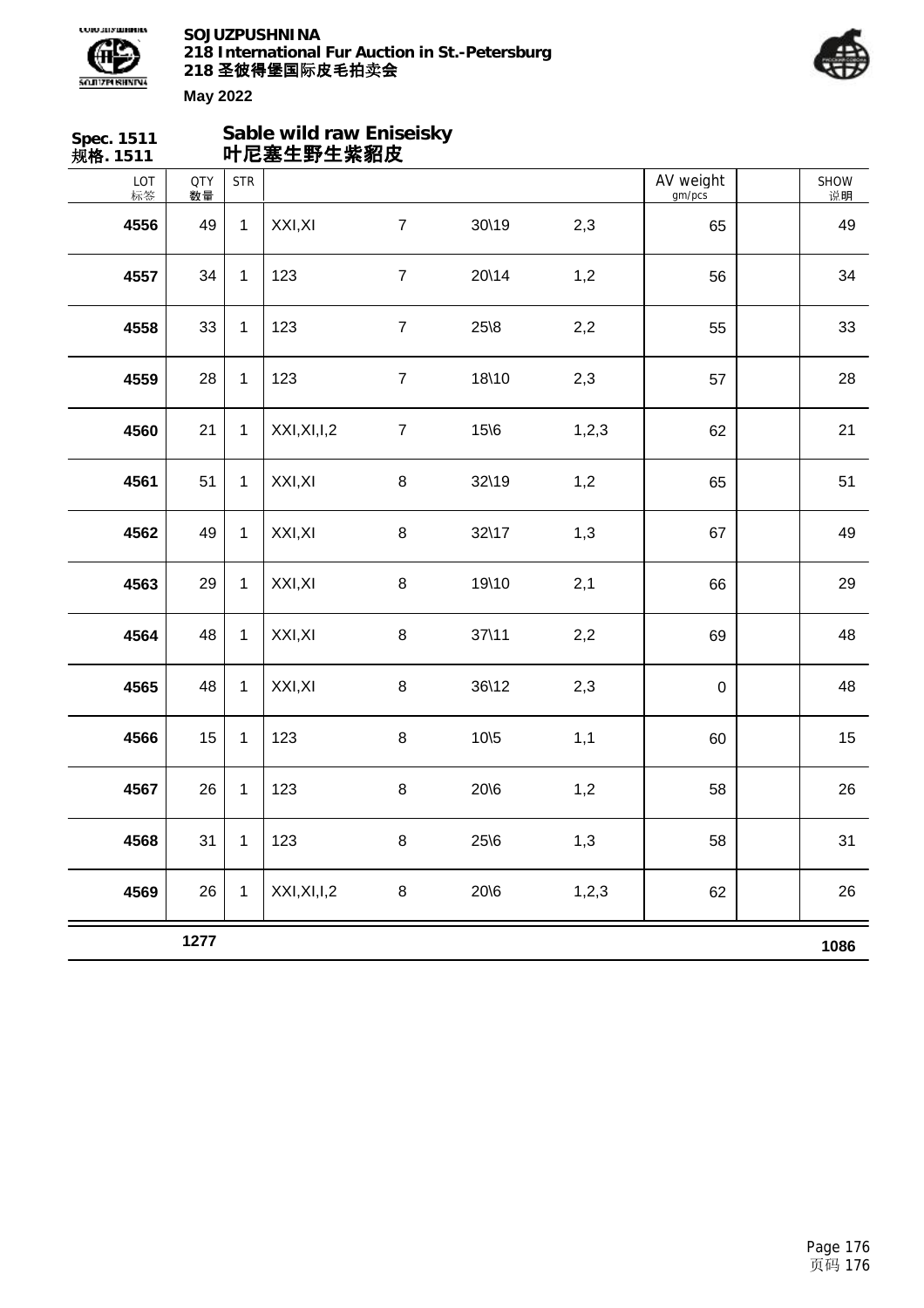**Spec. 1511**
**规格. 1511**

## Sable wild raw Eniseisky
## 叶尼塞生野生紫貂皮

| LOT 标签 | QTY 数量 | STR | | | | | AV weight gm/pcs | | SHOW 说明 |
|---|---|---|---|---|---|---|---|---|---|
| **4556** | 49 | 1 | XXI,XI | 7 | 30\19 | 2,3 | 65 | | 49 |
| **4557** | 34 | 1 | 123 | 7 | 20\14 | 1,2 | 56 | | 34 |
| **4558** | 33 | 1 | 123 | 7 | 25\8 | 2,2 | 55 | | 33 |
| **4559** | 28 | 1 | 123 | 7 | 18\10 | 2,3 | 57 | | 28 |
| **4560** | 21 | 1 | XXI,XI,I,2 | 7 | 15\6 | 1,2,3 | 62 | | 21 |
| **4561** | 51 | 1 | XXI,XI | 8 | 32\19 | 1,2 | 65 | | 51 |
| **4562** | 49 | 1 | XXI,XI | 8 | 32\17 | 1,3 | 67 | | 49 |
| **4563** | 29 | 1 | XXI,XI | 8 | 19\10 | 2,1 | 66 | | 29 |
| **4564** | 48 | 1 | XXI,XI | 8 | 37\11 | 2,2 | 69 | | 48 |
| **4565** | 48 | 1 | XXI,XI | 8 | 36\12 | 2,3 | 0 | | 48 |
| **4566** | 15 | 1 | 123 | 8 | 10\5 | 1,1 | 60 | | 15 |
| **4567** | 26 | 1 | 123 | 8 | 20\6 | 1,2 | 58 | | 26 |
| **4568** | 31 | 1 | 123 | 8 | 25\6 | 1,3 | 58 | | 31 |
| **4569** | 26 | 1 | XXI,XI,I,2 | 8 | 20\6 | 1,2,3 | 62 | | 26 |
| | **1277** | | | | | | | | **1086** |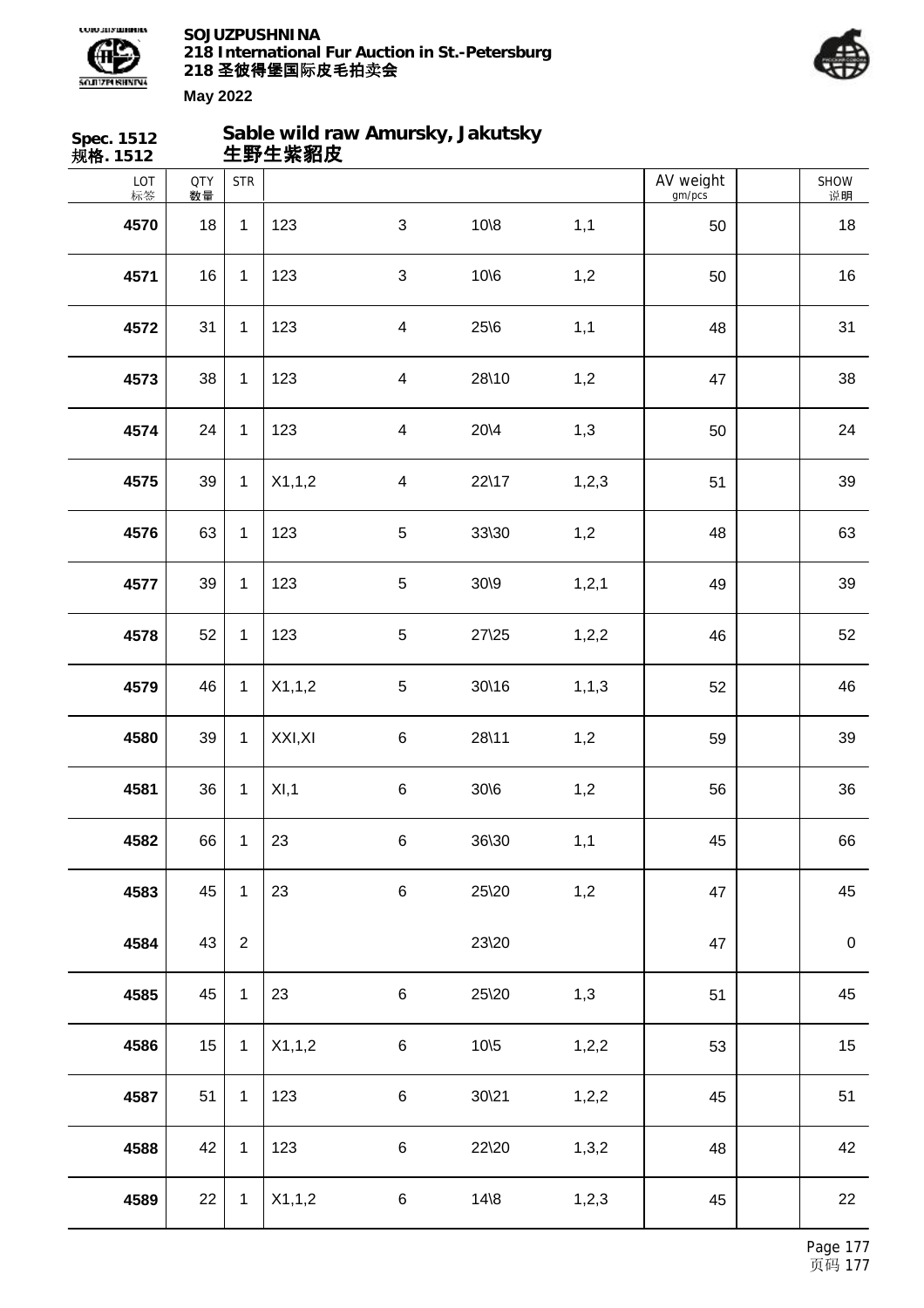**Spec. 1512**
**规格. 1512**

## Sable wild raw Amursky, Jakutsky
## 生野生紫貂皮

| LOT 标签 | QTY 数量 | STR | | | | | AV weight gm/pcs | | SHOW 说明 |
|---|---|---|---|---|---|---|---|---|---|
| **4570** | 18 | 1 | 123 | 3 | 10\8 | 1,1 | 50 | | 18 |
| **4571** | 16 | 1 | 123 | 3 | 10\6 | 1,2 | 50 | | 16 |
| **4572** | 31 | 1 | 123 | 4 | 25\6 | 1,1 | 48 | | 31 |
| **4573** | 38 | 1 | 123 | 4 | 28\10 | 1,2 | 47 | | 38 |
| **4574** | 24 | 1 | 123 | 4 | 20\4 | 1,3 | 50 | | 24 |
| **4575** | 39 | 1 | X1,1,2 | 4 | 22\17 | 1,2,3 | 51 | | 39 |
| **4576** | 63 | 1 | 123 | 5 | 33\30 | 1,2 | 48 | | 63 |
| **4577** | 39 | 1 | 123 | 5 | 30\9 | 1,2,1 | 49 | | 39 |
| **4578** | 52 | 1 | 123 | 5 | 27\25 | 1,2,2 | 46 | | 52 |
| **4579** | 46 | 1 | X1,1,2 | 5 | 30\16 | 1,1,3 | 52 | | 46 |
| **4580** | 39 | 1 | XXI,XI | 6 | 28\11 | 1,2 | 59 | | 39 |
| **4581** | 36 | 1 | XI,1 | 6 | 30\6 | 1,2 | 56 | | 36 |
| **4582** | 66 | 1 | 23 | 6 | 36\30 | 1,1 | 45 | | 66 |
| **4583** | 45 | 1 | 23 | 6 | 25\20 | 1,2 | 47 | | 45 |
| **4584** | 43 | 2 | | | 23\20 | | 47 | | 0 |
| **4585** | 45 | 1 | 23 | 6 | 25\20 | 1,3 | 51 | | 45 |
| **4586** | 15 | 1 | X1,1,2 | 6 | 10\5 | 1,2,2 | 53 | | 15 |
| **4587** | 51 | 1 | 123 | 6 | 30\21 | 1,2,2 | 45 | | 51 |
| **4588** | 42 | 1 | 123 | 6 | 22\20 | 1,3,2 | 48 | | 42 |
| **4589** | 22 | 1 | X1,1,2 | 6 | 14\8 | 1,2,3 | 45 | | 22 |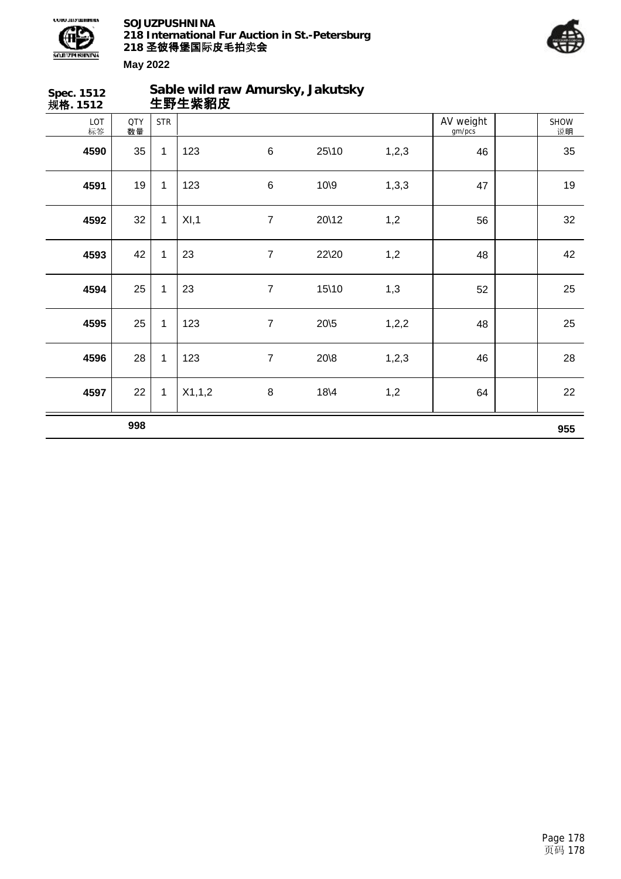**Spec. 1512**
**规格. 1512**

## Sable wild raw Amursky, Jakutsky
## 生野生紫貂皮

| LOT 标签 | QTY 数量 | STR | | | | | AV weight gm/pcs | | SHOW 说明 |
|---|---|---|---|---|---|---|---|---|---|
| **4590** | 35 | 1 | 123 | 6 | 25\10 | 1,2,3 | 46 | | 35 |
| **4591** | 19 | 1 | 123 | 6 | 10\9 | 1,3,3 | 47 | | 19 |
| **4592** | 32 | 1 | XI,1 | 7 | 20\12 | 1,2 | 56 | | 32 |
| **4593** | 42 | 1 | 23 | 7 | 22\20 | 1,2 | 48 | | 42 |
| **4594** | 25 | 1 | 23 | 7 | 15\10 | 1,3 | 52 | | 25 |
| **4595** | 25 | 1 | 123 | 7 | 20\5 | 1,2,2 | 48 | | 25 |
| **4596** | 28 | 1 | 123 | 7 | 20\8 | 1,2,3 | 46 | | 28 |
| **4597** | 22 | 1 | X1,1,2 | 8 | 18\4 | 1,2 | 64 | | 22 |
| | **998** | | | | | | | | **955** |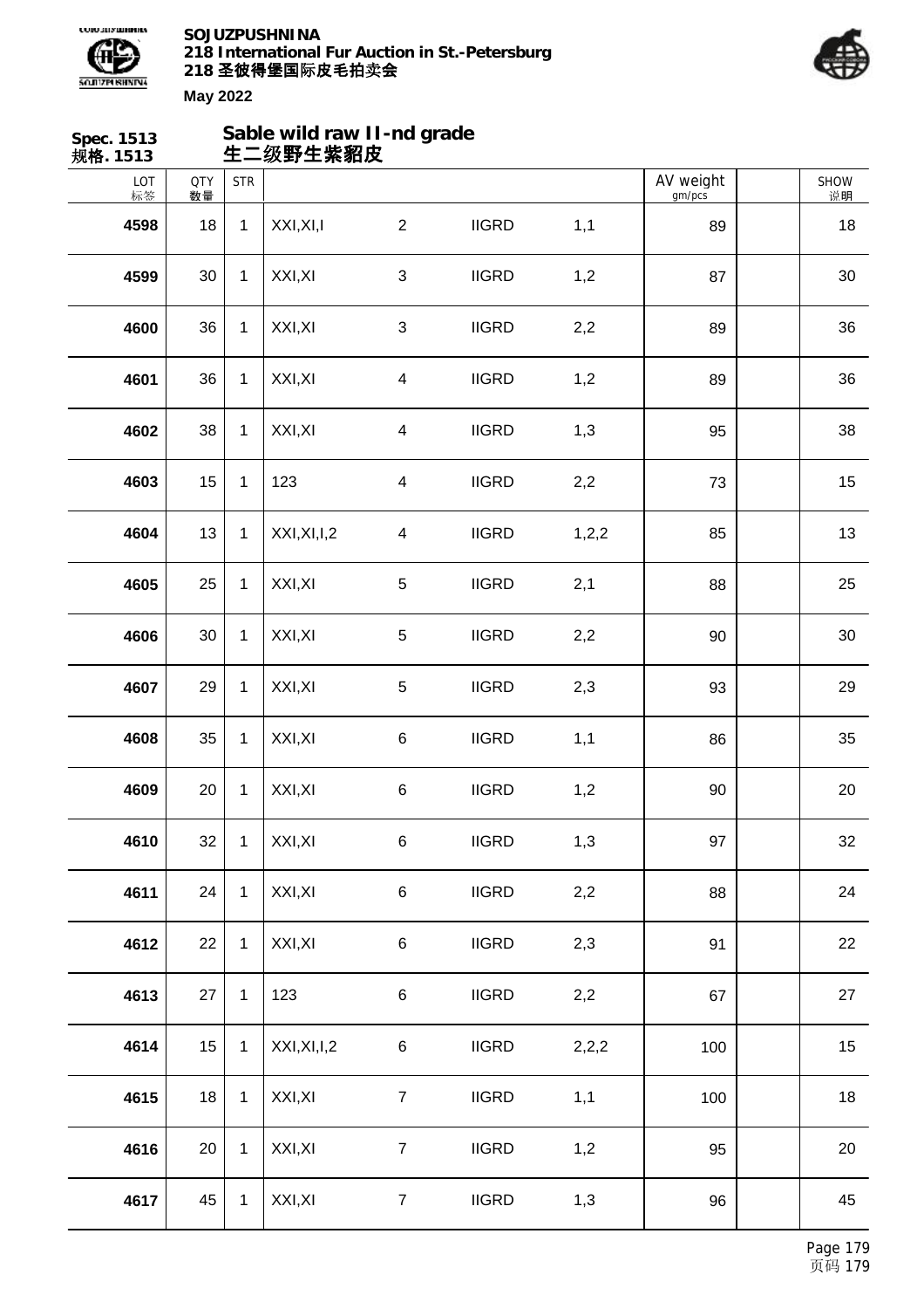**Spec. 1513**
**规格. 1513**

## Sable wild raw II-nd grade
## 生二级野生紫貂皮

| LOT 标签 | QTY 数量 | STR | | | | | AV weight gm/pcs | | SHOW 说明 |
|---|---|---|---|---|---|---|---|---|---|
| 4598 | 18 | 1 | XXI,XI,I | 2 | IIGRD | 1,1 | 89 | | 18 |
| 4599 | 30 | 1 | XXI,XI | 3 | IIGRD | 1,2 | 87 | | 30 |
| 4600 | 36 | 1 | XXI,XI | 3 | IIGRD | 2,2 | 89 | | 36 |
| 4601 | 36 | 1 | XXI,XI | 4 | IIGRD | 1,2 | 89 | | 36 |
| 4602 | 38 | 1 | XXI,XI | 4 | IIGRD | 1,3 | 95 | | 38 |
| 4603 | 15 | 1 | 123 | 4 | IIGRD | 2,2 | 73 | | 15 |
| 4604 | 13 | 1 | XXI,XI,I,2 | 4 | IIGRD | 1,2,2 | 85 | | 13 |
| 4605 | 25 | 1 | XXI,XI | 5 | IIGRD | 2,1 | 88 | | 25 |
| 4606 | 30 | 1 | XXI,XI | 5 | IIGRD | 2,2 | 90 | | 30 |
| 4607 | 29 | 1 | XXI,XI | 5 | IIGRD | 2,3 | 93 | | 29 |
| 4608 | 35 | 1 | XXI,XI | 6 | IIGRD | 1,1 | 86 | | 35 |
| 4609 | 20 | 1 | XXI,XI | 6 | IIGRD | 1,2 | 90 | | 20 |
| 4610 | 32 | 1 | XXI,XI | 6 | IIGRD | 1,3 | 97 | | 32 |
| 4611 | 24 | 1 | XXI,XI | 6 | IIGRD | 2,2 | 88 | | 24 |
| 4612 | 22 | 1 | XXI,XI | 6 | IIGRD | 2,3 | 91 | | 22 |
| 4613 | 27 | 1 | 123 | 6 | IIGRD | 2,2 | 67 | | 27 |
| 4614 | 15 | 1 | XXI,XI,I,2 | 6 | IIGRD | 2,2,2 | 100 | | 15 |
| 4615 | 18 | 1 | XXI,XI | 7 | IIGRD | 1,1 | 100 | | 18 |
| 4616 | 20 | 1 | XXI,XI | 7 | IIGRD | 1,2 | 95 | | 20 |
| 4617 | 45 | 1 | XXI,XI | 7 | IIGRD | 1,3 | 96 | | 45 |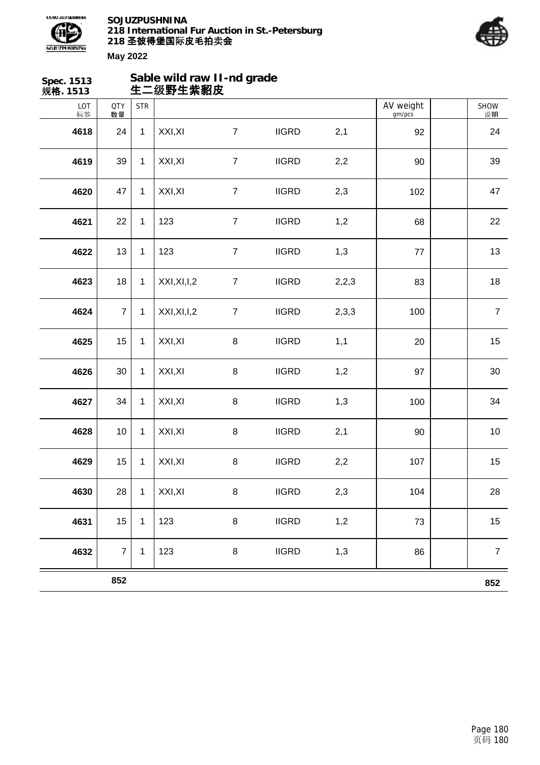**Spec. 1513**
**规格. 1513**

## Sable wild raw II-nd grade
## 生二级野生紫貂皮

| LOT 标签 | QTY 数量 | STR | | | | | AV weight gm/pcs | | SHOW 说明 |
|---|---|---|---|---|---|---|---|---|---|
| **4618** | 24 | 1 | XXI,XI | 7 | IIGRD | 2,1 | 92 | | 24 |
| **4619** | 39 | 1 | XXI,XI | 7 | IIGRD | 2,2 | 90 | | 39 |
| **4620** | 47 | 1 | XXI,XI | 7 | IIGRD | 2,3 | 102 | | 47 |
| **4621** | 22 | 1 | 123 | 7 | IIGRD | 1,2 | 68 | | 22 |
| **4622** | 13 | 1 | 123 | 7 | IIGRD | 1,3 | 77 | | 13 |
| **4623** | 18 | 1 | XXI,XI,I,2 | 7 | IIGRD | 2,2,3 | 83 | | 18 |
| **4624** | 7 | 1 | XXI,XI,I,2 | 7 | IIGRD | 2,3,3 | 100 | | 7 |
| **4625** | 15 | 1 | XXI,XI | 8 | IIGRD | 1,1 | 20 | | 15 |
| **4626** | 30 | 1 | XXI,XI | 8 | IIGRD | 1,2 | 97 | | 30 |
| **4627** | 34 | 1 | XXI,XI | 8 | IIGRD | 1,3 | 100 | | 34 |
| **4628** | 10 | 1 | XXI,XI | 8 | IIGRD | 2,1 | 90 | | 10 |
| **4629** | 15 | 1 | XXI,XI | 8 | IIGRD | 2,2 | 107 | | 15 |
| **4630** | 28 | 1 | XXI,XI | 8 | IIGRD | 2,3 | 104 | | 28 |
| **4631** | 15 | 1 | 123 | 8 | IIGRD | 1,2 | 73 | | 15 |
| **4632** | 7 | 1 | 123 | 8 | IIGRD | 1,3 | 86 | | 7 |
| | **852** | | | | | | | | **852** |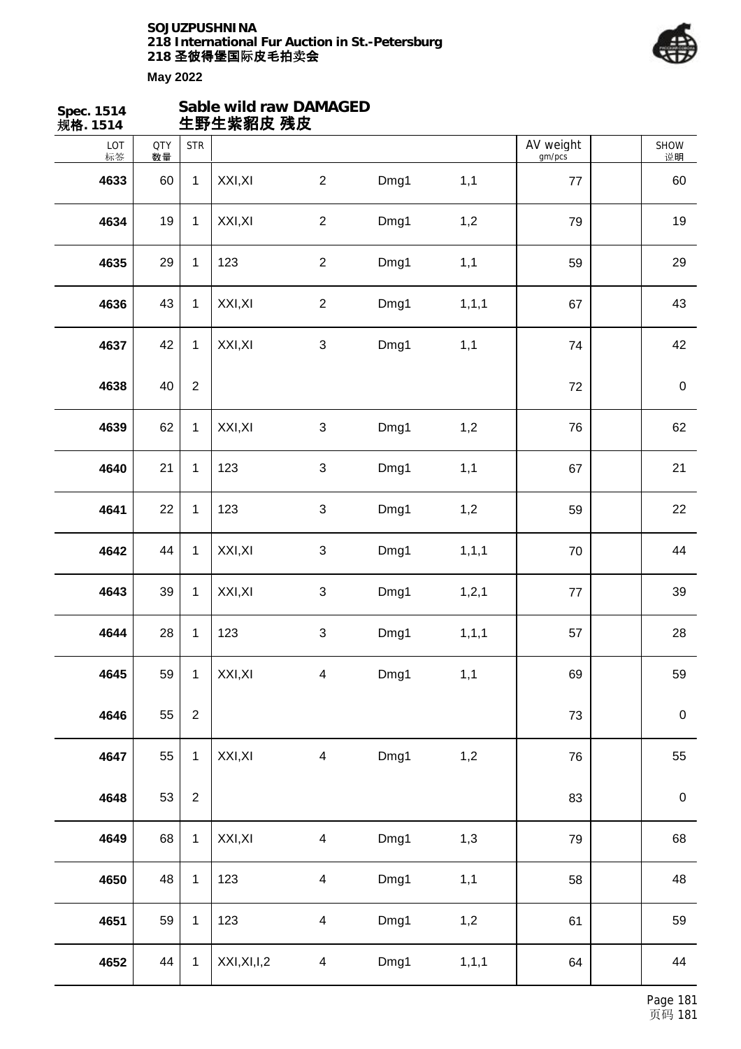**Spec. 1514**
**规格. 1514**

## Sable wild raw DAMAGED
## 生野生紫貂皮 残皮

| LOT 标签 | QTY 数量 | STR | | | | | AV weight gm/pcs | | SHOW 说明 |
|---|---|---|---|---|---|---|---|---|---|
| **4633** | 60 | 1 | XXI,XI | 2 | Dmg1 | 1,1 | 77 | | 60 |
| **4634** | 19 | 1 | XXI,XI | 2 | Dmg1 | 1,2 | 79 | | 19 |
| **4635** | 29 | 1 | 123 | 2 | Dmg1 | 1,1 | 59 | | 29 |
| **4636** | 43 | 1 | XXI,XI | 2 | Dmg1 | 1,1,1 | 67 | | 43 |
| **4637** | 42 | 1 | XXI,XI | 3 | Dmg1 | 1,1 | 74 | | 42 |
| **4638** | 40 | 2 | | | | | 72 | | 0 |
| **4639** | 62 | 1 | XXI,XI | 3 | Dmg1 | 1,2 | 76 | | 62 |
| **4640** | 21 | 1 | 123 | 3 | Dmg1 | 1,1 | 67 | | 21 |
| **4641** | 22 | 1 | 123 | 3 | Dmg1 | 1,2 | 59 | | 22 |
| **4642** | 44 | 1 | XXI,XI | 3 | Dmg1 | 1,1,1 | 70 | | 44 |
| **4643** | 39 | 1 | XXI,XI | 3 | Dmg1 | 1,2,1 | 77 | | 39 |
| **4644** | 28 | 1 | 123 | 3 | Dmg1 | 1,1,1 | 57 | | 28 |
| **4645** | 59 | 1 | XXI,XI | 4 | Dmg1 | 1,1 | 69 | | 59 |
| **4646** | 55 | 2 | | | | | 73 | | 0 |
| **4647** | 55 | 1 | XXI,XI | 4 | Dmg1 | 1,2 | 76 | | 55 |
| **4648** | 53 | 2 | | | | | 83 | | 0 |
| **4649** | 68 | 1 | XXI,XI | 4 | Dmg1 | 1,3 | 79 | | 68 |
| **4650** | 48 | 1 | 123 | 4 | Dmg1 | 1,1 | 58 | | 48 |
| **4651** | 59 | 1 | 123 | 4 | Dmg1 | 1,2 | 61 | | 59 |
| **4652** | 44 | 1 | XXI,XI,I,2 | 4 | Dmg1 | 1,1,1 | 64 | | 44 |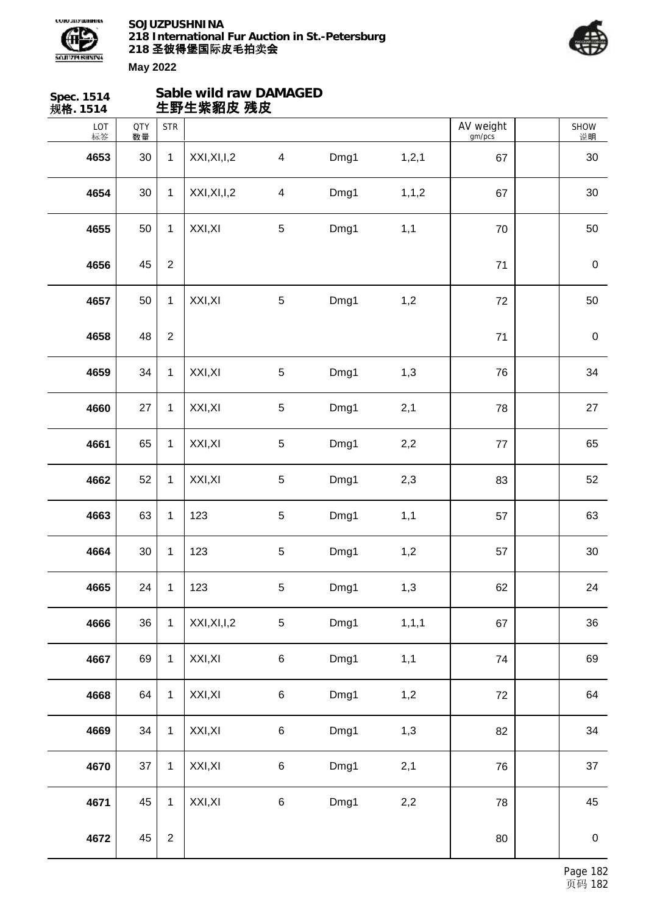## Spec. 1514 规格. 1514 — Sable wild raw DAMAGED 生野生紫貂皮 残皮

| LOT 标签 | QTY 数量 | STR | | | | | AV weight gm/pcs | | SHOW 说明 |
|---|---|---|---|---|---|---|---|---|---|
| 4653 | 30 | 1 | XXI,XI,I,2 | 4 | Dmg1 | 1,2,1 | 67 | | 30 |
| 4654 | 30 | 1 | XXI,XI,I,2 | 4 | Dmg1 | 1,1,2 | 67 | | 30 |
| 4655 | 50 | 1 | XXI,XI | 5 | Dmg1 | 1,1 | 70 | | 50 |
| 4656 | 45 | 2 | | | | | 71 | | 0 |
| 4657 | 50 | 1 | XXI,XI | 5 | Dmg1 | 1,2 | 72 | | 50 |
| 4658 | 48 | 2 | | | | | 71 | | 0 |
| 4659 | 34 | 1 | XXI,XI | 5 | Dmg1 | 1,3 | 76 | | 34 |
| 4660 | 27 | 1 | XXI,XI | 5 | Dmg1 | 2,1 | 78 | | 27 |
| 4661 | 65 | 1 | XXI,XI | 5 | Dmg1 | 2,2 | 77 | | 65 |
| 4662 | 52 | 1 | XXI,XI | 5 | Dmg1 | 2,3 | 83 | | 52 |
| 4663 | 63 | 1 | 123 | 5 | Dmg1 | 1,1 | 57 | | 63 |
| 4664 | 30 | 1 | 123 | 5 | Dmg1 | 1,2 | 57 | | 30 |
| 4665 | 24 | 1 | 123 | 5 | Dmg1 | 1,3 | 62 | | 24 |
| 4666 | 36 | 1 | XXI,XI,I,2 | 5 | Dmg1 | 1,1,1 | 67 | | 36 |
| 4667 | 69 | 1 | XXI,XI | 6 | Dmg1 | 1,1 | 74 | | 69 |
| 4668 | 64 | 1 | XXI,XI | 6 | Dmg1 | 1,2 | 72 | | 64 |
| 4669 | 34 | 1 | XXI,XI | 6 | Dmg1 | 1,3 | 82 | | 34 |
| 4670 | 37 | 1 | XXI,XI | 6 | Dmg1 | 2,1 | 76 | | 37 |
| 4671 | 45 | 1 | XXI,XI | 6 | Dmg1 | 2,2 | 78 | | 45 |
| 4672 | 45 | 2 | | | | | 80 | | 0 |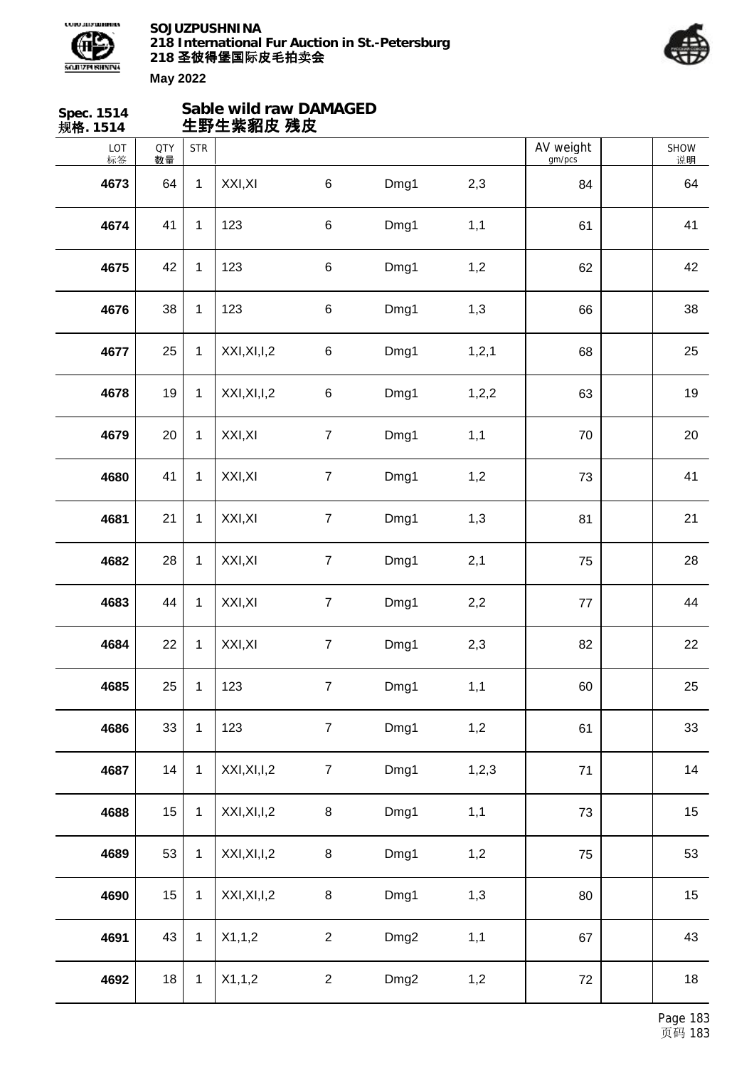**Spec. 1514**
**规格. 1514**

## Sable wild raw DAMAGED
## 生野生紫貂皮 残皮

| LOT 标签 | QTY 数量 | STR | | | | | AV weight gm/pcs | | SHOW 说明 |
|---|---|---|---|---|---|---|---|---|---|
| **4673** | 64 | 1 | XXI,XI | 6 | Dmg1 | 2,3 | 84 | | 64 |
| **4674** | 41 | 1 | 123 | 6 | Dmg1 | 1,1 | 61 | | 41 |
| **4675** | 42 | 1 | 123 | 6 | Dmg1 | 1,2 | 62 | | 42 |
| **4676** | 38 | 1 | 123 | 6 | Dmg1 | 1,3 | 66 | | 38 |
| **4677** | 25 | 1 | XXI,XI,I,2 | 6 | Dmg1 | 1,2,1 | 68 | | 25 |
| **4678** | 19 | 1 | XXI,XI,I,2 | 6 | Dmg1 | 1,2,2 | 63 | | 19 |
| **4679** | 20 | 1 | XXI,XI | 7 | Dmg1 | 1,1 | 70 | | 20 |
| **4680** | 41 | 1 | XXI,XI | 7 | Dmg1 | 1,2 | 73 | | 41 |
| **4681** | 21 | 1 | XXI,XI | 7 | Dmg1 | 1,3 | 81 | | 21 |
| **4682** | 28 | 1 | XXI,XI | 7 | Dmg1 | 2,1 | 75 | | 28 |
| **4683** | 44 | 1 | XXI,XI | 7 | Dmg1 | 2,2 | 77 | | 44 |
| **4684** | 22 | 1 | XXI,XI | 7 | Dmg1 | 2,3 | 82 | | 22 |
| **4685** | 25 | 1 | 123 | 7 | Dmg1 | 1,1 | 60 | | 25 |
| **4686** | 33 | 1 | 123 | 7 | Dmg1 | 1,2 | 61 | | 33 |
| **4687** | 14 | 1 | XXI,XI,I,2 | 7 | Dmg1 | 1,2,3 | 71 | | 14 |
| **4688** | 15 | 1 | XXI,XI,I,2 | 8 | Dmg1 | 1,1 | 73 | | 15 |
| **4689** | 53 | 1 | XXI,XI,I,2 | 8 | Dmg1 | 1,2 | 75 | | 53 |
| **4690** | 15 | 1 | XXI,XI,I,2 | 8 | Dmg1 | 1,3 | 80 | | 15 |
| **4691** | 43 | 1 | X1,1,2 | 2 | Dmg2 | 1,1 | 67 | | 43 |
| **4692** | 18 | 1 | X1,1,2 | 2 | Dmg2 | 1,2 | 72 | | 18 |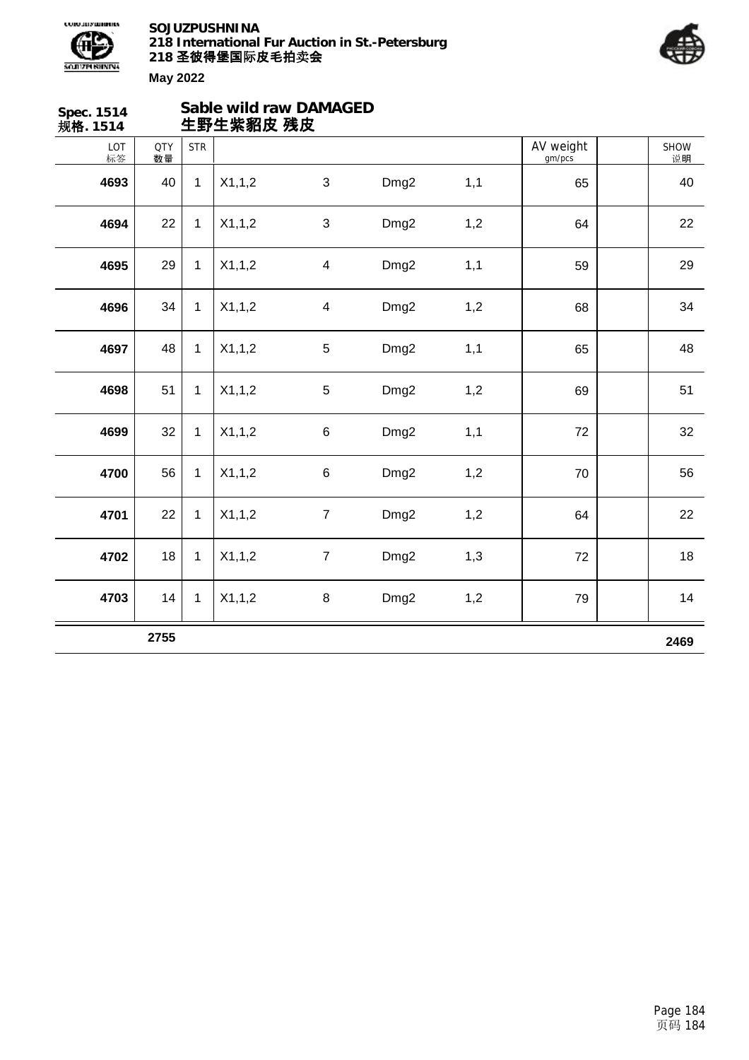**Spec. 1514**
**规格. 1514**

## Sable wild raw DAMAGED
## 生野生紫貂皮 残皮

| LOT 标签 | QTY 数量 | STR | | | | | AV weight gm/pcs | | SHOW 说明 |
|---|---|---|---|---|---|---|---|---|---|
| **4693** | 40 | 1 | X1,1,2 | 3 | Dmg2 | 1,1 | 65 | | 40 |
| **4694** | 22 | 1 | X1,1,2 | 3 | Dmg2 | 1,2 | 64 | | 22 |
| **4695** | 29 | 1 | X1,1,2 | 4 | Dmg2 | 1,1 | 59 | | 29 |
| **4696** | 34 | 1 | X1,1,2 | 4 | Dmg2 | 1,2 | 68 | | 34 |
| **4697** | 48 | 1 | X1,1,2 | 5 | Dmg2 | 1,1 | 65 | | 48 |
| **4698** | 51 | 1 | X1,1,2 | 5 | Dmg2 | 1,2 | 69 | | 51 |
| **4699** | 32 | 1 | X1,1,2 | 6 | Dmg2 | 1,1 | 72 | | 32 |
| **4700** | 56 | 1 | X1,1,2 | 6 | Dmg2 | 1,2 | 70 | | 56 |
| **4701** | 22 | 1 | X1,1,2 | 7 | Dmg2 | 1,2 | 64 | | 22 |
| **4702** | 18 | 1 | X1,1,2 | 7 | Dmg2 | 1,3 | 72 | | 18 |
| **4703** | 14 | 1 | X1,1,2 | 8 | Dmg2 | 1,2 | 79 | | 14 |
| | **2755** | | | | | | | | **2469** |